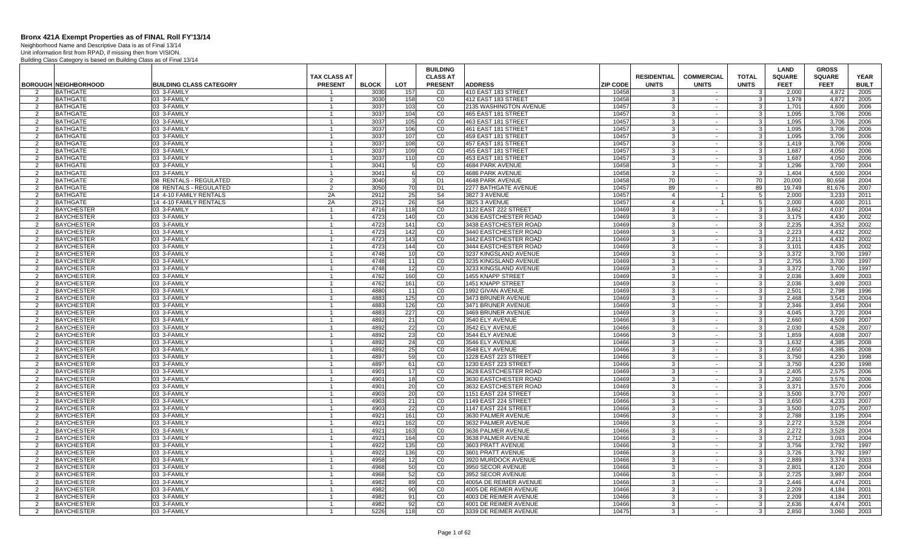# Bronx 421A Exempt Properties as of FINAL Roll FY'13/14

Neighborhood Name and Descriptive Data is as of Final 13/14
Unit information first from RPAD, if missing then from VISION.
Building Class Category is based on Building Class as of Final 13/14

| BOROUGH | NEIGHBORHOOD | BUILDING CLASS CATEGORY | TAX CLASS AT PRESENT | BLOCK | LOT | BUILDING CLASS AT PRESENT | ADDRESS | ZIP CODE | RESIDENTIAL UNITS | COMMERCIAL UNITS | TOTAL UNITS | LAND SQUARE FEET | GROSS SQUARE FEET | YEAR BUILT |
|---|---|---|---|---|---|---|---|---|---|---|---|---|---|---|
| 2 | BATHGATE | 03 3-FAMILY | 1 | 3030 | 157 | C0 | 410 EAST 183 STREET | 10458 | 3 | - | 3 | 2,000 | 4,872 | 2005 |
| 2 | BATHGATE | 03 3-FAMILY | 1 | 3030 | 158 | C0 | 412 EAST 183 STREET | 10458 | 3 | - | 3 | 1,978 | 4,872 | 2005 |
| 2 | BATHGATE | 03 3-FAMILY | 1 | 3037 | 103 | C0 | 2135 WASHINGTON AVENUE | 10457 | 3 | - | 3 | 1,701 | 4,600 | 2006 |
| 2 | BATHGATE | 03 3-FAMILY | 1 | 3037 | 104 | C0 | 465 EAST 181 STREET | 10457 | 3 | - | 3 | 1,095 | 3,706 | 2006 |
| 2 | BATHGATE | 03 3-FAMILY | 1 | 3037 | 105 | C0 | 463 EAST 181 STREET | 10457 | 3 | - | 3 | 1,095 | 3,706 | 2006 |
| 2 | BATHGATE | 03 3-FAMILY | 1 | 3037 | 106 | C0 | 461 EAST 181 STREET | 10457 | 3 | - | 3 | 1,095 | 3,706 | 2006 |
| 2 | BATHGATE | 03 3-FAMILY | 1 | 3037 | 107 | C0 | 459 EAST 181 STREET | 10457 | 3 | - | 3 | 1,095 | 3,706 | 2006 |
| 2 | BATHGATE | 03 3-FAMILY | 1 | 3037 | 108 | C0 | 457 EAST 181 STREET | 10457 | 3 | - | 3 | 1,419 | 3,706 | 2006 |
| 2 | BATHGATE | 03 3-FAMILY | 1 | 3037 | 109 | C0 | 455 EAST 181 STREET | 10457 | 3 | - | 3 | 1,687 | 4,050 | 2006 |
| 2 | BATHGATE | 03 3-FAMILY | 1 | 3037 | 110 | C0 | 453 EAST 181 STREET | 10457 | 3 | - | 3 | 1,687 | 4,050 | 2006 |
| 2 | BATHGATE | 03 3-FAMILY | 1 | 3041 | 5 | C0 | 4684 PARK AVENUE | 10458 | 3 | - | 3 | 1,296 | 3,700 | 2004 |
| 2 | BATHGATE | 03 3-FAMILY | 1 | 3041 | 6 | C0 | 4686 PARK AVENUE | 10458 | 3 | - | 3 | 1,404 | 4,500 | 2004 |
| 2 | BATHGATE | 08 RENTALS - REGULATED | 2 | 3040 | 3 | D1 | 4648 PARK AVENUE | 10458 | 70 | - | 70 | 20,000 | 80,658 | 2004 |
| 2 | BATHGATE | 08 RENTALS - REGULATED | 2 | 3050 | 70 | D1 | 2277 BATHGATE AVENUE | 10457 | 89 | - | 89 | 19,749 | 81,676 | 2007 |
| 2 | BATHGATE | 14 4-10 FAMILY RENTALS | 2A | 2912 | 25 | S4 | 3827 3 AVENUE | 10457 | 4 | 1 | 5 | 2,000 | 3,233 | 2011 |
| 2 | BATHGATE | 14 4-10 FAMILY RENTALS | 2A | 2912 | 26 | S4 | 3825 3 AVENUE | 10457 | 4 | 1 | 5 | 2,000 | 4,600 | 2011 |
| 2 | BAYCHESTER | 03 3-FAMILY | 1 | 4716 | 118 | C0 | 1122 EAST 222 STREET | 10469 | 3 | - | 3 | 3,662 | 4,037 | 2004 |
| 2 | BAYCHESTER | 03 3-FAMILY | 1 | 4723 | 140 | C0 | 3436 EASTCHESTER ROAD | 10469 | 3 | - | 3 | 3,175 | 4,430 | 2002 |
| 2 | BAYCHESTER | 03 3-FAMILY | 1 | 4723 | 141 | C0 | 3438 EASTCHESTER ROAD | 10469 | 3 | - | 3 | 2,235 | 4,352 | 2002 |
| 2 | BAYCHESTER | 03 3-FAMILY | 1 | 4723 | 142 | C0 | 3440 EASTCHESTER ROAD | 10469 | 3 | - | 3 | 2,223 | 4,432 | 2002 |
| 2 | BAYCHESTER | 03 3-FAMILY | 1 | 4723 | 143 | C0 | 3442 EASTCHESTER ROAD | 10469 | 3 | - | 3 | 2,211 | 4,432 | 2002 |
| 2 | BAYCHESTER | 03 3-FAMILY | 1 | 4723 | 144 | C0 | 3444 EASTCHESTER ROAD | 10469 | 3 | - | 3 | 3,101 | 4,435 | 2002 |
| 2 | BAYCHESTER | 03 3-FAMILY | 1 | 4748 | 10 | C0 | 3237 KINGSLAND AVENUE | 10469 | 3 | - | 3 | 3,372 | 3,700 | 1997 |
| 2 | BAYCHESTER | 03 3-FAMILY | 1 | 4748 | 11 | C0 | 3235 KINGSLAND AVENUE | 10469 | 3 | - | 3 | 2,755 | 3,700 | 1997 |
| 2 | BAYCHESTER | 03 3-FAMILY | 1 | 4748 | 12 | C0 | 3233 KINGSLAND AVENUE | 10469 | 3 | - | 3 | 3,372 | 3,700 | 1997 |
| 2 | BAYCHESTER | 03 3-FAMILY | 1 | 4762 | 160 | C0 | 1455 KNAPP STREET | 10469 | 3 | - | 3 | 2,036 | 3,409 | 2003 |
| 2 | BAYCHESTER | 03 3-FAMILY | 1 | 4762 | 161 | C0 | 1451 KNAPP STREET | 10469 | 3 | - | 3 | 2,036 | 3,409 | 2003 |
| 2 | BAYCHESTER | 03 3-FAMILY | 1 | 4880 | 11 | C0 | 1992 GIVAN AVENUE | 10469 | 3 | - | 3 | 2,501 | 2,798 | 1996 |
| 2 | BAYCHESTER | 03 3-FAMILY | 1 | 4883 | 125 | C0 | 3473 BRUNER AVENUE | 10469 | 3 | - | 3 | 2,468 | 3,543 | 2004 |
| 2 | BAYCHESTER | 03 3-FAMILY | 1 | 4883 | 126 | C0 | 3471 BRUNER AVENUE | 10469 | 3 | - | 3 | 2,346 | 3,456 | 2004 |
| 2 | BAYCHESTER | 03 3-FAMILY | 1 | 4883 | 227 | C0 | 3469 BRUNER AVENUE | 10469 | 3 | - | 3 | 4,045 | 3,720 | 2004 |
| 2 | BAYCHESTER | 03 3-FAMILY | 1 | 4892 | 21 | C0 | 3540 ELY AVENUE | 10466 | 3 | - | 3 | 2,660 | 4,509 | 2007 |
| 2 | BAYCHESTER | 03 3-FAMILY | 1 | 4892 | 22 | C0 | 3542 ELY AVENUE | 10466 | 3 | - | 3 | 2,030 | 4,528 | 2007 |
| 2 | BAYCHESTER | 03 3-FAMILY | 1 | 4892 | 23 | C0 | 3544 ELY AVENUE | 10466 | 3 | - | 3 | 1,859 | 4,608 | 2007 |
| 2 | BAYCHESTER | 03 3-FAMILY | 1 | 4892 | 24 | C0 | 3546 ELY AVENUE | 10466 | 3 | - | 3 | 1,632 | 4,385 | 2008 |
| 2 | BAYCHESTER | 03 3-FAMILY | 1 | 4892 | 25 | C0 | 3548 ELY AVENUE | 10466 | 3 | - | 3 | 2,650 | 4,385 | 2008 |
| 2 | BAYCHESTER | 03 3-FAMILY | 1 | 4897 | 59 | C0 | 1228 EAST 223 STREET | 10466 | 3 | - | 3 | 3,750 | 4,230 | 1998 |
| 2 | BAYCHESTER | 03 3-FAMILY | 1 | 4897 | 61 | C0 | 1230 EAST 223 STREET | 10466 | 3 | - | 3 | 3,750 | 4,230 | 1998 |
| 2 | BAYCHESTER | 03 3-FAMILY | 1 | 4901 | 17 | C0 | 3628 EASTCHESTER ROAD | 10469 | 3 | - | 3 | 2,405 | 2,575 | 2006 |
| 2 | BAYCHESTER | 03 3-FAMILY | 1 | 4901 | 18 | C0 | 3630 EASTCHESTER ROAD | 10469 | 3 | - | 3 | 2,260 | 3,576 | 2006 |
| 2 | BAYCHESTER | 03 3-FAMILY | 1 | 4901 | 20 | C0 | 3632 EASTCHESTER ROAD | 10469 | 3 | - | 3 | 3,371 | 3,570 | 2006 |
| 2 | BAYCHESTER | 03 3-FAMILY | 1 | 4903 | 20 | C0 | 1151 EAST 224 STREET | 10466 | 3 | - | 3 | 3,500 | 3,770 | 2007 |
| 2 | BAYCHESTER | 03 3-FAMILY | 1 | 4903 | 21 | C0 | 1149 EAST 224 STREET | 10466 | 3 | - | 3 | 3,650 | 4,233 | 2007 |
| 2 | BAYCHESTER | 03 3-FAMILY | 1 | 4903 | 22 | C0 | 1147 EAST 224 STREET | 10466 | 3 | - | 3 | 3,500 | 3,075 | 2007 |
| 2 | BAYCHESTER | 03 3-FAMILY | 1 | 4921 | 161 | C0 | 3630 PALMER AVENUE | 10466 | 3 | - | 3 | 2,788 | 3,195 | 2004 |
| 2 | BAYCHESTER | 03 3-FAMILY | 1 | 4921 | 162 | C0 | 3632 PALMER AVENUE | 10466 | 3 | - | 3 | 2,272 | 3,528 | 2004 |
| 2 | BAYCHESTER | 03 3-FAMILY | 1 | 4921 | 163 | C0 | 3636 PALMER AVENUE | 10466 | 3 | - | 3 | 2,272 | 3,528 | 2004 |
| 2 | BAYCHESTER | 03 3-FAMILY | 1 | 4921 | 164 | C0 | 3638 PALMER AVENUE | 10466 | 3 | - | 3 | 2,712 | 3,093 | 2004 |
| 2 | BAYCHESTER | 03 3-FAMILY | 1 | 4922 | 135 | C0 | 3603 PRATT AVENUE | 10466 | 3 | - | 3 | 3,756 | 3,792 | 1997 |
| 2 | BAYCHESTER | 03 3-FAMILY | 1 | 4922 | 136 | C0 | 3601 PRATT AVENUE | 10466 | 3 | - | 3 | 3,726 | 3,792 | 1997 |
| 2 | BAYCHESTER | 03 3-FAMILY | 1 | 4958 | 12 | C0 | 3920 MURDOCK AVENUE | 10466 | 3 | - | 3 | 2,889 | 3,374 | 2003 |
| 2 | BAYCHESTER | 03 3-FAMILY | 1 | 4968 | 50 | C0 | 3950 SECOR AVENUE | 10466 | 3 | - | 3 | 2,801 | 4,120 | 2004 |
| 2 | BAYCHESTER | 03 3-FAMILY | 1 | 4968 | 52 | C0 | 3952 SECOR AVENUE | 10466 | 3 | - | 3 | 2,725 | 3,987 | 2004 |
| 2 | BAYCHESTER | 03 3-FAMILY | 1 | 4982 | 89 | C0 | 4005A DE REIMER AVENUE | 10466 | 3 | - | 3 | 2,446 | 4,474 | 2001 |
| 2 | BAYCHESTER | 03 3-FAMILY | 1 | 4982 | 90 | C0 | 4005 DE REIMER AVENUE | 10466 | 3 | - | 3 | 2,209 | 4,184 | 2001 |
| 2 | BAYCHESTER | 03 3-FAMILY | 1 | 4982 | 91 | C0 | 4003 DE REIMER AVENUE | 10466 | 3 | - | 3 | 2,209 | 4,184 | 2001 |
| 2 | BAYCHESTER | 03 3-FAMILY | 1 | 4982 | 92 | C0 | 4001 DE REIMER AVENUE | 10466 | 3 | - | 3 | 2,636 | 4,474 | 2001 |
| 2 | BAYCHESTER | 03 3-FAMILY | 1 | 5226 | 118 | C0 | 3339 DE REIMER AVENUE | 10475 | 3 | - | 3 | 2,850 | 3,060 | 2003 |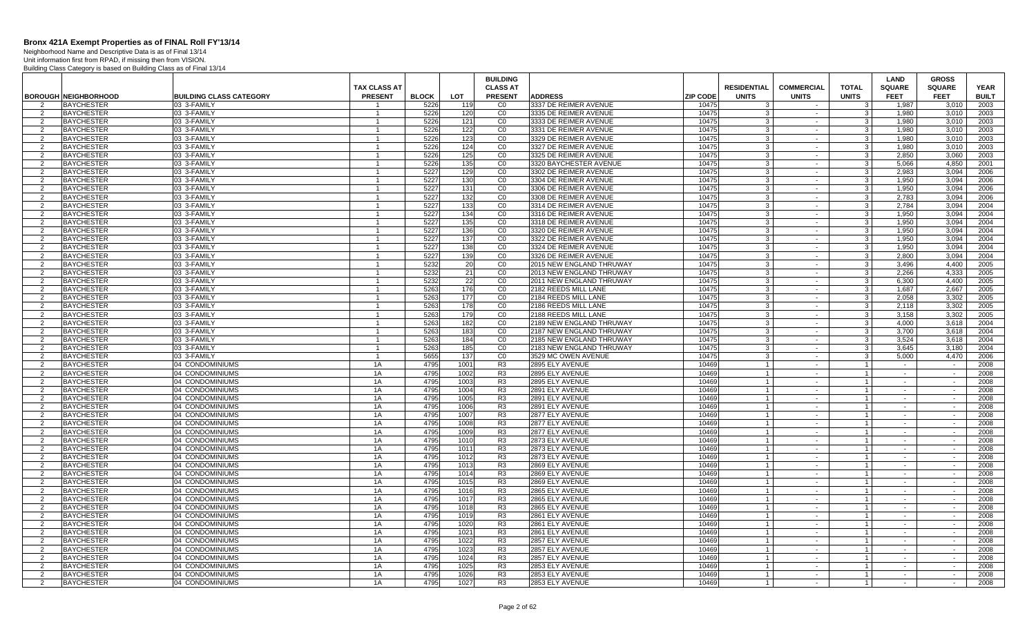# Bronx 421A Exempt Properties as of FINAL Roll FY'13/14

Neighborhood Name and Descriptive Data is as of Final 13/14
Unit information first from RPAD, if missing then from VISION.
Building Class Category is based on Building Class as of Final 13/14

| BOROUGH | NEIGHBORHOOD | BUILDING CLASS CATEGORY | TAX CLASS AT PRESENT | BLOCK | LOT | BUILDING CLASS AT PRESENT | ADDRESS | ZIP CODE | RESIDENTIAL UNITS | COMMERCIAL UNITS | TOTAL UNITS | LAND SQUARE FEET | GROSS SQUARE FEET | YEAR BUILT |
|---|---|---|---|---|---|---|---|---|---|---|---|---|---|---|
| 2 | BAYCHESTER | 03 3-FAMILY | 1 | 5226 | 119 | C0 | 3337 DE REIMER AVENUE | 10475 | 3 | - | 3 | 1,987 | 3,010 | 2003 |
| 2 | BAYCHESTER | 03 3-FAMILY | 1 | 5226 | 120 | C0 | 3335 DE REIMER AVENUE | 10475 | 3 | - | 3 | 1,980 | 3,010 | 2003 |
| 2 | BAYCHESTER | 03 3-FAMILY | 1 | 5226 | 121 | C0 | 3333 DE REIMER AVENUE | 10475 | 3 | - | 3 | 1,980 | 3,010 | 2003 |
| 2 | BAYCHESTER | 03 3-FAMILY | 1 | 5226 | 122 | C0 | 3331 DE REIMER AVENUE | 10475 | 3 | - | 3 | 1,980 | 3,010 | 2003 |
| 2 | BAYCHESTER | 03 3-FAMILY | 1 | 5226 | 123 | C0 | 3329 DE REIMER AVENUE | 10475 | 3 | - | 3 | 1,980 | 3,010 | 2003 |
| 2 | BAYCHESTER | 03 3-FAMILY | 1 | 5226 | 124 | C0 | 3327 DE REIMER AVENUE | 10475 | 3 | - | 3 | 1,980 | 3,010 | 2003 |
| 2 | BAYCHESTER | 03 3-FAMILY | 1 | 5226 | 125 | C0 | 3325 DE REIMER AVENUE | 10475 | 3 | - | 3 | 2,850 | 3,060 | 2003 |
| 2 | BAYCHESTER | 03 3-FAMILY | 1 | 5226 | 135 | C0 | 3320 BAYCHESTER AVENUE | 10475 | 3 | - | 3 | 5,066 | 4,850 | 2001 |
| 2 | BAYCHESTER | 03 3-FAMILY | 1 | 5227 | 129 | C0 | 3302 DE REIMER AVENUE | 10475 | 3 | - | 3 | 2,983 | 3,094 | 2006 |
| 2 | BAYCHESTER | 03 3-FAMILY | 1 | 5227 | 130 | C0 | 3304 DE REIMER AVENUE | 10475 | 3 | - | 3 | 1,950 | 3,094 | 2006 |
| 2 | BAYCHESTER | 03 3-FAMILY | 1 | 5227 | 131 | C0 | 3306 DE REIMER AVENUE | 10475 | 3 | - | 3 | 1,950 | 3,094 | 2006 |
| 2 | BAYCHESTER | 03 3-FAMILY | 1 | 5227 | 132 | C0 | 3308 DE REIMER AVENUE | 10475 | 3 | - | 3 | 2,783 | 3,094 | 2006 |
| 2 | BAYCHESTER | 03 3-FAMILY | 1 | 5227 | 133 | C0 | 3314 DE REIMER AVENUE | 10475 | 3 | - | 3 | 2,784 | 3,094 | 2004 |
| 2 | BAYCHESTER | 03 3-FAMILY | 1 | 5227 | 134 | C0 | 3316 DE REIMER AVENUE | 10475 | 3 | - | 3 | 1,950 | 3,094 | 2004 |
| 2 | BAYCHESTER | 03 3-FAMILY | 1 | 5227 | 135 | C0 | 3318 DE REIMER AVENUE | 10475 | 3 | - | 3 | 1,950 | 3,094 | 2004 |
| 2 | BAYCHESTER | 03 3-FAMILY | 1 | 5227 | 136 | C0 | 3320 DE REIMER AVENUE | 10475 | 3 | - | 3 | 1,950 | 3,094 | 2004 |
| 2 | BAYCHESTER | 03 3-FAMILY | 1 | 5227 | 137 | C0 | 3322 DE REIMER AVENUE | 10475 | 3 | - | 3 | 1,950 | 3,094 | 2004 |
| 2 | BAYCHESTER | 03 3-FAMILY | 1 | 5227 | 138 | C0 | 3324 DE REIMER AVENUE | 10475 | 3 | - | 3 | 1,950 | 3,094 | 2004 |
| 2 | BAYCHESTER | 03 3-FAMILY | 1 | 5227 | 139 | C0 | 3326 DE REIMER AVENUE | 10475 | 3 | - | 3 | 2,800 | 3,094 | 2004 |
| 2 | BAYCHESTER | 03 3-FAMILY | 1 | 5232 | 20 | C0 | 2015 NEW ENGLAND THRUWAY | 10475 | 3 | - | 3 | 3,496 | 4,400 | 2005 |
| 2 | BAYCHESTER | 03 3-FAMILY | 1 | 5232 | 21 | C0 | 2013 NEW ENGLAND THRUWAY | 10475 | 3 | - | 3 | 2,266 | 4,333 | 2005 |
| 2 | BAYCHESTER | 03 3-FAMILY | 1 | 5232 | 22 | C0 | 2011 NEW ENGLAND THRUWAY | 10475 | 3 | - | 3 | 6,300 | 4,400 | 2005 |
| 2 | BAYCHESTER | 03 3-FAMILY | 1 | 5263 | 176 | C0 | 2182 REEDS MILL LANE | 10475 | 3 | - | 3 | 1,687 | 2,667 | 2005 |
| 2 | BAYCHESTER | 03 3-FAMILY | 1 | 5263 | 177 | C0 | 2184 REEDS MILL LANE | 10475 | 3 | - | 3 | 2,058 | 3,302 | 2005 |
| 2 | BAYCHESTER | 03 3-FAMILY | 1 | 5263 | 178 | C0 | 2186 REEDS MILL LANE | 10475 | 3 | - | 3 | 2,118 | 3,302 | 2005 |
| 2 | BAYCHESTER | 03 3-FAMILY | 1 | 5263 | 179 | C0 | 2188 REEDS MILL LANE | 10475 | 3 | - | 3 | 3,158 | 3,302 | 2005 |
| 2 | BAYCHESTER | 03 3-FAMILY | 1 | 5263 | 182 | C0 | 2189 NEW ENGLAND THRUWAY | 10475 | 3 | - | 3 | 4,000 | 3,618 | 2004 |
| 2 | BAYCHESTER | 03 3-FAMILY | 1 | 5263 | 183 | C0 | 2187 NEW ENGLAND THRUWAY | 10475 | 3 | - | 3 | 3,700 | 3,618 | 2004 |
| 2 | BAYCHESTER | 03 3-FAMILY | 1 | 5263 | 184 | C0 | 2185 NEW ENGLAND THRUWAY | 10475 | 3 | - | 3 | 3,524 | 3,618 | 2004 |
| 2 | BAYCHESTER | 03 3-FAMILY | 1 | 5263 | 185 | C0 | 2183 NEW ENGLAND THRUWAY | 10475 | 3 | - | 3 | 3,645 | 3,180 | 2004 |
| 2 | BAYCHESTER | 03 3-FAMILY | 1 | 5655 | 137 | C0 | 3529 MC OWEN AVENUE | 10475 | 3 | - | 3 | 5,000 | 4,470 | 2006 |
| 2 | BAYCHESTER | 04 CONDOMINIUMS | 1A | 4795 | 1001 | R3 | 2895 ELY AVENUE | 10469 | 1 | - | 1 | - | - | 2008 |
| 2 | BAYCHESTER | 04 CONDOMINIUMS | 1A | 4795 | 1002 | R3 | 2895 ELY AVENUE | 10469 | 1 | - | 1 | - | - | 2008 |
| 2 | BAYCHESTER | 04 CONDOMINIUMS | 1A | 4795 | 1003 | R3 | 2895 ELY AVENUE | 10469 | 1 | - | 1 | - | - | 2008 |
| 2 | BAYCHESTER | 04 CONDOMINIUMS | 1A | 4795 | 1004 | R3 | 2891 ELY AVENUE | 10469 | 1 | - | 1 | - | - | 2008 |
| 2 | BAYCHESTER | 04 CONDOMINIUMS | 1A | 4795 | 1005 | R3 | 2891 ELY AVENUE | 10469 | 1 | - | 1 | - | - | 2008 |
| 2 | BAYCHESTER | 04 CONDOMINIUMS | 1A | 4795 | 1006 | R3 | 2891 ELY AVENUE | 10469 | 1 | - | 1 | - | - | 2008 |
| 2 | BAYCHESTER | 04 CONDOMINIUMS | 1A | 4795 | 1007 | R3 | 2877 ELY AVENUE | 10469 | 1 | - | 1 | - | - | 2008 |
| 2 | BAYCHESTER | 04 CONDOMINIUMS | 1A | 4795 | 1008 | R3 | 2877 ELY AVENUE | 10469 | 1 | - | 1 | - | - | 2008 |
| 2 | BAYCHESTER | 04 CONDOMINIUMS | 1A | 4795 | 1009 | R3 | 2877 ELY AVENUE | 10469 | 1 | - | 1 | - | - | 2008 |
| 2 | BAYCHESTER | 04 CONDOMINIUMS | 1A | 4795 | 1010 | R3 | 2873 ELY AVENUE | 10469 | 1 | - | 1 | - | - | 2008 |
| 2 | BAYCHESTER | 04 CONDOMINIUMS | 1A | 4795 | 1011 | R3 | 2873 ELY AVENUE | 10469 | 1 | - | 1 | - | - | 2008 |
| 2 | BAYCHESTER | 04 CONDOMINIUMS | 1A | 4795 | 1012 | R3 | 2873 ELY AVENUE | 10469 | 1 | - | 1 | - | - | 2008 |
| 2 | BAYCHESTER | 04 CONDOMINIUMS | 1A | 4795 | 1013 | R3 | 2869 ELY AVENUE | 10469 | 1 | - | 1 | - | - | 2008 |
| 2 | BAYCHESTER | 04 CONDOMINIUMS | 1A | 4795 | 1014 | R3 | 2869 ELY AVENUE | 10469 | 1 | - | 1 | - | - | 2008 |
| 2 | BAYCHESTER | 04 CONDOMINIUMS | 1A | 4795 | 1015 | R3 | 2869 ELY AVENUE | 10469 | 1 | - | 1 | - | - | 2008 |
| 2 | BAYCHESTER | 04 CONDOMINIUMS | 1A | 4795 | 1016 | R3 | 2865 ELY AVENUE | 10469 | 1 | - | 1 | - | - | 2008 |
| 2 | BAYCHESTER | 04 CONDOMINIUMS | 1A | 4795 | 1017 | R3 | 2865 ELY AVENUE | 10469 | 1 | - | 1 | - | - | 2008 |
| 2 | BAYCHESTER | 04 CONDOMINIUMS | 1A | 4795 | 1018 | R3 | 2865 ELY AVENUE | 10469 | 1 | - | 1 | - | - | 2008 |
| 2 | BAYCHESTER | 04 CONDOMINIUMS | 1A | 4795 | 1019 | R3 | 2861 ELY AVENUE | 10469 | 1 | - | 1 | - | - | 2008 |
| 2 | BAYCHESTER | 04 CONDOMINIUMS | 1A | 4795 | 1020 | R3 | 2861 ELY AVENUE | 10469 | 1 | - | 1 | - | - | 2008 |
| 2 | BAYCHESTER | 04 CONDOMINIUMS | 1A | 4795 | 1021 | R3 | 2861 ELY AVENUE | 10469 | 1 | - | 1 | - | - | 2008 |
| 2 | BAYCHESTER | 04 CONDOMINIUMS | 1A | 4795 | 1022 | R3 | 2857 ELY AVENUE | 10469 | 1 | - | 1 | - | - | 2008 |
| 2 | BAYCHESTER | 04 CONDOMINIUMS | 1A | 4795 | 1023 | R3 | 2857 ELY AVENUE | 10469 | 1 | - | 1 | - | - | 2008 |
| 2 | BAYCHESTER | 04 CONDOMINIUMS | 1A | 4795 | 1024 | R3 | 2857 ELY AVENUE | 10469 | 1 | - | 1 | - | - | 2008 |
| 2 | BAYCHESTER | 04 CONDOMINIUMS | 1A | 4795 | 1025 | R3 | 2853 ELY AVENUE | 10469 | 1 | - | 1 | - | - | 2008 |
| 2 | BAYCHESTER | 04 CONDOMINIUMS | 1A | 4795 | 1026 | R3 | 2853 ELY AVENUE | 10469 | 1 | - | 1 | - | - | 2008 |
| 2 | BAYCHESTER | 04 CONDOMINIUMS | 1A | 4795 | 1027 | R3 | 2853 ELY AVENUE | 10469 | 1 | - | 1 | - | - | 2008 |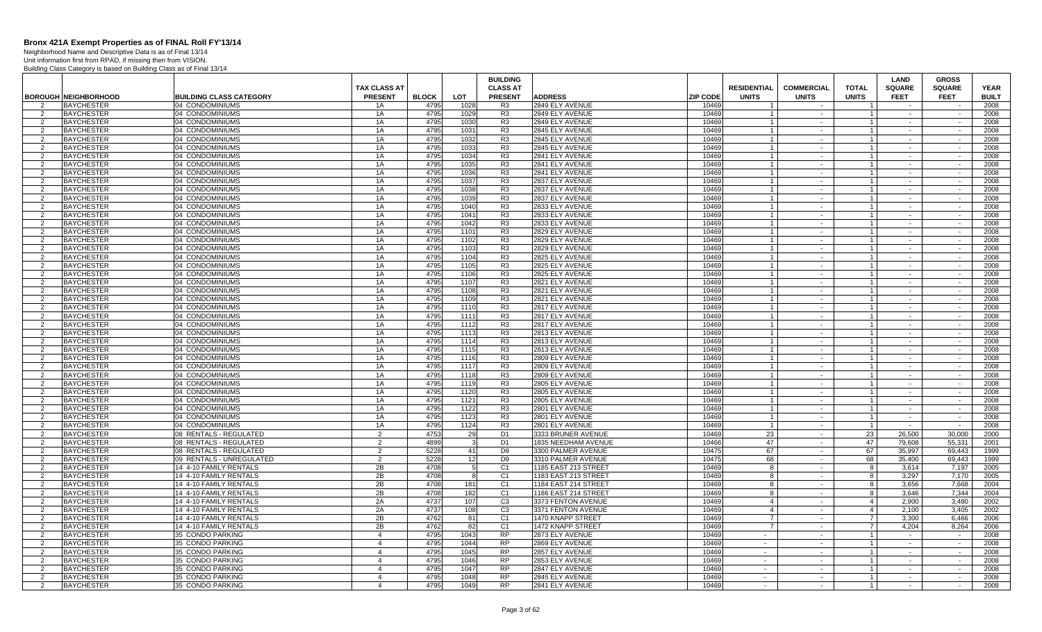# Bronx 421A Exempt Properties as of FINAL Roll FY'13/14

Neighborhood Name and Descriptive Data is as of Final 13/14
Unit information first from RPAD, if missing then from VISION.
Building Class Category is based on Building Class as of Final 13/14

| BOROUGH | NEIGHBORHOOD | BUILDING CLASS CATEGORY | TAX CLASS AT PRESENT | BLOCK | LOT | BUILDING CLASS AT PRESENT | ADDRESS | ZIP CODE | RESIDENTIAL UNITS | COMMERCIAL UNITS | TOTAL UNITS | LAND SQUARE FEET | GROSS SQUARE FEET | YEAR BUILT |
|---|---|---|---|---|---|---|---|---|---|---|---|---|---|---|
| 2 | BAYCHESTER | 04 CONDOMINIUMS | 1A | 4795 | 1028 | R3 | 2849 ELY AVENUE | 10469 | 1 | - | 1 | - | - | 2008 |
| 2 | BAYCHESTER | 04 CONDOMINIUMS | 1A | 4795 | 1029 | R3 | 2849 ELY AVENUE | 10469 | 1 | - | 1 | - | - | 2008 |
| 2 | BAYCHESTER | 04 CONDOMINIUMS | 1A | 4795 | 1030 | R3 | 2849 ELY AVENUE | 10469 | 1 | - | 1 | - | - | 2008 |
| 2 | BAYCHESTER | 04 CONDOMINIUMS | 1A | 4795 | 1031 | R3 | 2845 ELY AVENUE | 10469 | 1 | - | 1 | - | - | 2008 |
| 2 | BAYCHESTER | 04 CONDOMINIUMS | 1A | 4795 | 1032 | R3 | 2845 ELY AVENUE | 10469 | 1 | - | 1 | - | - | 2008 |
| 2 | BAYCHESTER | 04 CONDOMINIUMS | 1A | 4795 | 1033 | R3 | 2845 ELY AVENUE | 10469 | 1 | - | 1 | - | - | 2008 |
| 2 | BAYCHESTER | 04 CONDOMINIUMS | 1A | 4795 | 1034 | R3 | 2841 ELY AVENUE | 10469 | 1 | - | 1 | - | - | 2008 |
| 2 | BAYCHESTER | 04 CONDOMINIUMS | 1A | 4795 | 1035 | R3 | 2841 ELY AVENUE | 10469 | 1 | - | 1 | - | - | 2008 |
| 2 | BAYCHESTER | 04 CONDOMINIUMS | 1A | 4795 | 1036 | R3 | 2841 ELY AVENUE | 10469 | 1 | - | 1 | - | - | 2008 |
| 2 | BAYCHESTER | 04 CONDOMINIUMS | 1A | 4795 | 1037 | R3 | 2837 ELY AVENUE | 10469 | 1 | - | 1 | - | - | 2008 |
| 2 | BAYCHESTER | 04 CONDOMINIUMS | 1A | 4795 | 1038 | R3 | 2837 ELY AVENUE | 10469 | 1 | - | 1 | - | - | 2008 |
| 2 | BAYCHESTER | 04 CONDOMINIUMS | 1A | 4795 | 1039 | R3 | 2837 ELY AVENUE | 10469 | 1 | - | 1 | - | - | 2008 |
| 2 | BAYCHESTER | 04 CONDOMINIUMS | 1A | 4795 | 1040 | R3 | 2833 ELY AVENUE | 10469 | 1 | - | 1 | - | - | 2008 |
| 2 | BAYCHESTER | 04 CONDOMINIUMS | 1A | 4795 | 1041 | R3 | 2833 ELY AVENUE | 10469 | 1 | - | 1 | - | - | 2008 |
| 2 | BAYCHESTER | 04 CONDOMINIUMS | 1A | 4795 | 1042 | R3 | 2833 ELY AVENUE | 10469 | 1 | - | 1 | - | - | 2008 |
| 2 | BAYCHESTER | 04 CONDOMINIUMS | 1A | 4795 | 1101 | R3 | 2829 ELY AVENUE | 10469 | 1 | - | 1 | - | - | 2008 |
| 2 | BAYCHESTER | 04 CONDOMINIUMS | 1A | 4795 | 1102 | R3 | 2829 ELY AVENUE | 10469 | 1 | - | 1 | - | - | 2008 |
| 2 | BAYCHESTER | 04 CONDOMINIUMS | 1A | 4795 | 1103 | R3 | 2829 ELY AVENUE | 10469 | 1 | - | 1 | - | - | 2008 |
| 2 | BAYCHESTER | 04 CONDOMINIUMS | 1A | 4795 | 1104 | R3 | 2825 ELY AVENUE | 10469 | 1 | - | 1 | - | - | 2008 |
| 2 | BAYCHESTER | 04 CONDOMINIUMS | 1A | 4795 | 1105 | R3 | 2825 ELY AVENUE | 10469 | 1 | - | 1 | - | - | 2008 |
| 2 | BAYCHESTER | 04 CONDOMINIUMS | 1A | 4795 | 1106 | R3 | 2825 ELY AVENUE | 10469 | 1 | - | 1 | - | - | 2008 |
| 2 | BAYCHESTER | 04 CONDOMINIUMS | 1A | 4795 | 1107 | R3 | 2821 ELY AVENUE | 10469 | 1 | - | 1 | - | - | 2008 |
| 2 | BAYCHESTER | 04 CONDOMINIUMS | 1A | 4795 | 1108 | R3 | 2821 ELY AVENUE | 10469 | 1 | - | 1 | - | - | 2008 |
| 2 | BAYCHESTER | 04 CONDOMINIUMS | 1A | 4795 | 1109 | R3 | 2821 ELY AVENUE | 10469 | 1 | - | 1 | - | - | 2008 |
| 2 | BAYCHESTER | 04 CONDOMINIUMS | 1A | 4795 | 1110 | R3 | 2817 ELY AVENUE | 10469 | 1 | - | 1 | - | - | 2008 |
| 2 | BAYCHESTER | 04 CONDOMINIUMS | 1A | 4795 | 1111 | R3 | 2817 ELY AVENUE | 10469 | 1 | - | 1 | - | - | 2008 |
| 2 | BAYCHESTER | 04 CONDOMINIUMS | 1A | 4795 | 1112 | R3 | 2817 ELY AVENUE | 10469 | 1 | - | 1 | - | - | 2008 |
| 2 | BAYCHESTER | 04 CONDOMINIUMS | 1A | 4795 | 1113 | R3 | 2813 ELY AVENUE | 10469 | 1 | - | 1 | - | - | 2008 |
| 2 | BAYCHESTER | 04 CONDOMINIUMS | 1A | 4795 | 1114 | R3 | 2813 ELY AVENUE | 10469 | 1 | - | 1 | - | - | 2008 |
| 2 | BAYCHESTER | 04 CONDOMINIUMS | 1A | 4795 | 1115 | R3 | 2813 ELY AVENUE | 10469 | 1 | - | 1 | - | - | 2008 |
| 2 | BAYCHESTER | 04 CONDOMINIUMS | 1A | 4795 | 1116 | R3 | 2809 ELY AVENUE | 10469 | 1 | - | 1 | - | - | 2008 |
| 2 | BAYCHESTER | 04 CONDOMINIUMS | 1A | 4795 | 1117 | R3 | 2809 ELY AVENUE | 10469 | 1 | - | 1 | - | - | 2008 |
| 2 | BAYCHESTER | 04 CONDOMINIUMS | 1A | 4795 | 1118 | R3 | 2809 ELY AVENUE | 10469 | 1 | - | 1 | - | - | 2008 |
| 2 | BAYCHESTER | 04 CONDOMINIUMS | 1A | 4795 | 1119 | R3 | 2805 ELY AVENUE | 10469 | 1 | - | 1 | - | - | 2008 |
| 2 | BAYCHESTER | 04 CONDOMINIUMS | 1A | 4795 | 1120 | R3 | 2805 ELY AVENUE | 10469 | 1 | - | 1 | - | - | 2008 |
| 2 | BAYCHESTER | 04 CONDOMINIUMS | 1A | 4795 | 1121 | R3 | 2805 ELY AVENUE | 10469 | 1 | - | 1 | - | - | 2008 |
| 2 | BAYCHESTER | 04 CONDOMINIUMS | 1A | 4795 | 1122 | R3 | 2801 ELY AVENUE | 10469 | 1 | - | 1 | - | - | 2008 |
| 2 | BAYCHESTER | 04 CONDOMINIUMS | 1A | 4795 | 1123 | R3 | 2801 ELY AVENUE | 10469 | 1 | - | 1 | - | - | 2008 |
| 2 | BAYCHESTER | 04 CONDOMINIUMS | 1A | 4795 | 1124 | R3 | 2801 ELY AVENUE | 10469 | 1 | - | 1 | - | - | 2008 |
| 2 | BAYCHESTER | 08 RENTALS - REGULATED | 2 | 4753 | 29 | D1 | 3333 BRUNER AVENUE | 10469 | 23 | - | 23 | 26,500 | 30,000 | 2000 |
| 2 | BAYCHESTER | 08 RENTALS - REGULATED | 2 | 4899 | 3 | D1 | 1835 NEEDHAM AVENUE | 10466 | 47 | - | 47 | 79,608 | 55,331 | 2001 |
| 2 | BAYCHESTER | 08 RENTALS - REGULATED | 2 | 5228 | 41 | D9 | 3300 PALMER AVENUE | 10475 | 67 | - | 67 | 35,997 | 69,443 | 1999 |
| 2 | BAYCHESTER | 09 RENTALS - UNREGULATED | 2 | 5228 | 12 | D9 | 3310 PALMER AVENUE | 10475 | 68 | - | 68 | 35,400 | 69,443 | 1999 |
| 2 | BAYCHESTER | 14 4-10 FAMILY RENTALS | 2B | 4708 | 5 | C1 | 1185 EAST 213 STREET | 10469 | 8 | - | 8 | 3,614 | 7,197 | 2005 |
| 2 | BAYCHESTER | 14 4-10 FAMILY RENTALS | 2B | 4708 | 8 | C1 | 1183 EAST 213 STREET | 10469 | 8 | - | 8 | 3,297 | 7,170 | 2005 |
| 2 | BAYCHESTER | 14 4-10 FAMILY RENTALS | 2B | 4708 | 181 | C1 | 1184 EAST 214 STREET | 10469 | 8 | - | 8 | 3,656 | 7,668 | 2004 |
| 2 | BAYCHESTER | 14 4-10 FAMILY RENTALS | 2B | 4708 | 182 | C1 | 1186 EAST 214 STREET | 10469 | 8 | - | 8 | 3,646 | 7,344 | 2004 |
| 2 | BAYCHESTER | 14 4-10 FAMILY RENTALS | 2A | 4737 | 107 | C3 | 3373 FENTON AVENUE | 10469 | 4 | - | 4 | 2,900 | 3,480 | 2002 |
| 2 | BAYCHESTER | 14 4-10 FAMILY RENTALS | 2A | 4737 | 108 | C3 | 3371 FENTON AVENUE | 10469 | 4 | - | 4 | 2,100 | 3,405 | 2002 |
| 2 | BAYCHESTER | 14 4-10 FAMILY RENTALS | 2B | 4762 | 81 | C1 | 1470 KNAPP STREET | 10469 | 7 | - | 7 | 3,300 | 6,466 | 2006 |
| 2 | BAYCHESTER | 14 4-10 FAMILY RENTALS | 2B | 4762 | 82 | C1 | 1472 KNAPP STREET | 10469 | 7 | - | 7 | 4,204 | 8,264 | 2006 |
| 2 | BAYCHESTER | 35 CONDO PARKING | 4 | 4795 | 1043 | RP | 2873 ELY AVENUE | 10469 | - | - | 1 | - | - | 2008 |
| 2 | BAYCHESTER | 35 CONDO PARKING | 4 | 4795 | 1044 | RP | 2869 ELY AVENUE | 10469 | - | - | 1 | - | - | 2008 |
| 2 | BAYCHESTER | 35 CONDO PARKING | 4 | 4795 | 1045 | RP | 2857 ELY AVENUE | 10469 | - | - | 1 | - | - | 2008 |
| 2 | BAYCHESTER | 35 CONDO PARKING | 4 | 4795 | 1046 | RP | 2853 ELY AVENUE | 10469 | - | - | 1 | - | - | 2008 |
| 2 | BAYCHESTER | 35 CONDO PARKING | 4 | 4795 | 1047 | RP | 2847 ELY AVENUE | 10469 | - | - | 1 | - | - | 2008 |
| 2 | BAYCHESTER | 35 CONDO PARKING | 4 | 4795 | 1048 | RP | 2845 ELY AVENUE | 10469 | - | - | 1 | - | - | 2008 |
| 2 | BAYCHESTER | 35 CONDO PARKING | 4 | 4795 | 1049 | RP | 2841 ELY AVENUE | 10469 | - | - | 1 | - | - | 2008 |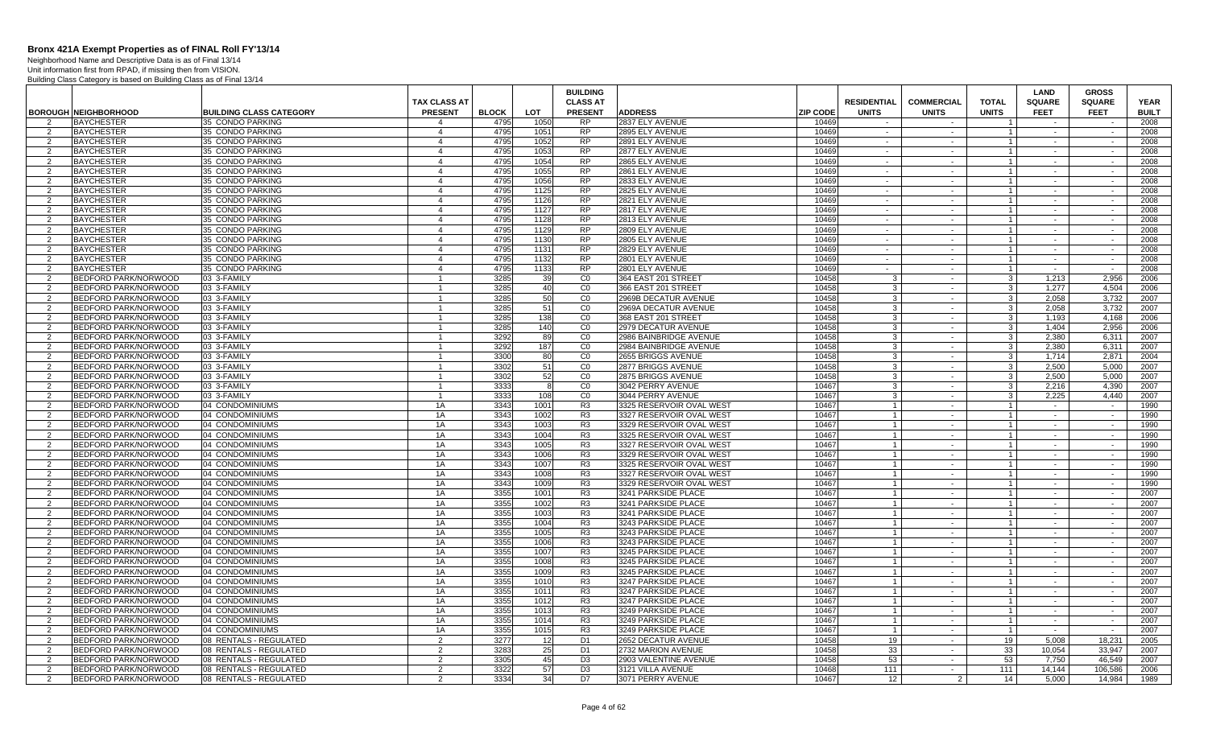# Bronx 421A Exempt Properties as of FINAL Roll FY'13/14

Neighborhood Name and Descriptive Data is as of Final 13/14
Unit information first from RPAD, if missing then from VISION.
Building Class Category is based on Building Class as of Final 13/14

| BOROUGH | NEIGHBORHOOD | BUILDING CLASS CATEGORY | TAX CLASS AT PRESENT | BLOCK | LOT | BUILDING CLASS AT PRESENT | ADDRESS | ZIP CODE | RESIDENTIAL UNITS | COMMERCIAL UNITS | TOTAL UNITS | LAND SQUARE FEET | GROSS SQUARE FEET | YEAR BUILT |
|---|---|---|---|---|---|---|---|---|---|---|---|---|---|---|
| 2 | BAYCHESTER | 35 CONDO PARKING | 4 | 4795 | 1050 | RP | 2837 ELY AVENUE | 10469 | - | - | 1 | - | - | 2008 |
| 2 | BAYCHESTER | 35 CONDO PARKING | 4 | 4795 | 1051 | RP | 2895 ELY AVENUE | 10469 | - | - | 1 | - | - | 2008 |
| 2 | BAYCHESTER | 35 CONDO PARKING | 4 | 4795 | 1052 | RP | 2891 ELY AVENUE | 10469 | - | - | 1 | - | - | 2008 |
| 2 | BAYCHESTER | 35 CONDO PARKING | 4 | 4795 | 1053 | RP | 2877 ELY AVENUE | 10469 | - | - | 1 | - | - | 2008 |
| 2 | BAYCHESTER | 35 CONDO PARKING | 4 | 4795 | 1054 | RP | 2865 ELY AVENUE | 10469 | - | - | 1 | - | - | 2008 |
| 2 | BAYCHESTER | 35 CONDO PARKING | 4 | 4795 | 1055 | RP | 2861 ELY AVENUE | 10469 | - | - | 1 | - | - | 2008 |
| 2 | BAYCHESTER | 35 CONDO PARKING | 4 | 4795 | 1056 | RP | 2833 ELY AVENUE | 10469 | - | - | 1 | - | - | 2008 |
| 2 | BAYCHESTER | 35 CONDO PARKING | 4 | 4795 | 1125 | RP | 2825 ELY AVENUE | 10469 | - | - | 1 | - | - | 2008 |
| 2 | BAYCHESTER | 35 CONDO PARKING | 4 | 4795 | 1126 | RP | 2821 ELY AVENUE | 10469 | - | - | 1 | - | - | 2008 |
| 2 | BAYCHESTER | 35 CONDO PARKING | 4 | 4795 | 1127 | RP | 2817 ELY AVENUE | 10469 | - | - | 1 | - | - | 2008 |
| 2 | BAYCHESTER | 35 CONDO PARKING | 4 | 4795 | 1128 | RP | 2813 ELY AVENUE | 10469 | - | - | 1 | - | - | 2008 |
| 2 | BAYCHESTER | 35 CONDO PARKING | 4 | 4795 | 1129 | RP | 2809 ELY AVENUE | 10469 | - | - | 1 | - | - | 2008 |
| 2 | BAYCHESTER | 35 CONDO PARKING | 4 | 4795 | 1130 | RP | 2805 ELY AVENUE | 10469 | - | - | 1 | - | - | 2008 |
| 2 | BAYCHESTER | 35 CONDO PARKING | 4 | 4795 | 1131 | RP | 2829 ELY AVENUE | 10469 | - | - | 1 | - | - | 2008 |
| 2 | BAYCHESTER | 35 CONDO PARKING | 4 | 4795 | 1132 | RP | 2801 ELY AVENUE | 10469 | - | - | 1 | - | - | 2008 |
| 2 | BAYCHESTER | 35 CONDO PARKING | 4 | 4795 | 1133 | RP | 2801 ELY AVENUE | 10469 | - | - | 1 | - | - | 2008 |
| 2 | BEDFORD PARK/NORWOOD | 03 3-FAMILY | 1 | 3285 | 39 | C0 | 364 EAST 201 STREET | 10458 | 3 | - | 3 | 1,213 | 2,956 | 2006 |
| 2 | BEDFORD PARK/NORWOOD | 03 3-FAMILY | 1 | 3285 | 40 | C0 | 366 EAST 201 STREET | 10458 | 3 | - | 3 | 1,277 | 4,504 | 2006 |
| 2 | BEDFORD PARK/NORWOOD | 03 3-FAMILY | 1 | 3285 | 50 | C0 | 2969B DECATUR AVENUE | 10458 | 3 | - | 3 | 2,058 | 3,732 | 2007 |
| 2 | BEDFORD PARK/NORWOOD | 03 3-FAMILY | 1 | 3285 | 51 | C0 | 2969A DECATUR AVENUE | 10458 | 3 | - | 3 | 2,058 | 3,732 | 2007 |
| 2 | BEDFORD PARK/NORWOOD | 03 3-FAMILY | 1 | 3285 | 138 | C0 | 368 EAST 201 STREET | 10458 | 3 | - | 3 | 1,193 | 4,168 | 2006 |
| 2 | BEDFORD PARK/NORWOOD | 03 3-FAMILY | 1 | 3285 | 140 | C0 | 2979 DECATUR AVENUE | 10458 | 3 | - | 3 | 1,404 | 2,956 | 2006 |
| 2 | BEDFORD PARK/NORWOOD | 03 3-FAMILY | 1 | 3292 | 89 | C0 | 2986 BAINBRIDGE AVENUE | 10458 | 3 | - | 3 | 2,380 | 6,311 | 2007 |
| 2 | BEDFORD PARK/NORWOOD | 03 3-FAMILY | 1 | 3292 | 187 | C0 | 2984 BAINBRIDGE AVENUE | 10458 | 3 | - | 3 | 2,380 | 6,311 | 2007 |
| 2 | BEDFORD PARK/NORWOOD | 03 3-FAMILY | 1 | 3300 | 80 | C0 | 2655 BRIGGS AVENUE | 10458 | 3 | - | 3 | 1,714 | 2,871 | 2004 |
| 2 | BEDFORD PARK/NORWOOD | 03 3-FAMILY | 1 | 3302 | 51 | C0 | 2877 BRIGGS AVENUE | 10458 | 3 | - | 3 | 2,500 | 5,000 | 2007 |
| 2 | BEDFORD PARK/NORWOOD | 03 3-FAMILY | 1 | 3302 | 52 | C0 | 2875 BRIGGS AVENUE | 10458 | 3 | - | 3 | 2,500 | 5,000 | 2007 |
| 2 | BEDFORD PARK/NORWOOD | 03 3-FAMILY | 1 | 3333 | 8 | C0 | 3042 PERRY AVENUE | 10467 | 3 | - | 3 | 2,216 | 4,390 | 2007 |
| 2 | BEDFORD PARK/NORWOOD | 03 3-FAMILY | 1 | 3333 | 108 | C0 | 3044 PERRY AVENUE | 10467 | 3 | - | 3 | 2,225 | 4,440 | 2007 |
| 2 | BEDFORD PARK/NORWOOD | 04 CONDOMINIUMS | 1A | 3343 | 1001 | R3 | 3325 RESERVOIR OVAL WEST | 10467 | 1 | - | 1 | - | - | 1990 |
| 2 | BEDFORD PARK/NORWOOD | 04 CONDOMINIUMS | 1A | 3343 | 1002 | R3 | 3327 RESERVOIR OVAL WEST | 10467 | 1 | - | 1 | - | - | 1990 |
| 2 | BEDFORD PARK/NORWOOD | 04 CONDOMINIUMS | 1A | 3343 | 1003 | R3 | 3329 RESERVOIR OVAL WEST | 10467 | 1 | - | 1 | - | - | 1990 |
| 2 | BEDFORD PARK/NORWOOD | 04 CONDOMINIUMS | 1A | 3343 | 1004 | R3 | 3325 RESERVOIR OVAL WEST | 10467 | 1 | - | 1 | - | - | 1990 |
| 2 | BEDFORD PARK/NORWOOD | 04 CONDOMINIUMS | 1A | 3343 | 1005 | R3 | 3327 RESERVOIR OVAL WEST | 10467 | 1 | - | 1 | - | - | 1990 |
| 2 | BEDFORD PARK/NORWOOD | 04 CONDOMINIUMS | 1A | 3343 | 1006 | R3 | 3329 RESERVOIR OVAL WEST | 10467 | 1 | - | 1 | - | - | 1990 |
| 2 | BEDFORD PARK/NORWOOD | 04 CONDOMINIUMS | 1A | 3343 | 1007 | R3 | 3325 RESERVOIR OVAL WEST | 10467 | 1 | - | 1 | - | - | 1990 |
| 2 | BEDFORD PARK/NORWOOD | 04 CONDOMINIUMS | 1A | 3343 | 1008 | R3 | 3327 RESERVOIR OVAL WEST | 10467 | 1 | - | 1 | - | - | 1990 |
| 2 | BEDFORD PARK/NORWOOD | 04 CONDOMINIUMS | 1A | 3343 | 1009 | R3 | 3329 RESERVOIR OVAL WEST | 10467 | 1 | - | 1 | - | - | 1990 |
| 2 | BEDFORD PARK/NORWOOD | 04 CONDOMINIUMS | 1A | 3355 | 1001 | R3 | 3241 PARKSIDE PLACE | 10467 | 1 | - | 1 | - | - | 2007 |
| 2 | BEDFORD PARK/NORWOOD | 04 CONDOMINIUMS | 1A | 3355 | 1002 | R3 | 3241 PARKSIDE PLACE | 10467 | 1 | - | 1 | - | - | 2007 |
| 2 | BEDFORD PARK/NORWOOD | 04 CONDOMINIUMS | 1A | 3355 | 1003 | R3 | 3241 PARKSIDE PLACE | 10467 | 1 | - | 1 | - | - | 2007 |
| 2 | BEDFORD PARK/NORWOOD | 04 CONDOMINIUMS | 1A | 3355 | 1004 | R3 | 3243 PARKSIDE PLACE | 10467 | 1 | - | 1 | - | - | 2007 |
| 2 | BEDFORD PARK/NORWOOD | 04 CONDOMINIUMS | 1A | 3355 | 1005 | R3 | 3243 PARKSIDE PLACE | 10467 | 1 | - | 1 | - | - | 2007 |
| 2 | BEDFORD PARK/NORWOOD | 04 CONDOMINIUMS | 1A | 3355 | 1006 | R3 | 3243 PARKSIDE PLACE | 10467 | 1 | - | 1 | - | - | 2007 |
| 2 | BEDFORD PARK/NORWOOD | 04 CONDOMINIUMS | 1A | 3355 | 1007 | R3 | 3245 PARKSIDE PLACE | 10467 | 1 | - | 1 | - | - | 2007 |
| 2 | BEDFORD PARK/NORWOOD | 04 CONDOMINIUMS | 1A | 3355 | 1008 | R3 | 3245 PARKSIDE PLACE | 10467 | 1 | - | 1 | - | - | 2007 |
| 2 | BEDFORD PARK/NORWOOD | 04 CONDOMINIUMS | 1A | 3355 | 1009 | R3 | 3245 PARKSIDE PLACE | 10467 | 1 | - | 1 | - | - | 2007 |
| 2 | BEDFORD PARK/NORWOOD | 04 CONDOMINIUMS | 1A | 3355 | 1010 | R3 | 3247 PARKSIDE PLACE | 10467 | 1 | - | 1 | - | - | 2007 |
| 2 | BEDFORD PARK/NORWOOD | 04 CONDOMINIUMS | 1A | 3355 | 1011 | R3 | 3247 PARKSIDE PLACE | 10467 | 1 | - | 1 | - | - | 2007 |
| 2 | BEDFORD PARK/NORWOOD | 04 CONDOMINIUMS | 1A | 3355 | 1012 | R3 | 3247 PARKSIDE PLACE | 10467 | 1 | - | 1 | - | - | 2007 |
| 2 | BEDFORD PARK/NORWOOD | 04 CONDOMINIUMS | 1A | 3355 | 1013 | R3 | 3249 PARKSIDE PLACE | 10467 | 1 | - | 1 | - | - | 2007 |
| 2 | BEDFORD PARK/NORWOOD | 04 CONDOMINIUMS | 1A | 3355 | 1014 | R3 | 3249 PARKSIDE PLACE | 10467 | 1 | - | 1 | - | - | 2007 |
| 2 | BEDFORD PARK/NORWOOD | 04 CONDOMINIUMS | 1A | 3355 | 1015 | R3 | 3249 PARKSIDE PLACE | 10467 | 1 | - | 1 | - | - | 2007 |
| 2 | BEDFORD PARK/NORWOOD | 08 RENTALS - REGULATED | 2 | 3277 | 12 | D1 | 2652 DECATUR AVENUE | 10458 | 19 | - | 19 | 5,008 | 18,231 | 2005 |
| 2 | BEDFORD PARK/NORWOOD | 08 RENTALS - REGULATED | 2 | 3283 | 25 | D1 | 2732 MARION AVENUE | 10458 | 33 | - | 33 | 10,054 | 33,947 | 2007 |
| 2 | BEDFORD PARK/NORWOOD | 08 RENTALS - REGULATED | 2 | 3305 | 45 | D3 | 2903 VALENTINE AVENUE | 10458 | 53 | - | 53 | 7,750 | 46,549 | 2007 |
| 2 | BEDFORD PARK/NORWOOD | 08 RENTALS - REGULATED | 2 | 3322 | 57 | D3 | 3121 VILLA AVENUE | 10468 | 111 | - | 111 | 14,144 | 106,586 | 2006 |
| 2 | BEDFORD PARK/NORWOOD | 08 RENTALS - REGULATED | 2 | 3334 | 34 | D7 | 3071 PERRY AVENUE | 10467 | 12 | 2 | 14 | 5,000 | 14,984 | 1989 |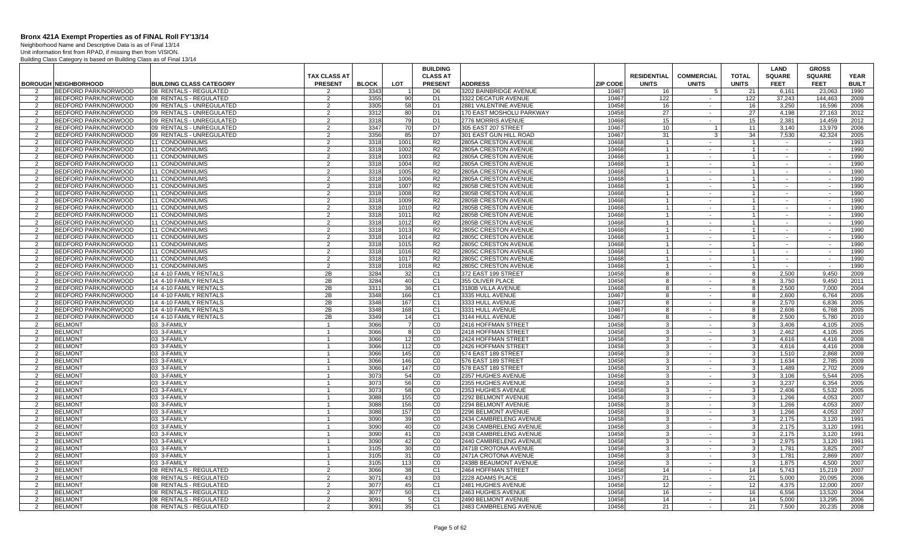# Bronx 421A Exempt Properties as of FINAL Roll FY'13/14

Neighborhood Name and Descriptive Data is as of Final 13/14
Unit information first from RPAD, if missing then from VISION.
Building Class Category is based on Building Class as of Final 13/14

| BOROUGH | NEIGHBORHOOD | BUILDING CLASS CATEGORY | TAX CLASS AT PRESENT | BLOCK | LOT | BUILDING CLASS AT PRESENT | ADDRESS | ZIP CODE | RESIDENTIAL UNITS | COMMERCIAL UNITS | TOTAL UNITS | LAND SQUARE FEET | GROSS SQUARE FEET | YEAR BUILT |
|---|---|---|---|---|---|---|---|---|---|---|---|---|---|---|
| 2 | BEDFORD PARK/NORWOOD | 08 RENTALS - REGULATED | 2 | 3343 | 1 | D6 | 3202 BAINBRIDGE AVENUE | 10467 | 16 | 5 | 21 | 6,161 | 23,063 | 1990 |
| 2 | BEDFORD PARK/NORWOOD | 08 RENTALS - REGULATED | 2 | 3355 | 90 | D1 | 3322 DECATUR AVENUE | 10467 | 122 | - | 122 | 37,243 | 144,463 | 2009 |
| 2 | BEDFORD PARK/NORWOOD | 09 RENTALS - UNREGULATED | 2 | 3305 | 58 | D1 | 2881 VALENTINE AVENUE | 10458 | 16 | - | 16 | 3,250 | 16,596 | 2006 |
| 2 | BEDFORD PARK/NORWOOD | 09 RENTALS - UNREGULATED | 2 | 3312 | 80 | D1 | 170 EAST MOSHOLU PARKWAY | 10458 | 27 | - | 27 | 4,198 | 27,163 | 2012 |
| 2 | BEDFORD PARK/NORWOOD | 09 RENTALS - UNREGULATED | 2 | 3318 | 79 | D1 | 2776 MORRIS AVENUE | 10468 | 15 | - | 15 | 2,381 | 14,459 | 2012 |
| 2 | BEDFORD PARK/NORWOOD | 09 RENTALS - UNREGULATED | 2 | 3347 | 70 | D7 | 305 EAST 207 STREET | 10467 | 10 | 1 | 11 | 3,140 | 13,979 | 2006 |
| 2 | BEDFORD PARK/NORWOOD | 09 RENTALS - UNREGULATED | 2 | 3356 | 85 | D7 | 301 EAST GUN HILL ROAD | 10467 | 31 | 3 | 34 | 7,530 | 42,324 | 2005 |
| 2 | BEDFORD PARK/NORWOOD | 11 CONDOMINIUMS | 2 | 3318 | 1001 | R2 | 2805A CRESTON AVENUE | 10468 | 1 | - | 1 | - | - | 1993 |
| 2 | BEDFORD PARK/NORWOOD | 11 CONDOMINIUMS | 2 | 3318 | 1002 | R2 | 2805A CRESTON AVENUE | 10468 | 1 | - | 1 | - | - | 1990 |
| 2 | BEDFORD PARK/NORWOOD | 11 CONDOMINIUMS | 2 | 3318 | 1003 | R2 | 2805A CRESTON AVENUE | 10468 | 1 | - | 1 | - | - | 1990 |
| 2 | BEDFORD PARK/NORWOOD | 11 CONDOMINIUMS | 2 | 3318 | 1004 | R2 | 2805A CRESTON AVENUE | 10468 | 1 | - | 1 | - | - | 1990 |
| 2 | BEDFORD PARK/NORWOOD | 11 CONDOMINIUMS | 2 | 3318 | 1005 | R2 | 2805A CRESTON AVENUE | 10468 | 1 | - | 1 | - | - | 1990 |
| 2 | BEDFORD PARK/NORWOOD | 11 CONDOMINIUMS | 2 | 3318 | 1006 | R2 | 2805A CRESTON AVENUE | 10468 | 1 | - | 1 | - | - | 1990 |
| 2 | BEDFORD PARK/NORWOOD | 11 CONDOMINIUMS | 2 | 3318 | 1007 | R2 | 2805B CRESTON AVENUE | 10468 | 1 | - | 1 | - | - | 1990 |
| 2 | BEDFORD PARK/NORWOOD | 11 CONDOMINIUMS | 2 | 3318 | 1008 | R2 | 2805B CRESTON AVENUE | 10468 | 1 | - | 1 | - | - | 1990 |
| 2 | BEDFORD PARK/NORWOOD | 11 CONDOMINIUMS | 2 | 3318 | 1009 | R2 | 2805B CRESTON AVENUE | 10468 | 1 | - | 1 | - | - | 1990 |
| 2 | BEDFORD PARK/NORWOOD | 11 CONDOMINIUMS | 2 | 3318 | 1010 | R2 | 2805B CRESTON AVENUE | 10468 | 1 | - | 1 | - | - | 1990 |
| 2 | BEDFORD PARK/NORWOOD | 11 CONDOMINIUMS | 2 | 3318 | 1011 | R2 | 2805B CRESTON AVENUE | 10468 | 1 | - | 1 | - | - | 1990 |
| 2 | BEDFORD PARK/NORWOOD | 11 CONDOMINIUMS | 2 | 3318 | 1012 | R2 | 2805B CRESTON AVENUE | 10468 | 1 | - | 1 | - | - | 1990 |
| 2 | BEDFORD PARK/NORWOOD | 11 CONDOMINIUMS | 2 | 3318 | 1013 | R2 | 2805C CRESTON AVENUE | 10468 | 1 | - | 1 | - | - | 1990 |
| 2 | BEDFORD PARK/NORWOOD | 11 CONDOMINIUMS | 2 | 3318 | 1014 | R2 | 2805C CRESTON AVENUE | 10468 | 1 | - | 1 | - | - | 1990 |
| 2 | BEDFORD PARK/NORWOOD | 11 CONDOMINIUMS | 2 | 3318 | 1015 | R2 | 2805C CRESTON AVENUE | 10468 | 1 | - | 1 | - | - | 1990 |
| 2 | BEDFORD PARK/NORWOOD | 11 CONDOMINIUMS | 2 | 3318 | 1016 | R2 | 2805C CRESTON AVENUE | 10468 | 1 | - | 1 | - | - | 1990 |
| 2 | BEDFORD PARK/NORWOOD | 11 CONDOMINIUMS | 2 | 3318 | 1017 | R2 | 2805C CRESTON AVENUE | 10468 | 1 | - | 1 | - | - | 1990 |
| 2 | BEDFORD PARK/NORWOOD | 11 CONDOMINIUMS | 2 | 3318 | 1018 | R2 | 2805C CRESTON AVENUE | 10468 | 1 | - | 1 | - | - | 1990 |
| 2 | BEDFORD PARK/NORWOOD | 14 4-10 FAMILY RENTALS | 2B | 3284 | 32 | C1 | 372 EAST 199 STREET | 10458 | 8 | - | 8 | 2,500 | 9,450 | 2009 |
| 2 | BEDFORD PARK/NORWOOD | 14 4-10 FAMILY RENTALS | 2B | 3284 | 40 | C1 | 355 OLIVER PLACE | 10458 | 8 | - | 8 | 3,750 | 9,450 | 2011 |
| 2 | BEDFORD PARK/NORWOOD | 14 4-10 FAMILY RENTALS | 2B | 3311 | 36 | C1 | 3180B VILLA AVENUE | 10468 | 8 | - | 8 | 2,500 | 7,000 | 2004 |
| 2 | BEDFORD PARK/NORWOOD | 14 4-10 FAMILY RENTALS | 2B | 3348 | 166 | C1 | 3335 HULL AVENUE | 10467 | 8 | - | 8 | 2,600 | 6,764 | 2005 |
| 2 | BEDFORD PARK/NORWOOD | 14 4-10 FAMILY RENTALS | 2B | 3348 | 167 | C1 | 3333 HULL AVENUE | 10467 | 8 | - | 8 | 2,570 | 6,836 | 2005 |
| 2 | BEDFORD PARK/NORWOOD | 14 4-10 FAMILY RENTALS | 2B | 3348 | 168 | C1 | 3331 HULL AVENUE | 10467 | 8 | - | 8 | 2,606 | 6,768 | 2005 |
| 2 | BEDFORD PARK/NORWOOD | 14 4-10 FAMILY RENTALS | 2B | 3349 | 14 | C1 | 3144 HULL AVENUE | 10467 | 8 | - | 8 | 2,500 | 5,780 | 2010 |
| 2 | BELMONT | 03 3-FAMILY | 1 | 3066 | 7 | C0 | 2416 HOFFMAN STREET | 10458 | 3 | - | 3 | 3,406 | 4,105 | 2005 |
| 2 | BELMONT | 03 3-FAMILY | 1 | 3066 | 8 | C0 | 2418 HOFFMAN STREET | 10458 | 3 | - | 3 | 2,462 | 4,105 | 2005 |
| 2 | BELMONT | 03 3-FAMILY | 1 | 3066 | 12 | C0 | 2424 HOFFMAN STREET | 10458 | 3 | - | 3 | 4,616 | 4,416 | 2008 |
| 2 | BELMONT | 03 3-FAMILY | 1 | 3066 | 112 | C0 | 2426 HOFFMAN STREET | 10458 | 3 | - | 3 | 4,616 | 4,416 | 2008 |
| 2 | BELMONT | 03 3-FAMILY | 1 | 3066 | 145 | C0 | 574 EAST 189 STREET | 10458 | 3 | - | 3 | 1,510 | 2,868 | 2009 |
| 2 | BELMONT | 03 3-FAMILY | 1 | 3066 | 146 | C0 | 576 EAST 189 STREET | 10458 | 3 | - | 3 | 1,634 | 2,785 | 2009 |
| 2 | BELMONT | 03 3-FAMILY | 1 | 3066 | 147 | C0 | 578 EAST 189 STREET | 10458 | 3 | - | 3 | 1,489 | 2,702 | 2009 |
| 2 | BELMONT | 03 3-FAMILY | 1 | 3073 | 54 | C0 | 2357 HUGHES AVENUE | 10458 | 3 | - | 3 | 3,106 | 5,544 | 2005 |
| 2 | BELMONT | 03 3-FAMILY | 1 | 3073 | 56 | C0 | 2355 HUGHES AVENUE | 10458 | 3 | - | 3 | 3,237 | 6,354 | 2005 |
| 2 | BELMONT | 03 3-FAMILY | 1 | 3073 | 58 | C0 | 2353 HUGHES AVENUE | 10458 | 3 | - | 3 | 2,406 | 5,532 | 2005 |
| 2 | BELMONT | 03 3-FAMILY | 1 | 3088 | 155 | C0 | 2292 BELMONT AVENUE | 10458 | 3 | - | 3 | 1,266 | 4,053 | 2007 |
| 2 | BELMONT | 03 3-FAMILY | 1 | 3088 | 156 | C0 | 2294 BELMONT AVENUE | 10458 | 3 | - | 3 | 1,266 | 4,053 | 2007 |
| 2 | BELMONT | 03 3-FAMILY | 1 | 3088 | 157 | C0 | 2296 BELMONT AVENUE | 10458 | 3 | - | 3 | 1,266 | 4,053 | 2007 |
| 2 | BELMONT | 03 3-FAMILY | 1 | 3090 | 39 | C0 | 2434 CAMBRELENG AVENUE | 10458 | 3 | - | 3 | 2,175 | 3,120 | 1991 |
| 2 | BELMONT | 03 3-FAMILY | 1 | 3090 | 40 | C0 | 2436 CAMBRELENG AVENUE | 10458 | 3 | - | 3 | 2,175 | 3,120 | 1991 |
| 2 | BELMONT | 03 3-FAMILY | 1 | 3090 | 41 | C0 | 2438 CAMBRELENG AVENUE | 10458 | 3 | - | 3 | 2,175 | 3,120 | 1991 |
| 2 | BELMONT | 03 3-FAMILY | 1 | 3090 | 42 | C0 | 2440 CAMBRELENG AVENUE | 10458 | 3 | - | 3 | 2,975 | 3,120 | 1991 |
| 2 | BELMONT | 03 3-FAMILY | 1 | 3105 | 30 | C0 | 2471B CROTONA AVENUE | 10458 | 3 | - | 3 | 1,781 | 3,825 | 2007 |
| 2 | BELMONT | 03 3-FAMILY | 1 | 3105 | 31 | C0 | 2471A CROTONA AVENUE | 10458 | 3 | - | 3 | 1,781 | 2,869 | 2007 |
| 2 | BELMONT | 03 3-FAMILY | 1 | 3105 | 113 | C0 | 2438B BEAUMONT AVENUE | 10458 | 3 | - | 3 | 1,875 | 4,500 | 2007 |
| 2 | BELMONT | 08 RENTALS - REGULATED | 2 | 3066 | 38 | C1 | 2464 HOFFMAN STREET | 10458 | 14 | - | 14 | 5,743 | 15,219 | 2007 |
| 2 | BELMONT | 08 RENTALS - REGULATED | 2 | 3071 | 43 | D3 | 2228 ADAMS PLACE | 10457 | 21 | - | 21 | 5,000 | 20,095 | 2006 |
| 2 | BELMONT | 08 RENTALS - REGULATED | 2 | 3077 | 45 | C1 | 2481 HUGHES AVENUE | 10458 | 12 | - | 12 | 4,375 | 12,000 | 2007 |
| 2 | BELMONT | 08 RENTALS - REGULATED | 2 | 3077 | 50 | C1 | 2463 HUGHES AVENUE | 10458 | 16 | - | 16 | 6,556 | 13,520 | 2004 |
| 2 | BELMONT | 08 RENTALS - REGULATED | 2 | 3091 | 5 | C1 | 2490 BELMONT AVENUE | 10458 | 14 | - | 14 | 5,000 | 13,295 | 2006 |
| 2 | BELMONT | 08 RENTALS - REGULATED | 2 | 3091 | 35 | C1 | 2483 CAMBRELENG AVENUE | 10458 | 21 | - | 21 | 7,500 | 20,235 | 2008 |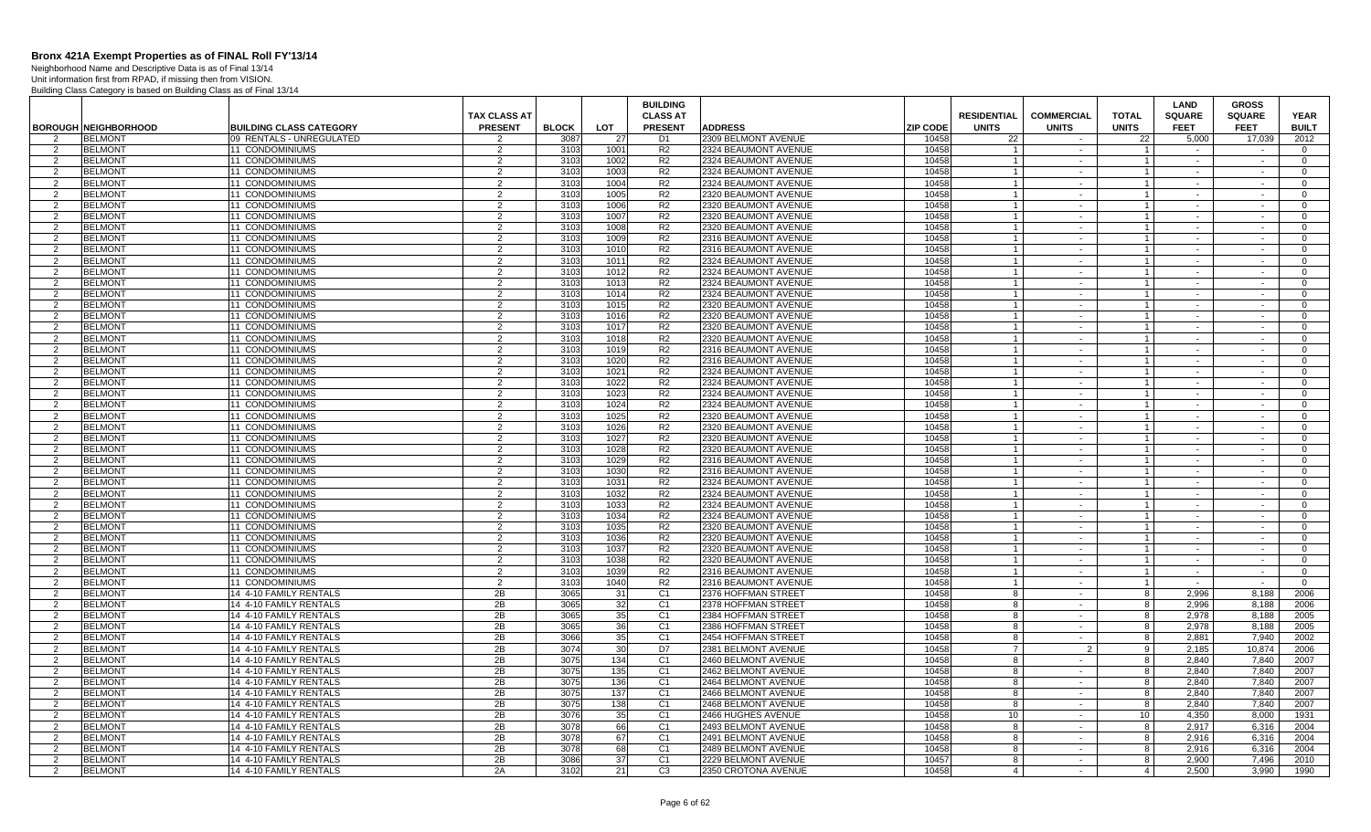# Bronx 421A Exempt Properties as of FINAL Roll FY'13/14

Neighborhood Name and Descriptive Data is as of Final 13/14
Unit information first from RPAD, if missing then from VISION.
Building Class Category is based on Building Class as of Final 13/14

| BOROUGH | NEIGHBORHOOD | BUILDING CLASS CATEGORY | TAX CLASS AT PRESENT | BLOCK | LOT | BUILDING CLASS AT PRESENT | ADDRESS | ZIP CODE | RESIDENTIAL UNITS | COMMERCIAL UNITS | TOTAL UNITS | LAND SQUARE FEET | GROSS SQUARE FEET | YEAR BUILT |
|---|---|---|---|---|---|---|---|---|---|---|---|---|---|---|
| 2 | BELMONT | 09 RENTALS - UNREGULATED | 2 | 3087 | 27 | D1 | 2309 BELMONT AVENUE | 10458 | 22 | - | 22 | 5,000 | 17,039 | 2012 |
| 2 | BELMONT | 11 CONDOMINIUMS | 2 | 3103 | 1001 | R2 | 2324 BEAUMONT AVENUE | 10458 | 1 | - | 1 | - | - | 0 |
| 2 | BELMONT | 11 CONDOMINIUMS | 2 | 3103 | 1002 | R2 | 2324 BEAUMONT AVENUE | 10458 | 1 | - | 1 | - | - | 0 |
| 2 | BELMONT | 11 CONDOMINIUMS | 2 | 3103 | 1003 | R2 | 2324 BEAUMONT AVENUE | 10458 | 1 | - | 1 | - | - | 0 |
| 2 | BELMONT | 11 CONDOMINIUMS | 2 | 3103 | 1004 | R2 | 2324 BEAUMONT AVENUE | 10458 | 1 | - | 1 | - | - | 0 |
| 2 | BELMONT | 11 CONDOMINIUMS | 2 | 3103 | 1005 | R2 | 2320 BEAUMONT AVENUE | 10458 | 1 | - | 1 | - | - | 0 |
| 2 | BELMONT | 11 CONDOMINIUMS | 2 | 3103 | 1006 | R2 | 2320 BEAUMONT AVENUE | 10458 | 1 | - | 1 | - | - | 0 |
| 2 | BELMONT | 11 CONDOMINIUMS | 2 | 3103 | 1007 | R2 | 2320 BEAUMONT AVENUE | 10458 | 1 | - | 1 | - | - | 0 |
| 2 | BELMONT | 11 CONDOMINIUMS | 2 | 3103 | 1008 | R2 | 2320 BEAUMONT AVENUE | 10458 | 1 | - | 1 | - | - | 0 |
| 2 | BELMONT | 11 CONDOMINIUMS | 2 | 3103 | 1009 | R2 | 2316 BEAUMONT AVENUE | 10458 | 1 | - | 1 | - | - | 0 |
| 2 | BELMONT | 11 CONDOMINIUMS | 2 | 3103 | 1010 | R2 | 2316 BEAUMONT AVENUE | 10458 | 1 | - | 1 | - | - | 0 |
| 2 | BELMONT | 11 CONDOMINIUMS | 2 | 3103 | 1011 | R2 | 2324 BEAUMONT AVENUE | 10458 | 1 | - | 1 | - | - | 0 |
| 2 | BELMONT | 11 CONDOMINIUMS | 2 | 3103 | 1012 | R2 | 2324 BEAUMONT AVENUE | 10458 | 1 | - | 1 | - | - | 0 |
| 2 | BELMONT | 11 CONDOMINIUMS | 2 | 3103 | 1013 | R2 | 2324 BEAUMONT AVENUE | 10458 | 1 | - | 1 | - | - | 0 |
| 2 | BELMONT | 11 CONDOMINIUMS | 2 | 3103 | 1014 | R2 | 2324 BEAUMONT AVENUE | 10458 | 1 | - | 1 | - | - | 0 |
| 2 | BELMONT | 11 CONDOMINIUMS | 2 | 3103 | 1015 | R2 | 2320 BEAUMONT AVENUE | 10458 | 1 | - | 1 | - | - | 0 |
| 2 | BELMONT | 11 CONDOMINIUMS | 2 | 3103 | 1016 | R2 | 2320 BEAUMONT AVENUE | 10458 | 1 | - | 1 | - | - | 0 |
| 2 | BELMONT | 11 CONDOMINIUMS | 2 | 3103 | 1017 | R2 | 2320 BEAUMONT AVENUE | 10458 | 1 | - | 1 | - | - | 0 |
| 2 | BELMONT | 11 CONDOMINIUMS | 2 | 3103 | 1018 | R2 | 2320 BEAUMONT AVENUE | 10458 | 1 | - | 1 | - | - | 0 |
| 2 | BELMONT | 11 CONDOMINIUMS | 2 | 3103 | 1019 | R2 | 2316 BEAUMONT AVENUE | 10458 | 1 | - | 1 | - | - | 0 |
| 2 | BELMONT | 11 CONDOMINIUMS | 2 | 3103 | 1020 | R2 | 2316 BEAUMONT AVENUE | 10458 | 1 | - | 1 | - | - | 0 |
| 2 | BELMONT | 11 CONDOMINIUMS | 2 | 3103 | 1021 | R2 | 2324 BEAUMONT AVENUE | 10458 | 1 | - | 1 | - | - | 0 |
| 2 | BELMONT | 11 CONDOMINIUMS | 2 | 3103 | 1022 | R2 | 2324 BEAUMONT AVENUE | 10458 | 1 | - | 1 | - | - | 0 |
| 2 | BELMONT | 11 CONDOMINIUMS | 2 | 3103 | 1023 | R2 | 2324 BEAUMONT AVENUE | 10458 | 1 | - | 1 | - | - | 0 |
| 2 | BELMONT | 11 CONDOMINIUMS | 2 | 3103 | 1024 | R2 | 2324 BEAUMONT AVENUE | 10458 | 1 | - | 1 | - | - | 0 |
| 2 | BELMONT | 11 CONDOMINIUMS | 2 | 3103 | 1025 | R2 | 2320 BEAUMONT AVENUE | 10458 | 1 | - | 1 | - | - | 0 |
| 2 | BELMONT | 11 CONDOMINIUMS | 2 | 3103 | 1026 | R2 | 2320 BEAUMONT AVENUE | 10458 | 1 | - | 1 | - | - | 0 |
| 2 | BELMONT | 11 CONDOMINIUMS | 2 | 3103 | 1027 | R2 | 2320 BEAUMONT AVENUE | 10458 | 1 | - | 1 | - | - | 0 |
| 2 | BELMONT | 11 CONDOMINIUMS | 2 | 3103 | 1028 | R2 | 2320 BEAUMONT AVENUE | 10458 | 1 | - | 1 | - | - | 0 |
| 2 | BELMONT | 11 CONDOMINIUMS | 2 | 3103 | 1029 | R2 | 2316 BEAUMONT AVENUE | 10458 | 1 | - | 1 | - | - | 0 |
| 2 | BELMONT | 11 CONDOMINIUMS | 2 | 3103 | 1030 | R2 | 2316 BEAUMONT AVENUE | 10458 | 1 | - | 1 | - | - | 0 |
| 2 | BELMONT | 11 CONDOMINIUMS | 2 | 3103 | 1031 | R2 | 2324 BEAUMONT AVENUE | 10458 | 1 | - | 1 | - | - | 0 |
| 2 | BELMONT | 11 CONDOMINIUMS | 2 | 3103 | 1032 | R2 | 2324 BEAUMONT AVENUE | 10458 | 1 | - | 1 | - | - | 0 |
| 2 | BELMONT | 11 CONDOMINIUMS | 2 | 3103 | 1033 | R2 | 2324 BEAUMONT AVENUE | 10458 | 1 | - | 1 | - | - | 0 |
| 2 | BELMONT | 11 CONDOMINIUMS | 2 | 3103 | 1034 | R2 | 2324 BEAUMONT AVENUE | 10458 | 1 | - | 1 | - | - | 0 |
| 2 | BELMONT | 11 CONDOMINIUMS | 2 | 3103 | 1035 | R2 | 2320 BEAUMONT AVENUE | 10458 | 1 | - | 1 | - | - | 0 |
| 2 | BELMONT | 11 CONDOMINIUMS | 2 | 3103 | 1036 | R2 | 2320 BEAUMONT AVENUE | 10458 | 1 | - | 1 | - | - | 0 |
| 2 | BELMONT | 11 CONDOMINIUMS | 2 | 3103 | 1037 | R2 | 2320 BEAUMONT AVENUE | 10458 | 1 | - | 1 | - | - | 0 |
| 2 | BELMONT | 11 CONDOMINIUMS | 2 | 3103 | 1038 | R2 | 2320 BEAUMONT AVENUE | 10458 | 1 | - | 1 | - | - | 0 |
| 2 | BELMONT | 11 CONDOMINIUMS | 2 | 3103 | 1039 | R2 | 2316 BEAUMONT AVENUE | 10458 | 1 | - | 1 | - | - | 0 |
| 2 | BELMONT | 11 CONDOMINIUMS | 2 | 3103 | 1040 | R2 | 2316 BEAUMONT AVENUE | 10458 | 1 | - | 1 | - | - | 0 |
| 2 | BELMONT | 14 4-10 FAMILY RENTALS | 2B | 3065 | 31 | C1 | 2376 HOFFMAN STREET | 10458 | 8 | - | 8 | 2,996 | 8,188 | 2006 |
| 2 | BELMONT | 14 4-10 FAMILY RENTALS | 2B | 3065 | 32 | C1 | 2378 HOFFMAN STREET | 10458 | 8 | - | 8 | 2,996 | 8,188 | 2006 |
| 2 | BELMONT | 14 4-10 FAMILY RENTALS | 2B | 3065 | 35 | C1 | 2384 HOFFMAN STREET | 10458 | 8 | - | 8 | 2,978 | 8,188 | 2005 |
| 2 | BELMONT | 14 4-10 FAMILY RENTALS | 2B | 3065 | 36 | C1 | 2386 HOFFMAN STREET | 10458 | 8 | - | 8 | 2,978 | 8,188 | 2005 |
| 2 | BELMONT | 14 4-10 FAMILY RENTALS | 2B | 3066 | 35 | C1 | 2454 HOFFMAN STREET | 10458 | 8 | - | 8 | 2,881 | 7,940 | 2002 |
| 2 | BELMONT | 14 4-10 FAMILY RENTALS | 2B | 3074 | 30 | D7 | 2381 BELMONT AVENUE | 10458 | 7 | 2 | 9 | 2,185 | 10,874 | 2006 |
| 2 | BELMONT | 14 4-10 FAMILY RENTALS | 2B | 3075 | 134 | C1 | 2460 BELMONT AVENUE | 10458 | 8 | - | 8 | 2,840 | 7,840 | 2007 |
| 2 | BELMONT | 14 4-10 FAMILY RENTALS | 2B | 3075 | 135 | C1 | 2462 BELMONT AVENUE | 10458 | 8 | - | 8 | 2,840 | 7,840 | 2007 |
| 2 | BELMONT | 14 4-10 FAMILY RENTALS | 2B | 3075 | 136 | C1 | 2464 BELMONT AVENUE | 10458 | 8 | - | 8 | 2,840 | 7,840 | 2007 |
| 2 | BELMONT | 14 4-10 FAMILY RENTALS | 2B | 3075 | 137 | C1 | 2466 BELMONT AVENUE | 10458 | 8 | - | 8 | 2,840 | 7,840 | 2007 |
| 2 | BELMONT | 14 4-10 FAMILY RENTALS | 2B | 3075 | 138 | C1 | 2468 BELMONT AVENUE | 10458 | 8 | - | 8 | 2,840 | 7,840 | 2007 |
| 2 | BELMONT | 14 4-10 FAMILY RENTALS | 2B | 3076 | 35 | C1 | 2466 HUGHES AVENUE | 10458 | 10 | - | 10 | 4,350 | 8,000 | 1931 |
| 2 | BELMONT | 14 4-10 FAMILY RENTALS | 2B | 3078 | 66 | C1 | 2493 BELMONT AVENUE | 10458 | 8 | - | 8 | 2,917 | 6,316 | 2004 |
| 2 | BELMONT | 14 4-10 FAMILY RENTALS | 2B | 3078 | 67 | C1 | 2491 BELMONT AVENUE | 10458 | 8 | - | 8 | 2,916 | 6,316 | 2004 |
| 2 | BELMONT | 14 4-10 FAMILY RENTALS | 2B | 3078 | 68 | C1 | 2489 BELMONT AVENUE | 10458 | 8 | - | 8 | 2,916 | 6,316 | 2004 |
| 2 | BELMONT | 14 4-10 FAMILY RENTALS | 2B | 3086 | 37 | C1 | 2229 BELMONT AVENUE | 10457 | 8 | - | 8 | 2,900 | 7,496 | 2010 |
| 2 | BELMONT | 14 4-10 FAMILY RENTALS | 2A | 3102 | 21 | C3 | 2350 CROTONA AVENUE | 10458 | 4 | - | 4 | 2,500 | 3,990 | 1990 |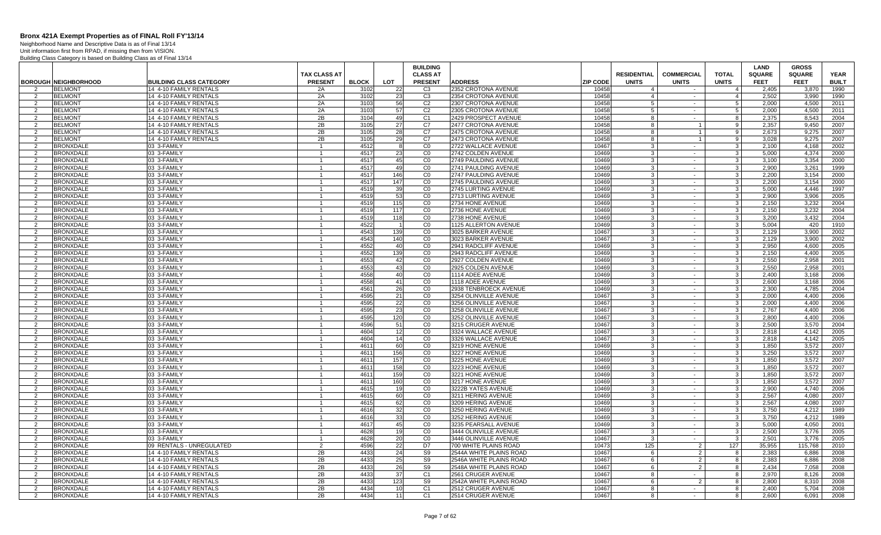# Bronx 421A Exempt Properties as of FINAL Roll FY'13/14

Neighborhood Name and Descriptive Data is as of Final 13/14
Unit information first from RPAD, if missing then from VISION.
Building Class Category is based on Building Class as of Final 13/14

| BOROUGH | NEIGHBORHOOD | BUILDING CLASS CATEGORY | TAX CLASS AT PRESENT | BLOCK | LOT | BUILDING CLASS AT PRESENT | ADDRESS | ZIP CODE | RESIDENTIAL UNITS | COMMERCIAL UNITS | TOTAL UNITS | LAND SQUARE FEET | GROSS SQUARE FEET | YEAR BUILT |
|---|---|---|---|---|---|---|---|---|---|---|---|---|---|---|
| 2 | BELMONT | 14 4-10 FAMILY RENTALS | 2A | 3102 | 22 | C3 | 2352 CROTONA AVENUE | 10458 | 4 | - | 4 | 2,405 | 3,870 | 1990 |
| 2 | BELMONT | 14 4-10 FAMILY RENTALS | 2A | 3102 | 23 | C3 | 2354 CROTONA AVENUE | 10458 | 4 | - | 4 | 2,502 | 3,990 | 1990 |
| 2 | BELMONT | 14 4-10 FAMILY RENTALS | 2A | 3103 | 56 | C2 | 2307 CROTONA AVENUE | 10458 | 5 | - | 5 | 2,000 | 4,500 | 2011 |
| 2 | BELMONT | 14 4-10 FAMILY RENTALS | 2A | 3103 | 57 | C2 | 2305 CROTONA AVENUE | 10458 | 5 | - | 5 | 2,000 | 4,500 | 2011 |
| 2 | BELMONT | 14 4-10 FAMILY RENTALS | 2B | 3104 | 49 | C1 | 2429 PROSPECT AVENUE | 10458 | 8 | - | 8 | 2,375 | 8,543 | 2004 |
| 2 | BELMONT | 14 4-10 FAMILY RENTALS | 2B | 3105 | 27 | C7 | 2477 CROTONA AVENUE | 10458 | 8 | 1 | 9 | 2,357 | 9,450 | 2007 |
| 2 | BELMONT | 14 4-10 FAMILY RENTALS | 2B | 3105 | 28 | C7 | 2475 CROTONA AVENUE | 10458 | 8 | 1 | 9 | 2,673 | 9,275 | 2007 |
| 2 | BELMONT | 14 4-10 FAMILY RENTALS | 2B | 3105 | 29 | C7 | 2473 CROTONA AVENUE | 10458 | 8 | 1 | 9 | 3,028 | 9,275 | 2007 |
| 2 | BRONXDALE | 03 3-FAMILY | 1 | 4512 | 8 | C0 | 2722 WALLACE AVENUE | 10467 | 3 | - | 3 | 2,100 | 4,168 | 2002 |
| 2 | BRONXDALE | 03 3-FAMILY | 1 | 4517 | 23 | C0 | 2742 COLDEN AVENUE | 10469 | 3 | - | 3 | 5,000 | 4,374 | 2000 |
| 2 | BRONXDALE | 03 3-FAMILY | 1 | 4517 | 45 | C0 | 2749 PAULDING AVENUE | 10469 | 3 | - | 3 | 3,100 | 3,354 | 2000 |
| 2 | BRONXDALE | 03 3-FAMILY | 1 | 4517 | 49 | C0 | 2741 PAULDING AVENUE | 10469 | 3 | - | 3 | 2,900 | 3,261 | 1999 |
| 2 | BRONXDALE | 03 3-FAMILY | 1 | 4517 | 146 | C0 | 2747 PAULDING AVENUE | 10469 | 3 | - | 3 | 2,200 | 3,154 | 2000 |
| 2 | BRONXDALE | 03 3-FAMILY | 1 | 4517 | 147 | C0 | 2745 PAULDING AVENUE | 10469 | 3 | - | 3 | 2,200 | 3,154 | 2000 |
| 2 | BRONXDALE | 03 3-FAMILY | 1 | 4519 | 39 | C0 | 2745 LURTING AVENUE | 10469 | 3 | - | 3 | 5,000 | 4,446 | 1997 |
| 2 | BRONXDALE | 03 3-FAMILY | 1 | 4519 | 53 | C0 | 2713 LURTING AVENUE | 10469 | 3 | - | 3 | 2,900 | 3,906 | 2005 |
| 2 | BRONXDALE | 03 3-FAMILY | 1 | 4519 | 115 | C0 | 2734 HONE AVENUE | 10469 | 3 | - | 3 | 2,150 | 3,232 | 2004 |
| 2 | BRONXDALE | 03 3-FAMILY | 1 | 4519 | 117 | C0 | 2736 HONE AVENUE | 10469 | 3 | - | 3 | 2,150 | 3,232 | 2004 |
| 2 | BRONXDALE | 03 3-FAMILY | 1 | 4519 | 118 | C0 | 2738 HONE AVENUE | 10469 | 3 | - | 3 | 3,200 | 3,432 | 2004 |
| 2 | BRONXDALE | 03 3-FAMILY | 1 | 4522 | 1 | C0 | 1125 ALLERTON AVENUE | 10469 | 3 | - | 3 | 5,004 | 420 | 1910 |
| 2 | BRONXDALE | 03 3-FAMILY | 1 | 4543 | 139 | C0 | 3025 BARKER AVENUE | 10467 | 3 | - | 3 | 2,129 | 3,900 | 2002 |
| 2 | BRONXDALE | 03 3-FAMILY | 1 | 4543 | 140 | C0 | 3023 BARKER AVENUE | 10467 | 3 | - | 3 | 2,129 | 3,900 | 2002 |
| 2 | BRONXDALE | 03 3-FAMILY | 1 | 4552 | 40 | C0 | 2941 RADCLIFF AVENUE | 10469 | 3 | - | 3 | 2,950 | 4,600 | 2005 |
| 2 | BRONXDALE | 03 3-FAMILY | 1 | 4552 | 139 | C0 | 2943 RADCLIFF AVENUE | 10469 | 3 | - | 3 | 2,150 | 4,400 | 2005 |
| 2 | BRONXDALE | 03 3-FAMILY | 1 | 4553 | 42 | C0 | 2927 COLDEN AVENUE | 10469 | 3 | - | 3 | 2,550 | 2,958 | 2001 |
| 2 | BRONXDALE | 03 3-FAMILY | 1 | 4553 | 43 | C0 | 2925 COLDEN AVENUE | 10469 | 3 | - | 3 | 2,550 | 2,958 | 2001 |
| 2 | BRONXDALE | 03 3-FAMILY | 1 | 4558 | 40 | C0 | 1114 ADEE AVENUE | 10469 | 3 | - | 3 | 2,400 | 3,168 | 2006 |
| 2 | BRONXDALE | 03 3-FAMILY | 1 | 4558 | 41 | C0 | 1118 ADEE AVENUE | 10469 | 3 | - | 3 | 2,600 | 3,168 | 2006 |
| 2 | BRONXDALE | 03 3-FAMILY | 1 | 4561 | 26 | C0 | 2938 TENBROECK AVENUE | 10469 | 3 | - | 3 | 2,300 | 4,785 | 2004 |
| 2 | BRONXDALE | 03 3-FAMILY | 1 | 4595 | 21 | C0 | 3254 OLINVILLE AVENUE | 10467 | 3 | - | 3 | 2,000 | 4,400 | 2006 |
| 2 | BRONXDALE | 03 3-FAMILY | 1 | 4595 | 22 | C0 | 3256 OLINVILLE AVENUE | 10467 | 3 | - | 3 | 2,000 | 4,400 | 2006 |
| 2 | BRONXDALE | 03 3-FAMILY | 1 | 4595 | 23 | C0 | 3258 OLINVILLE AVENUE | 10467 | 3 | - | 3 | 2,767 | 4,400 | 2006 |
| 2 | BRONXDALE | 03 3-FAMILY | 1 | 4595 | 120 | C0 | 3252 OLINVILLE AVENUE | 10467 | 3 | - | 3 | 2,800 | 4,400 | 2006 |
| 2 | BRONXDALE | 03 3-FAMILY | 1 | 4596 | 51 | C0 | 3215 CRUGER AVENUE | 10467 | 3 | - | 3 | 2,500 | 3,570 | 2004 |
| 2 | BRONXDALE | 03 3-FAMILY | 1 | 4604 | 12 | C0 | 3324 WALLACE AVENUE | 10467 | 3 | - | 3 | 2,818 | 4,142 | 2005 |
| 2 | BRONXDALE | 03 3-FAMILY | 1 | 4604 | 14 | C0 | 3326 WALLACE AVENUE | 10467 | 3 | - | 3 | 2,818 | 4,142 | 2005 |
| 2 | BRONXDALE | 03 3-FAMILY | 1 | 4611 | 60 | C0 | 3219 HONE AVENUE | 10469 | 3 | - | 3 | 1,850 | 3,572 | 2007 |
| 2 | BRONXDALE | 03 3-FAMILY | 1 | 4611 | 156 | C0 | 3227 HONE AVENUE | 10469 | 3 | - | 3 | 3,250 | 3,572 | 2007 |
| 2 | BRONXDALE | 03 3-FAMILY | 1 | 4611 | 157 | C0 | 3225 HONE AVENUE | 10469 | 3 | - | 3 | 1,850 | 3,572 | 2007 |
| 2 | BRONXDALE | 03 3-FAMILY | 1 | 4611 | 158 | C0 | 3223 HONE AVENUE | 10469 | 3 | - | 3 | 1,850 | 3,572 | 2007 |
| 2 | BRONXDALE | 03 3-FAMILY | 1 | 4611 | 159 | C0 | 3221 HONE AVENUE | 10469 | 3 | - | 3 | 1,850 | 3,572 | 2007 |
| 2 | BRONXDALE | 03 3-FAMILY | 1 | 4611 | 160 | C0 | 3217 HONE AVENUE | 10469 | 3 | - | 3 | 1,850 | 3,572 | 2007 |
| 2 | BRONXDALE | 03 3-FAMILY | 1 | 4615 | 19 | C0 | 3222B YATES AVENUE | 10469 | 3 | - | 3 | 2,900 | 4,740 | 2006 |
| 2 | BRONXDALE | 03 3-FAMILY | 1 | 4615 | 60 | C0 | 3211 HERING AVENUE | 10469 | 3 | - | 3 | 2,567 | 4,080 | 2007 |
| 2 | BRONXDALE | 03 3-FAMILY | 1 | 4615 | 62 | C0 | 3209 HERING AVENUE | 10469 | 3 | - | 3 | 2,567 | 4,080 | 2007 |
| 2 | BRONXDALE | 03 3-FAMILY | 1 | 4616 | 32 | C0 | 3250 HERING AVENUE | 10469 | 3 | - | 3 | 3,750 | 4,212 | 1989 |
| 2 | BRONXDALE | 03 3-FAMILY | 1 | 4616 | 33 | C0 | 3252 HERING AVENUE | 10469 | 3 | - | 3 | 3,750 | 4,212 | 1989 |
| 2 | BRONXDALE | 03 3-FAMILY | 1 | 4617 | 45 | C0 | 3235 PEARSALL AVENUE | 10469 | 3 | - | 3 | 5,000 | 4,050 | 2001 |
| 2 | BRONXDALE | 03 3-FAMILY | 1 | 4628 | 19 | C0 | 3444 OLINVILLE AVENUE | 10467 | 3 | - | 3 | 2,500 | 3,776 | 2005 |
| 2 | BRONXDALE | 03 3-FAMILY | 1 | 4628 | 20 | C0 | 3446 OLINVILLE AVENUE | 10467 | 3 | - | 3 | 2,501 | 3,776 | 2005 |
| 2 | BRONXDALE | 09 RENTALS - UNREGULATED | 2 | 4596 | 22 | D7 | 700 WHITE PLAINS ROAD | 10473 | 125 | 2 | 127 | 35,955 | 115,768 | 2010 |
| 2 | BRONXDALE | 14 4-10 FAMILY RENTALS | 2B | 4433 | 24 | S9 | 2544A WHITE PLAINS ROAD | 10467 | 6 | 2 | 8 | 2,383 | 6,886 | 2008 |
| 2 | BRONXDALE | 14 4-10 FAMILY RENTALS | 2B | 4433 | 25 | S9 | 2546A WHITE PLAINS ROAD | 10467 | 6 | 2 | 8 | 2,383 | 6,886 | 2008 |
| 2 | BRONXDALE | 14 4-10 FAMILY RENTALS | 2B | 4433 | 26 | S9 | 2548A WHITE PLAINS ROAD | 10467 | 6 | 2 | 8 | 2,434 | 7,058 | 2008 |
| 2 | BRONXDALE | 14 4-10 FAMILY RENTALS | 2B | 4433 | 37 | C1 | 2561 CRUGER AVENUE | 10467 | 8 | - | 8 | 2,970 | 8,126 | 2008 |
| 2 | BRONXDALE | 14 4-10 FAMILY RENTALS | 2B | 4433 | 123 | S9 | 2542A WHITE PLAINS ROAD | 10467 | 6 | 2 | 8 | 2,800 | 8,310 | 2008 |
| 2 | BRONXDALE | 14 4-10 FAMILY RENTALS | 2B | 4434 | 10 | C1 | 2512 CRUGER AVENUE | 10467 | 8 | - | 8 | 2,400 | 5,704 | 2008 |
| 2 | BRONXDALE | 14 4-10 FAMILY RENTALS | 2B | 4434 | 11 | C1 | 2514 CRUGER AVENUE | 10467 | 8 | - | 8 | 2,600 | 6,091 | 2008 |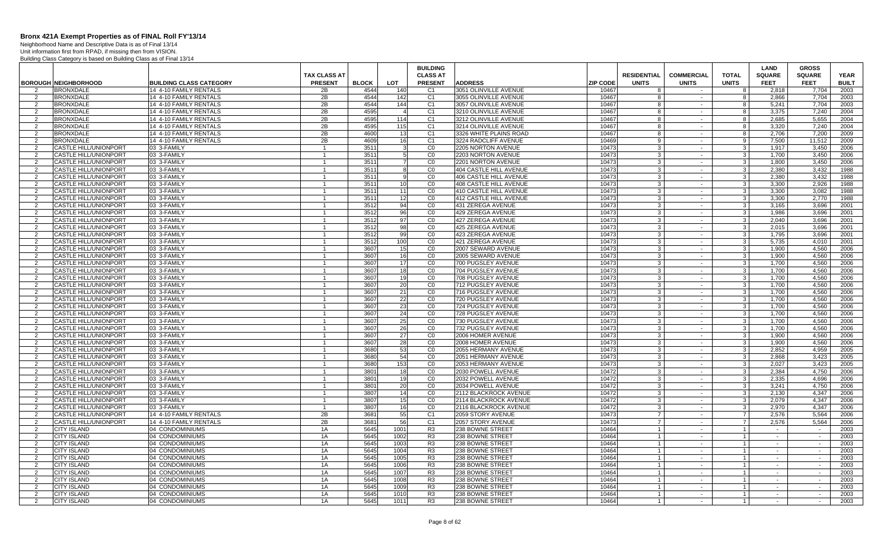# Bronx 421A Exempt Properties as of FINAL Roll FY'13/14

Neighborhood Name and Descriptive Data is as of Final 13/14
Unit information first from RPAD, if missing then from VISION.
Building Class Category is based on Building Class as of Final 13/14

| BOROUGH | NEIGHBORHOOD | BUILDING CLASS CATEGORY | TAX CLASS AT PRESENT | BLOCK | LOT | BUILDING CLASS AT PRESENT | ADDRESS | ZIP CODE | RESIDENTIAL UNITS | COMMERCIAL UNITS | TOTAL UNITS | LAND SQUARE FEET | GROSS SQUARE FEET | YEAR BUILT |
|---|---|---|---|---|---|---|---|---|---|---|---|---|---|---|
| 2 | BRONXDALE | 14 4-10 FAMILY RENTALS | 2B | 4544 | 140 | C1 | 3051 OLINVILLE AVENUE | 10467 | 8 | - | 8 | 2,818 | 7,704 | 2003 |
| 2 | BRONXDALE | 14 4-10 FAMILY RENTALS | 2B | 4544 | 142 | C1 | 3055 OLINVILLE AVENUE | 10467 | 8 | - | 8 | 2,866 | 7,704 | 2003 |
| 2 | BRONXDALE | 14 4-10 FAMILY RENTALS | 2B | 4544 | 144 | C1 | 3057 OLINVILLE AVENUE | 10467 | 8 | - | 8 | 5,241 | 7,704 | 2003 |
| 2 | BRONXDALE | 14 4-10 FAMILY RENTALS | 2B | 4595 | 4 | C1 | 3210 OLINVILLE AVENUE | 10467 | 8 | - | 8 | 3,375 | 7,240 | 2004 |
| 2 | BRONXDALE | 14 4-10 FAMILY RENTALS | 2B | 4595 | 114 | C1 | 3212 OLINVILLE AVENUE | 10467 | 8 | - | 8 | 2,685 | 5,655 | 2004 |
| 2 | BRONXDALE | 14 4-10 FAMILY RENTALS | 2B | 4595 | 115 | C1 | 3214 OLINVILLE AVENUE | 10467 | 8 | - | 8 | 3,320 | 7,240 | 2004 |
| 2 | BRONXDALE | 14 4-10 FAMILY RENTALS | 2B | 4600 | 13 | C1 | 3326 WHITE PLAINS ROAD | 10467 | 8 | - | 8 | 2,706 | 7,200 | 2009 |
| 2 | BRONXDALE | 14 4-10 FAMILY RENTALS | 2B | 4609 | 16 | C1 | 3224 RADCLIFF AVENUE | 10469 | 9 | - | 9 | 7,500 | 11,512 | 2009 |
| 2 | CASTLE HILL/UNIONPORT | 03 3-FAMILY | 1 | 3511 | 3 | C0 | 2205 NORTON AVENUE | 10473 | 3 | - | 3 | 1,917 | 3,450 | 2006 |
| 2 | CASTLE HILL/UNIONPORT | 03 3-FAMILY | 1 | 3511 | 5 | C0 | 2203 NORTON AVENUE | 10473 | 3 | - | 3 | 1,700 | 3,450 | 2006 |
| 2 | CASTLE HILL/UNIONPORT | 03 3-FAMILY | 1 | 3511 | 7 | C0 | 2201 NORTON AVENUE | 10473 | 3 | - | 3 | 1,800 | 3,450 | 2006 |
| 2 | CASTLE HILL/UNIONPORT | 03 3-FAMILY | 1 | 3511 | 8 | C0 | 404 CASTLE HILL AVENUE | 10473 | 3 | - | 3 | 2,380 | 3,432 | 1988 |
| 2 | CASTLE HILL/UNIONPORT | 03 3-FAMILY | 1 | 3511 | 9 | C0 | 406 CASTLE HILL AVENUE | 10473 | 3 | - | 3 | 2,380 | 3,432 | 1988 |
| 2 | CASTLE HILL/UNIONPORT | 03 3-FAMILY | 1 | 3511 | 10 | C0 | 408 CASTLE HILL AVENUE | 10473 | 3 | - | 3 | 3,300 | 2,926 | 1988 |
| 2 | CASTLE HILL/UNIONPORT | 03 3-FAMILY | 1 | 3511 | 11 | C0 | 410 CASTLE HILL AVENUE | 10473 | 3 | - | 3 | 3,300 | 3,082 | 1988 |
| 2 | CASTLE HILL/UNIONPORT | 03 3-FAMILY | 1 | 3511 | 12 | C0 | 412 CASTLE HILL AVENUE | 10473 | 3 | - | 3 | 3,300 | 2,770 | 1988 |
| 2 | CASTLE HILL/UNIONPORT | 03 3-FAMILY | 1 | 3512 | 94 | C0 | 431 ZEREGA AVENUE | 10473 | 3 | - | 3 | 3,165 | 3,696 | 2001 |
| 2 | CASTLE HILL/UNIONPORT | 03 3-FAMILY | 1 | 3512 | 96 | C0 | 429 ZEREGA AVENUE | 10473 | 3 | - | 3 | 1,986 | 3,696 | 2001 |
| 2 | CASTLE HILL/UNIONPORT | 03 3-FAMILY | 1 | 3512 | 97 | C0 | 427 ZEREGA AVENUE | 10473 | 3 | - | 3 | 2,040 | 3,696 | 2001 |
| 2 | CASTLE HILL/UNIONPORT | 03 3-FAMILY | 1 | 3512 | 98 | C0 | 425 ZEREGA AVENUE | 10473 | 3 | - | 3 | 2,015 | 3,696 | 2001 |
| 2 | CASTLE HILL/UNIONPORT | 03 3-FAMILY | 1 | 3512 | 99 | C0 | 423 ZEREGA AVENUE | 10473 | 3 | - | 3 | 1,795 | 3,696 | 2001 |
| 2 | CASTLE HILL/UNIONPORT | 03 3-FAMILY | 1 | 3512 | 100 | C0 | 421 ZEREGA AVENUE | 10473 | 3 | - | 3 | 5,735 | 4,010 | 2001 |
| 2 | CASTLE HILL/UNIONPORT | 03 3-FAMILY | 1 | 3607 | 15 | C0 | 2007 SEWARD AVENUE | 10473 | 3 | - | 3 | 1,900 | 4,560 | 2006 |
| 2 | CASTLE HILL/UNIONPORT | 03 3-FAMILY | 1 | 3607 | 16 | C0 | 2005 SEWARD AVENUE | 10473 | 3 | - | 3 | 1,900 | 4,560 | 2006 |
| 2 | CASTLE HILL/UNIONPORT | 03 3-FAMILY | 1 | 3607 | 17 | C0 | 700 PUGSLEY AVENUE | 10473 | 3 | - | 3 | 1,700 | 4,560 | 2006 |
| 2 | CASTLE HILL/UNIONPORT | 03 3-FAMILY | 1 | 3607 | 18 | C0 | 704 PUGSLEY AVENUE | 10473 | 3 | - | 3 | 1,700 | 4,560 | 2006 |
| 2 | CASTLE HILL/UNIONPORT | 03 3-FAMILY | 1 | 3607 | 19 | C0 | 708 PUGSLEY AVENUE | 10473 | 3 | - | 3 | 1,700 | 4,560 | 2006 |
| 2 | CASTLE HILL/UNIONPORT | 03 3-FAMILY | 1 | 3607 | 20 | C0 | 712 PUGSLEY AVENUE | 10473 | 3 | - | 3 | 1,700 | 4,560 | 2006 |
| 2 | CASTLE HILL/UNIONPORT | 03 3-FAMILY | 1 | 3607 | 21 | C0 | 716 PUGSLEY AVENUE | 10473 | 3 | - | 3 | 1,700 | 4,560 | 2006 |
| 2 | CASTLE HILL/UNIONPORT | 03 3-FAMILY | 1 | 3607 | 22 | C0 | 720 PUGSLEY AVENUE | 10473 | 3 | - | 3 | 1,700 | 4,560 | 2006 |
| 2 | CASTLE HILL/UNIONPORT | 03 3-FAMILY | 1 | 3607 | 23 | C0 | 724 PUGSLEY AVENUE | 10473 | 3 | - | 3 | 1,700 | 4,560 | 2006 |
| 2 | CASTLE HILL/UNIONPORT | 03 3-FAMILY | 1 | 3607 | 24 | C0 | 728 PUGSLEY AVENUE | 10473 | 3 | - | 3 | 1,700 | 4,560 | 2006 |
| 2 | CASTLE HILL/UNIONPORT | 03 3-FAMILY | 1 | 3607 | 25 | C0 | 730 PUGSLEY AVENUE | 10473 | 3 | - | 3 | 1,700 | 4,560 | 2006 |
| 2 | CASTLE HILL/UNIONPORT | 03 3-FAMILY | 1 | 3607 | 26 | C0 | 732 PUGSLEY AVENUE | 10473 | 3 | - | 3 | 1,700 | 4,560 | 2006 |
| 2 | CASTLE HILL/UNIONPORT | 03 3-FAMILY | 1 | 3607 | 27 | C0 | 2006 HOMER AVENUE | 10473 | 3 | - | 3 | 1,900 | 4,560 | 2006 |
| 2 | CASTLE HILL/UNIONPORT | 03 3-FAMILY | 1 | 3607 | 28 | C0 | 2008 HOMER AVENUE | 10473 | 3 | - | 3 | 1,900 | 4,560 | 2006 |
| 2 | CASTLE HILL/UNIONPORT | 03 3-FAMILY | 1 | 3680 | 53 | C0 | 2055 HERMANY AVENUE | 10473 | 3 | - | 3 | 2,852 | 4,959 | 2005 |
| 2 | CASTLE HILL/UNIONPORT | 03 3-FAMILY | 1 | 3680 | 54 | C0 | 2051 HERMANY AVENUE | 10473 | 3 | - | 3 | 2,868 | 3,423 | 2005 |
| 2 | CASTLE HILL/UNIONPORT | 03 3-FAMILY | 1 | 3680 | 153 | C0 | 2053 HERMANY AVENUE | 10473 | 3 | - | 3 | 2,027 | 3,423 | 2005 |
| 2 | CASTLE HILL/UNIONPORT | 03 3-FAMILY | 1 | 3801 | 18 | C0 | 2030 POWELL AVENUE | 10472 | 3 | - | 3 | 2,384 | 4,750 | 2006 |
| 2 | CASTLE HILL/UNIONPORT | 03 3-FAMILY | 1 | 3801 | 19 | C0 | 2032 POWELL AVENUE | 10472 | 3 | - | 3 | 2,335 | 4,696 | 2006 |
| 2 | CASTLE HILL/UNIONPORT | 03 3-FAMILY | 1 | 3801 | 20 | C0 | 2034 POWELL AVENUE | 10472 | 3 | - | 3 | 3,241 | 4,750 | 2006 |
| 2 | CASTLE HILL/UNIONPORT | 03 3-FAMILY | 1 | 3807 | 14 | C0 | 2112 BLACKROCK AVENUE | 10472 | 3 | - | 3 | 2,130 | 4,347 | 2006 |
| 2 | CASTLE HILL/UNIONPORT | 03 3-FAMILY | 1 | 3807 | 15 | C0 | 2114 BLACKROCK AVENUE | 10472 | 3 | - | 3 | 2,079 | 4,347 | 2006 |
| 2 | CASTLE HILL/UNIONPORT | 03 3-FAMILY | 1 | 3807 | 16 | C0 | 2116 BLACKROCK AVENUE | 10472 | 3 | - | 3 | 2,970 | 4,347 | 2006 |
| 2 | CASTLE HILL/UNIONPORT | 14 4-10 FAMILY RENTALS | 2B | 3681 | 55 | C1 | 2059 STORY AVENUE | 10473 | 7 | - | 7 | 2,576 | 5,564 | 2006 |
| 2 | CASTLE HILL/UNIONPORT | 14 4-10 FAMILY RENTALS | 2B | 3681 | 56 | C1 | 2057 STORY AVENUE | 10473 | 7 | - | 7 | 2,576 | 5,564 | 2006 |
| 2 | CITY ISLAND | 04 CONDOMINIUMS | 1A | 5645 | 1001 | R3 | 238 BOWNE STREET | 10464 | 1 | - | 1 | - | - | 2003 |
| 2 | CITY ISLAND | 04 CONDOMINIUMS | 1A | 5645 | 1002 | R3 | 238 BOWNE STREET | 10464 | 1 | - | 1 | - | - | 2003 |
| 2 | CITY ISLAND | 04 CONDOMINIUMS | 1A | 5645 | 1003 | R3 | 238 BOWNE STREET | 10464 | 1 | - | 1 | - | - | 2003 |
| 2 | CITY ISLAND | 04 CONDOMINIUMS | 1A | 5645 | 1004 | R3 | 238 BOWNE STREET | 10464 | 1 | - | 1 | - | - | 2003 |
| 2 | CITY ISLAND | 04 CONDOMINIUMS | 1A | 5645 | 1005 | R3 | 238 BOWNE STREET | 10464 | 1 | - | 1 | - | - | 2003 |
| 2 | CITY ISLAND | 04 CONDOMINIUMS | 1A | 5645 | 1006 | R3 | 238 BOWNE STREET | 10464 | 1 | - | 1 | - | - | 2003 |
| 2 | CITY ISLAND | 04 CONDOMINIUMS | 1A | 5645 | 1007 | R3 | 238 BOWNE STREET | 10464 | 1 | - | 1 | - | - | 2003 |
| 2 | CITY ISLAND | 04 CONDOMINIUMS | 1A | 5645 | 1008 | R3 | 238 BOWNE STREET | 10464 | 1 | - | 1 | - | - | 2003 |
| 2 | CITY ISLAND | 04 CONDOMINIUMS | 1A | 5645 | 1009 | R3 | 238 BOWNE STREET | 10464 | 1 | - | 1 | - | - | 2003 |
| 2 | CITY ISLAND | 04 CONDOMINIUMS | 1A | 5645 | 1010 | R3 | 238 BOWNE STREET | 10464 | 1 | - | 1 | - | - | 2003 |
| 2 | CITY ISLAND | 04 CONDOMINIUMS | 1A | 5645 | 1011 | R3 | 238 BOWNE STREET | 10464 | 1 | - | 1 | - | - | 2003 |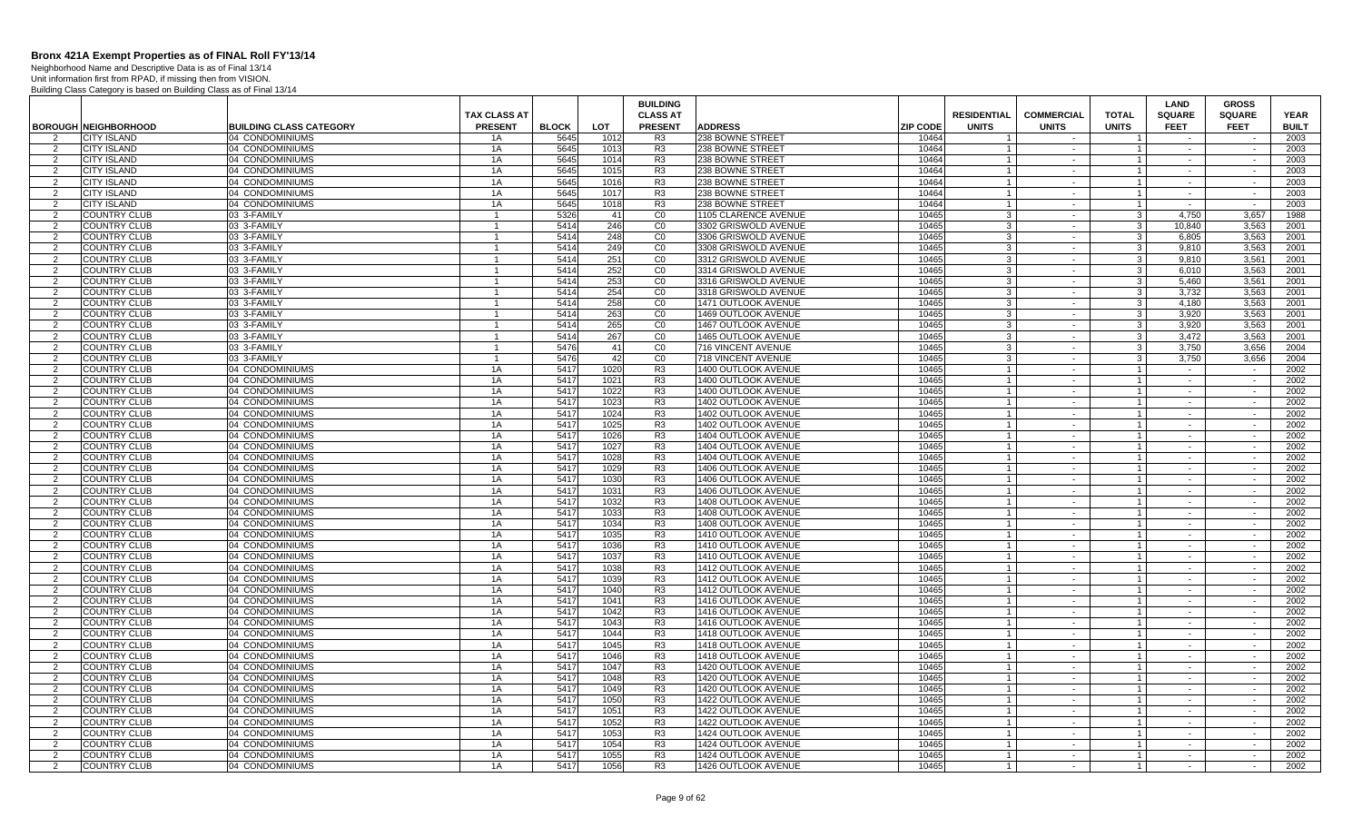# Bronx 421A Exempt Properties as of FINAL Roll FY'13/14

Neighborhood Name and Descriptive Data is as of Final 13/14
Unit information first from RPAD, if missing then from VISION.
Building Class Category is based on Building Class as of Final 13/14

| BOROUGH | NEIGHBORHOOD | BUILDING CLASS CATEGORY | TAX CLASS AT PRESENT | BLOCK | LOT | BUILDING CLASS AT PRESENT | ADDRESS | ZIP CODE | RESIDENTIAL UNITS | COMMERCIAL UNITS | TOTAL UNITS | LAND SQUARE FEET | GROSS SQUARE FEET | YEAR BUILT |
|---|---|---|---|---|---|---|---|---|---|---|---|---|---|---|
| 2 | CITY ISLAND | 04 CONDOMINIUMS | 1A | 5645 | 1012 | R3 | 238 BOWNE STREET | 10464 | 1 | - | 1 | - | - | 2003 |
| 2 | CITY ISLAND | 04 CONDOMINIUMS | 1A | 5645 | 1013 | R3 | 238 BOWNE STREET | 10464 | 1 | - | 1 | - | - | 2003 |
| 2 | CITY ISLAND | 04 CONDOMINIUMS | 1A | 5645 | 1014 | R3 | 238 BOWNE STREET | 10464 | 1 | - | 1 | - | - | 2003 |
| 2 | CITY ISLAND | 04 CONDOMINIUMS | 1A | 5645 | 1015 | R3 | 238 BOWNE STREET | 10464 | 1 | - | 1 | - | - | 2003 |
| 2 | CITY ISLAND | 04 CONDOMINIUMS | 1A | 5645 | 1016 | R3 | 238 BOWNE STREET | 10464 | 1 | - | 1 | - | - | 2003 |
| 2 | CITY ISLAND | 04 CONDOMINIUMS | 1A | 5645 | 1017 | R3 | 238 BOWNE STREET | 10464 | 1 | - | 1 | - | - | 2003 |
| 2 | CITY ISLAND | 04 CONDOMINIUMS | 1A | 5645 | 1018 | R3 | 238 BOWNE STREET | 10464 | 1 | - | 1 | - | - | 2003 |
| 2 | COUNTRY CLUB | 03 3-FAMILY | 1 | 5326 | 41 | C0 | 1105 CLARENCE AVENUE | 10465 | 3 | - | 3 | 4,750 | 3,657 | 1988 |
| 2 | COUNTRY CLUB | 03 3-FAMILY | 1 | 5414 | 246 | C0 | 3302 GRISWOLD AVENUE | 10465 | 3 | - | 3 | 10,840 | 3,563 | 2001 |
| 2 | COUNTRY CLUB | 03 3-FAMILY | 1 | 5414 | 248 | C0 | 3306 GRISWOLD AVENUE | 10465 | 3 | - | 3 | 6,805 | 3,563 | 2001 |
| 2 | COUNTRY CLUB | 03 3-FAMILY | 1 | 5414 | 249 | C0 | 3308 GRISWOLD AVENUE | 10465 | 3 | - | 3 | 9,810 | 3,563 | 2001 |
| 2 | COUNTRY CLUB | 03 3-FAMILY | 1 | 5414 | 251 | C0 | 3312 GRISWOLD AVENUE | 10465 | 3 | - | 3 | 9,810 | 3,561 | 2001 |
| 2 | COUNTRY CLUB | 03 3-FAMILY | 1 | 5414 | 252 | C0 | 3314 GRISWOLD AVENUE | 10465 | 3 | - | 3 | 6,010 | 3,563 | 2001 |
| 2 | COUNTRY CLUB | 03 3-FAMILY | 1 | 5414 | 253 | C0 | 3316 GRISWOLD AVENUE | 10465 | 3 | - | 3 | 5,460 | 3,561 | 2001 |
| 2 | COUNTRY CLUB | 03 3-FAMILY | 1 | 5414 | 254 | C0 | 3318 GRISWOLD AVENUE | 10465 | 3 | - | 3 | 3,732 | 3,563 | 2001 |
| 2 | COUNTRY CLUB | 03 3-FAMILY | 1 | 5414 | 258 | C0 | 1471 OUTLOOK AVENUE | 10465 | 3 | - | 3 | 4,180 | 3,563 | 2001 |
| 2 | COUNTRY CLUB | 03 3-FAMILY | 1 | 5414 | 263 | C0 | 1469 OUTLOOK AVENUE | 10465 | 3 | - | 3 | 3,920 | 3,563 | 2001 |
| 2 | COUNTRY CLUB | 03 3-FAMILY | 1 | 5414 | 265 | C0 | 1467 OUTLOOK AVENUE | 10465 | 3 | - | 3 | 3,920 | 3,563 | 2001 |
| 2 | COUNTRY CLUB | 03 3-FAMILY | 1 | 5414 | 267 | C0 | 1465 OUTLOOK AVENUE | 10465 | 3 | - | 3 | 3,472 | 3,563 | 2001 |
| 2 | COUNTRY CLUB | 03 3-FAMILY | 1 | 5476 | 41 | C0 | 716 VINCENT AVENUE | 10465 | 3 | - | 3 | 3,750 | 3,656 | 2004 |
| 2 | COUNTRY CLUB | 03 3-FAMILY | 1 | 5476 | 42 | C0 | 718 VINCENT AVENUE | 10465 | 3 | - | 3 | 3,750 | 3,656 | 2004 |
| 2 | COUNTRY CLUB | 04 CONDOMINIUMS | 1A | 5417 | 1020 | R3 | 1400 OUTLOOK AVENUE | 10465 | 1 | - | 1 | - | - | 2002 |
| 2 | COUNTRY CLUB | 04 CONDOMINIUMS | 1A | 5417 | 1021 | R3 | 1400 OUTLOOK AVENUE | 10465 | 1 | - | 1 | - | - | 2002 |
| 2 | COUNTRY CLUB | 04 CONDOMINIUMS | 1A | 5417 | 1022 | R3 | 1400 OUTLOOK AVENUE | 10465 | 1 | - | 1 | - | - | 2002 |
| 2 | COUNTRY CLUB | 04 CONDOMINIUMS | 1A | 5417 | 1023 | R3 | 1402 OUTLOOK AVENUE | 10465 | 1 | - | 1 | - | - | 2002 |
| 2 | COUNTRY CLUB | 04 CONDOMINIUMS | 1A | 5417 | 1024 | R3 | 1402 OUTLOOK AVENUE | 10465 | 1 | - | 1 | - | - | 2002 |
| 2 | COUNTRY CLUB | 04 CONDOMINIUMS | 1A | 5417 | 1025 | R3 | 1402 OUTLOOK AVENUE | 10465 | 1 | - | 1 | - | - | 2002 |
| 2 | COUNTRY CLUB | 04 CONDOMINIUMS | 1A | 5417 | 1026 | R3 | 1404 OUTLOOK AVENUE | 10465 | 1 | - | 1 | - | - | 2002 |
| 2 | COUNTRY CLUB | 04 CONDOMINIUMS | 1A | 5417 | 1027 | R3 | 1404 OUTLOOK AVENUE | 10465 | 1 | - | 1 | - | - | 2002 |
| 2 | COUNTRY CLUB | 04 CONDOMINIUMS | 1A | 5417 | 1028 | R3 | 1404 OUTLOOK AVENUE | 10465 | 1 | - | 1 | - | - | 2002 |
| 2 | COUNTRY CLUB | 04 CONDOMINIUMS | 1A | 5417 | 1029 | R3 | 1406 OUTLOOK AVENUE | 10465 | 1 | - | 1 | - | - | 2002 |
| 2 | COUNTRY CLUB | 04 CONDOMINIUMS | 1A | 5417 | 1030 | R3 | 1406 OUTLOOK AVENUE | 10465 | 1 | - | 1 | - | - | 2002 |
| 2 | COUNTRY CLUB | 04 CONDOMINIUMS | 1A | 5417 | 1031 | R3 | 1406 OUTLOOK AVENUE | 10465 | 1 | - | 1 | - | - | 2002 |
| 2 | COUNTRY CLUB | 04 CONDOMINIUMS | 1A | 5417 | 1032 | R3 | 1408 OUTLOOK AVENUE | 10465 | 1 | - | 1 | - | - | 2002 |
| 2 | COUNTRY CLUB | 04 CONDOMINIUMS | 1A | 5417 | 1033 | R3 | 1408 OUTLOOK AVENUE | 10465 | 1 | - | 1 | - | - | 2002 |
| 2 | COUNTRY CLUB | 04 CONDOMINIUMS | 1A | 5417 | 1034 | R3 | 1408 OUTLOOK AVENUE | 10465 | 1 | - | 1 | - | - | 2002 |
| 2 | COUNTRY CLUB | 04 CONDOMINIUMS | 1A | 5417 | 1035 | R3 | 1410 OUTLOOK AVENUE | 10465 | 1 | - | 1 | - | - | 2002 |
| 2 | COUNTRY CLUB | 04 CONDOMINIUMS | 1A | 5417 | 1036 | R3 | 1410 OUTLOOK AVENUE | 10465 | 1 | - | 1 | - | - | 2002 |
| 2 | COUNTRY CLUB | 04 CONDOMINIUMS | 1A | 5417 | 1037 | R3 | 1410 OUTLOOK AVENUE | 10465 | 1 | - | 1 | - | - | 2002 |
| 2 | COUNTRY CLUB | 04 CONDOMINIUMS | 1A | 5417 | 1038 | R3 | 1412 OUTLOOK AVENUE | 10465 | 1 | - | 1 | - | - | 2002 |
| 2 | COUNTRY CLUB | 04 CONDOMINIUMS | 1A | 5417 | 1039 | R3 | 1412 OUTLOOK AVENUE | 10465 | 1 | - | 1 | - | - | 2002 |
| 2 | COUNTRY CLUB | 04 CONDOMINIUMS | 1A | 5417 | 1040 | R3 | 1412 OUTLOOK AVENUE | 10465 | 1 | - | 1 | - | - | 2002 |
| 2 | COUNTRY CLUB | 04 CONDOMINIUMS | 1A | 5417 | 1041 | R3 | 1416 OUTLOOK AVENUE | 10465 | 1 | - | 1 | - | - | 2002 |
| 2 | COUNTRY CLUB | 04 CONDOMINIUMS | 1A | 5417 | 1042 | R3 | 1416 OUTLOOK AVENUE | 10465 | 1 | - | 1 | - | - | 2002 |
| 2 | COUNTRY CLUB | 04 CONDOMINIUMS | 1A | 5417 | 1043 | R3 | 1416 OUTLOOK AVENUE | 10465 | 1 | - | 1 | - | - | 2002 |
| 2 | COUNTRY CLUB | 04 CONDOMINIUMS | 1A | 5417 | 1044 | R3 | 1418 OUTLOOK AVENUE | 10465 | 1 | - | 1 | - | - | 2002 |
| 2 | COUNTRY CLUB | 04 CONDOMINIUMS | 1A | 5417 | 1045 | R3 | 1418 OUTLOOK AVENUE | 10465 | 1 | - | 1 | - | - | 2002 |
| 2 | COUNTRY CLUB | 04 CONDOMINIUMS | 1A | 5417 | 1046 | R3 | 1418 OUTLOOK AVENUE | 10465 | 1 | - | 1 | - | - | 2002 |
| 2 | COUNTRY CLUB | 04 CONDOMINIUMS | 1A | 5417 | 1047 | R3 | 1420 OUTLOOK AVENUE | 10465 | 1 | - | 1 | - | - | 2002 |
| 2 | COUNTRY CLUB | 04 CONDOMINIUMS | 1A | 5417 | 1048 | R3 | 1420 OUTLOOK AVENUE | 10465 | 1 | - | 1 | - | - | 2002 |
| 2 | COUNTRY CLUB | 04 CONDOMINIUMS | 1A | 5417 | 1049 | R3 | 1420 OUTLOOK AVENUE | 10465 | 1 | - | 1 | - | - | 2002 |
| 2 | COUNTRY CLUB | 04 CONDOMINIUMS | 1A | 5417 | 1050 | R3 | 1422 OUTLOOK AVENUE | 10465 | 1 | - | 1 | - | - | 2002 |
| 2 | COUNTRY CLUB | 04 CONDOMINIUMS | 1A | 5417 | 1051 | R3 | 1422 OUTLOOK AVENUE | 10465 | 1 | - | 1 | - | - | 2002 |
| 2 | COUNTRY CLUB | 04 CONDOMINIUMS | 1A | 5417 | 1052 | R3 | 1422 OUTLOOK AVENUE | 10465 | 1 | - | 1 | - | - | 2002 |
| 2 | COUNTRY CLUB | 04 CONDOMINIUMS | 1A | 5417 | 1053 | R3 | 1424 OUTLOOK AVENUE | 10465 | 1 | - | 1 | - | - | 2002 |
| 2 | COUNTRY CLUB | 04 CONDOMINIUMS | 1A | 5417 | 1054 | R3 | 1424 OUTLOOK AVENUE | 10465 | 1 | - | 1 | - | - | 2002 |
| 2 | COUNTRY CLUB | 04 CONDOMINIUMS | 1A | 5417 | 1055 | R3 | 1424 OUTLOOK AVENUE | 10465 | 1 | - | 1 | - | - | 2002 |
| 2 | COUNTRY CLUB | 04 CONDOMINIUMS | 1A | 5417 | 1056 | R3 | 1426 OUTLOOK AVENUE | 10465 | 1 | - | 1 | - | - | 2002 |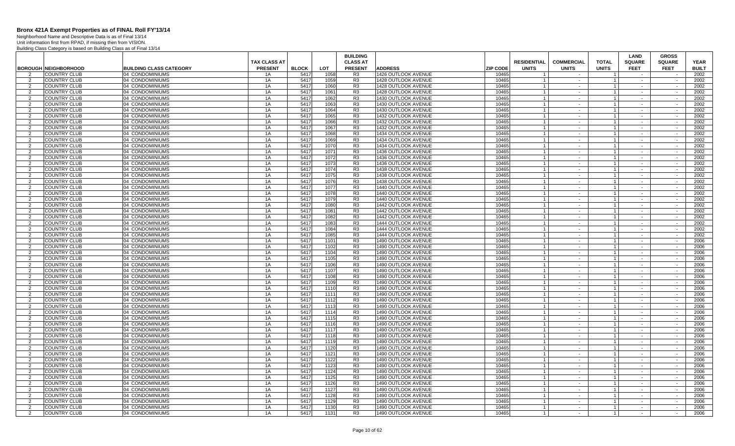# Bronx 421A Exempt Properties as of FINAL Roll FY'13/14

Neighborhood Name and Descriptive Data is as of Final 13/14
Unit information first from RPAD, if missing then from VISION.
Building Class Category is based on Building Class as of Final 13/14

| BOROUGH | NEIGHBORHOOD | BUILDING CLASS CATEGORY | TAX CLASS AT PRESENT | BLOCK | LOT | BUILDING CLASS AT PRESENT | ADDRESS | ZIP CODE | RESIDENTIAL UNITS | COMMERCIAL UNITS | TOTAL UNITS | LAND SQUARE FEET | GROSS SQUARE FEET | YEAR BUILT |
|---|---|---|---|---|---|---|---|---|---|---|---|---|---|---|
| 2 | COUNTRY CLUB | 04 CONDOMINIUMS | 1A | 5417 | 1058 | R3 | 1426 OUTLOOK AVENUE | 10465 | 1 | - | 1 | - | - | 2002 |
| 2 | COUNTRY CLUB | 04 CONDOMINIUMS | 1A | 5417 | 1059 | R3 | 1428 OUTLOOK AVENUE | 10465 | 1 | - | 1 | - | - | 2002 |
| 2 | COUNTRY CLUB | 04 CONDOMINIUMS | 1A | 5417 | 1060 | R3 | 1428 OUTLOOK AVENUE | 10465 | 1 | - | 1 | - | - | 2002 |
| 2 | COUNTRY CLUB | 04 CONDOMINIUMS | 1A | 5417 | 1061 | R3 | 1428 OUTLOOK AVENUE | 10465 | 1 | - | 1 | - | - | 2002 |
| 2 | COUNTRY CLUB | 04 CONDOMINIUMS | 1A | 5417 | 1062 | R3 | 1430 OUTLOOK AVENUE | 10465 | 1 | - | 1 | - | - | 2002 |
| 2 | COUNTRY CLUB | 04 CONDOMINIUMS | 1A | 5417 | 1063 | R3 | 1430 OUTLOOK AVENUE | 10465 | 1 | - | 1 | - | - | 2002 |
| 2 | COUNTRY CLUB | 04 CONDOMINIUMS | 1A | 5417 | 1064 | R3 | 1430 OUTLOOK AVENUE | 10465 | 1 | - | 1 | - | - | 2002 |
| 2 | COUNTRY CLUB | 04 CONDOMINIUMS | 1A | 5417 | 1065 | R3 | 1432 OUTLOOK AVENUE | 10465 | 1 | - | 1 | - | - | 2002 |
| 2 | COUNTRY CLUB | 04 CONDOMINIUMS | 1A | 5417 | 1066 | R3 | 1432 OUTLOOK AVENUE | 10465 | 1 | - | 1 | - | - | 2002 |
| 2 | COUNTRY CLUB | 04 CONDOMINIUMS | 1A | 5417 | 1067 | R3 | 1432 OUTLOOK AVENUE | 10465 | 1 | - | 1 | - | - | 2002 |
| 2 | COUNTRY CLUB | 04 CONDOMINIUMS | 1A | 5417 | 1068 | R3 | 1434 OUTLOOK AVENUE | 10465 | 1 | - | 1 | - | - | 2002 |
| 2 | COUNTRY CLUB | 04 CONDOMINIUMS | 1A | 5417 | 1069 | R3 | 1434 OUTLOOK AVENUE | 10465 | 1 | - | 1 | - | - | 2002 |
| 2 | COUNTRY CLUB | 04 CONDOMINIUMS | 1A | 5417 | 1070 | R3 | 1434 OUTLOOK AVENUE | 10465 | 1 | - | 1 | - | - | 2002 |
| 2 | COUNTRY CLUB | 04 CONDOMINIUMS | 1A | 5417 | 1071 | R3 | 1436 OUTLOOK AVENUE | 10465 | 1 | - | 1 | - | - | 2002 |
| 2 | COUNTRY CLUB | 04 CONDOMINIUMS | 1A | 5417 | 1072 | R3 | 1436 OUTLOOK AVENUE | 10465 | 1 | - | 1 | - | - | 2002 |
| 2 | COUNTRY CLUB | 04 CONDOMINIUMS | 1A | 5417 | 1073 | R3 | 1436 OUTLOOK AVENUE | 10465 | 1 | - | 1 | - | - | 2002 |
| 2 | COUNTRY CLUB | 04 CONDOMINIUMS | 1A | 5417 | 1074 | R3 | 1438 OUTLOOK AVENUE | 10465 | 1 | - | 1 | - | - | 2002 |
| 2 | COUNTRY CLUB | 04 CONDOMINIUMS | 1A | 5417 | 1075 | R3 | 1438 OUTLOOK AVENUE | 10465 | 1 | - | 1 | - | - | 2002 |
| 2 | COUNTRY CLUB | 04 CONDOMINIUMS | 1A | 5417 | 1076 | R3 | 1438 OUTLOOK AVENUE | 10465 | 1 | - | 1 | - | - | 2002 |
| 2 | COUNTRY CLUB | 04 CONDOMINIUMS | 1A | 5417 | 1077 | R3 | 1440 OUTLOOK AVENUE | 10465 | 1 | - | 1 | - | - | 2002 |
| 2 | COUNTRY CLUB | 04 CONDOMINIUMS | 1A | 5417 | 1078 | R3 | 1440 OUTLOOK AVENUE | 10465 | 1 | - | 1 | - | - | 2002 |
| 2 | COUNTRY CLUB | 04 CONDOMINIUMS | 1A | 5417 | 1079 | R3 | 1440 OUTLOOK AVENUE | 10465 | 1 | - | 1 | - | - | 2002 |
| 2 | COUNTRY CLUB | 04 CONDOMINIUMS | 1A | 5417 | 1080 | R3 | 1442 OUTLOOK AVENUE | 10465 | 1 | - | 1 | - | - | 2002 |
| 2 | COUNTRY CLUB | 04 CONDOMINIUMS | 1A | 5417 | 1081 | R3 | 1442 OUTLOOK AVENUE | 10465 | 1 | - | 1 | - | - | 2002 |
| 2 | COUNTRY CLUB | 04 CONDOMINIUMS | 1A | 5417 | 1082 | R3 | 1442 OUTLOOK AVENUE | 10465 | 1 | - | 1 | - | - | 2002 |
| 2 | COUNTRY CLUB | 04 CONDOMINIUMS | 1A | 5417 | 1083 | R3 | 1444 OUTLOOK AVENUE | 10465 | 1 | - | 1 | - | - | 2002 |
| 2 | COUNTRY CLUB | 04 CONDOMINIUMS | 1A | 5417 | 1084 | R3 | 1444 OUTLOOK AVENUE | 10465 | 1 | - | 1 | - | - | 2002 |
| 2 | COUNTRY CLUB | 04 CONDOMINIUMS | 1A | 5417 | 1085 | R3 | 1444 OUTLOOK AVENUE | 10465 | 1 | - | 1 | - | - | 2002 |
| 2 | COUNTRY CLUB | 04 CONDOMINIUMS | 1A | 5417 | 1101 | R3 | 1490 OUTLOOK AVENUE | 10465 | 1 | - | 1 | - | - | 2006 |
| 2 | COUNTRY CLUB | 04 CONDOMINIUMS | 1A | 5417 | 1102 | R3 | 1490 OUTLOOK AVENUE | 10465 | 1 | - | 1 | - | - | 2006 |
| 2 | COUNTRY CLUB | 04 CONDOMINIUMS | 1A | 5417 | 1104 | R3 | 1490 OUTLOOK AVENUE | 10465 | 1 | - | 1 | - | - | 2006 |
| 2 | COUNTRY CLUB | 04 CONDOMINIUMS | 1A | 5417 | 1105 | R3 | 1490 OUTLOOK AVENUE | 10465 | 1 | - | 1 | - | - | 2006 |
| 2 | COUNTRY CLUB | 04 CONDOMINIUMS | 1A | 5417 | 1106 | R3 | 1490 OUTLOOK AVENUE | 10465 | 1 | - | 1 | - | - | 2006 |
| 2 | COUNTRY CLUB | 04 CONDOMINIUMS | 1A | 5417 | 1107 | R3 | 1490 OUTLOOK AVENUE | 10465 | 1 | - | 1 | - | - | 2006 |
| 2 | COUNTRY CLUB | 04 CONDOMINIUMS | 1A | 5417 | 1108 | R3 | 1490 OUTLOOK AVENUE | 10465 | 1 | - | 1 | - | - | 2006 |
| 2 | COUNTRY CLUB | 04 CONDOMINIUMS | 1A | 5417 | 1109 | R3 | 1490 OUTLOOK AVENUE | 10465 | 1 | - | 1 | - | - | 2006 |
| 2 | COUNTRY CLUB | 04 CONDOMINIUMS | 1A | 5417 | 1110 | R3 | 1490 OUTLOOK AVENUE | 10465 | 1 | - | 1 | - | - | 2006 |
| 2 | COUNTRY CLUB | 04 CONDOMINIUMS | 1A | 5417 | 1111 | R3 | 1490 OUTLOOK AVENUE | 10465 | 1 | - | 1 | - | - | 2006 |
| 2 | COUNTRY CLUB | 04 CONDOMINIUMS | 1A | 5417 | 1112 | R3 | 1490 OUTLOOK AVENUE | 10465 | 1 | - | 1 | - | - | 2006 |
| 2 | COUNTRY CLUB | 04 CONDOMINIUMS | 1A | 5417 | 1113 | R3 | 1490 OUTLOOK AVENUE | 10465 | 1 | - | 1 | - | - | 2006 |
| 2 | COUNTRY CLUB | 04 CONDOMINIUMS | 1A | 5417 | 1114 | R3 | 1490 OUTLOOK AVENUE | 10465 | 1 | - | 1 | - | - | 2006 |
| 2 | COUNTRY CLUB | 04 CONDOMINIUMS | 1A | 5417 | 1115 | R3 | 1490 OUTLOOK AVENUE | 10465 | 1 | - | 1 | - | - | 2006 |
| 2 | COUNTRY CLUB | 04 CONDOMINIUMS | 1A | 5417 | 1116 | R3 | 1490 OUTLOOK AVENUE | 10465 | 1 | - | 1 | - | - | 2006 |
| 2 | COUNTRY CLUB | 04 CONDOMINIUMS | 1A | 5417 | 1117 | R3 | 1490 OUTLOOK AVENUE | 10465 | 1 | - | 1 | - | - | 2006 |
| 2 | COUNTRY CLUB | 04 CONDOMINIUMS | 1A | 5417 | 1118 | R3 | 1490 OUTLOOK AVENUE | 10465 | 1 | - | 1 | - | - | 2006 |
| 2 | COUNTRY CLUB | 04 CONDOMINIUMS | 1A | 5417 | 1119 | R3 | 1490 OUTLOOK AVENUE | 10465 | 1 | - | 1 | - | - | 2006 |
| 2 | COUNTRY CLUB | 04 CONDOMINIUMS | 1A | 5417 | 1120 | R3 | 1490 OUTLOOK AVENUE | 10465 | 1 | - | 1 | - | - | 2006 |
| 2 | COUNTRY CLUB | 04 CONDOMINIUMS | 1A | 5417 | 1121 | R3 | 1490 OUTLOOK AVENUE | 10465 | 1 | - | 1 | - | - | 2006 |
| 2 | COUNTRY CLUB | 04 CONDOMINIUMS | 1A | 5417 | 1122 | R3 | 1490 OUTLOOK AVENUE | 10465 | 1 | - | 1 | - | - | 2006 |
| 2 | COUNTRY CLUB | 04 CONDOMINIUMS | 1A | 5417 | 1123 | R3 | 1490 OUTLOOK AVENUE | 10465 | 1 | - | 1 | - | - | 2006 |
| 2 | COUNTRY CLUB | 04 CONDOMINIUMS | 1A | 5417 | 1124 | R3 | 1490 OUTLOOK AVENUE | 10465 | 1 | - | 1 | - | - | 2006 |
| 2 | COUNTRY CLUB | 04 CONDOMINIUMS | 1A | 5417 | 1125 | R3 | 1490 OUTLOOK AVENUE | 10465 | 1 | - | 1 | - | - | 2006 |
| 2 | COUNTRY CLUB | 04 CONDOMINIUMS | 1A | 5417 | 1126 | R3 | 1490 OUTLOOK AVENUE | 10465 | 1 | - | 1 | - | - | 2006 |
| 2 | COUNTRY CLUB | 04 CONDOMINIUMS | 1A | 5417 | 1127 | R3 | 1490 OUTLOOK AVENUE | 10465 | 1 | - | 1 | - | - | 2006 |
| 2 | COUNTRY CLUB | 04 CONDOMINIUMS | 1A | 5417 | 1128 | R3 | 1490 OUTLOOK AVENUE | 10465 | 1 | - | 1 | - | - | 2006 |
| 2 | COUNTRY CLUB | 04 CONDOMINIUMS | 1A | 5417 | 1129 | R3 | 1490 OUTLOOK AVENUE | 10465 | 1 | - | 1 | - | - | 2006 |
| 2 | COUNTRY CLUB | 04 CONDOMINIUMS | 1A | 5417 | 1130 | R3 | 1490 OUTLOOK AVENUE | 10465 | 1 | - | 1 | - | - | 2006 |
| 2 | COUNTRY CLUB | 04 CONDOMINIUMS | 1A | 5417 | 1131 | R3 | 1490 OUTLOOK AVENUE | 10465 | 1 | - | 1 | - | - | 2006 |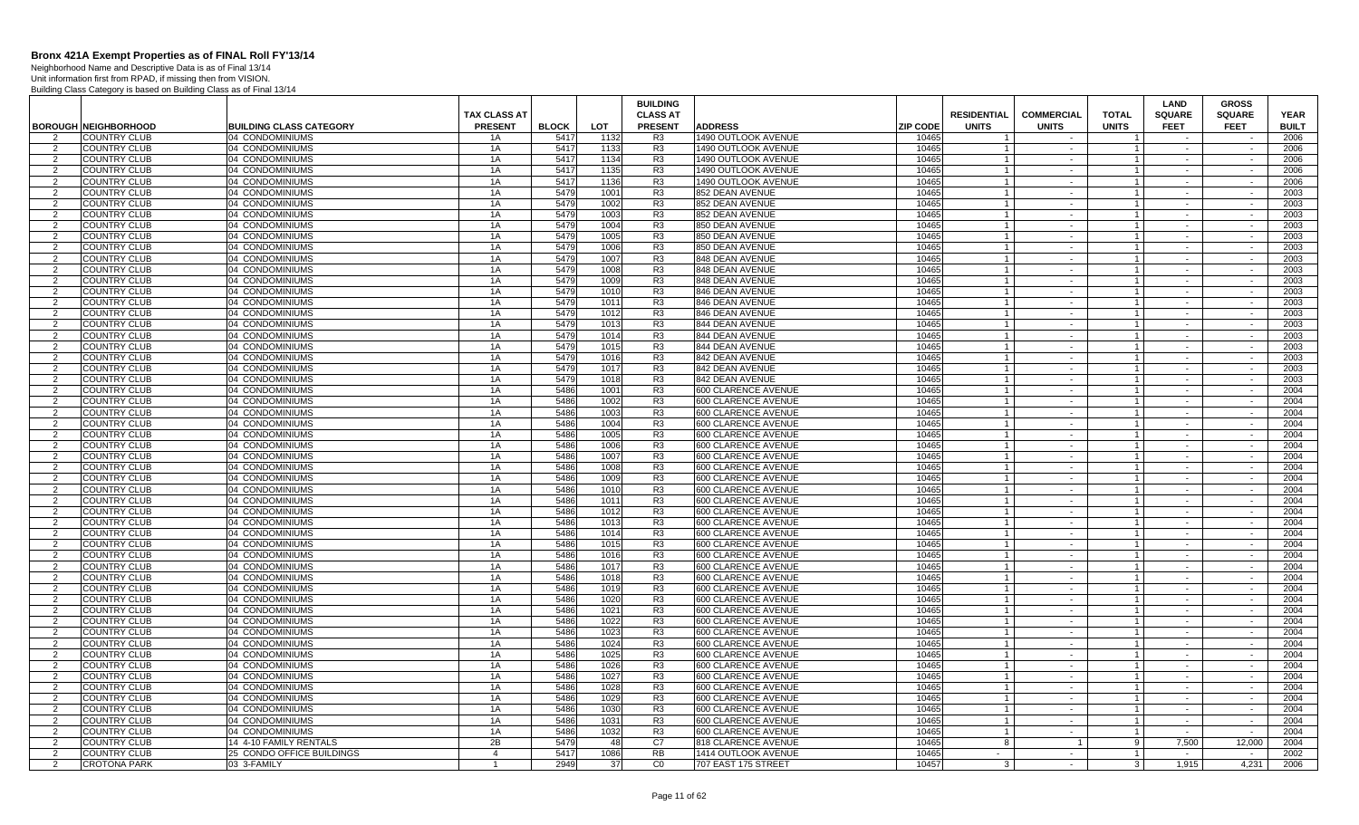# Bronx 421A Exempt Properties as of FINAL Roll FY'13/14

Neighborhood Name and Descriptive Data is as of Final 13/14
Unit information first from RPAD, if missing then from VISION.
Building Class Category is based on Building Class as of Final 13/14

| BOROUGH | NEIGHBORHOOD | BUILDING CLASS CATEGORY | TAX CLASS AT PRESENT | BLOCK | LOT | BUILDING CLASS AT PRESENT | ADDRESS | ZIP CODE | RESIDENTIAL UNITS | COMMERCIAL UNITS | TOTAL UNITS | LAND SQUARE FEET | GROSS SQUARE FEET | YEAR BUILT |
|---|---|---|---|---|---|---|---|---|---|---|---|---|---|---|
| 2 | COUNTRY CLUB | 04 CONDOMINIUMS | 1A | 5417 | 1132 | R3 | 1490 OUTLOOK AVENUE | 10465 | 1 | - | 1 | - | - | 2006 |
| 2 | COUNTRY CLUB | 04 CONDOMINIUMS | 1A | 5417 | 1133 | R3 | 1490 OUTLOOK AVENUE | 10465 | 1 | - | 1 | - | - | 2006 |
| 2 | COUNTRY CLUB | 04 CONDOMINIUMS | 1A | 5417 | 1134 | R3 | 1490 OUTLOOK AVENUE | 10465 | 1 | - | 1 | - | - | 2006 |
| 2 | COUNTRY CLUB | 04 CONDOMINIUMS | 1A | 5417 | 1135 | R3 | 1490 OUTLOOK AVENUE | 10465 | 1 | - | 1 | - | - | 2006 |
| 2 | COUNTRY CLUB | 04 CONDOMINIUMS | 1A | 5417 | 1136 | R3 | 1490 OUTLOOK AVENUE | 10465 | 1 | - | 1 | - | - | 2006 |
| 2 | COUNTRY CLUB | 04 CONDOMINIUMS | 1A | 5479 | 1001 | R3 | 852 DEAN AVENUE | 10465 | 1 | - | 1 | - | - | 2003 |
| 2 | COUNTRY CLUB | 04 CONDOMINIUMS | 1A | 5479 | 1002 | R3 | 852 DEAN AVENUE | 10465 | 1 | - | 1 | - | - | 2003 |
| 2 | COUNTRY CLUB | 04 CONDOMINIUMS | 1A | 5479 | 1003 | R3 | 852 DEAN AVENUE | 10465 | 1 | - | 1 | - | - | 2003 |
| 2 | COUNTRY CLUB | 04 CONDOMINIUMS | 1A | 5479 | 1004 | R3 | 850 DEAN AVENUE | 10465 | 1 | - | 1 | - | - | 2003 |
| 2 | COUNTRY CLUB | 04 CONDOMINIUMS | 1A | 5479 | 1005 | R3 | 850 DEAN AVENUE | 10465 | 1 | - | 1 | - | - | 2003 |
| 2 | COUNTRY CLUB | 04 CONDOMINIUMS | 1A | 5479 | 1006 | R3 | 850 DEAN AVENUE | 10465 | 1 | - | 1 | - | - | 2003 |
| 2 | COUNTRY CLUB | 04 CONDOMINIUMS | 1A | 5479 | 1007 | R3 | 848 DEAN AVENUE | 10465 | 1 | - | 1 | - | - | 2003 |
| 2 | COUNTRY CLUB | 04 CONDOMINIUMS | 1A | 5479 | 1008 | R3 | 848 DEAN AVENUE | 10465 | 1 | - | 1 | - | - | 2003 |
| 2 | COUNTRY CLUB | 04 CONDOMINIUMS | 1A | 5479 | 1009 | R3 | 848 DEAN AVENUE | 10465 | 1 | - | 1 | - | - | 2003 |
| 2 | COUNTRY CLUB | 04 CONDOMINIUMS | 1A | 5479 | 1010 | R3 | 846 DEAN AVENUE | 10465 | 1 | - | 1 | - | - | 2003 |
| 2 | COUNTRY CLUB | 04 CONDOMINIUMS | 1A | 5479 | 1011 | R3 | 846 DEAN AVENUE | 10465 | 1 | - | 1 | - | - | 2003 |
| 2 | COUNTRY CLUB | 04 CONDOMINIUMS | 1A | 5479 | 1012 | R3 | 846 DEAN AVENUE | 10465 | 1 | - | 1 | - | - | 2003 |
| 2 | COUNTRY CLUB | 04 CONDOMINIUMS | 1A | 5479 | 1013 | R3 | 844 DEAN AVENUE | 10465 | 1 | - | 1 | - | - | 2003 |
| 2 | COUNTRY CLUB | 04 CONDOMINIUMS | 1A | 5479 | 1014 | R3 | 844 DEAN AVENUE | 10465 | 1 | - | 1 | - | - | 2003 |
| 2 | COUNTRY CLUB | 04 CONDOMINIUMS | 1A | 5479 | 1015 | R3 | 844 DEAN AVENUE | 10465 | 1 | - | 1 | - | - | 2003 |
| 2 | COUNTRY CLUB | 04 CONDOMINIUMS | 1A | 5479 | 1016 | R3 | 842 DEAN AVENUE | 10465 | 1 | - | 1 | - | - | 2003 |
| 2 | COUNTRY CLUB | 04 CONDOMINIUMS | 1A | 5479 | 1017 | R3 | 842 DEAN AVENUE | 10465 | 1 | - | 1 | - | - | 2003 |
| 2 | COUNTRY CLUB | 04 CONDOMINIUMS | 1A | 5479 | 1018 | R3 | 842 DEAN AVENUE | 10465 | 1 | - | 1 | - | - | 2003 |
| 2 | COUNTRY CLUB | 04 CONDOMINIUMS | 1A | 5486 | 1001 | R3 | 600 CLARENCE AVENUE | 10465 | 1 | - | 1 | - | - | 2004 |
| 2 | COUNTRY CLUB | 04 CONDOMINIUMS | 1A | 5486 | 1002 | R3 | 600 CLARENCE AVENUE | 10465 | 1 | - | 1 | - | - | 2004 |
| 2 | COUNTRY CLUB | 04 CONDOMINIUMS | 1A | 5486 | 1003 | R3 | 600 CLARENCE AVENUE | 10465 | 1 | - | 1 | - | - | 2004 |
| 2 | COUNTRY CLUB | 04 CONDOMINIUMS | 1A | 5486 | 1004 | R3 | 600 CLARENCE AVENUE | 10465 | 1 | - | 1 | - | - | 2004 |
| 2 | COUNTRY CLUB | 04 CONDOMINIUMS | 1A | 5486 | 1005 | R3 | 600 CLARENCE AVENUE | 10465 | 1 | - | 1 | - | - | 2004 |
| 2 | COUNTRY CLUB | 04 CONDOMINIUMS | 1A | 5486 | 1006 | R3 | 600 CLARENCE AVENUE | 10465 | 1 | - | 1 | - | - | 2004 |
| 2 | COUNTRY CLUB | 04 CONDOMINIUMS | 1A | 5486 | 1007 | R3 | 600 CLARENCE AVENUE | 10465 | 1 | - | 1 | - | - | 2004 |
| 2 | COUNTRY CLUB | 04 CONDOMINIUMS | 1A | 5486 | 1008 | R3 | 600 CLARENCE AVENUE | 10465 | 1 | - | 1 | - | - | 2004 |
| 2 | COUNTRY CLUB | 04 CONDOMINIUMS | 1A | 5486 | 1009 | R3 | 600 CLARENCE AVENUE | 10465 | 1 | - | 1 | - | - | 2004 |
| 2 | COUNTRY CLUB | 04 CONDOMINIUMS | 1A | 5486 | 1010 | R3 | 600 CLARENCE AVENUE | 10465 | 1 | - | 1 | - | - | 2004 |
| 2 | COUNTRY CLUB | 04 CONDOMINIUMS | 1A | 5486 | 1011 | R3 | 600 CLARENCE AVENUE | 10465 | 1 | - | 1 | - | - | 2004 |
| 2 | COUNTRY CLUB | 04 CONDOMINIUMS | 1A | 5486 | 1012 | R3 | 600 CLARENCE AVENUE | 10465 | 1 | - | 1 | - | - | 2004 |
| 2 | COUNTRY CLUB | 04 CONDOMINIUMS | 1A | 5486 | 1013 | R3 | 600 CLARENCE AVENUE | 10465 | 1 | - | 1 | - | - | 2004 |
| 2 | COUNTRY CLUB | 04 CONDOMINIUMS | 1A | 5486 | 1014 | R3 | 600 CLARENCE AVENUE | 10465 | 1 | - | 1 | - | - | 2004 |
| 2 | COUNTRY CLUB | 04 CONDOMINIUMS | 1A | 5486 | 1015 | R3 | 600 CLARENCE AVENUE | 10465 | 1 | - | 1 | - | - | 2004 |
| 2 | COUNTRY CLUB | 04 CONDOMINIUMS | 1A | 5486 | 1016 | R3 | 600 CLARENCE AVENUE | 10465 | 1 | - | 1 | - | - | 2004 |
| 2 | COUNTRY CLUB | 04 CONDOMINIUMS | 1A | 5486 | 1017 | R3 | 600 CLARENCE AVENUE | 10465 | 1 | - | 1 | - | - | 2004 |
| 2 | COUNTRY CLUB | 04 CONDOMINIUMS | 1A | 5486 | 1018 | R3 | 600 CLARENCE AVENUE | 10465 | 1 | - | 1 | - | - | 2004 |
| 2 | COUNTRY CLUB | 04 CONDOMINIUMS | 1A | 5486 | 1019 | R3 | 600 CLARENCE AVENUE | 10465 | 1 | - | 1 | - | - | 2004 |
| 2 | COUNTRY CLUB | 04 CONDOMINIUMS | 1A | 5486 | 1020 | R3 | 600 CLARENCE AVENUE | 10465 | 1 | - | 1 | - | - | 2004 |
| 2 | COUNTRY CLUB | 04 CONDOMINIUMS | 1A | 5486 | 1021 | R3 | 600 CLARENCE AVENUE | 10465 | 1 | - | 1 | - | - | 2004 |
| 2 | COUNTRY CLUB | 04 CONDOMINIUMS | 1A | 5486 | 1022 | R3 | 600 CLARENCE AVENUE | 10465 | 1 | - | 1 | - | - | 2004 |
| 2 | COUNTRY CLUB | 04 CONDOMINIUMS | 1A | 5486 | 1023 | R3 | 600 CLARENCE AVENUE | 10465 | 1 | - | 1 | - | - | 2004 |
| 2 | COUNTRY CLUB | 04 CONDOMINIUMS | 1A | 5486 | 1024 | R3 | 600 CLARENCE AVENUE | 10465 | 1 | - | 1 | - | - | 2004 |
| 2 | COUNTRY CLUB | 04 CONDOMINIUMS | 1A | 5486 | 1025 | R3 | 600 CLARENCE AVENUE | 10465 | 1 | - | 1 | - | - | 2004 |
| 2 | COUNTRY CLUB | 04 CONDOMINIUMS | 1A | 5486 | 1026 | R3 | 600 CLARENCE AVENUE | 10465 | 1 | - | 1 | - | - | 2004 |
| 2 | COUNTRY CLUB | 04 CONDOMINIUMS | 1A | 5486 | 1027 | R3 | 600 CLARENCE AVENUE | 10465 | 1 | - | 1 | - | - | 2004 |
| 2 | COUNTRY CLUB | 04 CONDOMINIUMS | 1A | 5486 | 1028 | R3 | 600 CLARENCE AVENUE | 10465 | 1 | - | 1 | - | - | 2004 |
| 2 | COUNTRY CLUB | 04 CONDOMINIUMS | 1A | 5486 | 1029 | R3 | 600 CLARENCE AVENUE | 10465 | 1 | - | 1 | - | - | 2004 |
| 2 | COUNTRY CLUB | 04 CONDOMINIUMS | 1A | 5486 | 1030 | R3 | 600 CLARENCE AVENUE | 10465 | 1 | - | 1 | - | - | 2004 |
| 2 | COUNTRY CLUB | 04 CONDOMINIUMS | 1A | 5486 | 1031 | R3 | 600 CLARENCE AVENUE | 10465 | 1 | - | 1 | - | - | 2004 |
| 2 | COUNTRY CLUB | 04 CONDOMINIUMS | 1A | 5486 | 1032 | R3 | 600 CLARENCE AVENUE | 10465 | 1 | - | 1 | - | - | 2004 |
| 2 | COUNTRY CLUB | 14 4-10 FAMILY RENTALS | 2B | 5479 | 48 | C7 | 818 CLARENCE AVENUE | 10465 | 8 | 1 | 9 | 7,500 | 12,000 | 2004 |
| 2 | COUNTRY CLUB | 25 CONDO OFFICE BUILDINGS | 4 | 5417 | 1086 | RB | 1414 OUTLOOK AVENUE | 10465 | - | - | 1 | - | - | 2002 |
| 2 | CROTONA PARK | 03 3-FAMILY | 1 | 2949 | 37 | C0 | 707 EAST 175 STREET | 10457 | 3 | - | 3 | 1,915 | 4,231 | 2006 |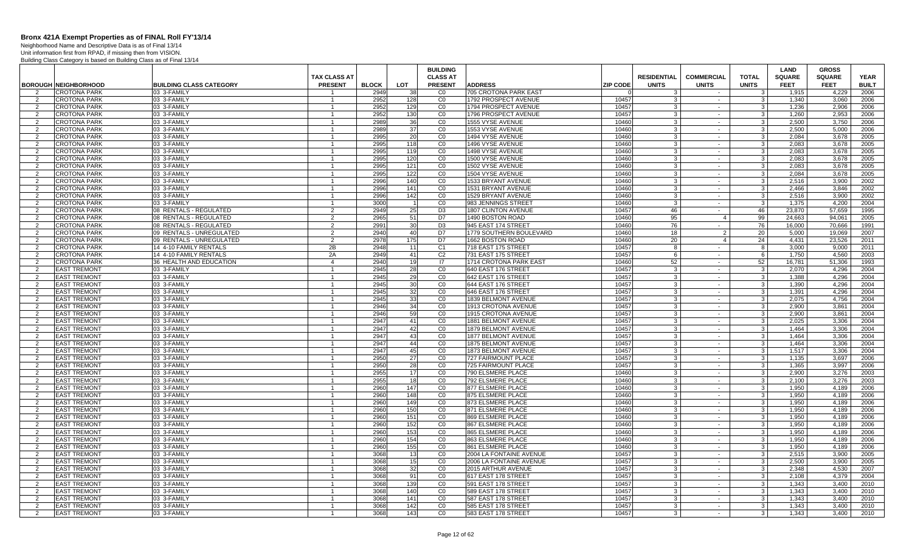# Bronx 421A Exempt Properties as of FINAL Roll FY'13/14

Neighborhood Name and Descriptive Data is as of Final 13/14
Unit information first from RPAD, if missing then from VISION.
Building Class Category is based on Building Class as of Final 13/14

| BOROUGH | NEIGHBORHOOD | BUILDING CLASS CATEGORY | TAX CLASS AT PRESENT | BLOCK | LOT | BUILDING CLASS AT PRESENT | ADDRESS | ZIP CODE | RESIDENTIAL UNITS | COMMERCIAL UNITS | TOTAL UNITS | LAND SQUARE FEET | GROSS SQUARE FEET | YEAR BUILT |
|---|---|---|---|---|---|---|---|---|---|---|---|---|---|---|
| 2 | CROTONA PARK | 03 3-FAMILY | 1 | 2949 | 38 | C0 | 705 CROTONA PARK EAST | 0 | 3 | - | 3 | 1,915 | 4,229 | 2006 |
| 2 | CROTONA PARK | 03 3-FAMILY | 1 | 2952 | 128 | C0 | 1792 PROSPECT AVENUE | 10457 | 3 | - | 3 | 1,340 | 3,060 | 2006 |
| 2 | CROTONA PARK | 03 3-FAMILY | 1 | 2952 | 129 | C0 | 1794 PROSPECT AVENUE | 10457 | 3 | - | 3 | 1,236 | 2,906 | 2006 |
| 2 | CROTONA PARK | 03 3-FAMILY | 1 | 2952 | 130 | C0 | 1796 PROSPECT AVENUE | 10457 | 3 | - | 3 | 1,260 | 2,953 | 2006 |
| 2 | CROTONA PARK | 03 3-FAMILY | 1 | 2989 | 36 | C0 | 1555 VYSE AVENUE | 10460 | 3 | - | 3 | 2,500 | 3,750 | 2006 |
| 2 | CROTONA PARK | 03 3-FAMILY | 1 | 2989 | 37 | C0 | 1553 VYSE AVENUE | 10460 | 3 | - | 3 | 2,500 | 5,000 | 2006 |
| 2 | CROTONA PARK | 03 3-FAMILY | 1 | 2995 | 20 | C0 | 1494 VYSE AVENUE | 10460 | 3 | - | 3 | 2,084 | 3,678 | 2005 |
| 2 | CROTONA PARK | 03 3-FAMILY | 1 | 2995 | 118 | C0 | 1496 VYSE AVENUE | 10460 | 3 | - | 3 | 2,083 | 3,678 | 2005 |
| 2 | CROTONA PARK | 03 3-FAMILY | 1 | 2995 | 119 | C0 | 1498 VYSE AVENUE | 10460 | 3 | - | 3 | 2,083 | 3,678 | 2005 |
| 2 | CROTONA PARK | 03 3-FAMILY | 1 | 2995 | 120 | C0 | 1500 VYSE AVENUE | 10460 | 3 | - | 3 | 2,083 | 3,678 | 2005 |
| 2 | CROTONA PARK | 03 3-FAMILY | 1 | 2995 | 121 | C0 | 1502 VYSE AVENUE | 10460 | 3 | - | 3 | 2,083 | 3,678 | 2005 |
| 2 | CROTONA PARK | 03 3-FAMILY | 1 | 2995 | 122 | C0 | 1504 VYSE AVENUE | 10460 | 3 | - | 3 | 2,084 | 3,678 | 2005 |
| 2 | CROTONA PARK | 03 3-FAMILY | 1 | 2996 | 140 | C0 | 1533 BRYANT AVENUE | 10460 | 3 | - | 3 | 2,516 | 3,900 | 2002 |
| 2 | CROTONA PARK | 03 3-FAMILY | 1 | 2996 | 141 | C0 | 1531 BRYANT AVENUE | 10460 | 3 | - | 3 | 2,466 | 3,846 | 2002 |
| 2 | CROTONA PARK | 03 3-FAMILY | 1 | 2996 | 142 | C0 | 1529 BRYANT AVENUE | 10460 | 3 | - | 3 | 2,516 | 3,900 | 2002 |
| 2 | CROTONA PARK | 03 3-FAMILY | 1 | 3000 | 1 | C0 | 983 JENNINGS STREET | 10460 | 3 | - | 3 | 1,375 | 4,200 | 2004 |
| 2 | CROTONA PARK | 08 RENTALS - REGULATED | 2 | 2949 | 25 | D3 | 1807 CLINTON AVENUE | 10457 | 46 | - | 46 | 23,870 | 57,659 | 1995 |
| 2 | CROTONA PARK | 08 RENTALS - REGULATED | 2 | 2965 | 51 | D7 | 1490 BOSTON ROAD | 10460 | 95 | 4 | 99 | 24,663 | 94,061 | 2005 |
| 2 | CROTONA PARK | 08 RENTALS - REGULATED | 2 | 2991 | 30 | D3 | 945 EAST 174 STREET | 10460 | 76 | - | 76 | 16,000 | 70,666 | 1991 |
| 2 | CROTONA PARK | 09 RENTALS - UNREGULATED | 2 | 2940 | 40 | D7 | 1779 SOUTHERN BOULEVARD | 10460 | 18 | 2 | 20 | 5,000 | 19,069 | 2007 |
| 2 | CROTONA PARK | 09 RENTALS - UNREGULATED | 2 | 2978 | 175 | D7 | 1662 BOSTON ROAD | 10460 | 20 | 4 | 24 | 4,431 | 23,526 | 2011 |
| 2 | CROTONA PARK | 14 4-10 FAMILY RENTALS | 2B | 2948 | 11 | C1 | 718 EAST 175 STREET | 10457 | 8 | - | 8 | 3,000 | 9,000 | 2011 |
| 2 | CROTONA PARK | 14 4-10 FAMILY RENTALS | 2A | 2949 | 41 | C2 | 731 EAST 175 STREET | 10457 | 6 | - | 6 | 1,750 | 4,560 | 2003 |
| 2 | CROTONA PARK | 36 HEALTH AND EDUCATION | 4 | 2940 | 19 | I7 | 1714 CROTONA PARK EAST | 10460 | 52 | - | 52 | 16,781 | 51,306 | 1993 |
| 2 | EAST TREMONT | 03 3-FAMILY | 1 | 2945 | 28 | C0 | 640 EAST 176 STREET | 10457 | 3 | - | 3 | 2,070 | 4,296 | 2004 |
| 2 | EAST TREMONT | 03 3-FAMILY | 1 | 2945 | 29 | C0 | 642 EAST 176 STREET | 10457 | 3 | - | 3 | 1,388 | 4,296 | 2004 |
| 2 | EAST TREMONT | 03 3-FAMILY | 1 | 2945 | 30 | C0 | 644 EAST 176 STREET | 10457 | 3 | - | 3 | 1,390 | 4,296 | 2004 |
| 2 | EAST TREMONT | 03 3-FAMILY | 1 | 2945 | 32 | C0 | 646 EAST 176 STREET | 10457 | 3 | - | 3 | 1,391 | 4,296 | 2004 |
| 2 | EAST TREMONT | 03 3-FAMILY | 1 | 2945 | 33 | C0 | 1839 BELMONT AVENUE | 10457 | 3 | - | 3 | 2,075 | 4,756 | 2004 |
| 2 | EAST TREMONT | 03 3-FAMILY | 1 | 2946 | 34 | C0 | 1913 CROTONA AVENUE | 10457 | 3 | - | 3 | 2,900 | 3,861 | 2004 |
| 2 | EAST TREMONT | 03 3-FAMILY | 1 | 2946 | 59 | C0 | 1915 CROTONA AVENUE | 10457 | 3 | - | 3 | 2,900 | 3,861 | 2004 |
| 2 | EAST TREMONT | 03 3-FAMILY | 1 | 2947 | 41 | C0 | 1881 BELMONT AVENUE | 10457 | 3 | - | 3 | 2,025 | 3,306 | 2004 |
| 2 | EAST TREMONT | 03 3-FAMILY | 1 | 2947 | 42 | C0 | 1879 BELMONT AVENUE | 10457 | 3 | - | 3 | 1,464 | 3,306 | 2004 |
| 2 | EAST TREMONT | 03 3-FAMILY | 1 | 2947 | 43 | C0 | 1877 BELMONT AVENUE | 10457 | 3 | - | 3 | 1,464 | 3,306 | 2004 |
| 2 | EAST TREMONT | 03 3-FAMILY | 1 | 2947 | 44 | C0 | 1875 BELMONT AVENUE | 10457 | 3 | - | 3 | 1,464 | 3,306 | 2004 |
| 2 | EAST TREMONT | 03 3-FAMILY | 1 | 2947 | 45 | C0 | 1873 BELMONT AVENUE | 10457 | 3 | - | 3 | 1,517 | 3,306 | 2004 |
| 2 | EAST TREMONT | 03 3-FAMILY | 1 | 2950 | 27 | C0 | 727 FAIRMOUNT PLACE | 10457 | 3 | - | 3 | 1,135 | 3,697 | 2006 |
| 2 | EAST TREMONT | 03 3-FAMILY | 1 | 2950 | 28 | C0 | 725 FAIRMOUNT PLACE | 10457 | 3 | - | 3 | 1,365 | 3,997 | 2006 |
| 2 | EAST TREMONT | 03 3-FAMILY | 1 | 2955 | 17 | C0 | 790 ELSMERE PLACE | 10460 | 3 | - | 3 | 2,900 | 3,276 | 2003 |
| 2 | EAST TREMONT | 03 3-FAMILY | 1 | 2955 | 18 | C0 | 792 ELSMERE PLACE | 10460 | 3 | - | 3 | 2,100 | 3,276 | 2003 |
| 2 | EAST TREMONT | 03 3-FAMILY | 1 | 2960 | 147 | C0 | 877 ELSMERE PLACE | 10460 | 3 | - | 3 | 1,950 | 4,189 | 2006 |
| 2 | EAST TREMONT | 03 3-FAMILY | 1 | 2960 | 148 | C0 | 875 ELSMERE PLACE | 10460 | 3 | - | 3 | 1,950 | 4,189 | 2006 |
| 2 | EAST TREMONT | 03 3-FAMILY | 1 | 2960 | 149 | C0 | 873 ELSMERE PLACE | 10460 | 3 | - | 3 | 1,950 | 4,189 | 2006 |
| 2 | EAST TREMONT | 03 3-FAMILY | 1 | 2960 | 150 | C0 | 871 ELSMERE PLACE | 10460 | 3 | - | 3 | 1,950 | 4,189 | 2006 |
| 2 | EAST TREMONT | 03 3-FAMILY | 1 | 2960 | 151 | C0 | 869 ELSMERE PLACE | 10460 | 3 | - | 3 | 1,950 | 4,189 | 2006 |
| 2 | EAST TREMONT | 03 3-FAMILY | 1 | 2960 | 152 | C0 | 867 ELSMERE PLACE | 10460 | 3 | - | 3 | 1,950 | 4,189 | 2006 |
| 2 | EAST TREMONT | 03 3-FAMILY | 1 | 2960 | 153 | C0 | 865 ELSMERE PLACE | 10460 | 3 | - | 3 | 1,950 | 4,189 | 2006 |
| 2 | EAST TREMONT | 03 3-FAMILY | 1 | 2960 | 154 | C0 | 863 ELSMERE PLACE | 10460 | 3 | - | 3 | 1,950 | 4,189 | 2006 |
| 2 | EAST TREMONT | 03 3-FAMILY | 1 | 2960 | 155 | C0 | 861 ELSMERE PLACE | 10460 | 3 | - | 3 | 1,950 | 4,189 | 2006 |
| 2 | EAST TREMONT | 03 3-FAMILY | 1 | 3068 | 13 | C0 | 2004 LA FONTAINE AVENUE | 10457 | 3 | - | 3 | 2,515 | 3,900 | 2005 |
| 2 | EAST TREMONT | 03 3-FAMILY | 1 | 3068 | 15 | C0 | 2006 LA FONTAINE AVENUE | 10457 | 3 | - | 3 | 2,500 | 3,900 | 2005 |
| 2 | EAST TREMONT | 03 3-FAMILY | 1 | 3068 | 32 | C0 | 2015 ARTHUR AVENUE | 10457 | 3 | - | 3 | 2,348 | 4,530 | 2007 |
| 2 | EAST TREMONT | 03 3-FAMILY | 1 | 3068 | 91 | C0 | 617 EAST 178 STREET | 10457 | 3 | - | 3 | 2,108 | 4,379 | 2004 |
| 2 | EAST TREMONT | 03 3-FAMILY | 1 | 3068 | 139 | C0 | 591 EAST 178 STREET | 10457 | 3 | - | 3 | 1,343 | 3,400 | 2010 |
| 2 | EAST TREMONT | 03 3-FAMILY | 1 | 3068 | 140 | C0 | 589 EAST 178 STREET | 10457 | 3 | - | 3 | 1,343 | 3,400 | 2010 |
| 2 | EAST TREMONT | 03 3-FAMILY | 1 | 3068 | 141 | C0 | 587 EAST 178 STREET | 10457 | 3 | - | 3 | 1,343 | 3,400 | 2010 |
| 2 | EAST TREMONT | 03 3-FAMILY | 1 | 3068 | 142 | C0 | 585 EAST 178 STREET | 10457 | 3 | - | 3 | 1,343 | 3,400 | 2010 |
| 2 | EAST TREMONT | 03 3-FAMILY | 1 | 3068 | 143 | C0 | 583 EAST 178 STREET | 10457 | 3 | - | 3 | 1,343 | 3,400 | 2010 |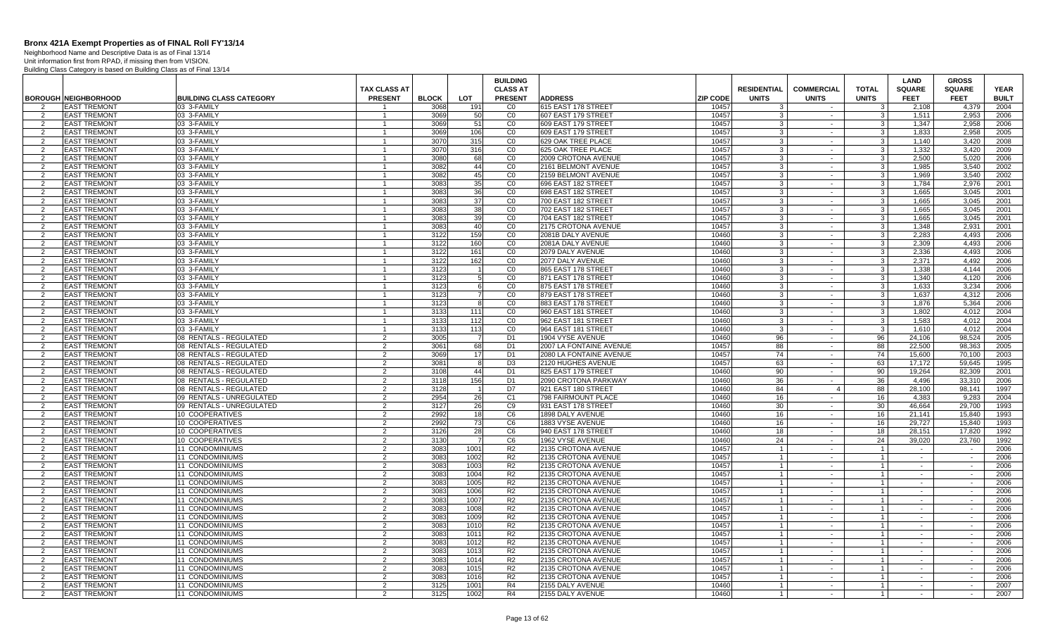# Bronx 421A Exempt Properties as of FINAL Roll FY'13/14

Neighborhood Name and Descriptive Data is as of Final 13/14
Unit information first from RPAD, if missing then from VISION.
Building Class Category is based on Building Class as of Final 13/14

| BOROUGH | NEIGHBORHOOD | BUILDING CLASS CATEGORY | TAX CLASS AT PRESENT | BLOCK | LOT | BUILDING CLASS AT PRESENT | ADDRESS | ZIP CODE | RESIDENTIAL UNITS | COMMERCIAL UNITS | TOTAL UNITS | LAND SQUARE FEET | GROSS SQUARE FEET | YEAR BUILT |
|---|---|---|---|---|---|---|---|---|---|---|---|---|---|---|
| 2 | EAST TREMONT | 03 3-FAMILY | 1 | 3068 | 191 | C0 | 615 EAST 178 STREET | 10457 | 3 | - | 3 | 2,108 | 4,379 | 2004 |
| 2 | EAST TREMONT | 03 3-FAMILY | 1 | 3069 | 50 | C0 | 607 EAST 179 STREET | 10457 | 3 | - | 3 | 1,511 | 2,953 | 2006 |
| 2 | EAST TREMONT | 03 3-FAMILY | 1 | 3069 | 51 | C0 | 609 EAST 179 STREET | 10457 | 3 | - | 3 | 1,347 | 2,958 | 2006 |
| 2 | EAST TREMONT | 03 3-FAMILY | 1 | 3069 | 106 | C0 | 609 EAST 179 STREET | 10457 | 3 | - | 3 | 1,833 | 2,958 | 2005 |
| 2 | EAST TREMONT | 03 3-FAMILY | 1 | 3070 | 315 | C0 | 629 OAK TREE PLACE | 10457 | 3 | - | 3 | 1,140 | 3,420 | 2008 |
| 2 | EAST TREMONT | 03 3-FAMILY | 1 | 3070 | 316 | C0 | 625 OAK TREE PLACE | 10457 | 3 | - | 3 | 1,332 | 3,420 | 2009 |
| 2 | EAST TREMONT | 03 3-FAMILY | 1 | 3080 | 68 | C0 | 2009 CROTONA AVENUE | 10457 | 3 | - | 3 | 2,500 | 5,020 | 2006 |
| 2 | EAST TREMONT | 03 3-FAMILY | 1 | 3082 | 44 | C0 | 2161 BELMONT AVENUE | 10457 | 3 | - | 3 | 1,985 | 3,540 | 2002 |
| 2 | EAST TREMONT | 03 3-FAMILY | 1 | 3082 | 45 | C0 | 2159 BELMONT AVENUE | 10457 | 3 | - | 3 | 1,969 | 3,540 | 2002 |
| 2 | EAST TREMONT | 03 3-FAMILY | 1 | 3083 | 35 | C0 | 696 EAST 182 STREET | 10457 | 3 | - | 3 | 1,784 | 2,976 | 2001 |
| 2 | EAST TREMONT | 03 3-FAMILY | 1 | 3083 | 36 | C0 | 698 EAST 182 STREET | 10457 | 3 | - | 3 | 1,665 | 3,045 | 2001 |
| 2 | EAST TREMONT | 03 3-FAMILY | 1 | 3083 | 37 | C0 | 700 EAST 182 STREET | 10457 | 3 | - | 3 | 1,665 | 3,045 | 2001 |
| 2 | EAST TREMONT | 03 3-FAMILY | 1 | 3083 | 38 | C0 | 702 EAST 182 STREET | 10457 | 3 | - | 3 | 1,665 | 3,045 | 2001 |
| 2 | EAST TREMONT | 03 3-FAMILY | 1 | 3083 | 39 | C0 | 704 EAST 182 STREET | 10457 | 3 | - | 3 | 1,665 | 3,045 | 2001 |
| 2 | EAST TREMONT | 03 3-FAMILY | 1 | 3083 | 40 | C0 | 2175 CROTONA AVENUE | 10457 | 3 | - | 3 | 1,348 | 2,931 | 2001 |
| 2 | EAST TREMONT | 03 3-FAMILY | 1 | 3122 | 159 | C0 | 2081B DALY AVENUE | 10460 | 3 | - | 3 | 2,283 | 4,493 | 2006 |
| 2 | EAST TREMONT | 03 3-FAMILY | 1 | 3122 | 160 | C0 | 2081A DALY AVENUE | 10460 | 3 | - | 3 | 2,309 | 4,493 | 2006 |
| 2 | EAST TREMONT | 03 3-FAMILY | 1 | 3122 | 161 | C0 | 2079 DALY AVENUE | 10460 | 3 | - | 3 | 2,336 | 4,493 | 2006 |
| 2 | EAST TREMONT | 03 3-FAMILY | 1 | 3122 | 162 | C0 | 2077 DALY AVENUE | 10460 | 3 | - | 3 | 2,371 | 4,492 | 2006 |
| 2 | EAST TREMONT | 03 3-FAMILY | 1 | 3123 | 1 | C0 | 865 EAST 178 STREET | 10460 | 3 | - | 3 | 1,338 | 4,144 | 2006 |
| 2 | EAST TREMONT | 03 3-FAMILY | 1 | 3123 | 5 | C0 | 871 EAST 178 STREET | 10460 | 3 | - | 3 | 1,340 | 4,120 | 2006 |
| 2 | EAST TREMONT | 03 3-FAMILY | 1 | 3123 | 6 | C0 | 875 EAST 178 STREET | 10460 | 3 | - | 3 | 1,633 | 3,234 | 2006 |
| 2 | EAST TREMONT | 03 3-FAMILY | 1 | 3123 | 7 | C0 | 879 EAST 178 STREET | 10460 | 3 | - | 3 | 1,637 | 4,312 | 2006 |
| 2 | EAST TREMONT | 03 3-FAMILY | 1 | 3123 | 8 | C0 | 883 EAST 178 STREET | 10460 | 3 | - | 3 | 1,876 | 5,364 | 2006 |
| 2 | EAST TREMONT | 03 3-FAMILY | 1 | 3133 | 111 | C0 | 960 EAST 181 STREET | 10460 | 3 | - | 3 | 1,802 | 4,012 | 2004 |
| 2 | EAST TREMONT | 03 3-FAMILY | 1 | 3133 | 112 | C0 | 962 EAST 181 STREET | 10460 | 3 | - | 3 | 1,583 | 4,012 | 2004 |
| 2 | EAST TREMONT | 03 3-FAMILY | 1 | 3133 | 113 | C0 | 964 EAST 181 STREET | 10460 | 3 | - | 3 | 1,610 | 4,012 | 2004 |
| 2 | EAST TREMONT | 08 RENTALS - REGULATED | 2 | 3005 | 7 | D1 | 1904 VYSE AVENUE | 10460 | 96 | - | 96 | 24,106 | 98,524 | 2005 |
| 2 | EAST TREMONT | 08 RENTALS - REGULATED | 2 | 3061 | 68 | D1 | 2007 LA FONTAINE AVENUE | 10457 | 88 | - | 88 | 22,500 | 98,363 | 2005 |
| 2 | EAST TREMONT | 08 RENTALS - REGULATED | 2 | 3069 | 17 | D1 | 2080 LA FONTAINE AVENUE | 10457 | 74 | - | 74 | 15,600 | 70,100 | 2003 |
| 2 | EAST TREMONT | 08 RENTALS - REGULATED | 2 | 3081 | 8 | D3 | 2120 HUGHES AVENUE | 10457 | 63 | - | 63 | 17,172 | 59,645 | 1995 |
| 2 | EAST TREMONT | 08 RENTALS - REGULATED | 2 | 3108 | 44 | D1 | 825 EAST 179 STREET | 10460 | 90 | - | 90 | 19,264 | 82,309 | 2001 |
| 2 | EAST TREMONT | 08 RENTALS - REGULATED | 2 | 3118 | 156 | D1 | 2090 CROTONA PARKWAY | 10460 | 36 | - | 36 | 4,496 | 33,310 | 2006 |
| 2 | EAST TREMONT | 08 RENTALS - REGULATED | 2 | 3128 | 1 | D7 | 921 EAST 180 STREET | 10460 | 84 | 4 | 88 | 28,100 | 98,141 | 1997 |
| 2 | EAST TREMONT | 09 RENTALS - UNREGULATED | 2 | 2954 | 26 | C1 | 798 FAIRMOUNT PLACE | 10460 | 16 | - | 16 | 4,383 | 9,283 | 2004 |
| 2 | EAST TREMONT | 09 RENTALS - UNREGULATED | 2 | 3127 | 26 | C9 | 931 EAST 178 STREET | 10460 | 30 | - | 30 | 46,664 | 29,700 | 1993 |
| 2 | EAST TREMONT | 10 COOPERATIVES | 2 | 2992 | 18 | C6 | 1898 DALY AVENUE | 10460 | 16 | - | 16 | 21,141 | 15,840 | 1993 |
| 2 | EAST TREMONT | 10 COOPERATIVES | 2 | 2992 | 73 | C6 | 1883 VYSE AVENUE | 10460 | 16 | - | 16 | 29,727 | 15,840 | 1993 |
| 2 | EAST TREMONT | 10 COOPERATIVES | 2 | 3126 | 28 | C6 | 940 EAST 178 STREET | 10460 | 18 | - | 18 | 28,151 | 17,820 | 1992 |
| 2 | EAST TREMONT | 10 COOPERATIVES | 2 | 3130 | 7 | C6 | 1962 VYSE AVENUE | 10460 | 24 | - | 24 | 39,020 | 23,760 | 1992 |
| 2 | EAST TREMONT | 11 CONDOMINIUMS | 2 | 3083 | 1001 | R2 | 2135 CROTONA AVENUE | 10457 | 1 | - | 1 | - | - | 2006 |
| 2 | EAST TREMONT | 11 CONDOMINIUMS | 2 | 3083 | 1002 | R2 | 2135 CROTONA AVENUE | 10457 | 1 | - | 1 | - | - | 2006 |
| 2 | EAST TREMONT | 11 CONDOMINIUMS | 2 | 3083 | 1003 | R2 | 2135 CROTONA AVENUE | 10457 | 1 | - | 1 | - | - | 2006 |
| 2 | EAST TREMONT | 11 CONDOMINIUMS | 2 | 3083 | 1004 | R2 | 2135 CROTONA AVENUE | 10457 | 1 | - | 1 | - | - | 2006 |
| 2 | EAST TREMONT | 11 CONDOMINIUMS | 2 | 3083 | 1005 | R2 | 2135 CROTONA AVENUE | 10457 | 1 | - | 1 | - | - | 2006 |
| 2 | EAST TREMONT | 11 CONDOMINIUMS | 2 | 3083 | 1006 | R2 | 2135 CROTONA AVENUE | 10457 | 1 | - | 1 | - | - | 2006 |
| 2 | EAST TREMONT | 11 CONDOMINIUMS | 2 | 3083 | 1007 | R2 | 2135 CROTONA AVENUE | 10457 | 1 | - | 1 | - | - | 2006 |
| 2 | EAST TREMONT | 11 CONDOMINIUMS | 2 | 3083 | 1008 | R2 | 2135 CROTONA AVENUE | 10457 | 1 | - | 1 | - | - | 2006 |
| 2 | EAST TREMONT | 11 CONDOMINIUMS | 2 | 3083 | 1009 | R2 | 2135 CROTONA AVENUE | 10457 | 1 | - | 1 | - | - | 2006 |
| 2 | EAST TREMONT | 11 CONDOMINIUMS | 2 | 3083 | 1010 | R2 | 2135 CROTONA AVENUE | 10457 | 1 | - | 1 | - | - | 2006 |
| 2 | EAST TREMONT | 11 CONDOMINIUMS | 2 | 3083 | 1011 | R2 | 2135 CROTONA AVENUE | 10457 | 1 | - | 1 | - | - | 2006 |
| 2 | EAST TREMONT | 11 CONDOMINIUMS | 2 | 3083 | 1012 | R2 | 2135 CROTONA AVENUE | 10457 | 1 | - | 1 | - | - | 2006 |
| 2 | EAST TREMONT | 11 CONDOMINIUMS | 2 | 3083 | 1013 | R2 | 2135 CROTONA AVENUE | 10457 | 1 | - | 1 | - | - | 2006 |
| 2 | EAST TREMONT | 11 CONDOMINIUMS | 2 | 3083 | 1014 | R2 | 2135 CROTONA AVENUE | 10457 | 1 | - | 1 | - | - | 2006 |
| 2 | EAST TREMONT | 11 CONDOMINIUMS | 2 | 3083 | 1015 | R2 | 2135 CROTONA AVENUE | 10457 | 1 | - | 1 | - | - | 2006 |
| 2 | EAST TREMONT | 11 CONDOMINIUMS | 2 | 3083 | 1016 | R2 | 2135 CROTONA AVENUE | 10457 | 1 | - | 1 | - | - | 2006 |
| 2 | EAST TREMONT | 11 CONDOMINIUMS | 2 | 3125 | 1001 | R4 | 2155 DALY AVENUE | 10460 | 1 | - | 1 | - | - | 2007 |
| 2 | EAST TREMONT | 11 CONDOMINIUMS | 2 | 3125 | 1002 | R4 | 2155 DALY AVENUE | 10460 | 1 | - | 1 | - | - | 2007 |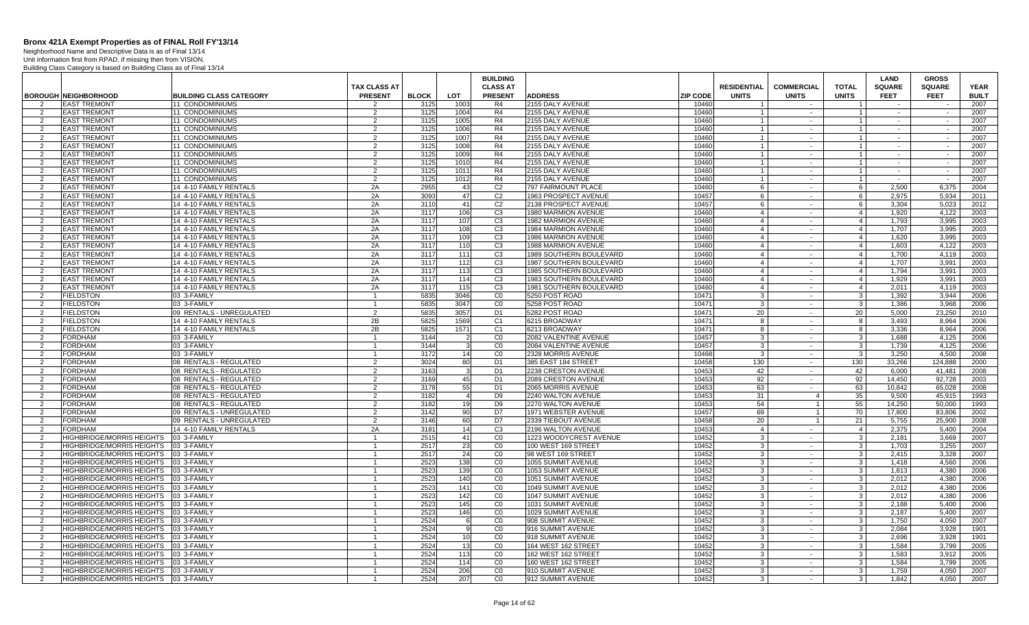# Bronx 421A Exempt Properties as of FINAL Roll FY'13/14

Neighborhood Name and Descriptive Data is as of Final 13/14
Unit information first from RPAD, if missing then from VISION.
Building Class Category is based on Building Class as of Final 13/14

| BOROUGH | NEIGHBORHOOD | BUILDING CLASS CATEGORY | TAX CLASS AT PRESENT | BLOCK | LOT | BUILDING CLASS AT PRESENT | ADDRESS | ZIP CODE | RESIDENTIAL UNITS | COMMERCIAL UNITS | TOTAL UNITS | LAND SQUARE FEET | GROSS SQUARE FEET | YEAR BUILT |
|---|---|---|---|---|---|---|---|---|---|---|---|---|---|---|
| 2 | EAST TREMONT | 11 CONDOMINIUMS | 2 | 3125 | 1003 | R4 | 2155 DALY AVENUE | 10460 | 1 | - | 1 | - | - | 2007 |
| 2 | EAST TREMONT | 11 CONDOMINIUMS | 2 | 3125 | 1004 | R4 | 2155 DALY AVENUE | 10460 | 1 | - | 1 | - | - | 2007 |
| 2 | EAST TREMONT | 11 CONDOMINIUMS | 2 | 3125 | 1005 | R4 | 2155 DALY AVENUE | 10460 | 1 | - | 1 | - | - | 2007 |
| 2 | EAST TREMONT | 11 CONDOMINIUMS | 2 | 3125 | 1006 | R4 | 2155 DALY AVENUE | 10460 | 1 | - | 1 | - | - | 2007 |
| 2 | EAST TREMONT | 11 CONDOMINIUMS | 2 | 3125 | 1007 | R4 | 2155 DALY AVENUE | 10460 | 1 | - | 1 | - | - | 2007 |
| 2 | EAST TREMONT | 11 CONDOMINIUMS | 2 | 3125 | 1008 | R4 | 2155 DALY AVENUE | 10460 | 1 | - | 1 | - | - | 2007 |
| 2 | EAST TREMONT | 11 CONDOMINIUMS | 2 | 3125 | 1009 | R4 | 2155 DALY AVENUE | 10460 | 1 | - | 1 | - | - | 2007 |
| 2 | EAST TREMONT | 11 CONDOMINIUMS | 2 | 3125 | 1010 | R4 | 2155 DALY AVENUE | 10460 | 1 | - | 1 | - | - | 2007 |
| 2 | EAST TREMONT | 11 CONDOMINIUMS | 2 | 3125 | 1011 | R4 | 2155 DALY AVENUE | 10460 | 1 | - | 1 | - | - | 2007 |
| 2 | EAST TREMONT | 11 CONDOMINIUMS | 2 | 3125 | 1012 | R4 | 2155 DALY AVENUE | 10460 | 1 | - | 1 | - | - | 2007 |
| 2 | EAST TREMONT | 14 4-10 FAMILY RENTALS | 2A | 2955 | 43 | C2 | 797 FAIRMOUNT PLACE | 10460 | 6 | - | 6 | 2,500 | 6,375 | 2004 |
| 2 | EAST TREMONT | 14 4-10 FAMILY RENTALS | 2A | 3093 | 47 | C2 | 1963 PROSPECT AVENUE | 10457 | 6 | - | 6 | 2,975 | 5,934 | 2011 |
| 2 | EAST TREMONT | 14 4-10 FAMILY RENTALS | 2A | 3110 | 41 | C2 | 2138 PROSPECT AVENUE | 10457 | 6 | - | 6 | 3,304 | 5,023 | 2012 |
| 2 | EAST TREMONT | 14 4-10 FAMILY RENTALS | 2A | 3117 | 106 | C3 | 1980 MARMION AVENUE | 10460 | 4 | - | 4 | 1,920 | 4,122 | 2003 |
| 2 | EAST TREMONT | 14 4-10 FAMILY RENTALS | 2A | 3117 | 107 | C3 | 1982 MARMION AVENUE | 10460 | 4 | - | 4 | 1,793 | 3,995 | 2003 |
| 2 | EAST TREMONT | 14 4-10 FAMILY RENTALS | 2A | 3117 | 108 | C3 | 1984 MARMION AVENUE | 10460 | 4 | - | 4 | 1,707 | 3,995 | 2003 |
| 2 | EAST TREMONT | 14 4-10 FAMILY RENTALS | 2A | 3117 | 109 | C3 | 1986 MARMION AVENUE | 10460 | 4 | - | 4 | 1,620 | 3,995 | 2003 |
| 2 | EAST TREMONT | 14 4-10 FAMILY RENTALS | 2A | 3117 | 110 | C3 | 1988 MARMION AVENUE | 10460 | 4 | - | 4 | 1,603 | 4,122 | 2003 |
| 2 | EAST TREMONT | 14 4-10 FAMILY RENTALS | 2A | 3117 | 111 | C3 | 1989 SOUTHERN BOULEVARD | 10460 | 4 | - | 4 | 1,700 | 4,119 | 2003 |
| 2 | EAST TREMONT | 14 4-10 FAMILY RENTALS | 2A | 3117 | 112 | C3 | 1987 SOUTHERN BOULEVARD | 10460 | 4 | - | 4 | 1,707 | 3,991 | 2003 |
| 2 | EAST TREMONT | 14 4-10 FAMILY RENTALS | 2A | 3117 | 113 | C3 | 1985 SOUTHERN BOULEVARD | 10460 | 4 | - | 4 | 1,794 | 3,991 | 2003 |
| 2 | EAST TREMONT | 14 4-10 FAMILY RENTALS | 2A | 3117 | 114 | C3 | 1983 SOUTHERN BOULEVARD | 10460 | 4 | - | 4 | 1,929 | 3,991 | 2003 |
| 2 | EAST TREMONT | 14 4-10 FAMILY RENTALS | 2A | 3117 | 115 | C3 | 1981 SOUTHERN BOULEVARD | 10460 | 4 | - | 4 | 2,011 | 4,119 | 2003 |
| 2 | FIELDSTON | 03 3-FAMILY | 1 | 5835 | 3046 | C0 | 5250 POST ROAD | 10471 | 3 | - | 3 | 1,392 | 3,944 | 2006 |
| 2 | FIELDSTON | 03 3-FAMILY | 1 | 5835 | 3047 | C0 | 5258 POST ROAD | 10471 | 3 | - | 3 | 1,386 | 3,968 | 2006 |
| 2 | FIELDSTON | 09 RENTALS - UNREGULATED | 2 | 5835 | 3057 | D1 | 5282 POST ROAD | 10471 | 20 | - | 20 | 5,000 | 23,250 | 2010 |
| 2 | FIELDSTON | 14 4-10 FAMILY RENTALS | 2B | 5825 | 1569 | C1 | 6215 BROADWAY | 10471 | 8 | - | 8 | 3,493 | 8,964 | 2006 |
| 2 | FIELDSTON | 14 4-10 FAMILY RENTALS | 2B | 5825 | 1571 | C1 | 6213 BROADWAY | 10471 | 8 | - | 8 | 3,336 | 8,964 | 2006 |
| 2 | FORDHAM | 03 3-FAMILY | 1 | 3144 | 2 | C0 | 2082 VALENTINE AVENUE | 10457 | 3 | - | 3 | 1,688 | 4,125 | 2006 |
| 2 | FORDHAM | 03 3-FAMILY | 1 | 3144 | 3 | C0 | 2084 VALENTINE AVENUE | 10457 | 3 | - | 3 | 1,739 | 4,125 | 2006 |
| 2 | FORDHAM | 03 3-FAMILY | 1 | 3172 | 14 | C0 | 2328 MORRIS AVENUE | 10468 | 3 | - | 3 | 3,250 | 4,500 | 2008 |
| 2 | FORDHAM | 08 RENTALS - REGULATED | 2 | 3024 | 80 | D1 | 385 EAST 184 STREET | 10458 | 130 | - | 130 | 33,266 | 124,888 | 2000 |
| 2 | FORDHAM | 08 RENTALS - REGULATED | 2 | 3163 | 3 | D1 | 2238 CRESTON AVENUE | 10453 | 42 | - | 42 | 6,000 | 41,481 | 2008 |
| 2 | FORDHAM | 08 RENTALS - REGULATED | 2 | 3169 | 45 | D1 | 2089 CRESTON AVENUE | 10453 | 92 | - | 92 | 14,450 | 92,728 | 2003 |
| 2 | FORDHAM | 08 RENTALS - REGULATED | 2 | 3178 | 55 | D1 | 2065 MORRIS AVENUE | 10453 | 63 | - | 63 | 10,842 | 65,028 | 2008 |
| 2 | FORDHAM | 08 RENTALS - REGULATED | 2 | 3182 | 4 | D9 | 2240 WALTON AVENUE | 10453 | 31 | 4 | 35 | 9,500 | 45,915 | 1993 |
| 2 | FORDHAM | 08 RENTALS - REGULATED | 2 | 3182 | 19 | D9 | 2270 WALTON AVENUE | 10453 | 54 | 1 | 55 | 14,250 | 50,000 | 1993 |
| 2 | FORDHAM | 09 RENTALS - UNREGULATED | 2 | 3142 | 90 | D7 | 1971 WEBSTER AVENUE | 10457 | 69 | 1 | 70 | 17,800 | 83,806 | 2002 |
| 2 | FORDHAM | 09 RENTALS - UNREGULATED | 2 | 3146 | 60 | D7 | 2339 TIEBOUT AVENUE | 10458 | 20 | 1 | 21 | 5,755 | 25,900 | 2008 |
| 2 | FORDHAM | 14 4-10 FAMILY RENTALS | 2A | 3181 | 14 | C3 | 2196 WALTON AVENUE | 10453 | 4 | - | 4 | 2,375 | 5,400 | 2004 |
| 2 | HIGHBRIDGE/MORRIS HEIGHTS | 03 3-FAMILY | 1 | 2515 | 41 | C0 | 1223 WOODYCREST AVENUE | 10452 | 3 | - | 3 | 2,181 | 3,669 | 2007 |
| 2 | HIGHBRIDGE/MORRIS HEIGHTS | 03 3-FAMILY | 1 | 2517 | 23 | C0 | 100 WEST 169 STREET | 10452 | 3 | - | 3 | 1,703 | 3,255 | 2007 |
| 2 | HIGHBRIDGE/MORRIS HEIGHTS | 03 3-FAMILY | 1 | 2517 | 24 | C0 | 98 WEST 169 STREET | 10452 | 3 | - | 3 | 2,415 | 3,328 | 2007 |
| 2 | HIGHBRIDGE/MORRIS HEIGHTS | 03 3-FAMILY | 1 | 2523 | 138 | C0 | 1055 SUMMIT AVENUE | 10452 | 3 | - | 3 | 1,418 | 4,560 | 2006 |
| 2 | HIGHBRIDGE/MORRIS HEIGHTS | 03 3-FAMILY | 1 | 2523 | 139 | C0 | 1053 SUMMIT AVENUE | 10452 | 3 | - | 3 | 1,813 | 4,380 | 2006 |
| 2 | HIGHBRIDGE/MORRIS HEIGHTS | 03 3-FAMILY | 1 | 2523 | 140 | C0 | 1051 SUMMIT AVENUE | 10452 | 3 | - | 3 | 2,012 | 4,380 | 2006 |
| 2 | HIGHBRIDGE/MORRIS HEIGHTS | 03 3-FAMILY | 1 | 2523 | 141 | C0 | 1049 SUMMIT AVENUE | 10452 | 3 | - | 3 | 2,012 | 4,380 | 2006 |
| 2 | HIGHBRIDGE/MORRIS HEIGHTS | 03 3-FAMILY | 1 | 2523 | 142 | C0 | 1047 SUMMIT AVENUE | 10452 | 3 | - | 3 | 2,012 | 4,380 | 2006 |
| 2 | HIGHBRIDGE/MORRIS HEIGHTS | 03 3-FAMILY | 1 | 2523 | 145 | C0 | 1031 SUMMIT AVENUE | 10452 | 3 | - | 3 | 2,188 | 5,400 | 2006 |
| 2 | HIGHBRIDGE/MORRIS HEIGHTS | 03 3-FAMILY | 1 | 2523 | 146 | C0 | 1029 SUMMIT AVENUE | 10452 | 3 | - | 3 | 2,187 | 5,400 | 2007 |
| 2 | HIGHBRIDGE/MORRIS HEIGHTS | 03 3-FAMILY | 1 | 2524 | 6 | C0 | 908 SUMMIT AVENUE | 10452 | 3 | - | 3 | 1,750 | 4,050 | 2007 |
| 2 | HIGHBRIDGE/MORRIS HEIGHTS | 03 3-FAMILY | 1 | 2524 | 9 | C0 | 916 SUMMIT AVENUE | 10452 | 3 | - | 3 | 2,084 | 3,928 | 1901 |
| 2 | HIGHBRIDGE/MORRIS HEIGHTS | 03 3-FAMILY | 1 | 2524 | 10 | C0 | 918 SUMMIT AVENUE | 10452 | 3 | - | 3 | 2,696 | 3,928 | 1901 |
| 2 | HIGHBRIDGE/MORRIS HEIGHTS | 03 3-FAMILY | 1 | 2524 | 13 | C0 | 164 WEST 162 STREET | 10452 | 3 | - | 3 | 1,584 | 3,799 | 2005 |
| 2 | HIGHBRIDGE/MORRIS HEIGHTS | 03 3-FAMILY | 1 | 2524 | 113 | C0 | 162 WEST 162 STREET | 10452 | 3 | - | 3 | 1,583 | 3,912 | 2005 |
| 2 | HIGHBRIDGE/MORRIS HEIGHTS | 03 3-FAMILY | 1 | 2524 | 114 | C0 | 160 WEST 162 STREET | 10452 | 3 | - | 3 | 1,584 | 3,799 | 2005 |
| 2 | HIGHBRIDGE/MORRIS HEIGHTS | 03 3-FAMILY | 1 | 2524 | 206 | C0 | 910 SUMMIT AVENUE | 10452 | 3 | - | 3 | 1,759 | 4,050 | 2007 |
| 2 | HIGHBRIDGE/MORRIS HEIGHTS | 03 3-FAMILY | 1 | 2524 | 207 | C0 | 912 SUMMIT AVENUE | 10452 | 3 | - | 3 | 1,842 | 4,050 | 2007 |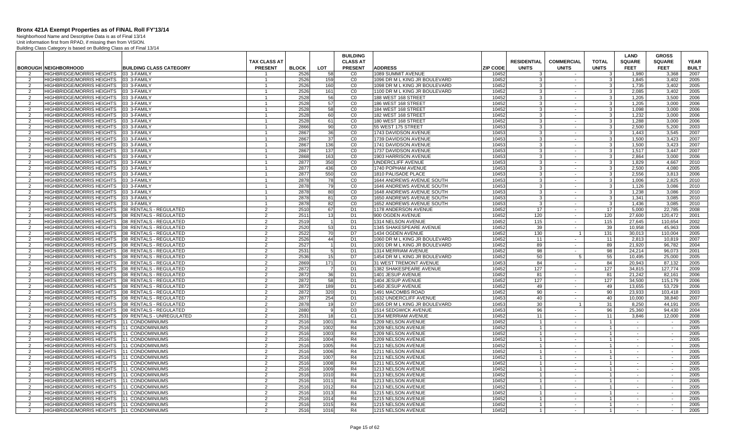# Bronx 421A Exempt Properties as of FINAL Roll FY'13/14

Neighborhood Name and Descriptive Data is as of Final 13/14
Unit information first from RPAD, if missing then from VISION.
Building Class Category is based on Building Class as of Final 13/14

| BOROUGH | NEIGHBORHOOD | BUILDING CLASS CATEGORY | TAX CLASS AT PRESENT | BLOCK | LOT | BUILDING CLASS AT PRESENT | ADDRESS | ZIP CODE | RESIDENTIAL UNITS | COMMERCIAL UNITS | TOTAL UNITS | LAND SQUARE FEET | GROSS SQUARE FEET | YEAR BUILT |
|---|---|---|---|---|---|---|---|---|---|---|---|---|---|---|
| 2 | HIGHBRIDGE/MORRIS HEIGHTS | 03 3-FAMILY | 1 | 2526 | 58 | C0 | 1089 SUMMIT AVENUE | 10452 | 3 | - | 3 | 1,980 | 3,368 | 2007 |
| 2 | HIGHBRIDGE/MORRIS HEIGHTS | 03 3-FAMILY | 1 | 2526 | 159 | C0 | 1096 DR M L KING JR BOULEVARD | 10452 | 3 | - | 3 | 1,845 | 3,402 | 2005 |
| 2 | HIGHBRIDGE/MORRIS HEIGHTS | 03 3-FAMILY | 1 | 2526 | 160 | C0 | 1098 DR M L KING JR BOULEVARD | 10452 | 3 | - | 3 | 1,735 | 3,402 | 2005 |
| 2 | HIGHBRIDGE/MORRIS HEIGHTS | 03 3-FAMILY | 1 | 2526 | 161 | C0 | 1100 DR M L KING JR BOULEVARD | 10452 | 3 | - | 3 | 2,085 | 3,402 | 2005 |
| 2 | HIGHBRIDGE/MORRIS HEIGHTS | 03 3-FAMILY | 1 | 2528 | 56 | C0 | 188 WEST 168 STREET | 10452 | 3 | - | 3 | 1,205 | 3,500 | 2006 |
| 2 | HIGHBRIDGE/MORRIS HEIGHTS | 03 3-FAMILY | 1 | 2528 | 57 | C0 | 186 WEST 168 STREET | 10452 | 3 | - | 3 | 1,205 | 3,000 | 2006 |
| 2 | HIGHBRIDGE/MORRIS HEIGHTS | 03 3-FAMILY | 1 | 2528 | 58 | C0 | 184 WEST 168 STREET | 10452 | 3 | - | 3 | 1,098 | 3,000 | 2006 |
| 2 | HIGHBRIDGE/MORRIS HEIGHTS | 03 3-FAMILY | 1 | 2528 | 60 | C0 | 182 WEST 168 STREET | 10452 | 3 | - | 3 | 1,232 | 3,000 | 2006 |
| 2 | HIGHBRIDGE/MORRIS HEIGHTS | 03 3-FAMILY | 1 | 2528 | 61 | C0 | 180 WEST 168 STREET | 10452 | 3 | - | 3 | 1,288 | 3,000 | 2006 |
| 2 | HIGHBRIDGE/MORRIS HEIGHTS | 03 3-FAMILY | 1 | 2866 | 90 | C0 | 55 WEST 175 STREET | 10453 | 3 | - | 3 | 2,500 | 5,200 | 2003 |
| 2 | HIGHBRIDGE/MORRIS HEIGHTS | 03 3-FAMILY | 1 | 2867 | 36 | C0 | 1743 DAVIDSON AVENUE | 10453 | 3 | - | 3 | 1,443 | 3,545 | 2007 |
| 2 | HIGHBRIDGE/MORRIS HEIGHTS | 03 3-FAMILY | 1 | 2867 | 37 | C0 | 1739 DAVIDSON AVENUE | 10453 | 3 | - | 3 | 1,500 | 3,423 | 2007 |
| 2 | HIGHBRIDGE/MORRIS HEIGHTS | 03 3-FAMILY | 1 | 2867 | 136 | C0 | 1741 DAVIDSON AVENUE | 10453 | 3 | - | 3 | 1,500 | 3,423 | 2007 |
| 2 | HIGHBRIDGE/MORRIS HEIGHTS | 03 3-FAMILY | 1 | 2867 | 137 | C0 | 1737 DAVIDSON AVENUE | 10453 | 3 | - | 3 | 1,517 | 3,447 | 2007 |
| 2 | HIGHBRIDGE/MORRIS HEIGHTS | 03 3-FAMILY | 1 | 2868 | 163 | C0 | 1903 HARRISON AVENUE | 10453 | 3 | - | 3 | 2,864 | 3,000 | 2006 |
| 2 | HIGHBRIDGE/MORRIS HEIGHTS | 03 3-FAMILY | 1 | 2877 | 350 | C0 | UNDERCLIFF AVENUE | 10453 | 3 | - | 3 | 1,829 | 4,667 | 2010 |
| 2 | HIGHBRIDGE/MORRIS HEIGHTS | 03 3-FAMILY | 1 | 2877 | 436 | C0 | 1740 POPHAM AVENUE | 10453 | 3 | - | 3 | 2,500 | 4,080 | 2005 |
| 2 | HIGHBRIDGE/MORRIS HEIGHTS | 03 3-FAMILY | 1 | 2877 | 550 | C0 | 1810 PALISADE PLACE | 10453 | 3 | - | 3 | 2,556 | 3,813 | 2006 |
| 2 | HIGHBRIDGE/MORRIS HEIGHTS | 03 3-FAMILY | 1 | 2878 | 78 | C0 | 1644 ANDREWS AVENUE SOUTH | 10453 | 3 | - | 3 | 1,006 | 2,825 | 2010 |
| 2 | HIGHBRIDGE/MORRIS HEIGHTS | 03 3-FAMILY | 1 | 2878 | 79 | C0 | 1646 ANDREWS AVENUE SOUTH | 10453 | 3 | - | 3 | 1,126 | 3,086 | 2010 |
| 2 | HIGHBRIDGE/MORRIS HEIGHTS | 03 3-FAMILY | 1 | 2878 | 80 | C0 | 1648 ANDREWS AVENUE SOUTH | 10453 | 3 | - | 3 | 1,238 | 3,086 | 2010 |
| 2 | HIGHBRIDGE/MORRIS HEIGHTS | 03 3-FAMILY | 1 | 2878 | 81 | C0 | 1650 ANDREWS AVENUE SOUTH | 10453 | 3 | - | 3 | 1,341 | 3,085 | 2010 |
| 2 | HIGHBRIDGE/MORRIS HEIGHTS | 03 3-FAMILY | 1 | 2878 | 82 | C0 | 1652 ANDREWS AVENUE SOUTH | 10453 | 3 | - | 3 | 1,436 | 3,085 | 2010 |
| 2 | HIGHBRIDGE/MORRIS HEIGHTS | 08 RENTALS - REGULATED | 2 | 2510 | 67 | D1 | 1178 ANDERSON AVENUE | 10452 | 17 | - | 17 | 5,000 | 22,785 | 2008 |
| 2 | HIGHBRIDGE/MORRIS HEIGHTS | 08 RENTALS - REGULATED | 2 | 2511 | 13 | D1 | 900 OGDEN AVENUE | 10452 | 120 | - | 120 | 27,600 | 120,472 | 2001 |
| 2 | HIGHBRIDGE/MORRIS HEIGHTS | 08 RENTALS - REGULATED | 2 | 2519 | 1 | D1 | 1314 NELSON AVENUE | 10452 | 115 | - | 115 | 27,645 | 110,654 | 2002 |
| 2 | HIGHBRIDGE/MORRIS HEIGHTS | 08 RENTALS - REGULATED | 2 | 2520 | 53 | D1 | 1345 SHAKESPEARE AVENUE | 10452 | 39 | - | 39 | 10,958 | 45,963 | 2006 |
| 2 | HIGHBRIDGE/MORRIS HEIGHTS | 08 RENTALS - REGULATED | 2 | 2522 | 70 | D7 | 1434 OGDEN AVENUE | 10452 | 130 | 1 | 131 | 30,013 | 110,004 | 2005 |
| 2 | HIGHBRIDGE/MORRIS HEIGHTS | 08 RENTALS - REGULATED | 2 | 2526 | 44 | D1 | 1060 DR M L KING JR BOULEVARD | 10452 | 11 | - | 11 | 2,813 | 10,819 | 2007 |
| 2 | HIGHBRIDGE/MORRIS HEIGHTS | 08 RENTALS - REGULATED | 2 | 2527 | 1 | D1 | 1001 DR M L KING JR BOULEVARD | 10452 | 89 | - | 89 | 21,920 | 96,782 | 2004 |
| 2 | HIGHBRIDGE/MORRIS HEIGHTS | 08 RENTALS - REGULATED | 2 | 2531 | 5 | D1 | 1314 MERRIAM AVENUE | 10452 | 98 | - | 98 | 24,214 | 96,073 | 2001 |
| 2 | HIGHBRIDGE/MORRIS HEIGHTS | 08 RENTALS - REGULATED | 2 | 2536 | 15 | D7 | 1454 DR M L KING JR BOULEVARD | 10452 | 50 | 5 | 55 | 10,495 | 25,000 | 2005 |
| 2 | HIGHBRIDGE/MORRIS HEIGHTS | 08 RENTALS - REGULATED | 2 | 2869 | 171 | D1 | 31 WEST TREMONT AVENUE | 10453 | 84 | - | 84 | 20,943 | 87,132 | 2005 |
| 2 | HIGHBRIDGE/MORRIS HEIGHTS | 08 RENTALS - REGULATED | 2 | 2872 | 7 | D1 | 1382 SHAKESPEARE AVENUE | 10452 | 127 | - | 127 | 34,815 | 127,774 | 2009 |
| 2 | HIGHBRIDGE/MORRIS HEIGHTS | 08 RENTALS - REGULATED | 2 | 2872 | 36 | D1 | 1401 JESUP AVENUE | 10452 | 81 | - | 81 | 21,242 | 82,161 | 2006 |
| 2 | HIGHBRIDGE/MORRIS HEIGHTS | 08 RENTALS - REGULATED | 2 | 2872 | 58 | D1 | 1404 JESUP AVENUE | 10452 | 127 | - | 127 | 34,500 | 115,179 | 2006 |
| 2 | HIGHBRIDGE/MORRIS HEIGHTS | 08 RENTALS - REGULATED | 2 | 2872 | 189 | D1 | 1450 JESUP AVENUE | 10452 | 49 | - | 49 | 13,655 | 53,729 | 2006 |
| 2 | HIGHBRIDGE/MORRIS HEIGHTS | 08 RENTALS - REGULATED | 2 | 2872 | 320 | D1 | 1491 MACOMBS ROAD | 10452 | 90 | - | 90 | 23,933 | 103,418 | 2003 |
| 2 | HIGHBRIDGE/MORRIS HEIGHTS | 08 RENTALS - REGULATED | 2 | 2877 | 254 | D1 | 1632 UNDERCLIFF AVENUE | 10453 | 40 | - | 40 | 10,000 | 38,840 | 2007 |
| 2 | HIGHBRIDGE/MORRIS HEIGHTS | 08 RENTALS - REGULATED | 2 | 2878 | 19 | D7 | 1605 DR M L KING JR BOULEVARD | 10453 | 30 | 1 | 31 | 8,250 | 44,191 | 2005 |
| 2 | HIGHBRIDGE/MORRIS HEIGHTS | 08 RENTALS - REGULATED | 2 | 2880 | 9 | D3 | 1514 SEDGWICK AVENUE | 10453 | 96 | - | 96 | 25,360 | 94,430 | 2004 |
| 2 | HIGHBRIDGE/MORRIS HEIGHTS | 09 RENTALS - UNREGULATED | 2 | 2531 | 18 | C1 | 1354 MERRIAM AVENUE | 10452 | 11 | - | 11 | 3,846 | 12,000 | 2008 |
| 2 | HIGHBRIDGE/MORRIS HEIGHTS | 11 CONDOMINIUMS | 2 | 2516 | 1001 | R4 | 1209 NELSON AVENUE | 10452 | 1 | - | 1 | - | - | 2005 |
| 2 | HIGHBRIDGE/MORRIS HEIGHTS | 11 CONDOMINIUMS | 2 | 2516 | 1002 | R4 | 1209 NELSON AVENUE | 10452 | 1 | - | 1 | - | - | 2005 |
| 2 | HIGHBRIDGE/MORRIS HEIGHTS | 11 CONDOMINIUMS | 2 | 2516 | 1003 | R4 | 1209 NELSON AVENUE | 10452 | 1 | - | 1 | - | - | 2005 |
| 2 | HIGHBRIDGE/MORRIS HEIGHTS | 11 CONDOMINIUMS | 2 | 2516 | 1004 | R4 | 1209 NELSON AVENUE | 10452 | 1 | - | 1 | - | - | 2005 |
| 2 | HIGHBRIDGE/MORRIS HEIGHTS | 11 CONDOMINIUMS | 2 | 2516 | 1005 | R4 | 1211 NELSON AVENUE | 10452 | 1 | - | 1 | - | - | 2005 |
| 2 | HIGHBRIDGE/MORRIS HEIGHTS | 11 CONDOMINIUMS | 2 | 2516 | 1006 | R4 | 1211 NELSON AVENUE | 10452 | 1 | - | 1 | - | - | 2005 |
| 2 | HIGHBRIDGE/MORRIS HEIGHTS | 11 CONDOMINIUMS | 2 | 2516 | 1007 | R4 | 1211 NELSON AVENUE | 10452 | 1 | - | 1 | - | - | 2005 |
| 2 | HIGHBRIDGE/MORRIS HEIGHTS | 11 CONDOMINIUMS | 2 | 2516 | 1008 | R4 | 1211 NELSON AVENUE | 10452 | 1 | - | 1 | - | - | 2005 |
| 2 | HIGHBRIDGE/MORRIS HEIGHTS | 11 CONDOMINIUMS | 2 | 2516 | 1009 | R4 | 1213 NELSON AVENUE | 10452 | 1 | - | 1 | - | - | 2005 |
| 2 | HIGHBRIDGE/MORRIS HEIGHTS | 11 CONDOMINIUMS | 2 | 2516 | 1010 | R4 | 1213 NELSON AVENUE | 10452 | 1 | - | 1 | - | - | 2005 |
| 2 | HIGHBRIDGE/MORRIS HEIGHTS | 11 CONDOMINIUMS | 2 | 2516 | 1011 | R4 | 1213 NELSON AVENUE | 10452 | 1 | - | 1 | - | - | 2005 |
| 2 | HIGHBRIDGE/MORRIS HEIGHTS | 11 CONDOMINIUMS | 2 | 2516 | 1012 | R4 | 1213 NELSON AVENUE | 10452 | 1 | - | 1 | - | - | 2005 |
| 2 | HIGHBRIDGE/MORRIS HEIGHTS | 11 CONDOMINIUMS | 2 | 2516 | 1013 | R4 | 1215 NELSON AVENUE | 10452 | 1 | - | 1 | - | - | 2005 |
| 2 | HIGHBRIDGE/MORRIS HEIGHTS | 11 CONDOMINIUMS | 2 | 2516 | 1014 | R4 | 1215 NELSON AVENUE | 10452 | 1 | - | 1 | - | - | 2005 |
| 2 | HIGHBRIDGE/MORRIS HEIGHTS | 11 CONDOMINIUMS | 2 | 2516 | 1015 | R4 | 1215 NELSON AVENUE | 10452 | 1 | - | 1 | - | - | 2005 |
| 2 | HIGHBRIDGE/MORRIS HEIGHTS | 11 CONDOMINIUMS | 2 | 2516 | 1016 | R4 | 1215 NELSON AVENUE | 10452 | 1 | - | 1 | - | - | 2005 |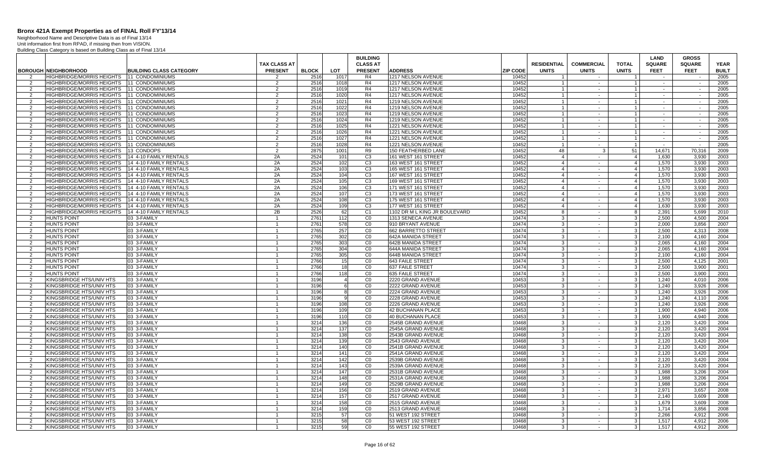# Bronx 421A Exempt Properties as of FINAL Roll FY'13/14

Neighborhood Name and Descriptive Data is as of Final 13/14
Unit information first from RPAD, if missing then from VISION.
Building Class Category is based on Building Class as of Final 13/14

| BOROUGH | NEIGHBORHOOD | BUILDING CLASS CATEGORY | TAX CLASS AT PRESENT | BLOCK | LOT | BUILDING CLASS AT PRESENT | ADDRESS | ZIP CODE | RESIDENTIAL UNITS | COMMERCIAL UNITS | TOTAL UNITS | LAND SQUARE FEET | GROSS SQUARE FEET | YEAR BUILT |
|---|---|---|---|---|---|---|---|---|---|---|---|---|---|---|
| 2 | HIGHBRIDGE/MORRIS HEIGHTS | 11 CONDOMINIUMS | 2 | 2516 | 1017 | R4 | 1217 NELSON AVENUE | 10452 | 1 | - | 1 | - | - | 2005 |
| 2 | HIGHBRIDGE/MORRIS HEIGHTS | 11 CONDOMINIUMS | 2 | 2516 | 1018 | R4 | 1217 NELSON AVENUE | 10452 | 1 | - | 1 | - | - | 2005 |
| 2 | HIGHBRIDGE/MORRIS HEIGHTS | 11 CONDOMINIUMS | 2 | 2516 | 1019 | R4 | 1217 NELSON AVENUE | 10452 | 1 | - | 1 | - | - | 2005 |
| 2 | HIGHBRIDGE/MORRIS HEIGHTS | 11 CONDOMINIUMS | 2 | 2516 | 1020 | R4 | 1217 NELSON AVENUE | 10452 | 1 | - | 1 | - | - | 2005 |
| 2 | HIGHBRIDGE/MORRIS HEIGHTS | 11 CONDOMINIUMS | 2 | 2516 | 1021 | R4 | 1219 NELSON AVENUE | 10452 | 1 | - | 1 | - | - | 2005 |
| 2 | HIGHBRIDGE/MORRIS HEIGHTS | 11 CONDOMINIUMS | 2 | 2516 | 1022 | R4 | 1219 NELSON AVENUE | 10452 | 1 | - | 1 | - | - | 2005 |
| 2 | HIGHBRIDGE/MORRIS HEIGHTS | 11 CONDOMINIUMS | 2 | 2516 | 1023 | R4 | 1219 NELSON AVENUE | 10452 | 1 | - | 1 | - | - | 2005 |
| 2 | HIGHBRIDGE/MORRIS HEIGHTS | 11 CONDOMINIUMS | 2 | 2516 | 1024 | R4 | 1219 NELSON AVENUE | 10452 | 1 | - | 1 | - | - | 2005 |
| 2 | HIGHBRIDGE/MORRIS HEIGHTS | 11 CONDOMINIUMS | 2 | 2516 | 1025 | R4 | 1221 NELSON AVENUE | 10452 | 1 | - | 1 | - | - | 2005 |
| 2 | HIGHBRIDGE/MORRIS HEIGHTS | 11 CONDOMINIUMS | 2 | 2516 | 1026 | R4 | 1221 NELSON AVENUE | 10452 | 1 | - | 1 | - | - | 2005 |
| 2 | HIGHBRIDGE/MORRIS HEIGHTS | 11 CONDOMINIUMS | 2 | 2516 | 1027 | R4 | 1221 NELSON AVENUE | 10452 | 1 | - | 1 | - | - | 2005 |
| 2 | HIGHBRIDGE/MORRIS HEIGHTS | 11 CONDOMINIUMS | 2 | 2516 | 1028 | R4 | 1221 NELSON AVENUE | 10452 | 1 | - | 1 | - | - | 2005 |
| 2 | HIGHBRIDGE/MORRIS HEIGHTS | 13 CONDOPS | 2 | 2875 | 1001 | R9 | 150 FEATHERBED LANE | 10452 | 48 | 3 | 51 | 14,671 | 70,316 | 2009 |
| 2 | HIGHBRIDGE/MORRIS HEIGHTS | 14 4-10 FAMILY RENTALS | 2A | 2524 | 101 | C3 | 161 WEST 161 STREET | 10452 | 4 | - | 4 | 1,630 | 3,930 | 2003 |
| 2 | HIGHBRIDGE/MORRIS HEIGHTS | 14 4-10 FAMILY RENTALS | 2A | 2524 | 102 | C3 | 163 WEST 161 STREET | 10452 | 4 | - | 4 | 1,570 | 3,930 | 2003 |
| 2 | HIGHBRIDGE/MORRIS HEIGHTS | 14 4-10 FAMILY RENTALS | 2A | 2524 | 103 | C3 | 165 WEST 161 STREET | 10452 | 4 | - | 4 | 1,570 | 3,930 | 2003 |
| 2 | HIGHBRIDGE/MORRIS HEIGHTS | 14 4-10 FAMILY RENTALS | 2A | 2524 | 104 | C3 | 167 WEST 161 STREET | 10452 | 4 | - | 4 | 1,570 | 3,930 | 2003 |
| 2 | HIGHBRIDGE/MORRIS HEIGHTS | 14 4-10 FAMILY RENTALS | 2A | 2524 | 105 | C3 | 169 WEST 161 STREET | 10452 | 4 | - | 4 | 1,570 | 3,930 | 2003 |
| 2 | HIGHBRIDGE/MORRIS HEIGHTS | 14 4-10 FAMILY RENTALS | 2A | 2524 | 106 | C3 | 171 WEST 161 STREET | 10452 | 4 | - | 4 | 1,570 | 3,930 | 2003 |
| 2 | HIGHBRIDGE/MORRIS HEIGHTS | 14 4-10 FAMILY RENTALS | 2A | 2524 | 107 | C3 | 173 WEST 161 STREET | 10452 | 4 | - | 4 | 1,570 | 3,930 | 2003 |
| 2 | HIGHBRIDGE/MORRIS HEIGHTS | 14 4-10 FAMILY RENTALS | 2A | 2524 | 108 | C3 | 175 WEST 161 STREET | 10452 | 4 | - | 4 | 1,570 | 3,930 | 2003 |
| 2 | HIGHBRIDGE/MORRIS HEIGHTS | 14 4-10 FAMILY RENTALS | 2A | 2524 | 109 | C3 | 177 WEST 161 STREET | 10452 | 4 | - | 4 | 1,630 | 3,930 | 2003 |
| 2 | HIGHBRIDGE/MORRIS HEIGHTS | 14 4-10 FAMILY RENTALS | 2B | 2526 | 62 | C1 | 1102 DR M L KING JR BOULEVARD | 10452 | 8 | - | 8 | 2,391 | 5,699 | 2010 |
| 2 | HUNTS POINT | 03 3-FAMILY | 1 | 2761 | 112 | C0 | 1313 SENECA AVENUE | 10474 | 3 | - | 3 | 2,500 | 4,500 | 2004 |
| 2 | HUNTS POINT | 03 3-FAMILY | 1 | 2761 | 578 | C0 | 910 BRYANT AVENUE | 10474 | 3 | - | 3 | 2,000 | 3,856 | 2007 |
| 2 | HUNTS POINT | 03 3-FAMILY | 1 | 2765 | 257 | C0 | 662 BARRETTO STREET | 10474 | 3 | - | 3 | 2,500 | 4,313 | 2008 |
| 2 | HUNTS POINT | 03 3-FAMILY | 1 | 2765 | 302 | C0 | 642A MANIDA STREET | 10474 | 3 | - | 3 | 2,100 | 4,160 | 2004 |
| 2 | HUNTS POINT | 03 3-FAMILY | 1 | 2765 | 303 | C0 | 642B MANIDA STREET | 10474 | 3 | - | 3 | 2,065 | 4,160 | 2004 |
| 2 | HUNTS POINT | 03 3-FAMILY | 1 | 2765 | 304 | C0 | 644A MANIDA STREET | 10474 | 3 | - | 3 | 2,065 | 4,160 | 2004 |
| 2 | HUNTS POINT | 03 3-FAMILY | 1 | 2765 | 305 | C0 | 644B MANIDA STREET | 10474 | 3 | - | 3 | 2,100 | 4,160 | 2004 |
| 2 | HUNTS POINT | 03 3-FAMILY | 1 | 2766 | 15 | C0 | 643 FAILE STREET | 10474 | 3 | - | 3 | 2,500 | 4,125 | 2001 |
| 2 | HUNTS POINT | 03 3-FAMILY | 1 | 2766 | 18 | C0 | 637 FAILE STREET | 10474 | 3 | - | 3 | 2,500 | 3,900 | 2001 |
| 2 | HUNTS POINT | 03 3-FAMILY | 1 | 2766 | 118 | C0 | 635 FAILE STREET | 10474 | 3 | - | 3 | 2,500 | 3,900 | 2001 |
| 2 | KINGSBRIDGE HTS/UNIV HTS | 03 3-FAMILY | 1 | 3196 | 4 | C0 | 2220 GRAND AVENUE | 10453 | 3 | - | 3 | 1,240 | 4,010 | 2006 |
| 2 | KINGSBRIDGE HTS/UNIV HTS | 03 3-FAMILY | 1 | 3196 | 6 | C0 | 2222 GRAND AVENUE | 10453 | 3 | - | 3 | 1,240 | 3,926 | 2006 |
| 2 | KINGSBRIDGE HTS/UNIV HTS | 03 3-FAMILY | 1 | 3196 | 8 | C0 | 2224 GRAND AVENUE | 10453 | 3 | - | 3 | 1,240 | 3,926 | 2006 |
| 2 | KINGSBRIDGE HTS/UNIV HTS | 03 3-FAMILY | 1 | 3196 | 9 | C0 | 2228 GRAND AVENUE | 10453 | 3 | - | 3 | 1,240 | 4,110 | 2006 |
| 2 | KINGSBRIDGE HTS/UNIV HTS | 03 3-FAMILY | 1 | 3196 | 108 | C0 | 2226 GRAND AVENUE | 10453 | 3 | - | 3 | 1,240 | 3,926 | 2006 |
| 2 | KINGSBRIDGE HTS/UNIV HTS | 03 3-FAMILY | 1 | 3196 | 109 | C0 | 42 BUCHANAN PLACE | 10453 | 3 | - | 3 | 1,900 | 4,940 | 2006 |
| 2 | KINGSBRIDGE HTS/UNIV HTS | 03 3-FAMILY | 1 | 3196 | 110 | C0 | 40 BUCHANAN PLACE | 10453 | 3 | - | 3 | 1,900 | 4,940 | 2006 |
| 2 | KINGSBRIDGE HTS/UNIV HTS | 03 3-FAMILY | 1 | 3214 | 136 | C0 | 2545B GRAND AVENUE | 10468 | 3 | - | 3 | 2,120 | 3,420 | 2004 |
| 2 | KINGSBRIDGE HTS/UNIV HTS | 03 3-FAMILY | 1 | 3214 | 137 | C0 | 2545A GRAND AVENUE | 10468 | 3 | - | 3 | 2,120 | 3,420 | 2004 |
| 2 | KINGSBRIDGE HTS/UNIV HTS | 03 3-FAMILY | 1 | 3214 | 138 | C0 | 2543B GRAND AVENUE | 10468 | 3 | - | 3 | 2,120 | 3,420 | 2004 |
| 2 | KINGSBRIDGE HTS/UNIV HTS | 03 3-FAMILY | 1 | 3214 | 139 | C0 | 2543 GRAND AVENUE | 10468 | 3 | - | 3 | 2,120 | 3,420 | 2004 |
| 2 | KINGSBRIDGE HTS/UNIV HTS | 03 3-FAMILY | 1 | 3214 | 140 | C0 | 2541B GRAND AVENUE | 10468 | 3 | - | 3 | 2,120 | 3,420 | 2004 |
| 2 | KINGSBRIDGE HTS/UNIV HTS | 03 3-FAMILY | 1 | 3214 | 141 | C0 | 2541A GRAND AVENUE | 10468 | 3 | - | 3 | 2,120 | 3,420 | 2004 |
| 2 | KINGSBRIDGE HTS/UNIV HTS | 03 3-FAMILY | 1 | 3214 | 142 | C0 | 2539B GRAND AVENUE | 10468 | 3 | - | 3 | 2,120 | 3,420 | 2004 |
| 2 | KINGSBRIDGE HTS/UNIV HTS | 03 3-FAMILY | 1 | 3214 | 143 | C0 | 2539A GRAND AVENUE | 10468 | 3 | - | 3 | 2,120 | 3,420 | 2004 |
| 2 | KINGSBRIDGE HTS/UNIV HTS | 03 3-FAMILY | 1 | 3214 | 147 | C0 | 2531B GRAND AVENUE | 10468 | 3 | - | 3 | 1,988 | 3,206 | 2004 |
| 2 | KINGSBRIDGE HTS/UNIV HTS | 03 3-FAMILY | 1 | 3214 | 148 | C0 | 2531A GRAND AVENUE | 10468 | 3 | - | 3 | 1,988 | 3,206 | 2004 |
| 2 | KINGSBRIDGE HTS/UNIV HTS | 03 3-FAMILY | 1 | 3214 | 149 | C0 | 2529B GRAND AVENUE | 10468 | 3 | - | 3 | 1,988 | 3,206 | 2004 |
| 2 | KINGSBRIDGE HTS/UNIV HTS | 03 3-FAMILY | 1 | 3214 | 156 | C0 | 2519 GRAND AVENUE | 10468 | 3 | - | 3 | 2,971 | 3,657 | 2008 |
| 2 | KINGSBRIDGE HTS/UNIV HTS | 03 3-FAMILY | 1 | 3214 | 157 | C0 | 2517 GRAND AVENUE | 10468 | 3 | - | 3 | 2,140 | 3,609 | 2008 |
| 2 | KINGSBRIDGE HTS/UNIV HTS | 03 3-FAMILY | 1 | 3214 | 158 | C0 | 2515 GRAND AVENUE | 10468 | 3 | - | 3 | 1,679 | 3,609 | 2008 |
| 2 | KINGSBRIDGE HTS/UNIV HTS | 03 3-FAMILY | 1 | 3214 | 159 | C0 | 2513 GRAND AVENUE | 10468 | 3 | - | 3 | 1,714 | 3,856 | 2008 |
| 2 | KINGSBRIDGE HTS/UNIV HTS | 03 3-FAMILY | 1 | 3215 | 57 | C0 | 51 WEST 192 STREET | 10468 | 3 | - | 3 | 2,266 | 4,912 | 2006 |
| 2 | KINGSBRIDGE HTS/UNIV HTS | 03 3-FAMILY | 1 | 3215 | 58 | C0 | 53 WEST 192 STREET | 10468 | 3 | - | 3 | 1,517 | 4,912 | 2006 |
| 2 | KINGSBRIDGE HTS/UNIV HTS | 03 3-FAMILY | 1 | 3215 | 59 | C0 | 55 WEST 192 STREET | 10468 | 3 | - | 3 | 1,517 | 4,912 | 2006 |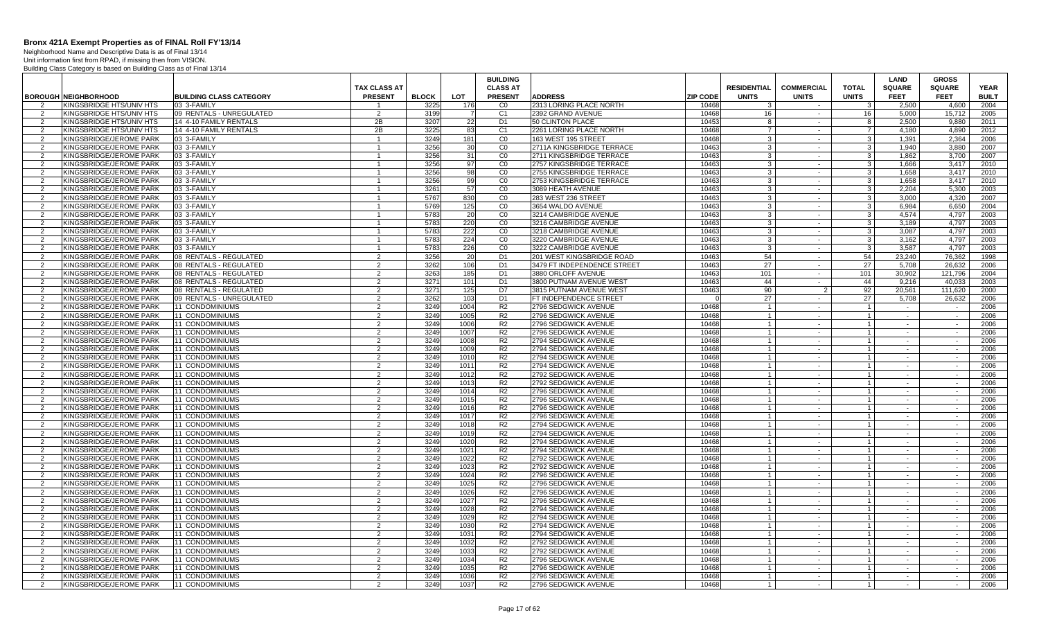# Bronx 421A Exempt Properties as of FINAL Roll FY'13/14

Neighborhood Name and Descriptive Data is as of Final 13/14
Unit information first from RPAD, if missing then from VISION.
Building Class Category is based on Building Class as of Final 13/14

| BOROUGH | NEIGHBORHOOD | BUILDING CLASS CATEGORY | TAX CLASS AT PRESENT | BLOCK | LOT | BUILDING CLASS AT PRESENT | ADDRESS | ZIP CODE | RESIDENTIAL UNITS | COMMERCIAL UNITS | TOTAL UNITS | LAND SQUARE FEET | GROSS SQUARE FEET | YEAR BUILT |
|---|---|---|---|---|---|---|---|---|---|---|---|---|---|---|
| 2 | KINGSBRIDGE HTS/UNIV HTS | 03 3-FAMILY | 1 | 3225 | 176 | C0 | 2313 LORING PLACE NORTH | 10468 | 3 | - | 3 | 2,500 | 4,600 | 2004 |
| 2 | KINGSBRIDGE HTS/UNIV HTS | 09 RENTALS - UNREGULATED | 2 | 3199 | 7 | C1 | 2392 GRAND AVENUE | 10468 | 16 | - | 16 | 5,000 | 15,712 | 2005 |
| 2 | KINGSBRIDGE HTS/UNIV HTS | 14 4-10 FAMILY RENTALS | 2B | 3207 | 22 | D1 | 50 CLINTON PLACE | 10453 | 8 | - | 8 | 2,500 | 9,880 | 2011 |
| 2 | KINGSBRIDGE HTS/UNIV HTS | 14 4-10 FAMILY RENTALS | 2B | 3225 | 83 | C1 | 2261 LORING PLACE NORTH | 10468 | 7 | - | 7 | 4,180 | 4,890 | 2012 |
| 2 | KINGSBRIDGE/JEROME PARK | 03 3-FAMILY | 1 | 3249 | 181 | C0 | 163 WEST 195 STREET | 10468 | 3 | - | 3 | 1,391 | 2,364 | 2006 |
| 2 | KINGSBRIDGE/JEROME PARK | 03 3-FAMILY | 1 | 3256 | 30 | C0 | 2711A KINGSBRIDGE TERRACE | 10463 | 3 | - | 3 | 1,940 | 3,880 | 2007 |
| 2 | KINGSBRIDGE/JEROME PARK | 03 3-FAMILY | 1 | 3256 | 31 | C0 | 2711 KINGSBRIDGE TERRACE | 10463 | 3 | - | 3 | 1,862 | 3,700 | 2007 |
| 2 | KINGSBRIDGE/JEROME PARK | 03 3-FAMILY | 1 | 3256 | 97 | C0 | 2757 KINGSBRIDGE TERRACE | 10463 | 3 | - | 3 | 1,666 | 3,417 | 2010 |
| 2 | KINGSBRIDGE/JEROME PARK | 03 3-FAMILY | 1 | 3256 | 98 | C0 | 2755 KINGSBRIDGE TERRACE | 10463 | 3 | - | 3 | 1,658 | 3,417 | 2010 |
| 2 | KINGSBRIDGE/JEROME PARK | 03 3-FAMILY | 1 | 3256 | 99 | C0 | 2753 KINGSBRIDGE TERRACE | 10463 | 3 | - | 3 | 1,658 | 3,417 | 2010 |
| 2 | KINGSBRIDGE/JEROME PARK | 03 3-FAMILY | 1 | 3261 | 57 | C0 | 3089 HEATH AVENUE | 10463 | 3 | - | 3 | 2,204 | 5,300 | 2003 |
| 2 | KINGSBRIDGE/JEROME PARK | 03 3-FAMILY | 1 | 5767 | 830 | C0 | 283 WEST 236 STREET | 10463 | 3 | - | 3 | 3,000 | 4,320 | 2007 |
| 2 | KINGSBRIDGE/JEROME PARK | 03 3-FAMILY | 1 | 5769 | 125 | C0 | 3654 WALDO AVENUE | 10463 | 3 | - | 3 | 6,984 | 6,650 | 2004 |
| 2 | KINGSBRIDGE/JEROME PARK | 03 3-FAMILY | 1 | 5783 | 20 | C0 | 3214 CAMBRIDGE AVENUE | 10463 | 3 | - | 3 | 4,574 | 4,797 | 2003 |
| 2 | KINGSBRIDGE/JEROME PARK | 03 3-FAMILY | 1 | 5783 | 220 | C0 | 3216 CAMBRIDGE AVENUE | 10463 | 3 | - | 3 | 3,189 | 4,797 | 2003 |
| 2 | KINGSBRIDGE/JEROME PARK | 03 3-FAMILY | 1 | 5783 | 222 | C0 | 3218 CAMBRIDGE AVENUE | 10463 | 3 | - | 3 | 3,087 | 4,797 | 2003 |
| 2 | KINGSBRIDGE/JEROME PARK | 03 3-FAMILY | 1 | 5783 | 224 | C0 | 3220 CAMBRIDGE AVENUE | 10463 | 3 | - | 3 | 3,162 | 4,797 | 2003 |
| 2 | KINGSBRIDGE/JEROME PARK | 03 3-FAMILY | 1 | 5783 | 226 | C0 | 3222 CAMBRIDGE AVENUE | 10463 | 3 | - | 3 | 3,587 | 4,797 | 2003 |
| 2 | KINGSBRIDGE/JEROME PARK | 08 RENTALS - REGULATED | 2 | 3256 | 20 | D1 | 201 WEST KINGSBRIDGE ROAD | 10463 | 54 | - | 54 | 23,240 | 76,362 | 1998 |
| 2 | KINGSBRIDGE/JEROME PARK | 08 RENTALS - REGULATED | 2 | 3262 | 106 | D1 | 3479 FT INDEPENDENCE STREET | 10463 | 27 | - | 27 | 5,708 | 26,632 | 2006 |
| 2 | KINGSBRIDGE/JEROME PARK | 08 RENTALS - REGULATED | 2 | 3263 | 185 | D1 | 3880 ORLOFF AVENUE | 10463 | 101 | - | 101 | 30,902 | 121,796 | 2004 |
| 2 | KINGSBRIDGE/JEROME PARK | 08 RENTALS - REGULATED | 2 | 3271 | 101 | D1 | 3800 PUTNAM AVENUE WEST | 10463 | 44 | - | 44 | 9,216 | 40,033 | 2003 |
| 2 | KINGSBRIDGE/JEROME PARK | 08 RENTALS - REGULATED | 2 | 3271 | 125 | D7 | 3815 PUTNAM AVENUE WEST | 10463 | 90 | 2 | 92 | 20,561 | 111,620 | 2000 |
| 2 | KINGSBRIDGE/JEROME PARK | 09 RENTALS - UNREGULATED | 2 | 3262 | 103 | D1 | FT INDEPENDENCE STREET | 0 | 27 | - | 27 | 5,708 | 26,632 | 2006 |
| 2 | KINGSBRIDGE/JEROME PARK | 11 CONDOMINIUMS | 2 | 3249 | 1004 | R2 | 2796 SEDGWICK AVENUE | 10468 | 1 | - | 1 | - | - | 2006 |
| 2 | KINGSBRIDGE/JEROME PARK | 11 CONDOMINIUMS | 2 | 3249 | 1005 | R2 | 2796 SEDGWICK AVENUE | 10468 | 1 | - | 1 | - | - | 2006 |
| 2 | KINGSBRIDGE/JEROME PARK | 11 CONDOMINIUMS | 2 | 3249 | 1006 | R2 | 2796 SEDGWICK AVENUE | 10468 | 1 | - | 1 | - | - | 2006 |
| 2 | KINGSBRIDGE/JEROME PARK | 11 CONDOMINIUMS | 2 | 3249 | 1007 | R2 | 2796 SEDGWICK AVENUE | 10468 | 1 | - | 1 | - | - | 2006 |
| 2 | KINGSBRIDGE/JEROME PARK | 11 CONDOMINIUMS | 2 | 3249 | 1008 | R2 | 2794 SEDGWICK AVENUE | 10468 | 1 | - | 1 | - | - | 2006 |
| 2 | KINGSBRIDGE/JEROME PARK | 11 CONDOMINIUMS | 2 | 3249 | 1009 | R2 | 2794 SEDGWICK AVENUE | 10468 | 1 | - | 1 | - | - | 2006 |
| 2 | KINGSBRIDGE/JEROME PARK | 11 CONDOMINIUMS | 2 | 3249 | 1010 | R2 | 2794 SEDGWICK AVENUE | 10468 | 1 | - | 1 | - | - | 2006 |
| 2 | KINGSBRIDGE/JEROME PARK | 11 CONDOMINIUMS | 2 | 3249 | 1011 | R2 | 2794 SEDGWICK AVENUE | 10468 | 1 | - | 1 | - | - | 2006 |
| 2 | KINGSBRIDGE/JEROME PARK | 11 CONDOMINIUMS | 2 | 3249 | 1012 | R2 | 2792 SEDGWICK AVENUE | 10468 | 1 | - | 1 | - | - | 2006 |
| 2 | KINGSBRIDGE/JEROME PARK | 11 CONDOMINIUMS | 2 | 3249 | 1013 | R2 | 2792 SEDGWICK AVENUE | 10468 | 1 | - | 1 | - | - | 2006 |
| 2 | KINGSBRIDGE/JEROME PARK | 11 CONDOMINIUMS | 2 | 3249 | 1014 | R2 | 2796 SEDGWICK AVENUE | 10468 | 1 | - | 1 | - | - | 2006 |
| 2 | KINGSBRIDGE/JEROME PARK | 11 CONDOMINIUMS | 2 | 3249 | 1015 | R2 | 2796 SEDGWICK AVENUE | 10468 | 1 | - | 1 | - | - | 2006 |
| 2 | KINGSBRIDGE/JEROME PARK | 11 CONDOMINIUMS | 2 | 3249 | 1016 | R2 | 2796 SEDGWICK AVENUE | 10468 | 1 | - | 1 | - | - | 2006 |
| 2 | KINGSBRIDGE/JEROME PARK | 11 CONDOMINIUMS | 2 | 3249 | 1017 | R2 | 2796 SEDGWICK AVENUE | 10468 | 1 | - | 1 | - | - | 2006 |
| 2 | KINGSBRIDGE/JEROME PARK | 11 CONDOMINIUMS | 2 | 3249 | 1018 | R2 | 2794 SEDGWICK AVENUE | 10468 | 1 | - | 1 | - | - | 2006 |
| 2 | KINGSBRIDGE/JEROME PARK | 11 CONDOMINIUMS | 2 | 3249 | 1019 | R2 | 2794 SEDGWICK AVENUE | 10468 | 1 | - | 1 | - | - | 2006 |
| 2 | KINGSBRIDGE/JEROME PARK | 11 CONDOMINIUMS | 2 | 3249 | 1020 | R2 | 2794 SEDGWICK AVENUE | 10468 | 1 | - | 1 | - | - | 2006 |
| 2 | KINGSBRIDGE/JEROME PARK | 11 CONDOMINIUMS | 2 | 3249 | 1021 | R2 | 2794 SEDGWICK AVENUE | 10468 | 1 | - | 1 | - | - | 2006 |
| 2 | KINGSBRIDGE/JEROME PARK | 11 CONDOMINIUMS | 2 | 3249 | 1022 | R2 | 2792 SEDGWICK AVENUE | 10468 | 1 | - | 1 | - | - | 2006 |
| 2 | KINGSBRIDGE/JEROME PARK | 11 CONDOMINIUMS | 2 | 3249 | 1023 | R2 | 2792 SEDGWICK AVENUE | 10468 | 1 | - | 1 | - | - | 2006 |
| 2 | KINGSBRIDGE/JEROME PARK | 11 CONDOMINIUMS | 2 | 3249 | 1024 | R2 | 2796 SEDGWICK AVENUE | 10468 | 1 | - | 1 | - | - | 2006 |
| 2 | KINGSBRIDGE/JEROME PARK | 11 CONDOMINIUMS | 2 | 3249 | 1025 | R2 | 2796 SEDGWICK AVENUE | 10468 | 1 | - | 1 | - | - | 2006 |
| 2 | KINGSBRIDGE/JEROME PARK | 11 CONDOMINIUMS | 2 | 3249 | 1026 | R2 | 2796 SEDGWICK AVENUE | 10468 | 1 | - | 1 | - | - | 2006 |
| 2 | KINGSBRIDGE/JEROME PARK | 11 CONDOMINIUMS | 2 | 3249 | 1027 | R2 | 2796 SEDGWICK AVENUE | 10468 | 1 | - | 1 | - | - | 2006 |
| 2 | KINGSBRIDGE/JEROME PARK | 11 CONDOMINIUMS | 2 | 3249 | 1028 | R2 | 2794 SEDGWICK AVENUE | 10468 | 1 | - | 1 | - | - | 2006 |
| 2 | KINGSBRIDGE/JEROME PARK | 11 CONDOMINIUMS | 2 | 3249 | 1029 | R2 | 2794 SEDGWICK AVENUE | 10468 | 1 | - | 1 | - | - | 2006 |
| 2 | KINGSBRIDGE/JEROME PARK | 11 CONDOMINIUMS | 2 | 3249 | 1030 | R2 | 2794 SEDGWICK AVENUE | 10468 | 1 | - | 1 | - | - | 2006 |
| 2 | KINGSBRIDGE/JEROME PARK | 11 CONDOMINIUMS | 2 | 3249 | 1031 | R2 | 2794 SEDGWICK AVENUE | 10468 | 1 | - | 1 | - | - | 2006 |
| 2 | KINGSBRIDGE/JEROME PARK | 11 CONDOMINIUMS | 2 | 3249 | 1032 | R2 | 2792 SEDGWICK AVENUE | 10468 | 1 | - | 1 | - | - | 2006 |
| 2 | KINGSBRIDGE/JEROME PARK | 11 CONDOMINIUMS | 2 | 3249 | 1033 | R2 | 2792 SEDGWICK AVENUE | 10468 | 1 | - | 1 | - | - | 2006 |
| 2 | KINGSBRIDGE/JEROME PARK | 11 CONDOMINIUMS | 2 | 3249 | 1034 | R2 | 2796 SEDGWICK AVENUE | 10468 | 1 | - | 1 | - | - | 2006 |
| 2 | KINGSBRIDGE/JEROME PARK | 11 CONDOMINIUMS | 2 | 3249 | 1035 | R2 | 2796 SEDGWICK AVENUE | 10468 | 1 | - | 1 | - | - | 2006 |
| 2 | KINGSBRIDGE/JEROME PARK | 11 CONDOMINIUMS | 2 | 3249 | 1036 | R2 | 2796 SEDGWICK AVENUE | 10468 | 1 | - | 1 | - | - | 2006 |
| 2 | KINGSBRIDGE/JEROME PARK | 11 CONDOMINIUMS | 2 | 3249 | 1037 | R2 | 2796 SEDGWICK AVENUE | 10468 | 1 | - | 1 | - | - | 2006 |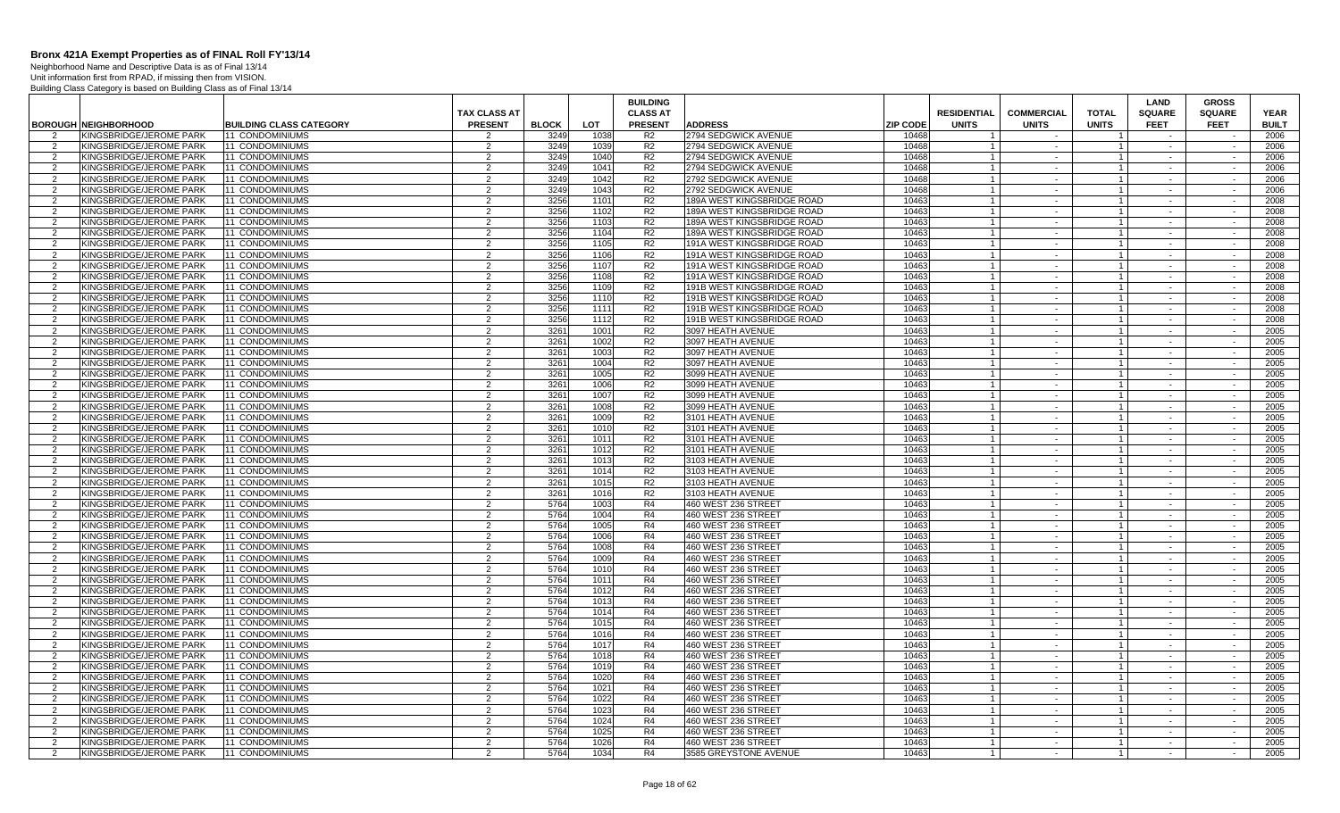# Bronx 421A Exempt Properties as of FINAL Roll FY'13/14

Neighborhood Name and Descriptive Data is as of Final 13/14
Unit information first from RPAD, if missing then from VISION.
Building Class Category is based on Building Class as of Final 13/14

| BOROUGH | NEIGHBORHOOD | BUILDING CLASS CATEGORY | TAX CLASS AT PRESENT | BLOCK | LOT | BUILDING CLASS AT PRESENT | ADDRESS | ZIP CODE | RESIDENTIAL UNITS | COMMERCIAL UNITS | TOTAL UNITS | LAND SQUARE FEET | GROSS SQUARE FEET | YEAR BUILT |
|---|---|---|---|---|---|---|---|---|---|---|---|---|---|---|
| 2 | KINGSBRIDGE/JEROME PARK | 11 CONDOMINIUMS | 2 | 3249 | 1038 | R2 | 2794 SEDGWICK AVENUE | 10468 | 1 | - | 1 | - | - | 2006 |
| 2 | KINGSBRIDGE/JEROME PARK | 11 CONDOMINIUMS | 2 | 3249 | 1039 | R2 | 2794 SEDGWICK AVENUE | 10468 | 1 | - | 1 | - | - | 2006 |
| 2 | KINGSBRIDGE/JEROME PARK | 11 CONDOMINIUMS | 2 | 3249 | 1040 | R2 | 2794 SEDGWICK AVENUE | 10468 | 1 | - | 1 | - | - | 2006 |
| 2 | KINGSBRIDGE/JEROME PARK | 11 CONDOMINIUMS | 2 | 3249 | 1041 | R2 | 2794 SEDGWICK AVENUE | 10468 | 1 | - | 1 | - | - | 2006 |
| 2 | KINGSBRIDGE/JEROME PARK | 11 CONDOMINIUMS | 2 | 3249 | 1042 | R2 | 2792 SEDGWICK AVENUE | 10468 | 1 | - | 1 | - | - | 2006 |
| 2 | KINGSBRIDGE/JEROME PARK | 11 CONDOMINIUMS | 2 | 3249 | 1043 | R2 | 2792 SEDGWICK AVENUE | 10468 | 1 | - | 1 | - | - | 2006 |
| 2 | KINGSBRIDGE/JEROME PARK | 11 CONDOMINIUMS | 2 | 3256 | 1101 | R2 | 189A WEST KINGSBRIDGE ROAD | 10463 | 1 | - | 1 | - | - | 2008 |
| 2 | KINGSBRIDGE/JEROME PARK | 11 CONDOMINIUMS | 2 | 3256 | 1102 | R2 | 189A WEST KINGSBRIDGE ROAD | 10463 | 1 | - | 1 | - | - | 2008 |
| 2 | KINGSBRIDGE/JEROME PARK | 11 CONDOMINIUMS | 2 | 3256 | 1103 | R2 | 189A WEST KINGSBRIDGE ROAD | 10463 | 1 | - | 1 | - | - | 2008 |
| 2 | KINGSBRIDGE/JEROME PARK | 11 CONDOMINIUMS | 2 | 3256 | 1104 | R2 | 189A WEST KINGSBRIDGE ROAD | 10463 | 1 | - | 1 | - | - | 2008 |
| 2 | KINGSBRIDGE/JEROME PARK | 11 CONDOMINIUMS | 2 | 3256 | 1105 | R2 | 191A WEST KINGSBRIDGE ROAD | 10463 | 1 | - | 1 | - | - | 2008 |
| 2 | KINGSBRIDGE/JEROME PARK | 11 CONDOMINIUMS | 2 | 3256 | 1106 | R2 | 191A WEST KINGSBRIDGE ROAD | 10463 | 1 | - | 1 | - | - | 2008 |
| 2 | KINGSBRIDGE/JEROME PARK | 11 CONDOMINIUMS | 2 | 3256 | 1107 | R2 | 191A WEST KINGSBRIDGE ROAD | 10463 | 1 | - | 1 | - | - | 2008 |
| 2 | KINGSBRIDGE/JEROME PARK | 11 CONDOMINIUMS | 2 | 3256 | 1108 | R2 | 191A WEST KINGSBRIDGE ROAD | 10463 | 1 | - | 1 | - | - | 2008 |
| 2 | KINGSBRIDGE/JEROME PARK | 11 CONDOMINIUMS | 2 | 3256 | 1109 | R2 | 191B WEST KINGSBRIDGE ROAD | 10463 | 1 | - | 1 | - | - | 2008 |
| 2 | KINGSBRIDGE/JEROME PARK | 11 CONDOMINIUMS | 2 | 3256 | 1110 | R2 | 191B WEST KINGSBRIDGE ROAD | 10463 | 1 | - | 1 | - | - | 2008 |
| 2 | KINGSBRIDGE/JEROME PARK | 11 CONDOMINIUMS | 2 | 3256 | 1111 | R2 | 191B WEST KINGSBRIDGE ROAD | 10463 | 1 | - | 1 | - | - | 2008 |
| 2 | KINGSBRIDGE/JEROME PARK | 11 CONDOMINIUMS | 2 | 3256 | 1112 | R2 | 191B WEST KINGSBRIDGE ROAD | 10463 | 1 | - | 1 | - | - | 2008 |
| 2 | KINGSBRIDGE/JEROME PARK | 11 CONDOMINIUMS | 2 | 3261 | 1001 | R2 | 3097 HEATH AVENUE | 10463 | 1 | - | 1 | - | - | 2005 |
| 2 | KINGSBRIDGE/JEROME PARK | 11 CONDOMINIUMS | 2 | 3261 | 1002 | R2 | 3097 HEATH AVENUE | 10463 | 1 | - | 1 | - | - | 2005 |
| 2 | KINGSBRIDGE/JEROME PARK | 11 CONDOMINIUMS | 2 | 3261 | 1003 | R2 | 3097 HEATH AVENUE | 10463 | 1 | - | 1 | - | - | 2005 |
| 2 | KINGSBRIDGE/JEROME PARK | 11 CONDOMINIUMS | 2 | 3261 | 1004 | R2 | 3097 HEATH AVENUE | 10463 | 1 | - | 1 | - | - | 2005 |
| 2 | KINGSBRIDGE/JEROME PARK | 11 CONDOMINIUMS | 2 | 3261 | 1005 | R2 | 3099 HEATH AVENUE | 10463 | 1 | - | 1 | - | - | 2005 |
| 2 | KINGSBRIDGE/JEROME PARK | 11 CONDOMINIUMS | 2 | 3261 | 1006 | R2 | 3099 HEATH AVENUE | 10463 | 1 | - | 1 | - | - | 2005 |
| 2 | KINGSBRIDGE/JEROME PARK | 11 CONDOMINIUMS | 2 | 3261 | 1007 | R2 | 3099 HEATH AVENUE | 10463 | 1 | - | 1 | - | - | 2005 |
| 2 | KINGSBRIDGE/JEROME PARK | 11 CONDOMINIUMS | 2 | 3261 | 1008 | R2 | 3099 HEATH AVENUE | 10463 | 1 | - | 1 | - | - | 2005 |
| 2 | KINGSBRIDGE/JEROME PARK | 11 CONDOMINIUMS | 2 | 3261 | 1009 | R2 | 3101 HEATH AVENUE | 10463 | 1 | - | 1 | - | - | 2005 |
| 2 | KINGSBRIDGE/JEROME PARK | 11 CONDOMINIUMS | 2 | 3261 | 1010 | R2 | 3101 HEATH AVENUE | 10463 | 1 | - | 1 | - | - | 2005 |
| 2 | KINGSBRIDGE/JEROME PARK | 11 CONDOMINIUMS | 2 | 3261 | 1011 | R2 | 3101 HEATH AVENUE | 10463 | 1 | - | 1 | - | - | 2005 |
| 2 | KINGSBRIDGE/JEROME PARK | 11 CONDOMINIUMS | 2 | 3261 | 1012 | R2 | 3101 HEATH AVENUE | 10463 | 1 | - | 1 | - | - | 2005 |
| 2 | KINGSBRIDGE/JEROME PARK | 11 CONDOMINIUMS | 2 | 3261 | 1013 | R2 | 3103 HEATH AVENUE | 10463 | 1 | - | 1 | - | - | 2005 |
| 2 | KINGSBRIDGE/JEROME PARK | 11 CONDOMINIUMS | 2 | 3261 | 1014 | R2 | 3103 HEATH AVENUE | 10463 | 1 | - | 1 | - | - | 2005 |
| 2 | KINGSBRIDGE/JEROME PARK | 11 CONDOMINIUMS | 2 | 3261 | 1015 | R2 | 3103 HEATH AVENUE | 10463 | 1 | - | 1 | - | - | 2005 |
| 2 | KINGSBRIDGE/JEROME PARK | 11 CONDOMINIUMS | 2 | 3261 | 1016 | R2 | 3103 HEATH AVENUE | 10463 | 1 | - | 1 | - | - | 2005 |
| 2 | KINGSBRIDGE/JEROME PARK | 11 CONDOMINIUMS | 2 | 5764 | 1003 | R4 | 460 WEST 236 STREET | 10463 | 1 | - | 1 | - | - | 2005 |
| 2 | KINGSBRIDGE/JEROME PARK | 11 CONDOMINIUMS | 2 | 5764 | 1004 | R4 | 460 WEST 236 STREET | 10463 | 1 | - | 1 | - | - | 2005 |
| 2 | KINGSBRIDGE/JEROME PARK | 11 CONDOMINIUMS | 2 | 5764 | 1005 | R4 | 460 WEST 236 STREET | 10463 | 1 | - | 1 | - | - | 2005 |
| 2 | KINGSBRIDGE/JEROME PARK | 11 CONDOMINIUMS | 2 | 5764 | 1006 | R4 | 460 WEST 236 STREET | 10463 | 1 | - | 1 | - | - | 2005 |
| 2 | KINGSBRIDGE/JEROME PARK | 11 CONDOMINIUMS | 2 | 5764 | 1008 | R4 | 460 WEST 236 STREET | 10463 | 1 | - | 1 | - | - | 2005 |
| 2 | KINGSBRIDGE/JEROME PARK | 11 CONDOMINIUMS | 2 | 5764 | 1009 | R4 | 460 WEST 236 STREET | 10463 | 1 | - | 1 | - | - | 2005 |
| 2 | KINGSBRIDGE/JEROME PARK | 11 CONDOMINIUMS | 2 | 5764 | 1010 | R4 | 460 WEST 236 STREET | 10463 | 1 | - | 1 | - | - | 2005 |
| 2 | KINGSBRIDGE/JEROME PARK | 11 CONDOMINIUMS | 2 | 5764 | 1011 | R4 | 460 WEST 236 STREET | 10463 | 1 | - | 1 | - | - | 2005 |
| 2 | KINGSBRIDGE/JEROME PARK | 11 CONDOMINIUMS | 2 | 5764 | 1012 | R4 | 460 WEST 236 STREET | 10463 | 1 | - | 1 | - | - | 2005 |
| 2 | KINGSBRIDGE/JEROME PARK | 11 CONDOMINIUMS | 2 | 5764 | 1013 | R4 | 460 WEST 236 STREET | 10463 | 1 | - | 1 | - | - | 2005 |
| 2 | KINGSBRIDGE/JEROME PARK | 11 CONDOMINIUMS | 2 | 5764 | 1014 | R4 | 460 WEST 236 STREET | 10463 | 1 | - | 1 | - | - | 2005 |
| 2 | KINGSBRIDGE/JEROME PARK | 11 CONDOMINIUMS | 2 | 5764 | 1015 | R4 | 460 WEST 236 STREET | 10463 | 1 | - | 1 | - | - | 2005 |
| 2 | KINGSBRIDGE/JEROME PARK | 11 CONDOMINIUMS | 2 | 5764 | 1016 | R4 | 460 WEST 236 STREET | 10463 | 1 | - | 1 | - | - | 2005 |
| 2 | KINGSBRIDGE/JEROME PARK | 11 CONDOMINIUMS | 2 | 5764 | 1017 | R4 | 460 WEST 236 STREET | 10463 | 1 | - | 1 | - | - | 2005 |
| 2 | KINGSBRIDGE/JEROME PARK | 11 CONDOMINIUMS | 2 | 5764 | 1018 | R4 | 460 WEST 236 STREET | 10463 | 1 | - | 1 | - | - | 2005 |
| 2 | KINGSBRIDGE/JEROME PARK | 11 CONDOMINIUMS | 2 | 5764 | 1019 | R4 | 460 WEST 236 STREET | 10463 | 1 | - | 1 | - | - | 2005 |
| 2 | KINGSBRIDGE/JEROME PARK | 11 CONDOMINIUMS | 2 | 5764 | 1020 | R4 | 460 WEST 236 STREET | 10463 | 1 | - | 1 | - | - | 2005 |
| 2 | KINGSBRIDGE/JEROME PARK | 11 CONDOMINIUMS | 2 | 5764 | 1021 | R4 | 460 WEST 236 STREET | 10463 | 1 | - | 1 | - | - | 2005 |
| 2 | KINGSBRIDGE/JEROME PARK | 11 CONDOMINIUMS | 2 | 5764 | 1022 | R4 | 460 WEST 236 STREET | 10463 | 1 | - | 1 | - | - | 2005 |
| 2 | KINGSBRIDGE/JEROME PARK | 11 CONDOMINIUMS | 2 | 5764 | 1023 | R4 | 460 WEST 236 STREET | 10463 | 1 | - | 1 | - | - | 2005 |
| 2 | KINGSBRIDGE/JEROME PARK | 11 CONDOMINIUMS | 2 | 5764 | 1024 | R4 | 460 WEST 236 STREET | 10463 | 1 | - | 1 | - | - | 2005 |
| 2 | KINGSBRIDGE/JEROME PARK | 11 CONDOMINIUMS | 2 | 5764 | 1025 | R4 | 460 WEST 236 STREET | 10463 | 1 | - | 1 | - | - | 2005 |
| 2 | KINGSBRIDGE/JEROME PARK | 11 CONDOMINIUMS | 2 | 5764 | 1026 | R4 | 460 WEST 236 STREET | 10463 | 1 | - | 1 | - | - | 2005 |
| 2 | KINGSBRIDGE/JEROME PARK | 11 CONDOMINIUMS | 2 | 5764 | 1034 | R4 | 3585 GREYSTONE AVENUE | 10463 | 1 | - | 1 | - | - | 2005 |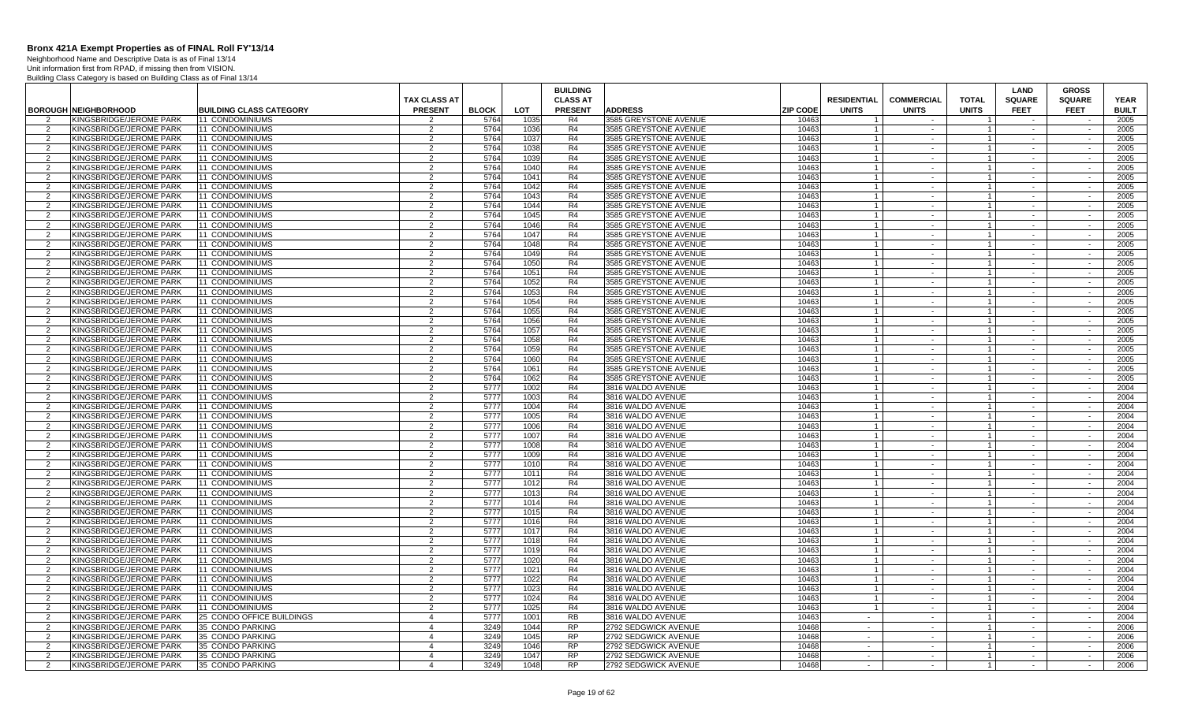# Bronx 421A Exempt Properties as of FINAL Roll FY'13/14

Neighborhood Name and Descriptive Data is as of Final 13/14
Unit information first from RPAD, if missing then from VISION.
Building Class Category is based on Building Class as of Final 13/14

| BOROUGH | NEIGHBORHOOD | BUILDING CLASS CATEGORY | TAX CLASS AT PRESENT | BLOCK | LOT | BUILDING CLASS AT PRESENT | ADDRESS | ZIP CODE | RESIDENTIAL UNITS | COMMERCIAL UNITS | TOTAL UNITS | LAND SQUARE FEET | GROSS SQUARE FEET | YEAR BUILT |
|---|---|---|---|---|---|---|---|---|---|---|---|---|---|---|
| 2 | KINGSBRIDGE/JEROME PARK | 11 CONDOMINIUMS | 2 | 5764 | 1035 | R4 | 3585 GREYSTONE AVENUE | 10463 | 1 | - | 1 | - | - | 2005 |
| 2 | KINGSBRIDGE/JEROME PARK | 11 CONDOMINIUMS | 2 | 5764 | 1036 | R4 | 3585 GREYSTONE AVENUE | 10463 | 1 | - | 1 | - | - | 2005 |
| 2 | KINGSBRIDGE/JEROME PARK | 11 CONDOMINIUMS | 2 | 5764 | 1037 | R4 | 3585 GREYSTONE AVENUE | 10463 | 1 | - | 1 | - | - | 2005 |
| 2 | KINGSBRIDGE/JEROME PARK | 11 CONDOMINIUMS | 2 | 5764 | 1038 | R4 | 3585 GREYSTONE AVENUE | 10463 | 1 | - | 1 | - | - | 2005 |
| 2 | KINGSBRIDGE/JEROME PARK | 11 CONDOMINIUMS | 2 | 5764 | 1039 | R4 | 3585 GREYSTONE AVENUE | 10463 | 1 | - | 1 | - | - | 2005 |
| 2 | KINGSBRIDGE/JEROME PARK | 11 CONDOMINIUMS | 2 | 5764 | 1040 | R4 | 3585 GREYSTONE AVENUE | 10463 | 1 | - | 1 | - | - | 2005 |
| 2 | KINGSBRIDGE/JEROME PARK | 11 CONDOMINIUMS | 2 | 5764 | 1041 | R4 | 3585 GREYSTONE AVENUE | 10463 | 1 | - | 1 | - | - | 2005 |
| 2 | KINGSBRIDGE/JEROME PARK | 11 CONDOMINIUMS | 2 | 5764 | 1042 | R4 | 3585 GREYSTONE AVENUE | 10463 | 1 | - | 1 | - | - | 2005 |
| 2 | KINGSBRIDGE/JEROME PARK | 11 CONDOMINIUMS | 2 | 5764 | 1043 | R4 | 3585 GREYSTONE AVENUE | 10463 | 1 | - | 1 | - | - | 2005 |
| 2 | KINGSBRIDGE/JEROME PARK | 11 CONDOMINIUMS | 2 | 5764 | 1044 | R4 | 3585 GREYSTONE AVENUE | 10463 | 1 | - | 1 | - | - | 2005 |
| 2 | KINGSBRIDGE/JEROME PARK | 11 CONDOMINIUMS | 2 | 5764 | 1045 | R4 | 3585 GREYSTONE AVENUE | 10463 | 1 | - | 1 | - | - | 2005 |
| 2 | KINGSBRIDGE/JEROME PARK | 11 CONDOMINIUMS | 2 | 5764 | 1046 | R4 | 3585 GREYSTONE AVENUE | 10463 | 1 | - | 1 | - | - | 2005 |
| 2 | KINGSBRIDGE/JEROME PARK | 11 CONDOMINIUMS | 2 | 5764 | 1047 | R4 | 3585 GREYSTONE AVENUE | 10463 | 1 | - | 1 | - | - | 2005 |
| 2 | KINGSBRIDGE/JEROME PARK | 11 CONDOMINIUMS | 2 | 5764 | 1048 | R4 | 3585 GREYSTONE AVENUE | 10463 | 1 | - | 1 | - | - | 2005 |
| 2 | KINGSBRIDGE/JEROME PARK | 11 CONDOMINIUMS | 2 | 5764 | 1049 | R4 | 3585 GREYSTONE AVENUE | 10463 | 1 | - | 1 | - | - | 2005 |
| 2 | KINGSBRIDGE/JEROME PARK | 11 CONDOMINIUMS | 2 | 5764 | 1050 | R4 | 3585 GREYSTONE AVENUE | 10463 | 1 | - | 1 | - | - | 2005 |
| 2 | KINGSBRIDGE/JEROME PARK | 11 CONDOMINIUMS | 2 | 5764 | 1051 | R4 | 3585 GREYSTONE AVENUE | 10463 | 1 | - | 1 | - | - | 2005 |
| 2 | KINGSBRIDGE/JEROME PARK | 11 CONDOMINIUMS | 2 | 5764 | 1052 | R4 | 3585 GREYSTONE AVENUE | 10463 | 1 | - | 1 | - | - | 2005 |
| 2 | KINGSBRIDGE/JEROME PARK | 11 CONDOMINIUMS | 2 | 5764 | 1053 | R4 | 3585 GREYSTONE AVENUE | 10463 | 1 | - | 1 | - | - | 2005 |
| 2 | KINGSBRIDGE/JEROME PARK | 11 CONDOMINIUMS | 2 | 5764 | 1054 | R4 | 3585 GREYSTONE AVENUE | 10463 | 1 | - | 1 | - | - | 2005 |
| 2 | KINGSBRIDGE/JEROME PARK | 11 CONDOMINIUMS | 2 | 5764 | 1055 | R4 | 3585 GREYSTONE AVENUE | 10463 | 1 | - | 1 | - | - | 2005 |
| 2 | KINGSBRIDGE/JEROME PARK | 11 CONDOMINIUMS | 2 | 5764 | 1056 | R4 | 3585 GREYSTONE AVENUE | 10463 | 1 | - | 1 | - | - | 2005 |
| 2 | KINGSBRIDGE/JEROME PARK | 11 CONDOMINIUMS | 2 | 5764 | 1057 | R4 | 3585 GREYSTONE AVENUE | 10463 | 1 | - | 1 | - | - | 2005 |
| 2 | KINGSBRIDGE/JEROME PARK | 11 CONDOMINIUMS | 2 | 5764 | 1058 | R4 | 3585 GREYSTONE AVENUE | 10463 | 1 | - | 1 | - | - | 2005 |
| 2 | KINGSBRIDGE/JEROME PARK | 11 CONDOMINIUMS | 2 | 5764 | 1059 | R4 | 3585 GREYSTONE AVENUE | 10463 | 1 | - | 1 | - | - | 2005 |
| 2 | KINGSBRIDGE/JEROME PARK | 11 CONDOMINIUMS | 2 | 5764 | 1060 | R4 | 3585 GREYSTONE AVENUE | 10463 | 1 | - | 1 | - | - | 2005 |
| 2 | KINGSBRIDGE/JEROME PARK | 11 CONDOMINIUMS | 2 | 5764 | 1061 | R4 | 3585 GREYSTONE AVENUE | 10463 | 1 | - | 1 | - | - | 2005 |
| 2 | KINGSBRIDGE/JEROME PARK | 11 CONDOMINIUMS | 2 | 5764 | 1062 | R4 | 3585 GREYSTONE AVENUE | 10463 | 1 | - | 1 | - | - | 2005 |
| 2 | KINGSBRIDGE/JEROME PARK | 11 CONDOMINIUMS | 2 | 5777 | 1002 | R4 | 3816 WALDO AVENUE | 10463 | 1 | - | 1 | - | - | 2004 |
| 2 | KINGSBRIDGE/JEROME PARK | 11 CONDOMINIUMS | 2 | 5777 | 1003 | R4 | 3816 WALDO AVENUE | 10463 | 1 | - | 1 | - | - | 2004 |
| 2 | KINGSBRIDGE/JEROME PARK | 11 CONDOMINIUMS | 2 | 5777 | 1004 | R4 | 3816 WALDO AVENUE | 10463 | 1 | - | 1 | - | - | 2004 |
| 2 | KINGSBRIDGE/JEROME PARK | 11 CONDOMINIUMS | 2 | 5777 | 1005 | R4 | 3816 WALDO AVENUE | 10463 | 1 | - | 1 | - | - | 2004 |
| 2 | KINGSBRIDGE/JEROME PARK | 11 CONDOMINIUMS | 2 | 5777 | 1006 | R4 | 3816 WALDO AVENUE | 10463 | 1 | - | 1 | - | - | 2004 |
| 2 | KINGSBRIDGE/JEROME PARK | 11 CONDOMINIUMS | 2 | 5777 | 1007 | R4 | 3816 WALDO AVENUE | 10463 | 1 | - | 1 | - | - | 2004 |
| 2 | KINGSBRIDGE/JEROME PARK | 11 CONDOMINIUMS | 2 | 5777 | 1008 | R4 | 3816 WALDO AVENUE | 10463 | 1 | - | 1 | - | - | 2004 |
| 2 | KINGSBRIDGE/JEROME PARK | 11 CONDOMINIUMS | 2 | 5777 | 1009 | R4 | 3816 WALDO AVENUE | 10463 | 1 | - | 1 | - | - | 2004 |
| 2 | KINGSBRIDGE/JEROME PARK | 11 CONDOMINIUMS | 2 | 5777 | 1010 | R4 | 3816 WALDO AVENUE | 10463 | 1 | - | 1 | - | - | 2004 |
| 2 | KINGSBRIDGE/JEROME PARK | 11 CONDOMINIUMS | 2 | 5777 | 1011 | R4 | 3816 WALDO AVENUE | 10463 | 1 | - | 1 | - | - | 2004 |
| 2 | KINGSBRIDGE/JEROME PARK | 11 CONDOMINIUMS | 2 | 5777 | 1012 | R4 | 3816 WALDO AVENUE | 10463 | 1 | - | 1 | - | - | 2004 |
| 2 | KINGSBRIDGE/JEROME PARK | 11 CONDOMINIUMS | 2 | 5777 | 1013 | R4 | 3816 WALDO AVENUE | 10463 | 1 | - | 1 | - | - | 2004 |
| 2 | KINGSBRIDGE/JEROME PARK | 11 CONDOMINIUMS | 2 | 5777 | 1014 | R4 | 3816 WALDO AVENUE | 10463 | 1 | - | 1 | - | - | 2004 |
| 2 | KINGSBRIDGE/JEROME PARK | 11 CONDOMINIUMS | 2 | 5777 | 1015 | R4 | 3816 WALDO AVENUE | 10463 | 1 | - | 1 | - | - | 2004 |
| 2 | KINGSBRIDGE/JEROME PARK | 11 CONDOMINIUMS | 2 | 5777 | 1016 | R4 | 3816 WALDO AVENUE | 10463 | 1 | - | 1 | - | - | 2004 |
| 2 | KINGSBRIDGE/JEROME PARK | 11 CONDOMINIUMS | 2 | 5777 | 1017 | R4 | 3816 WALDO AVENUE | 10463 | 1 | - | 1 | - | - | 2004 |
| 2 | KINGSBRIDGE/JEROME PARK | 11 CONDOMINIUMS | 2 | 5777 | 1018 | R4 | 3816 WALDO AVENUE | 10463 | 1 | - | 1 | - | - | 2004 |
| 2 | KINGSBRIDGE/JEROME PARK | 11 CONDOMINIUMS | 2 | 5777 | 1019 | R4 | 3816 WALDO AVENUE | 10463 | 1 | - | 1 | - | - | 2004 |
| 2 | KINGSBRIDGE/JEROME PARK | 11 CONDOMINIUMS | 2 | 5777 | 1020 | R4 | 3816 WALDO AVENUE | 10463 | 1 | - | 1 | - | - | 2004 |
| 2 | KINGSBRIDGE/JEROME PARK | 11 CONDOMINIUMS | 2 | 5777 | 1021 | R4 | 3816 WALDO AVENUE | 10463 | 1 | - | 1 | - | - | 2004 |
| 2 | KINGSBRIDGE/JEROME PARK | 11 CONDOMINIUMS | 2 | 5777 | 1022 | R4 | 3816 WALDO AVENUE | 10463 | 1 | - | 1 | - | - | 2004 |
| 2 | KINGSBRIDGE/JEROME PARK | 11 CONDOMINIUMS | 2 | 5777 | 1023 | R4 | 3816 WALDO AVENUE | 10463 | 1 | - | 1 | - | - | 2004 |
| 2 | KINGSBRIDGE/JEROME PARK | 11 CONDOMINIUMS | 2 | 5777 | 1024 | R4 | 3816 WALDO AVENUE | 10463 | 1 | - | 1 | - | - | 2004 |
| 2 | KINGSBRIDGE/JEROME PARK | 11 CONDOMINIUMS | 2 | 5777 | 1025 | R4 | 3816 WALDO AVENUE | 10463 | 1 | - | 1 | - | - | 2004 |
| 2 | KINGSBRIDGE/JEROME PARK | 25 CONDO OFFICE BUILDINGS | 4 | 5777 | 1001 | RB | 3816 WALDO AVENUE | 10463 | - | - | 1 | - | - | 2004 |
| 2 | KINGSBRIDGE/JEROME PARK | 35 CONDO PARKING | 4 | 3249 | 1044 | RP | 2792 SEDGWICK AVENUE | 10468 | - | - | 1 | - | - | 2006 |
| 2 | KINGSBRIDGE/JEROME PARK | 35 CONDO PARKING | 4 | 3249 | 1045 | RP | 2792 SEDGWICK AVENUE | 10468 | - | - | 1 | - | - | 2006 |
| 2 | KINGSBRIDGE/JEROME PARK | 35 CONDO PARKING | 4 | 3249 | 1046 | RP | 2792 SEDGWICK AVENUE | 10468 | - | - | 1 | - | - | 2006 |
| 2 | KINGSBRIDGE/JEROME PARK | 35 CONDO PARKING | 4 | 3249 | 1047 | RP | 2792 SEDGWICK AVENUE | 10468 | - | - | 1 | - | - | 2006 |
| 2 | KINGSBRIDGE/JEROME PARK | 35 CONDO PARKING | 4 | 3249 | 1048 | RP | 2792 SEDGWICK AVENUE | 10468 | - | - | 1 | - | - | 2006 |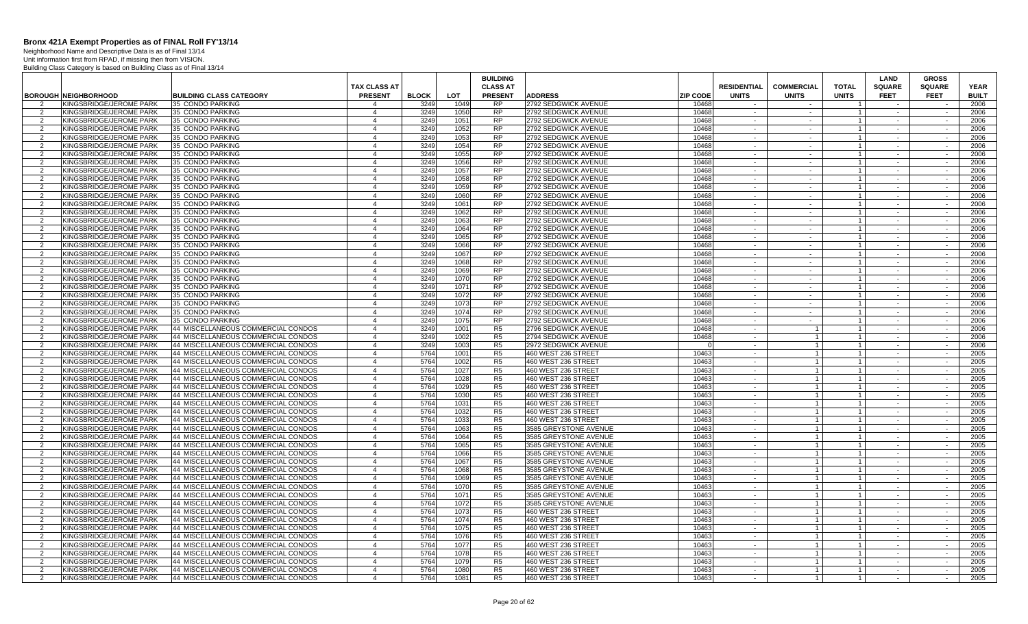# Bronx 421A Exempt Properties as of FINAL Roll FY'13/14

Neighborhood Name and Descriptive Data is as of Final 13/14
Unit information first from RPAD, if missing then from VISION.
Building Class Category is based on Building Class as of Final 13/14

| BOROUGH | NEIGHBORHOOD | BUILDING CLASS CATEGORY | TAX CLASS AT PRESENT | BLOCK | LOT | BUILDING CLASS AT PRESENT | ADDRESS | ZIP CODE | RESIDENTIAL UNITS | COMMERCIAL UNITS | TOTAL UNITS | LAND SQUARE FEET | GROSS SQUARE FEET | YEAR BUILT |
|---|---|---|---|---|---|---|---|---|---|---|---|---|---|---|
| 2 | KINGSBRIDGE/JEROME PARK | 35 CONDO PARKING | 4 | 3249 | 1049 | RP | 2792 SEDGWICK AVENUE | 10468 | - | - | 1 | - | - | 2006 |
| 2 | KINGSBRIDGE/JEROME PARK | 35 CONDO PARKING | 4 | 3249 | 1050 | RP | 2792 SEDGWICK AVENUE | 10468 | - | - | 1 | - | - | 2006 |
| 2 | KINGSBRIDGE/JEROME PARK | 35 CONDO PARKING | 4 | 3249 | 1051 | RP | 2792 SEDGWICK AVENUE | 10468 | - | - | 1 | - | - | 2006 |
| 2 | KINGSBRIDGE/JEROME PARK | 35 CONDO PARKING | 4 | 3249 | 1052 | RP | 2792 SEDGWICK AVENUE | 10468 | - | - | 1 | - | - | 2006 |
| 2 | KINGSBRIDGE/JEROME PARK | 35 CONDO PARKING | 4 | 3249 | 1053 | RP | 2792 SEDGWICK AVENUE | 10468 | - | - | 1 | - | - | 2006 |
| 2 | KINGSBRIDGE/JEROME PARK | 35 CONDO PARKING | 4 | 3249 | 1054 | RP | 2792 SEDGWICK AVENUE | 10468 | - | - | 1 | - | - | 2006 |
| 2 | KINGSBRIDGE/JEROME PARK | 35 CONDO PARKING | 4 | 3249 | 1055 | RP | 2792 SEDGWICK AVENUE | 10468 | - | - | 1 | - | - | 2006 |
| 2 | KINGSBRIDGE/JEROME PARK | 35 CONDO PARKING | 4 | 3249 | 1056 | RP | 2792 SEDGWICK AVENUE | 10468 | - | - | 1 | - | - | 2006 |
| 2 | KINGSBRIDGE/JEROME PARK | 35 CONDO PARKING | 4 | 3249 | 1057 | RP | 2792 SEDGWICK AVENUE | 10468 | - | - | 1 | - | - | 2006 |
| 2 | KINGSBRIDGE/JEROME PARK | 35 CONDO PARKING | 4 | 3249 | 1058 | RP | 2792 SEDGWICK AVENUE | 10468 | - | - | 1 | - | - | 2006 |
| 2 | KINGSBRIDGE/JEROME PARK | 35 CONDO PARKING | 4 | 3249 | 1059 | RP | 2792 SEDGWICK AVENUE | 10468 | - | - | 1 | - | - | 2006 |
| 2 | KINGSBRIDGE/JEROME PARK | 35 CONDO PARKING | 4 | 3249 | 1060 | RP | 2792 SEDGWICK AVENUE | 10468 | - | - | 1 | - | - | 2006 |
| 2 | KINGSBRIDGE/JEROME PARK | 35 CONDO PARKING | 4 | 3249 | 1061 | RP | 2792 SEDGWICK AVENUE | 10468 | - | - | 1 | - | - | 2006 |
| 2 | KINGSBRIDGE/JEROME PARK | 35 CONDO PARKING | 4 | 3249 | 1062 | RP | 2792 SEDGWICK AVENUE | 10468 | - | - | 1 | - | - | 2006 |
| 2 | KINGSBRIDGE/JEROME PARK | 35 CONDO PARKING | 4 | 3249 | 1063 | RP | 2792 SEDGWICK AVENUE | 10468 | - | - | 1 | - | - | 2006 |
| 2 | KINGSBRIDGE/JEROME PARK | 35 CONDO PARKING | 4 | 3249 | 1064 | RP | 2792 SEDGWICK AVENUE | 10468 | - | - | 1 | - | - | 2006 |
| 2 | KINGSBRIDGE/JEROME PARK | 35 CONDO PARKING | 4 | 3249 | 1065 | RP | 2792 SEDGWICK AVENUE | 10468 | - | - | 1 | - | - | 2006 |
| 2 | KINGSBRIDGE/JEROME PARK | 35 CONDO PARKING | 4 | 3249 | 1066 | RP | 2792 SEDGWICK AVENUE | 10468 | - | - | 1 | - | - | 2006 |
| 2 | KINGSBRIDGE/JEROME PARK | 35 CONDO PARKING | 4 | 3249 | 1067 | RP | 2792 SEDGWICK AVENUE | 10468 | - | - | 1 | - | - | 2006 |
| 2 | KINGSBRIDGE/JEROME PARK | 35 CONDO PARKING | 4 | 3249 | 1068 | RP | 2792 SEDGWICK AVENUE | 10468 | - | - | 1 | - | - | 2006 |
| 2 | KINGSBRIDGE/JEROME PARK | 35 CONDO PARKING | 4 | 3249 | 1069 | RP | 2792 SEDGWICK AVENUE | 10468 | - | - | 1 | - | - | 2006 |
| 2 | KINGSBRIDGE/JEROME PARK | 35 CONDO PARKING | 4 | 3249 | 1070 | RP | 2792 SEDGWICK AVENUE | 10468 | - | - | 1 | - | - | 2006 |
| 2 | KINGSBRIDGE/JEROME PARK | 35 CONDO PARKING | 4 | 3249 | 1071 | RP | 2792 SEDGWICK AVENUE | 10468 | - | - | 1 | - | - | 2006 |
| 2 | KINGSBRIDGE/JEROME PARK | 35 CONDO PARKING | 4 | 3249 | 1072 | RP | 2792 SEDGWICK AVENUE | 10468 | - | - | 1 | - | - | 2006 |
| 2 | KINGSBRIDGE/JEROME PARK | 35 CONDO PARKING | 4 | 3249 | 1073 | RP | 2792 SEDGWICK AVENUE | 10468 | - | - | 1 | - | - | 2006 |
| 2 | KINGSBRIDGE/JEROME PARK | 35 CONDO PARKING | 4 | 3249 | 1074 | RP | 2792 SEDGWICK AVENUE | 10468 | - | - | 1 | - | - | 2006 |
| 2 | KINGSBRIDGE/JEROME PARK | 35 CONDO PARKING | 4 | 3249 | 1075 | RP | 2792 SEDGWICK AVENUE | 10468 | - | - | 1 | - | - | 2006 |
| 2 | KINGSBRIDGE/JEROME PARK | 44 MISCELLANEOUS COMMERCIAL CONDOS | 4 | 3249 | 1001 | R5 | 2796 SEDGWICK AVENUE | 10468 | - | 1 | 1 | - | - | 2006 |
| 2 | KINGSBRIDGE/JEROME PARK | 44 MISCELLANEOUS COMMERCIAL CONDOS | 4 | 3249 | 1002 | R5 | 2794 SEDGWICK AVENUE | 10468 | - | 1 | 1 | - | - | 2006 |
| 2 | KINGSBRIDGE/JEROME PARK | 44 MISCELLANEOUS COMMERCIAL CONDOS | 4 | 3249 | 1003 | R5 | 2972 SEDGWICK AVENUE | 0 | - | 1 | 1 | - | - | 2006 |
| 2 | KINGSBRIDGE/JEROME PARK | 44 MISCELLANEOUS COMMERCIAL CONDOS | 4 | 5764 | 1001 | R5 | 460 WEST 236 STREET | 10463 | - | 1 | 1 | - | - | 2005 |
| 2 | KINGSBRIDGE/JEROME PARK | 44 MISCELLANEOUS COMMERCIAL CONDOS | 4 | 5764 | 1002 | R5 | 460 WEST 236 STREET | 10463 | - | 1 | 1 | - | - | 2005 |
| 2 | KINGSBRIDGE/JEROME PARK | 44 MISCELLANEOUS COMMERCIAL CONDOS | 4 | 5764 | 1027 | R5 | 460 WEST 236 STREET | 10463 | - | 1 | 1 | - | - | 2005 |
| 2 | KINGSBRIDGE/JEROME PARK | 44 MISCELLANEOUS COMMERCIAL CONDOS | 4 | 5764 | 1028 | R5 | 460 WEST 236 STREET | 10463 | - | 1 | 1 | - | - | 2005 |
| 2 | KINGSBRIDGE/JEROME PARK | 44 MISCELLANEOUS COMMERCIAL CONDOS | 4 | 5764 | 1029 | R5 | 460 WEST 236 STREET | 10463 | - | 1 | 1 | - | - | 2005 |
| 2 | KINGSBRIDGE/JEROME PARK | 44 MISCELLANEOUS COMMERCIAL CONDOS | 4 | 5764 | 1030 | R5 | 460 WEST 236 STREET | 10463 | - | 1 | 1 | - | - | 2005 |
| 2 | KINGSBRIDGE/JEROME PARK | 44 MISCELLANEOUS COMMERCIAL CONDOS | 4 | 5764 | 1031 | R5 | 460 WEST 236 STREET | 10463 | - | 1 | 1 | - | - | 2005 |
| 2 | KINGSBRIDGE/JEROME PARK | 44 MISCELLANEOUS COMMERCIAL CONDOS | 4 | 5764 | 1032 | R5 | 460 WEST 236 STREET | 10463 | - | 1 | 1 | - | - | 2005 |
| 2 | KINGSBRIDGE/JEROME PARK | 44 MISCELLANEOUS COMMERCIAL CONDOS | 4 | 5764 | 1033 | R5 | 460 WEST 236 STREET | 10463 | - | 1 | 1 | - | - | 2005 |
| 2 | KINGSBRIDGE/JEROME PARK | 44 MISCELLANEOUS COMMERCIAL CONDOS | 4 | 5764 | 1063 | R5 | 3585 GREYSTONE AVENUE | 10463 | - | 1 | 1 | - | - | 2005 |
| 2 | KINGSBRIDGE/JEROME PARK | 44 MISCELLANEOUS COMMERCIAL CONDOS | 4 | 5764 | 1064 | R5 | 3585 GREYSTONE AVENUE | 10463 | - | 1 | 1 | - | - | 2005 |
| 2 | KINGSBRIDGE/JEROME PARK | 44 MISCELLANEOUS COMMERCIAL CONDOS | 4 | 5764 | 1065 | R5 | 3585 GREYSTONE AVENUE | 10463 | - | 1 | 1 | - | - | 2005 |
| 2 | KINGSBRIDGE/JEROME PARK | 44 MISCELLANEOUS COMMERCIAL CONDOS | 4 | 5764 | 1066 | R5 | 3585 GREYSTONE AVENUE | 10463 | - | 1 | 1 | - | - | 2005 |
| 2 | KINGSBRIDGE/JEROME PARK | 44 MISCELLANEOUS COMMERCIAL CONDOS | 4 | 5764 | 1067 | R5 | 3585 GREYSTONE AVENUE | 10463 | - | 1 | 1 | - | - | 2005 |
| 2 | KINGSBRIDGE/JEROME PARK | 44 MISCELLANEOUS COMMERCIAL CONDOS | 4 | 5764 | 1068 | R5 | 3585 GREYSTONE AVENUE | 10463 | - | 1 | 1 | - | - | 2005 |
| 2 | KINGSBRIDGE/JEROME PARK | 44 MISCELLANEOUS COMMERCIAL CONDOS | 4 | 5764 | 1069 | R5 | 3585 GREYSTONE AVENUE | 10463 | - | 1 | 1 | - | - | 2005 |
| 2 | KINGSBRIDGE/JEROME PARK | 44 MISCELLANEOUS COMMERCIAL CONDOS | 4 | 5764 | 1070 | R5 | 3585 GREYSTONE AVENUE | 10463 | - | 1 | 1 | - | - | 2005 |
| 2 | KINGSBRIDGE/JEROME PARK | 44 MISCELLANEOUS COMMERCIAL CONDOS | 4 | 5764 | 1071 | R5 | 3585 GREYSTONE AVENUE | 10463 | - | 1 | 1 | - | - | 2005 |
| 2 | KINGSBRIDGE/JEROME PARK | 44 MISCELLANEOUS COMMERCIAL CONDOS | 4 | 5764 | 1072 | R5 | 3585 GREYSTONE AVENUE | 10463 | - | 1 | 1 | - | - | 2005 |
| 2 | KINGSBRIDGE/JEROME PARK | 44 MISCELLANEOUS COMMERCIAL CONDOS | 4 | 5764 | 1073 | R5 | 460 WEST 236 STREET | 10463 | - | 1 | 1 | - | - | 2005 |
| 2 | KINGSBRIDGE/JEROME PARK | 44 MISCELLANEOUS COMMERCIAL CONDOS | 4 | 5764 | 1074 | R5 | 460 WEST 236 STREET | 10463 | - | 1 | 1 | - | - | 2005 |
| 2 | KINGSBRIDGE/JEROME PARK | 44 MISCELLANEOUS COMMERCIAL CONDOS | 4 | 5764 | 1075 | R5 | 460 WEST 236 STREET | 10463 | - | 1 | 1 | - | - | 2005 |
| 2 | KINGSBRIDGE/JEROME PARK | 44 MISCELLANEOUS COMMERCIAL CONDOS | 4 | 5764 | 1076 | R5 | 460 WEST 236 STREET | 10463 | - | 1 | 1 | - | - | 2005 |
| 2 | KINGSBRIDGE/JEROME PARK | 44 MISCELLANEOUS COMMERCIAL CONDOS | 4 | 5764 | 1077 | R5 | 460 WEST 236 STREET | 10463 | - | 1 | 1 | - | - | 2005 |
| 2 | KINGSBRIDGE/JEROME PARK | 44 MISCELLANEOUS COMMERCIAL CONDOS | 4 | 5764 | 1078 | R5 | 460 WEST 236 STREET | 10463 | - | 1 | 1 | - | - | 2005 |
| 2 | KINGSBRIDGE/JEROME PARK | 44 MISCELLANEOUS COMMERCIAL CONDOS | 4 | 5764 | 1079 | R5 | 460 WEST 236 STREET | 10463 | - | 1 | 1 | - | - | 2005 |
| 2 | KINGSBRIDGE/JEROME PARK | 44 MISCELLANEOUS COMMERCIAL CONDOS | 4 | 5764 | 1080 | R5 | 460 WEST 236 STREET | 10463 | - | 1 | 1 | - | - | 2005 |
| 2 | KINGSBRIDGE/JEROME PARK | 44 MISCELLANEOUS COMMERCIAL CONDOS | 4 | 5764 | 1081 | R5 | 460 WEST 236 STREET | 10463 | - | 1 | 1 | - | - | 2005 |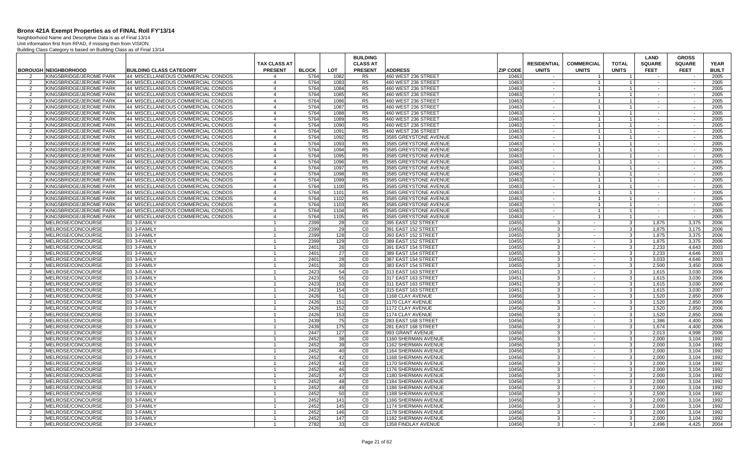# Bronx 421A Exempt Properties as of FINAL Roll FY'13/14

Neighborhood Name and Descriptive Data is as of Final 13/14
Unit information first from RPAD, if missing then from VISION.
Building Class Category is based on Building Class as of Final 13/14

| BOROUGH | NEIGHBORHOOD | BUILDING CLASS CATEGORY | TAX CLASS AT PRESENT | BLOCK | LOT | BUILDING CLASS AT PRESENT | ADDRESS | ZIP CODE | RESIDENTIAL UNITS | COMMERCIAL UNITS | TOTAL UNITS | LAND SQUARE FEET | GROSS SQUARE FEET | YEAR BUILT |
|---|---|---|---|---|---|---|---|---|---|---|---|---|---|---|
| 2 | KINGSBRIDGE/JEROME PARK | 44 MISCELLANEOUS COMMERCIAL CONDOS | 4 | 5764 | 1082 | R5 | 460 WEST 236 STREET | 10463 | - | 1 | 1 | - | - | 2005 |
| 2 | KINGSBRIDGE/JEROME PARK | 44 MISCELLANEOUS COMMERCIAL CONDOS | 4 | 5764 | 1083 | R5 | 460 WEST 236 STREET | 10463 | - | 1 | 1 | - | - | 2005 |
| 2 | KINGSBRIDGE/JEROME PARK | 44 MISCELLANEOUS COMMERCIAL CONDOS | 4 | 5764 | 1084 | R5 | 460 WEST 236 STREET | 10463 | - | 1 | 1 | - | - | 2005 |
| 2 | KINGSBRIDGE/JEROME PARK | 44 MISCELLANEOUS COMMERCIAL CONDOS | 4 | 5764 | 1085 | R5 | 460 WEST 236 STREET | 10463 | - | 1 | 1 | - | - | 2005 |
| 2 | KINGSBRIDGE/JEROME PARK | 44 MISCELLANEOUS COMMERCIAL CONDOS | 4 | 5764 | 1086 | R5 | 460 WEST 236 STREET | 10463 | - | 1 | 1 | - | - | 2005 |
| 2 | KINGSBRIDGE/JEROME PARK | 44 MISCELLANEOUS COMMERCIAL CONDOS | 4 | 5764 | 1087 | R5 | 460 WEST 236 STREET | 10463 | - | 1 | 1 | - | - | 2005 |
| 2 | KINGSBRIDGE/JEROME PARK | 44 MISCELLANEOUS COMMERCIAL CONDOS | 4 | 5764 | 1088 | R5 | 460 WEST 236 STREET | 10463 | - | 1 | 1 | - | - | 2005 |
| 2 | KINGSBRIDGE/JEROME PARK | 44 MISCELLANEOUS COMMERCIAL CONDOS | 4 | 5764 | 1089 | R5 | 460 WEST 236 STREET | 10463 | - | 1 | 1 | - | - | 2005 |
| 2 | KINGSBRIDGE/JEROME PARK | 44 MISCELLANEOUS COMMERCIAL CONDOS | 4 | 5764 | 1090 | R5 | 460 WEST 236 STREET | 10463 | - | 1 | 1 | - | - | 2005 |
| 2 | KINGSBRIDGE/JEROME PARK | 44 MISCELLANEOUS COMMERCIAL CONDOS | 4 | 5764 | 1091 | R5 | 460 WEST 236 STREET | 10463 | - | 1 | 1 | - | - | 2005 |
| 2 | KINGSBRIDGE/JEROME PARK | 44 MISCELLANEOUS COMMERCIAL CONDOS | 4 | 5764 | 1092 | R5 | 3585 GREYSTONE AVENUE | 10463 | - | 1 | 1 | - | - | 2005 |
| 2 | KINGSBRIDGE/JEROME PARK | 44 MISCELLANEOUS COMMERCIAL CONDOS | 4 | 5764 | 1093 | R5 | 3585 GREYSTONE AVENUE | 10463 | - | 1 | 1 | - | - | 2005 |
| 2 | KINGSBRIDGE/JEROME PARK | 44 MISCELLANEOUS COMMERCIAL CONDOS | 4 | 5764 | 1094 | R5 | 3585 GREYSTONE AVENUE | 10463 | - | 1 | 1 | - | - | 2005 |
| 2 | KINGSBRIDGE/JEROME PARK | 44 MISCELLANEOUS COMMERCIAL CONDOS | 4 | 5764 | 1095 | R5 | 3585 GREYSTONE AVENUE | 10463 | - | 1 | 1 | - | - | 2005 |
| 2 | KINGSBRIDGE/JEROME PARK | 44 MISCELLANEOUS COMMERCIAL CONDOS | 4 | 5764 | 1096 | R5 | 3585 GREYSTONE AVENUE | 10463 | - | 1 | 1 | - | - | 2005 |
| 2 | KINGSBRIDGE/JEROME PARK | 44 MISCELLANEOUS COMMERCIAL CONDOS | 4 | 5764 | 1097 | R5 | 3585 GREYSTONE AVENUE | 10463 | - | 1 | 1 | - | - | 2005 |
| 2 | KINGSBRIDGE/JEROME PARK | 44 MISCELLANEOUS COMMERCIAL CONDOS | 4 | 5764 | 1098 | R5 | 3585 GREYSTONE AVENUE | 10463 | - | 1 | 1 | - | - | 2005 |
| 2 | KINGSBRIDGE/JEROME PARK | 44 MISCELLANEOUS COMMERCIAL CONDOS | 4 | 5764 | 1099 | R5 | 3585 GREYSTONE AVENUE | 10463 | - | 1 | 1 | - | - | 2005 |
| 2 | KINGSBRIDGE/JEROME PARK | 44 MISCELLANEOUS COMMERCIAL CONDOS | 4 | 5764 | 1100 | R5 | 3585 GREYSTONE AVENUE | 10463 | - | 1 | 1 | - | - | 2005 |
| 2 | KINGSBRIDGE/JEROME PARK | 44 MISCELLANEOUS COMMERCIAL CONDOS | 4 | 5764 | 1101 | R5 | 3585 GREYSTONE AVENUE | 10463 | - | 1 | 1 | - | - | 2005 |
| 2 | KINGSBRIDGE/JEROME PARK | 44 MISCELLANEOUS COMMERCIAL CONDOS | 4 | 5764 | 1102 | R5 | 3585 GREYSTONE AVENUE | 10463 | - | 1 | 1 | - | - | 2005 |
| 2 | KINGSBRIDGE/JEROME PARK | 44 MISCELLANEOUS COMMERCIAL CONDOS | 4 | 5764 | 1103 | R5 | 3585 GREYSTONE AVENUE | 10463 | - | 1 | 1 | - | - | 2005 |
| 2 | KINGSBRIDGE/JEROME PARK | 44 MISCELLANEOUS COMMERCIAL CONDOS | 4 | 5764 | 1104 | R5 | 3585 GREYSTONE AVENUE | 10463 | - | 1 | 1 | - | - | 2005 |
| 2 | KINGSBRIDGE/JEROME PARK | 44 MISCELLANEOUS COMMERCIAL CONDOS | 4 | 5764 | 1105 | R5 | 3585 GREYSTONE AVENUE | 10463 | - | 1 | 1 | - | - | 2005 |
| 2 | MELROSE/CONCOURSE | 03 3-FAMILY | 1 | 2399 | 28 | C0 | 395 EAST 152 STREET | 10455 | 3 | - | 3 | 1,875 | 3,375 | 2006 |
| 2 | MELROSE/CONCOURSE | 03 3-FAMILY | 1 | 2399 | 29 | C0 | 391 EAST 152 STREET | 10455 | 3 | - | 3 | 1,875 | 3,175 | 2006 |
| 2 | MELROSE/CONCOURSE | 03 3-FAMILY | 1 | 2399 | 128 | C0 | 393 EAST 152 STREET | 10455 | 3 | - | 3 | 1,875 | 3,375 | 2006 |
| 2 | MELROSE/CONCOURSE | 03 3-FAMILY | 1 | 2399 | 129 | C0 | 389 EAST 152 STREET | 10455 | 3 | - | 3 | 1,875 | 3,375 | 2006 |
| 2 | MELROSE/CONCOURSE | 03 3-FAMILY | 1 | 2401 | 26 | C0 | 391 EAST 154 STREET | 10455 | 3 | - | 3 | 2,233 | 4,643 | 2003 |
| 2 | MELROSE/CONCOURSE | 03 3-FAMILY | 1 | 2401 | 27 | C0 | 389 EAST 154 STREET | 10455 | 3 | - | 3 | 2,233 | 4,646 | 2003 |
| 2 | MELROSE/CONCOURSE | 03 3-FAMILY | 1 | 2401 | 28 | C0 | 387 EAST 154 STREET | 10455 | 3 | - | 3 | 3,033 | 4,646 | 2003 |
| 2 | MELROSE/CONCOURSE | 03 3-FAMILY | 1 | 2401 | 30 | C0 | 383 EAST 154 STREET | 10455 | 3 | - | 3 | 2,500 | 3,450 | 2006 |
| 2 | MELROSE/CONCOURSE | 03 3-FAMILY | 1 | 2423 | 54 | C0 | 313 EAST 163 STREET | 10451 | 3 | - | 3 | 1,615 | 3,030 | 2006 |
| 2 | MELROSE/CONCOURSE | 03 3-FAMILY | 1 | 2423 | 55 | C0 | 317 EAST 163 STREET | 10451 | 3 | - | 3 | 1,615 | 3,030 | 2006 |
| 2 | MELROSE/CONCOURSE | 03 3-FAMILY | 1 | 2423 | 153 | C0 | 311 EAST 163 STREET | 10451 | 3 | - | 3 | 1,615 | 3,030 | 2006 |
| 2 | MELROSE/CONCOURSE | 03 3-FAMILY | 1 | 2423 | 154 | C0 | 315 EAST 163 STREET | 10451 | 3 | - | 3 | 1,615 | 3,030 | 2007 |
| 2 | MELROSE/CONCOURSE | 03 3-FAMILY | 1 | 2426 | 51 | C0 | 1168 CLAY AVENUE | 10456 | 3 | - | 3 | 1,520 | 2,850 | 2006 |
| 2 | MELROSE/CONCOURSE | 03 3-FAMILY | 1 | 2426 | 151 | C0 | 1170 CLAY AVENUE | 10456 | 3 | - | 3 | 1,520 | 2,850 | 2006 |
| 2 | MELROSE/CONCOURSE | 03 3-FAMILY | 1 | 2426 | 152 | C0 | 1172 CLAY AVENUE | 10456 | 3 | - | 3 | 1,520 | 2,850 | 2006 |
| 2 | MELROSE/CONCOURSE | 03 3-FAMILY | 1 | 2426 | 153 | C0 | 1174 CLAY AVENUE | 10456 | 3 | - | 3 | 1,520 | 2,850 | 2006 |
| 2 | MELROSE/CONCOURSE | 03 3-FAMILY | 1 | 2439 | 75 | C0 | 283 EAST 168 STREET | 10456 | 3 | - | 3 | 1,386 | 4,400 | 2006 |
| 2 | MELROSE/CONCOURSE | 03 3-FAMILY | 1 | 2439 | 175 | C0 | 281 EAST 168 STREET | 10456 | 3 | - | 3 | 1,674 | 4,400 | 2006 |
| 2 | MELROSE/CONCOURSE | 03 3-FAMILY | 1 | 2447 | 127 | C0 | 993 GRANT AVENUE | 10456 | 3 | - | 3 | 2,013 | 4,998 | 2006 |
| 2 | MELROSE/CONCOURSE | 03 3-FAMILY | 1 | 2452 | 38 | C0 | 1160 SHERMAN AVENUE | 10456 | 3 | - | 3 | 2,000 | 3,104 | 1992 |
| 2 | MELROSE/CONCOURSE | 03 3-FAMILY | 1 | 2452 | 39 | C0 | 1162 SHERMAN AVENUE | 10456 | 3 | - | 3 | 2,000 | 3,104 | 1992 |
| 2 | MELROSE/CONCOURSE | 03 3-FAMILY | 1 | 2452 | 40 | C0 | 1164 SHERMAN AVENUE | 10456 | 3 | - | 3 | 2,000 | 3,104 | 1992 |
| 2 | MELROSE/CONCOURSE | 03 3-FAMILY | 1 | 2452 | 42 | C0 | 1168 SHERMAN AVENUE | 10456 | 3 | - | 3 | 2,000 | 3,104 | 1992 |
| 2 | MELROSE/CONCOURSE | 03 3-FAMILY | 1 | 2452 | 43 | C0 | 1170 SHERMAN AVENUE | 10456 | 3 | - | 3 | 2,000 | 3,104 | 1992 |
| 2 | MELROSE/CONCOURSE | 03 3-FAMILY | 1 | 2452 | 46 | C0 | 1176 SHERMAN AVENUE | 10456 | 3 | - | 3 | 2,000 | 3,104 | 1992 |
| 2 | MELROSE/CONCOURSE | 03 3-FAMILY | 1 | 2452 | 47 | C0 | 1180 SHERMAN AVENUE | 10456 | 3 | - | 3 | 2,000 | 3,104 | 1992 |
| 2 | MELROSE/CONCOURSE | 03 3-FAMILY | 1 | 2452 | 48 | C0 | 1184 SHERMAN AVENUE | 10456 | 3 | - | 3 | 2,000 | 3,104 | 1992 |
| 2 | MELROSE/CONCOURSE | 03 3-FAMILY | 1 | 2452 | 49 | C0 | 1186 SHERMAN AVENUE | 10456 | 3 | - | 3 | 2,000 | 3,104 | 1992 |
| 2 | MELROSE/CONCOURSE | 03 3-FAMILY | 1 | 2452 | 50 | C0 | 1188 SHERMAN AVENUE | 10456 | 3 | - | 3 | 2,500 | 3,104 | 1992 |
| 2 | MELROSE/CONCOURSE | 03 3-FAMILY | 1 | 2452 | 141 | C0 | 1166 SHERMAN AVENUE | 10456 | 3 | - | 3 | 2,000 | 3,104 | 1992 |
| 2 | MELROSE/CONCOURSE | 03 3-FAMILY | 1 | 2452 | 145 | C0 | 1174 SHERMAN AVENUE | 10456 | 3 | - | 3 | 2,000 | 3,104 | 1992 |
| 2 | MELROSE/CONCOURSE | 03 3-FAMILY | 1 | 2452 | 146 | C0 | 1178 SHERMAN AVENUE | 10456 | 3 | - | 3 | 2,000 | 3,104 | 1992 |
| 2 | MELROSE/CONCOURSE | 03 3-FAMILY | 1 | 2452 | 147 | C0 | 1182 SHERMAN AVENUE | 10456 | 3 | - | 3 | 2,000 | 3,104 | 1992 |
| 2 | MELROSE/CONCOURSE | 03 3-FAMILY | 1 | 2782 | 33 | C0 | 1358 FINDLAY AVENUE | 10456 | 3 | - | 3 | 2,496 | 4,425 | 2004 |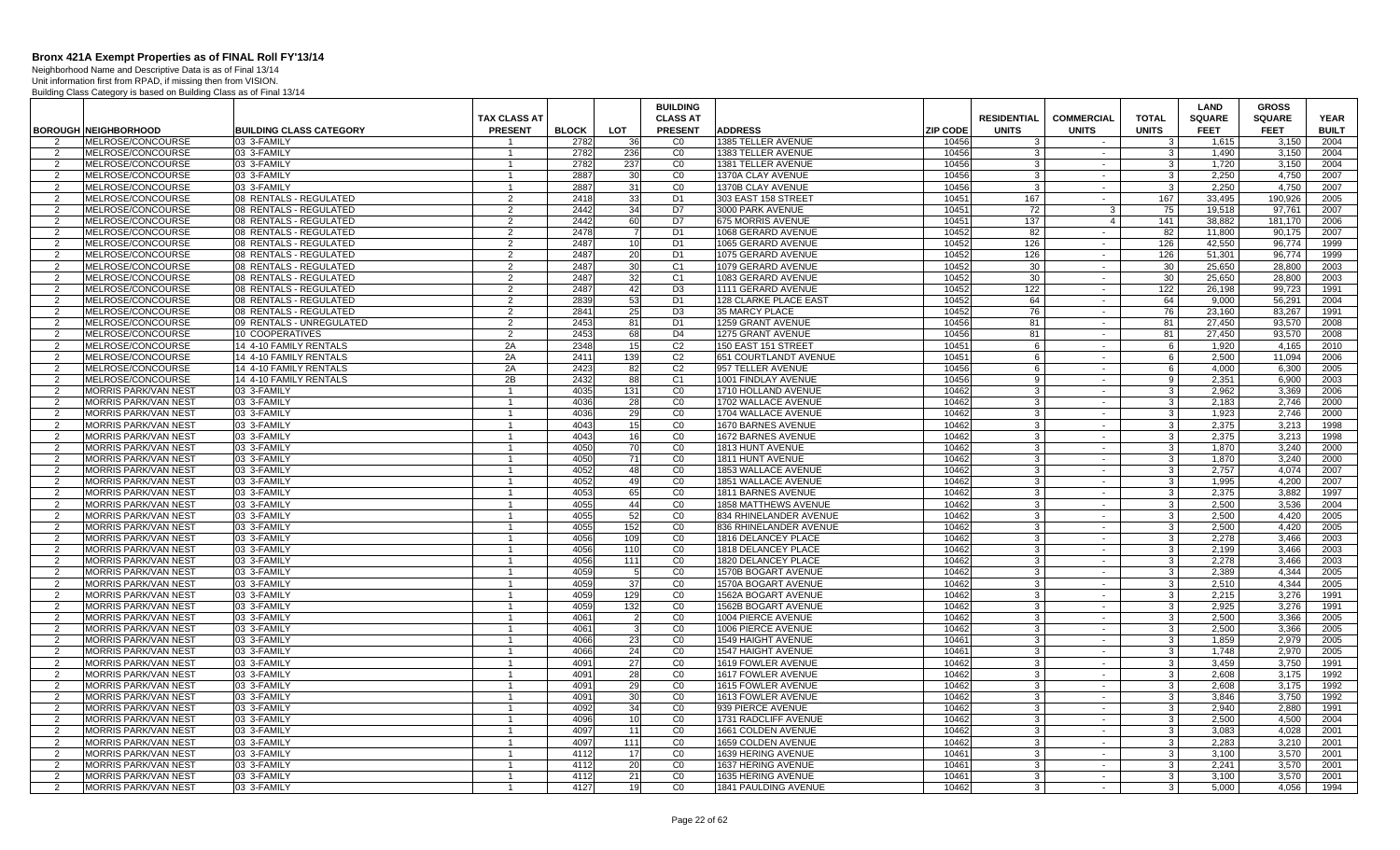# Bronx 421A Exempt Properties as of FINAL Roll FY'13/14

Neighborhood Name and Descriptive Data is as of Final 13/14
Unit information first from RPAD, if missing then from VISION.
Building Class Category is based on Building Class as of Final 13/14

| BOROUGH | NEIGHBORHOOD | BUILDING CLASS CATEGORY | TAX CLASS AT PRESENT | BLOCK | LOT | BUILDING CLASS AT PRESENT | ADDRESS | ZIP CODE | RESIDENTIAL UNITS | COMMERCIAL UNITS | TOTAL UNITS | LAND SQUARE FEET | GROSS SQUARE FEET | YEAR BUILT |
|---|---|---|---|---|---|---|---|---|---|---|---|---|---|---|
| 2 | MELROSE/CONCOURSE | 03 3-FAMILY | 1 | 2782 | 36 | C0 | 1385 TELLER AVENUE | 10456 | 3 | - | 3 | 1,615 | 3,150 | 2004 |
| 2 | MELROSE/CONCOURSE | 03 3-FAMILY | 1 | 2782 | 236 | C0 | 1383 TELLER AVENUE | 10456 | 3 | - | 3 | 1,490 | 3,150 | 2004 |
| 2 | MELROSE/CONCOURSE | 03 3-FAMILY | 1 | 2782 | 237 | C0 | 1381 TELLER AVENUE | 10456 | 3 | - | 3 | 1,720 | 3,150 | 2004 |
| 2 | MELROSE/CONCOURSE | 03 3-FAMILY | 1 | 2887 | 30 | C0 | 1370A CLAY AVENUE | 10456 | 3 | - | 3 | 2,250 | 4,750 | 2007 |
| 2 | MELROSE/CONCOURSE | 03 3-FAMILY | 1 | 2887 | 31 | C0 | 1370B CLAY AVENUE | 10456 | 3 | - | 3 | 2,250 | 4,750 | 2007 |
| 2 | MELROSE/CONCOURSE | 08 RENTALS - REGULATED | 2 | 2418 | 33 | D1 | 303 EAST 158 STREET | 10451 | 167 | - | 167 | 33,495 | 190,926 | 2005 |
| 2 | MELROSE/CONCOURSE | 08 RENTALS - REGULATED | 2 | 2442 | 34 | D7 | 3000 PARK AVENUE | 10451 | 72 | 3 | 75 | 19,518 | 97,761 | 2007 |
| 2 | MELROSE/CONCOURSE | 08 RENTALS - REGULATED | 2 | 2442 | 60 | D7 | 675 MORRIS AVENUE | 10451 | 137 | 4 | 141 | 38,882 | 181,170 | 2006 |
| 2 | MELROSE/CONCOURSE | 08 RENTALS - REGULATED | 2 | 2478 | 7 | D1 | 1068 GERARD AVENUE | 10452 | 82 | - | 82 | 11,800 | 90,175 | 2007 |
| 2 | MELROSE/CONCOURSE | 08 RENTALS - REGULATED | 2 | 2487 | 10 | D1 | 1065 GERARD AVENUE | 10452 | 126 | - | 126 | 42,550 | 96,774 | 1999 |
| 2 | MELROSE/CONCOURSE | 08 RENTALS - REGULATED | 2 | 2487 | 20 | D1 | 1075 GERARD AVENUE | 10452 | 126 | - | 126 | 51,301 | 96,774 | 1999 |
| 2 | MELROSE/CONCOURSE | 08 RENTALS - REGULATED | 2 | 2487 | 30 | C1 | 1079 GERARD AVENUE | 10452 | 30 | - | 30 | 25,650 | 28,800 | 2003 |
| 2 | MELROSE/CONCOURSE | 08 RENTALS - REGULATED | 2 | 2487 | 32 | C1 | 1083 GERARD AVENUE | 10452 | 30 | - | 30 | 25,650 | 28,800 | 2003 |
| 2 | MELROSE/CONCOURSE | 08 RENTALS - REGULATED | 2 | 2487 | 42 | D3 | 1111 GERARD AVENUE | 10452 | 122 | - | 122 | 26,198 | 99,723 | 1991 |
| 2 | MELROSE/CONCOURSE | 08 RENTALS - REGULATED | 2 | 2839 | 53 | D1 | 128 CLARKE PLACE EAST | 10452 | 64 | - | 64 | 9,000 | 56,291 | 2004 |
| 2 | MELROSE/CONCOURSE | 08 RENTALS - REGULATED | 2 | 2841 | 25 | D3 | 35 MARCY PLACE | 10452 | 76 | - | 76 | 23,160 | 83,267 | 1991 |
| 2 | MELROSE/CONCOURSE | 09 RENTALS - UNREGULATED | 2 | 2453 | 81 | D1 | 1259 GRANT AVENUE | 10456 | 81 | - | 81 | 27,450 | 93,570 | 2008 |
| 2 | MELROSE/CONCOURSE | 10 COOPERATIVES | 2 | 2453 | 68 | D4 | 1275 GRANT AVENUE | 10456 | 81 | - | 81 | 27,450 | 93,570 | 2008 |
| 2 | MELROSE/CONCOURSE | 14 4-10 FAMILY RENTALS | 2A | 2348 | 15 | C2 | 150 EAST 151 STREET | 10451 | 6 | - | 6 | 1,920 | 4,165 | 2010 |
| 2 | MELROSE/CONCOURSE | 14 4-10 FAMILY RENTALS | 2A | 2411 | 139 | C2 | 651 COURTLANDT AVENUE | 10451 | 6 | - | 6 | 2,500 | 11,094 | 2006 |
| 2 | MELROSE/CONCOURSE | 14 4-10 FAMILY RENTALS | 2A | 2423 | 82 | C2 | 957 TELLER AVENUE | 10456 | 6 | - | 6 | 4,000 | 6,300 | 2005 |
| 2 | MELROSE/CONCOURSE | 14 4-10 FAMILY RENTALS | 2B | 2432 | 88 | C1 | 1001 FINDLAY AVENUE | 10456 | 9 | - | 9 | 2,351 | 6,900 | 2003 |
| 2 | MORRIS PARK/VAN NEST | 03 3-FAMILY | 1 | 4035 | 131 | C0 | 1710 HOLLAND AVENUE | 10462 | 3 | - | 3 | 2,962 | 3,369 | 2006 |
| 2 | MORRIS PARK/VAN NEST | 03 3-FAMILY | 1 | 4036 | 28 | C0 | 1702 WALLACE AVENUE | 10462 | 3 | - | 3 | 2,183 | 2,746 | 2000 |
| 2 | MORRIS PARK/VAN NEST | 03 3-FAMILY | 1 | 4036 | 29 | C0 | 1704 WALLACE AVENUE | 10462 | 3 | - | 3 | 1,923 | 2,746 | 2000 |
| 2 | MORRIS PARK/VAN NEST | 03 3-FAMILY | 1 | 4043 | 15 | C0 | 1670 BARNES AVENUE | 10462 | 3 | - | 3 | 2,375 | 3,213 | 1998 |
| 2 | MORRIS PARK/VAN NEST | 03 3-FAMILY | 1 | 4043 | 16 | C0 | 1672 BARNES AVENUE | 10462 | 3 | - | 3 | 2,375 | 3,213 | 1998 |
| 2 | MORRIS PARK/VAN NEST | 03 3-FAMILY | 1 | 4050 | 70 | C0 | 1813 HUNT AVENUE | 10462 | 3 | - | 3 | 1,870 | 3,240 | 2000 |
| 2 | MORRIS PARK/VAN NEST | 03 3-FAMILY | 1 | 4050 | 71 | C0 | 1811 HUNT AVENUE | 10462 | 3 | - | 3 | 1,870 | 3,240 | 2000 |
| 2 | MORRIS PARK/VAN NEST | 03 3-FAMILY | 1 | 4052 | 48 | C0 | 1853 WALLACE AVENUE | 10462 | 3 | - | 3 | 2,757 | 4,074 | 2007 |
| 2 | MORRIS PARK/VAN NEST | 03 3-FAMILY | 1 | 4052 | 49 | C0 | 1851 WALLACE AVENUE | 10462 | 3 | - | 3 | 1,995 | 4,200 | 2007 |
| 2 | MORRIS PARK/VAN NEST | 03 3-FAMILY | 1 | 4053 | 65 | C0 | 1811 BARNES AVENUE | 10462 | 3 | - | 3 | 2,375 | 3,882 | 1997 |
| 2 | MORRIS PARK/VAN NEST | 03 3-FAMILY | 1 | 4055 | 44 | C0 | 1858 MATTHEWS AVENUE | 10462 | 3 | - | 3 | 2,500 | 3,536 | 2004 |
| 2 | MORRIS PARK/VAN NEST | 03 3-FAMILY | 1 | 4055 | 52 | C0 | 834 RHINELANDER AVENUE | 10462 | 3 | - | 3 | 2,500 | 4,420 | 2005 |
| 2 | MORRIS PARK/VAN NEST | 03 3-FAMILY | 1 | 4055 | 152 | C0 | 836 RHINELANDER AVENUE | 10462 | 3 | - | 3 | 2,500 | 4,420 | 2005 |
| 2 | MORRIS PARK/VAN NEST | 03 3-FAMILY | 1 | 4056 | 109 | C0 | 1816 DELANCEY PLACE | 10462 | 3 | - | 3 | 2,278 | 3,466 | 2003 |
| 2 | MORRIS PARK/VAN NEST | 03 3-FAMILY | 1 | 4056 | 110 | C0 | 1818 DELANCEY PLACE | 10462 | 3 | - | 3 | 2,199 | 3,466 | 2003 |
| 2 | MORRIS PARK/VAN NEST | 03 3-FAMILY | 1 | 4056 | 111 | C0 | 1820 DELANCEY PLACE | 10462 | 3 | - | 3 | 2,278 | 3,466 | 2003 |
| 2 | MORRIS PARK/VAN NEST | 03 3-FAMILY | 1 | 4059 | 5 | C0 | 1570B BOGART AVENUE | 10462 | 3 | - | 3 | 2,389 | 4,344 | 2005 |
| 2 | MORRIS PARK/VAN NEST | 03 3-FAMILY | 1 | 4059 | 37 | C0 | 1570A BOGART AVENUE | 10462 | 3 | - | 3 | 2,510 | 4,344 | 2005 |
| 2 | MORRIS PARK/VAN NEST | 03 3-FAMILY | 1 | 4059 | 129 | C0 | 1562A BOGART AVENUE | 10462 | 3 | - | 3 | 2,215 | 3,276 | 1991 |
| 2 | MORRIS PARK/VAN NEST | 03 3-FAMILY | 1 | 4059 | 132 | C0 | 1562B BOGART AVENUE | 10462 | 3 | - | 3 | 2,925 | 3,276 | 1991 |
| 2 | MORRIS PARK/VAN NEST | 03 3-FAMILY | 1 | 4061 | 2 | C0 | 1004 PIERCE AVENUE | 10462 | 3 | - | 3 | 2,500 | 3,366 | 2005 |
| 2 | MORRIS PARK/VAN NEST | 03 3-FAMILY | 1 | 4061 | 3 | C0 | 1006 PIERCE AVENUE | 10462 | 3 | - | 3 | 2,500 | 3,366 | 2005 |
| 2 | MORRIS PARK/VAN NEST | 03 3-FAMILY | 1 | 4066 | 23 | C0 | 1549 HAIGHT AVENUE | 10461 | 3 | - | 3 | 1,859 | 2,979 | 2005 |
| 2 | MORRIS PARK/VAN NEST | 03 3-FAMILY | 1 | 4066 | 24 | C0 | 1547 HAIGHT AVENUE | 10461 | 3 | - | 3 | 1,748 | 2,970 | 2005 |
| 2 | MORRIS PARK/VAN NEST | 03 3-FAMILY | 1 | 4091 | 27 | C0 | 1619 FOWLER AVENUE | 10462 | 3 | - | 3 | 3,459 | 3,750 | 1991 |
| 2 | MORRIS PARK/VAN NEST | 03 3-FAMILY | 1 | 4091 | 28 | C0 | 1617 FOWLER AVENUE | 10462 | 3 | - | 3 | 2,608 | 3,175 | 1992 |
| 2 | MORRIS PARK/VAN NEST | 03 3-FAMILY | 1 | 4091 | 29 | C0 | 1615 FOWLER AVENUE | 10462 | 3 | - | 3 | 2,608 | 3,175 | 1992 |
| 2 | MORRIS PARK/VAN NEST | 03 3-FAMILY | 1 | 4091 | 30 | C0 | 1613 FOWLER AVENUE | 10462 | 3 | - | 3 | 3,846 | 3,750 | 1992 |
| 2 | MORRIS PARK/VAN NEST | 03 3-FAMILY | 1 | 4092 | 34 | C0 | 939 PIERCE AVENUE | 10462 | 3 | - | 3 | 2,940 | 2,880 | 1991 |
| 2 | MORRIS PARK/VAN NEST | 03 3-FAMILY | 1 | 4096 | 10 | C0 | 1731 RADCLIFF AVENUE | 10462 | 3 | - | 3 | 2,500 | 4,500 | 2004 |
| 2 | MORRIS PARK/VAN NEST | 03 3-FAMILY | 1 | 4097 | 11 | C0 | 1661 COLDEN AVENUE | 10462 | 3 | - | 3 | 3,083 | 4,028 | 2001 |
| 2 | MORRIS PARK/VAN NEST | 03 3-FAMILY | 1 | 4097 | 111 | C0 | 1659 COLDEN AVENUE | 10462 | 3 | - | 3 | 2,283 | 3,210 | 2001 |
| 2 | MORRIS PARK/VAN NEST | 03 3-FAMILY | 1 | 4112 | 17 | C0 | 1639 HERING AVENUE | 10461 | 3 | - | 3 | 3,100 | 3,570 | 2001 |
| 2 | MORRIS PARK/VAN NEST | 03 3-FAMILY | 1 | 4112 | 20 | C0 | 1637 HERING AVENUE | 10461 | 3 | - | 3 | 2,241 | 3,570 | 2001 |
| 2 | MORRIS PARK/VAN NEST | 03 3-FAMILY | 1 | 4112 | 21 | C0 | 1635 HERING AVENUE | 10461 | 3 | - | 3 | 3,100 | 3,570 | 2001 |
| 2 | MORRIS PARK/VAN NEST | 03 3-FAMILY | 1 | 4127 | 19 | C0 | 1841 PAULDING AVENUE | 10462 | 3 | - | 3 | 5,000 | 4,056 | 1994 |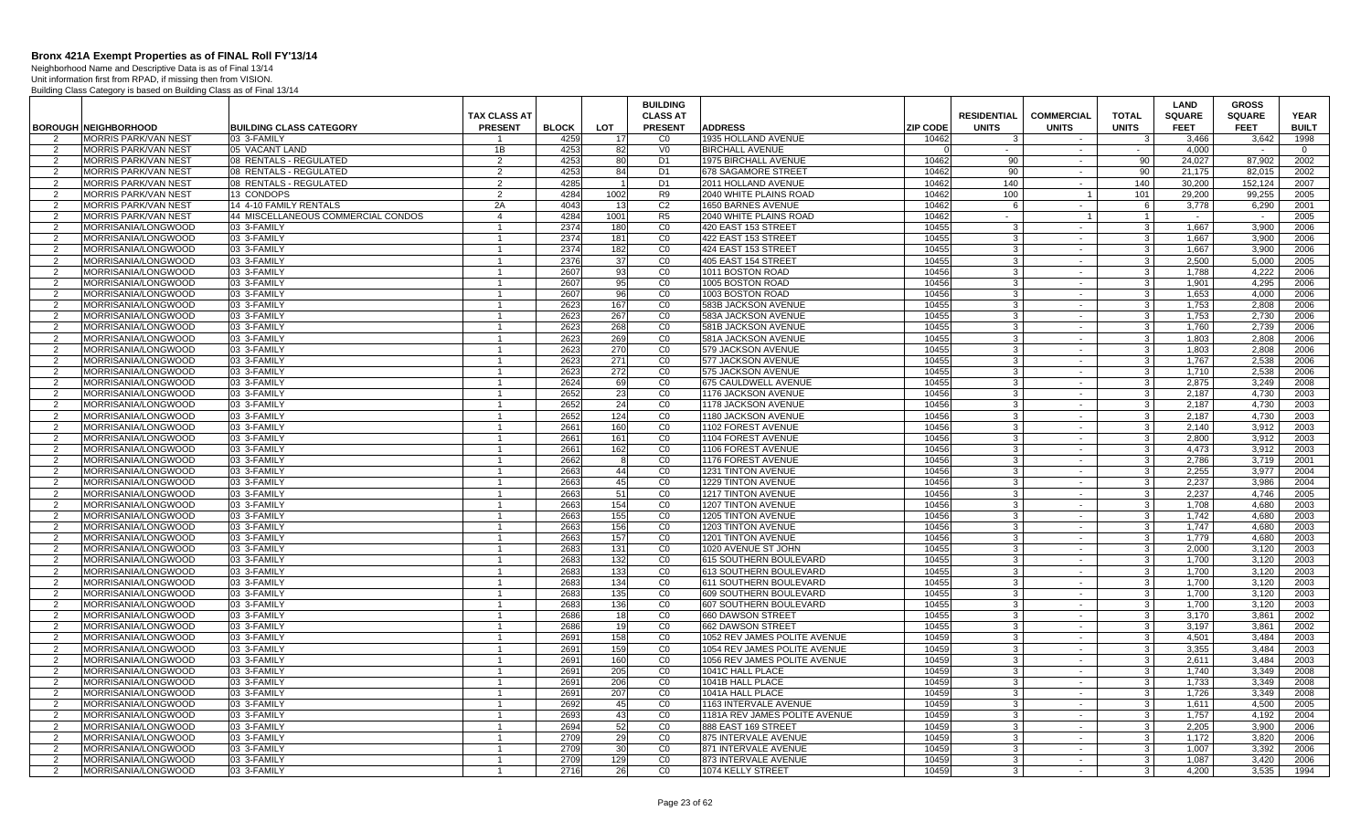# Bronx 421A Exempt Properties as of FINAL Roll FY'13/14

Neighborhood Name and Descriptive Data is as of Final 13/14
Unit information first from RPAD, if missing then from VISION.
Building Class Category is based on Building Class as of Final 13/14

| BOROUGH | NEIGHBORHOOD | BUILDING CLASS CATEGORY | TAX CLASS AT PRESENT | BLOCK | LOT | BUILDING CLASS AT PRESENT | ADDRESS | ZIP CODE | RESIDENTIAL UNITS | COMMERCIAL UNITS | TOTAL UNITS | LAND SQUARE FEET | GROSS SQUARE FEET | YEAR BUILT |
|---|---|---|---|---|---|---|---|---|---|---|---|---|---|---|
| 2 | MORRIS PARK/VAN NEST | 03 3-FAMILY | 1 | 4259 | 17 | C0 | 1935 HOLLAND AVENUE | 10462 | 3 | - | 3 | 3,466 | 3,642 | 1998 |
| 2 | MORRIS PARK/VAN NEST | 05 VACANT LAND | 1B | 4253 | 82 | V0 | BIRCHALL AVENUE | 0 | - | - | - | 4,000 | - | 0 |
| 2 | MORRIS PARK/VAN NEST | 08 RENTALS - REGULATED | 2 | 4253 | 80 | D1 | 1975 BIRCHALL AVENUE | 10462 | 90 | - | 90 | 24,027 | 87,902 | 2002 |
| 2 | MORRIS PARK/VAN NEST | 08 RENTALS - REGULATED | 2 | 4253 | 84 | D1 | 678 SAGAMORE STREET | 10462 | 90 | - | 90 | 21,175 | 82,015 | 2002 |
| 2 | MORRIS PARK/VAN NEST | 08 RENTALS - REGULATED | 2 | 4285 | 1 | D1 | 2011 HOLLAND AVENUE | 10462 | 140 | - | 140 | 30,200 | 152,124 | 2007 |
| 2 | MORRIS PARK/VAN NEST | 13 CONDOPS | 2 | 4284 | 1002 | R9 | 2040 WHITE PLAINS ROAD | 10462 | 100 | 1 | 101 | 29,200 | 99,255 | 2005 |
| 2 | MORRIS PARK/VAN NEST | 14 4-10 FAMILY RENTALS | 2A | 4043 | 13 | C2 | 1650 BARNES AVENUE | 10462 | 6 | - | 6 | 3,778 | 6,290 | 2001 |
| 2 | MORRIS PARK/VAN NEST | 44 MISCELLANEOUS COMMERCIAL CONDOS | 4 | 4284 | 1001 | R5 | 2040 WHITE PLAINS ROAD | 10462 | - | 1 | 1 | - | - | 2005 |
| 2 | MORRISANIA/LONGWOOD | 03 3-FAMILY | 1 | 2374 | 180 | C0 | 420 EAST 153 STREET | 10455 | 3 | - | 3 | 1,667 | 3,900 | 2006 |
| 2 | MORRISANIA/LONGWOOD | 03 3-FAMILY | 1 | 2374 | 181 | C0 | 422 EAST 153 STREET | 10455 | 3 | - | 3 | 1,667 | 3,900 | 2006 |
| 2 | MORRISANIA/LONGWOOD | 03 3-FAMILY | 1 | 2374 | 182 | C0 | 424 EAST 153 STREET | 10455 | 3 | - | 3 | 1,667 | 3,900 | 2006 |
| 2 | MORRISANIA/LONGWOOD | 03 3-FAMILY | 1 | 2376 | 37 | C0 | 405 EAST 154 STREET | 10455 | 3 | - | 3 | 2,500 | 5,000 | 2005 |
| 2 | MORRISANIA/LONGWOOD | 03 3-FAMILY | 1 | 2607 | 93 | C0 | 1011 BOSTON ROAD | 10456 | 3 | - | 3 | 1,788 | 4,222 | 2006 |
| 2 | MORRISANIA/LONGWOOD | 03 3-FAMILY | 1 | 2607 | 95 | C0 | 1005 BOSTON ROAD | 10456 | 3 | - | 3 | 1,901 | 4,295 | 2006 |
| 2 | MORRISANIA/LONGWOOD | 03 3-FAMILY | 1 | 2607 | 96 | C0 | 1003 BOSTON ROAD | 10456 | 3 | - | 3 | 1,653 | 4,000 | 2006 |
| 2 | MORRISANIA/LONGWOOD | 03 3-FAMILY | 1 | 2623 | 167 | C0 | 583B JACKSON AVENUE | 10455 | 3 | - | 3 | 1,753 | 2,808 | 2006 |
| 2 | MORRISANIA/LONGWOOD | 03 3-FAMILY | 1 | 2623 | 267 | C0 | 583A JACKSON AVENUE | 10455 | 3 | - | 3 | 1,753 | 2,730 | 2006 |
| 2 | MORRISANIA/LONGWOOD | 03 3-FAMILY | 1 | 2623 | 268 | C0 | 581B JACKSON AVENUE | 10455 | 3 | - | 3 | 1,760 | 2,739 | 2006 |
| 2 | MORRISANIA/LONGWOOD | 03 3-FAMILY | 1 | 2623 | 269 | C0 | 581A JACKSON AVENUE | 10455 | 3 | - | 3 | 1,803 | 2,808 | 2006 |
| 2 | MORRISANIA/LONGWOOD | 03 3-FAMILY | 1 | 2623 | 270 | C0 | 579 JACKSON AVENUE | 10455 | 3 | - | 3 | 1,803 | 2,808 | 2006 |
| 2 | MORRISANIA/LONGWOOD | 03 3-FAMILY | 1 | 2623 | 271 | C0 | 577 JACKSON AVENUE | 10455 | 3 | - | 3 | 1,767 | 2,538 | 2006 |
| 2 | MORRISANIA/LONGWOOD | 03 3-FAMILY | 1 | 2623 | 272 | C0 | 575 JACKSON AVENUE | 10455 | 3 | - | 3 | 1,710 | 2,538 | 2006 |
| 2 | MORRISANIA/LONGWOOD | 03 3-FAMILY | 1 | 2624 | 69 | C0 | 675 CAULDWELL AVENUE | 10455 | 3 | - | 3 | 2,875 | 3,249 | 2008 |
| 2 | MORRISANIA/LONGWOOD | 03 3-FAMILY | 1 | 2652 | 23 | C0 | 1176 JACKSON AVENUE | 10456 | 3 | - | 3 | 2,187 | 4,730 | 2003 |
| 2 | MORRISANIA/LONGWOOD | 03 3-FAMILY | 1 | 2652 | 24 | C0 | 1178 JACKSON AVENUE | 10456 | 3 | - | 3 | 2,187 | 4,730 | 2003 |
| 2 | MORRISANIA/LONGWOOD | 03 3-FAMILY | 1 | 2652 | 124 | C0 | 1180 JACKSON AVENUE | 10456 | 3 | - | 3 | 2,187 | 4,730 | 2003 |
| 2 | MORRISANIA/LONGWOOD | 03 3-FAMILY | 1 | 2661 | 160 | C0 | 1102 FOREST AVENUE | 10456 | 3 | - | 3 | 2,140 | 3,912 | 2003 |
| 2 | MORRISANIA/LONGWOOD | 03 3-FAMILY | 1 | 2661 | 161 | C0 | 1104 FOREST AVENUE | 10456 | 3 | - | 3 | 2,800 | 3,912 | 2003 |
| 2 | MORRISANIA/LONGWOOD | 03 3-FAMILY | 1 | 2661 | 162 | C0 | 1106 FOREST AVENUE | 10456 | 3 | - | 3 | 4,473 | 3,912 | 2003 |
| 2 | MORRISANIA/LONGWOOD | 03 3-FAMILY | 1 | 2662 | 8 | C0 | 1176 FOREST AVENUE | 10456 | 3 | - | 3 | 2,786 | 3,719 | 2001 |
| 2 | MORRISANIA/LONGWOOD | 03 3-FAMILY | 1 | 2663 | 44 | C0 | 1231 TINTON AVENUE | 10456 | 3 | - | 3 | 2,255 | 3,977 | 2004 |
| 2 | MORRISANIA/LONGWOOD | 03 3-FAMILY | 1 | 2663 | 45 | C0 | 1229 TINTON AVENUE | 10456 | 3 | - | 3 | 2,237 | 3,986 | 2004 |
| 2 | MORRISANIA/LONGWOOD | 03 3-FAMILY | 1 | 2663 | 51 | C0 | 1217 TINTON AVENUE | 10456 | 3 | - | 3 | 2,237 | 4,746 | 2005 |
| 2 | MORRISANIA/LONGWOOD | 03 3-FAMILY | 1 | 2663 | 154 | C0 | 1207 TINTON AVENUE | 10456 | 3 | - | 3 | 1,708 | 4,680 | 2003 |
| 2 | MORRISANIA/LONGWOOD | 03 3-FAMILY | 1 | 2663 | 155 | C0 | 1205 TINTON AVENUE | 10456 | 3 | - | 3 | 1,742 | 4,680 | 2003 |
| 2 | MORRISANIA/LONGWOOD | 03 3-FAMILY | 1 | 2663 | 156 | C0 | 1203 TINTON AVENUE | 10456 | 3 | - | 3 | 1,747 | 4,680 | 2003 |
| 2 | MORRISANIA/LONGWOOD | 03 3-FAMILY | 1 | 2663 | 157 | C0 | 1201 TINTON AVENUE | 10456 | 3 | - | 3 | 1,779 | 4,680 | 2003 |
| 2 | MORRISANIA/LONGWOOD | 03 3-FAMILY | 1 | 2683 | 131 | C0 | 1020 AVENUE ST JOHN | 10455 | 3 | - | 3 | 2,000 | 3,120 | 2003 |
| 2 | MORRISANIA/LONGWOOD | 03 3-FAMILY | 1 | 2683 | 132 | C0 | 615 SOUTHERN BOULEVARD | 10455 | 3 | - | 3 | 1,700 | 3,120 | 2003 |
| 2 | MORRISANIA/LONGWOOD | 03 3-FAMILY | 1 | 2683 | 133 | C0 | 613 SOUTHERN BOULEVARD | 10455 | 3 | - | 3 | 1,700 | 3,120 | 2003 |
| 2 | MORRISANIA/LONGWOOD | 03 3-FAMILY | 1 | 2683 | 134 | C0 | 611 SOUTHERN BOULEVARD | 10455 | 3 | - | 3 | 1,700 | 3,120 | 2003 |
| 2 | MORRISANIA/LONGWOOD | 03 3-FAMILY | 1 | 2683 | 135 | C0 | 609 SOUTHERN BOULEVARD | 10455 | 3 | - | 3 | 1,700 | 3,120 | 2003 |
| 2 | MORRISANIA/LONGWOOD | 03 3-FAMILY | 1 | 2683 | 136 | C0 | 607 SOUTHERN BOULEVARD | 10455 | 3 | - | 3 | 1,700 | 3,120 | 2003 |
| 2 | MORRISANIA/LONGWOOD | 03 3-FAMILY | 1 | 2686 | 18 | C0 | 660 DAWSON STREET | 10455 | 3 | - | 3 | 3,170 | 3,861 | 2002 |
| 2 | MORRISANIA/LONGWOOD | 03 3-FAMILY | 1 | 2686 | 19 | C0 | 662 DAWSON STREET | 10455 | 3 | - | 3 | 3,197 | 3,861 | 2002 |
| 2 | MORRISANIA/LONGWOOD | 03 3-FAMILY | 1 | 2691 | 158 | C0 | 1052 REV JAMES POLITE AVENUE | 10459 | 3 | - | 3 | 4,501 | 3,484 | 2003 |
| 2 | MORRISANIA/LONGWOOD | 03 3-FAMILY | 1 | 2691 | 159 | C0 | 1054 REV JAMES POLITE AVENUE | 10459 | 3 | - | 3 | 3,355 | 3,484 | 2003 |
| 2 | MORRISANIA/LONGWOOD | 03 3-FAMILY | 1 | 2691 | 160 | C0 | 1056 REV JAMES POLITE AVENUE | 10459 | 3 | - | 3 | 2,611 | 3,484 | 2003 |
| 2 | MORRISANIA/LONGWOOD | 03 3-FAMILY | 1 | 2691 | 205 | C0 | 1041C HALL PLACE | 10459 | 3 | - | 3 | 1,740 | 3,349 | 2008 |
| 2 | MORRISANIA/LONGWOOD | 03 3-FAMILY | 1 | 2691 | 206 | C0 | 1041B HALL PLACE | 10459 | 3 | - | 3 | 1,733 | 3,349 | 2008 |
| 2 | MORRISANIA/LONGWOOD | 03 3-FAMILY | 1 | 2691 | 207 | C0 | 1041A HALL PLACE | 10459 | 3 | - | 3 | 1,726 | 3,349 | 2008 |
| 2 | MORRISANIA/LONGWOOD | 03 3-FAMILY | 1 | 2692 | 45 | C0 | 1163 INTERVALE AVENUE | 10459 | 3 | - | 3 | 1,611 | 4,500 | 2005 |
| 2 | MORRISANIA/LONGWOOD | 03 3-FAMILY | 1 | 2693 | 43 | C0 | 1181A REV JAMES POLITE AVENUE | 10459 | 3 | - | 3 | 1,757 | 4,192 | 2004 |
| 2 | MORRISANIA/LONGWOOD | 03 3-FAMILY | 1 | 2694 | 52 | C0 | 888 EAST 169 STREET | 10459 | 3 | - | 3 | 2,205 | 3,900 | 2006 |
| 2 | MORRISANIA/LONGWOOD | 03 3-FAMILY | 1 | 2709 | 29 | C0 | 875 INTERVALE AVENUE | 10459 | 3 | - | 3 | 1,172 | 3,820 | 2006 |
| 2 | MORRISANIA/LONGWOOD | 03 3-FAMILY | 1 | 2709 | 30 | C0 | 871 INTERVALE AVENUE | 10459 | 3 | - | 3 | 1,007 | 3,392 | 2006 |
| 2 | MORRISANIA/LONGWOOD | 03 3-FAMILY | 1 | 2709 | 129 | C0 | 873 INTERVALE AVENUE | 10459 | 3 | - | 3 | 1,087 | 3,420 | 2006 |
| 2 | MORRISANIA/LONGWOOD | 03 3-FAMILY | 1 | 2716 | 26 | C0 | 1074 KELLY STREET | 10459 | 3 | - | 3 | 4,200 | 3,535 | 1994 |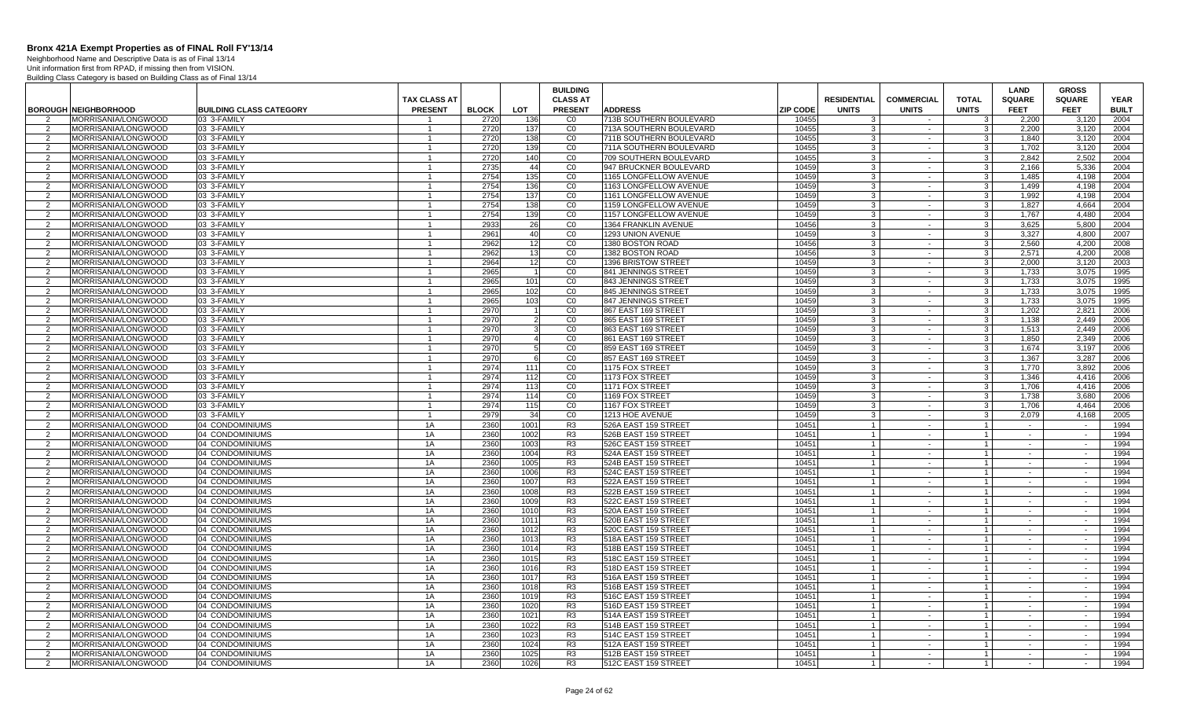# Bronx 421A Exempt Properties as of FINAL Roll FY'13/14

Neighborhood Name and Descriptive Data is as of Final 13/14
Unit information first from RPAD, if missing then from VISION.
Building Class Category is based on Building Class as of Final 13/14

| BOROUGH | NEIGHBORHOOD | BUILDING CLASS CATEGORY | TAX CLASS AT PRESENT | BLOCK | LOT | BUILDING CLASS AT PRESENT | ADDRESS | ZIP CODE | RESIDENTIAL UNITS | COMMERCIAL UNITS | TOTAL UNITS | LAND SQUARE FEET | GROSS SQUARE FEET | YEAR BUILT |
|---|---|---|---|---|---|---|---|---|---|---|---|---|---|---|
| 2 | MORRISANIA/LONGWOOD | 03 3-FAMILY | 1 | 2720 | 136 | C0 | 713B SOUTHERN BOULEVARD | 10455 | 3 | - | 3 | 2,200 | 3,120 | 2004 |
| 2 | MORRISANIA/LONGWOOD | 03 3-FAMILY | 1 | 2720 | 137 | C0 | 713A SOUTHERN BOULEVARD | 10455 | 3 | - | 3 | 2,200 | 3,120 | 2004 |
| 2 | MORRISANIA/LONGWOOD | 03 3-FAMILY | 1 | 2720 | 138 | C0 | 711B SOUTHERN BOULEVARD | 10455 | 3 | - | 3 | 1,840 | 3,120 | 2004 |
| 2 | MORRISANIA/LONGWOOD | 03 3-FAMILY | 1 | 2720 | 139 | C0 | 711A SOUTHERN BOULEVARD | 10455 | 3 | - | 3 | 1,702 | 3,120 | 2004 |
| 2 | MORRISANIA/LONGWOOD | 03 3-FAMILY | 1 | 2720 | 140 | C0 | 709 SOUTHERN BOULEVARD | 10455 | 3 | - | 3 | 2,842 | 2,502 | 2004 |
| 2 | MORRISANIA/LONGWOOD | 03 3-FAMILY | 1 | 2735 | 44 | C0 | 947 BRUCKNER BOULEVARD | 10459 | 3 | - | 3 | 2,166 | 5,336 | 2004 |
| 2 | MORRISANIA/LONGWOOD | 03 3-FAMILY | 1 | 2754 | 135 | C0 | 1165 LONGFELLOW AVENUE | 10459 | 3 | - | 3 | 1,485 | 4,198 | 2004 |
| 2 | MORRISANIA/LONGWOOD | 03 3-FAMILY | 1 | 2754 | 136 | C0 | 1163 LONGFELLOW AVENUE | 10459 | 3 | - | 3 | 1,499 | 4,198 | 2004 |
| 2 | MORRISANIA/LONGWOOD | 03 3-FAMILY | 1 | 2754 | 137 | C0 | 1161 LONGFELLOW AVENUE | 10459 | 3 | - | 3 | 1,992 | 4,198 | 2004 |
| 2 | MORRISANIA/LONGWOOD | 03 3-FAMILY | 1 | 2754 | 138 | C0 | 1159 LONGFELLOW AVENUE | 10459 | 3 | - | 3 | 1,827 | 4,664 | 2004 |
| 2 | MORRISANIA/LONGWOOD | 03 3-FAMILY | 1 | 2754 | 139 | C0 | 1157 LONGFELLOW AVENUE | 10459 | 3 | - | 3 | 1,767 | 4,480 | 2004 |
| 2 | MORRISANIA/LONGWOOD | 03 3-FAMILY | 1 | 2933 | 26 | C0 | 1364 FRANKLIN AVENUE | 10456 | 3 | - | 3 | 3,625 | 5,800 | 2004 |
| 2 | MORRISANIA/LONGWOOD | 03 3-FAMILY | 1 | 2961 | 40 | C0 | 1293 UNION AVENUE | 10459 | 3 | - | 3 | 3,327 | 4,800 | 2007 |
| 2 | MORRISANIA/LONGWOOD | 03 3-FAMILY | 1 | 2962 | 12 | C0 | 1380 BOSTON ROAD | 10456 | 3 | - | 3 | 2,560 | 4,200 | 2008 |
| 2 | MORRISANIA/LONGWOOD | 03 3-FAMILY | 1 | 2962 | 13 | C0 | 1382 BOSTON ROAD | 10456 | 3 | - | 3 | 2,571 | 4,200 | 2008 |
| 2 | MORRISANIA/LONGWOOD | 03 3-FAMILY | 1 | 2964 | 12 | C0 | 1396 BRISTOW STREET | 10459 | 3 | - | 3 | 2,000 | 3,120 | 2003 |
| 2 | MORRISANIA/LONGWOOD | 03 3-FAMILY | 1 | 2965 | 1 | C0 | 841 JENNINGS STREET | 10459 | 3 | - | 3 | 1,733 | 3,075 | 1995 |
| 2 | MORRISANIA/LONGWOOD | 03 3-FAMILY | 1 | 2965 | 101 | C0 | 843 JENNINGS STREET | 10459 | 3 | - | 3 | 1,733 | 3,075 | 1995 |
| 2 | MORRISANIA/LONGWOOD | 03 3-FAMILY | 1 | 2965 | 102 | C0 | 845 JENNINGS STREET | 10459 | 3 | - | 3 | 1,733 | 3,075 | 1995 |
| 2 | MORRISANIA/LONGWOOD | 03 3-FAMILY | 1 | 2965 | 103 | C0 | 847 JENNINGS STREET | 10459 | 3 | - | 3 | 1,733 | 3,075 | 1995 |
| 2 | MORRISANIA/LONGWOOD | 03 3-FAMILY | 1 | 2970 | 1 | C0 | 867 EAST 169 STREET | 10459 | 3 | - | 3 | 1,202 | 2,821 | 2006 |
| 2 | MORRISANIA/LONGWOOD | 03 3-FAMILY | 1 | 2970 | 2 | C0 | 865 EAST 169 STREET | 10459 | 3 | - | 3 | 1,138 | 2,449 | 2006 |
| 2 | MORRISANIA/LONGWOOD | 03 3-FAMILY | 1 | 2970 | 3 | C0 | 863 EAST 169 STREET | 10459 | 3 | - | 3 | 1,513 | 2,449 | 2006 |
| 2 | MORRISANIA/LONGWOOD | 03 3-FAMILY | 1 | 2970 | 4 | C0 | 861 EAST 169 STREET | 10459 | 3 | - | 3 | 1,850 | 2,349 | 2006 |
| 2 | MORRISANIA/LONGWOOD | 03 3-FAMILY | 1 | 2970 | 5 | C0 | 859 EAST 169 STREET | 10459 | 3 | - | 3 | 1,674 | 3,197 | 2006 |
| 2 | MORRISANIA/LONGWOOD | 03 3-FAMILY | 1 | 2970 | 6 | C0 | 857 EAST 169 STREET | 10459 | 3 | - | 3 | 1,367 | 3,287 | 2006 |
| 2 | MORRISANIA/LONGWOOD | 03 3-FAMILY | 1 | 2974 | 111 | C0 | 1175 FOX STREET | 10459 | 3 | - | 3 | 1,770 | 3,892 | 2006 |
| 2 | MORRISANIA/LONGWOOD | 03 3-FAMILY | 1 | 2974 | 112 | C0 | 1173 FOX STREET | 10459 | 3 | - | 3 | 1,346 | 4,416 | 2006 |
| 2 | MORRISANIA/LONGWOOD | 03 3-FAMILY | 1 | 2974 | 113 | C0 | 1171 FOX STREET | 10459 | 3 | - | 3 | 1,706 | 4,416 | 2006 |
| 2 | MORRISANIA/LONGWOOD | 03 3-FAMILY | 1 | 2974 | 114 | C0 | 1169 FOX STREET | 10459 | 3 | - | 3 | 1,738 | 3,680 | 2006 |
| 2 | MORRISANIA/LONGWOOD | 03 3-FAMILY | 1 | 2974 | 115 | C0 | 1167 FOX STREET | 10459 | 3 | - | 3 | 1,706 | 4,464 | 2006 |
| 2 | MORRISANIA/LONGWOOD | 03 3-FAMILY | 1 | 2979 | 34 | C0 | 1213 HOE AVENUE | 10459 | 3 | - | 3 | 2,079 | 4,168 | 2005 |
| 2 | MORRISANIA/LONGWOOD | 04 CONDOMINIUMS | 1A | 2360 | 1001 | R3 | 526A EAST 159 STREET | 10451 | 1 | - | 1 | - | - | 1994 |
| 2 | MORRISANIA/LONGWOOD | 04 CONDOMINIUMS | 1A | 2360 | 1002 | R3 | 526B EAST 159 STREET | 10451 | 1 | - | 1 | - | - | 1994 |
| 2 | MORRISANIA/LONGWOOD | 04 CONDOMINIUMS | 1A | 2360 | 1003 | R3 | 526C EAST 159 STREET | 10451 | 1 | - | 1 | - | - | 1994 |
| 2 | MORRISANIA/LONGWOOD | 04 CONDOMINIUMS | 1A | 2360 | 1004 | R3 | 524A EAST 159 STREET | 10451 | 1 | - | 1 | - | - | 1994 |
| 2 | MORRISANIA/LONGWOOD | 04 CONDOMINIUMS | 1A | 2360 | 1005 | R3 | 524B EAST 159 STREET | 10451 | 1 | - | 1 | - | - | 1994 |
| 2 | MORRISANIA/LONGWOOD | 04 CONDOMINIUMS | 1A | 2360 | 1006 | R3 | 524C EAST 159 STREET | 10451 | 1 | - | 1 | - | - | 1994 |
| 2 | MORRISANIA/LONGWOOD | 04 CONDOMINIUMS | 1A | 2360 | 1007 | R3 | 522A EAST 159 STREET | 10451 | 1 | - | 1 | - | - | 1994 |
| 2 | MORRISANIA/LONGWOOD | 04 CONDOMINIUMS | 1A | 2360 | 1008 | R3 | 522B EAST 159 STREET | 10451 | 1 | - | 1 | - | - | 1994 |
| 2 | MORRISANIA/LONGWOOD | 04 CONDOMINIUMS | 1A | 2360 | 1009 | R3 | 522C EAST 159 STREET | 10451 | 1 | - | 1 | - | - | 1994 |
| 2 | MORRISANIA/LONGWOOD | 04 CONDOMINIUMS | 1A | 2360 | 1010 | R3 | 520A EAST 159 STREET | 10451 | 1 | - | 1 | - | - | 1994 |
| 2 | MORRISANIA/LONGWOOD | 04 CONDOMINIUMS | 1A | 2360 | 1011 | R3 | 520B EAST 159 STREET | 10451 | 1 | - | 1 | - | - | 1994 |
| 2 | MORRISANIA/LONGWOOD | 04 CONDOMINIUMS | 1A | 2360 | 1012 | R3 | 520C EAST 159 STREET | 10451 | 1 | - | 1 | - | - | 1994 |
| 2 | MORRISANIA/LONGWOOD | 04 CONDOMINIUMS | 1A | 2360 | 1013 | R3 | 518A EAST 159 STREET | 10451 | 1 | - | 1 | - | - | 1994 |
| 2 | MORRISANIA/LONGWOOD | 04 CONDOMINIUMS | 1A | 2360 | 1014 | R3 | 518B EAST 159 STREET | 10451 | 1 | - | 1 | - | - | 1994 |
| 2 | MORRISANIA/LONGWOOD | 04 CONDOMINIUMS | 1A | 2360 | 1015 | R3 | 518C EAST 159 STREET | 10451 | 1 | - | 1 | - | - | 1994 |
| 2 | MORRISANIA/LONGWOOD | 04 CONDOMINIUMS | 1A | 2360 | 1016 | R3 | 518D EAST 159 STREET | 10451 | 1 | - | 1 | - | - | 1994 |
| 2 | MORRISANIA/LONGWOOD | 04 CONDOMINIUMS | 1A | 2360 | 1017 | R3 | 516A EAST 159 STREET | 10451 | 1 | - | 1 | - | - | 1994 |
| 2 | MORRISANIA/LONGWOOD | 04 CONDOMINIUMS | 1A | 2360 | 1018 | R3 | 516B EAST 159 STREET | 10451 | 1 | - | 1 | - | - | 1994 |
| 2 | MORRISANIA/LONGWOOD | 04 CONDOMINIUMS | 1A | 2360 | 1019 | R3 | 516C EAST 159 STREET | 10451 | 1 | - | 1 | - | - | 1994 |
| 2 | MORRISANIA/LONGWOOD | 04 CONDOMINIUMS | 1A | 2360 | 1020 | R3 | 516D EAST 159 STREET | 10451 | 1 | - | 1 | - | - | 1994 |
| 2 | MORRISANIA/LONGWOOD | 04 CONDOMINIUMS | 1A | 2360 | 1021 | R3 | 514A EAST 159 STREET | 10451 | 1 | - | 1 | - | - | 1994 |
| 2 | MORRISANIA/LONGWOOD | 04 CONDOMINIUMS | 1A | 2360 | 1022 | R3 | 514B EAST 159 STREET | 10451 | 1 | - | 1 | - | - | 1994 |
| 2 | MORRISANIA/LONGWOOD | 04 CONDOMINIUMS | 1A | 2360 | 1023 | R3 | 514C EAST 159 STREET | 10451 | 1 | - | 1 | - | - | 1994 |
| 2 | MORRISANIA/LONGWOOD | 04 CONDOMINIUMS | 1A | 2360 | 1024 | R3 | 512A EAST 159 STREET | 10451 | 1 | - | 1 | - | - | 1994 |
| 2 | MORRISANIA/LONGWOOD | 04 CONDOMINIUMS | 1A | 2360 | 1025 | R3 | 512B EAST 159 STREET | 10451 | 1 | - | 1 | - | - | 1994 |
| 2 | MORRISANIA/LONGWOOD | 04 CONDOMINIUMS | 1A | 2360 | 1026 | R3 | 512C EAST 159 STREET | 10451 | 1 | - | 1 | - | - | 1994 |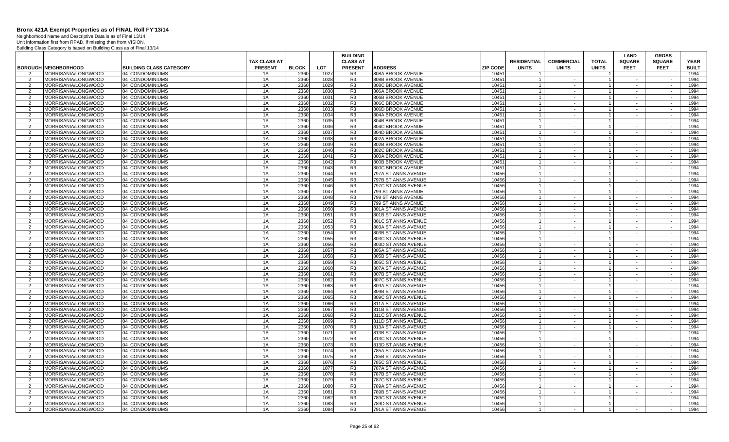# Bronx 421A Exempt Properties as of FINAL Roll FY'13/14

Neighborhood Name and Descriptive Data is as of Final 13/14
Unit information first from RPAD, if missing then from VISION.
Building Class Category is based on Building Class as of Final 13/14

| BOROUGH | NEIGHBORHOOD | BUILDING CLASS CATEGORY | TAX CLASS AT PRESENT | BLOCK | LOT | BUILDING CLASS AT PRESENT | ADDRESS | ZIP CODE | RESIDENTIAL UNITS | COMMERCIAL UNITS | TOTAL UNITS | LAND SQUARE FEET | GROSS SQUARE FEET | YEAR BUILT |
|---|---|---|---|---|---|---|---|---|---|---|---|---|---|---|
| 2 | MORRISANIA/LONGWOOD | 04 CONDOMINIUMS | 1A | 2360 | 1027 | R3 | 808A BROOK AVENUE | 10451 | 1 | - | 1 | - | - | 1994 |
| 2 | MORRISANIA/LONGWOOD | 04 CONDOMINIUMS | 1A | 2360 | 1028 | R3 | 808B BROOK AVENUE | 10451 | 1 | - | 1 | - | - | 1994 |
| 2 | MORRISANIA/LONGWOOD | 04 CONDOMINIUMS | 1A | 2360 | 1029 | R3 | 808C BROOK AVENUE | 10451 | 1 | - | 1 | - | - | 1994 |
| 2 | MORRISANIA/LONGWOOD | 04 CONDOMINIUMS | 1A | 2360 | 1030 | R3 | 806A BROOK AVENUE | 10451 | 1 | - | 1 | - | - | 1994 |
| 2 | MORRISANIA/LONGWOOD | 04 CONDOMINIUMS | 1A | 2360 | 1031 | R3 | 806B BROOK AVENUE | 10451 | 1 | - | 1 | - | - | 1994 |
| 2 | MORRISANIA/LONGWOOD | 04 CONDOMINIUMS | 1A | 2360 | 1032 | R3 | 806C BROOK AVENUE | 10451 | 1 | - | 1 | - | - | 1994 |
| 2 | MORRISANIA/LONGWOOD | 04 CONDOMINIUMS | 1A | 2360 | 1033 | R3 | 806D BROOK AVENUE | 10451 | 1 | - | 1 | - | - | 1994 |
| 2 | MORRISANIA/LONGWOOD | 04 CONDOMINIUMS | 1A | 2360 | 1034 | R3 | 804A BROOK AVENUE | 10451 | 1 | - | 1 | - | - | 1994 |
| 2 | MORRISANIA/LONGWOOD | 04 CONDOMINIUMS | 1A | 2360 | 1035 | R3 | 804B BROOK AVENUE | 10451 | 1 | - | 1 | - | - | 1994 |
| 2 | MORRISANIA/LONGWOOD | 04 CONDOMINIUMS | 1A | 2360 | 1036 | R3 | 804C BROOK AVENUE | 10451 | 1 | - | 1 | - | - | 1994 |
| 2 | MORRISANIA/LONGWOOD | 04 CONDOMINIUMS | 1A | 2360 | 1037 | R3 | 804D BROOK AVENUE | 10451 | 1 | - | 1 | - | - | 1994 |
| 2 | MORRISANIA/LONGWOOD | 04 CONDOMINIUMS | 1A | 2360 | 1038 | R3 | 802A BROOK AVENUE | 10451 | 1 | - | 1 | - | - | 1994 |
| 2 | MORRISANIA/LONGWOOD | 04 CONDOMINIUMS | 1A | 2360 | 1039 | R3 | 802B BROOK AVENUE | 10451 | 1 | - | 1 | - | - | 1994 |
| 2 | MORRISANIA/LONGWOOD | 04 CONDOMINIUMS | 1A | 2360 | 1040 | R3 | 802C BROOK AVENUE | 10451 | 1 | - | 1 | - | - | 1994 |
| 2 | MORRISANIA/LONGWOOD | 04 CONDOMINIUMS | 1A | 2360 | 1041 | R3 | 800A BROOK AVENUE | 10451 | 1 | - | 1 | - | - | 1994 |
| 2 | MORRISANIA/LONGWOOD | 04 CONDOMINIUMS | 1A | 2360 | 1042 | R3 | 800B BROOK AVENUE | 10451 | 1 | - | 1 | - | - | 1994 |
| 2 | MORRISANIA/LONGWOOD | 04 CONDOMINIUMS | 1A | 2360 | 1043 | R3 | 800C BROOK AVENUE | 10451 | 1 | - | 1 | - | - | 1994 |
| 2 | MORRISANIA/LONGWOOD | 04 CONDOMINIUMS | 1A | 2360 | 1044 | R3 | 797A ST ANNS AVENUE | 10456 | 1 | - | 1 | - | - | 1994 |
| 2 | MORRISANIA/LONGWOOD | 04 CONDOMINIUMS | 1A | 2360 | 1045 | R3 | 797B ST ANNS AVENUE | 10456 | 1 | - | 1 | - | - | 1994 |
| 2 | MORRISANIA/LONGWOOD | 04 CONDOMINIUMS | 1A | 2360 | 1046 | R3 | 797C ST ANNS AVENUE | 10456 | 1 | - | 1 | - | - | 1994 |
| 2 | MORRISANIA/LONGWOOD | 04 CONDOMINIUMS | 1A | 2360 | 1047 | R3 | 799 ST ANNS AVENUE | 10456 | 1 | - | 1 | - | - | 1994 |
| 2 | MORRISANIA/LONGWOOD | 04 CONDOMINIUMS | 1A | 2360 | 1048 | R3 | 799 ST ANNS AVENUE | 10456 | 1 | - | 1 | - | - | 1994 |
| 2 | MORRISANIA/LONGWOOD | 04 CONDOMINIUMS | 1A | 2360 | 1049 | R3 | 799 ST ANNS AVENUE | 10456 | 1 | - | 1 | - | - | 1994 |
| 2 | MORRISANIA/LONGWOOD | 04 CONDOMINIUMS | 1A | 2360 | 1050 | R3 | 801A ST ANNS AVENUE | 10456 | 1 | - | 1 | - | - | 1994 |
| 2 | MORRISANIA/LONGWOOD | 04 CONDOMINIUMS | 1A | 2360 | 1051 | R3 | 801B ST ANNS AVENUE | 10456 | 1 | - | 1 | - | - | 1994 |
| 2 | MORRISANIA/LONGWOOD | 04 CONDOMINIUMS | 1A | 2360 | 1052 | R3 | 801C ST ANNS AVENUE | 10456 | 1 | - | 1 | - | - | 1994 |
| 2 | MORRISANIA/LONGWOOD | 04 CONDOMINIUMS | 1A | 2360 | 1053 | R3 | 803A ST ANNS AVENUE | 10456 | 1 | - | 1 | - | - | 1994 |
| 2 | MORRISANIA/LONGWOOD | 04 CONDOMINIUMS | 1A | 2360 | 1054 | R3 | 803B ST ANNS AVENUE | 10456 | 1 | - | 1 | - | - | 1994 |
| 2 | MORRISANIA/LONGWOOD | 04 CONDOMINIUMS | 1A | 2360 | 1055 | R3 | 803C ST ANNS AVENUE | 10456 | 1 | - | 1 | - | - | 1994 |
| 2 | MORRISANIA/LONGWOOD | 04 CONDOMINIUMS | 1A | 2360 | 1056 | R3 | 803D ST ANNS AVENUE | 10456 | 1 | - | 1 | - | - | 1994 |
| 2 | MORRISANIA/LONGWOOD | 04 CONDOMINIUMS | 1A | 2360 | 1057 | R3 | 805A ST ANNS AVENUE | 10456 | 1 | - | 1 | - | - | 1994 |
| 2 | MORRISANIA/LONGWOOD | 04 CONDOMINIUMS | 1A | 2360 | 1058 | R3 | 805B ST ANNS AVENUE | 10456 | 1 | - | 1 | - | - | 1994 |
| 2 | MORRISANIA/LONGWOOD | 04 CONDOMINIUMS | 1A | 2360 | 1059 | R3 | 805C ST ANNS AVENUE | 10456 | 1 | - | 1 | - | - | 1994 |
| 2 | MORRISANIA/LONGWOOD | 04 CONDOMINIUMS | 1A | 2360 | 1060 | R3 | 807A ST ANNS AVENUE | 10456 | 1 | - | 1 | - | - | 1994 |
| 2 | MORRISANIA/LONGWOOD | 04 CONDOMINIUMS | 1A | 2360 | 1061 | R3 | 807B ST ANNS AVENUE | 10456 | 1 | - | 1 | - | - | 1994 |
| 2 | MORRISANIA/LONGWOOD | 04 CONDOMINIUMS | 1A | 2360 | 1062 | R3 | 807C ST ANNS AVENUE | 10456 | 1 | - | 1 | - | - | 1994 |
| 2 | MORRISANIA/LONGWOOD | 04 CONDOMINIUMS | 1A | 2360 | 1063 | R3 | 809A ST ANNS AVENUE | 10456 | 1 | - | 1 | - | - | 1994 |
| 2 | MORRISANIA/LONGWOOD | 04 CONDOMINIUMS | 1A | 2360 | 1064 | R3 | 809B ST ANNS AVENUE | 10456 | 1 | - | 1 | - | - | 1994 |
| 2 | MORRISANIA/LONGWOOD | 04 CONDOMINIUMS | 1A | 2360 | 1065 | R3 | 809C ST ANNS AVENUE | 10456 | 1 | - | 1 | - | - | 1994 |
| 2 | MORRISANIA/LONGWOOD | 04 CONDOMINIUMS | 1A | 2360 | 1066 | R3 | 811A ST ANNS AVENUE | 10456 | 1 | - | 1 | - | - | 1994 |
| 2 | MORRISANIA/LONGWOOD | 04 CONDOMINIUMS | 1A | 2360 | 1067 | R3 | 811B ST ANNS AVENUE | 10456 | 1 | - | 1 | - | - | 1994 |
| 2 | MORRISANIA/LONGWOOD | 04 CONDOMINIUMS | 1A | 2360 | 1068 | R3 | 811C ST ANNS AVENUE | 10456 | 1 | - | 1 | - | - | 1994 |
| 2 | MORRISANIA/LONGWOOD | 04 CONDOMINIUMS | 1A | 2360 | 1069 | R3 | 811D ST ANNS AVENUE | 10456 | 1 | - | 1 | - | - | 1994 |
| 2 | MORRISANIA/LONGWOOD | 04 CONDOMINIUMS | 1A | 2360 | 1070 | R3 | 813A ST ANNS AVENUE | 10456 | 1 | - | 1 | - | - | 1994 |
| 2 | MORRISANIA/LONGWOOD | 04 CONDOMINIUMS | 1A | 2360 | 1071 | R3 | 813B ST ANNS AVENUE | 10456 | 1 | - | 1 | - | - | 1994 |
| 2 | MORRISANIA/LONGWOOD | 04 CONDOMINIUMS | 1A | 2360 | 1072 | R3 | 813C ST ANNS AVENUE | 10456 | 1 | - | 1 | - | - | 1994 |
| 2 | MORRISANIA/LONGWOOD | 04 CONDOMINIUMS | 1A | 2360 | 1073 | R3 | 813D ST ANNS AVENUE | 10456 | 1 | - | 1 | - | - | 1994 |
| 2 | MORRISANIA/LONGWOOD | 04 CONDOMINIUMS | 1A | 2360 | 1074 | R3 | 785A ST ANNS AVENUE | 10456 | 1 | - | 1 | - | - | 1994 |
| 2 | MORRISANIA/LONGWOOD | 04 CONDOMINIUMS | 1A | 2360 | 1075 | R3 | 785B ST ANNS AVENUE | 10456 | 1 | - | 1 | - | - | 1994 |
| 2 | MORRISANIA/LONGWOOD | 04 CONDOMINIUMS | 1A | 2360 | 1076 | R3 | 785C ST ANNS AVENUE | 10456 | 1 | - | 1 | - | - | 1994 |
| 2 | MORRISANIA/LONGWOOD | 04 CONDOMINIUMS | 1A | 2360 | 1077 | R3 | 787A ST ANNS AVENUE | 10456 | 1 | - | 1 | - | - | 1994 |
| 2 | MORRISANIA/LONGWOOD | 04 CONDOMINIUMS | 1A | 2360 | 1078 | R3 | 787B ST ANNS AVENUE | 10456 | 1 | - | 1 | - | - | 1994 |
| 2 | MORRISANIA/LONGWOOD | 04 CONDOMINIUMS | 1A | 2360 | 1079 | R3 | 787C ST ANNS AVENUE | 10456 | 1 | - | 1 | - | - | 1994 |
| 2 | MORRISANIA/LONGWOOD | 04 CONDOMINIUMS | 1A | 2360 | 1080 | R3 | 789A ST ANNS AVENUE | 10456 | 1 | - | 1 | - | - | 1994 |
| 2 | MORRISANIA/LONGWOOD | 04 CONDOMINIUMS | 1A | 2360 | 1081 | R3 | 789B ST ANNS AVENUE | 10456 | 1 | - | 1 | - | - | 1994 |
| 2 | MORRISANIA/LONGWOOD | 04 CONDOMINIUMS | 1A | 2360 | 1082 | R3 | 789C ST ANNS AVENUE | 10456 | 1 | - | 1 | - | - | 1994 |
| 2 | MORRISANIA/LONGWOOD | 04 CONDOMINIUMS | 1A | 2360 | 1083 | R3 | 789D ST ANNS AVENUE | 10456 | 1 | - | 1 | - | - | 1994 |
| 2 | MORRISANIA/LONGWOOD | 04 CONDOMINIUMS | 1A | 2360 | 1084 | R3 | 791A ST ANNS AVENUE | 10456 | 1 | - | 1 | - | - | 1994 |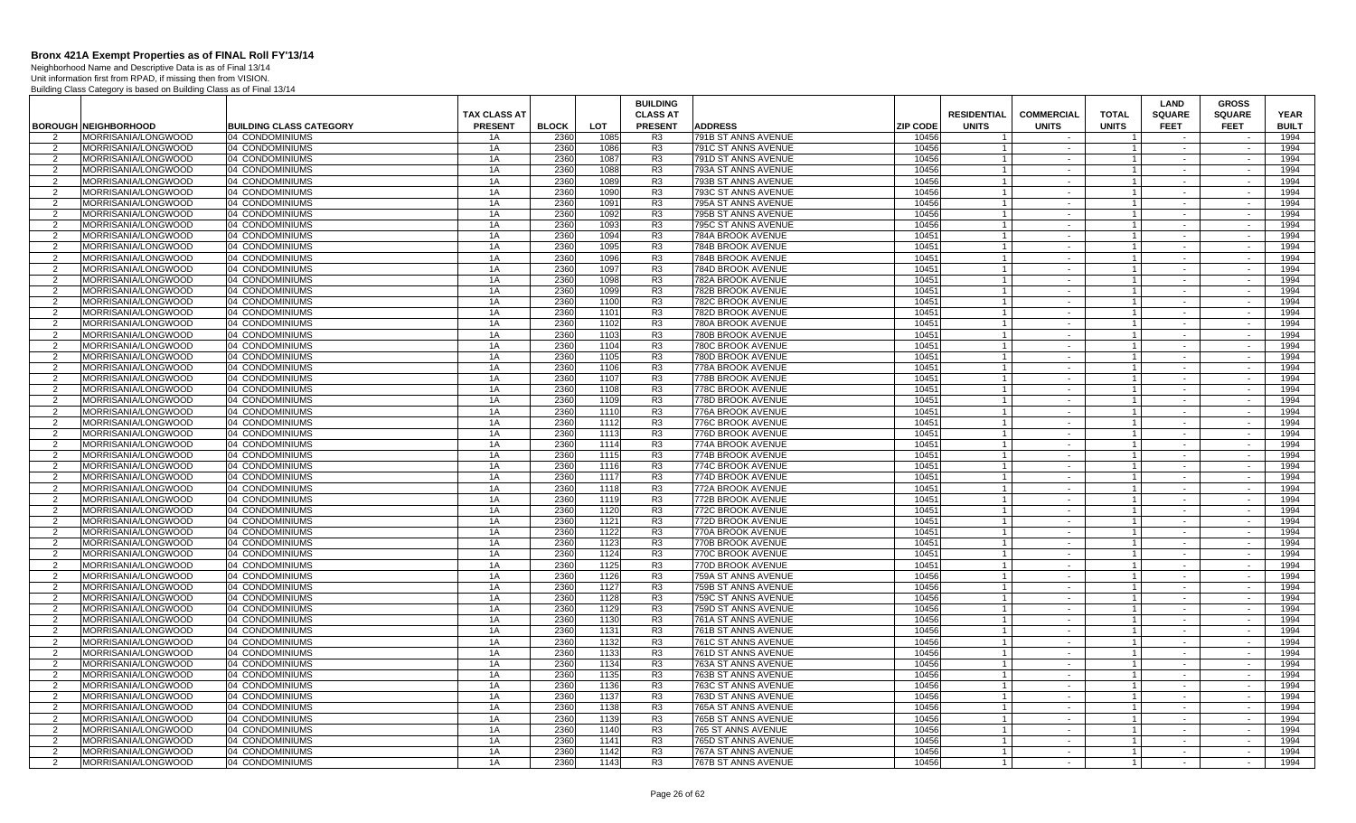# Bronx 421A Exempt Properties as of FINAL Roll FY'13/14

Neighborhood Name and Descriptive Data is as of Final 13/14
Unit information first from RPAD, if missing then from VISION.
Building Class Category is based on Building Class as of Final 13/14

| BOROUGH | NEIGHBORHOOD | BUILDING CLASS CATEGORY | TAX CLASS AT PRESENT | BLOCK | LOT | BUILDING CLASS AT PRESENT | ADDRESS | ZIP CODE | RESIDENTIAL UNITS | COMMERCIAL UNITS | TOTAL UNITS | LAND SQUARE FEET | GROSS SQUARE FEET | YEAR BUILT |
|---|---|---|---|---|---|---|---|---|---|---|---|---|---|---|
| 2 | MORRISANIA/LONGWOOD | 04 CONDOMINIUMS | 1A | 2360 | 1085 | R3 | 791B ST ANNS AVENUE | 10456 | 1 | - | 1 | - | - | 1994 |
| 2 | MORRISANIA/LONGWOOD | 04 CONDOMINIUMS | 1A | 2360 | 1086 | R3 | 791C ST ANNS AVENUE | 10456 | 1 | - | 1 | - | - | 1994 |
| 2 | MORRISANIA/LONGWOOD | 04 CONDOMINIUMS | 1A | 2360 | 1087 | R3 | 791D ST ANNS AVENUE | 10456 | 1 | - | 1 | - | - | 1994 |
| 2 | MORRISANIA/LONGWOOD | 04 CONDOMINIUMS | 1A | 2360 | 1088 | R3 | 793A ST ANNS AVENUE | 10456 | 1 | - | 1 | - | - | 1994 |
| 2 | MORRISANIA/LONGWOOD | 04 CONDOMINIUMS | 1A | 2360 | 1089 | R3 | 793B ST ANNS AVENUE | 10456 | 1 | - | 1 | - | - | 1994 |
| 2 | MORRISANIA/LONGWOOD | 04 CONDOMINIUMS | 1A | 2360 | 1090 | R3 | 793C ST ANNS AVENUE | 10456 | 1 | - | 1 | - | - | 1994 |
| 2 | MORRISANIA/LONGWOOD | 04 CONDOMINIUMS | 1A | 2360 | 1091 | R3 | 795A ST ANNS AVENUE | 10456 | 1 | - | 1 | - | - | 1994 |
| 2 | MORRISANIA/LONGWOOD | 04 CONDOMINIUMS | 1A | 2360 | 1092 | R3 | 795B ST ANNS AVENUE | 10456 | 1 | - | 1 | - | - | 1994 |
| 2 | MORRISANIA/LONGWOOD | 04 CONDOMINIUMS | 1A | 2360 | 1093 | R3 | 795C ST ANNS AVENUE | 10456 | 1 | - | 1 | - | - | 1994 |
| 2 | MORRISANIA/LONGWOOD | 04 CONDOMINIUMS | 1A | 2360 | 1094 | R3 | 784A BROOK AVENUE | 10451 | 1 | - | 1 | - | - | 1994 |
| 2 | MORRISANIA/LONGWOOD | 04 CONDOMINIUMS | 1A | 2360 | 1095 | R3 | 784B BROOK AVENUE | 10451 | 1 | - | 1 | - | - | 1994 |
| 2 | MORRISANIA/LONGWOOD | 04 CONDOMINIUMS | 1A | 2360 | 1096 | R3 | 784B BROOK AVENUE | 10451 | 1 | - | 1 | - | - | 1994 |
| 2 | MORRISANIA/LONGWOOD | 04 CONDOMINIUMS | 1A | 2360 | 1097 | R3 | 784D BROOK AVENUE | 10451 | 1 | - | 1 | - | - | 1994 |
| 2 | MORRISANIA/LONGWOOD | 04 CONDOMINIUMS | 1A | 2360 | 1098 | R3 | 782A BROOK AVENUE | 10451 | 1 | - | 1 | - | - | 1994 |
| 2 | MORRISANIA/LONGWOOD | 04 CONDOMINIUMS | 1A | 2360 | 1099 | R3 | 782B BROOK AVENUE | 10451 | 1 | - | 1 | - | - | 1994 |
| 2 | MORRISANIA/LONGWOOD | 04 CONDOMINIUMS | 1A | 2360 | 1100 | R3 | 782C BROOK AVENUE | 10451 | 1 | - | 1 | - | - | 1994 |
| 2 | MORRISANIA/LONGWOOD | 04 CONDOMINIUMS | 1A | 2360 | 1101 | R3 | 782D BROOK AVENUE | 10451 | 1 | - | 1 | - | - | 1994 |
| 2 | MORRISANIA/LONGWOOD | 04 CONDOMINIUMS | 1A | 2360 | 1102 | R3 | 780A BROOK AVENUE | 10451 | 1 | - | 1 | - | - | 1994 |
| 2 | MORRISANIA/LONGWOOD | 04 CONDOMINIUMS | 1A | 2360 | 1103 | R3 | 780B BROOK AVENUE | 10451 | 1 | - | 1 | - | - | 1994 |
| 2 | MORRISANIA/LONGWOOD | 04 CONDOMINIUMS | 1A | 2360 | 1104 | R3 | 780C BROOK AVENUE | 10451 | 1 | - | 1 | - | - | 1994 |
| 2 | MORRISANIA/LONGWOOD | 04 CONDOMINIUMS | 1A | 2360 | 1105 | R3 | 780D BROOK AVENUE | 10451 | 1 | - | 1 | - | - | 1994 |
| 2 | MORRISANIA/LONGWOOD | 04 CONDOMINIUMS | 1A | 2360 | 1106 | R3 | 778A BROOK AVENUE | 10451 | 1 | - | 1 | - | - | 1994 |
| 2 | MORRISANIA/LONGWOOD | 04 CONDOMINIUMS | 1A | 2360 | 1107 | R3 | 778B BROOK AVENUE | 10451 | 1 | - | 1 | - | - | 1994 |
| 2 | MORRISANIA/LONGWOOD | 04 CONDOMINIUMS | 1A | 2360 | 1108 | R3 | 778C BROOK AVENUE | 10451 | 1 | - | 1 | - | - | 1994 |
| 2 | MORRISANIA/LONGWOOD | 04 CONDOMINIUMS | 1A | 2360 | 1109 | R3 | 778D BROOK AVENUE | 10451 | 1 | - | 1 | - | - | 1994 |
| 2 | MORRISANIA/LONGWOOD | 04 CONDOMINIUMS | 1A | 2360 | 1110 | R3 | 776A BROOK AVENUE | 10451 | 1 | - | 1 | - | - | 1994 |
| 2 | MORRISANIA/LONGWOOD | 04 CONDOMINIUMS | 1A | 2360 | 1112 | R3 | 776C BROOK AVENUE | 10451 | 1 | - | 1 | - | - | 1994 |
| 2 | MORRISANIA/LONGWOOD | 04 CONDOMINIUMS | 1A | 2360 | 1113 | R3 | 776D BROOK AVENUE | 10451 | 1 | - | 1 | - | - | 1994 |
| 2 | MORRISANIA/LONGWOOD | 04 CONDOMINIUMS | 1A | 2360 | 1114 | R3 | 774A BROOK AVENUE | 10451 | 1 | - | 1 | - | - | 1994 |
| 2 | MORRISANIA/LONGWOOD | 04 CONDOMINIUMS | 1A | 2360 | 1115 | R3 | 774B BROOK AVENUE | 10451 | 1 | - | 1 | - | - | 1994 |
| 2 | MORRISANIA/LONGWOOD | 04 CONDOMINIUMS | 1A | 2360 | 1116 | R3 | 774C BROOK AVENUE | 10451 | 1 | - | 1 | - | - | 1994 |
| 2 | MORRISANIA/LONGWOOD | 04 CONDOMINIUMS | 1A | 2360 | 1117 | R3 | 774D BROOK AVENUE | 10451 | 1 | - | 1 | - | - | 1994 |
| 2 | MORRISANIA/LONGWOOD | 04 CONDOMINIUMS | 1A | 2360 | 1118 | R3 | 772A BROOK AVENUE | 10451 | 1 | - | 1 | - | - | 1994 |
| 2 | MORRISANIA/LONGWOOD | 04 CONDOMINIUMS | 1A | 2360 | 1119 | R3 | 772B BROOK AVENUE | 10451 | 1 | - | 1 | - | - | 1994 |
| 2 | MORRISANIA/LONGWOOD | 04 CONDOMINIUMS | 1A | 2360 | 1120 | R3 | 772C BROOK AVENUE | 10451 | 1 | - | 1 | - | - | 1994 |
| 2 | MORRISANIA/LONGWOOD | 04 CONDOMINIUMS | 1A | 2360 | 1121 | R3 | 772D BROOK AVENUE | 10451 | 1 | - | 1 | - | - | 1994 |
| 2 | MORRISANIA/LONGWOOD | 04 CONDOMINIUMS | 1A | 2360 | 1122 | R3 | 770A BROOK AVENUE | 10451 | 1 | - | 1 | - | - | 1994 |
| 2 | MORRISANIA/LONGWOOD | 04 CONDOMINIUMS | 1A | 2360 | 1123 | R3 | 770B BROOK AVENUE | 10451 | 1 | - | 1 | - | - | 1994 |
| 2 | MORRISANIA/LONGWOOD | 04 CONDOMINIUMS | 1A | 2360 | 1124 | R3 | 770C BROOK AVENUE | 10451 | 1 | - | 1 | - | - | 1994 |
| 2 | MORRISANIA/LONGWOOD | 04 CONDOMINIUMS | 1A | 2360 | 1125 | R3 | 770D BROOK AVENUE | 10451 | 1 | - | 1 | - | - | 1994 |
| 2 | MORRISANIA/LONGWOOD | 04 CONDOMINIUMS | 1A | 2360 | 1126 | R3 | 759A ST ANNS AVENUE | 10456 | 1 | - | 1 | - | - | 1994 |
| 2 | MORRISANIA/LONGWOOD | 04 CONDOMINIUMS | 1A | 2360 | 1127 | R3 | 759B ST ANNS AVENUE | 10456 | 1 | - | 1 | - | - | 1994 |
| 2 | MORRISANIA/LONGWOOD | 04 CONDOMINIUMS | 1A | 2360 | 1128 | R3 | 759C ST ANNS AVENUE | 10456 | 1 | - | 1 | - | - | 1994 |
| 2 | MORRISANIA/LONGWOOD | 04 CONDOMINIUMS | 1A | 2360 | 1129 | R3 | 759D ST ANNS AVENUE | 10456 | 1 | - | 1 | - | - | 1994 |
| 2 | MORRISANIA/LONGWOOD | 04 CONDOMINIUMS | 1A | 2360 | 1130 | R3 | 761A ST ANNS AVENUE | 10456 | 1 | - | 1 | - | - | 1994 |
| 2 | MORRISANIA/LONGWOOD | 04 CONDOMINIUMS | 1A | 2360 | 1131 | R3 | 761B ST ANNS AVENUE | 10456 | 1 | - | 1 | - | - | 1994 |
| 2 | MORRISANIA/LONGWOOD | 04 CONDOMINIUMS | 1A | 2360 | 1132 | R3 | 761C ST ANNS AVENUE | 10456 | 1 | - | 1 | - | - | 1994 |
| 2 | MORRISANIA/LONGWOOD | 04 CONDOMINIUMS | 1A | 2360 | 1133 | R3 | 761D ST ANNS AVENUE | 10456 | 1 | - | 1 | - | - | 1994 |
| 2 | MORRISANIA/LONGWOOD | 04 CONDOMINIUMS | 1A | 2360 | 1134 | R3 | 763A ST ANNS AVENUE | 10456 | 1 | - | 1 | - | - | 1994 |
| 2 | MORRISANIA/LONGWOOD | 04 CONDOMINIUMS | 1A | 2360 | 1135 | R3 | 763B ST ANNS AVENUE | 10456 | 1 | - | 1 | - | - | 1994 |
| 2 | MORRISANIA/LONGWOOD | 04 CONDOMINIUMS | 1A | 2360 | 1136 | R3 | 763C ST ANNS AVENUE | 10456 | 1 | - | 1 | - | - | 1994 |
| 2 | MORRISANIA/LONGWOOD | 04 CONDOMINIUMS | 1A | 2360 | 1137 | R3 | 763D ST ANNS AVENUE | 10456 | 1 | - | 1 | - | - | 1994 |
| 2 | MORRISANIA/LONGWOOD | 04 CONDOMINIUMS | 1A | 2360 | 1138 | R3 | 765A ST ANNS AVENUE | 10456 | 1 | - | 1 | - | - | 1994 |
| 2 | MORRISANIA/LONGWOOD | 04 CONDOMINIUMS | 1A | 2360 | 1139 | R3 | 765B ST ANNS AVENUE | 10456 | 1 | - | 1 | - | - | 1994 |
| 2 | MORRISANIA/LONGWOOD | 04 CONDOMINIUMS | 1A | 2360 | 1140 | R3 | 765 ST ANNS AVENUE | 10456 | 1 | - | 1 | - | - | 1994 |
| 2 | MORRISANIA/LONGWOOD | 04 CONDOMINIUMS | 1A | 2360 | 1141 | R3 | 765D ST ANNS AVENUE | 10456 | 1 | - | 1 | - | - | 1994 |
| 2 | MORRISANIA/LONGWOOD | 04 CONDOMINIUMS | 1A | 2360 | 1142 | R3 | 767A ST ANNS AVENUE | 10456 | 1 | - | 1 | - | - | 1994 |
| 2 | MORRISANIA/LONGWOOD | 04 CONDOMINIUMS | 1A | 2360 | 1143 | R3 | 767B ST ANNS AVENUE | 10456 | 1 | - | 1 | - | - | 1994 |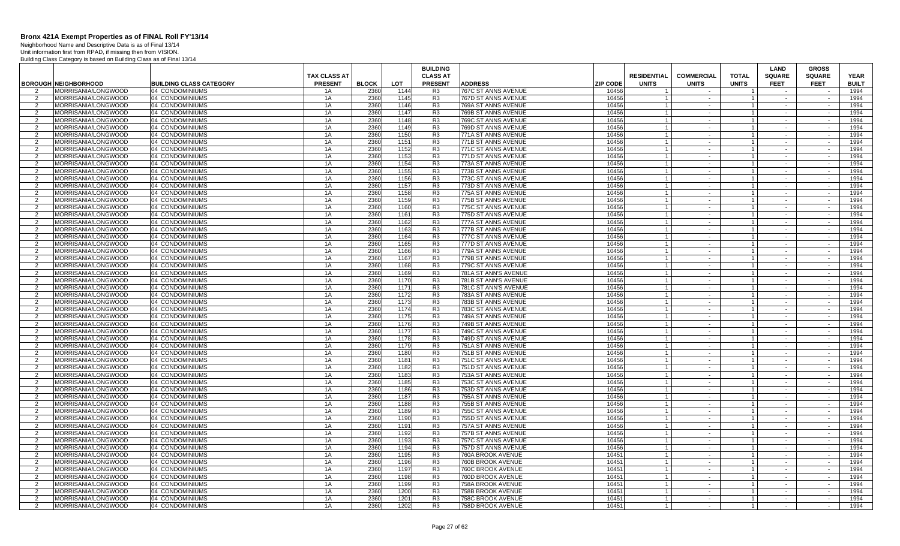# Bronx 421A Exempt Properties as of FINAL Roll FY'13/14

Neighborhood Name and Descriptive Data is as of Final 13/14
Unit information first from RPAD, if missing then from VISION.
Building Class Category is based on Building Class as of Final 13/14

| BOROUGH | NEIGHBORHOOD | BUILDING CLASS CATEGORY | TAX CLASS AT PRESENT | BLOCK | LOT | BUILDING CLASS AT PRESENT | ADDRESS | ZIP CODE | RESIDENTIAL UNITS | COMMERCIAL UNITS | TOTAL UNITS | LAND SQUARE FEET | GROSS SQUARE FEET | YEAR BUILT |
|---|---|---|---|---|---|---|---|---|---|---|---|---|---|---|
| 2 | MORRISANIA/LONGWOOD | 04 CONDOMINIUMS | 1A | 2360 | 1144 | R3 | 767C ST ANNS AVENUE | 10456 | 1 | - | 1 | - | - | 1994 |
| 2 | MORRISANIA/LONGWOOD | 04 CONDOMINIUMS | 1A | 2360 | 1145 | R3 | 767D ST ANNS AVENUE | 10456 | 1 | - | 1 | - | - | 1994 |
| 2 | MORRISANIA/LONGWOOD | 04 CONDOMINIUMS | 1A | 2360 | 1146 | R3 | 769A ST ANNS AVENUE | 10456 | 1 | - | 1 | - | - | 1994 |
| 2 | MORRISANIA/LONGWOOD | 04 CONDOMINIUMS | 1A | 2360 | 1147 | R3 | 769B ST ANNS AVENUE | 10456 | 1 | - | 1 | - | - | 1994 |
| 2 | MORRISANIA/LONGWOOD | 04 CONDOMINIUMS | 1A | 2360 | 1148 | R3 | 769C ST ANNS AVENUE | 10456 | 1 | - | 1 | - | - | 1994 |
| 2 | MORRISANIA/LONGWOOD | 04 CONDOMINIUMS | 1A | 2360 | 1149 | R3 | 769D ST ANNS AVENUE | 10456 | 1 | - | 1 | - | - | 1994 |
| 2 | MORRISANIA/LONGWOOD | 04 CONDOMINIUMS | 1A | 2360 | 1150 | R3 | 771A ST ANNS AVENUE | 10456 | 1 | - | 1 | - | - | 1994 |
| 2 | MORRISANIA/LONGWOOD | 04 CONDOMINIUMS | 1A | 2360 | 1151 | R3 | 771B ST ANNS AVENUE | 10456 | 1 | - | 1 | - | - | 1994 |
| 2 | MORRISANIA/LONGWOOD | 04 CONDOMINIUMS | 1A | 2360 | 1152 | R3 | 771C ST ANNS AVENUE | 10456 | 1 | - | 1 | - | - | 1994 |
| 2 | MORRISANIA/LONGWOOD | 04 CONDOMINIUMS | 1A | 2360 | 1153 | R3 | 771D ST ANNS AVENUE | 10456 | 1 | - | 1 | - | - | 1994 |
| 2 | MORRISANIA/LONGWOOD | 04 CONDOMINIUMS | 1A | 2360 | 1154 | R3 | 773A ST ANNS AVENUE | 10456 | 1 | - | 1 | - | - | 1994 |
| 2 | MORRISANIA/LONGWOOD | 04 CONDOMINIUMS | 1A | 2360 | 1155 | R3 | 773B ST ANNS AVENUE | 10456 | 1 | - | 1 | - | - | 1994 |
| 2 | MORRISANIA/LONGWOOD | 04 CONDOMINIUMS | 1A | 2360 | 1156 | R3 | 773C ST ANNS AVENUE | 10456 | 1 | - | 1 | - | - | 1994 |
| 2 | MORRISANIA/LONGWOOD | 04 CONDOMINIUMS | 1A | 2360 | 1157 | R3 | 773D ST ANNS AVENUE | 10456 | 1 | - | 1 | - | - | 1994 |
| 2 | MORRISANIA/LONGWOOD | 04 CONDOMINIUMS | 1A | 2360 | 1158 | R3 | 775A ST ANNS AVENUE | 10456 | 1 | - | 1 | - | - | 1994 |
| 2 | MORRISANIA/LONGWOOD | 04 CONDOMINIUMS | 1A | 2360 | 1159 | R3 | 775B ST ANNS AVENUE | 10456 | 1 | - | 1 | - | - | 1994 |
| 2 | MORRISANIA/LONGWOOD | 04 CONDOMINIUMS | 1A | 2360 | 1160 | R3 | 775C ST ANNS AVENUE | 10456 | 1 | - | 1 | - | - | 1994 |
| 2 | MORRISANIA/LONGWOOD | 04 CONDOMINIUMS | 1A | 2360 | 1161 | R3 | 775D ST ANNS AVENUE | 10456 | 1 | - | 1 | - | - | 1994 |
| 2 | MORRISANIA/LONGWOOD | 04 CONDOMINIUMS | 1A | 2360 | 1162 | R3 | 777A ST ANNS AVENUE | 10456 | 1 | - | 1 | - | - | 1994 |
| 2 | MORRISANIA/LONGWOOD | 04 CONDOMINIUMS | 1A | 2360 | 1163 | R3 | 777B ST ANNS AVENUE | 10456 | 1 | - | 1 | - | - | 1994 |
| 2 | MORRISANIA/LONGWOOD | 04 CONDOMINIUMS | 1A | 2360 | 1164 | R3 | 777C ST ANNS AVENUE | 10456 | 1 | - | 1 | - | - | 1994 |
| 2 | MORRISANIA/LONGWOOD | 04 CONDOMINIUMS | 1A | 2360 | 1165 | R3 | 777D ST ANNS AVENUE | 10456 | 1 | - | 1 | - | - | 1994 |
| 2 | MORRISANIA/LONGWOOD | 04 CONDOMINIUMS | 1A | 2360 | 1166 | R3 | 779A ST ANNS AVENUE | 10456 | 1 | - | 1 | - | - | 1994 |
| 2 | MORRISANIA/LONGWOOD | 04 CONDOMINIUMS | 1A | 2360 | 1167 | R3 | 779B ST ANNS AVENUE | 10456 | 1 | - | 1 | - | - | 1994 |
| 2 | MORRISANIA/LONGWOOD | 04 CONDOMINIUMS | 1A | 2360 | 1168 | R3 | 779C ST ANNS AVENUE | 10456 | 1 | - | 1 | - | - | 1994 |
| 2 | MORRISANIA/LONGWOOD | 04 CONDOMINIUMS | 1A | 2360 | 1169 | R3 | 781A ST ANN'S AVENUE | 10456 | 1 | - | 1 | - | - | 1994 |
| 2 | MORRISANIA/LONGWOOD | 04 CONDOMINIUMS | 1A | 2360 | 1170 | R3 | 781B ST ANN'S AVENUE | 10456 | 1 | - | 1 | - | - | 1994 |
| 2 | MORRISANIA/LONGWOOD | 04 CONDOMINIUMS | 1A | 2360 | 1171 | R3 | 781C ST ANN'S AVENUE | 10456 | 1 | - | 1 | - | - | 1994 |
| 2 | MORRISANIA/LONGWOOD | 04 CONDOMINIUMS | 1A | 2360 | 1172 | R3 | 783A ST ANNS AVENUE | 10456 | 1 | - | 1 | - | - | 1994 |
| 2 | MORRISANIA/LONGWOOD | 04 CONDOMINIUMS | 1A | 2360 | 1173 | R3 | 783B ST ANNS AVENUE | 10456 | 1 | - | 1 | - | - | 1994 |
| 2 | MORRISANIA/LONGWOOD | 04 CONDOMINIUMS | 1A | 2360 | 1174 | R3 | 783C ST ANNS AVENUE | 10456 | 1 | - | 1 | - | - | 1994 |
| 2 | MORRISANIA/LONGWOOD | 04 CONDOMINIUMS | 1A | 2360 | 1175 | R3 | 749A ST ANNS AVENUE | 10456 | 1 | - | 1 | - | - | 1994 |
| 2 | MORRISANIA/LONGWOOD | 04 CONDOMINIUMS | 1A | 2360 | 1176 | R3 | 749B ST ANNS AVENUE | 10456 | 1 | - | 1 | - | - | 1994 |
| 2 | MORRISANIA/LONGWOOD | 04 CONDOMINIUMS | 1A | 2360 | 1177 | R3 | 749C ST ANNS AVENUE | 10456 | 1 | - | 1 | - | - | 1994 |
| 2 | MORRISANIA/LONGWOOD | 04 CONDOMINIUMS | 1A | 2360 | 1178 | R3 | 749D ST ANNS AVENUE | 10456 | 1 | - | 1 | - | - | 1994 |
| 2 | MORRISANIA/LONGWOOD | 04 CONDOMINIUMS | 1A | 2360 | 1179 | R3 | 751A ST ANNS AVENUE | 10456 | 1 | - | 1 | - | - | 1994 |
| 2 | MORRISANIA/LONGWOOD | 04 CONDOMINIUMS | 1A | 2360 | 1180 | R3 | 751B ST ANNS AVENUE | 10456 | 1 | - | 1 | - | - | 1994 |
| 2 | MORRISANIA/LONGWOOD | 04 CONDOMINIUMS | 1A | 2360 | 1181 | R3 | 751C ST ANNS AVENUE | 10456 | 1 | - | 1 | - | - | 1994 |
| 2 | MORRISANIA/LONGWOOD | 04 CONDOMINIUMS | 1A | 2360 | 1182 | R3 | 751D ST ANNS AVENUE | 10456 | 1 | - | 1 | - | - | 1994 |
| 2 | MORRISANIA/LONGWOOD | 04 CONDOMINIUMS | 1A | 2360 | 1183 | R3 | 753A ST ANNS AVENUE | 10456 | 1 | - | 1 | - | - | 1994 |
| 2 | MORRISANIA/LONGWOOD | 04 CONDOMINIUMS | 1A | 2360 | 1185 | R3 | 753C ST ANNS AVENUE | 10456 | 1 | - | 1 | - | - | 1994 |
| 2 | MORRISANIA/LONGWOOD | 04 CONDOMINIUMS | 1A | 2360 | 1186 | R3 | 753D ST ANNS AVENUE | 10456 | 1 | - | 1 | - | - | 1994 |
| 2 | MORRISANIA/LONGWOOD | 04 CONDOMINIUMS | 1A | 2360 | 1187 | R3 | 755A ST ANNS AVENUE | 10456 | 1 | - | 1 | - | - | 1994 |
| 2 | MORRISANIA/LONGWOOD | 04 CONDOMINIUMS | 1A | 2360 | 1188 | R3 | 755B ST ANNS AVENUE | 10456 | 1 | - | 1 | - | - | 1994 |
| 2 | MORRISANIA/LONGWOOD | 04 CONDOMINIUMS | 1A | 2360 | 1189 | R3 | 755C ST ANNS AVENUE | 10456 | 1 | - | 1 | - | - | 1994 |
| 2 | MORRISANIA/LONGWOOD | 04 CONDOMINIUMS | 1A | 2360 | 1190 | R3 | 755D ST ANNS AVENUE | 10456 | 1 | - | 1 | - | - | 1994 |
| 2 | MORRISANIA/LONGWOOD | 04 CONDOMINIUMS | 1A | 2360 | 1191 | R3 | 757A ST ANNS AVENUE | 10456 | 1 | - | 1 | - | - | 1994 |
| 2 | MORRISANIA/LONGWOOD | 04 CONDOMINIUMS | 1A | 2360 | 1192 | R3 | 757B ST ANNS AVENUE | 10456 | 1 | - | 1 | - | - | 1994 |
| 2 | MORRISANIA/LONGWOOD | 04 CONDOMINIUMS | 1A | 2360 | 1193 | R3 | 757C ST ANNS AVENUE | 10456 | 1 | - | 1 | - | - | 1994 |
| 2 | MORRISANIA/LONGWOOD | 04 CONDOMINIUMS | 1A | 2360 | 1194 | R3 | 757D ST ANNS AVENUE | 10456 | 1 | - | 1 | - | - | 1994 |
| 2 | MORRISANIA/LONGWOOD | 04 CONDOMINIUMS | 1A | 2360 | 1195 | R3 | 760A BROOK AVENUE | 10451 | 1 | - | 1 | - | - | 1994 |
| 2 | MORRISANIA/LONGWOOD | 04 CONDOMINIUMS | 1A | 2360 | 1196 | R3 | 760B BROOK AVENUE | 10451 | 1 | - | 1 | - | - | 1994 |
| 2 | MORRISANIA/LONGWOOD | 04 CONDOMINIUMS | 1A | 2360 | 1197 | R3 | 760C BROOK AVENUE | 10451 | 1 | - | 1 | - | - | 1994 |
| 2 | MORRISANIA/LONGWOOD | 04 CONDOMINIUMS | 1A | 2360 | 1198 | R3 | 760D BROOK AVENUE | 10451 | 1 | - | 1 | - | - | 1994 |
| 2 | MORRISANIA/LONGWOOD | 04 CONDOMINIUMS | 1A | 2360 | 1199 | R3 | 758A BROOK AVENUE | 10451 | 1 | - | 1 | - | - | 1994 |
| 2 | MORRISANIA/LONGWOOD | 04 CONDOMINIUMS | 1A | 2360 | 1200 | R3 | 758B BROOK AVENUE | 10451 | 1 | - | 1 | - | - | 1994 |
| 2 | MORRISANIA/LONGWOOD | 04 CONDOMINIUMS | 1A | 2360 | 1201 | R3 | 758C BROOK AVENUE | 10451 | 1 | - | 1 | - | - | 1994 |
| 2 | MORRISANIA/LONGWOOD | 04 CONDOMINIUMS | 1A | 2360 | 1202 | R3 | 758D BROOK AVENUE | 10451 | 1 | - | 1 | - | - | 1994 |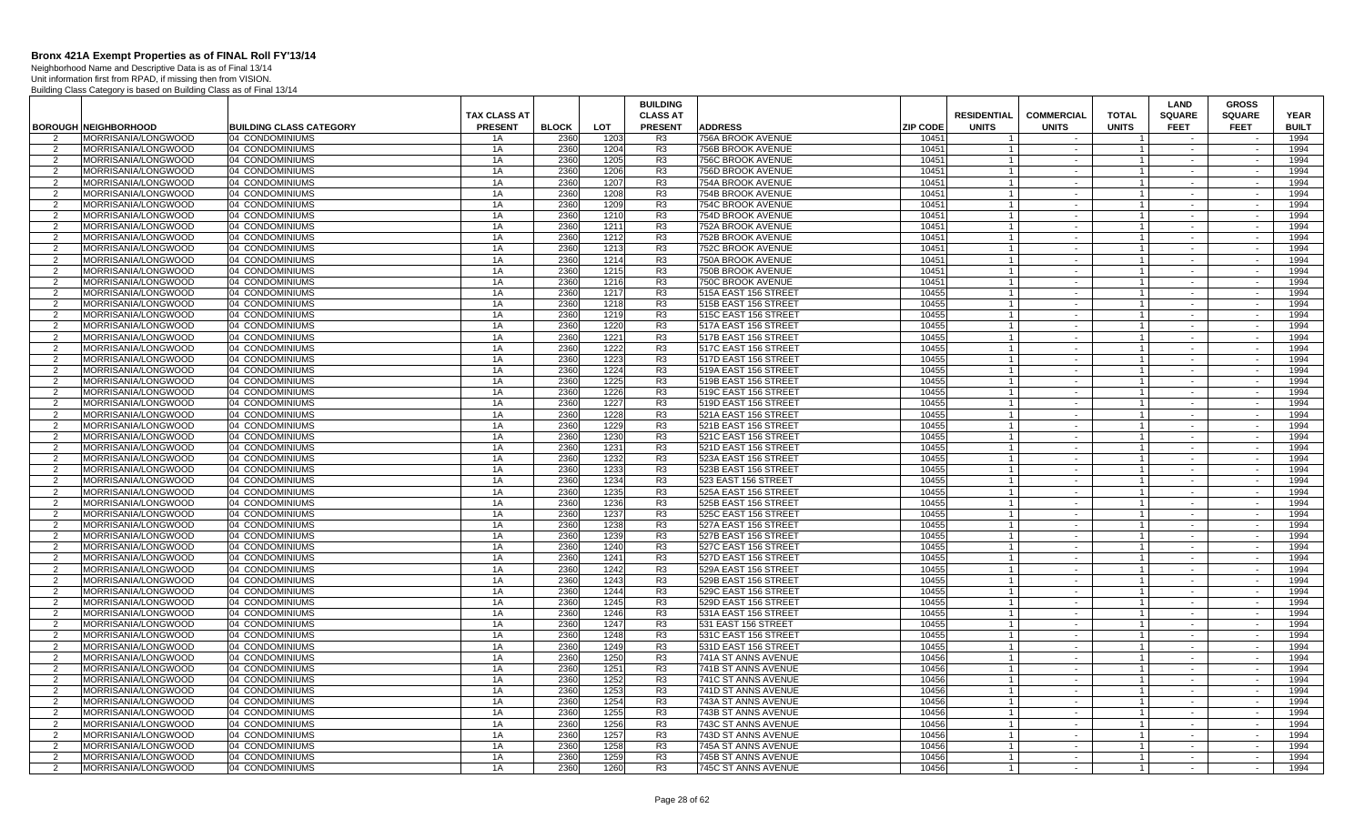# Bronx 421A Exempt Properties as of FINAL Roll FY'13/14

Neighborhood Name and Descriptive Data is as of Final 13/14
Unit information first from RPAD, if missing then from VISION.
Building Class Category is based on Building Class as of Final 13/14

| BOROUGH | NEIGHBORHOOD | BUILDING CLASS CATEGORY | TAX CLASS AT PRESENT | BLOCK | LOT | BUILDING CLASS AT PRESENT | ADDRESS | ZIP CODE | RESIDENTIAL UNITS | COMMERCIAL UNITS | TOTAL UNITS | LAND SQUARE FEET | GROSS SQUARE FEET | YEAR BUILT |
|---|---|---|---|---|---|---|---|---|---|---|---|---|---|---|
| 2 | MORRISANIA/LONGWOOD | 04 CONDOMINIUMS | 1A | 2360 | 1203 | R3 | 756A BROOK AVENUE | 10451 | 1 | - | 1 | - | - | 1994 |
| 2 | MORRISANIA/LONGWOOD | 04 CONDOMINIUMS | 1A | 2360 | 1204 | R3 | 756B BROOK AVENUE | 10451 | 1 | - | 1 | - | - | 1994 |
| 2 | MORRISANIA/LONGWOOD | 04 CONDOMINIUMS | 1A | 2360 | 1205 | R3 | 756C BROOK AVENUE | 10451 | 1 | - | 1 | - | - | 1994 |
| 2 | MORRISANIA/LONGWOOD | 04 CONDOMINIUMS | 1A | 2360 | 1206 | R3 | 756D BROOK AVENUE | 10451 | 1 | - | 1 | - | - | 1994 |
| 2 | MORRISANIA/LONGWOOD | 04 CONDOMINIUMS | 1A | 2360 | 1207 | R3 | 754A BROOK AVENUE | 10451 | 1 | - | 1 | - | - | 1994 |
| 2 | MORRISANIA/LONGWOOD | 04 CONDOMINIUMS | 1A | 2360 | 1208 | R3 | 754B BROOK AVENUE | 10451 | 1 | - | 1 | - | - | 1994 |
| 2 | MORRISANIA/LONGWOOD | 04 CONDOMINIUMS | 1A | 2360 | 1209 | R3 | 754C BROOK AVENUE | 10451 | 1 | - | 1 | - | - | 1994 |
| 2 | MORRISANIA/LONGWOOD | 04 CONDOMINIUMS | 1A | 2360 | 1210 | R3 | 754D BROOK AVENUE | 10451 | 1 | - | 1 | - | - | 1994 |
| 2 | MORRISANIA/LONGWOOD | 04 CONDOMINIUMS | 1A | 2360 | 1211 | R3 | 752A BROOK AVENUE | 10451 | 1 | - | 1 | - | - | 1994 |
| 2 | MORRISANIA/LONGWOOD | 04 CONDOMINIUMS | 1A | 2360 | 1212 | R3 | 752B BROOK AVENUE | 10451 | 1 | - | 1 | - | - | 1994 |
| 2 | MORRISANIA/LONGWOOD | 04 CONDOMINIUMS | 1A | 2360 | 1213 | R3 | 752C BROOK AVENUE | 10451 | 1 | - | 1 | - | - | 1994 |
| 2 | MORRISANIA/LONGWOOD | 04 CONDOMINIUMS | 1A | 2360 | 1214 | R3 | 750A BROOK AVENUE | 10451 | 1 | - | 1 | - | - | 1994 |
| 2 | MORRISANIA/LONGWOOD | 04 CONDOMINIUMS | 1A | 2360 | 1215 | R3 | 750B BROOK AVENUE | 10451 | 1 | - | 1 | - | - | 1994 |
| 2 | MORRISANIA/LONGWOOD | 04 CONDOMINIUMS | 1A | 2360 | 1216 | R3 | 750C BROOK AVENUE | 10451 | 1 | - | 1 | - | - | 1994 |
| 2 | MORRISANIA/LONGWOOD | 04 CONDOMINIUMS | 1A | 2360 | 1217 | R3 | 515A EAST 156 STREET | 10455 | 1 | - | 1 | - | - | 1994 |
| 2 | MORRISANIA/LONGWOOD | 04 CONDOMINIUMS | 1A | 2360 | 1218 | R3 | 515B EAST 156 STREET | 10455 | 1 | - | 1 | - | - | 1994 |
| 2 | MORRISANIA/LONGWOOD | 04 CONDOMINIUMS | 1A | 2360 | 1219 | R3 | 515C EAST 156 STREET | 10455 | 1 | - | 1 | - | - | 1994 |
| 2 | MORRISANIA/LONGWOOD | 04 CONDOMINIUMS | 1A | 2360 | 1220 | R3 | 517A EAST 156 STREET | 10455 | 1 | - | 1 | - | - | 1994 |
| 2 | MORRISANIA/LONGWOOD | 04 CONDOMINIUMS | 1A | 2360 | 1221 | R3 | 517B EAST 156 STREET | 10455 | 1 | - | 1 | - | - | 1994 |
| 2 | MORRISANIA/LONGWOOD | 04 CONDOMINIUMS | 1A | 2360 | 1222 | R3 | 517C EAST 156 STREET | 10455 | 1 | - | 1 | - | - | 1994 |
| 2 | MORRISANIA/LONGWOOD | 04 CONDOMINIUMS | 1A | 2360 | 1223 | R3 | 517D EAST 156 STREET | 10455 | 1 | - | 1 | - | - | 1994 |
| 2 | MORRISANIA/LONGWOOD | 04 CONDOMINIUMS | 1A | 2360 | 1224 | R3 | 519A EAST 156 STREET | 10455 | 1 | - | 1 | - | - | 1994 |
| 2 | MORRISANIA/LONGWOOD | 04 CONDOMINIUMS | 1A | 2360 | 1225 | R3 | 519B EAST 156 STREET | 10455 | 1 | - | 1 | - | - | 1994 |
| 2 | MORRISANIA/LONGWOOD | 04 CONDOMINIUMS | 1A | 2360 | 1226 | R3 | 519C EAST 156 STREET | 10455 | 1 | - | 1 | - | - | 1994 |
| 2 | MORRISANIA/LONGWOOD | 04 CONDOMINIUMS | 1A | 2360 | 1227 | R3 | 519D EAST 156 STREET | 10455 | 1 | - | 1 | - | - | 1994 |
| 2 | MORRISANIA/LONGWOOD | 04 CONDOMINIUMS | 1A | 2360 | 1228 | R3 | 521A EAST 156 STREET | 10455 | 1 | - | 1 | - | - | 1994 |
| 2 | MORRISANIA/LONGWOOD | 04 CONDOMINIUMS | 1A | 2360 | 1229 | R3 | 521B EAST 156 STREET | 10455 | 1 | - | 1 | - | - | 1994 |
| 2 | MORRISANIA/LONGWOOD | 04 CONDOMINIUMS | 1A | 2360 | 1230 | R3 | 521C EAST 156 STREET | 10455 | 1 | - | 1 | - | - | 1994 |
| 2 | MORRISANIA/LONGWOOD | 04 CONDOMINIUMS | 1A | 2360 | 1231 | R3 | 521D EAST 156 STREET | 10455 | 1 | - | 1 | - | - | 1994 |
| 2 | MORRISANIA/LONGWOOD | 04 CONDOMINIUMS | 1A | 2360 | 1232 | R3 | 523A EAST 156 STREET | 10455 | 1 | - | 1 | - | - | 1994 |
| 2 | MORRISANIA/LONGWOOD | 04 CONDOMINIUMS | 1A | 2360 | 1233 | R3 | 523B EAST 156 STREET | 10455 | 1 | - | 1 | - | - | 1994 |
| 2 | MORRISANIA/LONGWOOD | 04 CONDOMINIUMS | 1A | 2360 | 1234 | R3 | 523 EAST 156 STREET | 10455 | 1 | - | 1 | - | - | 1994 |
| 2 | MORRISANIA/LONGWOOD | 04 CONDOMINIUMS | 1A | 2360 | 1235 | R3 | 525A EAST 156 STREET | 10455 | 1 | - | 1 | - | - | 1994 |
| 2 | MORRISANIA/LONGWOOD | 04 CONDOMINIUMS | 1A | 2360 | 1236 | R3 | 525B EAST 156 STREET | 10455 | 1 | - | 1 | - | - | 1994 |
| 2 | MORRISANIA/LONGWOOD | 04 CONDOMINIUMS | 1A | 2360 | 1237 | R3 | 525C EAST 156 STREET | 10455 | 1 | - | 1 | - | - | 1994 |
| 2 | MORRISANIA/LONGWOOD | 04 CONDOMINIUMS | 1A | 2360 | 1238 | R3 | 527A EAST 156 STREET | 10455 | 1 | - | 1 | - | - | 1994 |
| 2 | MORRISANIA/LONGWOOD | 04 CONDOMINIUMS | 1A | 2360 | 1239 | R3 | 527B EAST 156 STREET | 10455 | 1 | - | 1 | - | - | 1994 |
| 2 | MORRISANIA/LONGWOOD | 04 CONDOMINIUMS | 1A | 2360 | 1240 | R3 | 527C EAST 156 STREET | 10455 | 1 | - | 1 | - | - | 1994 |
| 2 | MORRISANIA/LONGWOOD | 04 CONDOMINIUMS | 1A | 2360 | 1241 | R3 | 527D EAST 156 STREET | 10455 | 1 | - | 1 | - | - | 1994 |
| 2 | MORRISANIA/LONGWOOD | 04 CONDOMINIUMS | 1A | 2360 | 1242 | R3 | 529A EAST 156 STREET | 10455 | 1 | - | 1 | - | - | 1994 |
| 2 | MORRISANIA/LONGWOOD | 04 CONDOMINIUMS | 1A | 2360 | 1243 | R3 | 529B EAST 156 STREET | 10455 | 1 | - | 1 | - | - | 1994 |
| 2 | MORRISANIA/LONGWOOD | 04 CONDOMINIUMS | 1A | 2360 | 1244 | R3 | 529C EAST 156 STREET | 10455 | 1 | - | 1 | - | - | 1994 |
| 2 | MORRISANIA/LONGWOOD | 04 CONDOMINIUMS | 1A | 2360 | 1245 | R3 | 529D EAST 156 STREET | 10455 | 1 | - | 1 | - | - | 1994 |
| 2 | MORRISANIA/LONGWOOD | 04 CONDOMINIUMS | 1A | 2360 | 1246 | R3 | 531A EAST 156 STREET | 10455 | 1 | - | 1 | - | - | 1994 |
| 2 | MORRISANIA/LONGWOOD | 04 CONDOMINIUMS | 1A | 2360 | 1247 | R3 | 531 EAST 156 STREET | 10455 | 1 | - | 1 | - | - | 1994 |
| 2 | MORRISANIA/LONGWOOD | 04 CONDOMINIUMS | 1A | 2360 | 1248 | R3 | 531C EAST 156 STREET | 10455 | 1 | - | 1 | - | - | 1994 |
| 2 | MORRISANIA/LONGWOOD | 04 CONDOMINIUMS | 1A | 2360 | 1249 | R3 | 531D EAST 156 STREET | 10455 | 1 | - | 1 | - | - | 1994 |
| 2 | MORRISANIA/LONGWOOD | 04 CONDOMINIUMS | 1A | 2360 | 1250 | R3 | 741A ST ANNS AVENUE | 10456 | 1 | - | 1 | - | - | 1994 |
| 2 | MORRISANIA/LONGWOOD | 04 CONDOMINIUMS | 1A | 2360 | 1251 | R3 | 741B ST ANNS AVENUE | 10456 | 1 | - | 1 | - | - | 1994 |
| 2 | MORRISANIA/LONGWOOD | 04 CONDOMINIUMS | 1A | 2360 | 1252 | R3 | 741C ST ANNS AVENUE | 10456 | 1 | - | 1 | - | - | 1994 |
| 2 | MORRISANIA/LONGWOOD | 04 CONDOMINIUMS | 1A | 2360 | 1253 | R3 | 741D ST ANNS AVENUE | 10456 | 1 | - | 1 | - | - | 1994 |
| 2 | MORRISANIA/LONGWOOD | 04 CONDOMINIUMS | 1A | 2360 | 1254 | R3 | 743A ST ANNS AVENUE | 10456 | 1 | - | 1 | - | - | 1994 |
| 2 | MORRISANIA/LONGWOOD | 04 CONDOMINIUMS | 1A | 2360 | 1255 | R3 | 743B ST ANNS AVENUE | 10456 | 1 | - | 1 | - | - | 1994 |
| 2 | MORRISANIA/LONGWOOD | 04 CONDOMINIUMS | 1A | 2360 | 1256 | R3 | 743C ST ANNS AVENUE | 10456 | 1 | - | 1 | - | - | 1994 |
| 2 | MORRISANIA/LONGWOOD | 04 CONDOMINIUMS | 1A | 2360 | 1257 | R3 | 743D ST ANNS AVENUE | 10456 | 1 | - | 1 | - | - | 1994 |
| 2 | MORRISANIA/LONGWOOD | 04 CONDOMINIUMS | 1A | 2360 | 1258 | R3 | 745A ST ANNS AVENUE | 10456 | 1 | - | 1 | - | - | 1994 |
| 2 | MORRISANIA/LONGWOOD | 04 CONDOMINIUMS | 1A | 2360 | 1259 | R3 | 745B ST ANNS AVENUE | 10456 | 1 | - | 1 | - | - | 1994 |
| 2 | MORRISANIA/LONGWOOD | 04 CONDOMINIUMS | 1A | 2360 | 1260 | R3 | 745C ST ANNS AVENUE | 10456 | 1 | - | 1 | - | - | 1994 |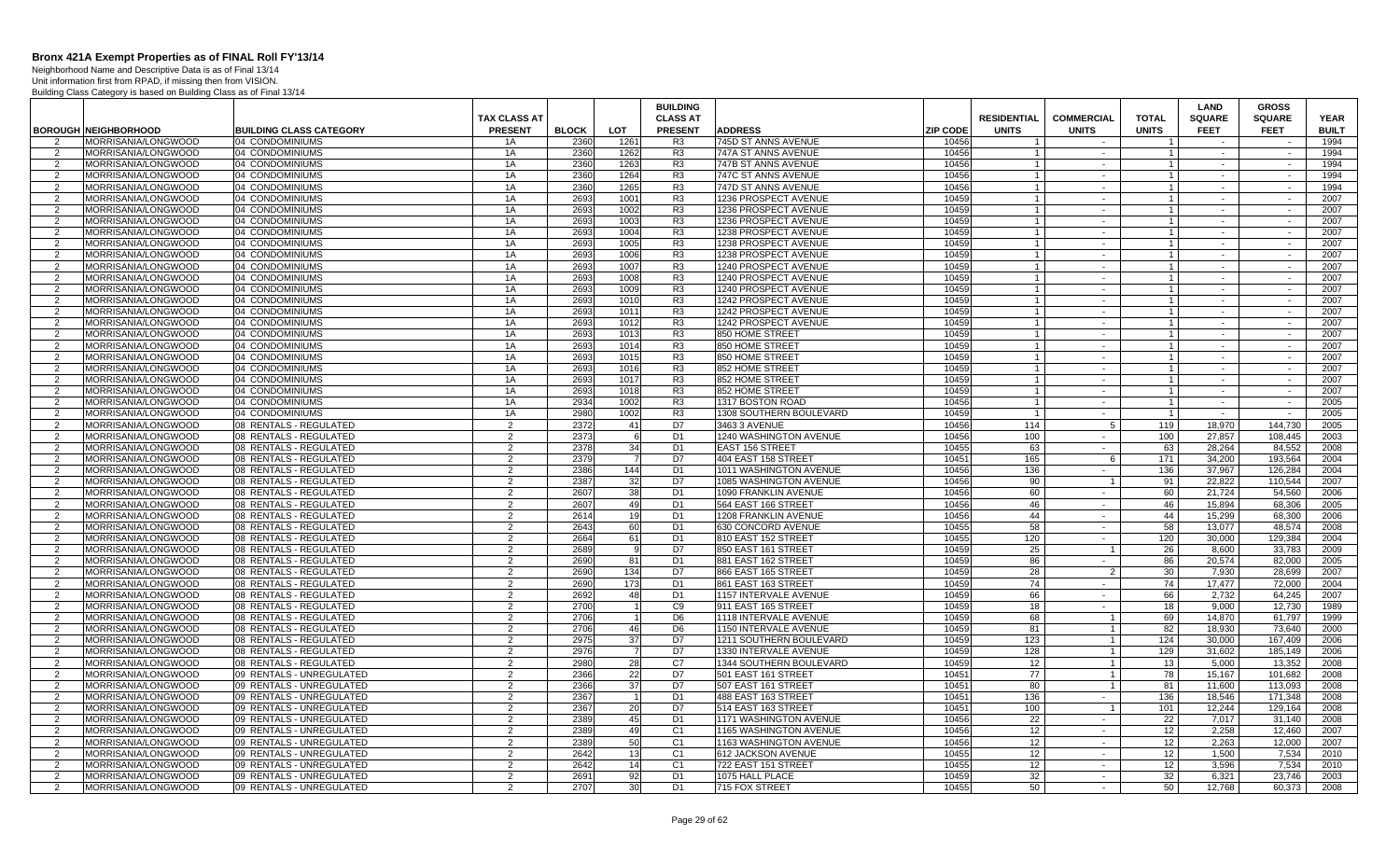# Bronx 421A Exempt Properties as of FINAL Roll FY'13/14

Neighborhood Name and Descriptive Data is as of Final 13/14
Unit information first from RPAD, if missing then from VISION.
Building Class Category is based on Building Class as of Final 13/14

| BOROUGH | NEIGHBORHOOD | BUILDING CLASS CATEGORY | TAX CLASS AT PRESENT | BLOCK | LOT | BUILDING CLASS AT PRESENT | ADDRESS | ZIP CODE | RESIDENTIAL UNITS | COMMERCIAL UNITS | TOTAL UNITS | LAND SQUARE FEET | GROSS SQUARE FEET | YEAR BUILT |
|---|---|---|---|---|---|---|---|---|---|---|---|---|---|---|
| 2 | MORRISANIA/LONGWOOD | 04 CONDOMINIUMS | 1A | 2360 | 1261 | R3 | 745D ST ANNS AVENUE | 10456 | 1 | - | 1 | - | - | 1994 |
| 2 | MORRISANIA/LONGWOOD | 04 CONDOMINIUMS | 1A | 2360 | 1262 | R3 | 747A ST ANNS AVENUE | 10456 | 1 | - | 1 | - | - | 1994 |
| 2 | MORRISANIA/LONGWOOD | 04 CONDOMINIUMS | 1A | 2360 | 1263 | R3 | 747B ST ANNS AVENUE | 10456 | 1 | - | 1 | - | - | 1994 |
| 2 | MORRISANIA/LONGWOOD | 04 CONDOMINIUMS | 1A | 2360 | 1264 | R3 | 747C ST ANNS AVENUE | 10456 | 1 | - | 1 | - | - | 1994 |
| 2 | MORRISANIA/LONGWOOD | 04 CONDOMINIUMS | 1A | 2360 | 1265 | R3 | 747D ST ANNS AVENUE | 10456 | 1 | - | 1 | - | - | 1994 |
| 2 | MORRISANIA/LONGWOOD | 04 CONDOMINIUMS | 1A | 2693 | 1001 | R3 | 1236 PROSPECT AVENUE | 10459 | 1 | - | 1 | - | - | 2007 |
| 2 | MORRISANIA/LONGWOOD | 04 CONDOMINIUMS | 1A | 2693 | 1002 | R3 | 1236 PROSPECT AVENUE | 10459 | 1 | - | 1 | - | - | 2007 |
| 2 | MORRISANIA/LONGWOOD | 04 CONDOMINIUMS | 1A | 2693 | 1003 | R3 | 1236 PROSPECT AVENUE | 10459 | 1 | - | 1 | - | - | 2007 |
| 2 | MORRISANIA/LONGWOOD | 04 CONDOMINIUMS | 1A | 2693 | 1004 | R3 | 1238 PROSPECT AVENUE | 10459 | 1 | - | 1 | - | - | 2007 |
| 2 | MORRISANIA/LONGWOOD | 04 CONDOMINIUMS | 1A | 2693 | 1005 | R3 | 1238 PROSPECT AVENUE | 10459 | 1 | - | 1 | - | - | 2007 |
| 2 | MORRISANIA/LONGWOOD | 04 CONDOMINIUMS | 1A | 2693 | 1006 | R3 | 1238 PROSPECT AVENUE | 10459 | 1 | - | 1 | - | - | 2007 |
| 2 | MORRISANIA/LONGWOOD | 04 CONDOMINIUMS | 1A | 2693 | 1007 | R3 | 1240 PROSPECT AVENUE | 10459 | 1 | - | 1 | - | - | 2007 |
| 2 | MORRISANIA/LONGWOOD | 04 CONDOMINIUMS | 1A | 2693 | 1008 | R3 | 1240 PROSPECT AVENUE | 10459 | 1 | - | 1 | - | - | 2007 |
| 2 | MORRISANIA/LONGWOOD | 04 CONDOMINIUMS | 1A | 2693 | 1009 | R3 | 1240 PROSPECT AVENUE | 10459 | 1 | - | 1 | - | - | 2007 |
| 2 | MORRISANIA/LONGWOOD | 04 CONDOMINIUMS | 1A | 2693 | 1010 | R3 | 1242 PROSPECT AVENUE | 10459 | 1 | - | 1 | - | - | 2007 |
| 2 | MORRISANIA/LONGWOOD | 04 CONDOMINIUMS | 1A | 2693 | 1011 | R3 | 1242 PROSPECT AVENUE | 10459 | 1 | - | 1 | - | - | 2007 |
| 2 | MORRISANIA/LONGWOOD | 04 CONDOMINIUMS | 1A | 2693 | 1012 | R3 | 1242 PROSPECT AVENUE | 10459 | 1 | - | 1 | - | - | 2007 |
| 2 | MORRISANIA/LONGWOOD | 04 CONDOMINIUMS | 1A | 2693 | 1013 | R3 | 850 HOME STREET | 10459 | 1 | - | 1 | - | - | 2007 |
| 2 | MORRISANIA/LONGWOOD | 04 CONDOMINIUMS | 1A | 2693 | 1014 | R3 | 850 HOME STREET | 10459 | 1 | - | 1 | - | - | 2007 |
| 2 | MORRISANIA/LONGWOOD | 04 CONDOMINIUMS | 1A | 2693 | 1015 | R3 | 850 HOME STREET | 10459 | 1 | - | 1 | - | - | 2007 |
| 2 | MORRISANIA/LONGWOOD | 04 CONDOMINIUMS | 1A | 2693 | 1016 | R3 | 852 HOME STREET | 10459 | 1 | - | 1 | - | - | 2007 |
| 2 | MORRISANIA/LONGWOOD | 04 CONDOMINIUMS | 1A | 2693 | 1017 | R3 | 852 HOME STREET | 10459 | 1 | - | 1 | - | - | 2007 |
| 2 | MORRISANIA/LONGWOOD | 04 CONDOMINIUMS | 1A | 2693 | 1018 | R3 | 852 HOME STREET | 10459 | 1 | - | 1 | - | - | 2007 |
| 2 | MORRISANIA/LONGWOOD | 04 CONDOMINIUMS | 1A | 2934 | 1002 | R3 | 1317 BOSTON ROAD | 10456 | 1 | - | 1 | - | - | 2005 |
| 2 | MORRISANIA/LONGWOOD | 04 CONDOMINIUMS | 1A | 2980 | 1002 | R3 | 1308 SOUTHERN BOULEVARD | 10459 | 1 | - | 1 | - | - | 2005 |
| 2 | MORRISANIA/LONGWOOD | 08 RENTALS - REGULATED | 2 | 2372 | 41 | D7 | 3463 3 AVENUE | 10456 | 114 | 5 | 119 | 18,970 | 144,730 | 2005 |
| 2 | MORRISANIA/LONGWOOD | 08 RENTALS - REGULATED | 2 | 2373 | 6 | D1 | 1240 WASHINGTON AVENUE | 10456 | 100 | - | 100 | 27,857 | 108,445 | 2003 |
| 2 | MORRISANIA/LONGWOOD | 08 RENTALS - REGULATED | 2 | 2378 | 34 | D1 | EAST 156 STREET | 10455 | 63 | - | 63 | 28,264 | 84,552 | 2008 |
| 2 | MORRISANIA/LONGWOOD | 08 RENTALS - REGULATED | 2 | 2379 | 7 | D7 | 404 EAST 158 STREET | 10451 | 165 | 6 | 171 | 34,200 | 193,564 | 2004 |
| 2 | MORRISANIA/LONGWOOD | 08 RENTALS - REGULATED | 2 | 2386 | 144 | D1 | 1011 WASHINGTON AVENUE | 10456 | 136 | - | 136 | 37,967 | 126,284 | 2004 |
| 2 | MORRISANIA/LONGWOOD | 08 RENTALS - REGULATED | 2 | 2387 | 32 | D7 | 1085 WASHINGTON AVENUE | 10456 | 90 | 1 | 91 | 22,822 | 110,544 | 2007 |
| 2 | MORRISANIA/LONGWOOD | 08 RENTALS - REGULATED | 2 | 2607 | 38 | D1 | 1090 FRANKLIN AVENUE | 10456 | 60 | - | 60 | 21,724 | 54,560 | 2006 |
| 2 | MORRISANIA/LONGWOOD | 08 RENTALS - REGULATED | 2 | 2607 | 49 | D1 | 564 EAST 166 STREET | 10456 | 46 | - | 46 | 15,894 | 68,306 | 2005 |
| 2 | MORRISANIA/LONGWOOD | 08 RENTALS - REGULATED | 2 | 2614 | 19 | D1 | 1208 FRANKLIN AVENUE | 10456 | 44 | - | 44 | 15,299 | 68,300 | 2006 |
| 2 | MORRISANIA/LONGWOOD | 08 RENTALS - REGULATED | 2 | 2643 | 60 | D1 | 630 CONCORD AVENUE | 10455 | 58 | - | 58 | 13,077 | 48,574 | 2008 |
| 2 | MORRISANIA/LONGWOOD | 08 RENTALS - REGULATED | 2 | 2664 | 61 | D1 | 810 EAST 152 STREET | 10455 | 120 | - | 120 | 30,000 | 129,384 | 2004 |
| 2 | MORRISANIA/LONGWOOD | 08 RENTALS - REGULATED | 2 | 2689 | 9 | D7 | 850 EAST 161 STREET | 10459 | 25 | 1 | 26 | 8,600 | 33,783 | 2009 |
| 2 | MORRISANIA/LONGWOOD | 08 RENTALS - REGULATED | 2 | 2690 | 81 | D1 | 881 EAST 162 STREET | 10459 | 86 | - | 86 | 20,574 | 82,000 | 2005 |
| 2 | MORRISANIA/LONGWOOD | 08 RENTALS - REGULATED | 2 | 2690 | 134 | D7 | 866 EAST 165 STREET | 10459 | 28 | 2 | 30 | 7,930 | 28,699 | 2007 |
| 2 | MORRISANIA/LONGWOOD | 08 RENTALS - REGULATED | 2 | 2690 | 173 | D1 | 861 EAST 163 STREET | 10459 | 74 | - | 74 | 17,477 | 72,000 | 2004 |
| 2 | MORRISANIA/LONGWOOD | 08 RENTALS - REGULATED | 2 | 2692 | 48 | D1 | 1157 INTERVALE AVENUE | 10459 | 66 | - | 66 | 2,732 | 64,245 | 2007 |
| 2 | MORRISANIA/LONGWOOD | 08 RENTALS - REGULATED | 2 | 2700 | 1 | C9 | 911 EAST 165 STREET | 10459 | 18 | - | 18 | 9,000 | 12,730 | 1989 |
| 2 | MORRISANIA/LONGWOOD | 08 RENTALS - REGULATED | 2 | 2706 | 1 | D6 | 1118 INTERVALE AVENUE | 10459 | 68 | 1 | 69 | 14,870 | 61,797 | 1999 |
| 2 | MORRISANIA/LONGWOOD | 08 RENTALS - REGULATED | 2 | 2706 | 46 | D6 | 1150 INTERVALE AVENUE | 10459 | 81 | 1 | 82 | 18,930 | 73,640 | 2000 |
| 2 | MORRISANIA/LONGWOOD | 08 RENTALS - REGULATED | 2 | 2975 | 37 | D7 | 1211 SOUTHERN BOULEVARD | 10459 | 123 | 1 | 124 | 30,000 | 167,409 | 2006 |
| 2 | MORRISANIA/LONGWOOD | 08 RENTALS - REGULATED | 2 | 2976 | 7 | D7 | 1330 INTERVALE AVENUE | 10459 | 128 | 1 | 129 | 31,602 | 185,149 | 2006 |
| 2 | MORRISANIA/LONGWOOD | 08 RENTALS - REGULATED | 2 | 2980 | 28 | C7 | 1344 SOUTHERN BOULEVARD | 10459 | 12 | 1 | 13 | 5,000 | 13,352 | 2008 |
| 2 | MORRISANIA/LONGWOOD | 09 RENTALS - UNREGULATED | 2 | 2366 | 22 | D7 | 501 EAST 161 STREET | 10451 | 77 | 1 | 78 | 15,167 | 101,682 | 2008 |
| 2 | MORRISANIA/LONGWOOD | 09 RENTALS - UNREGULATED | 2 | 2366 | 37 | D7 | 507 EAST 161 STREET | 10451 | 80 | 1 | 81 | 11,600 | 113,093 | 2008 |
| 2 | MORRISANIA/LONGWOOD | 09 RENTALS - UNREGULATED | 2 | 2367 | 1 | D1 | 488 EAST 163 STREET | 10451 | 136 | - | 136 | 18,546 | 171,348 | 2008 |
| 2 | MORRISANIA/LONGWOOD | 09 RENTALS - UNREGULATED | 2 | 2367 | 20 | D7 | 514 EAST 163 STREET | 10451 | 100 | 1 | 101 | 12,244 | 129,164 | 2008 |
| 2 | MORRISANIA/LONGWOOD | 09 RENTALS - UNREGULATED | 2 | 2389 | 45 | D1 | 1171 WASHINGTON AVENUE | 10456 | 22 | - | 22 | 7,017 | 31,140 | 2008 |
| 2 | MORRISANIA/LONGWOOD | 09 RENTALS - UNREGULATED | 2 | 2389 | 49 | C1 | 1165 WASHINGTON AVENUE | 10456 | 12 | - | 12 | 2,258 | 12,460 | 2007 |
| 2 | MORRISANIA/LONGWOOD | 09 RENTALS - UNREGULATED | 2 | 2389 | 50 | C1 | 1163 WASHINGTON AVENUE | 10456 | 12 | - | 12 | 2,263 | 12,000 | 2007 |
| 2 | MORRISANIA/LONGWOOD | 09 RENTALS - UNREGULATED | 2 | 2642 | 13 | C1 | 612 JACKSON AVENUE | 10455 | 12 | - | 12 | 1,500 | 7,534 | 2010 |
| 2 | MORRISANIA/LONGWOOD | 09 RENTALS - UNREGULATED | 2 | 2642 | 14 | C1 | 722 EAST 151 STREET | 10455 | 12 | - | 12 | 3,596 | 7,534 | 2010 |
| 2 | MORRISANIA/LONGWOOD | 09 RENTALS - UNREGULATED | 2 | 2691 | 92 | D1 | 1075 HALL PLACE | 10459 | 32 | - | 32 | 6,321 | 23,746 | 2003 |
| 2 | MORRISANIA/LONGWOOD | 09 RENTALS - UNREGULATED | 2 | 2707 | 30 | D1 | 715 FOX STREET | 10455 | 50 | - | 50 | 12,768 | 60,373 | 2008 |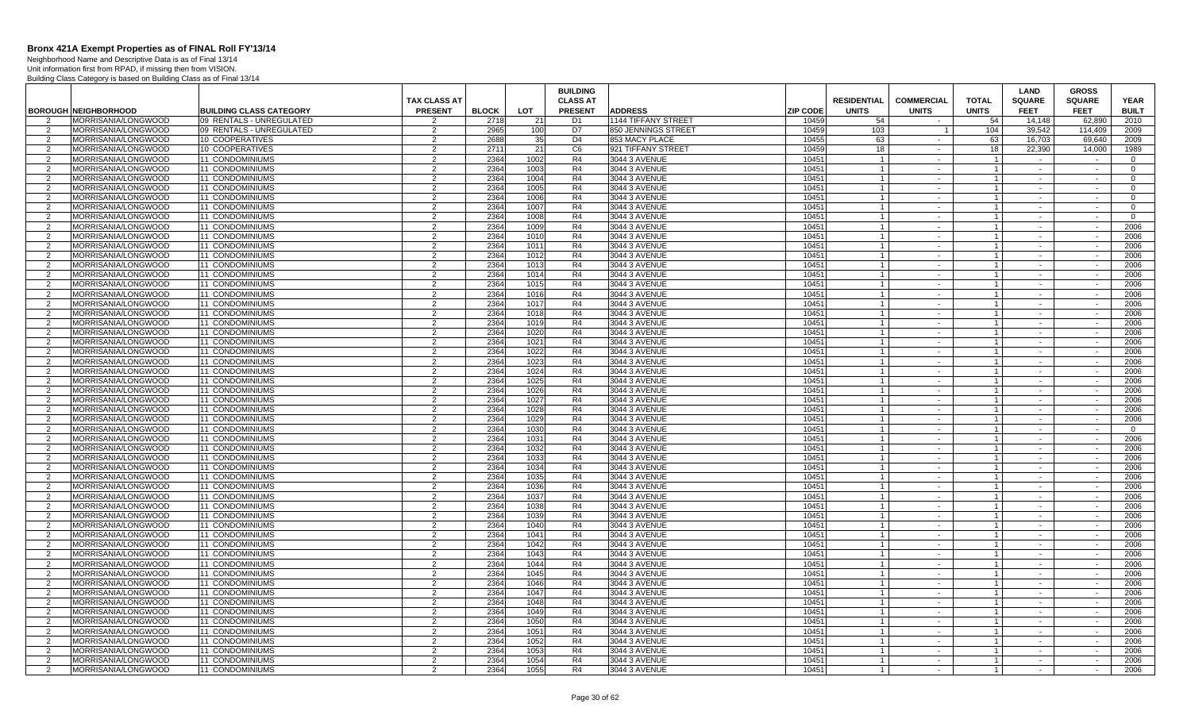# Bronx 421A Exempt Properties as of FINAL Roll FY'13/14

Neighborhood Name and Descriptive Data is as of Final 13/14
Unit information first from RPAD, if missing then from VISION.
Building Class Category is based on Building Class as of Final 13/14

| BOROUGH | NEIGHBORHOOD | BUILDING CLASS CATEGORY | TAX CLASS AT PRESENT | BLOCK | LOT | BUILDING CLASS AT PRESENT | ADDRESS | ZIP CODE | RESIDENTIAL UNITS | COMMERCIAL UNITS | TOTAL UNITS | LAND SQUARE FEET | GROSS SQUARE FEET | YEAR BUILT |
|---|---|---|---|---|---|---|---|---|---|---|---|---|---|---|
| 2 | MORRISANIA/LONGWOOD | 09 RENTALS - UNREGULATED | 2 | 2718 | 21 | D1 | 1144 TIFFANY STREET | 10459 | 54 | - | 54 | 14,148 | 62,890 | 2010 |
| 2 | MORRISANIA/LONGWOOD | 09 RENTALS - UNREGULATED | 2 | 2965 | 100 | D7 | 850 JENNINGS STREET | 10459 | 103 | 1 | 104 | 39,542 | 114,409 | 2009 |
| 2 | MORRISANIA/LONGWOOD | 10 COOPERATIVES | 2 | 2688 | 35 | D4 | 853 MACY PLACE | 10455 | 63 | - | 63 | 16,703 | 69,640 | 2009 |
| 2 | MORRISANIA/LONGWOOD | 10 COOPERATIVES | 2 | 2711 | 21 | C6 | 921 TIFFANY STREET | 10459 | 18 | - | 18 | 22,390 | 14,000 | 1989 |
| 2 | MORRISANIA/LONGWOOD | 11 CONDOMINIUMS | 2 | 2364 | 1002 | R4 | 3044 3 AVENUE | 10451 | 1 | - | 1 | - | - | 0 |
| 2 | MORRISANIA/LONGWOOD | 11 CONDOMINIUMS | 2 | 2364 | 1003 | R4 | 3044 3 AVENUE | 10451 | 1 | - | 1 | - | - | 0 |
| 2 | MORRISANIA/LONGWOOD | 11 CONDOMINIUMS | 2 | 2364 | 1004 | R4 | 3044 3 AVENUE | 10451 | 1 | - | 1 | - | - | 0 |
| 2 | MORRISANIA/LONGWOOD | 11 CONDOMINIUMS | 2 | 2364 | 1005 | R4 | 3044 3 AVENUE | 10451 | 1 | - | 1 | - | - | 0 |
| 2 | MORRISANIA/LONGWOOD | 11 CONDOMINIUMS | 2 | 2364 | 1006 | R4 | 3044 3 AVENUE | 10451 | 1 | - | 1 | - | - | 0 |
| 2 | MORRISANIA/LONGWOOD | 11 CONDOMINIUMS | 2 | 2364 | 1007 | R4 | 3044 3 AVENUE | 10451 | 1 | - | 1 | - | - | 0 |
| 2 | MORRISANIA/LONGWOOD | 11 CONDOMINIUMS | 2 | 2364 | 1008 | R4 | 3044 3 AVENUE | 10451 | 1 | - | 1 | - | - | 0 |
| 2 | MORRISANIA/LONGWOOD | 11 CONDOMINIUMS | 2 | 2364 | 1009 | R4 | 3044 3 AVENUE | 10451 | 1 | - | 1 | - | - | 2006 |
| 2 | MORRISANIA/LONGWOOD | 11 CONDOMINIUMS | 2 | 2364 | 1010 | R4 | 3044 3 AVENUE | 10451 | 1 | - | 1 | - | - | 2006 |
| 2 | MORRISANIA/LONGWOOD | 11 CONDOMINIUMS | 2 | 2364 | 1011 | R4 | 3044 3 AVENUE | 10451 | 1 | - | 1 | - | - | 2006 |
| 2 | MORRISANIA/LONGWOOD | 11 CONDOMINIUMS | 2 | 2364 | 1012 | R4 | 3044 3 AVENUE | 10451 | 1 | - | 1 | - | - | 2006 |
| 2 | MORRISANIA/LONGWOOD | 11 CONDOMINIUMS | 2 | 2364 | 1013 | R4 | 3044 3 AVENUE | 10451 | 1 | - | 1 | - | - | 2006 |
| 2 | MORRISANIA/LONGWOOD | 11 CONDOMINIUMS | 2 | 2364 | 1014 | R4 | 3044 3 AVENUE | 10451 | 1 | - | 1 | - | - | 2006 |
| 2 | MORRISANIA/LONGWOOD | 11 CONDOMINIUMS | 2 | 2364 | 1015 | R4 | 3044 3 AVENUE | 10451 | 1 | - | 1 | - | - | 2006 |
| 2 | MORRISANIA/LONGWOOD | 11 CONDOMINIUMS | 2 | 2364 | 1016 | R4 | 3044 3 AVENUE | 10451 | 1 | - | 1 | - | - | 2006 |
| 2 | MORRISANIA/LONGWOOD | 11 CONDOMINIUMS | 2 | 2364 | 1017 | R4 | 3044 3 AVENUE | 10451 | 1 | - | 1 | - | - | 2006 |
| 2 | MORRISANIA/LONGWOOD | 11 CONDOMINIUMS | 2 | 2364 | 1018 | R4 | 3044 3 AVENUE | 10451 | 1 | - | 1 | - | - | 2006 |
| 2 | MORRISANIA/LONGWOOD | 11 CONDOMINIUMS | 2 | 2364 | 1019 | R4 | 3044 3 AVENUE | 10451 | 1 | - | 1 | - | - | 2006 |
| 2 | MORRISANIA/LONGWOOD | 11 CONDOMINIUMS | 2 | 2364 | 1020 | R4 | 3044 3 AVENUE | 10451 | 1 | - | 1 | - | - | 2006 |
| 2 | MORRISANIA/LONGWOOD | 11 CONDOMINIUMS | 2 | 2364 | 1021 | R4 | 3044 3 AVENUE | 10451 | 1 | - | 1 | - | - | 2006 |
| 2 | MORRISANIA/LONGWOOD | 11 CONDOMINIUMS | 2 | 2364 | 1022 | R4 | 3044 3 AVENUE | 10451 | 1 | - | 1 | - | - | 2006 |
| 2 | MORRISANIA/LONGWOOD | 11 CONDOMINIUMS | 2 | 2364 | 1023 | R4 | 3044 3 AVENUE | 10451 | 1 | - | 1 | - | - | 2006 |
| 2 | MORRISANIA/LONGWOOD | 11 CONDOMINIUMS | 2 | 2364 | 1024 | R4 | 3044 3 AVENUE | 10451 | 1 | - | 1 | - | - | 2006 |
| 2 | MORRISANIA/LONGWOOD | 11 CONDOMINIUMS | 2 | 2364 | 1025 | R4 | 3044 3 AVENUE | 10451 | 1 | - | 1 | - | - | 2006 |
| 2 | MORRISANIA/LONGWOOD | 11 CONDOMINIUMS | 2 | 2364 | 1026 | R4 | 3044 3 AVENUE | 10451 | 1 | - | 1 | - | - | 2006 |
| 2 | MORRISANIA/LONGWOOD | 11 CONDOMINIUMS | 2 | 2364 | 1027 | R4 | 3044 3 AVENUE | 10451 | 1 | - | 1 | - | - | 2006 |
| 2 | MORRISANIA/LONGWOOD | 11 CONDOMINIUMS | 2 | 2364 | 1028 | R4 | 3044 3 AVENUE | 10451 | 1 | - | 1 | - | - | 2006 |
| 2 | MORRISANIA/LONGWOOD | 11 CONDOMINIUMS | 2 | 2364 | 1029 | R4 | 3044 3 AVENUE | 10451 | 1 | - | 1 | - | - | 2006 |
| 2 | MORRISANIA/LONGWOOD | 11 CONDOMINIUMS | 2 | 2364 | 1030 | R4 | 3044 3 AVENUE | 10451 | 1 | - | 1 | - | - | 0 |
| 2 | MORRISANIA/LONGWOOD | 11 CONDOMINIUMS | 2 | 2364 | 1031 | R4 | 3044 3 AVENUE | 10451 | 1 | - | 1 | - | - | 2006 |
| 2 | MORRISANIA/LONGWOOD | 11 CONDOMINIUMS | 2 | 2364 | 1032 | R4 | 3044 3 AVENUE | 10451 | 1 | - | 1 | - | - | 2006 |
| 2 | MORRISANIA/LONGWOOD | 11 CONDOMINIUMS | 2 | 2364 | 1033 | R4 | 3044 3 AVENUE | 10451 | 1 | - | 1 | - | - | 2006 |
| 2 | MORRISANIA/LONGWOOD | 11 CONDOMINIUMS | 2 | 2364 | 1034 | R4 | 3044 3 AVENUE | 10451 | 1 | - | 1 | - | - | 2006 |
| 2 | MORRISANIA/LONGWOOD | 11 CONDOMINIUMS | 2 | 2364 | 1035 | R4 | 3044 3 AVENUE | 10451 | 1 | - | 1 | - | - | 2006 |
| 2 | MORRISANIA/LONGWOOD | 11 CONDOMINIUMS | 2 | 2364 | 1036 | R4 | 3044 3 AVENUE | 10451 | 1 | - | 1 | - | - | 2006 |
| 2 | MORRISANIA/LONGWOOD | 11 CONDOMINIUMS | 2 | 2364 | 1037 | R4 | 3044 3 AVENUE | 10451 | 1 | - | 1 | - | - | 2006 |
| 2 | MORRISANIA/LONGWOOD | 11 CONDOMINIUMS | 2 | 2364 | 1038 | R4 | 3044 3 AVENUE | 10451 | 1 | - | 1 | - | - | 2006 |
| 2 | MORRISANIA/LONGWOOD | 11 CONDOMINIUMS | 2 | 2364 | 1039 | R4 | 3044 3 AVENUE | 10451 | 1 | - | 1 | - | - | 2006 |
| 2 | MORRISANIA/LONGWOOD | 11 CONDOMINIUMS | 2 | 2364 | 1040 | R4 | 3044 3 AVENUE | 10451 | 1 | - | 1 | - | - | 2006 |
| 2 | MORRISANIA/LONGWOOD | 11 CONDOMINIUMS | 2 | 2364 | 1041 | R4 | 3044 3 AVENUE | 10451 | 1 | - | 1 | - | - | 2006 |
| 2 | MORRISANIA/LONGWOOD | 11 CONDOMINIUMS | 2 | 2364 | 1042 | R4 | 3044 3 AVENUE | 10451 | 1 | - | 1 | - | - | 2006 |
| 2 | MORRISANIA/LONGWOOD | 11 CONDOMINIUMS | 2 | 2364 | 1043 | R4 | 3044 3 AVENUE | 10451 | 1 | - | 1 | - | - | 2006 |
| 2 | MORRISANIA/LONGWOOD | 11 CONDOMINIUMS | 2 | 2364 | 1044 | R4 | 3044 3 AVENUE | 10451 | 1 | - | 1 | - | - | 2006 |
| 2 | MORRISANIA/LONGWOOD | 11 CONDOMINIUMS | 2 | 2364 | 1045 | R4 | 3044 3 AVENUE | 10451 | 1 | - | 1 | - | - | 2006 |
| 2 | MORRISANIA/LONGWOOD | 11 CONDOMINIUMS | 2 | 2364 | 1046 | R4 | 3044 3 AVENUE | 10451 | 1 | - | 1 | - | - | 2006 |
| 2 | MORRISANIA/LONGWOOD | 11 CONDOMINIUMS | 2 | 2364 | 1047 | R4 | 3044 3 AVENUE | 10451 | 1 | - | 1 | - | - | 2006 |
| 2 | MORRISANIA/LONGWOOD | 11 CONDOMINIUMS | 2 | 2364 | 1048 | R4 | 3044 3 AVENUE | 10451 | 1 | - | 1 | - | - | 2006 |
| 2 | MORRISANIA/LONGWOOD | 11 CONDOMINIUMS | 2 | 2364 | 1049 | R4 | 3044 3 AVENUE | 10451 | 1 | - | 1 | - | - | 2006 |
| 2 | MORRISANIA/LONGWOOD | 11 CONDOMINIUMS | 2 | 2364 | 1050 | R4 | 3044 3 AVENUE | 10451 | 1 | - | 1 | - | - | 2006 |
| 2 | MORRISANIA/LONGWOOD | 11 CONDOMINIUMS | 2 | 2364 | 1051 | R4 | 3044 3 AVENUE | 10451 | 1 | - | 1 | - | - | 2006 |
| 2 | MORRISANIA/LONGWOOD | 11 CONDOMINIUMS | 2 | 2364 | 1052 | R4 | 3044 3 AVENUE | 10451 | 1 | - | 1 | - | - | 2006 |
| 2 | MORRISANIA/LONGWOOD | 11 CONDOMINIUMS | 2 | 2364 | 1053 | R4 | 3044 3 AVENUE | 10451 | 1 | - | 1 | - | - | 2006 |
| 2 | MORRISANIA/LONGWOOD | 11 CONDOMINIUMS | 2 | 2364 | 1054 | R4 | 3044 3 AVENUE | 10451 | 1 | - | 1 | - | - | 2006 |
| 2 | MORRISANIA/LONGWOOD | 11 CONDOMINIUMS | 2 | 2364 | 1055 | R4 | 3044 3 AVENUE | 10451 | 1 | - | 1 | - | - | 2006 |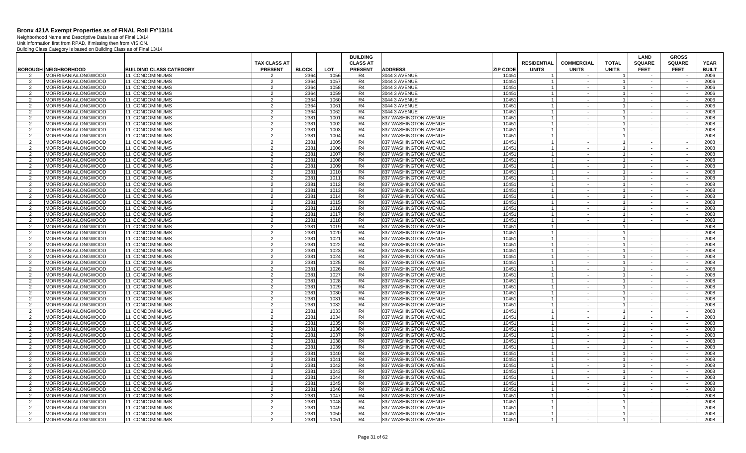# Bronx 421A Exempt Properties as of FINAL Roll FY'13/14

Neighborhood Name and Descriptive Data is as of Final 13/14
Unit information first from RPAD, if missing then from VISION.
Building Class Category is based on Building Class as of Final 13/14

| BOROUGH | NEIGHBORHOOD | BUILDING CLASS CATEGORY | TAX CLASS AT PRESENT | BLOCK | LOT | BUILDING CLASS AT PRESENT | ADDRESS | ZIP CODE | RESIDENTIAL UNITS | COMMERCIAL UNITS | TOTAL UNITS | LAND SQUARE FEET | GROSS SQUARE FEET | YEAR BUILT |
|---|---|---|---|---|---|---|---|---|---|---|---|---|---|---|
| 2 | MORRISANIA/LONGWOOD | 11 CONDOMINIUMS | 2 | 2364 | 1056 | R4 | 3044 3 AVENUE | 10451 | 1 | - | 1 | - | - | 2006 |
| 2 | MORRISANIA/LONGWOOD | 11 CONDOMINIUMS | 2 | 2364 | 1057 | R4 | 3044 3 AVENUE | 10451 | 1 | - | 1 | - | - | 2006 |
| 2 | MORRISANIA/LONGWOOD | 11 CONDOMINIUMS | 2 | 2364 | 1058 | R4 | 3044 3 AVENUE | 10451 | 1 | - | 1 | - | - | 2006 |
| 2 | MORRISANIA/LONGWOOD | 11 CONDOMINIUMS | 2 | 2364 | 1059 | R4 | 3044 3 AVENUE | 10451 | 1 | - | 1 | - | - | 2006 |
| 2 | MORRISANIA/LONGWOOD | 11 CONDOMINIUMS | 2 | 2364 | 1060 | R4 | 3044 3 AVENUE | 10451 | 1 | - | 1 | - | - | 2006 |
| 2 | MORRISANIA/LONGWOOD | 11 CONDOMINIUMS | 2 | 2364 | 1061 | R4 | 3044 3 AVENUE | 10451 | 1 | - | 1 | - | - | 2006 |
| 2 | MORRISANIA/LONGWOOD | 11 CONDOMINIUMS | 2 | 2364 | 1062 | R4 | 3044 3 AVENUE | 10451 | 1 | - | 1 | - | - | 2006 |
| 2 | MORRISANIA/LONGWOOD | 11 CONDOMINIUMS | 2 | 2381 | 1001 | R4 | 837 WASHINGTON AVENUE | 10451 | 1 | - | 1 | - | - | 2008 |
| 2 | MORRISANIA/LONGWOOD | 11 CONDOMINIUMS | 2 | 2381 | 1002 | R4 | 837 WASHINGTON AVENUE | 10451 | 1 | - | 1 | - | - | 2008 |
| 2 | MORRISANIA/LONGWOOD | 11 CONDOMINIUMS | 2 | 2381 | 1003 | R4 | 837 WASHINGTON AVENUE | 10451 | 1 | - | 1 | - | - | 2008 |
| 2 | MORRISANIA/LONGWOOD | 11 CONDOMINIUMS | 2 | 2381 | 1004 | R4 | 837 WASHINGTON AVENUE | 10451 | 1 | - | 1 | - | - | 2008 |
| 2 | MORRISANIA/LONGWOOD | 11 CONDOMINIUMS | 2 | 2381 | 1005 | R4 | 837 WASHINGTON AVENUE | 10451 | 1 | - | 1 | - | - | 2008 |
| 2 | MORRISANIA/LONGWOOD | 11 CONDOMINIUMS | 2 | 2381 | 1006 | R4 | 837 WASHINGTON AVENUE | 10451 | 1 | - | 1 | - | - | 2008 |
| 2 | MORRISANIA/LONGWOOD | 11 CONDOMINIUMS | 2 | 2381 | 1007 | R4 | 837 WASHINGTON AVENUE | 10451 | 1 | - | 1 | - | - | 2008 |
| 2 | MORRISANIA/LONGWOOD | 11 CONDOMINIUMS | 2 | 2381 | 1008 | R4 | 837 WASHINGTON AVENUE | 10451 | 1 | - | 1 | - | - | 2008 |
| 2 | MORRISANIA/LONGWOOD | 11 CONDOMINIUMS | 2 | 2381 | 1009 | R4 | 837 WASHINGTON AVENUE | 10451 | 1 | - | 1 | - | - | 2008 |
| 2 | MORRISANIA/LONGWOOD | 11 CONDOMINIUMS | 2 | 2381 | 1010 | R4 | 837 WASHINGTON AVENUE | 10451 | 1 | - | 1 | - | - | 2008 |
| 2 | MORRISANIA/LONGWOOD | 11 CONDOMINIUMS | 2 | 2381 | 1011 | R4 | 837 WASHINGTON AVENUE | 10451 | 1 | - | 1 | - | - | 2008 |
| 2 | MORRISANIA/LONGWOOD | 11 CONDOMINIUMS | 2 | 2381 | 1012 | R4 | 837 WASHINGTON AVENUE | 10451 | 1 | - | 1 | - | - | 2008 |
| 2 | MORRISANIA/LONGWOOD | 11 CONDOMINIUMS | 2 | 2381 | 1013 | R4 | 837 WASHINGTON AVENUE | 10451 | 1 | - | 1 | - | - | 2008 |
| 2 | MORRISANIA/LONGWOOD | 11 CONDOMINIUMS | 2 | 2381 | 1014 | R4 | 837 WASHINGTON AVENUE | 10451 | 1 | - | 1 | - | - | 2008 |
| 2 | MORRISANIA/LONGWOOD | 11 CONDOMINIUMS | 2 | 2381 | 1015 | R4 | 837 WASHINGTON AVENUE | 10451 | 1 | - | 1 | - | - | 2008 |
| 2 | MORRISANIA/LONGWOOD | 11 CONDOMINIUMS | 2 | 2381 | 1016 | R4 | 837 WASHINGTON AVENUE | 10451 | 1 | - | 1 | - | - | 2008 |
| 2 | MORRISANIA/LONGWOOD | 11 CONDOMINIUMS | 2 | 2381 | 1017 | R4 | 837 WASHINGTON AVENUE | 10451 | 1 | - | 1 | - | - | 2008 |
| 2 | MORRISANIA/LONGWOOD | 11 CONDOMINIUMS | 2 | 2381 | 1018 | R4 | 837 WASHINGTON AVENUE | 10451 | 1 | - | 1 | - | - | 2008 |
| 2 | MORRISANIA/LONGWOOD | 11 CONDOMINIUMS | 2 | 2381 | 1019 | R4 | 837 WASHINGTON AVENUE | 10451 | 1 | - | 1 | - | - | 2008 |
| 2 | MORRISANIA/LONGWOOD | 11 CONDOMINIUMS | 2 | 2381 | 1020 | R4 | 837 WASHINGTON AVENUE | 10451 | 1 | - | 1 | - | - | 2008 |
| 2 | MORRISANIA/LONGWOOD | 11 CONDOMINIUMS | 2 | 2381 | 1021 | R4 | 837 WASHINGTON AVENUE | 10451 | 1 | - | 1 | - | - | 2008 |
| 2 | MORRISANIA/LONGWOOD | 11 CONDOMINIUMS | 2 | 2381 | 1022 | R4 | 837 WASHINGTON AVENUE | 10451 | 1 | - | 1 | - | - | 2008 |
| 2 | MORRISANIA/LONGWOOD | 11 CONDOMINIUMS | 2 | 2381 | 1023 | R4 | 837 WASHINGTON AVENUE | 10451 | 1 | - | 1 | - | - | 2008 |
| 2 | MORRISANIA/LONGWOOD | 11 CONDOMINIUMS | 2 | 2381 | 1024 | R4 | 837 WASHINGTON AVENUE | 10451 | 1 | - | 1 | - | - | 2008 |
| 2 | MORRISANIA/LONGWOOD | 11 CONDOMINIUMS | 2 | 2381 | 1025 | R4 | 837 WASHINGTON AVENUE | 10451 | 1 | - | 1 | - | - | 2008 |
| 2 | MORRISANIA/LONGWOOD | 11 CONDOMINIUMS | 2 | 2381 | 1026 | R4 | 837 WASHINGTON AVENUE | 10451 | 1 | - | 1 | - | - | 2008 |
| 2 | MORRISANIA/LONGWOOD | 11 CONDOMINIUMS | 2 | 2381 | 1027 | R4 | 837 WASHINGTON AVENUE | 10451 | 1 | - | 1 | - | - | 2008 |
| 2 | MORRISANIA/LONGWOOD | 11 CONDOMINIUMS | 2 | 2381 | 1028 | R4 | 837 WASHINGTON AVENUE | 10451 | 1 | - | 1 | - | - | 2008 |
| 2 | MORRISANIA/LONGWOOD | 11 CONDOMINIUMS | 2 | 2381 | 1029 | R4 | 837 WASHINGTON AVENUE | 10451 | 1 | - | 1 | - | - | 2008 |
| 2 | MORRISANIA/LONGWOOD | 11 CONDOMINIUMS | 2 | 2381 | 1030 | R4 | 837 WASHINGTON AVENUE | 10451 | 1 | - | 1 | - | - | 2008 |
| 2 | MORRISANIA/LONGWOOD | 11 CONDOMINIUMS | 2 | 2381 | 1031 | R4 | 837 WASHINGTON AVENUE | 10451 | 1 | - | 1 | - | - | 2008 |
| 2 | MORRISANIA/LONGWOOD | 11 CONDOMINIUMS | 2 | 2381 | 1032 | R4 | 837 WASHINGTON AVENUE | 10451 | 1 | - | 1 | - | - | 2008 |
| 2 | MORRISANIA/LONGWOOD | 11 CONDOMINIUMS | 2 | 2381 | 1033 | R4 | 837 WASHINGTON AVENUE | 10451 | 1 | - | 1 | - | - | 2008 |
| 2 | MORRISANIA/LONGWOOD | 11 CONDOMINIUMS | 2 | 2381 | 1034 | R4 | 837 WASHINGTON AVENUE | 10451 | 1 | - | 1 | - | - | 2008 |
| 2 | MORRISANIA/LONGWOOD | 11 CONDOMINIUMS | 2 | 2381 | 1035 | R4 | 837 WASHINGTON AVENUE | 10451 | 1 | - | 1 | - | - | 2008 |
| 2 | MORRISANIA/LONGWOOD | 11 CONDOMINIUMS | 2 | 2381 | 1036 | R4 | 837 WASHINGTON AVENUE | 10451 | 1 | - | 1 | - | - | 2008 |
| 2 | MORRISANIA/LONGWOOD | 11 CONDOMINIUMS | 2 | 2381 | 1037 | R4 | 837 WASHINGTON AVENUE | 10451 | 1 | - | 1 | - | - | 2008 |
| 2 | MORRISANIA/LONGWOOD | 11 CONDOMINIUMS | 2 | 2381 | 1038 | R4 | 837 WASHINGTON AVENUE | 10451 | 1 | - | 1 | - | - | 2008 |
| 2 | MORRISANIA/LONGWOOD | 11 CONDOMINIUMS | 2 | 2381 | 1039 | R4 | 837 WASHINGTON AVENUE | 10451 | 1 | - | 1 | - | - | 2008 |
| 2 | MORRISANIA/LONGWOOD | 11 CONDOMINIUMS | 2 | 2381 | 1040 | R4 | 837 WASHINGTON AVENUE | 10451 | 1 | - | 1 | - | - | 2008 |
| 2 | MORRISANIA/LONGWOOD | 11 CONDOMINIUMS | 2 | 2381 | 1041 | R4 | 837 WASHINGTON AVENUE | 10451 | 1 | - | 1 | - | - | 2008 |
| 2 | MORRISANIA/LONGWOOD | 11 CONDOMINIUMS | 2 | 2381 | 1042 | R4 | 837 WASHINGTON AVENUE | 10451 | 1 | - | 1 | - | - | 2008 |
| 2 | MORRISANIA/LONGWOOD | 11 CONDOMINIUMS | 2 | 2381 | 1043 | R4 | 837 WASHINGTON AVENUE | 10451 | 1 | - | 1 | - | - | 2008 |
| 2 | MORRISANIA/LONGWOOD | 11 CONDOMINIUMS | 2 | 2381 | 1044 | R4 | 837 WASHINGTON AVENUE | 10451 | 1 | - | 1 | - | - | 2008 |
| 2 | MORRISANIA/LONGWOOD | 11 CONDOMINIUMS | 2 | 2381 | 1045 | R4 | 837 WASHINGTON AVENUE | 10451 | 1 | - | 1 | - | - | 2008 |
| 2 | MORRISANIA/LONGWOOD | 11 CONDOMINIUMS | 2 | 2381 | 1046 | R4 | 837 WASHINGTON AVENUE | 10451 | 1 | - | 1 | - | - | 2008 |
| 2 | MORRISANIA/LONGWOOD | 11 CONDOMINIUMS | 2 | 2381 | 1047 | R4 | 837 WASHINGTON AVENUE | 10451 | 1 | - | 1 | - | - | 2008 |
| 2 | MORRISANIA/LONGWOOD | 11 CONDOMINIUMS | 2 | 2381 | 1048 | R4 | 837 WASHINGTON AVENUE | 10451 | 1 | - | 1 | - | - | 2008 |
| 2 | MORRISANIA/LONGWOOD | 11 CONDOMINIUMS | 2 | 2381 | 1049 | R4 | 837 WASHINGTON AVENUE | 10451 | 1 | - | 1 | - | - | 2008 |
| 2 | MORRISANIA/LONGWOOD | 11 CONDOMINIUMS | 2 | 2381 | 1050 | R4 | 837 WASHINGTON AVENUE | 10451 | 1 | - | 1 | - | - | 2008 |
| 2 | MORRISANIA/LONGWOOD | 11 CONDOMINIUMS | 2 | 2381 | 1051 | R4 | 837 WASHINGTON AVENUE | 10451 | 1 | - | 1 | - | - | 2008 |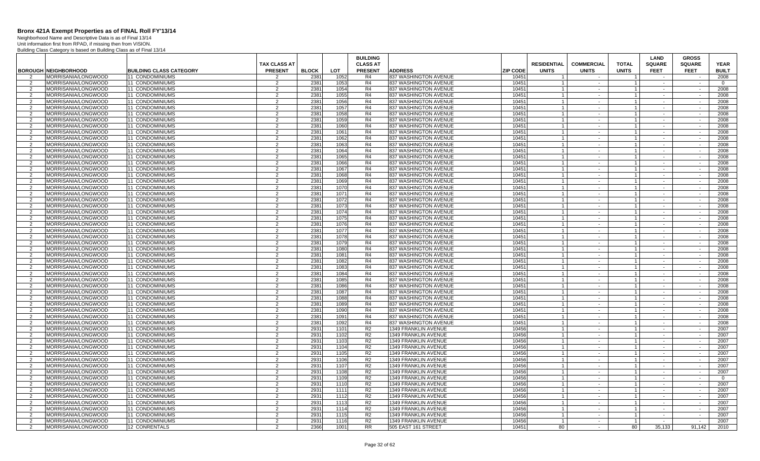# Bronx 421A Exempt Properties as of FINAL Roll FY'13/14

Neighborhood Name and Descriptive Data is as of Final 13/14
Unit information first from RPAD, if missing then from VISION.
Building Class Category is based on Building Class as of Final 13/14

| BOROUGH | NEIGHBORHOOD | BUILDING CLASS CATEGORY | TAX CLASS AT PRESENT | BLOCK | LOT | BUILDING CLASS AT PRESENT | ADDRESS | ZIP CODE | RESIDENTIAL UNITS | COMMERCIAL UNITS | TOTAL UNITS | LAND SQUARE FEET | GROSS SQUARE FEET | YEAR BUILT |
|---|---|---|---|---|---|---|---|---|---|---|---|---|---|---|
| 2 | MORRISANIA/LONGWOOD | 11 CONDOMINIUMS | 2 | 2381 | 1052 | R4 | 837 WASHINGTON AVENUE | 10451 | 1 | - | 1 | - | - | 2008 |
| 2 | MORRISANIA/LONGWOOD | 11 CONDOMINIUMS | 2 | 2381 | 1053 | R4 | 837 WASHINGTON AVENUE | 10451 | 1 | - | 1 | - | - | 0 |
| 2 | MORRISANIA/LONGWOOD | 11 CONDOMINIUMS | 2 | 2381 | 1054 | R4 | 837 WASHINGTON AVENUE | 10451 | 1 | - | 1 | - | - | 2008 |
| 2 | MORRISANIA/LONGWOOD | 11 CONDOMINIUMS | 2 | 2381 | 1055 | R4 | 837 WASHINGTON AVENUE | 10451 | 1 | - | 1 | - | - | 2008 |
| 2 | MORRISANIA/LONGWOOD | 11 CONDOMINIUMS | 2 | 2381 | 1056 | R4 | 837 WASHINGTON AVENUE | 10451 | 1 | - | 1 | - | - | 2008 |
| 2 | MORRISANIA/LONGWOOD | 11 CONDOMINIUMS | 2 | 2381 | 1057 | R4 | 837 WASHINGTON AVENUE | 10451 | 1 | - | 1 | - | - | 2008 |
| 2 | MORRISANIA/LONGWOOD | 11 CONDOMINIUMS | 2 | 2381 | 1058 | R4 | 837 WASHINGTON AVENUE | 10451 | 1 | - | 1 | - | - | 2008 |
| 2 | MORRISANIA/LONGWOOD | 11 CONDOMINIUMS | 2 | 2381 | 1059 | R4 | 837 WASHINGTON AVENUE | 10451 | 1 | - | 1 | - | - | 2008 |
| 2 | MORRISANIA/LONGWOOD | 11 CONDOMINIUMS | 2 | 2381 | 1060 | R4 | 837 WASHINGTON AVENUE | 10451 | 1 | - | 1 | - | - | 2008 |
| 2 | MORRISANIA/LONGWOOD | 11 CONDOMINIUMS | 2 | 2381 | 1061 | R4 | 837 WASHINGTON AVENUE | 10451 | 1 | - | 1 | - | - | 2008 |
| 2 | MORRISANIA/LONGWOOD | 11 CONDOMINIUMS | 2 | 2381 | 1062 | R4 | 837 WASHINGTON AVENUE | 10451 | 1 | - | 1 | - | - | 2008 |
| 2 | MORRISANIA/LONGWOOD | 11 CONDOMINIUMS | 2 | 2381 | 1063 | R4 | 837 WASHINGTON AVENUE | 10451 | 1 | - | 1 | - | - | 2008 |
| 2 | MORRISANIA/LONGWOOD | 11 CONDOMINIUMS | 2 | 2381 | 1064 | R4 | 837 WASHINGTON AVENUE | 10451 | 1 | - | 1 | - | - | 2008 |
| 2 | MORRISANIA/LONGWOOD | 11 CONDOMINIUMS | 2 | 2381 | 1065 | R4 | 837 WASHINGTON AVENUE | 10451 | 1 | - | 1 | - | - | 2008 |
| 2 | MORRISANIA/LONGWOOD | 11 CONDOMINIUMS | 2 | 2381 | 1066 | R4 | 837 WASHINGTON AVENUE | 10451 | 1 | - | 1 | - | - | 2008 |
| 2 | MORRISANIA/LONGWOOD | 11 CONDOMINIUMS | 2 | 2381 | 1067 | R4 | 837 WASHINGTON AVENUE | 10451 | 1 | - | 1 | - | - | 2008 |
| 2 | MORRISANIA/LONGWOOD | 11 CONDOMINIUMS | 2 | 2381 | 1068 | R4 | 837 WASHINGTON AVENUE | 10451 | 1 | - | 1 | - | - | 2008 |
| 2 | MORRISANIA/LONGWOOD | 11 CONDOMINIUMS | 2 | 2381 | 1069 | R4 | 837 WASHINGTON AVENUE | 10451 | 1 | - | 1 | - | - | 2008 |
| 2 | MORRISANIA/LONGWOOD | 11 CONDOMINIUMS | 2 | 2381 | 1070 | R4 | 837 WASHINGTON AVENUE | 10451 | 1 | - | 1 | - | - | 2008 |
| 2 | MORRISANIA/LONGWOOD | 11 CONDOMINIUMS | 2 | 2381 | 1071 | R4 | 837 WASHINGTON AVENUE | 10451 | 1 | - | 1 | - | - | 2008 |
| 2 | MORRISANIA/LONGWOOD | 11 CONDOMINIUMS | 2 | 2381 | 1072 | R4 | 837 WASHINGTON AVENUE | 10451 | 1 | - | 1 | - | - | 2008 |
| 2 | MORRISANIA/LONGWOOD | 11 CONDOMINIUMS | 2 | 2381 | 1073 | R4 | 837 WASHINGTON AVENUE | 10451 | 1 | - | 1 | - | - | 2008 |
| 2 | MORRISANIA/LONGWOOD | 11 CONDOMINIUMS | 2 | 2381 | 1074 | R4 | 837 WASHINGTON AVENUE | 10451 | 1 | - | 1 | - | - | 2008 |
| 2 | MORRISANIA/LONGWOOD | 11 CONDOMINIUMS | 2 | 2381 | 1075 | R4 | 837 WASHINGTON AVENUE | 10451 | 1 | - | 1 | - | - | 2008 |
| 2 | MORRISANIA/LONGWOOD | 11 CONDOMINIUMS | 2 | 2381 | 1076 | R4 | 837 WASHINGTON AVENUE | 10451 | 1 | - | 1 | - | - | 2008 |
| 2 | MORRISANIA/LONGWOOD | 11 CONDOMINIUMS | 2 | 2381 | 1077 | R4 | 837 WASHINGTON AVENUE | 10451 | 1 | - | 1 | - | - | 2008 |
| 2 | MORRISANIA/LONGWOOD | 11 CONDOMINIUMS | 2 | 2381 | 1078 | R4 | 837 WASHINGTON AVENUE | 10451 | 1 | - | 1 | - | - | 2008 |
| 2 | MORRISANIA/LONGWOOD | 11 CONDOMINIUMS | 2 | 2381 | 1079 | R4 | 837 WASHINGTON AVENUE | 10451 | 1 | - | 1 | - | - | 2008 |
| 2 | MORRISANIA/LONGWOOD | 11 CONDOMINIUMS | 2 | 2381 | 1080 | R4 | 837 WASHINGTON AVENUE | 10451 | 1 | - | 1 | - | - | 2008 |
| 2 | MORRISANIA/LONGWOOD | 11 CONDOMINIUMS | 2 | 2381 | 1081 | R4 | 837 WASHINGTON AVENUE | 10451 | 1 | - | 1 | - | - | 2008 |
| 2 | MORRISANIA/LONGWOOD | 11 CONDOMINIUMS | 2 | 2381 | 1082 | R4 | 837 WASHINGTON AVENUE | 10451 | 1 | - | 1 | - | - | 2008 |
| 2 | MORRISANIA/LONGWOOD | 11 CONDOMINIUMS | 2 | 2381 | 1083 | R4 | 837 WASHINGTON AVENUE | 10451 | 1 | - | 1 | - | - | 2008 |
| 2 | MORRISANIA/LONGWOOD | 11 CONDOMINIUMS | 2 | 2381 | 1084 | R4 | 837 WASHINGTON AVENUE | 10451 | 1 | - | 1 | - | - | 2008 |
| 2 | MORRISANIA/LONGWOOD | 11 CONDOMINIUMS | 2 | 2381 | 1085 | R4 | 837 WASHINGTON AVENUE | 10451 | 1 | - | 1 | - | - | 2008 |
| 2 | MORRISANIA/LONGWOOD | 11 CONDOMINIUMS | 2 | 2381 | 1086 | R4 | 837 WASHINGTON AVENUE | 10451 | 1 | - | 1 | - | - | 2008 |
| 2 | MORRISANIA/LONGWOOD | 11 CONDOMINIUMS | 2 | 2381 | 1087 | R4 | 837 WASHINGTON AVENUE | 10451 | 1 | - | 1 | - | - | 2008 |
| 2 | MORRISANIA/LONGWOOD | 11 CONDOMINIUMS | 2 | 2381 | 1088 | R4 | 837 WASHINGTON AVENUE | 10451 | 1 | - | 1 | - | - | 2008 |
| 2 | MORRISANIA/LONGWOOD | 11 CONDOMINIUMS | 2 | 2381 | 1089 | R4 | 837 WASHINGTON AVENUE | 10451 | 1 | - | 1 | - | - | 2008 |
| 2 | MORRISANIA/LONGWOOD | 11 CONDOMINIUMS | 2 | 2381 | 1090 | R4 | 837 WASHINGTON AVENUE | 10451 | 1 | - | 1 | - | - | 2008 |
| 2 | MORRISANIA/LONGWOOD | 11 CONDOMINIUMS | 2 | 2381 | 1091 | R4 | 837 WASHINGTON AVENUE | 10451 | 1 | - | 1 | - | - | 2008 |
| 2 | MORRISANIA/LONGWOOD | 11 CONDOMINIUMS | 2 | 2381 | 1092 | R4 | 837 WASHINGTON AVENUE | 10451 | 1 | - | 1 | - | - | 2008 |
| 2 | MORRISANIA/LONGWOOD | 11 CONDOMINIUMS | 2 | 2931 | 1101 | R2 | 1349 FRANKLIN AVENUE | 10456 | 1 | - | 1 | - | - | 2007 |
| 2 | MORRISANIA/LONGWOOD | 11 CONDOMINIUMS | 2 | 2931 | 1102 | R2 | 1349 FRANKLIN AVENUE | 10456 | 1 | - | 1 | - | - | 2007 |
| 2 | MORRISANIA/LONGWOOD | 11 CONDOMINIUMS | 2 | 2931 | 1103 | R2 | 1349 FRANKLIN AVENUE | 10456 | 1 | - | 1 | - | - | 2007 |
| 2 | MORRISANIA/LONGWOOD | 11 CONDOMINIUMS | 2 | 2931 | 1104 | R2 | 1349 FRANKLIN AVENUE | 10456 | 1 | - | 1 | - | - | 2007 |
| 2 | MORRISANIA/LONGWOOD | 11 CONDOMINIUMS | 2 | 2931 | 1105 | R2 | 1349 FRANKLIN AVENUE | 10456 | 1 | - | 1 | - | - | 2007 |
| 2 | MORRISANIA/LONGWOOD | 11 CONDOMINIUMS | 2 | 2931 | 1106 | R2 | 1349 FRANKLIN AVENUE | 10456 | 1 | - | 1 | - | - | 2007 |
| 2 | MORRISANIA/LONGWOOD | 11 CONDOMINIUMS | 2 | 2931 | 1107 | R2 | 1349 FRANKLIN AVENUE | 10456 | 1 | - | 1 | - | - | 2007 |
| 2 | MORRISANIA/LONGWOOD | 11 CONDOMINIUMS | 2 | 2931 | 1108 | R2 | 1349 FRANKLIN AVENUE | 10456 | 1 | - | 1 | - | - | 2007 |
| 2 | MORRISANIA/LONGWOOD | 11 CONDOMINIUMS | 2 | 2931 | 1109 | R2 | 1349 FRANKLIN AVENUE | 10456 | 1 | - | 1 | - | - | 0 |
| 2 | MORRISANIA/LONGWOOD | 11 CONDOMINIUMS | 2 | 2931 | 1110 | R2 | 1349 FRANKLIN AVENUE | 10456 | 1 | - | 1 | - | - | 2007 |
| 2 | MORRISANIA/LONGWOOD | 11 CONDOMINIUMS | 2 | 2931 | 1111 | R2 | 1349 FRANKLIN AVENUE | 10456 | 1 | - | 1 | - | - | 2007 |
| 2 | MORRISANIA/LONGWOOD | 11 CONDOMINIUMS | 2 | 2931 | 1112 | R2 | 1349 FRANKLIN AVENUE | 10456 | 1 | - | 1 | - | - | 2007 |
| 2 | MORRISANIA/LONGWOOD | 11 CONDOMINIUMS | 2 | 2931 | 1113 | R2 | 1349 FRANKLIN AVENUE | 10456 | 1 | - | 1 | - | - | 2007 |
| 2 | MORRISANIA/LONGWOOD | 11 CONDOMINIUMS | 2 | 2931 | 1114 | R2 | 1349 FRANKLIN AVENUE | 10456 | 1 | - | 1 | - | - | 2007 |
| 2 | MORRISANIA/LONGWOOD | 11 CONDOMINIUMS | 2 | 2931 | 1115 | R2 | 1349 FRANKLIN AVENUE | 10456 | 1 | - | 1 | - | - | 2007 |
| 2 | MORRISANIA/LONGWOOD | 11 CONDOMINIUMS | 2 | 2931 | 1116 | R2 | 1349 FRANKLIN AVENUE | 10456 | 1 | - | 1 | - | - | 2007 |
| 2 | MORRISANIA/LONGWOOD | 12 CONRENTALS | 2 | 2366 | 1001 | RR | 505 EAST 161 STREET | 10451 | 80 | - | 80 | 35,133 | 91,142 | 2010 |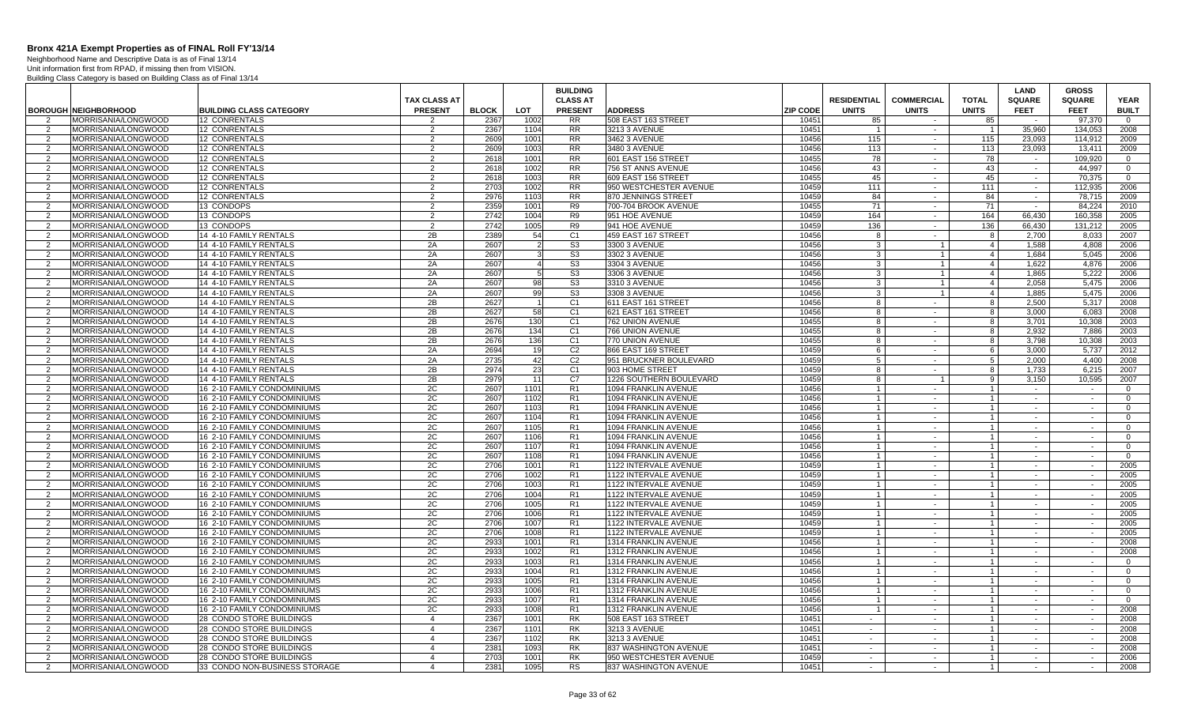# Bronx 421A Exempt Properties as of FINAL Roll FY'13/14

Neighborhood Name and Descriptive Data is as of Final 13/14
Unit information first from RPAD, if missing then from VISION.
Building Class Category is based on Building Class as of Final 13/14

| BOROUGH | NEIGHBORHOOD | BUILDING CLASS CATEGORY | TAX CLASS AT PRESENT | BLOCK | LOT | BUILDING CLASS AT PRESENT | ADDRESS | ZIP CODE | RESIDENTIAL UNITS | COMMERCIAL UNITS | TOTAL UNITS | LAND SQUARE FEET | GROSS SQUARE FEET | YEAR BUILT |
|---|---|---|---|---|---|---|---|---|---|---|---|---|---|---|
| 2 | MORRISANIA/LONGWOOD | 12 CONRENTALS | 2 | 2367 | 1002 | RR | 508 EAST 163 STREET | 10451 | 85 | - | 85 | - | 97,370 | 0 |
| 2 | MORRISANIA/LONGWOOD | 12 CONRENTALS | 2 | 2367 | 1104 | RR | 3213 3 AVENUE | 10451 | 1 | - | 1 | 35,960 | 134,053 | 2008 |
| 2 | MORRISANIA/LONGWOOD | 12 CONRENTALS | 2 | 2609 | 1001 | RR | 3462 3 AVENUE | 10456 | 115 | - | 115 | 23,093 | 114,912 | 2009 |
| 2 | MORRISANIA/LONGWOOD | 12 CONRENTALS | 2 | 2609 | 1003 | RR | 3480 3 AVENUE | 10456 | 113 | - | 113 | 23,093 | 13,411 | 2009 |
| 2 | MORRISANIA/LONGWOOD | 12 CONRENTALS | 2 | 2618 | 1001 | RR | 601 EAST 156 STREET | 10455 | 78 | - | 78 | - | 109,920 | 0 |
| 2 | MORRISANIA/LONGWOOD | 12 CONRENTALS | 2 | 2618 | 1002 | RR | 756 ST ANNS AVENUE | 10456 | 43 | - | 43 | - | 44,997 | 0 |
| 2 | MORRISANIA/LONGWOOD | 12 CONRENTALS | 2 | 2618 | 1003 | RR | 609 EAST 156 STREET | 10455 | 45 | - | 45 | - | 70,375 | 0 |
| 2 | MORRISANIA/LONGWOOD | 12 CONRENTALS | 2 | 2703 | 1002 | RR | 950 WESTCHESTER AVENUE | 10459 | 111 | - | 111 | - | 112,935 | 2006 |
| 2 | MORRISANIA/LONGWOOD | 12 CONRENTALS | 2 | 2976 | 1103 | RR | 870 JENNINGS STREET | 10459 | 84 | - | 84 | - | 78,715 | 2009 |
| 2 | MORRISANIA/LONGWOOD | 13 CONDOPS | 2 | 2359 | 1001 | R9 | 700-704 BROOK AVENUE | 10455 | 71 | - | 71 | - | 84,224 | 2010 |
| 2 | MORRISANIA/LONGWOOD | 13 CONDOPS | 2 | 2742 | 1004 | R9 | 951 HOE AVENUE | 10459 | 164 | - | 164 | 66,430 | 160,358 | 2005 |
| 2 | MORRISANIA/LONGWOOD | 13 CONDOPS | 2 | 2742 | 1005 | R9 | 941 HOE AVENUE | 10459 | 136 | - | 136 | 66,430 | 131,212 | 2005 |
| 2 | MORRISANIA/LONGWOOD | 14 4-10 FAMILY RENTALS | 2B | 2389 | 54 | C1 | 459 EAST 167 STREET | 10456 | 8 | - | 8 | 2,700 | 8,033 | 2007 |
| 2 | MORRISANIA/LONGWOOD | 14 4-10 FAMILY RENTALS | 2A | 2607 | 2 | S3 | 3300 3 AVENUE | 10456 | 3 | 1 | 4 | 1,588 | 4,808 | 2006 |
| 2 | MORRISANIA/LONGWOOD | 14 4-10 FAMILY RENTALS | 2A | 2607 | 3 | S3 | 3302 3 AVENUE | 10456 | 3 | 1 | 4 | 1,684 | 5,045 | 2006 |
| 2 | MORRISANIA/LONGWOOD | 14 4-10 FAMILY RENTALS | 2A | 2607 | 4 | S3 | 3304 3 AVENUE | 10456 | 3 | 1 | 4 | 1,622 | 4,876 | 2006 |
| 2 | MORRISANIA/LONGWOOD | 14 4-10 FAMILY RENTALS | 2A | 2607 | 5 | S3 | 3306 3 AVENUE | 10456 | 3 | 1 | 4 | 1,865 | 5,222 | 2006 |
| 2 | MORRISANIA/LONGWOOD | 14 4-10 FAMILY RENTALS | 2A | 2607 | 98 | S3 | 3310 3 AVENUE | 10456 | 3 | 1 | 4 | 2,058 | 5,475 | 2006 |
| 2 | MORRISANIA/LONGWOOD | 14 4-10 FAMILY RENTALS | 2A | 2607 | 99 | S3 | 3308 3 AVENUE | 10456 | 3 | 1 | 4 | 1,885 | 5,475 | 2006 |
| 2 | MORRISANIA/LONGWOOD | 14 4-10 FAMILY RENTALS | 2B | 2627 | 1 | C1 | 611 EAST 161 STREET | 10456 | 8 | - | 8 | 2,500 | 5,317 | 2008 |
| 2 | MORRISANIA/LONGWOOD | 14 4-10 FAMILY RENTALS | 2B | 2627 | 58 | C1 | 621 EAST 161 STREET | 10456 | 8 | - | 8 | 3,000 | 6,083 | 2008 |
| 2 | MORRISANIA/LONGWOOD | 14 4-10 FAMILY RENTALS | 2B | 2676 | 130 | C1 | 762 UNION AVENUE | 10455 | 8 | - | 8 | 3,701 | 10,308 | 2003 |
| 2 | MORRISANIA/LONGWOOD | 14 4-10 FAMILY RENTALS | 2B | 2676 | 134 | C1 | 766 UNION AVENUE | 10455 | 8 | - | 8 | 2,932 | 7,886 | 2003 |
| 2 | MORRISANIA/LONGWOOD | 14 4-10 FAMILY RENTALS | 2B | 2676 | 136 | C1 | 770 UNION AVENUE | 10455 | 8 | - | 8 | 3,798 | 10,308 | 2003 |
| 2 | MORRISANIA/LONGWOOD | 14 4-10 FAMILY RENTALS | 2A | 2694 | 19 | C2 | 866 EAST 169 STREET | 10459 | 6 | - | 6 | 3,000 | 5,737 | 2012 |
| 2 | MORRISANIA/LONGWOOD | 14 4-10 FAMILY RENTALS | 2A | 2735 | 42 | C2 | 951 BRUCKNER BOULEVARD | 10459 | 5 | - | 5 | 2,000 | 4,400 | 2008 |
| 2 | MORRISANIA/LONGWOOD | 14 4-10 FAMILY RENTALS | 2B | 2974 | 23 | C1 | 903 HOME STREET | 10459 | 8 | - | 8 | 1,733 | 6,215 | 2007 |
| 2 | MORRISANIA/LONGWOOD | 14 4-10 FAMILY RENTALS | 2B | 2979 | 11 | C7 | 1226 SOUTHERN BOULEVARD | 10459 | 8 | 1 | 9 | 3,150 | 10,595 | 2007 |
| 2 | MORRISANIA/LONGWOOD | 16 2-10 FAMILY CONDOMINIUMS | 2C | 2607 | 1101 | R1 | 1094 FRANKLIN AVENUE | 10456 | 1 | - | 1 | - | - | 0 |
| 2 | MORRISANIA/LONGWOOD | 16 2-10 FAMILY CONDOMINIUMS | 2C | 2607 | 1102 | R1 | 1094 FRANKLIN AVENUE | 10456 | 1 | - | 1 | - | - | 0 |
| 2 | MORRISANIA/LONGWOOD | 16 2-10 FAMILY CONDOMINIUMS | 2C | 2607 | 1103 | R1 | 1094 FRANKLIN AVENUE | 10456 | 1 | - | 1 | - | - | 0 |
| 2 | MORRISANIA/LONGWOOD | 16 2-10 FAMILY CONDOMINIUMS | 2C | 2607 | 1104 | R1 | 1094 FRANKLIN AVENUE | 10456 | 1 | - | 1 | - | - | 0 |
| 2 | MORRISANIA/LONGWOOD | 16 2-10 FAMILY CONDOMINIUMS | 2C | 2607 | 1105 | R1 | 1094 FRANKLIN AVENUE | 10456 | 1 | - | 1 | - | - | 0 |
| 2 | MORRISANIA/LONGWOOD | 16 2-10 FAMILY CONDOMINIUMS | 2C | 2607 | 1106 | R1 | 1094 FRANKLIN AVENUE | 10456 | 1 | - | 1 | - | - | 0 |
| 2 | MORRISANIA/LONGWOOD | 16 2-10 FAMILY CONDOMINIUMS | 2C | 2607 | 1107 | R1 | 1094 FRANKLIN AVENUE | 10456 | 1 | - | 1 | - | - | 0 |
| 2 | MORRISANIA/LONGWOOD | 16 2-10 FAMILY CONDOMINIUMS | 2C | 2607 | 1108 | R1 | 1094 FRANKLIN AVENUE | 10456 | 1 | - | 1 | - | - | 0 |
| 2 | MORRISANIA/LONGWOOD | 16 2-10 FAMILY CONDOMINIUMS | 2C | 2706 | 1001 | R1 | 1122 INTERVALE AVENUE | 10459 | 1 | - | 1 | - | - | 2005 |
| 2 | MORRISANIA/LONGWOOD | 16 2-10 FAMILY CONDOMINIUMS | 2C | 2706 | 1002 | R1 | 1122 INTERVALE AVENUE | 10459 | 1 | - | 1 | - | - | 2005 |
| 2 | MORRISANIA/LONGWOOD | 16 2-10 FAMILY CONDOMINIUMS | 2C | 2706 | 1003 | R1 | 1122 INTERVALE AVENUE | 10459 | 1 | - | 1 | - | - | 2005 |
| 2 | MORRISANIA/LONGWOOD | 16 2-10 FAMILY CONDOMINIUMS | 2C | 2706 | 1004 | R1 | 1122 INTERVALE AVENUE | 10459 | 1 | - | 1 | - | - | 2005 |
| 2 | MORRISANIA/LONGWOOD | 16 2-10 FAMILY CONDOMINIUMS | 2C | 2706 | 1005 | R1 | 1122 INTERVALE AVENUE | 10459 | 1 | - | 1 | - | - | 2005 |
| 2 | MORRISANIA/LONGWOOD | 16 2-10 FAMILY CONDOMINIUMS | 2C | 2706 | 1006 | R1 | 1122 INTERVALE AVENUE | 10459 | 1 | - | 1 | - | - | 2005 |
| 2 | MORRISANIA/LONGWOOD | 16 2-10 FAMILY CONDOMINIUMS | 2C | 2706 | 1007 | R1 | 1122 INTERVALE AVENUE | 10459 | 1 | - | 1 | - | - | 2005 |
| 2 | MORRISANIA/LONGWOOD | 16 2-10 FAMILY CONDOMINIUMS | 2C | 2706 | 1008 | R1 | 1122 INTERVALE AVENUE | 10459 | 1 | - | 1 | - | - | 2005 |
| 2 | MORRISANIA/LONGWOOD | 16 2-10 FAMILY CONDOMINIUMS | 2C | 2933 | 1001 | R1 | 1314 FRANKLIN AVENUE | 10456 | 1 | - | 1 | - | - | 2008 |
| 2 | MORRISANIA/LONGWOOD | 16 2-10 FAMILY CONDOMINIUMS | 2C | 2933 | 1002 | R1 | 1312 FRANKLIN AVENUE | 10456 | 1 | - | 1 | - | - | 2008 |
| 2 | MORRISANIA/LONGWOOD | 16 2-10 FAMILY CONDOMINIUMS | 2C | 2933 | 1003 | R1 | 1314 FRANKLIN AVENUE | 10456 | 1 | - | 1 | - | - | 0 |
| 2 | MORRISANIA/LONGWOOD | 16 2-10 FAMILY CONDOMINIUMS | 2C | 2933 | 1004 | R1 | 1312 FRANKLIN AVENUE | 10456 | 1 | - | 1 | - | - | 0 |
| 2 | MORRISANIA/LONGWOOD | 16 2-10 FAMILY CONDOMINIUMS | 2C | 2933 | 1005 | R1 | 1314 FRANKLIN AVENUE | 10456 | 1 | - | 1 | - | - | 0 |
| 2 | MORRISANIA/LONGWOOD | 16 2-10 FAMILY CONDOMINIUMS | 2C | 2933 | 1006 | R1 | 1312 FRANKLIN AVENUE | 10456 | 1 | - | 1 | - | - | 0 |
| 2 | MORRISANIA/LONGWOOD | 16 2-10 FAMILY CONDOMINIUMS | 2C | 2933 | 1007 | R1 | 1314 FRANKLIN AVENUE | 10456 | 1 | - | 1 | - | - | 0 |
| 2 | MORRISANIA/LONGWOOD | 16 2-10 FAMILY CONDOMINIUMS | 2C | 2933 | 1008 | R1 | 1312 FRANKLIN AVENUE | 10456 | 1 | - | 1 | - | - | 2008 |
| 2 | MORRISANIA/LONGWOOD | 28 CONDO STORE BUILDINGS | 4 | 2367 | 1001 | RK | 508 EAST 163 STREET | 10451 | - | - | 1 | - | - | 2008 |
| 2 | MORRISANIA/LONGWOOD | 28 CONDO STORE BUILDINGS | 4 | 2367 | 1101 | RK | 3213 3 AVENUE | 10451 | - | - | 1 | - | - | 2008 |
| 2 | MORRISANIA/LONGWOOD | 28 CONDO STORE BUILDINGS | 4 | 2367 | 1102 | RK | 3213 3 AVENUE | 10451 | - | - | 1 | - | - | 2008 |
| 2 | MORRISANIA/LONGWOOD | 28 CONDO STORE BUILDINGS | 4 | 2381 | 1093 | RK | 837 WASHINGTON AVENUE | 10451 | - | - | 1 | - | - | 2008 |
| 2 | MORRISANIA/LONGWOOD | 28 CONDO STORE BUILDINGS | 4 | 2703 | 1001 | RK | 950 WESTCHESTER AVENUE | 10459 | - | - | 1 | - | - | 2006 |
| 2 | MORRISANIA/LONGWOOD | 33 CONDO NON-BUSINESS STORAGE | 4 | 2381 | 1095 | RS | 837 WASHINGTON AVENUE | 10451 | - | - | 1 | - | - | 2008 |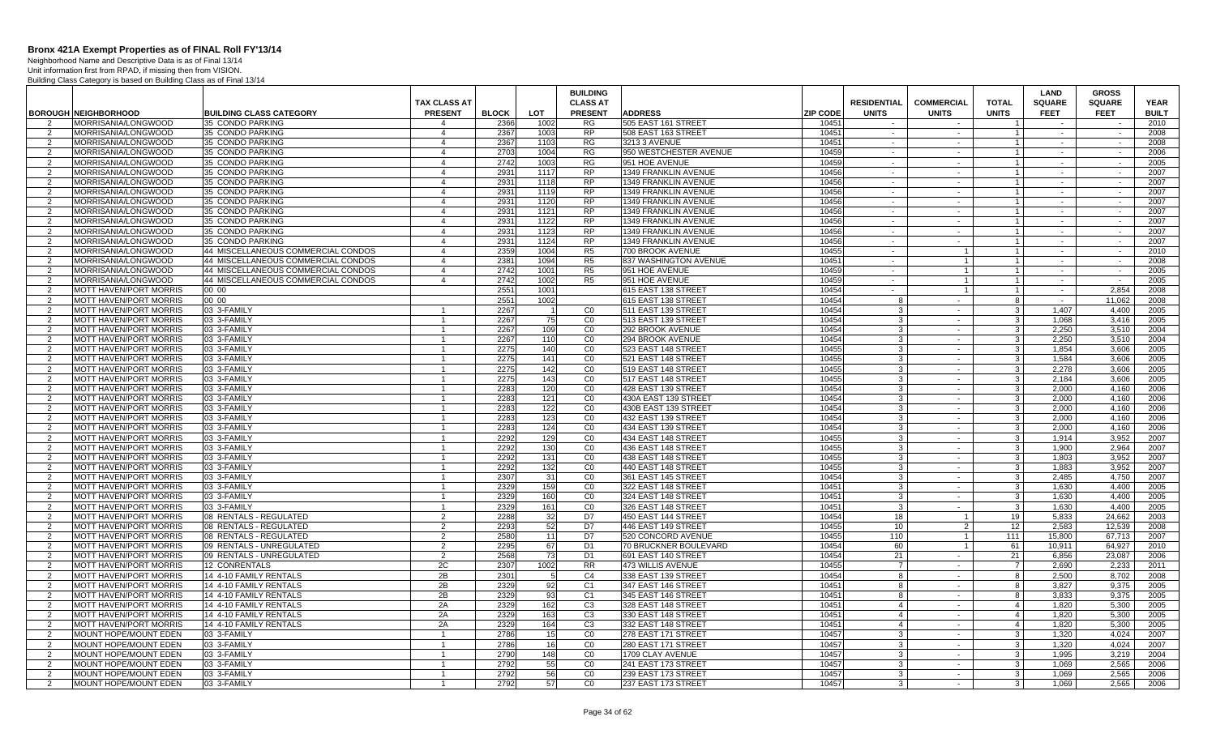# Bronx 421A Exempt Properties as of FINAL Roll FY'13/14

Neighborhood Name and Descriptive Data is as of Final 13/14
Unit information first from RPAD, if missing then from VISION.
Building Class Category is based on Building Class as of Final 13/14

| BOROUGH | NEIGHBORHOOD | BUILDING CLASS CATEGORY | TAX CLASS AT PRESENT | BLOCK | LOT | BUILDING CLASS AT PRESENT | ADDRESS | ZIP CODE | RESIDENTIAL UNITS | COMMERCIAL UNITS | TOTAL UNITS | LAND SQUARE FEET | GROSS SQUARE FEET | YEAR BUILT |
|---|---|---|---|---|---|---|---|---|---|---|---|---|---|---|
| 2 | MORRISANIA/LONGWOOD | 35 CONDO PARKING | 4 | 2366 | 1002 | RG | 505 EAST 161 STREET | 10451 | - | - | 1 | - | - | 2010 |
| 2 | MORRISANIA/LONGWOOD | 35 CONDO PARKING | 4 | 2367 | 1003 | RP | 508 EAST 163 STREET | 10451 | - | - | 1 | - | - | 2008 |
| 2 | MORRISANIA/LONGWOOD | 35 CONDO PARKING | 4 | 2367 | 1103 | RG | 3213 3 AVENUE | 10451 | - | - | 1 | - | - | 2008 |
| 2 | MORRISANIA/LONGWOOD | 35 CONDO PARKING | 4 | 2703 | 1004 | RG | 950 WESTCHESTER AVENUE | 10459 | - | - | 1 | - | - | 2006 |
| 2 | MORRISANIA/LONGWOOD | 35 CONDO PARKING | 4 | 2742 | 1003 | RG | 951 HOE AVENUE | 10459 | - | - | 1 | - | - | 2005 |
| 2 | MORRISANIA/LONGWOOD | 35 CONDO PARKING | 4 | 2931 | 1117 | RP | 1349 FRANKLIN AVENUE | 10456 | - | - | 1 | - | - | 2007 |
| 2 | MORRISANIA/LONGWOOD | 35 CONDO PARKING | 4 | 2931 | 1118 | RP | 1349 FRANKLIN AVENUE | 10456 | - | - | 1 | - | - | 2007 |
| 2 | MORRISANIA/LONGWOOD | 35 CONDO PARKING | 4 | 2931 | 1119 | RP | 1349 FRANKLIN AVENUE | 10456 | - | - | 1 | - | - | 2007 |
| 2 | MORRISANIA/LONGWOOD | 35 CONDO PARKING | 4 | 2931 | 1120 | RP | 1349 FRANKLIN AVENUE | 10456 | - | - | 1 | - | - | 2007 |
| 2 | MORRISANIA/LONGWOOD | 35 CONDO PARKING | 4 | 2931 | 1121 | RP | 1349 FRANKLIN AVENUE | 10456 | - | - | 1 | - | - | 2007 |
| 2 | MORRISANIA/LONGWOOD | 35 CONDO PARKING | 4 | 2931 | 1122 | RP | 1349 FRANKLIN AVENUE | 10456 | - | - | 1 | - | - | 2007 |
| 2 | MORRISANIA/LONGWOOD | 35 CONDO PARKING | 4 | 2931 | 1123 | RP | 1349 FRANKLIN AVENUE | 10456 | - | - | 1 | - | - | 2007 |
| 2 | MORRISANIA/LONGWOOD | 35 CONDO PARKING | 4 | 2931 | 1124 | RP | 1349 FRANKLIN AVENUE | 10456 | - | - | 1 | - | - | 2007 |
| 2 | MORRISANIA/LONGWOOD | 44 MISCELLANEOUS COMMERCIAL CONDOS | 4 | 2359 | 1004 | R5 | 700 BROOK AVENUE | 10455 | - | 1 | 1 | - | - | 2010 |
| 2 | MORRISANIA/LONGWOOD | 44 MISCELLANEOUS COMMERCIAL CONDOS | 4 | 2381 | 1094 | R5 | 837 WASHINGTON AVENUE | 10451 | - | 1 | 1 | - | - | 2008 |
| 2 | MORRISANIA/LONGWOOD | 44 MISCELLANEOUS COMMERCIAL CONDOS | 4 | 2742 | 1001 | R5 | 951 HOE AVENUE | 10459 | - | 1 | 1 | - | - | 2005 |
| 2 | MORRISANIA/LONGWOOD | 44 MISCELLANEOUS COMMERCIAL CONDOS | 4 | 2742 | 1002 | R5 | 951 HOE AVENUE | 10459 | - | 1 | 1 | - | - | 2005 |
| 2 | MOTT HAVEN/PORT MORRIS | 00 00 | | 2551 | 1001 | | 615 EAST 138 STREET | 10454 | - | 1 | 1 | - | 2,854 | 2008 |
| 2 | MOTT HAVEN/PORT MORRIS | 00 00 | | 2551 | 1002 | | 615 EAST 138 STREET | 10454 | 8 | - | 8 | - | 11,062 | 2008 |
| 2 | MOTT HAVEN/PORT MORRIS | 03 3-FAMILY | 1 | 2267 | 1 | C0 | 511 EAST 139 STREET | 10454 | 3 | - | 3 | 1,407 | 4,400 | 2005 |
| 2 | MOTT HAVEN/PORT MORRIS | 03 3-FAMILY | 1 | 2267 | 75 | C0 | 513 EAST 139 STREET | 10454 | 3 | - | 3 | 1,068 | 3,416 | 2005 |
| 2 | MOTT HAVEN/PORT MORRIS | 03 3-FAMILY | 1 | 2267 | 109 | C0 | 292 BROOK AVENUE | 10454 | 3 | - | 3 | 2,250 | 3,510 | 2004 |
| 2 | MOTT HAVEN/PORT MORRIS | 03 3-FAMILY | 1 | 2267 | 110 | C0 | 294 BROOK AVENUE | 10454 | 3 | - | 3 | 2,250 | 3,510 | 2004 |
| 2 | MOTT HAVEN/PORT MORRIS | 03 3-FAMILY | 1 | 2275 | 140 | C0 | 523 EAST 148 STREET | 10455 | 3 | - | 3 | 1,854 | 3,606 | 2005 |
| 2 | MOTT HAVEN/PORT MORRIS | 03 3-FAMILY | 1 | 2275 | 141 | C0 | 521 EAST 148 STREET | 10455 | 3 | - | 3 | 1,584 | 3,606 | 2005 |
| 2 | MOTT HAVEN/PORT MORRIS | 03 3-FAMILY | 1 | 2275 | 142 | C0 | 519 EAST 148 STREET | 10455 | 3 | - | 3 | 2,278 | 3,606 | 2005 |
| 2 | MOTT HAVEN/PORT MORRIS | 03 3-FAMILY | 1 | 2275 | 143 | C0 | 517 EAST 148 STREET | 10455 | 3 | - | 3 | 2,184 | 3,606 | 2005 |
| 2 | MOTT HAVEN/PORT MORRIS | 03 3-FAMILY | 1 | 2283 | 120 | C0 | 428 EAST 139 STREET | 10454 | 3 | - | 3 | 2,000 | 4,160 | 2006 |
| 2 | MOTT HAVEN/PORT MORRIS | 03 3-FAMILY | 1 | 2283 | 121 | C0 | 430A EAST 139 STREET | 10454 | 3 | - | 3 | 2,000 | 4,160 | 2006 |
| 2 | MOTT HAVEN/PORT MORRIS | 03 3-FAMILY | 1 | 2283 | 122 | C0 | 430B EAST 139 STREET | 10454 | 3 | - | 3 | 2,000 | 4,160 | 2006 |
| 2 | MOTT HAVEN/PORT MORRIS | 03 3-FAMILY | 1 | 2283 | 123 | C0 | 432 EAST 139 STREET | 10454 | 3 | - | 3 | 2,000 | 4,160 | 2006 |
| 2 | MOTT HAVEN/PORT MORRIS | 03 3-FAMILY | 1 | 2283 | 124 | C0 | 434 EAST 139 STREET | 10454 | 3 | - | 3 | 2,000 | 4,160 | 2006 |
| 2 | MOTT HAVEN/PORT MORRIS | 03 3-FAMILY | 1 | 2292 | 129 | C0 | 434 EAST 148 STREET | 10455 | 3 | - | 3 | 1,914 | 3,952 | 2007 |
| 2 | MOTT HAVEN/PORT MORRIS | 03 3-FAMILY | 1 | 2292 | 130 | C0 | 436 EAST 148 STREET | 10455 | 3 | - | 3 | 1,900 | 2,964 | 2007 |
| 2 | MOTT HAVEN/PORT MORRIS | 03 3-FAMILY | 1 | 2292 | 131 | C0 | 438 EAST 148 STREET | 10455 | 3 | - | 3 | 1,803 | 3,952 | 2007 |
| 2 | MOTT HAVEN/PORT MORRIS | 03 3-FAMILY | 1 | 2292 | 132 | C0 | 440 EAST 148 STREET | 10455 | 3 | - | 3 | 1,883 | 3,952 | 2007 |
| 2 | MOTT HAVEN/PORT MORRIS | 03 3-FAMILY | 1 | 2307 | 31 | C0 | 361 EAST 145 STREET | 10454 | 3 | - | 3 | 2,485 | 4,750 | 2007 |
| 2 | MOTT HAVEN/PORT MORRIS | 03 3-FAMILY | 1 | 2329 | 159 | C0 | 322 EAST 148 STREET | 10451 | 3 | - | 3 | 1,630 | 4,400 | 2005 |
| 2 | MOTT HAVEN/PORT MORRIS | 03 3-FAMILY | 1 | 2329 | 160 | C0 | 324 EAST 148 STREET | 10451 | 3 | - | 3 | 1,630 | 4,400 | 2005 |
| 2 | MOTT HAVEN/PORT MORRIS | 03 3-FAMILY | 1 | 2329 | 161 | C0 | 326 EAST 148 STREET | 10451 | 3 | - | 3 | 1,630 | 4,400 | 2005 |
| 2 | MOTT HAVEN/PORT MORRIS | 08 RENTALS - REGULATED | 2 | 2288 | 32 | D7 | 450 EAST 144 STREET | 10454 | 18 | 1 | 19 | 5,833 | 24,662 | 2003 |
| 2 | MOTT HAVEN/PORT MORRIS | 08 RENTALS - REGULATED | 2 | 2293 | 52 | D7 | 446 EAST 149 STREET | 10455 | 10 | 2 | 12 | 2,583 | 12,539 | 2008 |
| 2 | MOTT HAVEN/PORT MORRIS | 08 RENTALS - REGULATED | 2 | 2580 | 11 | D7 | 520 CONCORD AVENUE | 10455 | 110 | 1 | 111 | 15,800 | 67,713 | 2007 |
| 2 | MOTT HAVEN/PORT MORRIS | 09 RENTALS - UNREGULATED | 2 | 2295 | 67 | D1 | 70 BRUCKNER BOULEVARD | 10454 | 60 | 1 | 61 | 10,911 | 64,927 | 2010 |
| 2 | MOTT HAVEN/PORT MORRIS | 09 RENTALS - UNREGULATED | 2 | 2568 | 73 | D1 | 691 EAST 140 STREET | 10454 | 21 | - | 21 | 6,856 | 23,087 | 2006 |
| 2 | MOTT HAVEN/PORT MORRIS | 12 CONRENTALS | 2C | 2307 | 1002 | RR | 473 WILLIS AVENUE | 10455 | 7 | - | 7 | 2,690 | 2,233 | 2011 |
| 2 | MOTT HAVEN/PORT MORRIS | 14 4-10 FAMILY RENTALS | 2B | 2301 | 5 | C4 | 338 EAST 139 STREET | 10454 | 8 | - | 8 | 2,500 | 8,702 | 2008 |
| 2 | MOTT HAVEN/PORT MORRIS | 14 4-10 FAMILY RENTALS | 2B | 2329 | 92 | C1 | 347 EAST 146 STREET | 10451 | 8 | - | 8 | 3,827 | 9,375 | 2005 |
| 2 | MOTT HAVEN/PORT MORRIS | 14 4-10 FAMILY RENTALS | 2B | 2329 | 93 | C1 | 345 EAST 146 STREET | 10451 | 8 | - | 8 | 3,833 | 9,375 | 2005 |
| 2 | MOTT HAVEN/PORT MORRIS | 14 4-10 FAMILY RENTALS | 2A | 2329 | 162 | C3 | 328 EAST 148 STREET | 10451 | 4 | - | 4 | 1,820 | 5,300 | 2005 |
| 2 | MOTT HAVEN/PORT MORRIS | 14 4-10 FAMILY RENTALS | 2A | 2329 | 163 | C3 | 330 EAST 148 STREET | 10451 | 4 | - | 4 | 1,820 | 5,300 | 2005 |
| 2 | MOTT HAVEN/PORT MORRIS | 14 4-10 FAMILY RENTALS | 2A | 2329 | 164 | C3 | 332 EAST 148 STREET | 10451 | 4 | - | 4 | 1,820 | 5,300 | 2005 |
| 2 | MOUNT HOPE/MOUNT EDEN | 03 3-FAMILY | 1 | 2786 | 15 | C0 | 278 EAST 171 STREET | 10457 | 3 | - | 3 | 1,320 | 4,024 | 2007 |
| 2 | MOUNT HOPE/MOUNT EDEN | 03 3-FAMILY | 1 | 2786 | 16 | C0 | 280 EAST 171 STREET | 10457 | 3 | - | 3 | 1,320 | 4,024 | 2007 |
| 2 | MOUNT HOPE/MOUNT EDEN | 03 3-FAMILY | 1 | 2790 | 148 | C0 | 1709 CLAY AVENUE | 10457 | 3 | - | 3 | 1,995 | 3,219 | 2004 |
| 2 | MOUNT HOPE/MOUNT EDEN | 03 3-FAMILY | 1 | 2792 | 55 | C0 | 241 EAST 173 STREET | 10457 | 3 | - | 3 | 1,069 | 2,565 | 2006 |
| 2 | MOUNT HOPE/MOUNT EDEN | 03 3-FAMILY | 1 | 2792 | 56 | C0 | 239 EAST 173 STREET | 10457 | 3 | - | 3 | 1,069 | 2,565 | 2006 |
| 2 | MOUNT HOPE/MOUNT EDEN | 03 3-FAMILY | 1 | 2792 | 57 | C0 | 237 EAST 173 STREET | 10457 | 3 | - | 3 | 1,069 | 2,565 | 2006 |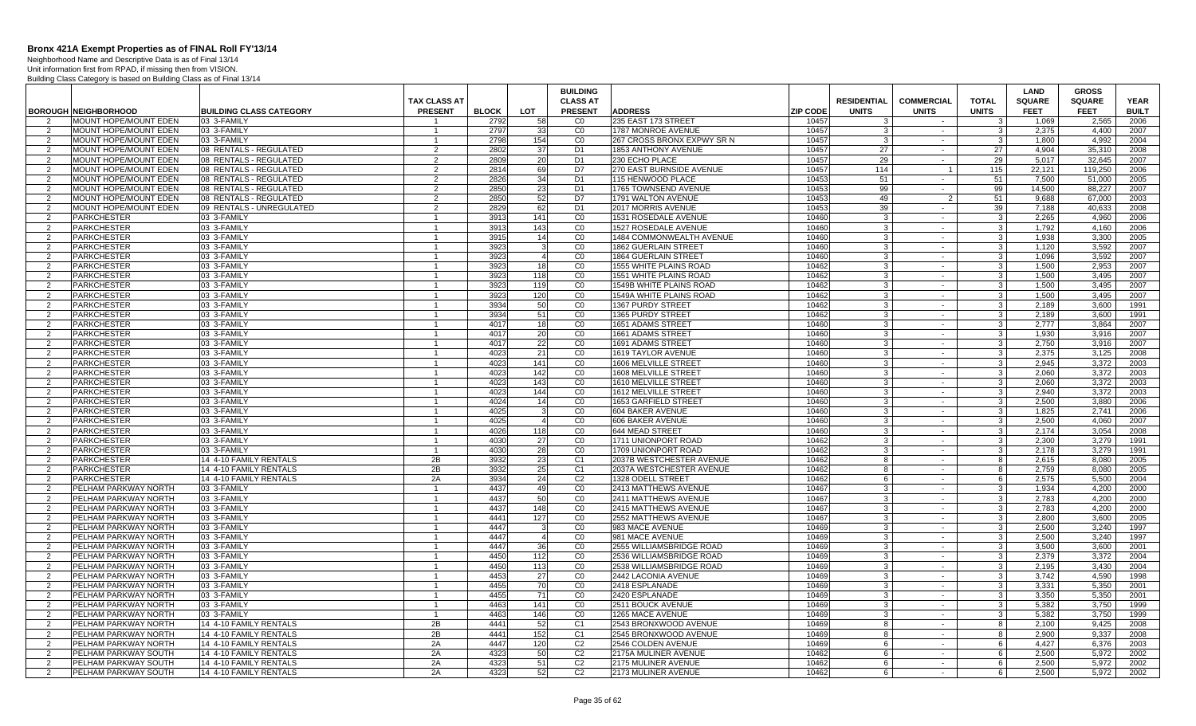# Bronx 421A Exempt Properties as of FINAL Roll FY'13/14

Neighborhood Name and Descriptive Data is as of Final 13/14
Unit information first from RPAD, if missing then from VISION.
Building Class Category is based on Building Class as of Final 13/14

| BOROUGH | NEIGHBORHOOD | BUILDING CLASS CATEGORY | TAX CLASS AT PRESENT | BLOCK | LOT | BUILDING CLASS AT PRESENT | ADDRESS | ZIP CODE | RESIDENTIAL UNITS | COMMERCIAL UNITS | TOTAL UNITS | LAND SQUARE FEET | GROSS SQUARE FEET | YEAR BUILT |
|---|---|---|---|---|---|---|---|---|---|---|---|---|---|---|
| 2 | MOUNT HOPE/MOUNT EDEN | 03 3-FAMILY | 1 | 2792 | 58 | C0 | 235 EAST 173 STREET | 10457 | 3 | - | 3 | 1,069 | 2,565 | 2006 |
| 2 | MOUNT HOPE/MOUNT EDEN | 03 3-FAMILY | 1 | 2797 | 33 | C0 | 1787 MONROE AVENUE | 10457 | 3 | - | 3 | 2,375 | 4,400 | 2007 |
| 2 | MOUNT HOPE/MOUNT EDEN | 03 3-FAMILY | 1 | 2798 | 154 | C0 | 267 CROSS BRONX EXPWY SR N | 10457 | 3 | - | 3 | 1,800 | 4,992 | 2004 |
| 2 | MOUNT HOPE/MOUNT EDEN | 08 RENTALS - REGULATED | 2 | 2802 | 37 | D1 | 1853 ANTHONY AVENUE | 10457 | 27 | - | 27 | 4,904 | 35,310 | 2008 |
| 2 | MOUNT HOPE/MOUNT EDEN | 08 RENTALS - REGULATED | 2 | 2809 | 20 | D1 | 230 ECHO PLACE | 10457 | 29 | - | 29 | 5,017 | 32,645 | 2007 |
| 2 | MOUNT HOPE/MOUNT EDEN | 08 RENTALS - REGULATED | 2 | 2814 | 69 | D7 | 270 EAST BURNSIDE AVENUE | 10457 | 114 | 1 | 115 | 22,121 | 119,250 | 2006 |
| 2 | MOUNT HOPE/MOUNT EDEN | 08 RENTALS - REGULATED | 2 | 2826 | 34 | D1 | 115 HENWOOD PLACE | 10453 | 51 | - | 51 | 7,500 | 51,000 | 2005 |
| 2 | MOUNT HOPE/MOUNT EDEN | 08 RENTALS - REGULATED | 2 | 2850 | 23 | D1 | 1765 TOWNSEND AVENUE | 10453 | 99 | - | 99 | 14,500 | 88,227 | 2007 |
| 2 | MOUNT HOPE/MOUNT EDEN | 08 RENTALS - REGULATED | 2 | 2850 | 52 | D7 | 1791 WALTON AVENUE | 10453 | 49 | 2 | 51 | 9,688 | 67,000 | 2003 |
| 2 | MOUNT HOPE/MOUNT EDEN | 09 RENTALS - UNREGULATED | 2 | 2829 | 62 | D1 | 2017 MORRIS AVENUE | 10453 | 39 | - | 39 | 7,188 | 40,633 | 2008 |
| 2 | PARKCHESTER | 03 3-FAMILY | 1 | 3913 | 141 | C0 | 1531 ROSEDALE AVENUE | 10460 | 3 | - | 3 | 2,265 | 4,960 | 2006 |
| 2 | PARKCHESTER | 03 3-FAMILY | 1 | 3913 | 143 | C0 | 1527 ROSEDALE AVENUE | 10460 | 3 | - | 3 | 1,792 | 4,160 | 2006 |
| 2 | PARKCHESTER | 03 3-FAMILY | 1 | 3915 | 14 | C0 | 1484 COMMONWEALTH AVENUE | 10460 | 3 | - | 3 | 1,938 | 3,300 | 2005 |
| 2 | PARKCHESTER | 03 3-FAMILY | 1 | 3923 | 3 | C0 | 1862 GUERLAIN STREET | 10460 | 3 | - | 3 | 1,120 | 3,592 | 2007 |
| 2 | PARKCHESTER | 03 3-FAMILY | 1 | 3923 | 4 | C0 | 1864 GUERLAIN STREET | 10460 | 3 | - | 3 | 1,096 | 3,592 | 2007 |
| 2 | PARKCHESTER | 03 3-FAMILY | 1 | 3923 | 18 | C0 | 1555 WHITE PLAINS ROAD | 10462 | 3 | - | 3 | 1,500 | 2,953 | 2007 |
| 2 | PARKCHESTER | 03 3-FAMILY | 1 | 3923 | 118 | C0 | 1551 WHITE PLAINS ROAD | 10462 | 3 | - | 3 | 1,500 | 3,495 | 2007 |
| 2 | PARKCHESTER | 03 3-FAMILY | 1 | 3923 | 119 | C0 | 1549B WHITE PLAINS ROAD | 10462 | 3 | - | 3 | 1,500 | 3,495 | 2007 |
| 2 | PARKCHESTER | 03 3-FAMILY | 1 | 3923 | 120 | C0 | 1549A WHITE PLAINS ROAD | 10462 | 3 | - | 3 | 1,500 | 3,495 | 2007 |
| 2 | PARKCHESTER | 03 3-FAMILY | 1 | 3934 | 50 | C0 | 1367 PURDY STREET | 10462 | 3 | - | 3 | 2,189 | 3,600 | 1991 |
| 2 | PARKCHESTER | 03 3-FAMILY | 1 | 3934 | 51 | C0 | 1365 PURDY STREET | 10462 | 3 | - | 3 | 2,189 | 3,600 | 1991 |
| 2 | PARKCHESTER | 03 3-FAMILY | 1 | 4017 | 18 | C0 | 1651 ADAMS STREET | 10460 | 3 | - | 3 | 2,777 | 3,864 | 2007 |
| 2 | PARKCHESTER | 03 3-FAMILY | 1 | 4017 | 20 | C0 | 1661 ADAMS STREET | 10460 | 3 | - | 3 | 1,930 | 3,916 | 2007 |
| 2 | PARKCHESTER | 03 3-FAMILY | 1 | 4017 | 22 | C0 | 1691 ADAMS STREET | 10460 | 3 | - | 3 | 2,750 | 3,916 | 2007 |
| 2 | PARKCHESTER | 03 3-FAMILY | 1 | 4023 | 21 | C0 | 1619 TAYLOR AVENUE | 10460 | 3 | - | 3 | 2,375 | 3,125 | 2008 |
| 2 | PARKCHESTER | 03 3-FAMILY | 1 | 4023 | 141 | C0 | 1606 MELVILLE STREET | 10460 | 3 | - | 3 | 2,945 | 3,372 | 2003 |
| 2 | PARKCHESTER | 03 3-FAMILY | 1 | 4023 | 142 | C0 | 1608 MELVILLE STREET | 10460 | 3 | - | 3 | 2,060 | 3,372 | 2003 |
| 2 | PARKCHESTER | 03 3-FAMILY | 1 | 4023 | 143 | C0 | 1610 MELVILLE STREET | 10460 | 3 | - | 3 | 2,060 | 3,372 | 2003 |
| 2 | PARKCHESTER | 03 3-FAMILY | 1 | 4023 | 144 | C0 | 1612 MELVILLE STREET | 10460 | 3 | - | 3 | 2,940 | 3,372 | 2003 |
| 2 | PARKCHESTER | 03 3-FAMILY | 1 | 4024 | 14 | C0 | 1653 GARFIELD STREET | 10460 | 3 | - | 3 | 2,500 | 3,880 | 2006 |
| 2 | PARKCHESTER | 03 3-FAMILY | 1 | 4025 | 3 | C0 | 604 BAKER AVENUE | 10460 | 3 | - | 3 | 1,825 | 2,741 | 2006 |
| 2 | PARKCHESTER | 03 3-FAMILY | 1 | 4025 | 4 | C0 | 606 BAKER AVENUE | 10460 | 3 | - | 3 | 2,500 | 4,060 | 2007 |
| 2 | PARKCHESTER | 03 3-FAMILY | 1 | 4026 | 118 | C0 | 644 MEAD STREET | 10460 | 3 | - | 3 | 2,174 | 3,054 | 2008 |
| 2 | PARKCHESTER | 03 3-FAMILY | 1 | 4030 | 27 | C0 | 1711 UNIONPORT ROAD | 10462 | 3 | - | 3 | 2,300 | 3,279 | 1991 |
| 2 | PARKCHESTER | 03 3-FAMILY | 1 | 4030 | 28 | C0 | 1709 UNIONPORT ROAD | 10462 | 3 | - | 3 | 2,178 | 3,279 | 1991 |
| 2 | PARKCHESTER | 14 4-10 FAMILY RENTALS | 2B | 3932 | 23 | C1 | 2037B WESTCHESTER AVENUE | 10462 | 8 | - | 8 | 2,615 | 8,080 | 2005 |
| 2 | PARKCHESTER | 14 4-10 FAMILY RENTALS | 2B | 3932 | 25 | C1 | 2037A WESTCHESTER AVENUE | 10462 | 8 | - | 8 | 2,759 | 8,080 | 2005 |
| 2 | PARKCHESTER | 14 4-10 FAMILY RENTALS | 2A | 3934 | 24 | C2 | 1328 ODELL STREET | 10462 | 6 | - | 6 | 2,575 | 5,500 | 2004 |
| 2 | PELHAM PARKWAY NORTH | 03 3-FAMILY | 1 | 4437 | 49 | C0 | 2413 MATTHEWS AVENUE | 10467 | 3 | - | 3 | 1,934 | 4,200 | 2000 |
| 2 | PELHAM PARKWAY NORTH | 03 3-FAMILY | 1 | 4437 | 50 | C0 | 2411 MATTHEWS AVENUE | 10467 | 3 | - | 3 | 2,783 | 4,200 | 2000 |
| 2 | PELHAM PARKWAY NORTH | 03 3-FAMILY | 1 | 4437 | 148 | C0 | 2415 MATTHEWS AVENUE | 10467 | 3 | - | 3 | 2,783 | 4,200 | 2000 |
| 2 | PELHAM PARKWAY NORTH | 03 3-FAMILY | 1 | 4441 | 127 | C0 | 2552 MATTHEWS AVENUE | 10467 | 3 | - | 3 | 2,800 | 3,600 | 2005 |
| 2 | PELHAM PARKWAY NORTH | 03 3-FAMILY | 1 | 4447 | 3 | C0 | 983 MACE AVENUE | 10469 | 3 | - | 3 | 2,500 | 3,240 | 1997 |
| 2 | PELHAM PARKWAY NORTH | 03 3-FAMILY | 1 | 4447 | 4 | C0 | 981 MACE AVENUE | 10469 | 3 | - | 3 | 2,500 | 3,240 | 1997 |
| 2 | PELHAM PARKWAY NORTH | 03 3-FAMILY | 1 | 4447 | 36 | C0 | 2555 WILLIAMSBRIDGE ROAD | 10469 | 3 | - | 3 | 3,500 | 3,600 | 2001 |
| 2 | PELHAM PARKWAY NORTH | 03 3-FAMILY | 1 | 4450 | 112 | C0 | 2536 WILLIAMSBRIDGE ROAD | 10469 | 3 | - | 3 | 2,379 | 3,372 | 2004 |
| 2 | PELHAM PARKWAY NORTH | 03 3-FAMILY | 1 | 4450 | 113 | C0 | 2538 WILLIAMSBRIDGE ROAD | 10469 | 3 | - | 3 | 2,195 | 3,430 | 2004 |
| 2 | PELHAM PARKWAY NORTH | 03 3-FAMILY | 1 | 4453 | 27 | C0 | 2442 LACONIA AVENUE | 10469 | 3 | - | 3 | 3,742 | 4,590 | 1998 |
| 2 | PELHAM PARKWAY NORTH | 03 3-FAMILY | 1 | 4455 | 70 | C0 | 2418 ESPLANADE | 10469 | 3 | - | 3 | 3,331 | 5,350 | 2001 |
| 2 | PELHAM PARKWAY NORTH | 03 3-FAMILY | 1 | 4455 | 71 | C0 | 2420 ESPLANADE | 10469 | 3 | - | 3 | 3,350 | 5,350 | 2001 |
| 2 | PELHAM PARKWAY NORTH | 03 3-FAMILY | 1 | 4463 | 141 | C0 | 2511 BOUCK AVENUE | 10469 | 3 | - | 3 | 5,382 | 3,750 | 1999 |
| 2 | PELHAM PARKWAY NORTH | 03 3-FAMILY | 1 | 4463 | 146 | C0 | 1265 MACE AVENUE | 10469 | 3 | - | 3 | 5,382 | 3,750 | 1999 |
| 2 | PELHAM PARKWAY NORTH | 14 4-10 FAMILY RENTALS | 2B | 4441 | 52 | C1 | 2543 BRONXWOOD AVENUE | 10469 | 8 | - | 8 | 2,100 | 9,425 | 2008 |
| 2 | PELHAM PARKWAY NORTH | 14 4-10 FAMILY RENTALS | 2B | 4441 | 152 | C1 | 2545 BRONXWOOD AVENUE | 10469 | 8 | - | 8 | 2,900 | 9,337 | 2008 |
| 2 | PELHAM PARKWAY NORTH | 14 4-10 FAMILY RENTALS | 2A | 4447 | 120 | C2 | 2546 COLDEN AVENUE | 10469 | 6 | - | 6 | 4,427 | 6,376 | 2003 |
| 2 | PELHAM PARKWAY SOUTH | 14 4-10 FAMILY RENTALS | 2A | 4323 | 50 | C2 | 2175A MULINER AVENUE | 10462 | 6 | - | 6 | 2,500 | 5,972 | 2002 |
| 2 | PELHAM PARKWAY SOUTH | 14 4-10 FAMILY RENTALS | 2A | 4323 | 51 | C2 | 2175 MULINER AVENUE | 10462 | 6 | - | 6 | 2,500 | 5,972 | 2002 |
| 2 | PELHAM PARKWAY SOUTH | 14 4-10 FAMILY RENTALS | 2A | 4323 | 52 | C2 | 2173 MULINER AVENUE | 10462 | 6 | - | 6 | 2,500 | 5,972 | 2002 |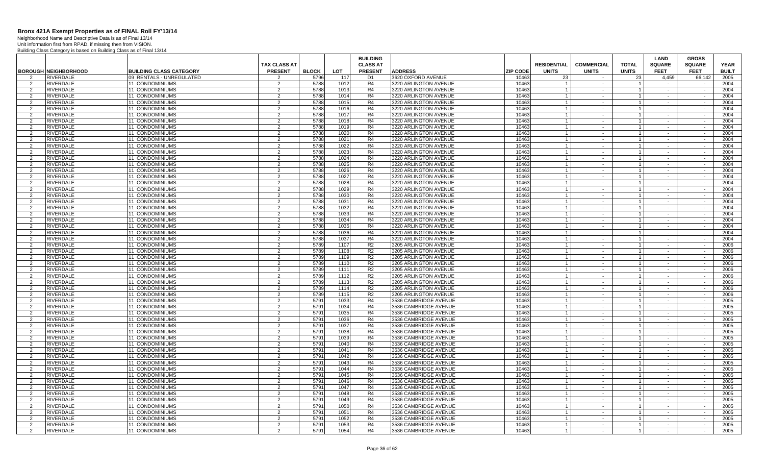# Bronx 421A Exempt Properties as of FINAL Roll FY'13/14

Neighborhood Name and Descriptive Data is as of Final 13/14
Unit information first from RPAD, if missing then from VISION.
Building Class Category is based on Building Class as of Final 13/14

| BOROUGH | NEIGHBORHOOD | BUILDING CLASS CATEGORY | TAX CLASS AT PRESENT | BLOCK | LOT | BUILDING CLASS AT PRESENT | ADDRESS | ZIP CODE | RESIDENTIAL UNITS | COMMERCIAL UNITS | TOTAL UNITS | LAND SQUARE FEET | GROSS SQUARE FEET | YEAR BUILT |
|---|---|---|---|---|---|---|---|---|---|---|---|---|---|---|
| 2 | RIVERDALE | 09 RENTALS - UNREGULATED | 2 | 5796 | 117 | D1 | 3620 OXFORD AVENUE | 10463 | 23 | - | 23 | 4,459 | 66,142 | 2005 |
| 2 | RIVERDALE | 11 CONDOMINIUMS | 2 | 5788 | 1012 | R4 | 3220 ARLINGTON AVENUE | 10463 | 1 | - | 1 | - | - | 2004 |
| 2 | RIVERDALE | 11 CONDOMINIUMS | 2 | 5788 | 1013 | R4 | 3220 ARLINGTON AVENUE | 10463 | 1 | - | 1 | - | - | 2004 |
| 2 | RIVERDALE | 11 CONDOMINIUMS | 2 | 5788 | 1014 | R4 | 3220 ARLINGTON AVENUE | 10463 | 1 | - | 1 | - | - | 2004 |
| 2 | RIVERDALE | 11 CONDOMINIUMS | 2 | 5788 | 1015 | R4 | 3220 ARLINGTON AVENUE | 10463 | 1 | - | 1 | - | - | 2004 |
| 2 | RIVERDALE | 11 CONDOMINIUMS | 2 | 5788 | 1016 | R4 | 3220 ARLINGTON AVENUE | 10463 | 1 | - | 1 | - | - | 2004 |
| 2 | RIVERDALE | 11 CONDOMINIUMS | 2 | 5788 | 1017 | R4 | 3220 ARLINGTON AVENUE | 10463 | 1 | - | 1 | - | - | 2004 |
| 2 | RIVERDALE | 11 CONDOMINIUMS | 2 | 5788 | 1018 | R4 | 3220 ARLINGTON AVENUE | 10463 | 1 | - | 1 | - | - | 2004 |
| 2 | RIVERDALE | 11 CONDOMINIUMS | 2 | 5788 | 1019 | R4 | 3220 ARLINGTON AVENUE | 10463 | 1 | - | 1 | - | - | 2004 |
| 2 | RIVERDALE | 11 CONDOMINIUMS | 2 | 5788 | 1020 | R4 | 3220 ARLINGTON AVENUE | 10463 | 1 | - | 1 | - | - | 2004 |
| 2 | RIVERDALE | 11 CONDOMINIUMS | 2 | 5788 | 1021 | R4 | 3220 ARLINGTON AVENUE | 10463 | 1 | - | 1 | - | - | 2004 |
| 2 | RIVERDALE | 11 CONDOMINIUMS | 2 | 5788 | 1022 | R4 | 3220 ARLINGTON AVENUE | 10463 | 1 | - | 1 | - | - | 2004 |
| 2 | RIVERDALE | 11 CONDOMINIUMS | 2 | 5788 | 1023 | R4 | 3220 ARLINGTON AVENUE | 10463 | 1 | - | 1 | - | - | 2004 |
| 2 | RIVERDALE | 11 CONDOMINIUMS | 2 | 5788 | 1024 | R4 | 3220 ARLINGTON AVENUE | 10463 | 1 | - | 1 | - | - | 2004 |
| 2 | RIVERDALE | 11 CONDOMINIUMS | 2 | 5788 | 1025 | R4 | 3220 ARLINGTON AVENUE | 10463 | 1 | - | 1 | - | - | 2004 |
| 2 | RIVERDALE | 11 CONDOMINIUMS | 2 | 5788 | 1026 | R4 | 3220 ARLINGTON AVENUE | 10463 | 1 | - | 1 | - | - | 2004 |
| 2 | RIVERDALE | 11 CONDOMINIUMS | 2 | 5788 | 1027 | R4 | 3220 ARLINGTON AVENUE | 10463 | 1 | - | 1 | - | - | 2004 |
| 2 | RIVERDALE | 11 CONDOMINIUMS | 2 | 5788 | 1028 | R4 | 3220 ARLINGTON AVENUE | 10463 | 1 | - | 1 | - | - | 2004 |
| 2 | RIVERDALE | 11 CONDOMINIUMS | 2 | 5788 | 1029 | R4 | 3220 ARLINGTON AVENUE | 10463 | 1 | - | 1 | - | - | 2004 |
| 2 | RIVERDALE | 11 CONDOMINIUMS | 2 | 5788 | 1030 | R4 | 3220 ARLINGTON AVENUE | 10463 | 1 | - | 1 | - | - | 2004 |
| 2 | RIVERDALE | 11 CONDOMINIUMS | 2 | 5788 | 1031 | R4 | 3220 ARLINGTON AVENUE | 10463 | 1 | - | 1 | - | - | 2004 |
| 2 | RIVERDALE | 11 CONDOMINIUMS | 2 | 5788 | 1032 | R4 | 3220 ARLINGTON AVENUE | 10463 | 1 | - | 1 | - | - | 2004 |
| 2 | RIVERDALE | 11 CONDOMINIUMS | 2 | 5788 | 1033 | R4 | 3220 ARLINGTON AVENUE | 10463 | 1 | - | 1 | - | - | 2004 |
| 2 | RIVERDALE | 11 CONDOMINIUMS | 2 | 5788 | 1034 | R4 | 3220 ARLINGTON AVENUE | 10463 | 1 | - | 1 | - | - | 2004 |
| 2 | RIVERDALE | 11 CONDOMINIUMS | 2 | 5788 | 1035 | R4 | 3220 ARLINGTON AVENUE | 10463 | 1 | - | 1 | - | - | 2004 |
| 2 | RIVERDALE | 11 CONDOMINIUMS | 2 | 5788 | 1036 | R4 | 3220 ARLINGTON AVENUE | 10463 | 1 | - | 1 | - | - | 2004 |
| 2 | RIVERDALE | 11 CONDOMINIUMS | 2 | 5788 | 1037 | R4 | 3220 ARLINGTON AVENUE | 10463 | 1 | - | 1 | - | - | 2004 |
| 2 | RIVERDALE | 11 CONDOMINIUMS | 2 | 5789 | 1107 | R2 | 3205 ARLINGTON AVENUE | 10463 | 1 | - | 1 | - | - | 2006 |
| 2 | RIVERDALE | 11 CONDOMINIUMS | 2 | 5789 | 1108 | R2 | 3205 ARLINGTON AVENUE | 10463 | 1 | - | 1 | - | - | 2006 |
| 2 | RIVERDALE | 11 CONDOMINIUMS | 2 | 5789 | 1109 | R2 | 3205 ARLINGTON AVENUE | 10463 | 1 | - | 1 | - | - | 2006 |
| 2 | RIVERDALE | 11 CONDOMINIUMS | 2 | 5789 | 1110 | R2 | 3205 ARLINGTON AVENUE | 10463 | 1 | - | 1 | - | - | 2006 |
| 2 | RIVERDALE | 11 CONDOMINIUMS | 2 | 5789 | 1111 | R2 | 3205 ARLINGTON AVENUE | 10463 | 1 | - | 1 | - | - | 2006 |
| 2 | RIVERDALE | 11 CONDOMINIUMS | 2 | 5789 | 1112 | R2 | 3205 ARLINGTON AVENUE | 10463 | 1 | - | 1 | - | - | 2006 |
| 2 | RIVERDALE | 11 CONDOMINIUMS | 2 | 5789 | 1113 | R2 | 3205 ARLINGTON AVENUE | 10463 | 1 | - | 1 | - | - | 2006 |
| 2 | RIVERDALE | 11 CONDOMINIUMS | 2 | 5789 | 1114 | R2 | 3205 ARLINGTON AVENUE | 10463 | 1 | - | 1 | - | - | 2006 |
| 2 | RIVERDALE | 11 CONDOMINIUMS | 2 | 5789 | 1115 | R2 | 3205 ARLINGTON AVENUE | 10463 | 1 | - | 1 | - | - | 2006 |
| 2 | RIVERDALE | 11 CONDOMINIUMS | 2 | 5791 | 1033 | R4 | 3536 CAMBRIDGE AVENUE | 10463 | 1 | - | 1 | - | - | 2005 |
| 2 | RIVERDALE | 11 CONDOMINIUMS | 2 | 5791 | 1034 | R4 | 3536 CAMBRIDGE AVENUE | 10463 | 1 | - | 1 | - | - | 2005 |
| 2 | RIVERDALE | 11 CONDOMINIUMS | 2 | 5791 | 1035 | R4 | 3536 CAMBRIDGE AVENUE | 10463 | 1 | - | 1 | - | - | 2005 |
| 2 | RIVERDALE | 11 CONDOMINIUMS | 2 | 5791 | 1036 | R4 | 3536 CAMBRIDGE AVENUE | 10463 | 1 | - | 1 | - | - | 2005 |
| 2 | RIVERDALE | 11 CONDOMINIUMS | 2 | 5791 | 1037 | R4 | 3536 CAMBRIDGE AVENUE | 10463 | 1 | - | 1 | - | - | 2005 |
| 2 | RIVERDALE | 11 CONDOMINIUMS | 2 | 5791 | 1038 | R4 | 3536 CAMBRIDGE AVENUE | 10463 | 1 | - | 1 | - | - | 2005 |
| 2 | RIVERDALE | 11 CONDOMINIUMS | 2 | 5791 | 1039 | R4 | 3536 CAMBRIDGE AVENUE | 10463 | 1 | - | 1 | - | - | 2005 |
| 2 | RIVERDALE | 11 CONDOMINIUMS | 2 | 5791 | 1040 | R4 | 3536 CAMBRIDGE AVENUE | 10463 | 1 | - | 1 | - | - | 2005 |
| 2 | RIVERDALE | 11 CONDOMINIUMS | 2 | 5791 | 1041 | R4 | 3536 CAMBRIDGE AVENUE | 10463 | 1 | - | 1 | - | - | 2005 |
| 2 | RIVERDALE | 11 CONDOMINIUMS | 2 | 5791 | 1042 | R4 | 3536 CAMBRIDGE AVENUE | 10463 | 1 | - | 1 | - | - | 2005 |
| 2 | RIVERDALE | 11 CONDOMINIUMS | 2 | 5791 | 1043 | R4 | 3536 CAMBRIDGE AVENUE | 10463 | 1 | - | 1 | - | - | 2005 |
| 2 | RIVERDALE | 11 CONDOMINIUMS | 2 | 5791 | 1044 | R4 | 3536 CAMBRIDGE AVENUE | 10463 | 1 | - | 1 | - | - | 2005 |
| 2 | RIVERDALE | 11 CONDOMINIUMS | 2 | 5791 | 1045 | R4 | 3536 CAMBRIDGE AVENUE | 10463 | 1 | - | 1 | - | - | 2005 |
| 2 | RIVERDALE | 11 CONDOMINIUMS | 2 | 5791 | 1046 | R4 | 3536 CAMBRIDGE AVENUE | 10463 | 1 | - | 1 | - | - | 2005 |
| 2 | RIVERDALE | 11 CONDOMINIUMS | 2 | 5791 | 1047 | R4 | 3536 CAMBRIDGE AVENUE | 10463 | 1 | - | 1 | - | - | 2005 |
| 2 | RIVERDALE | 11 CONDOMINIUMS | 2 | 5791 | 1048 | R4 | 3536 CAMBRIDGE AVENUE | 10463 | 1 | - | 1 | - | - | 2005 |
| 2 | RIVERDALE | 11 CONDOMINIUMS | 2 | 5791 | 1049 | R4 | 3536 CAMBRIDGE AVENUE | 10463 | 1 | - | 1 | - | - | 2005 |
| 2 | RIVERDALE | 11 CONDOMINIUMS | 2 | 5791 | 1050 | R4 | 3536 CAMBRIDGE AVENUE | 10463 | 1 | - | 1 | - | - | 2005 |
| 2 | RIVERDALE | 11 CONDOMINIUMS | 2 | 5791 | 1051 | R4 | 3536 CAMBRIDGE AVENUE | 10463 | 1 | - | 1 | - | - | 2005 |
| 2 | RIVERDALE | 11 CONDOMINIUMS | 2 | 5791 | 1052 | R4 | 3536 CAMBRIDGE AVENUE | 10463 | 1 | - | 1 | - | - | 2005 |
| 2 | RIVERDALE | 11 CONDOMINIUMS | 2 | 5791 | 1053 | R4 | 3536 CAMBRIDGE AVENUE | 10463 | 1 | - | 1 | - | - | 2005 |
| 2 | RIVERDALE | 11 CONDOMINIUMS | 2 | 5791 | 1054 | R4 | 3536 CAMBRIDGE AVENUE | 10463 | 1 | - | 1 | - | - | 2005 |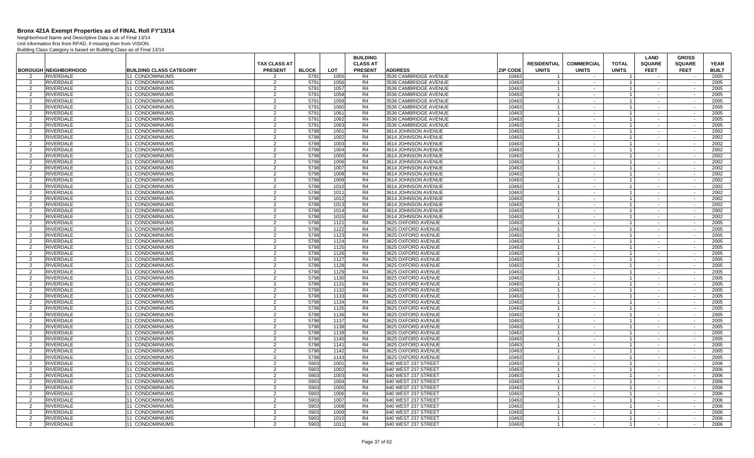# Bronx 421A Exempt Properties as of FINAL Roll FY'13/14

Neighborhood Name and Descriptive Data is as of Final 13/14
Unit information first from RPAD, if missing then from VISION.
Building Class Category is based on Building Class as of Final 13/14

| BOROUGH | NEIGHBORHOOD | BUILDING CLASS CATEGORY | TAX CLASS AT PRESENT | BLOCK | LOT | BUILDING CLASS AT PRESENT | ADDRESS | ZIP CODE | RESIDENTIAL UNITS | COMMERCIAL UNITS | TOTAL UNITS | LAND SQUARE FEET | GROSS SQUARE FEET | YEAR BUILT |
|---|---|---|---|---|---|---|---|---|---|---|---|---|---|---|
| 2 | RIVERDALE | 11 CONDOMINIUMS | 2 | 5791 | 1055 | R4 | 3536 CAMBRIDGE AVENUE | 10463 | 1 | - | 1 | - | - | 2005 |
| 2 | RIVERDALE | 11 CONDOMINIUMS | 2 | 5791 | 1056 | R4 | 3536 CAMBRIDGE AVENUE | 10463 | 1 | - | 1 | - | - | 2005 |
| 2 | RIVERDALE | 11 CONDOMINIUMS | 2 | 5791 | 1057 | R4 | 3536 CAMBRIDGE AVENUE | 10463 | 1 | - | 1 | - | - | 2005 |
| 2 | RIVERDALE | 11 CONDOMINIUMS | 2 | 5791 | 1058 | R4 | 3536 CAMBRIDGE AVENUE | 10463 | 1 | - | 1 | - | - | 2005 |
| 2 | RIVERDALE | 11 CONDOMINIUMS | 2 | 5791 | 1059 | R4 | 3536 CAMBRIDGE AVENUE | 10463 | 1 | - | 1 | - | - | 2005 |
| 2 | RIVERDALE | 11 CONDOMINIUMS | 2 | 5791 | 1060 | R4 | 3536 CAMBRIDGE AVENUE | 10463 | 1 | - | 1 | - | - | 2005 |
| 2 | RIVERDALE | 11 CONDOMINIUMS | 2 | 5791 | 1061 | R4 | 3536 CAMBRIDGE AVENUE | 10463 | 1 | - | 1 | - | - | 2005 |
| 2 | RIVERDALE | 11 CONDOMINIUMS | 2 | 5791 | 1062 | R4 | 3536 CAMBRIDGE AVENUE | 10463 | 1 | - | 1 | - | - | 2005 |
| 2 | RIVERDALE | 11 CONDOMINIUMS | 2 | 5791 | 1063 | R4 | 3536 CAMBRIDGE AVENUE | 10463 | 1 | - | 1 | - | - | 2005 |
| 2 | RIVERDALE | 11 CONDOMINIUMS | 2 | 5798 | 1001 | R4 | 3614 JOHNSON AVENUE | 10463 | 1 | - | 1 | - | - | 2002 |
| 2 | RIVERDALE | 11 CONDOMINIUMS | 2 | 5798 | 1002 | R4 | 3614 JOHNSON AVENUE | 10463 | 1 | - | 1 | - | - | 2002 |
| 2 | RIVERDALE | 11 CONDOMINIUMS | 2 | 5798 | 1003 | R4 | 3614 JOHNSON AVENUE | 10463 | 1 | - | 1 | - | - | 2002 |
| 2 | RIVERDALE | 11 CONDOMINIUMS | 2 | 5798 | 1004 | R4 | 3614 JOHNSON AVENUE | 10463 | 1 | - | 1 | - | - | 2002 |
| 2 | RIVERDALE | 11 CONDOMINIUMS | 2 | 5798 | 1005 | R4 | 3614 JOHNSON AVENUE | 10463 | 1 | - | 1 | - | - | 2002 |
| 2 | RIVERDALE | 11 CONDOMINIUMS | 2 | 5798 | 1006 | R4 | 3614 JOHNSON AVENUE | 10463 | 1 | - | 1 | - | - | 2002 |
| 2 | RIVERDALE | 11 CONDOMINIUMS | 2 | 5798 | 1007 | R4 | 3614 JOHNSON AVENUE | 10463 | 1 | - | 1 | - | - | 2002 |
| 2 | RIVERDALE | 11 CONDOMINIUMS | 2 | 5798 | 1008 | R4 | 3614 JOHNSON AVENUE | 10463 | 1 | - | 1 | - | - | 2002 |
| 2 | RIVERDALE | 11 CONDOMINIUMS | 2 | 5798 | 1009 | R4 | 3614 JOHNSON AVENUE | 10463 | 1 | - | 1 | - | - | 2002 |
| 2 | RIVERDALE | 11 CONDOMINIUMS | 2 | 5798 | 1010 | R4 | 3614 JOHNSON AVENUE | 10463 | 1 | - | 1 | - | - | 2002 |
| 2 | RIVERDALE | 11 CONDOMINIUMS | 2 | 5798 | 1011 | R4 | 3614 JOHNSON AVENUE | 10463 | 1 | - | 1 | - | - | 2002 |
| 2 | RIVERDALE | 11 CONDOMINIUMS | 2 | 5798 | 1012 | R4 | 3614 JOHNSON AVENUE | 10463 | 1 | - | 1 | - | - | 2002 |
| 2 | RIVERDALE | 11 CONDOMINIUMS | 2 | 5798 | 1013 | R4 | 3614 JOHNSON AVENUE | 10463 | 1 | - | 1 | - | - | 2002 |
| 2 | RIVERDALE | 11 CONDOMINIUMS | 2 | 5798 | 1014 | R4 | 3614 JOHNSON AVENUE | 10463 | 1 | - | 1 | - | - | 2002 |
| 2 | RIVERDALE | 11 CONDOMINIUMS | 2 | 5798 | 1015 | R4 | 3614 JOHNSON AVENUE | 10463 | 1 | - | 1 | - | - | 2002 |
| 2 | RIVERDALE | 11 CONDOMINIUMS | 2 | 5798 | 1121 | R4 | 3625 OXFORD AVENUE | 10463 | 1 | - | 1 | - | - | 2005 |
| 2 | RIVERDALE | 11 CONDOMINIUMS | 2 | 5798 | 1122 | R4 | 3625 OXFORD AVENUE | 10463 | 1 | - | 1 | - | - | 2005 |
| 2 | RIVERDALE | 11 CONDOMINIUMS | 2 | 5798 | 1123 | R4 | 3625 OXFORD AVENUE | 10463 | 1 | - | 1 | - | - | 2005 |
| 2 | RIVERDALE | 11 CONDOMINIUMS | 2 | 5798 | 1124 | R4 | 3625 OXFORD AVENUE | 10463 | 1 | - | 1 | - | - | 2005 |
| 2 | RIVERDALE | 11 CONDOMINIUMS | 2 | 5798 | 1125 | R4 | 3625 OXFORD AVENUE | 10463 | 1 | - | 1 | - | - | 2005 |
| 2 | RIVERDALE | 11 CONDOMINIUMS | 2 | 5798 | 1126 | R4 | 3625 OXFORD AVENUE | 10463 | 1 | - | 1 | - | - | 2005 |
| 2 | RIVERDALE | 11 CONDOMINIUMS | 2 | 5798 | 1127 | R4 | 3625 OXFORD AVENUE | 10463 | 1 | - | 1 | - | - | 2005 |
| 2 | RIVERDALE | 11 CONDOMINIUMS | 2 | 5798 | 1128 | R4 | 3625 OXFORD AVENUE | 10463 | 1 | - | 1 | - | - | 2005 |
| 2 | RIVERDALE | 11 CONDOMINIUMS | 2 | 5798 | 1129 | R4 | 3625 OXFORD AVENUE | 10463 | 1 | - | 1 | - | - | 2005 |
| 2 | RIVERDALE | 11 CONDOMINIUMS | 2 | 5798 | 1130 | R4 | 3625 OXFORD AVENUE | 10463 | 1 | - | 1 | - | - | 2005 |
| 2 | RIVERDALE | 11 CONDOMINIUMS | 2 | 5798 | 1131 | R4 | 3625 OXFORD AVENUE | 10463 | 1 | - | 1 | - | - | 2005 |
| 2 | RIVERDALE | 11 CONDOMINIUMS | 2 | 5798 | 1132 | R4 | 3625 OXFORD AVENUE | 10463 | 1 | - | 1 | - | - | 2005 |
| 2 | RIVERDALE | 11 CONDOMINIUMS | 2 | 5798 | 1133 | R4 | 3625 OXFORD AVENUE | 10463 | 1 | - | 1 | - | - | 2005 |
| 2 | RIVERDALE | 11 CONDOMINIUMS | 2 | 5798 | 1134 | R4 | 3625 OXFORD AVENUE | 10463 | 1 | - | 1 | - | - | 2005 |
| 2 | RIVERDALE | 11 CONDOMINIUMS | 2 | 5798 | 1135 | R4 | 3625 OXFORD AVENUE | 10463 | 1 | - | 1 | - | - | 2005 |
| 2 | RIVERDALE | 11 CONDOMINIUMS | 2 | 5798 | 1136 | R4 | 3625 OXFORD AVENUE | 10463 | 1 | - | 1 | - | - | 2005 |
| 2 | RIVERDALE | 11 CONDOMINIUMS | 2 | 5798 | 1137 | R4 | 3625 OXFORD AVENUE | 10463 | 1 | - | 1 | - | - | 2005 |
| 2 | RIVERDALE | 11 CONDOMINIUMS | 2 | 5798 | 1138 | R4 | 3625 OXFORD AVENUE | 10463 | 1 | - | 1 | - | - | 2005 |
| 2 | RIVERDALE | 11 CONDOMINIUMS | 2 | 5798 | 1139 | R4 | 3625 OXFORD AVENUE | 10463 | 1 | - | 1 | - | - | 2005 |
| 2 | RIVERDALE | 11 CONDOMINIUMS | 2 | 5798 | 1140 | R4 | 3625 OXFORD AVENUE | 10463 | 1 | - | 1 | - | - | 2005 |
| 2 | RIVERDALE | 11 CONDOMINIUMS | 2 | 5798 | 1141 | R4 | 3625 OXFORD AVENUE | 10463 | 1 | - | 1 | - | - | 2005 |
| 2 | RIVERDALE | 11 CONDOMINIUMS | 2 | 5798 | 1142 | R4 | 3625 OXFORD AVENUE | 10463 | 1 | - | 1 | - | - | 2005 |
| 2 | RIVERDALE | 11 CONDOMINIUMS | 2 | 5798 | 1143 | R4 | 3625 OXFORD AVENUE | 10463 | 1 | - | 1 | - | - | 2005 |
| 2 | RIVERDALE | 11 CONDOMINIUMS | 2 | 5903 | 1001 | R4 | 640 WEST 237 STREET | 10463 | 1 | - | 1 | - | - | 2006 |
| 2 | RIVERDALE | 11 CONDOMINIUMS | 2 | 5903 | 1002 | R4 | 640 WEST 237 STREET | 10463 | 1 | - | 1 | - | - | 2006 |
| 2 | RIVERDALE | 11 CONDOMINIUMS | 2 | 5903 | 1003 | R4 | 640 WEST 237 STREET | 10463 | 1 | - | 1 | - | - | 2006 |
| 2 | RIVERDALE | 11 CONDOMINIUMS | 2 | 5903 | 1004 | R4 | 640 WEST 237 STREET | 10463 | 1 | - | 1 | - | - | 2006 |
| 2 | RIVERDALE | 11 CONDOMINIUMS | 2 | 5903 | 1005 | R4 | 640 WEST 237 STREET | 10463 | 1 | - | 1 | - | - | 2006 |
| 2 | RIVERDALE | 11 CONDOMINIUMS | 2 | 5903 | 1006 | R4 | 640 WEST 237 STREET | 10463 | 1 | - | 1 | - | - | 2006 |
| 2 | RIVERDALE | 11 CONDOMINIUMS | 2 | 5903 | 1007 | R4 | 640 WEST 237 STREET | 10463 | 1 | - | 1 | - | - | 2006 |
| 2 | RIVERDALE | 11 CONDOMINIUMS | 2 | 5903 | 1008 | R4 | 640 WEST 237 STREET | 10463 | 1 | - | 1 | - | - | 2006 |
| 2 | RIVERDALE | 11 CONDOMINIUMS | 2 | 5903 | 1009 | R4 | 640 WEST 237 STREET | 10463 | 1 | - | 1 | - | - | 2006 |
| 2 | RIVERDALE | 11 CONDOMINIUMS | 2 | 5903 | 1010 | R4 | 640 WEST 237 STREET | 10463 | 1 | - | 1 | - | - | 2006 |
| 2 | RIVERDALE | 11 CONDOMINIUMS | 2 | 5903 | 1011 | R4 | 640 WEST 237 STREET | 10463 | 1 | - | 1 | - | - | 2006 |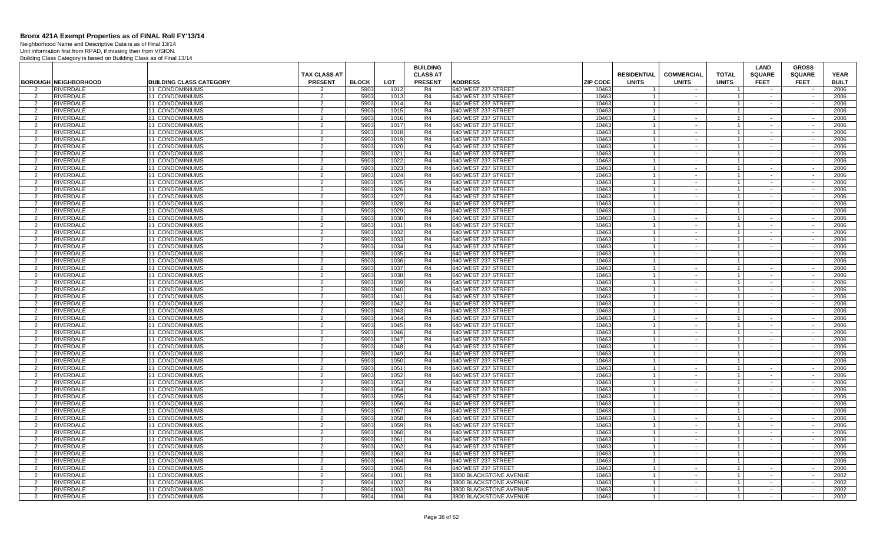# Bronx 421A Exempt Properties as of FINAL Roll FY'13/14

Neighborhood Name and Descriptive Data is as of Final 13/14
Unit information first from RPAD, if missing then from VISION.
Building Class Category is based on Building Class as of Final 13/14

| BOROUGH | NEIGHBORHOOD | BUILDING CLASS CATEGORY | TAX CLASS AT PRESENT | BLOCK | LOT | BUILDING CLASS AT PRESENT | ADDRESS | ZIP CODE | RESIDENTIAL UNITS | COMMERCIAL UNITS | TOTAL UNITS | LAND SQUARE FEET | GROSS SQUARE FEET | YEAR BUILT |
|---|---|---|---|---|---|---|---|---|---|---|---|---|---|---|
| 2 | RIVERDALE | 11 CONDOMINIUMS | 2 | 5903 | 1012 | R4 | 640 WEST 237 STREET | 10463 | 1 | - | 1 | - | - | 2006 |
| 2 | RIVERDALE | 11 CONDOMINIUMS | 2 | 5903 | 1013 | R4 | 640 WEST 237 STREET | 10463 | 1 | - | 1 | - | - | 2006 |
| 2 | RIVERDALE | 11 CONDOMINIUMS | 2 | 5903 | 1014 | R4 | 640 WEST 237 STREET | 10463 | 1 | - | 1 | - | - | 2006 |
| 2 | RIVERDALE | 11 CONDOMINIUMS | 2 | 5903 | 1015 | R4 | 640 WEST 237 STREET | 10463 | 1 | - | 1 | - | - | 2006 |
| 2 | RIVERDALE | 11 CONDOMINIUMS | 2 | 5903 | 1016 | R4 | 640 WEST 237 STREET | 10463 | 1 | - | 1 | - | - | 2006 |
| 2 | RIVERDALE | 11 CONDOMINIUMS | 2 | 5903 | 1017 | R4 | 640 WEST 237 STREET | 10463 | 1 | - | 1 | - | - | 2006 |
| 2 | RIVERDALE | 11 CONDOMINIUMS | 2 | 5903 | 1018 | R4 | 640 WEST 237 STREET | 10463 | 1 | - | 1 | - | - | 2006 |
| 2 | RIVERDALE | 11 CONDOMINIUMS | 2 | 5903 | 1019 | R4 | 640 WEST 237 STREET | 10463 | 1 | - | 1 | - | - | 2006 |
| 2 | RIVERDALE | 11 CONDOMINIUMS | 2 | 5903 | 1020 | R4 | 640 WEST 237 STREET | 10463 | 1 | - | 1 | - | - | 2006 |
| 2 | RIVERDALE | 11 CONDOMINIUMS | 2 | 5903 | 1021 | R4 | 640 WEST 237 STREET | 10463 | 1 | - | 1 | - | - | 2006 |
| 2 | RIVERDALE | 11 CONDOMINIUMS | 2 | 5903 | 1022 | R4 | 640 WEST 237 STREET | 10463 | 1 | - | 1 | - | - | 2006 |
| 2 | RIVERDALE | 11 CONDOMINIUMS | 2 | 5903 | 1023 | R4 | 640 WEST 237 STREET | 10463 | 1 | - | 1 | - | - | 2006 |
| 2 | RIVERDALE | 11 CONDOMINIUMS | 2 | 5903 | 1024 | R4 | 640 WEST 237 STREET | 10463 | 1 | - | 1 | - | - | 2006 |
| 2 | RIVERDALE | 11 CONDOMINIUMS | 2 | 5903 | 1025 | R4 | 640 WEST 237 STREET | 10463 | 1 | - | 1 | - | - | 2006 |
| 2 | RIVERDALE | 11 CONDOMINIUMS | 2 | 5903 | 1026 | R4 | 640 WEST 237 STREET | 10463 | 1 | - | 1 | - | - | 2006 |
| 2 | RIVERDALE | 11 CONDOMINIUMS | 2 | 5903 | 1027 | R4 | 640 WEST 237 STREET | 10463 | 1 | - | 1 | - | - | 2006 |
| 2 | RIVERDALE | 11 CONDOMINIUMS | 2 | 5903 | 1028 | R4 | 640 WEST 237 STREET | 10463 | 1 | - | 1 | - | - | 2006 |
| 2 | RIVERDALE | 11 CONDOMINIUMS | 2 | 5903 | 1029 | R4 | 640 WEST 237 STREET | 10463 | 1 | - | 1 | - | - | 2006 |
| 2 | RIVERDALE | 11 CONDOMINIUMS | 2 | 5903 | 1030 | R4 | 640 WEST 237 STREET | 10463 | 1 | - | 1 | - | - | 2006 |
| 2 | RIVERDALE | 11 CONDOMINIUMS | 2 | 5903 | 1031 | R4 | 640 WEST 237 STREET | 10463 | 1 | - | 1 | - | - | 2006 |
| 2 | RIVERDALE | 11 CONDOMINIUMS | 2 | 5903 | 1032 | R4 | 640 WEST 237 STREET | 10463 | 1 | - | 1 | - | - | 2006 |
| 2 | RIVERDALE | 11 CONDOMINIUMS | 2 | 5903 | 1033 | R4 | 640 WEST 237 STREET | 10463 | 1 | - | 1 | - | - | 2006 |
| 2 | RIVERDALE | 11 CONDOMINIUMS | 2 | 5903 | 1034 | R4 | 640 WEST 237 STREET | 10463 | 1 | - | 1 | - | - | 2006 |
| 2 | RIVERDALE | 11 CONDOMINIUMS | 2 | 5903 | 1035 | R4 | 640 WEST 237 STREET | 10463 | 1 | - | 1 | - | - | 2006 |
| 2 | RIVERDALE | 11 CONDOMINIUMS | 2 | 5903 | 1036 | R4 | 640 WEST 237 STREET | 10463 | 1 | - | 1 | - | - | 2006 |
| 2 | RIVERDALE | 11 CONDOMINIUMS | 2 | 5903 | 1037 | R4 | 640 WEST 237 STREET | 10463 | 1 | - | 1 | - | - | 2006 |
| 2 | RIVERDALE | 11 CONDOMINIUMS | 2 | 5903 | 1038 | R4 | 640 WEST 237 STREET | 10463 | 1 | - | 1 | - | - | 2006 |
| 2 | RIVERDALE | 11 CONDOMINIUMS | 2 | 5903 | 1039 | R4 | 640 WEST 237 STREET | 10463 | 1 | - | 1 | - | - | 2006 |
| 2 | RIVERDALE | 11 CONDOMINIUMS | 2 | 5903 | 1040 | R4 | 640 WEST 237 STREET | 10463 | 1 | - | 1 | - | - | 2006 |
| 2 | RIVERDALE | 11 CONDOMINIUMS | 2 | 5903 | 1041 | R4 | 640 WEST 237 STREET | 10463 | 1 | - | 1 | - | - | 2006 |
| 2 | RIVERDALE | 11 CONDOMINIUMS | 2 | 5903 | 1042 | R4 | 640 WEST 237 STREET | 10463 | 1 | - | 1 | - | - | 2006 |
| 2 | RIVERDALE | 11 CONDOMINIUMS | 2 | 5903 | 1043 | R4 | 640 WEST 237 STREET | 10463 | 1 | - | 1 | - | - | 2006 |
| 2 | RIVERDALE | 11 CONDOMINIUMS | 2 | 5903 | 1044 | R4 | 640 WEST 237 STREET | 10463 | 1 | - | 1 | - | - | 2006 |
| 2 | RIVERDALE | 11 CONDOMINIUMS | 2 | 5903 | 1045 | R4 | 640 WEST 237 STREET | 10463 | 1 | - | 1 | - | - | 2006 |
| 2 | RIVERDALE | 11 CONDOMINIUMS | 2 | 5903 | 1046 | R4 | 640 WEST 237 STREET | 10463 | 1 | - | 1 | - | - | 2006 |
| 2 | RIVERDALE | 11 CONDOMINIUMS | 2 | 5903 | 1047 | R4 | 640 WEST 237 STREET | 10463 | 1 | - | 1 | - | - | 2006 |
| 2 | RIVERDALE | 11 CONDOMINIUMS | 2 | 5903 | 1048 | R4 | 640 WEST 237 STREET | 10463 | 1 | - | 1 | - | - | 2006 |
| 2 | RIVERDALE | 11 CONDOMINIUMS | 2 | 5903 | 1049 | R4 | 640 WEST 237 STREET | 10463 | 1 | - | 1 | - | - | 2006 |
| 2 | RIVERDALE | 11 CONDOMINIUMS | 2 | 5903 | 1050 | R4 | 640 WEST 237 STREET | 10463 | 1 | - | 1 | - | - | 2006 |
| 2 | RIVERDALE | 11 CONDOMINIUMS | 2 | 5903 | 1051 | R4 | 640 WEST 237 STREET | 10463 | 1 | - | 1 | - | - | 2006 |
| 2 | RIVERDALE | 11 CONDOMINIUMS | 2 | 5903 | 1052 | R4 | 640 WEST 237 STREET | 10463 | 1 | - | 1 | - | - | 2006 |
| 2 | RIVERDALE | 11 CONDOMINIUMS | 2 | 5903 | 1053 | R4 | 640 WEST 237 STREET | 10463 | 1 | - | 1 | - | - | 2006 |
| 2 | RIVERDALE | 11 CONDOMINIUMS | 2 | 5903 | 1054 | R4 | 640 WEST 237 STREET | 10463 | 1 | - | 1 | - | - | 2006 |
| 2 | RIVERDALE | 11 CONDOMINIUMS | 2 | 5903 | 1055 | R4 | 640 WEST 237 STREET | 10463 | 1 | - | 1 | - | - | 2006 |
| 2 | RIVERDALE | 11 CONDOMINIUMS | 2 | 5903 | 1056 | R4 | 640 WEST 237 STREET | 10463 | 1 | - | 1 | - | - | 2006 |
| 2 | RIVERDALE | 11 CONDOMINIUMS | 2 | 5903 | 1057 | R4 | 640 WEST 237 STREET | 10463 | 1 | - | 1 | - | - | 2006 |
| 2 | RIVERDALE | 11 CONDOMINIUMS | 2 | 5903 | 1058 | R4 | 640 WEST 237 STREET | 10463 | 1 | - | 1 | - | - | 2006 |
| 2 | RIVERDALE | 11 CONDOMINIUMS | 2 | 5903 | 1059 | R4 | 640 WEST 237 STREET | 10463 | 1 | - | 1 | - | - | 2006 |
| 2 | RIVERDALE | 11 CONDOMINIUMS | 2 | 5903 | 1060 | R4 | 640 WEST 237 STREET | 10463 | 1 | - | 1 | - | - | 2006 |
| 2 | RIVERDALE | 11 CONDOMINIUMS | 2 | 5903 | 1061 | R4 | 640 WEST 237 STREET | 10463 | 1 | - | 1 | - | - | 2006 |
| 2 | RIVERDALE | 11 CONDOMINIUMS | 2 | 5903 | 1062 | R4 | 640 WEST 237 STREET | 10463 | 1 | - | 1 | - | - | 2006 |
| 2 | RIVERDALE | 11 CONDOMINIUMS | 2 | 5903 | 1063 | R4 | 640 WEST 237 STREET | 10463 | 1 | - | 1 | - | - | 2006 |
| 2 | RIVERDALE | 11 CONDOMINIUMS | 2 | 5903 | 1064 | R4 | 640 WEST 237 STREET | 10463 | 1 | - | 1 | - | - | 2006 |
| 2 | RIVERDALE | 11 CONDOMINIUMS | 2 | 5903 | 1065 | R4 | 640 WEST 237 STREET | 10463 | 1 | - | 1 | - | - | 2006 |
| 2 | RIVERDALE | 11 CONDOMINIUMS | 2 | 5904 | 1001 | R4 | 3800 BLACKSTONE AVENUE | 10463 | 1 | - | 1 | - | - | 2002 |
| 2 | RIVERDALE | 11 CONDOMINIUMS | 2 | 5904 | 1002 | R4 | 3800 BLACKSTONE AVENUE | 10463 | 1 | - | 1 | - | - | 2002 |
| 2 | RIVERDALE | 11 CONDOMINIUMS | 2 | 5904 | 1003 | R4 | 3800 BLACKSTONE AVENUE | 10463 | 1 | - | 1 | - | - | 2002 |
| 2 | RIVERDALE | 11 CONDOMINIUMS | 2 | 5904 | 1004 | R4 | 3800 BLACKSTONE AVENUE | 10463 | 1 | - | 1 | - | - | 2002 |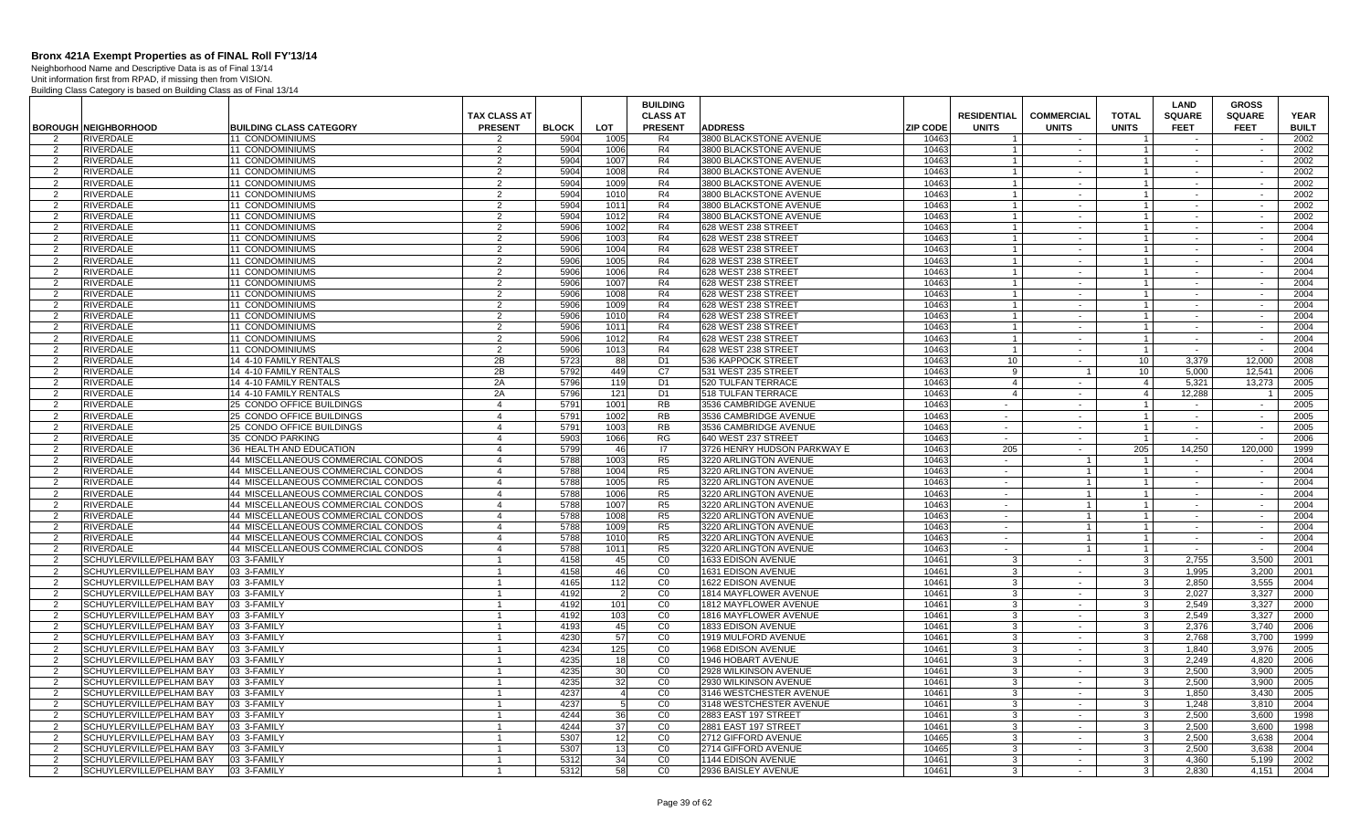# Bronx 421A Exempt Properties as of FINAL Roll FY'13/14

Neighborhood Name and Descriptive Data is as of Final 13/14
Unit information first from RPAD, if missing then from VISION.
Building Class Category is based on Building Class as of Final 13/14

| BOROUGH | NEIGHBORHOOD | BUILDING CLASS CATEGORY | TAX CLASS AT PRESENT | BLOCK | LOT | BUILDING CLASS AT PRESENT | ADDRESS | ZIP CODE | RESIDENTIAL UNITS | COMMERCIAL UNITS | TOTAL UNITS | LAND SQUARE FEET | GROSS SQUARE FEET | YEAR BUILT |
|---|---|---|---|---|---|---|---|---|---|---|---|---|---|---|
| 2 | RIVERDALE | 11 CONDOMINIUMS | 2 | 5904 | 1005 | R4 | 3800 BLACKSTONE AVENUE | 10463 | 1 | - | 1 | - | - | 2002 |
| 2 | RIVERDALE | 11 CONDOMINIUMS | 2 | 5904 | 1006 | R4 | 3800 BLACKSTONE AVENUE | 10463 | 1 | - | 1 | - | - | 2002 |
| 2 | RIVERDALE | 11 CONDOMINIUMS | 2 | 5904 | 1007 | R4 | 3800 BLACKSTONE AVENUE | 10463 | 1 | - | 1 | - | - | 2002 |
| 2 | RIVERDALE | 11 CONDOMINIUMS | 2 | 5904 | 1008 | R4 | 3800 BLACKSTONE AVENUE | 10463 | 1 | - | 1 | - | - | 2002 |
| 2 | RIVERDALE | 11 CONDOMINIUMS | 2 | 5904 | 1009 | R4 | 3800 BLACKSTONE AVENUE | 10463 | 1 | - | 1 | - | - | 2002 |
| 2 | RIVERDALE | 11 CONDOMINIUMS | 2 | 5904 | 1010 | R4 | 3800 BLACKSTONE AVENUE | 10463 | 1 | - | 1 | - | - | 2002 |
| 2 | RIVERDALE | 11 CONDOMINIUMS | 2 | 5904 | 1011 | R4 | 3800 BLACKSTONE AVENUE | 10463 | 1 | - | 1 | - | - | 2002 |
| 2 | RIVERDALE | 11 CONDOMINIUMS | 2 | 5904 | 1012 | R4 | 3800 BLACKSTONE AVENUE | 10463 | 1 | - | 1 | - | - | 2002 |
| 2 | RIVERDALE | 11 CONDOMINIUMS | 2 | 5906 | 1002 | R4 | 628 WEST 238 STREET | 10463 | 1 | - | 1 | - | - | 2004 |
| 2 | RIVERDALE | 11 CONDOMINIUMS | 2 | 5906 | 1003 | R4 | 628 WEST 238 STREET | 10463 | 1 | - | 1 | - | - | 2004 |
| 2 | RIVERDALE | 11 CONDOMINIUMS | 2 | 5906 | 1004 | R4 | 628 WEST 238 STREET | 10463 | 1 | - | 1 | - | - | 2004 |
| 2 | RIVERDALE | 11 CONDOMINIUMS | 2 | 5906 | 1005 | R4 | 628 WEST 238 STREET | 10463 | 1 | - | 1 | - | - | 2004 |
| 2 | RIVERDALE | 11 CONDOMINIUMS | 2 | 5906 | 1006 | R4 | 628 WEST 238 STREET | 10463 | 1 | - | 1 | - | - | 2004 |
| 2 | RIVERDALE | 11 CONDOMINIUMS | 2 | 5906 | 1007 | R4 | 628 WEST 238 STREET | 10463 | 1 | - | 1 | - | - | 2004 |
| 2 | RIVERDALE | 11 CONDOMINIUMS | 2 | 5906 | 1008 | R4 | 628 WEST 238 STREET | 10463 | 1 | - | 1 | - | - | 2004 |
| 2 | RIVERDALE | 11 CONDOMINIUMS | 2 | 5906 | 1009 | R4 | 628 WEST 238 STREET | 10463 | 1 | - | 1 | - | - | 2004 |
| 2 | RIVERDALE | 11 CONDOMINIUMS | 2 | 5906 | 1010 | R4 | 628 WEST 238 STREET | 10463 | 1 | - | 1 | - | - | 2004 |
| 2 | RIVERDALE | 11 CONDOMINIUMS | 2 | 5906 | 1011 | R4 | 628 WEST 238 STREET | 10463 | 1 | - | 1 | - | - | 2004 |
| 2 | RIVERDALE | 11 CONDOMINIUMS | 2 | 5906 | 1012 | R4 | 628 WEST 238 STREET | 10463 | 1 | - | 1 | - | - | 2004 |
| 2 | RIVERDALE | 11 CONDOMINIUMS | 2 | 5906 | 1013 | R4 | 628 WEST 238 STREET | 10463 | 1 | - | 1 | - | - | 2004 |
| 2 | RIVERDALE | 14 4-10 FAMILY RENTALS | 2B | 5723 | 88 | D1 | 536 KAPPOCK STREET | 10463 | 10 | - | 10 | 3,379 | 12,000 | 2008 |
| 2 | RIVERDALE | 14 4-10 FAMILY RENTALS | 2B | 5792 | 449 | C7 | 531 WEST 235 STREET | 10463 | 9 | 1 | 10 | 5,000 | 12,541 | 2006 |
| 2 | RIVERDALE | 14 4-10 FAMILY RENTALS | 2A | 5796 | 119 | D1 | 520 TULFAN TERRACE | 10463 | 4 | - | 4 | 5,321 | 13,273 | 2005 |
| 2 | RIVERDALE | 14 4-10 FAMILY RENTALS | 2A | 5796 | 121 | D1 | 518 TULFAN TERRACE | 10463 | 4 | - | 4 | 12,288 | 1 | 2005 |
| 2 | RIVERDALE | 25 CONDO OFFICE BUILDINGS | 4 | 5791 | 1001 | RB | 3536 CAMBRIDGE AVENUE | 10463 | - | - | 1 | - | - | 2005 |
| 2 | RIVERDALE | 25 CONDO OFFICE BUILDINGS | 4 | 5791 | 1002 | RB | 3536 CAMBRIDGE AVENUE | 10463 | - | - | 1 | - | - | 2005 |
| 2 | RIVERDALE | 25 CONDO OFFICE BUILDINGS | 4 | 5791 | 1003 | RB | 3536 CAMBRIDGE AVENUE | 10463 | - | - | 1 | - | - | 2005 |
| 2 | RIVERDALE | 35 CONDO PARKING | 4 | 5903 | 1066 | RG | 640 WEST 237 STREET | 10463 | - | - | 1 | - | - | 2006 |
| 2 | RIVERDALE | 36 HEALTH AND EDUCATION | 4 | 5799 | 46 | I7 | 3726 HENRY HUDSON PARKWAY E | 10463 | 205 | - | 205 | 14,250 | 120,000 | 1999 |
| 2 | RIVERDALE | 44 MISCELLANEOUS COMMERCIAL CONDOS | 4 | 5788 | 1003 | R5 | 3220 ARLINGTON AVENUE | 10463 | - | 1 | 1 | - | - | 2004 |
| 2 | RIVERDALE | 44 MISCELLANEOUS COMMERCIAL CONDOS | 4 | 5788 | 1004 | R5 | 3220 ARLINGTON AVENUE | 10463 | - | 1 | 1 | - | - | 2004 |
| 2 | RIVERDALE | 44 MISCELLANEOUS COMMERCIAL CONDOS | 4 | 5788 | 1005 | R5 | 3220 ARLINGTON AVENUE | 10463 | - | 1 | 1 | - | - | 2004 |
| 2 | RIVERDALE | 44 MISCELLANEOUS COMMERCIAL CONDOS | 4 | 5788 | 1006 | R5 | 3220 ARLINGTON AVENUE | 10463 | - | 1 | 1 | - | - | 2004 |
| 2 | RIVERDALE | 44 MISCELLANEOUS COMMERCIAL CONDOS | 4 | 5788 | 1007 | R5 | 3220 ARLINGTON AVENUE | 10463 | - | 1 | 1 | - | - | 2004 |
| 2 | RIVERDALE | 44 MISCELLANEOUS COMMERCIAL CONDOS | 4 | 5788 | 1008 | R5 | 3220 ARLINGTON AVENUE | 10463 | - | 1 | 1 | - | - | 2004 |
| 2 | RIVERDALE | 44 MISCELLANEOUS COMMERCIAL CONDOS | 4 | 5788 | 1009 | R5 | 3220 ARLINGTON AVENUE | 10463 | - | 1 | 1 | - | - | 2004 |
| 2 | RIVERDALE | 44 MISCELLANEOUS COMMERCIAL CONDOS | 4 | 5788 | 1010 | R5 | 3220 ARLINGTON AVENUE | 10463 | - | 1 | 1 | - | - | 2004 |
| 2 | RIVERDALE | 44 MISCELLANEOUS COMMERCIAL CONDOS | 4 | 5788 | 1011 | R5 | 3220 ARLINGTON AVENUE | 10463 | - | 1 | 1 | - | - | 2004 |
| 2 | SCHUYLERVILLE/PELHAM BAY | 03 3-FAMILY | 1 | 4158 | 45 | C0 | 1633 EDISON AVENUE | 10461 | 3 | - | 3 | 2,755 | 3,500 | 2001 |
| 2 | SCHUYLERVILLE/PELHAM BAY | 03 3-FAMILY | 1 | 4158 | 46 | C0 | 1631 EDISON AVENUE | 10461 | 3 | - | 3 | 1,995 | 3,200 | 2001 |
| 2 | SCHUYLERVILLE/PELHAM BAY | 03 3-FAMILY | 1 | 4165 | 112 | C0 | 1622 EDISON AVENUE | 10461 | 3 | - | 3 | 2,850 | 3,555 | 2004 |
| 2 | SCHUYLERVILLE/PELHAM BAY | 03 3-FAMILY | 1 | 4192 | 2 | C0 | 1814 MAYFLOWER AVENUE | 10461 | 3 | - | 3 | 2,027 | 3,327 | 2000 |
| 2 | SCHUYLERVILLE/PELHAM BAY | 03 3-FAMILY | 1 | 4192 | 101 | C0 | 1812 MAYFLOWER AVENUE | 10461 | 3 | - | 3 | 2,549 | 3,327 | 2000 |
| 2 | SCHUYLERVILLE/PELHAM BAY | 03 3-FAMILY | 1 | 4192 | 103 | C0 | 1816 MAYFLOWER AVENUE | 10461 | 3 | - | 3 | 2,549 | 3,327 | 2000 |
| 2 | SCHUYLERVILLE/PELHAM BAY | 03 3-FAMILY | 1 | 4193 | 45 | C0 | 1833 EDISON AVENUE | 10461 | 3 | - | 3 | 2,376 | 3,740 | 2006 |
| 2 | SCHUYLERVILLE/PELHAM BAY | 03 3-FAMILY | 1 | 4230 | 57 | C0 | 1919 MULFORD AVENUE | 10461 | 3 | - | 3 | 2,768 | 3,700 | 1999 |
| 2 | SCHUYLERVILLE/PELHAM BAY | 03 3-FAMILY | 1 | 4234 | 125 | C0 | 1968 EDISON AVENUE | 10461 | 3 | - | 3 | 1,840 | 3,976 | 2005 |
| 2 | SCHUYLERVILLE/PELHAM BAY | 03 3-FAMILY | 1 | 4235 | 18 | C0 | 1946 HOBART AVENUE | 10461 | 3 | - | 3 | 2,249 | 4,820 | 2006 |
| 2 | SCHUYLERVILLE/PELHAM BAY | 03 3-FAMILY | 1 | 4235 | 30 | C0 | 2928 WILKINSON AVENUE | 10461 | 3 | - | 3 | 2,500 | 3,900 | 2005 |
| 2 | SCHUYLERVILLE/PELHAM BAY | 03 3-FAMILY | 1 | 4235 | 32 | C0 | 2930 WILKINSON AVENUE | 10461 | 3 | - | 3 | 2,500 | 3,900 | 2005 |
| 2 | SCHUYLERVILLE/PELHAM BAY | 03 3-FAMILY | 1 | 4237 | 4 | C0 | 3146 WESTCHESTER AVENUE | 10461 | 3 | - | 3 | 1,850 | 3,430 | 2005 |
| 2 | SCHUYLERVILLE/PELHAM BAY | 03 3-FAMILY | 1 | 4237 | 5 | C0 | 3148 WESTCHESTER AVENUE | 10461 | 3 | - | 3 | 1,248 | 3,810 | 2004 |
| 2 | SCHUYLERVILLE/PELHAM BAY | 03 3-FAMILY | 1 | 4244 | 36 | C0 | 2883 EAST 197 STREET | 10461 | 3 | - | 3 | 2,500 | 3,600 | 1998 |
| 2 | SCHUYLERVILLE/PELHAM BAY | 03 3-FAMILY | 1 | 4244 | 37 | C0 | 2881 EAST 197 STREET | 10461 | 3 | - | 3 | 2,500 | 3,600 | 1998 |
| 2 | SCHUYLERVILLE/PELHAM BAY | 03 3-FAMILY | 1 | 5307 | 12 | C0 | 2712 GIFFORD AVENUE | 10465 | 3 | - | 3 | 2,500 | 3,638 | 2004 |
| 2 | SCHUYLERVILLE/PELHAM BAY | 03 3-FAMILY | 1 | 5307 | 13 | C0 | 2714 GIFFORD AVENUE | 10465 | 3 | - | 3 | 2,500 | 3,638 | 2004 |
| 2 | SCHUYLERVILLE/PELHAM BAY | 03 3-FAMILY | 1 | 5312 | 34 | C0 | 1144 EDISON AVENUE | 10461 | 3 | - | 3 | 4,360 | 5,199 | 2002 |
| 2 | SCHUYLERVILLE/PELHAM BAY | 03 3-FAMILY | 1 | 5312 | 58 | C0 | 2936 BAISLEY AVENUE | 10461 | 3 | - | 3 | 2,830 | 4,151 | 2004 |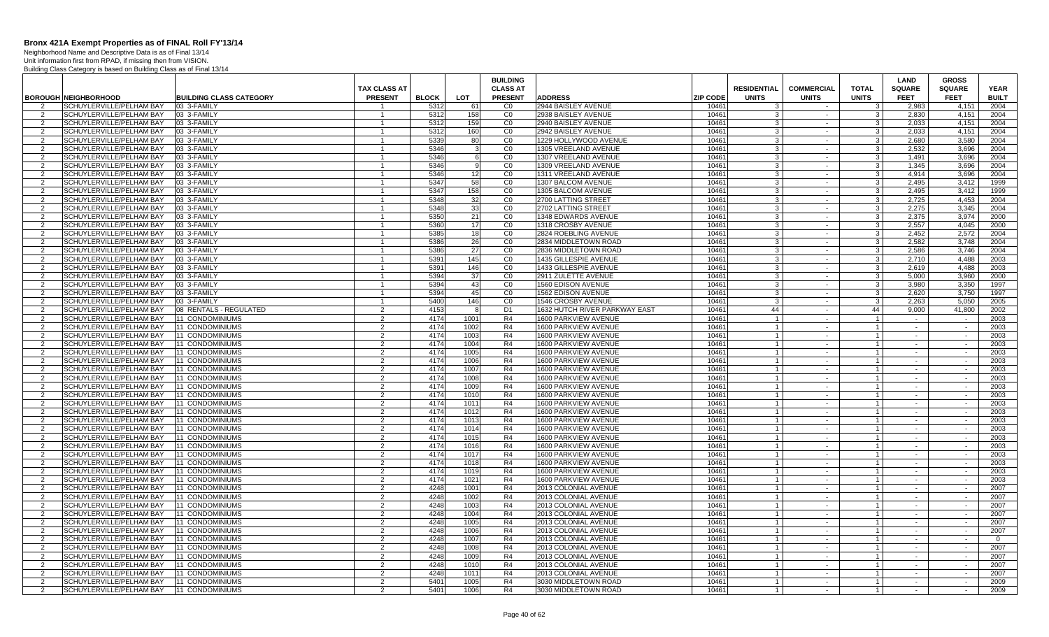# Bronx 421A Exempt Properties as of FINAL Roll FY'13/14

Neighborhood Name and Descriptive Data is as of Final 13/14
Unit information first from RPAD, if missing then from VISION.
Building Class Category is based on Building Class as of Final 13/14

| BOROUGH | NEIGHBORHOOD | BUILDING CLASS CATEGORY | TAX CLASS AT PRESENT | BLOCK | LOT | BUILDING CLASS AT PRESENT | ADDRESS | ZIP CODE | RESIDENTIAL UNITS | COMMERCIAL UNITS | TOTAL UNITS | LAND SQUARE FEET | GROSS SQUARE FEET | YEAR BUILT |
|---|---|---|---|---|---|---|---|---|---|---|---|---|---|---|
| 2 | SCHUYLERVILLE/PELHAM BAY | 03 3-FAMILY | 1 | 5312 | 61 | C0 | 2944 BAISLEY AVENUE | 10461 | 3 | - | 3 | 2,983 | 4,151 | 2004 |
| 2 | SCHUYLERVILLE/PELHAM BAY | 03 3-FAMILY | 1 | 5312 | 158 | C0 | 2938 BAISLEY AVENUE | 10461 | 3 | - | 3 | 2,830 | 4,151 | 2004 |
| 2 | SCHUYLERVILLE/PELHAM BAY | 03 3-FAMILY | 1 | 5312 | 159 | C0 | 2940 BAISLEY AVENUE | 10461 | 3 | - | 3 | 2,033 | 4,151 | 2004 |
| 2 | SCHUYLERVILLE/PELHAM BAY | 03 3-FAMILY | 1 | 5312 | 160 | C0 | 2942 BAISLEY AVENUE | 10461 | 3 | - | 3 | 2,033 | 4,151 | 2004 |
| 2 | SCHUYLERVILLE/PELHAM BAY | 03 3-FAMILY | 1 | 5339 | 80 | C0 | 1229 HOLLYWOOD AVENUE | 10461 | 3 | - | 3 | 2,680 | 3,580 | 2004 |
| 2 | SCHUYLERVILLE/PELHAM BAY | 03 3-FAMILY | 1 | 5346 | 3 | C0 | 1305 VREELAND AVENUE | 10461 | 3 | - | 3 | 2,532 | 3,696 | 2004 |
| 2 | SCHUYLERVILLE/PELHAM BAY | 03 3-FAMILY | 1 | 5346 | 6 | C0 | 1307 VREELAND AVENUE | 10461 | 3 | - | 3 | 1,491 | 3,696 | 2004 |
| 2 | SCHUYLERVILLE/PELHAM BAY | 03 3-FAMILY | 1 | 5346 | 9 | C0 | 1309 VREELAND AVENUE | 10461 | 3 | - | 3 | 1,345 | 3,696 | 2004 |
| 2 | SCHUYLERVILLE/PELHAM BAY | 03 3-FAMILY | 1 | 5346 | 12 | C0 | 1311 VREELAND AVENUE | 10461 | 3 | - | 3 | 4,914 | 3,696 | 2004 |
| 2 | SCHUYLERVILLE/PELHAM BAY | 03 3-FAMILY | 1 | 5347 | 58 | C0 | 1307 BALCOM AVENUE | 10461 | 3 | - | 3 | 2,495 | 3,412 | 1999 |
| 2 | SCHUYLERVILLE/PELHAM BAY | 03 3-FAMILY | 1 | 5347 | 158 | C0 | 1305 BALCOM AVENUE | 10461 | 3 | - | 3 | 2,495 | 3,412 | 1999 |
| 2 | SCHUYLERVILLE/PELHAM BAY | 03 3-FAMILY | 1 | 5348 | 32 | C0 | 2700 LATTING STREET | 10461 | 3 | - | 3 | 2,725 | 4,453 | 2004 |
| 2 | SCHUYLERVILLE/PELHAM BAY | 03 3-FAMILY | 1 | 5348 | 33 | C0 | 2702 LATTING STREET | 10461 | 3 | - | 3 | 2,275 | 3,345 | 2004 |
| 2 | SCHUYLERVILLE/PELHAM BAY | 03 3-FAMILY | 1 | 5350 | 21 | C0 | 1348 EDWARDS AVENUE | 10461 | 3 | - | 3 | 2,375 | 3,974 | 2000 |
| 2 | SCHUYLERVILLE/PELHAM BAY | 03 3-FAMILY | 1 | 5360 | 17 | C0 | 1318 CROSBY AVENUE | 10461 | 3 | - | 3 | 2,557 | 4,045 | 2000 |
| 2 | SCHUYLERVILLE/PELHAM BAY | 03 3-FAMILY | 1 | 5385 | 18 | C0 | 2824 ROEBLING AVENUE | 10461 | 3 | - | 3 | 2,452 | 2,572 | 2004 |
| 2 | SCHUYLERVILLE/PELHAM BAY | 03 3-FAMILY | 1 | 5386 | 26 | C0 | 2834 MIDDLETOWN ROAD | 10461 | 3 | - | 3 | 2,582 | 3,748 | 2004 |
| 2 | SCHUYLERVILLE/PELHAM BAY | 03 3-FAMILY | 1 | 5386 | 27 | C0 | 2836 MIDDLETOWN ROAD | 10461 | 3 | - | 3 | 2,586 | 3,746 | 2004 |
| 2 | SCHUYLERVILLE/PELHAM BAY | 03 3-FAMILY | 1 | 5391 | 145 | C0 | 1435 GILLESPIE AVENUE | 10461 | 3 | - | 3 | 2,710 | 4,488 | 2003 |
| 2 | SCHUYLERVILLE/PELHAM BAY | 03 3-FAMILY | 1 | 5391 | 146 | C0 | 1433 GILLESPIE AVENUE | 10461 | 3 | - | 3 | 2,619 | 4,488 | 2003 |
| 2 | SCHUYLERVILLE/PELHAM BAY | 03 3-FAMILY | 1 | 5394 | 37 | C0 | 2911 ZULETTE AVENUE | 10461 | 3 | - | 3 | 5,000 | 3,960 | 2000 |
| 2 | SCHUYLERVILLE/PELHAM BAY | 03 3-FAMILY | 1 | 5394 | 43 | C0 | 1560 EDISON AVENUE | 10461 | 3 | - | 3 | 3,980 | 3,350 | 1997 |
| 2 | SCHUYLERVILLE/PELHAM BAY | 03 3-FAMILY | 1 | 5394 | 45 | C0 | 1562 EDISON AVENUE | 10461 | 3 | - | 3 | 2,620 | 3,750 | 1997 |
| 2 | SCHUYLERVILLE/PELHAM BAY | 03 3-FAMILY | 1 | 5400 | 146 | C0 | 1546 CROSBY AVENUE | 10461 | 3 | - | 3 | 2,263 | 5,050 | 2005 |
| 2 | SCHUYLERVILLE/PELHAM BAY | 08 RENTALS - REGULATED | 2 | 4153 | 8 | D1 | 1632 HUTCH RIVER PARKWAY EAST | 10461 | 44 | - | 44 | 9,000 | 41,800 | 2002 |
| 2 | SCHUYLERVILLE/PELHAM BAY | 11 CONDOMINIUMS | 2 | 4174 | 1001 | R4 | 1600 PARKVIEW AVENUE | 10461 | 1 | - | 1 | - | - | 2003 |
| 2 | SCHUYLERVILLE/PELHAM BAY | 11 CONDOMINIUMS | 2 | 4174 | 1002 | R4 | 1600 PARKVIEW AVENUE | 10461 | 1 | - | 1 | - | - | 2003 |
| 2 | SCHUYLERVILLE/PELHAM BAY | 11 CONDOMINIUMS | 2 | 4174 | 1003 | R4 | 1600 PARKVIEW AVENUE | 10461 | 1 | - | 1 | - | - | 2003 |
| 2 | SCHUYLERVILLE/PELHAM BAY | 11 CONDOMINIUMS | 2 | 4174 | 1004 | R4 | 1600 PARKVIEW AVENUE | 10461 | 1 | - | 1 | - | - | 2003 |
| 2 | SCHUYLERVILLE/PELHAM BAY | 11 CONDOMINIUMS | 2 | 4174 | 1005 | R4 | 1600 PARKVIEW AVENUE | 10461 | 1 | - | 1 | - | - | 2003 |
| 2 | SCHUYLERVILLE/PELHAM BAY | 11 CONDOMINIUMS | 2 | 4174 | 1006 | R4 | 1600 PARKVIEW AVENUE | 10461 | 1 | - | 1 | - | - | 2003 |
| 2 | SCHUYLERVILLE/PELHAM BAY | 11 CONDOMINIUMS | 2 | 4174 | 1007 | R4 | 1600 PARKVIEW AVENUE | 10461 | 1 | - | 1 | - | - | 2003 |
| 2 | SCHUYLERVILLE/PELHAM BAY | 11 CONDOMINIUMS | 2 | 4174 | 1008 | R4 | 1600 PARKVIEW AVENUE | 10461 | 1 | - | 1 | - | - | 2003 |
| 2 | SCHUYLERVILLE/PELHAM BAY | 11 CONDOMINIUMS | 2 | 4174 | 1009 | R4 | 1600 PARKVIEW AVENUE | 10461 | 1 | - | 1 | - | - | 2003 |
| 2 | SCHUYLERVILLE/PELHAM BAY | 11 CONDOMINIUMS | 2 | 4174 | 1010 | R4 | 1600 PARKVIEW AVENUE | 10461 | 1 | - | 1 | - | - | 2003 |
| 2 | SCHUYLERVILLE/PELHAM BAY | 11 CONDOMINIUMS | 2 | 4174 | 1011 | R4 | 1600 PARKVIEW AVENUE | 10461 | 1 | - | 1 | - | - | 2003 |
| 2 | SCHUYLERVILLE/PELHAM BAY | 11 CONDOMINIUMS | 2 | 4174 | 1012 | R4 | 1600 PARKVIEW AVENUE | 10461 | 1 | - | 1 | - | - | 2003 |
| 2 | SCHUYLERVILLE/PELHAM BAY | 11 CONDOMINIUMS | 2 | 4174 | 1013 | R4 | 1600 PARKVIEW AVENUE | 10461 | 1 | - | 1 | - | - | 2003 |
| 2 | SCHUYLERVILLE/PELHAM BAY | 11 CONDOMINIUMS | 2 | 4174 | 1014 | R4 | 1600 PARKVIEW AVENUE | 10461 | 1 | - | 1 | - | - | 2003 |
| 2 | SCHUYLERVILLE/PELHAM BAY | 11 CONDOMINIUMS | 2 | 4174 | 1015 | R4 | 1600 PARKVIEW AVENUE | 10461 | 1 | - | 1 | - | - | 2003 |
| 2 | SCHUYLERVILLE/PELHAM BAY | 11 CONDOMINIUMS | 2 | 4174 | 1016 | R4 | 1600 PARKVIEW AVENUE | 10461 | 1 | - | 1 | - | - | 2003 |
| 2 | SCHUYLERVILLE/PELHAM BAY | 11 CONDOMINIUMS | 2 | 4174 | 1017 | R4 | 1600 PARKVIEW AVENUE | 10461 | 1 | - | 1 | - | - | 2003 |
| 2 | SCHUYLERVILLE/PELHAM BAY | 11 CONDOMINIUMS | 2 | 4174 | 1018 | R4 | 1600 PARKVIEW AVENUE | 10461 | 1 | - | 1 | - | - | 2003 |
| 2 | SCHUYLERVILLE/PELHAM BAY | 11 CONDOMINIUMS | 2 | 4174 | 1019 | R4 | 1600 PARKVIEW AVENUE | 10461 | 1 | - | 1 | - | - | 2003 |
| 2 | SCHUYLERVILLE/PELHAM BAY | 11 CONDOMINIUMS | 2 | 4174 | 1021 | R4 | 1600 PARKVIEW AVENUE | 10461 | 1 | - | 1 | - | - | 2003 |
| 2 | SCHUYLERVILLE/PELHAM BAY | 11 CONDOMINIUMS | 2 | 4248 | 1001 | R4 | 2013 COLONIAL AVENUE | 10461 | 1 | - | 1 | - | - | 2007 |
| 2 | SCHUYLERVILLE/PELHAM BAY | 11 CONDOMINIUMS | 2 | 4248 | 1002 | R4 | 2013 COLONIAL AVENUE | 10461 | 1 | - | 1 | - | - | 2007 |
| 2 | SCHUYLERVILLE/PELHAM BAY | 11 CONDOMINIUMS | 2 | 4248 | 1003 | R4 | 2013 COLONIAL AVENUE | 10461 | 1 | - | 1 | - | - | 2007 |
| 2 | SCHUYLERVILLE/PELHAM BAY | 11 CONDOMINIUMS | 2 | 4248 | 1004 | R4 | 2013 COLONIAL AVENUE | 10461 | 1 | - | 1 | - | - | 2007 |
| 2 | SCHUYLERVILLE/PELHAM BAY | 11 CONDOMINIUMS | 2 | 4248 | 1005 | R4 | 2013 COLONIAL AVENUE | 10461 | 1 | - | 1 | - | - | 2007 |
| 2 | SCHUYLERVILLE/PELHAM BAY | 11 CONDOMINIUMS | 2 | 4248 | 1006 | R4 | 2013 COLONIAL AVENUE | 10461 | 1 | - | 1 | - | - | 2007 |
| 2 | SCHUYLERVILLE/PELHAM BAY | 11 CONDOMINIUMS | 2 | 4248 | 1007 | R4 | 2013 COLONIAL AVENUE | 10461 | 1 | - | 1 | - | - | 0 |
| 2 | SCHUYLERVILLE/PELHAM BAY | 11 CONDOMINIUMS | 2 | 4248 | 1008 | R4 | 2013 COLONIAL AVENUE | 10461 | 1 | - | 1 | - | - | 2007 |
| 2 | SCHUYLERVILLE/PELHAM BAY | 11 CONDOMINIUMS | 2 | 4248 | 1009 | R4 | 2013 COLONIAL AVENUE | 10461 | 1 | - | 1 | - | - | 2007 |
| 2 | SCHUYLERVILLE/PELHAM BAY | 11 CONDOMINIUMS | 2 | 4248 | 1010 | R4 | 2013 COLONIAL AVENUE | 10461 | 1 | - | 1 | - | - | 2007 |
| 2 | SCHUYLERVILLE/PELHAM BAY | 11 CONDOMINIUMS | 2 | 4248 | 1011 | R4 | 2013 COLONIAL AVENUE | 10461 | 1 | - | 1 | - | - | 2007 |
| 2 | SCHUYLERVILLE/PELHAM BAY | 11 CONDOMINIUMS | 2 | 5401 | 1005 | R4 | 3030 MIDDLETOWN ROAD | 10461 | 1 | - | 1 | - | - | 2009 |
| 2 | SCHUYLERVILLE/PELHAM BAY | 11 CONDOMINIUMS | 2 | 5401 | 1006 | R4 | 3030 MIDDLETOWN ROAD | 10461 | 1 | - | 1 | - | - | 2009 |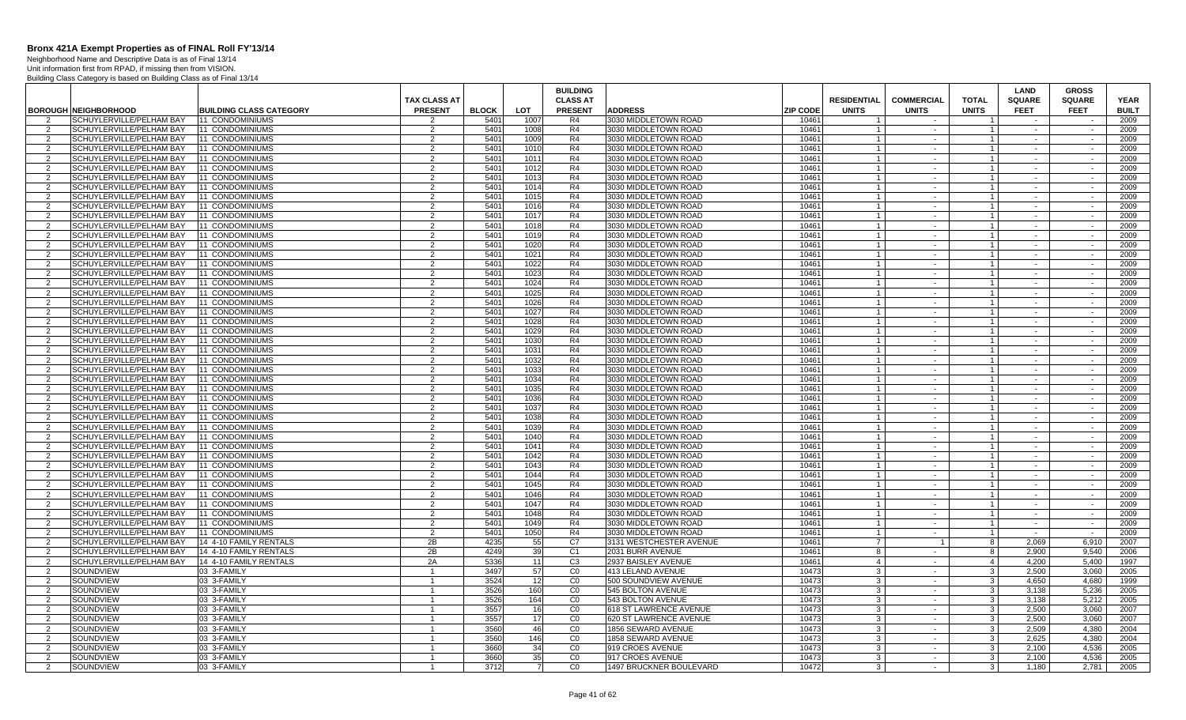# Bronx 421A Exempt Properties as of FINAL Roll FY'13/14

Neighborhood Name and Descriptive Data is as of Final 13/14
Unit information first from RPAD, if missing then from VISION.
Building Class Category is based on Building Class as of Final 13/14

| BOROUGH | NEIGHBORHOOD | BUILDING CLASS CATEGORY | TAX CLASS AT PRESENT | BLOCK | LOT | BUILDING CLASS AT PRESENT | ADDRESS | ZIP CODE | RESIDENTIAL UNITS | COMMERCIAL UNITS | TOTAL UNITS | LAND SQUARE FEET | GROSS SQUARE FEET | YEAR BUILT |
|---|---|---|---|---|---|---|---|---|---|---|---|---|---|---|
| 2 | SCHUYLERVILLE/PELHAM BAY | 11 CONDOMINIUMS | 2 | 5401 | 1007 | R4 | 3030 MIDDLETOWN ROAD | 10461 | 1 | - | 1 | - | - | 2009 |
| 2 | SCHUYLERVILLE/PELHAM BAY | 11 CONDOMINIUMS | 2 | 5401 | 1008 | R4 | 3030 MIDDLETOWN ROAD | 10461 | 1 | - | 1 | - | - | 2009 |
| 2 | SCHUYLERVILLE/PELHAM BAY | 11 CONDOMINIUMS | 2 | 5401 | 1009 | R4 | 3030 MIDDLETOWN ROAD | 10461 | 1 | - | 1 | - | - | 2009 |
| 2 | SCHUYLERVILLE/PELHAM BAY | 11 CONDOMINIUMS | 2 | 5401 | 1010 | R4 | 3030 MIDDLETOWN ROAD | 10461 | 1 | - | 1 | - | - | 2009 |
| 2 | SCHUYLERVILLE/PELHAM BAY | 11 CONDOMINIUMS | 2 | 5401 | 1011 | R4 | 3030 MIDDLETOWN ROAD | 10461 | 1 | - | 1 | - | - | 2009 |
| 2 | SCHUYLERVILLE/PELHAM BAY | 11 CONDOMINIUMS | 2 | 5401 | 1012 | R4 | 3030 MIDDLETOWN ROAD | 10461 | 1 | - | 1 | - | - | 2009 |
| 2 | SCHUYLERVILLE/PELHAM BAY | 11 CONDOMINIUMS | 2 | 5401 | 1013 | R4 | 3030 MIDDLETOWN ROAD | 10461 | 1 | - | 1 | - | - | 2009 |
| 2 | SCHUYLERVILLE/PELHAM BAY | 11 CONDOMINIUMS | 2 | 5401 | 1014 | R4 | 3030 MIDDLETOWN ROAD | 10461 | 1 | - | 1 | - | - | 2009 |
| 2 | SCHUYLERVILLE/PELHAM BAY | 11 CONDOMINIUMS | 2 | 5401 | 1015 | R4 | 3030 MIDDLETOWN ROAD | 10461 | 1 | - | 1 | - | - | 2009 |
| 2 | SCHUYLERVILLE/PELHAM BAY | 11 CONDOMINIUMS | 2 | 5401 | 1016 | R4 | 3030 MIDDLETOWN ROAD | 10461 | 1 | - | 1 | - | - | 2009 |
| 2 | SCHUYLERVILLE/PELHAM BAY | 11 CONDOMINIUMS | 2 | 5401 | 1017 | R4 | 3030 MIDDLETOWN ROAD | 10461 | 1 | - | 1 | - | - | 2009 |
| 2 | SCHUYLERVILLE/PELHAM BAY | 11 CONDOMINIUMS | 2 | 5401 | 1018 | R4 | 3030 MIDDLETOWN ROAD | 10461 | 1 | - | 1 | - | - | 2009 |
| 2 | SCHUYLERVILLE/PELHAM BAY | 11 CONDOMINIUMS | 2 | 5401 | 1019 | R4 | 3030 MIDDLETOWN ROAD | 10461 | 1 | - | 1 | - | - | 2009 |
| 2 | SCHUYLERVILLE/PELHAM BAY | 11 CONDOMINIUMS | 2 | 5401 | 1020 | R4 | 3030 MIDDLETOWN ROAD | 10461 | 1 | - | 1 | - | - | 2009 |
| 2 | SCHUYLERVILLE/PELHAM BAY | 11 CONDOMINIUMS | 2 | 5401 | 1021 | R4 | 3030 MIDDLETOWN ROAD | 10461 | 1 | - | 1 | - | - | 2009 |
| 2 | SCHUYLERVILLE/PELHAM BAY | 11 CONDOMINIUMS | 2 | 5401 | 1022 | R4 | 3030 MIDDLETOWN ROAD | 10461 | 1 | - | 1 | - | - | 2009 |
| 2 | SCHUYLERVILLE/PELHAM BAY | 11 CONDOMINIUMS | 2 | 5401 | 1023 | R4 | 3030 MIDDLETOWN ROAD | 10461 | 1 | - | 1 | - | - | 2009 |
| 2 | SCHUYLERVILLE/PELHAM BAY | 11 CONDOMINIUMS | 2 | 5401 | 1024 | R4 | 3030 MIDDLETOWN ROAD | 10461 | 1 | - | 1 | - | - | 2009 |
| 2 | SCHUYLERVILLE/PELHAM BAY | 11 CONDOMINIUMS | 2 | 5401 | 1025 | R4 | 3030 MIDDLETOWN ROAD | 10461 | 1 | - | 1 | - | - | 2009 |
| 2 | SCHUYLERVILLE/PELHAM BAY | 11 CONDOMINIUMS | 2 | 5401 | 1026 | R4 | 3030 MIDDLETOWN ROAD | 10461 | 1 | - | 1 | - | - | 2009 |
| 2 | SCHUYLERVILLE/PELHAM BAY | 11 CONDOMINIUMS | 2 | 5401 | 1027 | R4 | 3030 MIDDLETOWN ROAD | 10461 | 1 | - | 1 | - | - | 2009 |
| 2 | SCHUYLERVILLE/PELHAM BAY | 11 CONDOMINIUMS | 2 | 5401 | 1028 | R4 | 3030 MIDDLETOWN ROAD | 10461 | 1 | - | 1 | - | - | 2009 |
| 2 | SCHUYLERVILLE/PELHAM BAY | 11 CONDOMINIUMS | 2 | 5401 | 1029 | R4 | 3030 MIDDLETOWN ROAD | 10461 | 1 | - | 1 | - | - | 2009 |
| 2 | SCHUYLERVILLE/PELHAM BAY | 11 CONDOMINIUMS | 2 | 5401 | 1030 | R4 | 3030 MIDDLETOWN ROAD | 10461 | 1 | - | 1 | - | - | 2009 |
| 2 | SCHUYLERVILLE/PELHAM BAY | 11 CONDOMINIUMS | 2 | 5401 | 1031 | R4 | 3030 MIDDLETOWN ROAD | 10461 | 1 | - | 1 | - | - | 2009 |
| 2 | SCHUYLERVILLE/PELHAM BAY | 11 CONDOMINIUMS | 2 | 5401 | 1032 | R4 | 3030 MIDDLETOWN ROAD | 10461 | 1 | - | 1 | - | - | 2009 |
| 2 | SCHUYLERVILLE/PELHAM BAY | 11 CONDOMINIUMS | 2 | 5401 | 1033 | R4 | 3030 MIDDLETOWN ROAD | 10461 | 1 | - | 1 | - | - | 2009 |
| 2 | SCHUYLERVILLE/PELHAM BAY | 11 CONDOMINIUMS | 2 | 5401 | 1034 | R4 | 3030 MIDDLETOWN ROAD | 10461 | 1 | - | 1 | - | - | 2009 |
| 2 | SCHUYLERVILLE/PELHAM BAY | 11 CONDOMINIUMS | 2 | 5401 | 1035 | R4 | 3030 MIDDLETOWN ROAD | 10461 | 1 | - | 1 | - | - | 2009 |
| 2 | SCHUYLERVILLE/PELHAM BAY | 11 CONDOMINIUMS | 2 | 5401 | 1036 | R4 | 3030 MIDDLETOWN ROAD | 10461 | 1 | - | 1 | - | - | 2009 |
| 2 | SCHUYLERVILLE/PELHAM BAY | 11 CONDOMINIUMS | 2 | 5401 | 1037 | R4 | 3030 MIDDLETOWN ROAD | 10461 | 1 | - | 1 | - | - | 2009 |
| 2 | SCHUYLERVILLE/PELHAM BAY | 11 CONDOMINIUMS | 2 | 5401 | 1038 | R4 | 3030 MIDDLETOWN ROAD | 10461 | 1 | - | 1 | - | - | 2009 |
| 2 | SCHUYLERVILLE/PELHAM BAY | 11 CONDOMINIUMS | 2 | 5401 | 1039 | R4 | 3030 MIDDLETOWN ROAD | 10461 | 1 | - | 1 | - | - | 2009 |
| 2 | SCHUYLERVILLE/PELHAM BAY | 11 CONDOMINIUMS | 2 | 5401 | 1040 | R4 | 3030 MIDDLETOWN ROAD | 10461 | 1 | - | 1 | - | - | 2009 |
| 2 | SCHUYLERVILLE/PELHAM BAY | 11 CONDOMINIUMS | 2 | 5401 | 1041 | R4 | 3030 MIDDLETOWN ROAD | 10461 | 1 | - | 1 | - | - | 2009 |
| 2 | SCHUYLERVILLE/PELHAM BAY | 11 CONDOMINIUMS | 2 | 5401 | 1042 | R4 | 3030 MIDDLETOWN ROAD | 10461 | 1 | - | 1 | - | - | 2009 |
| 2 | SCHUYLERVILLE/PELHAM BAY | 11 CONDOMINIUMS | 2 | 5401 | 1043 | R4 | 3030 MIDDLETOWN ROAD | 10461 | 1 | - | 1 | - | - | 2009 |
| 2 | SCHUYLERVILLE/PELHAM BAY | 11 CONDOMINIUMS | 2 | 5401 | 1044 | R4 | 3030 MIDDLETOWN ROAD | 10461 | 1 | - | 1 | - | - | 2009 |
| 2 | SCHUYLERVILLE/PELHAM BAY | 11 CONDOMINIUMS | 2 | 5401 | 1045 | R4 | 3030 MIDDLETOWN ROAD | 10461 | 1 | - | 1 | - | - | 2009 |
| 2 | SCHUYLERVILLE/PELHAM BAY | 11 CONDOMINIUMS | 2 | 5401 | 1046 | R4 | 3030 MIDDLETOWN ROAD | 10461 | 1 | - | 1 | - | - | 2009 |
| 2 | SCHUYLERVILLE/PELHAM BAY | 11 CONDOMINIUMS | 2 | 5401 | 1047 | R4 | 3030 MIDDLETOWN ROAD | 10461 | 1 | - | 1 | - | - | 2009 |
| 2 | SCHUYLERVILLE/PELHAM BAY | 11 CONDOMINIUMS | 2 | 5401 | 1048 | R4 | 3030 MIDDLETOWN ROAD | 10461 | 1 | - | 1 | - | - | 2009 |
| 2 | SCHUYLERVILLE/PELHAM BAY | 11 CONDOMINIUMS | 2 | 5401 | 1049 | R4 | 3030 MIDDLETOWN ROAD | 10461 | 1 | - | 1 | - | - | 2009 |
| 2 | SCHUYLERVILLE/PELHAM BAY | 11 CONDOMINIUMS | 2 | 5401 | 1050 | R4 | 3030 MIDDLETOWN ROAD | 10461 | 1 | - | 1 | - | - | 2009 |
| 2 | SCHUYLERVILLE/PELHAM BAY | 14 4-10 FAMILY RENTALS | 2B | 4235 | 55 | C7 | 3131 WESTCHESTER AVENUE | 10461 | 7 | 1 | 8 | 2,069 | 6,910 | 2007 |
| 2 | SCHUYLERVILLE/PELHAM BAY | 14 4-10 FAMILY RENTALS | 2B | 4249 | 39 | C1 | 2031 BURR AVENUE | 10461 | 8 | - | 8 | 2,900 | 9,540 | 2006 |
| 2 | SCHUYLERVILLE/PELHAM BAY | 14 4-10 FAMILY RENTALS | 2A | 5336 | 11 | C3 | 2937 BAISLEY AVENUE | 10461 | 4 | - | 4 | 4,200 | 5,400 | 1997 |
| 2 | SOUNDVIEW | 03 3-FAMILY | 1 | 3497 | 57 | C0 | 413 LELAND AVENUE | 10473 | 3 | - | 3 | 2,500 | 3,060 | 2005 |
| 2 | SOUNDVIEW | 03 3-FAMILY | 1 | 3524 | 12 | C0 | 500 SOUNDVIEW AVENUE | 10473 | 3 | - | 3 | 4,650 | 4,680 | 1999 |
| 2 | SOUNDVIEW | 03 3-FAMILY | 1 | 3526 | 160 | C0 | 545 BOLTON AVENUE | 10473 | 3 | - | 3 | 3,138 | 5,236 | 2005 |
| 2 | SOUNDVIEW | 03 3-FAMILY | 1 | 3526 | 164 | C0 | 543 BOLTON AVENUE | 10473 | 3 | - | 3 | 3,138 | 5,212 | 2005 |
| 2 | SOUNDVIEW | 03 3-FAMILY | 1 | 3557 | 16 | C0 | 618 ST LAWRENCE AVENUE | 10473 | 3 | - | 3 | 2,500 | 3,060 | 2007 |
| 2 | SOUNDVIEW | 03 3-FAMILY | 1 | 3557 | 17 | C0 | 620 ST LAWRENCE AVENUE | 10473 | 3 | - | 3 | 2,500 | 3,060 | 2007 |
| 2 | SOUNDVIEW | 03 3-FAMILY | 1 | 3560 | 46 | C0 | 1856 SEWARD AVENUE | 10473 | 3 | - | 3 | 2,509 | 4,380 | 2004 |
| 2 | SOUNDVIEW | 03 3-FAMILY | 1 | 3560 | 146 | C0 | 1858 SEWARD AVENUE | 10473 | 3 | - | 3 | 2,625 | 4,380 | 2004 |
| 2 | SOUNDVIEW | 03 3-FAMILY | 1 | 3660 | 34 | C0 | 919 CROES AVENUE | 10473 | 3 | - | 3 | 2,100 | 4,536 | 2005 |
| 2 | SOUNDVIEW | 03 3-FAMILY | 1 | 3660 | 35 | C0 | 917 CROES AVENUE | 10473 | 3 | - | 3 | 2,100 | 4,536 | 2005 |
| 2 | SOUNDVIEW | 03 3-FAMILY | 1 | 3712 | 7 | C0 | 1497 BRUCKNER BOULEVARD | 10472 | 3 | - | 3 | 1,180 | 2,781 | 2005 |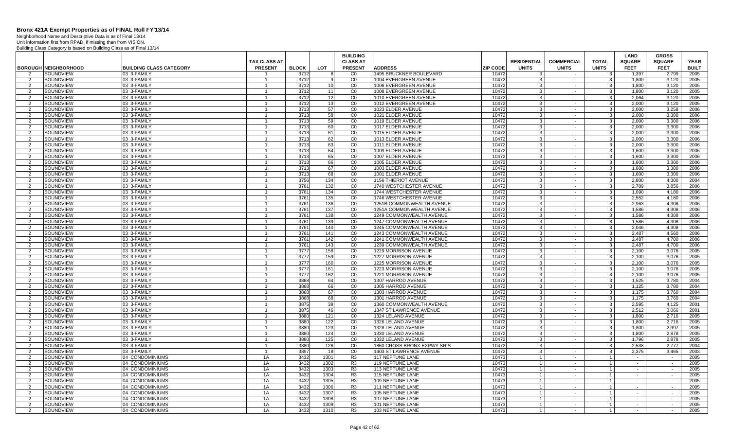# Bronx 421A Exempt Properties as of FINAL Roll FY'13/14

Neighborhood Name and Descriptive Data is as of Final 13/14
Unit information first from RPAD, if missing then from VISION.
Building Class Category is based on Building Class as of Final 13/14

| BOROUGH | NEIGHBORHOOD | BUILDING CLASS CATEGORY | TAX CLASS AT PRESENT | BLOCK | LOT | BUILDING CLASS AT PRESENT | ADDRESS | ZIP CODE | RESIDENTIAL UNITS | COMMERCIAL UNITS | TOTAL UNITS | LAND SQUARE FEET | GROSS SQUARE FEET | YEAR BUILT |
|---|---|---|---|---|---|---|---|---|---|---|---|---|---|---|
| 2 | SOUNDVIEW | 03 3-FAMILY | 1 | 3712 | 8 | C0 | 1495 BRUCKNER BOULEVARD | 10472 | 3 | - | 3 | 1,397 | 2,799 | 2005 |
| 2 | SOUNDVIEW | 03 3-FAMILY | 1 | 3712 | 9 | C0 | 1004 EVERGREEN AVENUE | 10472 | 3 | - | 3 | 1,800 | 3,120 | 2005 |
| 2 | SOUNDVIEW | 03 3-FAMILY | 1 | 3712 | 10 | C0 | 1006 EVERGREEN AVENUE | 10472 | 3 | - | 3 | 1,800 | 3,120 | 2005 |
| 2 | SOUNDVIEW | 03 3-FAMILY | 1 | 3712 | 11 | C0 | 1008 EVERGREEN AVENUE | 10472 | 3 | - | 3 | 1,800 | 3,120 | 2005 |
| 2 | SOUNDVIEW | 03 3-FAMILY | 1 | 3712 | 12 | C0 | 1010 EVERGREEN AVENUE | 10472 | 3 | - | 3 | 2,064 | 3,120 | 2005 |
| 2 | SOUNDVIEW | 03 3-FAMILY | 1 | 3712 | 13 | C0 | 1012 EVERGREEN AVENUE | 10472 | 3 | - | 3 | 2,000 | 3,120 | 2005 |
| 2 | SOUNDVIEW | 03 3-FAMILY | 1 | 3713 | 57 | C0 | 1023 ELDER AVENUE | 10472 | 3 | - | 3 | 2,000 | 3,258 | 2006 |
| 2 | SOUNDVIEW | 03 3-FAMILY | 1 | 3713 | 58 | C0 | 1021 ELDER AVENUE | 10472 | 3 | - | 3 | 2,000 | 3,300 | 2006 |
| 2 | SOUNDVIEW | 03 3-FAMILY | 1 | 3713 | 59 | C0 | 1019 ELDER AVENUE | 10472 | 3 | - | 3 | 2,000 | 3,300 | 2006 |
| 2 | SOUNDVIEW | 03 3-FAMILY | 1 | 3713 | 60 | C0 | 1017 ELDER AVENUE | 10472 | 3 | - | 3 | 2,000 | 3,300 | 2006 |
| 2 | SOUNDVIEW | 03 3-FAMILY | 1 | 3713 | 61 | C0 | 1015 ELDER AVENUE | 10472 | 3 | - | 3 | 2,000 | 3,300 | 2006 |
| 2 | SOUNDVIEW | 03 3-FAMILY | 1 | 3713 | 62 | C0 | 1013 ELDER AVENUE | 10472 | 3 | - | 3 | 2,000 | 3,300 | 2006 |
| 2 | SOUNDVIEW | 03 3-FAMILY | 1 | 3713 | 63 | C0 | 1011 ELDER AVENUE | 10472 | 3 | - | 3 | 2,000 | 3,300 | 2006 |
| 2 | SOUNDVIEW | 03 3-FAMILY | 1 | 3713 | 64 | C0 | 1009 ELDER AVENUE | 10472 | 3 | - | 3 | 1,600 | 3,300 | 2006 |
| 2 | SOUNDVIEW | 03 3-FAMILY | 1 | 3713 | 65 | C0 | 1007 ELDER AVENUE | 10472 | 3 | - | 3 | 1,600 | 3,300 | 2006 |
| 2 | SOUNDVIEW | 03 3-FAMILY | 1 | 3713 | 66 | C0 | 1005 ELDER AVENUE | 10472 | 3 | - | 3 | 1,600 | 3,300 | 2006 |
| 2 | SOUNDVIEW | 03 3-FAMILY | 1 | 3713 | 67 | C0 | 1003 ELDER AVENUE | 10472 | 3 | - | 3 | 1,600 | 3,300 | 2006 |
| 2 | SOUNDVIEW | 03 3-FAMILY | 1 | 3713 | 68 | C0 | 1001 ELDER AVENUE | 10472 | 3 | - | 3 | 1,600 | 3,300 | 2006 |
| 2 | SOUNDVIEW | 03 3-FAMILY | 1 | 3756 | 134 | C0 | 1156 THIERIOT AVENUE | 10472 | 3 | - | 3 | 2,800 | 4,300 | 2004 |
| 2 | SOUNDVIEW | 03 3-FAMILY | 1 | 3761 | 132 | C0 | 1740 WESTCHESTER AVENUE | 10472 | 3 | - | 3 | 2,709 | 3,856 | 2006 |
| 2 | SOUNDVIEW | 03 3-FAMILY | 1 | 3761 | 134 | C0 | 1744 WESTCHESTER AVENUE | 10472 | 3 | - | 3 | 1,690 | 4,180 | 2006 |
| 2 | SOUNDVIEW | 03 3-FAMILY | 1 | 3761 | 135 | C0 | 1746 WESTCHESTER AVENUE | 10472 | 3 | - | 3 | 2,552 | 4,180 | 2006 |
| 2 | SOUNDVIEW | 03 3-FAMILY | 1 | 3761 | 136 | C0 | 1251B COMMONWEALTH AVENUE | 10472 | 3 | - | 3 | 2,963 | 4,308 | 2006 |
| 2 | SOUNDVIEW | 03 3-FAMILY | 1 | 3761 | 137 | C0 | 1251A COMMONWEALTH AVENUE | 10472 | 3 | - | 3 | 1,586 | 4,308 | 2006 |
| 2 | SOUNDVIEW | 03 3-FAMILY | 1 | 3761 | 138 | C0 | 1249 COMMONWEALTH AVENUE | 10472 | 3 | - | 3 | 1,586 | 4,308 | 2006 |
| 2 | SOUNDVIEW | 03 3-FAMILY | 1 | 3761 | 139 | C0 | 1247 COMMONWEALTH AVENUE | 10472 | 3 | - | 3 | 1,586 | 4,308 | 2006 |
| 2 | SOUNDVIEW | 03 3-FAMILY | 1 | 3761 | 140 | C0 | 1245 COMMONWEALTH AVENUE | 10472 | 3 | - | 3 | 2,046 | 4,308 | 2006 |
| 2 | SOUNDVIEW | 03 3-FAMILY | 1 | 3761 | 141 | C0 | 1243 COMMONWEALTH AVENUE | 10472 | 3 | - | 3 | 2,487 | 4,560 | 2006 |
| 2 | SOUNDVIEW | 03 3-FAMILY | 1 | 3761 | 142 | C0 | 1241 COMMONWEALTH AVENUE | 10472 | 3 | - | 3 | 2,487 | 4,700 | 2006 |
| 2 | SOUNDVIEW | 03 3-FAMILY | 1 | 3761 | 143 | C0 | 1239 COMMONWEALTH AVENUE | 10472 | 3 | - | 3 | 2,487 | 4,700 | 2006 |
| 2 | SOUNDVIEW | 03 3-FAMILY | 1 | 3777 | 158 | C0 | 1229 MORRISON AVENUE | 10472 | 3 | - | 3 | 2,100 | 3,076 | 2005 |
| 2 | SOUNDVIEW | 03 3-FAMILY | 1 | 3777 | 159 | C0 | 1227 MORRISON AVENUE | 10472 | 3 | - | 3 | 2,100 | 3,076 | 2005 |
| 2 | SOUNDVIEW | 03 3-FAMILY | 1 | 3777 | 160 | C0 | 1225 MORRISON AVENUE | 10472 | 3 | - | 3 | 2,100 | 3,076 | 2005 |
| 2 | SOUNDVIEW | 03 3-FAMILY | 1 | 3777 | 161 | C0 | 1223 MORRISON AVENUE | 10472 | 3 | - | 3 | 2,100 | 3,076 | 2005 |
| 2 | SOUNDVIEW | 03 3-FAMILY | 1 | 3777 | 162 | C0 | 1221 MORRISON AVENUE | 10472 | 3 | - | 3 | 2,100 | 3,076 | 2005 |
| 2 | SOUNDVIEW | 03 3-FAMILY | 1 | 3868 | 64 | C0 | 1307 HARROD AVENUE | 10472 | 3 | - | 3 | 1,525 | 3,780 | 2004 |
| 2 | SOUNDVIEW | 03 3-FAMILY | 1 | 3868 | 66 | C0 | 1305 HARROD AVENUE | 10472 | 3 | - | 3 | 1,125 | 3,780 | 2004 |
| 2 | SOUNDVIEW | 03 3-FAMILY | 1 | 3868 | 67 | C0 | 1303 HARROD AVENUE | 10472 | 3 | - | 3 | 1,175 | 3,760 | 2004 |
| 2 | SOUNDVIEW | 03 3-FAMILY | 1 | 3868 | 68 | C0 | 1301 HARROD AVENUE | 10472 | 3 | - | 3 | 1,175 | 3,760 | 2004 |
| 2 | SOUNDVIEW | 03 3-FAMILY | 1 | 3875 | 39 | C0 | 1360 COMMONWEALTH AVENUE | 10472 | 3 | - | 3 | 2,595 | 4,125 | 2001 |
| 2 | SOUNDVIEW | 03 3-FAMILY | 1 | 3875 | 46 | C0 | 1347 ST LAWRENCE AVENUE | 10472 | 3 | - | 3 | 2,512 | 3,066 | 2001 |
| 2 | SOUNDVIEW | 03 3-FAMILY | 1 | 3880 | 121 | C0 | 1324 LELAND AVENUE | 10472 | 3 | - | 3 | 1,800 | 2,716 | 2005 |
| 2 | SOUNDVIEW | 03 3-FAMILY | 1 | 3880 | 122 | C0 | 1326 LELAND AVENUE | 10472 | 3 | - | 3 | 1,800 | 2,716 | 2005 |
| 2 | SOUNDVIEW | 03 3-FAMILY | 1 | 3880 | 123 | C0 | 1328 LELAND AVENUE | 10472 | 3 | - | 3 | 1,800 | 2,997 | 2005 |
| 2 | SOUNDVIEW | 03 3-FAMILY | 1 | 3880 | 124 | C0 | 1330 LELAND AVENUE | 10472 | 3 | - | 3 | 1,800 | 2,878 | 2005 |
| 2 | SOUNDVIEW | 03 3-FAMILY | 1 | 3880 | 125 | C0 | 1332 LELAND AVENUE | 10472 | 3 | - | 3 | 1,796 | 2,878 | 2005 |
| 2 | SOUNDVIEW | 03 3-FAMILY | 1 | 3880 | 126 | C0 | 1860 CROSS BRONX EXPWY SR S | 10472 | 3 | - | 3 | 2,538 | 2,777 | 2004 |
| 2 | SOUNDVIEW | 03 3-FAMILY | 1 | 3897 | 18 | C0 | 1403 ST LAWRENCE AVENUE | 10472 | 3 | - | 3 | 2,375 | 3,465 | 2003 |
| 2 | SOUNDVIEW | 04 CONDOMINIUMS | 1A | 3432 | 1301 | R3 | 117 NEPTUNE LANE | 10473 | 1 | - | 1 | - | - | 2005 |
| 2 | SOUNDVIEW | 04 CONDOMINIUMS | 1A | 3432 | 1302 | R3 | 119 NEPTUNE LANE | 10473 | 1 | - | 1 | - | - | 2005 |
| 2 | SOUNDVIEW | 04 CONDOMINIUMS | 1A | 3432 | 1303 | R3 | 113 NEPTUNE LANE | 10473 | 1 | - | 1 | - | - | 2005 |
| 2 | SOUNDVIEW | 04 CONDOMINIUMS | 1A | 3432 | 1304 | R3 | 115 NEPTUNE LANE | 10473 | 1 | - | 1 | - | - | 2005 |
| 2 | SOUNDVIEW | 04 CONDOMINIUMS | 1A | 3432 | 1305 | R3 | 109 NEPTUNE LANE | 10473 | 1 | - | 1 | - | - | 2005 |
| 2 | SOUNDVIEW | 04 CONDOMINIUMS | 1A | 3432 | 1306 | R3 | 111 NEPTUNE LANE | 10473 | 1 | - | 1 | - | - | 2005 |
| 2 | SOUNDVIEW | 04 CONDOMINIUMS | 1A | 3432 | 1307 | R3 | 105 NEPTUNE LANE | 10473 | 1 | - | 1 | - | - | 2005 |
| 2 | SOUNDVIEW | 04 CONDOMINIUMS | 1A | 3432 | 1308 | R3 | 107 NEPTUNE LANE | 10473 | 1 | - | 1 | - | - | 2005 |
| 2 | SOUNDVIEW | 04 CONDOMINIUMS | 1A | 3432 | 1309 | R3 | 101 NEPTUNE LANE | 10473 | 1 | - | 1 | - | - | 2005 |
| 2 | SOUNDVIEW | 04 CONDOMINIUMS | 1A | 3432 | 1310 | R3 | 103 NEPTUNE LANE | 10473 | 1 | - | 1 | - | - | 2005 |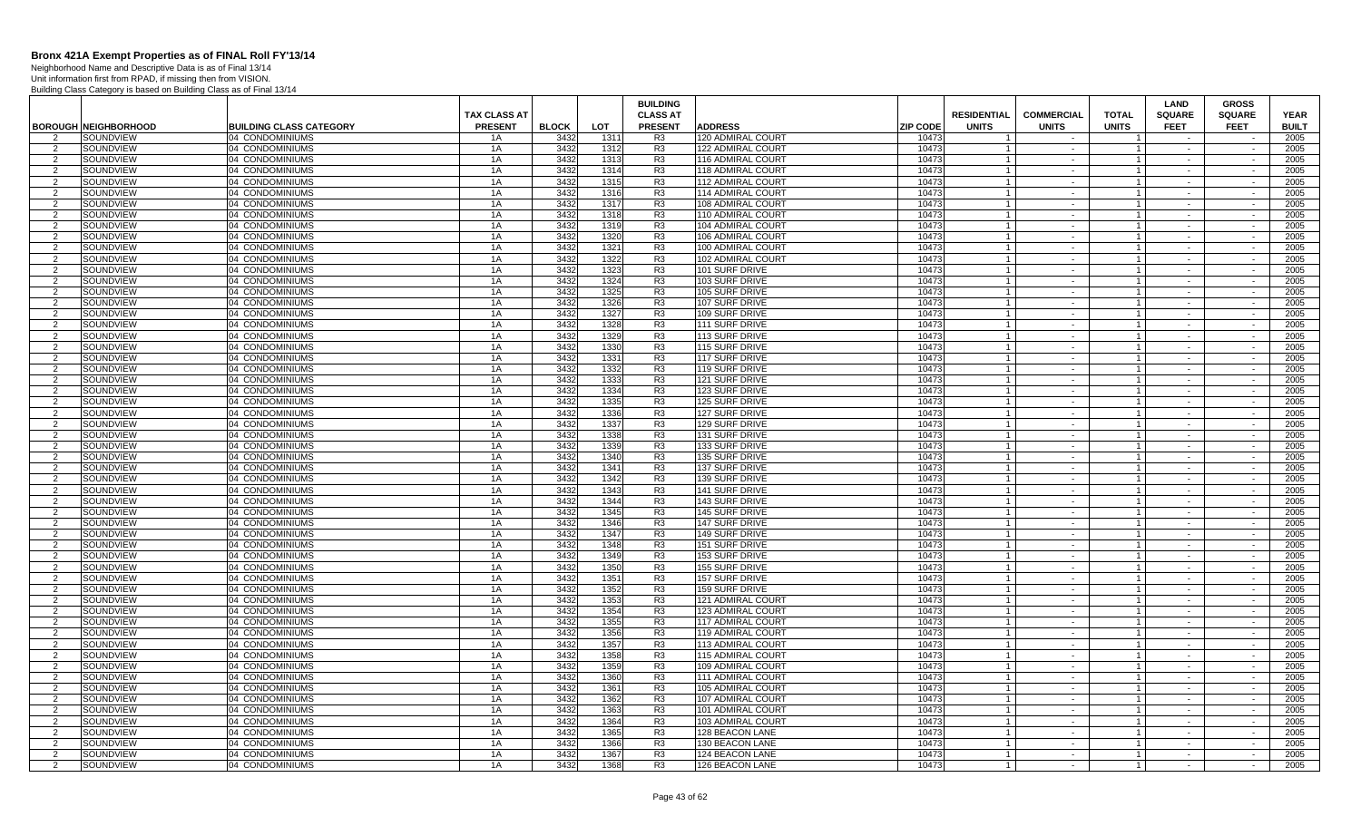# Bronx 421A Exempt Properties as of FINAL Roll FY'13/14

Neighborhood Name and Descriptive Data is as of Final 13/14
Unit information first from RPAD, if missing then from VISION.
Building Class Category is based on Building Class as of Final 13/14

| BOROUGH | NEIGHBORHOOD | BUILDING CLASS CATEGORY | TAX CLASS AT PRESENT | BLOCK | LOT | BUILDING CLASS AT PRESENT | ADDRESS | ZIP CODE | RESIDENTIAL UNITS | COMMERCIAL UNITS | TOTAL UNITS | LAND SQUARE FEET | GROSS SQUARE FEET | YEAR BUILT |
|---|---|---|---|---|---|---|---|---|---|---|---|---|---|---|
| 2 | SOUNDVIEW | 04 CONDOMINIUMS | 1A | 3432 | 1311 | R3 | 120 ADMIRAL COURT | 10473 | 1 | - | 1 | - | - | 2005 |
| 2 | SOUNDVIEW | 04 CONDOMINIUMS | 1A | 3432 | 1312 | R3 | 122 ADMIRAL COURT | 10473 | 1 | - | 1 | - | - | 2005 |
| 2 | SOUNDVIEW | 04 CONDOMINIUMS | 1A | 3432 | 1313 | R3 | 116 ADMIRAL COURT | 10473 | 1 | - | 1 | - | - | 2005 |
| 2 | SOUNDVIEW | 04 CONDOMINIUMS | 1A | 3432 | 1314 | R3 | 118 ADMIRAL COURT | 10473 | 1 | - | 1 | - | - | 2005 |
| 2 | SOUNDVIEW | 04 CONDOMINIUMS | 1A | 3432 | 1315 | R3 | 112 ADMIRAL COURT | 10473 | 1 | - | 1 | - | - | 2005 |
| 2 | SOUNDVIEW | 04 CONDOMINIUMS | 1A | 3432 | 1316 | R3 | 114 ADMIRAL COURT | 10473 | 1 | - | 1 | - | - | 2005 |
| 2 | SOUNDVIEW | 04 CONDOMINIUMS | 1A | 3432 | 1317 | R3 | 108 ADMIRAL COURT | 10473 | 1 | - | 1 | - | - | 2005 |
| 2 | SOUNDVIEW | 04 CONDOMINIUMS | 1A | 3432 | 1318 | R3 | 110 ADMIRAL COURT | 10473 | 1 | - | 1 | - | - | 2005 |
| 2 | SOUNDVIEW | 04 CONDOMINIUMS | 1A | 3432 | 1319 | R3 | 104 ADMIRAL COURT | 10473 | 1 | - | 1 | - | - | 2005 |
| 2 | SOUNDVIEW | 04 CONDOMINIUMS | 1A | 3432 | 1320 | R3 | 106 ADMIRAL COURT | 10473 | 1 | - | 1 | - | - | 2005 |
| 2 | SOUNDVIEW | 04 CONDOMINIUMS | 1A | 3432 | 1321 | R3 | 100 ADMIRAL COURT | 10473 | 1 | - | 1 | - | - | 2005 |
| 2 | SOUNDVIEW | 04 CONDOMINIUMS | 1A | 3432 | 1322 | R3 | 102 ADMIRAL COURT | 10473 | 1 | - | 1 | - | - | 2005 |
| 2 | SOUNDVIEW | 04 CONDOMINIUMS | 1A | 3432 | 1323 | R3 | 101 SURF DRIVE | 10473 | 1 | - | 1 | - | - | 2005 |
| 2 | SOUNDVIEW | 04 CONDOMINIUMS | 1A | 3432 | 1324 | R3 | 103 SURF DRIVE | 10473 | 1 | - | 1 | - | - | 2005 |
| 2 | SOUNDVIEW | 04 CONDOMINIUMS | 1A | 3432 | 1325 | R3 | 105 SURF DRIVE | 10473 | 1 | - | 1 | - | - | 2005 |
| 2 | SOUNDVIEW | 04 CONDOMINIUMS | 1A | 3432 | 1326 | R3 | 107 SURF DRIVE | 10473 | 1 | - | 1 | - | - | 2005 |
| 2 | SOUNDVIEW | 04 CONDOMINIUMS | 1A | 3432 | 1327 | R3 | 109 SURF DRIVE | 10473 | 1 | - | 1 | - | - | 2005 |
| 2 | SOUNDVIEW | 04 CONDOMINIUMS | 1A | 3432 | 1328 | R3 | 111 SURF DRIVE | 10473 | 1 | - | 1 | - | - | 2005 |
| 2 | SOUNDVIEW | 04 CONDOMINIUMS | 1A | 3432 | 1329 | R3 | 113 SURF DRIVE | 10473 | 1 | - | 1 | - | - | 2005 |
| 2 | SOUNDVIEW | 04 CONDOMINIUMS | 1A | 3432 | 1330 | R3 | 115 SURF DRIVE | 10473 | 1 | - | 1 | - | - | 2005 |
| 2 | SOUNDVIEW | 04 CONDOMINIUMS | 1A | 3432 | 1331 | R3 | 117 SURF DRIVE | 10473 | 1 | - | 1 | - | - | 2005 |
| 2 | SOUNDVIEW | 04 CONDOMINIUMS | 1A | 3432 | 1332 | R3 | 119 SURF DRIVE | 10473 | 1 | - | 1 | - | - | 2005 |
| 2 | SOUNDVIEW | 04 CONDOMINIUMS | 1A | 3432 | 1333 | R3 | 121 SURF DRIVE | 10473 | 1 | - | 1 | - | - | 2005 |
| 2 | SOUNDVIEW | 04 CONDOMINIUMS | 1A | 3432 | 1334 | R3 | 123 SURF DRIVE | 10473 | 1 | - | 1 | - | - | 2005 |
| 2 | SOUNDVIEW | 04 CONDOMINIUMS | 1A | 3432 | 1335 | R3 | 125 SURF DRIVE | 10473 | 1 | - | 1 | - | - | 2005 |
| 2 | SOUNDVIEW | 04 CONDOMINIUMS | 1A | 3432 | 1336 | R3 | 127 SURF DRIVE | 10473 | 1 | - | 1 | - | - | 2005 |
| 2 | SOUNDVIEW | 04 CONDOMINIUMS | 1A | 3432 | 1337 | R3 | 129 SURF DRIVE | 10473 | 1 | - | 1 | - | - | 2005 |
| 2 | SOUNDVIEW | 04 CONDOMINIUMS | 1A | 3432 | 1338 | R3 | 131 SURF DRIVE | 10473 | 1 | - | 1 | - | - | 2005 |
| 2 | SOUNDVIEW | 04 CONDOMINIUMS | 1A | 3432 | 1339 | R3 | 133 SURF DRIVE | 10473 | 1 | - | 1 | - | - | 2005 |
| 2 | SOUNDVIEW | 04 CONDOMINIUMS | 1A | 3432 | 1340 | R3 | 135 SURF DRIVE | 10473 | 1 | - | 1 | - | - | 2005 |
| 2 | SOUNDVIEW | 04 CONDOMINIUMS | 1A | 3432 | 1341 | R3 | 137 SURF DRIVE | 10473 | 1 | - | 1 | - | - | 2005 |
| 2 | SOUNDVIEW | 04 CONDOMINIUMS | 1A | 3432 | 1342 | R3 | 139 SURF DRIVE | 10473 | 1 | - | 1 | - | - | 2005 |
| 2 | SOUNDVIEW | 04 CONDOMINIUMS | 1A | 3432 | 1343 | R3 | 141 SURF DRIVE | 10473 | 1 | - | 1 | - | - | 2005 |
| 2 | SOUNDVIEW | 04 CONDOMINIUMS | 1A | 3432 | 1344 | R3 | 143 SURF DRIVE | 10473 | 1 | - | 1 | - | - | 2005 |
| 2 | SOUNDVIEW | 04 CONDOMINIUMS | 1A | 3432 | 1345 | R3 | 145 SURF DRIVE | 10473 | 1 | - | 1 | - | - | 2005 |
| 2 | SOUNDVIEW | 04 CONDOMINIUMS | 1A | 3432 | 1346 | R3 | 147 SURF DRIVE | 10473 | 1 | - | 1 | - | - | 2005 |
| 2 | SOUNDVIEW | 04 CONDOMINIUMS | 1A | 3432 | 1347 | R3 | 149 SURF DRIVE | 10473 | 1 | - | 1 | - | - | 2005 |
| 2 | SOUNDVIEW | 04 CONDOMINIUMS | 1A | 3432 | 1348 | R3 | 151 SURF DRIVE | 10473 | 1 | - | 1 | - | - | 2005 |
| 2 | SOUNDVIEW | 04 CONDOMINIUMS | 1A | 3432 | 1349 | R3 | 153 SURF DRIVE | 10473 | 1 | - | 1 | - | - | 2005 |
| 2 | SOUNDVIEW | 04 CONDOMINIUMS | 1A | 3432 | 1350 | R3 | 155 SURF DRIVE | 10473 | 1 | - | 1 | - | - | 2005 |
| 2 | SOUNDVIEW | 04 CONDOMINIUMS | 1A | 3432 | 1351 | R3 | 157 SURF DRIVE | 10473 | 1 | - | 1 | - | - | 2005 |
| 2 | SOUNDVIEW | 04 CONDOMINIUMS | 1A | 3432 | 1352 | R3 | 159 SURF DRIVE | 10473 | 1 | - | 1 | - | - | 2005 |
| 2 | SOUNDVIEW | 04 CONDOMINIUMS | 1A | 3432 | 1353 | R3 | 121 ADMIRAL COURT | 10473 | 1 | - | 1 | - | - | 2005 |
| 2 | SOUNDVIEW | 04 CONDOMINIUMS | 1A | 3432 | 1354 | R3 | 123 ADMIRAL COURT | 10473 | 1 | - | 1 | - | - | 2005 |
| 2 | SOUNDVIEW | 04 CONDOMINIUMS | 1A | 3432 | 1355 | R3 | 117 ADMIRAL COURT | 10473 | 1 | - | 1 | - | - | 2005 |
| 2 | SOUNDVIEW | 04 CONDOMINIUMS | 1A | 3432 | 1356 | R3 | 119 ADMIRAL COURT | 10473 | 1 | - | 1 | - | - | 2005 |
| 2 | SOUNDVIEW | 04 CONDOMINIUMS | 1A | 3432 | 1357 | R3 | 113 ADMIRAL COURT | 10473 | 1 | - | 1 | - | - | 2005 |
| 2 | SOUNDVIEW | 04 CONDOMINIUMS | 1A | 3432 | 1358 | R3 | 115 ADMIRAL COURT | 10473 | 1 | - | 1 | - | - | 2005 |
| 2 | SOUNDVIEW | 04 CONDOMINIUMS | 1A | 3432 | 1359 | R3 | 109 ADMIRAL COURT | 10473 | 1 | - | 1 | - | - | 2005 |
| 2 | SOUNDVIEW | 04 CONDOMINIUMS | 1A | 3432 | 1360 | R3 | 111 ADMIRAL COURT | 10473 | 1 | - | 1 | - | - | 2005 |
| 2 | SOUNDVIEW | 04 CONDOMINIUMS | 1A | 3432 | 1361 | R3 | 105 ADMIRAL COURT | 10473 | 1 | - | 1 | - | - | 2005 |
| 2 | SOUNDVIEW | 04 CONDOMINIUMS | 1A | 3432 | 1362 | R3 | 107 ADMIRAL COURT | 10473 | 1 | - | 1 | - | - | 2005 |
| 2 | SOUNDVIEW | 04 CONDOMINIUMS | 1A | 3432 | 1363 | R3 | 101 ADMIRAL COURT | 10473 | 1 | - | 1 | - | - | 2005 |
| 2 | SOUNDVIEW | 04 CONDOMINIUMS | 1A | 3432 | 1364 | R3 | 103 ADMIRAL COURT | 10473 | 1 | - | 1 | - | - | 2005 |
| 2 | SOUNDVIEW | 04 CONDOMINIUMS | 1A | 3432 | 1365 | R3 | 128 BEACON LANE | 10473 | 1 | - | 1 | - | - | 2005 |
| 2 | SOUNDVIEW | 04 CONDOMINIUMS | 1A | 3432 | 1366 | R3 | 130 BEACON LANE | 10473 | 1 | - | 1 | - | - | 2005 |
| 2 | SOUNDVIEW | 04 CONDOMINIUMS | 1A | 3432 | 1367 | R3 | 124 BEACON LANE | 10473 | 1 | - | 1 | - | - | 2005 |
| 2 | SOUNDVIEW | 04 CONDOMINIUMS | 1A | 3432 | 1368 | R3 | 126 BEACON LANE | 10473 | 1 | - | 1 | - | - | 2005 |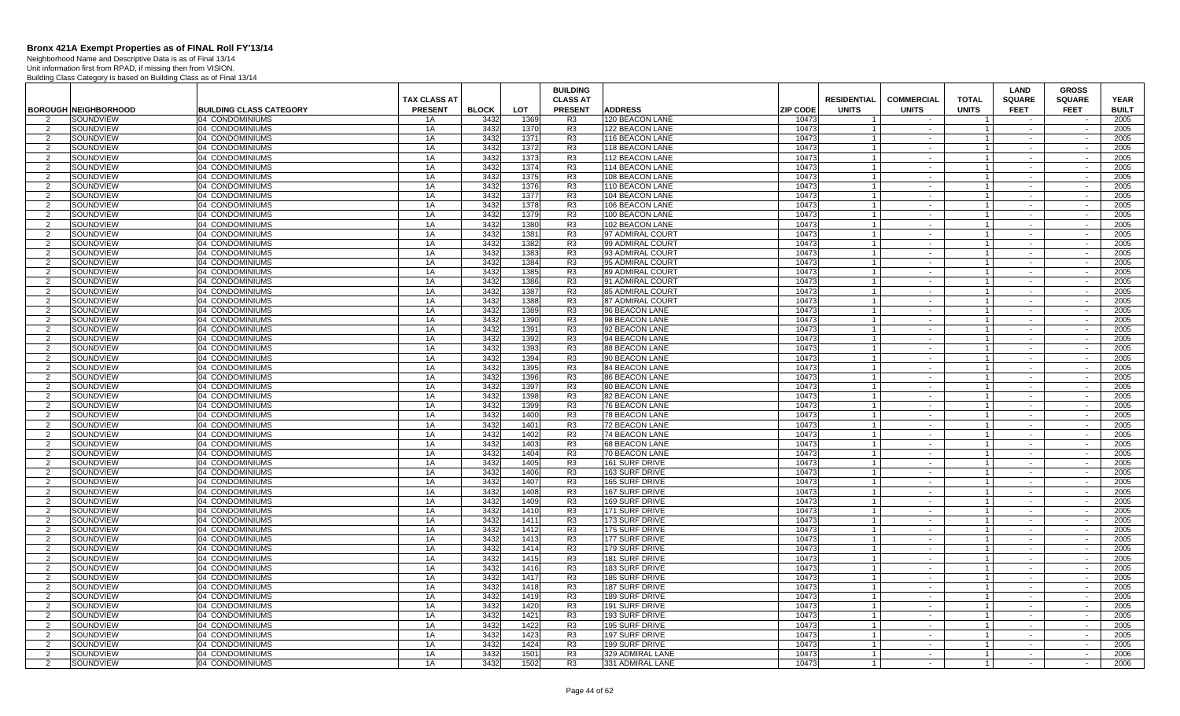# Bronx 421A Exempt Properties as of FINAL Roll FY'13/14

Neighborhood Name and Descriptive Data is as of Final 13/14
Unit information first from RPAD, if missing then from VISION.
Building Class Category is based on Building Class as of Final 13/14

| BOROUGH | NEIGHBORHOOD | BUILDING CLASS CATEGORY | TAX CLASS AT PRESENT | BLOCK | LOT | BUILDING CLASS AT PRESENT | ADDRESS | ZIP CODE | RESIDENTIAL UNITS | COMMERCIAL UNITS | TOTAL UNITS | LAND SQUARE FEET | GROSS SQUARE FEET | YEAR BUILT |
|---|---|---|---|---|---|---|---|---|---|---|---|---|---|---|
| 2 | SOUNDVIEW | 04 CONDOMINIUMS | 1A | 3432 | 1369 | R3 | 120 BEACON LANE | 10473 | 1 | - | 1 | - | - | 2005 |
| 2 | SOUNDVIEW | 04 CONDOMINIUMS | 1A | 3432 | 1370 | R3 | 122 BEACON LANE | 10473 | 1 | - | 1 | - | - | 2005 |
| 2 | SOUNDVIEW | 04 CONDOMINIUMS | 1A | 3432 | 1371 | R3 | 116 BEACON LANE | 10473 | 1 | - | 1 | - | - | 2005 |
| 2 | SOUNDVIEW | 04 CONDOMINIUMS | 1A | 3432 | 1372 | R3 | 118 BEACON LANE | 10473 | 1 | - | 1 | - | - | 2005 |
| 2 | SOUNDVIEW | 04 CONDOMINIUMS | 1A | 3432 | 1373 | R3 | 112 BEACON LANE | 10473 | 1 | - | 1 | - | - | 2005 |
| 2 | SOUNDVIEW | 04 CONDOMINIUMS | 1A | 3432 | 1374 | R3 | 114 BEACON LANE | 10473 | 1 | - | 1 | - | - | 2005 |
| 2 | SOUNDVIEW | 04 CONDOMINIUMS | 1A | 3432 | 1375 | R3 | 108 BEACON LANE | 10473 | 1 | - | 1 | - | - | 2005 |
| 2 | SOUNDVIEW | 04 CONDOMINIUMS | 1A | 3432 | 1376 | R3 | 110 BEACON LANE | 10473 | 1 | - | 1 | - | - | 2005 |
| 2 | SOUNDVIEW | 04 CONDOMINIUMS | 1A | 3432 | 1377 | R3 | 104 BEACON LANE | 10473 | 1 | - | 1 | - | - | 2005 |
| 2 | SOUNDVIEW | 04 CONDOMINIUMS | 1A | 3432 | 1378 | R3 | 106 BEACON LANE | 10473 | 1 | - | 1 | - | - | 2005 |
| 2 | SOUNDVIEW | 04 CONDOMINIUMS | 1A | 3432 | 1379 | R3 | 100 BEACON LANE | 10473 | 1 | - | 1 | - | - | 2005 |
| 2 | SOUNDVIEW | 04 CONDOMINIUMS | 1A | 3432 | 1380 | R3 | 102 BEACON LANE | 10473 | 1 | - | 1 | - | - | 2005 |
| 2 | SOUNDVIEW | 04 CONDOMINIUMS | 1A | 3432 | 1381 | R3 | 97 ADMIRAL COURT | 10473 | 1 | - | 1 | - | - | 2005 |
| 2 | SOUNDVIEW | 04 CONDOMINIUMS | 1A | 3432 | 1382 | R3 | 99 ADMIRAL COURT | 10473 | 1 | - | 1 | - | - | 2005 |
| 2 | SOUNDVIEW | 04 CONDOMINIUMS | 1A | 3432 | 1383 | R3 | 93 ADMIRAL COURT | 10473 | 1 | - | 1 | - | - | 2005 |
| 2 | SOUNDVIEW | 04 CONDOMINIUMS | 1A | 3432 | 1384 | R3 | 95 ADMIRAL COURT | 10473 | 1 | - | 1 | - | - | 2005 |
| 2 | SOUNDVIEW | 04 CONDOMINIUMS | 1A | 3432 | 1385 | R3 | 89 ADMIRAL COURT | 10473 | 1 | - | 1 | - | - | 2005 |
| 2 | SOUNDVIEW | 04 CONDOMINIUMS | 1A | 3432 | 1386 | R3 | 91 ADMIRAL COURT | 10473 | 1 | - | 1 | - | - | 2005 |
| 2 | SOUNDVIEW | 04 CONDOMINIUMS | 1A | 3432 | 1387 | R3 | 85 ADMIRAL COURT | 10473 | 1 | - | 1 | - | - | 2005 |
| 2 | SOUNDVIEW | 04 CONDOMINIUMS | 1A | 3432 | 1388 | R3 | 87 ADMIRAL COURT | 10473 | 1 | - | 1 | - | - | 2005 |
| 2 | SOUNDVIEW | 04 CONDOMINIUMS | 1A | 3432 | 1389 | R3 | 96 BEACON LANE | 10473 | 1 | - | 1 | - | - | 2005 |
| 2 | SOUNDVIEW | 04 CONDOMINIUMS | 1A | 3432 | 1390 | R3 | 98 BEACON LANE | 10473 | 1 | - | 1 | - | - | 2005 |
| 2 | SOUNDVIEW | 04 CONDOMINIUMS | 1A | 3432 | 1391 | R3 | 92 BEACON LANE | 10473 | 1 | - | 1 | - | - | 2005 |
| 2 | SOUNDVIEW | 04 CONDOMINIUMS | 1A | 3432 | 1392 | R3 | 94 BEACON LANE | 10473 | 1 | - | 1 | - | - | 2005 |
| 2 | SOUNDVIEW | 04 CONDOMINIUMS | 1A | 3432 | 1393 | R3 | 88 BEACON LANE | 10473 | 1 | - | 1 | - | - | 2005 |
| 2 | SOUNDVIEW | 04 CONDOMINIUMS | 1A | 3432 | 1394 | R3 | 90 BEACON LANE | 10473 | 1 | - | 1 | - | - | 2005 |
| 2 | SOUNDVIEW | 04 CONDOMINIUMS | 1A | 3432 | 1395 | R3 | 84 BEACON LANE | 10473 | 1 | - | 1 | - | - | 2005 |
| 2 | SOUNDVIEW | 04 CONDOMINIUMS | 1A | 3432 | 1396 | R3 | 86 BEACON LANE | 10473 | 1 | - | 1 | - | - | 2005 |
| 2 | SOUNDVIEW | 04 CONDOMINIUMS | 1A | 3432 | 1397 | R3 | 80 BEACON LANE | 10473 | 1 | - | 1 | - | - | 2005 |
| 2 | SOUNDVIEW | 04 CONDOMINIUMS | 1A | 3432 | 1398 | R3 | 82 BEACON LANE | 10473 | 1 | - | 1 | - | - | 2005 |
| 2 | SOUNDVIEW | 04 CONDOMINIUMS | 1A | 3432 | 1399 | R3 | 76 BEACON LANE | 10473 | 1 | - | 1 | - | - | 2005 |
| 2 | SOUNDVIEW | 04 CONDOMINIUMS | 1A | 3432 | 1400 | R3 | 78 BEACON LANE | 10473 | 1 | - | 1 | - | - | 2005 |
| 2 | SOUNDVIEW | 04 CONDOMINIUMS | 1A | 3432 | 1401 | R3 | 72 BEACON LANE | 10473 | 1 | - | 1 | - | - | 2005 |
| 2 | SOUNDVIEW | 04 CONDOMINIUMS | 1A | 3432 | 1402 | R3 | 74 BEACON LANE | 10473 | 1 | - | 1 | - | - | 2005 |
| 2 | SOUNDVIEW | 04 CONDOMINIUMS | 1A | 3432 | 1403 | R3 | 68 BEACON LANE | 10473 | 1 | - | 1 | - | - | 2005 |
| 2 | SOUNDVIEW | 04 CONDOMINIUMS | 1A | 3432 | 1404 | R3 | 70 BEACON LANE | 10473 | 1 | - | 1 | - | - | 2005 |
| 2 | SOUNDVIEW | 04 CONDOMINIUMS | 1A | 3432 | 1405 | R3 | 161 SURF DRIVE | 10473 | 1 | - | 1 | - | - | 2005 |
| 2 | SOUNDVIEW | 04 CONDOMINIUMS | 1A | 3432 | 1406 | R3 | 163 SURF DRIVE | 10473 | 1 | - | 1 | - | - | 2005 |
| 2 | SOUNDVIEW | 04 CONDOMINIUMS | 1A | 3432 | 1407 | R3 | 165 SURF DRIVE | 10473 | 1 | - | 1 | - | - | 2005 |
| 2 | SOUNDVIEW | 04 CONDOMINIUMS | 1A | 3432 | 1408 | R3 | 167 SURF DRIVE | 10473 | 1 | - | 1 | - | - | 2005 |
| 2 | SOUNDVIEW | 04 CONDOMINIUMS | 1A | 3432 | 1409 | R3 | 169 SURF DRIVE | 10473 | 1 | - | 1 | - | - | 2005 |
| 2 | SOUNDVIEW | 04 CONDOMINIUMS | 1A | 3432 | 1410 | R3 | 171 SURF DRIVE | 10473 | 1 | - | 1 | - | - | 2005 |
| 2 | SOUNDVIEW | 04 CONDOMINIUMS | 1A | 3432 | 1411 | R3 | 173 SURF DRIVE | 10473 | 1 | - | 1 | - | - | 2005 |
| 2 | SOUNDVIEW | 04 CONDOMINIUMS | 1A | 3432 | 1412 | R3 | 175 SURF DRIVE | 10473 | 1 | - | 1 | - | - | 2005 |
| 2 | SOUNDVIEW | 04 CONDOMINIUMS | 1A | 3432 | 1413 | R3 | 177 SURF DRIVE | 10473 | 1 | - | 1 | - | - | 2005 |
| 2 | SOUNDVIEW | 04 CONDOMINIUMS | 1A | 3432 | 1414 | R3 | 179 SURF DRIVE | 10473 | 1 | - | 1 | - | - | 2005 |
| 2 | SOUNDVIEW | 04 CONDOMINIUMS | 1A | 3432 | 1415 | R3 | 181 SURF DRIVE | 10473 | 1 | - | 1 | - | - | 2005 |
| 2 | SOUNDVIEW | 04 CONDOMINIUMS | 1A | 3432 | 1416 | R3 | 183 SURF DRIVE | 10473 | 1 | - | 1 | - | - | 2005 |
| 2 | SOUNDVIEW | 04 CONDOMINIUMS | 1A | 3432 | 1417 | R3 | 185 SURF DRIVE | 10473 | 1 | - | 1 | - | - | 2005 |
| 2 | SOUNDVIEW | 04 CONDOMINIUMS | 1A | 3432 | 1418 | R3 | 187 SURF DRIVE | 10473 | 1 | - | 1 | - | - | 2005 |
| 2 | SOUNDVIEW | 04 CONDOMINIUMS | 1A | 3432 | 1419 | R3 | 189 SURF DRIVE | 10473 | 1 | - | 1 | - | - | 2005 |
| 2 | SOUNDVIEW | 04 CONDOMINIUMS | 1A | 3432 | 1420 | R3 | 191 SURF DRIVE | 10473 | 1 | - | 1 | - | - | 2005 |
| 2 | SOUNDVIEW | 04 CONDOMINIUMS | 1A | 3432 | 1421 | R3 | 193 SURF DRIVE | 10473 | 1 | - | 1 | - | - | 2005 |
| 2 | SOUNDVIEW | 04 CONDOMINIUMS | 1A | 3432 | 1422 | R3 | 195 SURF DRIVE | 10473 | 1 | - | 1 | - | - | 2005 |
| 2 | SOUNDVIEW | 04 CONDOMINIUMS | 1A | 3432 | 1423 | R3 | 197 SURF DRIVE | 10473 | 1 | - | 1 | - | - | 2005 |
| 2 | SOUNDVIEW | 04 CONDOMINIUMS | 1A | 3432 | 1424 | R3 | 199 SURF DRIVE | 10473 | 1 | - | 1 | - | - | 2005 |
| 2 | SOUNDVIEW | 04 CONDOMINIUMS | 1A | 3432 | 1501 | R3 | 329 ADMIRAL LANE | 10473 | 1 | - | 1 | - | - | 2006 |
| 2 | SOUNDVIEW | 04 CONDOMINIUMS | 1A | 3432 | 1502 | R3 | 331 ADMIRAL LANE | 10473 | 1 | - | 1 | - | - | 2006 |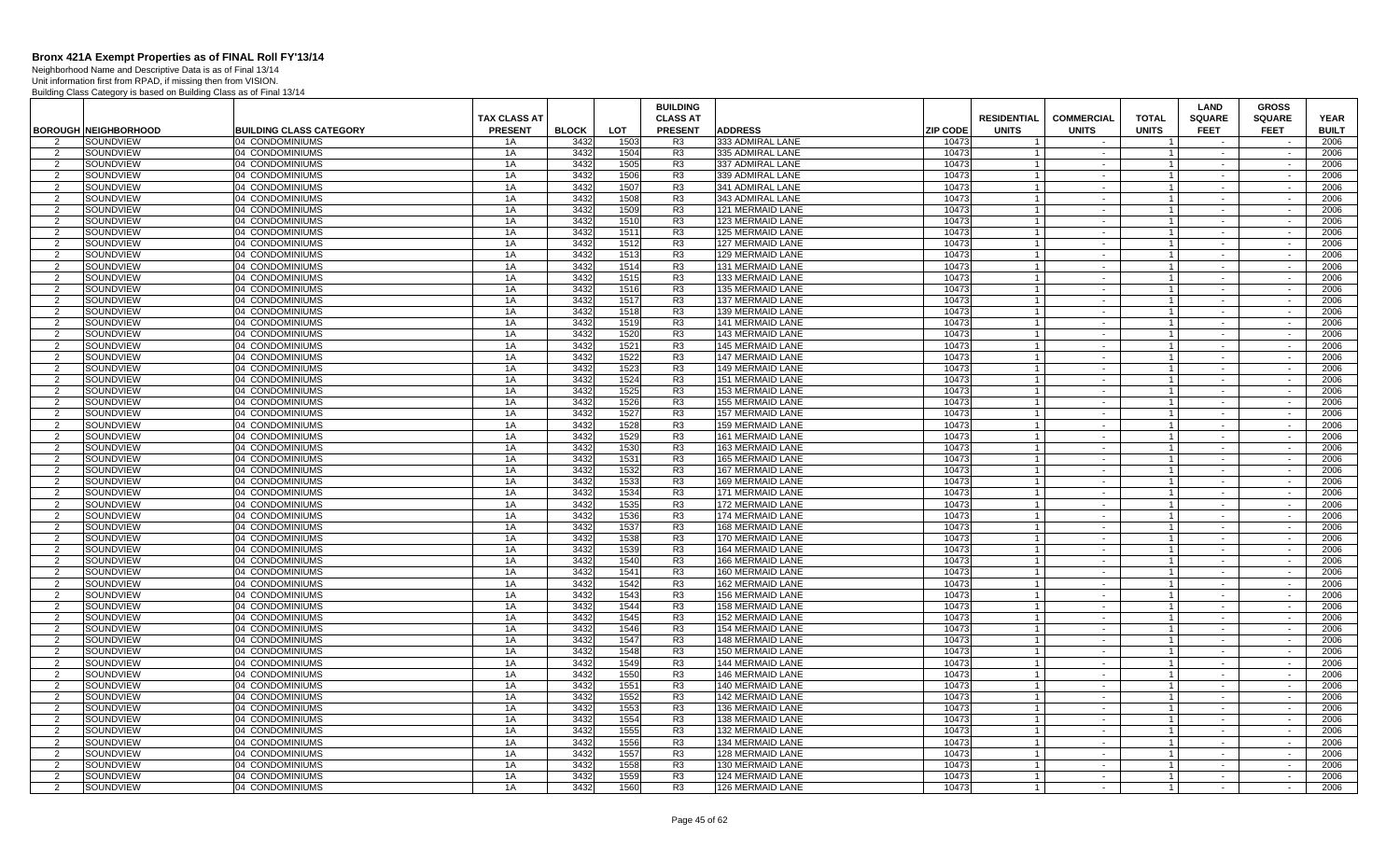# Bronx 421A Exempt Properties as of FINAL Roll FY'13/14

Neighborhood Name and Descriptive Data is as of Final 13/14
Unit information first from RPAD, if missing then from VISION.
Building Class Category is based on Building Class as of Final 13/14

| BOROUGH | NEIGHBORHOOD | BUILDING CLASS CATEGORY | TAX CLASS AT PRESENT | BLOCK | LOT | BUILDING CLASS AT PRESENT | ADDRESS | ZIP CODE | RESIDENTIAL UNITS | COMMERCIAL UNITS | TOTAL UNITS | LAND SQUARE FEET | GROSS SQUARE FEET | YEAR BUILT |
|---|---|---|---|---|---|---|---|---|---|---|---|---|---|---|
| 2 | SOUNDVIEW | 04 CONDOMINIUMS | 1A | 3432 | 1503 | R3 | 333 ADMIRAL LANE | 10473 | 1 | - | 1 | - | - | 2006 |
| 2 | SOUNDVIEW | 04 CONDOMINIUMS | 1A | 3432 | 1504 | R3 | 335 ADMIRAL LANE | 10473 | 1 | - | 1 | - | - | 2006 |
| 2 | SOUNDVIEW | 04 CONDOMINIUMS | 1A | 3432 | 1505 | R3 | 337 ADMIRAL LANE | 10473 | 1 | - | 1 | - | - | 2006 |
| 2 | SOUNDVIEW | 04 CONDOMINIUMS | 1A | 3432 | 1506 | R3 | 339 ADMIRAL LANE | 10473 | 1 | - | 1 | - | - | 2006 |
| 2 | SOUNDVIEW | 04 CONDOMINIUMS | 1A | 3432 | 1507 | R3 | 341 ADMIRAL LANE | 10473 | 1 | - | 1 | - | - | 2006 |
| 2 | SOUNDVIEW | 04 CONDOMINIUMS | 1A | 3432 | 1508 | R3 | 343 ADMIRAL LANE | 10473 | 1 | - | 1 | - | - | 2006 |
| 2 | SOUNDVIEW | 04 CONDOMINIUMS | 1A | 3432 | 1509 | R3 | 121 MERMAID LANE | 10473 | 1 | - | 1 | - | - | 2006 |
| 2 | SOUNDVIEW | 04 CONDOMINIUMS | 1A | 3432 | 1510 | R3 | 123 MERMAID LANE | 10473 | 1 | - | 1 | - | - | 2006 |
| 2 | SOUNDVIEW | 04 CONDOMINIUMS | 1A | 3432 | 1511 | R3 | 125 MERMAID LANE | 10473 | 1 | - | 1 | - | - | 2006 |
| 2 | SOUNDVIEW | 04 CONDOMINIUMS | 1A | 3432 | 1512 | R3 | 127 MERMAID LANE | 10473 | 1 | - | 1 | - | - | 2006 |
| 2 | SOUNDVIEW | 04 CONDOMINIUMS | 1A | 3432 | 1513 | R3 | 129 MERMAID LANE | 10473 | 1 | - | 1 | - | - | 2006 |
| 2 | SOUNDVIEW | 04 CONDOMINIUMS | 1A | 3432 | 1514 | R3 | 131 MERMAID LANE | 10473 | 1 | - | 1 | - | - | 2006 |
| 2 | SOUNDVIEW | 04 CONDOMINIUMS | 1A | 3432 | 1515 | R3 | 133 MERMAID LANE | 10473 | 1 | - | 1 | - | - | 2006 |
| 2 | SOUNDVIEW | 04 CONDOMINIUMS | 1A | 3432 | 1516 | R3 | 135 MERMAID LANE | 10473 | 1 | - | 1 | - | - | 2006 |
| 2 | SOUNDVIEW | 04 CONDOMINIUMS | 1A | 3432 | 1517 | R3 | 137 MERMAID LANE | 10473 | 1 | - | 1 | - | - | 2006 |
| 2 | SOUNDVIEW | 04 CONDOMINIUMS | 1A | 3432 | 1518 | R3 | 139 MERMAID LANE | 10473 | 1 | - | 1 | - | - | 2006 |
| 2 | SOUNDVIEW | 04 CONDOMINIUMS | 1A | 3432 | 1519 | R3 | 141 MERMAID LANE | 10473 | 1 | - | 1 | - | - | 2006 |
| 2 | SOUNDVIEW | 04 CONDOMINIUMS | 1A | 3432 | 1520 | R3 | 143 MERMAID LANE | 10473 | 1 | - | 1 | - | - | 2006 |
| 2 | SOUNDVIEW | 04 CONDOMINIUMS | 1A | 3432 | 1521 | R3 | 145 MERMAID LANE | 10473 | 1 | - | 1 | - | - | 2006 |
| 2 | SOUNDVIEW | 04 CONDOMINIUMS | 1A | 3432 | 1522 | R3 | 147 MERMAID LANE | 10473 | 1 | - | 1 | - | - | 2006 |
| 2 | SOUNDVIEW | 04 CONDOMINIUMS | 1A | 3432 | 1523 | R3 | 149 MERMAID LANE | 10473 | 1 | - | 1 | - | - | 2006 |
| 2 | SOUNDVIEW | 04 CONDOMINIUMS | 1A | 3432 | 1524 | R3 | 151 MERMAID LANE | 10473 | 1 | - | 1 | - | - | 2006 |
| 2 | SOUNDVIEW | 04 CONDOMINIUMS | 1A | 3432 | 1525 | R3 | 153 MERMAID LANE | 10473 | 1 | - | 1 | - | - | 2006 |
| 2 | SOUNDVIEW | 04 CONDOMINIUMS | 1A | 3432 | 1526 | R3 | 155 MERMAID LANE | 10473 | 1 | - | 1 | - | - | 2006 |
| 2 | SOUNDVIEW | 04 CONDOMINIUMS | 1A | 3432 | 1527 | R3 | 157 MERMAID LANE | 10473 | 1 | - | 1 | - | - | 2006 |
| 2 | SOUNDVIEW | 04 CONDOMINIUMS | 1A | 3432 | 1528 | R3 | 159 MERMAID LANE | 10473 | 1 | - | 1 | - | - | 2006 |
| 2 | SOUNDVIEW | 04 CONDOMINIUMS | 1A | 3432 | 1529 | R3 | 161 MERMAID LANE | 10473 | 1 | - | 1 | - | - | 2006 |
| 2 | SOUNDVIEW | 04 CONDOMINIUMS | 1A | 3432 | 1530 | R3 | 163 MERMAID LANE | 10473 | 1 | - | 1 | - | - | 2006 |
| 2 | SOUNDVIEW | 04 CONDOMINIUMS | 1A | 3432 | 1531 | R3 | 165 MERMAID LANE | 10473 | 1 | - | 1 | - | - | 2006 |
| 2 | SOUNDVIEW | 04 CONDOMINIUMS | 1A | 3432 | 1532 | R3 | 167 MERMAID LANE | 10473 | 1 | - | 1 | - | - | 2006 |
| 2 | SOUNDVIEW | 04 CONDOMINIUMS | 1A | 3432 | 1533 | R3 | 169 MERMAID LANE | 10473 | 1 | - | 1 | - | - | 2006 |
| 2 | SOUNDVIEW | 04 CONDOMINIUMS | 1A | 3432 | 1534 | R3 | 171 MERMAID LANE | 10473 | 1 | - | 1 | - | - | 2006 |
| 2 | SOUNDVIEW | 04 CONDOMINIUMS | 1A | 3432 | 1535 | R3 | 172 MERMAID LANE | 10473 | 1 | - | 1 | - | - | 2006 |
| 2 | SOUNDVIEW | 04 CONDOMINIUMS | 1A | 3432 | 1536 | R3 | 174 MERMAID LANE | 10473 | 1 | - | 1 | - | - | 2006 |
| 2 | SOUNDVIEW | 04 CONDOMINIUMS | 1A | 3432 | 1537 | R3 | 168 MERMAID LANE | 10473 | 1 | - | 1 | - | - | 2006 |
| 2 | SOUNDVIEW | 04 CONDOMINIUMS | 1A | 3432 | 1538 | R3 | 170 MERMAID LANE | 10473 | 1 | - | 1 | - | - | 2006 |
| 2 | SOUNDVIEW | 04 CONDOMINIUMS | 1A | 3432 | 1539 | R3 | 164 MERMAID LANE | 10473 | 1 | - | 1 | - | - | 2006 |
| 2 | SOUNDVIEW | 04 CONDOMINIUMS | 1A | 3432 | 1540 | R3 | 166 MERMAID LANE | 10473 | 1 | - | 1 | - | - | 2006 |
| 2 | SOUNDVIEW | 04 CONDOMINIUMS | 1A | 3432 | 1541 | R3 | 160 MERMAID LANE | 10473 | 1 | - | 1 | - | - | 2006 |
| 2 | SOUNDVIEW | 04 CONDOMINIUMS | 1A | 3432 | 1542 | R3 | 162 MERMAID LANE | 10473 | 1 | - | 1 | - | - | 2006 |
| 2 | SOUNDVIEW | 04 CONDOMINIUMS | 1A | 3432 | 1543 | R3 | 156 MERMAID LANE | 10473 | 1 | - | 1 | - | - | 2006 |
| 2 | SOUNDVIEW | 04 CONDOMINIUMS | 1A | 3432 | 1544 | R3 | 158 MERMAID LANE | 10473 | 1 | - | 1 | - | - | 2006 |
| 2 | SOUNDVIEW | 04 CONDOMINIUMS | 1A | 3432 | 1545 | R3 | 152 MERMAID LANE | 10473 | 1 | - | 1 | - | - | 2006 |
| 2 | SOUNDVIEW | 04 CONDOMINIUMS | 1A | 3432 | 1546 | R3 | 154 MERMAID LANE | 10473 | 1 | - | 1 | - | - | 2006 |
| 2 | SOUNDVIEW | 04 CONDOMINIUMS | 1A | 3432 | 1547 | R3 | 148 MERMAID LANE | 10473 | 1 | - | 1 | - | - | 2006 |
| 2 | SOUNDVIEW | 04 CONDOMINIUMS | 1A | 3432 | 1548 | R3 | 150 MERMAID LANE | 10473 | 1 | - | 1 | - | - | 2006 |
| 2 | SOUNDVIEW | 04 CONDOMINIUMS | 1A | 3432 | 1549 | R3 | 144 MERMAID LANE | 10473 | 1 | - | 1 | - | - | 2006 |
| 2 | SOUNDVIEW | 04 CONDOMINIUMS | 1A | 3432 | 1550 | R3 | 146 MERMAID LANE | 10473 | 1 | - | 1 | - | - | 2006 |
| 2 | SOUNDVIEW | 04 CONDOMINIUMS | 1A | 3432 | 1551 | R3 | 140 MERMAID LANE | 10473 | 1 | - | 1 | - | - | 2006 |
| 2 | SOUNDVIEW | 04 CONDOMINIUMS | 1A | 3432 | 1552 | R3 | 142 MERMAID LANE | 10473 | 1 | - | 1 | - | - | 2006 |
| 2 | SOUNDVIEW | 04 CONDOMINIUMS | 1A | 3432 | 1553 | R3 | 136 MERMAID LANE | 10473 | 1 | - | 1 | - | - | 2006 |
| 2 | SOUNDVIEW | 04 CONDOMINIUMS | 1A | 3432 | 1554 | R3 | 138 MERMAID LANE | 10473 | 1 | - | 1 | - | - | 2006 |
| 2 | SOUNDVIEW | 04 CONDOMINIUMS | 1A | 3432 | 1555 | R3 | 132 MERMAID LANE | 10473 | 1 | - | 1 | - | - | 2006 |
| 2 | SOUNDVIEW | 04 CONDOMINIUMS | 1A | 3432 | 1556 | R3 | 134 MERMAID LANE | 10473 | 1 | - | 1 | - | - | 2006 |
| 2 | SOUNDVIEW | 04 CONDOMINIUMS | 1A | 3432 | 1557 | R3 | 128 MERMAID LANE | 10473 | 1 | - | 1 | - | - | 2006 |
| 2 | SOUNDVIEW | 04 CONDOMINIUMS | 1A | 3432 | 1558 | R3 | 130 MERMAID LANE | 10473 | 1 | - | 1 | - | - | 2006 |
| 2 | SOUNDVIEW | 04 CONDOMINIUMS | 1A | 3432 | 1559 | R3 | 124 MERMAID LANE | 10473 | 1 | - | 1 | - | - | 2006 |
| 2 | SOUNDVIEW | 04 CONDOMINIUMS | 1A | 3432 | 1560 | R3 | 126 MERMAID LANE | 10473 | 1 | - | 1 | - | - | 2006 |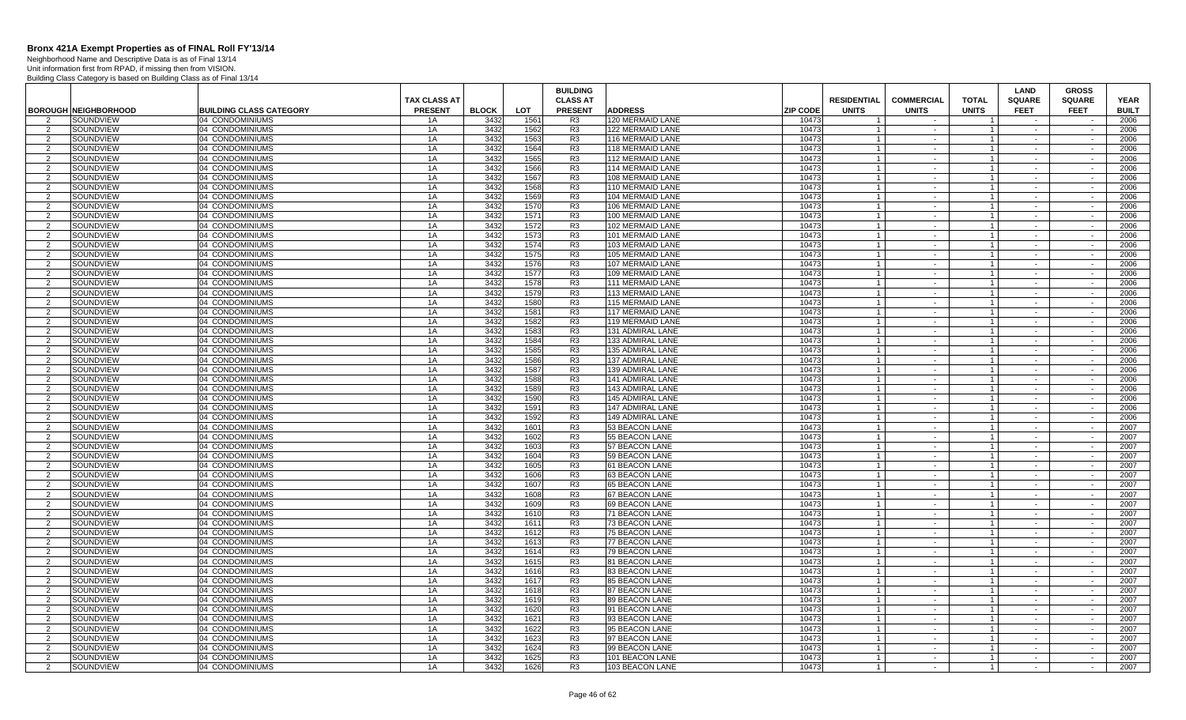# Bronx 421A Exempt Properties as of FINAL Roll FY'13/14

Neighborhood Name and Descriptive Data is as of Final 13/14
Unit information first from RPAD, if missing then from VISION.
Building Class Category is based on Building Class as of Final 13/14

| BOROUGH | NEIGHBORHOOD | BUILDING CLASS CATEGORY | TAX CLASS AT PRESENT | BLOCK | LOT | BUILDING CLASS AT PRESENT | ADDRESS | ZIP CODE | RESIDENTIAL UNITS | COMMERCIAL UNITS | TOTAL UNITS | LAND SQUARE FEET | GROSS SQUARE FEET | YEAR BUILT |
|---|---|---|---|---|---|---|---|---|---|---|---|---|---|---|
| 2 | SOUNDVIEW | 04 CONDOMINIUMS | 1A | 3432 | 1561 | R3 | 120 MERMAID LANE | 10473 | 1 | - | 1 | - | - | 2006 |
| 2 | SOUNDVIEW | 04 CONDOMINIUMS | 1A | 3432 | 1562 | R3 | 122 MERMAID LANE | 10473 | 1 | - | 1 | - | - | 2006 |
| 2 | SOUNDVIEW | 04 CONDOMINIUMS | 1A | 3432 | 1563 | R3 | 116 MERMAID LANE | 10473 | 1 | - | 1 | - | - | 2006 |
| 2 | SOUNDVIEW | 04 CONDOMINIUMS | 1A | 3432 | 1564 | R3 | 118 MERMAID LANE | 10473 | 1 | - | 1 | - | - | 2006 |
| 2 | SOUNDVIEW | 04 CONDOMINIUMS | 1A | 3432 | 1565 | R3 | 112 MERMAID LANE | 10473 | 1 | - | 1 | - | - | 2006 |
| 2 | SOUNDVIEW | 04 CONDOMINIUMS | 1A | 3432 | 1566 | R3 | 114 MERMAID LANE | 10473 | 1 | - | 1 | - | - | 2006 |
| 2 | SOUNDVIEW | 04 CONDOMINIUMS | 1A | 3432 | 1567 | R3 | 108 MERMAID LANE | 10473 | 1 | - | 1 | - | - | 2006 |
| 2 | SOUNDVIEW | 04 CONDOMINIUMS | 1A | 3432 | 1568 | R3 | 110 MERMAID LANE | 10473 | 1 | - | 1 | - | - | 2006 |
| 2 | SOUNDVIEW | 04 CONDOMINIUMS | 1A | 3432 | 1569 | R3 | 104 MERMAID LANE | 10473 | 1 | - | 1 | - | - | 2006 |
| 2 | SOUNDVIEW | 04 CONDOMINIUMS | 1A | 3432 | 1570 | R3 | 106 MERMAID LANE | 10473 | 1 | - | 1 | - | - | 2006 |
| 2 | SOUNDVIEW | 04 CONDOMINIUMS | 1A | 3432 | 1571 | R3 | 100 MERMAID LANE | 10473 | 1 | - | 1 | - | - | 2006 |
| 2 | SOUNDVIEW | 04 CONDOMINIUMS | 1A | 3432 | 1572 | R3 | 102 MERMAID LANE | 10473 | 1 | - | 1 | - | - | 2006 |
| 2 | SOUNDVIEW | 04 CONDOMINIUMS | 1A | 3432 | 1573 | R3 | 101 MERMAID LANE | 10473 | 1 | - | 1 | - | - | 2006 |
| 2 | SOUNDVIEW | 04 CONDOMINIUMS | 1A | 3432 | 1574 | R3 | 103 MERMAID LANE | 10473 | 1 | - | 1 | - | - | 2006 |
| 2 | SOUNDVIEW | 04 CONDOMINIUMS | 1A | 3432 | 1575 | R3 | 105 MERMAID LANE | 10473 | 1 | - | 1 | - | - | 2006 |
| 2 | SOUNDVIEW | 04 CONDOMINIUMS | 1A | 3432 | 1576 | R3 | 107 MERMAID LANE | 10473 | 1 | - | 1 | - | - | 2006 |
| 2 | SOUNDVIEW | 04 CONDOMINIUMS | 1A | 3432 | 1577 | R3 | 109 MERMAID LANE | 10473 | 1 | - | 1 | - | - | 2006 |
| 2 | SOUNDVIEW | 04 CONDOMINIUMS | 1A | 3432 | 1578 | R3 | 111 MERMAID LANE | 10473 | 1 | - | 1 | - | - | 2006 |
| 2 | SOUNDVIEW | 04 CONDOMINIUMS | 1A | 3432 | 1579 | R3 | 113 MERMAID LANE | 10473 | 1 | - | 1 | - | - | 2006 |
| 2 | SOUNDVIEW | 04 CONDOMINIUMS | 1A | 3432 | 1580 | R3 | 115 MERMAID LANE | 10473 | 1 | - | 1 | - | - | 2006 |
| 2 | SOUNDVIEW | 04 CONDOMINIUMS | 1A | 3432 | 1581 | R3 | 117 MERMAID LANE | 10473 | 1 | - | 1 | - | - | 2006 |
| 2 | SOUNDVIEW | 04 CONDOMINIUMS | 1A | 3432 | 1582 | R3 | 119 MERMAID LANE | 10473 | 1 | - | 1 | - | - | 2006 |
| 2 | SOUNDVIEW | 04 CONDOMINIUMS | 1A | 3432 | 1583 | R3 | 131 ADMIRAL LANE | 10473 | 1 | - | 1 | - | - | 2006 |
| 2 | SOUNDVIEW | 04 CONDOMINIUMS | 1A | 3432 | 1584 | R3 | 133 ADMIRAL LANE | 10473 | 1 | - | 1 | - | - | 2006 |
| 2 | SOUNDVIEW | 04 CONDOMINIUMS | 1A | 3432 | 1585 | R3 | 135 ADMIRAL LANE | 10473 | 1 | - | 1 | - | - | 2006 |
| 2 | SOUNDVIEW | 04 CONDOMINIUMS | 1A | 3432 | 1586 | R3 | 137 ADMIRAL LANE | 10473 | 1 | - | 1 | - | - | 2006 |
| 2 | SOUNDVIEW | 04 CONDOMINIUMS | 1A | 3432 | 1587 | R3 | 139 ADMIRAL LANE | 10473 | 1 | - | 1 | - | - | 2006 |
| 2 | SOUNDVIEW | 04 CONDOMINIUMS | 1A | 3432 | 1588 | R3 | 141 ADMIRAL LANE | 10473 | 1 | - | 1 | - | - | 2006 |
| 2 | SOUNDVIEW | 04 CONDOMINIUMS | 1A | 3432 | 1589 | R3 | 143 ADMIRAL LANE | 10473 | 1 | - | 1 | - | - | 2006 |
| 2 | SOUNDVIEW | 04 CONDOMINIUMS | 1A | 3432 | 1590 | R3 | 145 ADMIRAL LANE | 10473 | 1 | - | 1 | - | - | 2006 |
| 2 | SOUNDVIEW | 04 CONDOMINIUMS | 1A | 3432 | 1591 | R3 | 147 ADMIRAL LANE | 10473 | 1 | - | 1 | - | - | 2006 |
| 2 | SOUNDVIEW | 04 CONDOMINIUMS | 1A | 3432 | 1592 | R3 | 149 ADMIRAL LANE | 10473 | 1 | - | 1 | - | - | 2006 |
| 2 | SOUNDVIEW | 04 CONDOMINIUMS | 1A | 3432 | 1601 | R3 | 53 BEACON LANE | 10473 | 1 | - | 1 | - | - | 2007 |
| 2 | SOUNDVIEW | 04 CONDOMINIUMS | 1A | 3432 | 1602 | R3 | 55 BEACON LANE | 10473 | 1 | - | 1 | - | - | 2007 |
| 2 | SOUNDVIEW | 04 CONDOMINIUMS | 1A | 3432 | 1603 | R3 | 57 BEACON LANE | 10473 | 1 | - | 1 | - | - | 2007 |
| 2 | SOUNDVIEW | 04 CONDOMINIUMS | 1A | 3432 | 1604 | R3 | 59 BEACON LANE | 10473 | 1 | - | 1 | - | - | 2007 |
| 2 | SOUNDVIEW | 04 CONDOMINIUMS | 1A | 3432 | 1605 | R3 | 61 BEACON LANE | 10473 | 1 | - | 1 | - | - | 2007 |
| 2 | SOUNDVIEW | 04 CONDOMINIUMS | 1A | 3432 | 1606 | R3 | 63 BEACON LANE | 10473 | 1 | - | 1 | - | - | 2007 |
| 2 | SOUNDVIEW | 04 CONDOMINIUMS | 1A | 3432 | 1607 | R3 | 65 BEACON LANE | 10473 | 1 | - | 1 | - | - | 2007 |
| 2 | SOUNDVIEW | 04 CONDOMINIUMS | 1A | 3432 | 1608 | R3 | 67 BEACON LANE | 10473 | 1 | - | 1 | - | - | 2007 |
| 2 | SOUNDVIEW | 04 CONDOMINIUMS | 1A | 3432 | 1609 | R3 | 69 BEACON LANE | 10473 | 1 | - | 1 | - | - | 2007 |
| 2 | SOUNDVIEW | 04 CONDOMINIUMS | 1A | 3432 | 1610 | R3 | 71 BEACON LANE | 10473 | 1 | - | 1 | - | - | 2007 |
| 2 | SOUNDVIEW | 04 CONDOMINIUMS | 1A | 3432 | 1611 | R3 | 73 BEACON LANE | 10473 | 1 | - | 1 | - | - | 2007 |
| 2 | SOUNDVIEW | 04 CONDOMINIUMS | 1A | 3432 | 1612 | R3 | 75 BEACON LANE | 10473 | 1 | - | 1 | - | - | 2007 |
| 2 | SOUNDVIEW | 04 CONDOMINIUMS | 1A | 3432 | 1613 | R3 | 77 BEACON LANE | 10473 | 1 | - | 1 | - | - | 2007 |
| 2 | SOUNDVIEW | 04 CONDOMINIUMS | 1A | 3432 | 1614 | R3 | 79 BEACON LANE | 10473 | 1 | - | 1 | - | - | 2007 |
| 2 | SOUNDVIEW | 04 CONDOMINIUMS | 1A | 3432 | 1615 | R3 | 81 BEACON LANE | 10473 | 1 | - | 1 | - | - | 2007 |
| 2 | SOUNDVIEW | 04 CONDOMINIUMS | 1A | 3432 | 1616 | R3 | 83 BEACON LANE | 10473 | 1 | - | 1 | - | - | 2007 |
| 2 | SOUNDVIEW | 04 CONDOMINIUMS | 1A | 3432 | 1617 | R3 | 85 BEACON LANE | 10473 | 1 | - | 1 | - | - | 2007 |
| 2 | SOUNDVIEW | 04 CONDOMINIUMS | 1A | 3432 | 1618 | R3 | 87 BEACON LANE | 10473 | 1 | - | 1 | - | - | 2007 |
| 2 | SOUNDVIEW | 04 CONDOMINIUMS | 1A | 3432 | 1619 | R3 | 89 BEACON LANE | 10473 | 1 | - | 1 | - | - | 2007 |
| 2 | SOUNDVIEW | 04 CONDOMINIUMS | 1A | 3432 | 1620 | R3 | 91 BEACON LANE | 10473 | 1 | - | 1 | - | - | 2007 |
| 2 | SOUNDVIEW | 04 CONDOMINIUMS | 1A | 3432 | 1621 | R3 | 93 BEACON LANE | 10473 | 1 | - | 1 | - | - | 2007 |
| 2 | SOUNDVIEW | 04 CONDOMINIUMS | 1A | 3432 | 1622 | R3 | 95 BEACON LANE | 10473 | 1 | - | 1 | - | - | 2007 |
| 2 | SOUNDVIEW | 04 CONDOMINIUMS | 1A | 3432 | 1623 | R3 | 97 BEACON LANE | 10473 | 1 | - | 1 | - | - | 2007 |
| 2 | SOUNDVIEW | 04 CONDOMINIUMS | 1A | 3432 | 1624 | R3 | 99 BEACON LANE | 10473 | 1 | - | 1 | - | - | 2007 |
| 2 | SOUNDVIEW | 04 CONDOMINIUMS | 1A | 3432 | 1625 | R3 | 101 BEACON LANE | 10473 | 1 | - | 1 | - | - | 2007 |
| 2 | SOUNDVIEW | 04 CONDOMINIUMS | 1A | 3432 | 1626 | R3 | 103 BEACON LANE | 10473 | 1 | - | 1 | - | - | 2007 |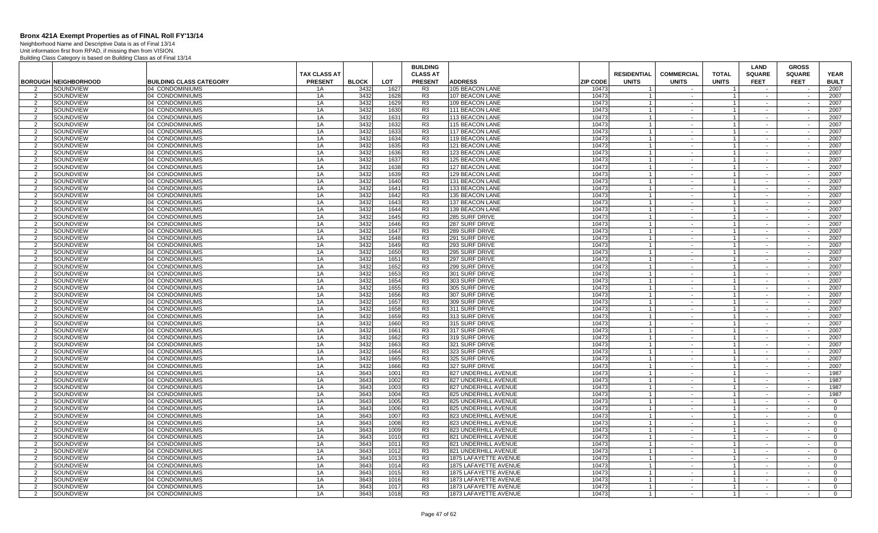# Bronx 421A Exempt Properties as of FINAL Roll FY'13/14

Neighborhood Name and Descriptive Data is as of Final 13/14
Unit information first from RPAD, if missing then from VISION.
Building Class Category is based on Building Class as of Final 13/14

| BOROUGH | NEIGHBORHOOD | BUILDING CLASS CATEGORY | TAX CLASS AT PRESENT | BLOCK | LOT | BUILDING CLASS AT PRESENT | ADDRESS | ZIP CODE | RESIDENTIAL UNITS | COMMERCIAL UNITS | TOTAL UNITS | LAND SQUARE FEET | GROSS SQUARE FEET | YEAR BUILT |
|---|---|---|---|---|---|---|---|---|---|---|---|---|---|---|
| 2 | SOUNDVIEW | 04 CONDOMINIUMS | 1A | 3432 | 1627 | R3 | 105 BEACON LANE | 10473 | 1 | - | 1 | - | - | 2007 |
| 2 | SOUNDVIEW | 04 CONDOMINIUMS | 1A | 3432 | 1628 | R3 | 107 BEACON LANE | 10473 | 1 | - | 1 | - | - | 2007 |
| 2 | SOUNDVIEW | 04 CONDOMINIUMS | 1A | 3432 | 1629 | R3 | 109 BEACON LANE | 10473 | 1 | - | 1 | - | - | 2007 |
| 2 | SOUNDVIEW | 04 CONDOMINIUMS | 1A | 3432 | 1630 | R3 | 111 BEACON LANE | 10473 | 1 | - | 1 | - | - | 2007 |
| 2 | SOUNDVIEW | 04 CONDOMINIUMS | 1A | 3432 | 1631 | R3 | 113 BEACON LANE | 10473 | 1 | - | 1 | - | - | 2007 |
| 2 | SOUNDVIEW | 04 CONDOMINIUMS | 1A | 3432 | 1632 | R3 | 115 BEACON LANE | 10473 | 1 | - | 1 | - | - | 2007 |
| 2 | SOUNDVIEW | 04 CONDOMINIUMS | 1A | 3432 | 1633 | R3 | 117 BEACON LANE | 10473 | 1 | - | 1 | - | - | 2007 |
| 2 | SOUNDVIEW | 04 CONDOMINIUMS | 1A | 3432 | 1634 | R3 | 119 BEACON LANE | 10473 | 1 | - | 1 | - | - | 2007 |
| 2 | SOUNDVIEW | 04 CONDOMINIUMS | 1A | 3432 | 1635 | R3 | 121 BEACON LANE | 10473 | 1 | - | 1 | - | - | 2007 |
| 2 | SOUNDVIEW | 04 CONDOMINIUMS | 1A | 3432 | 1636 | R3 | 123 BEACON LANE | 10473 | 1 | - | 1 | - | - | 2007 |
| 2 | SOUNDVIEW | 04 CONDOMINIUMS | 1A | 3432 | 1637 | R3 | 125 BEACON LANE | 10473 | 1 | - | 1 | - | - | 2007 |
| 2 | SOUNDVIEW | 04 CONDOMINIUMS | 1A | 3432 | 1638 | R3 | 127 BEACON LANE | 10473 | 1 | - | 1 | - | - | 2007 |
| 2 | SOUNDVIEW | 04 CONDOMINIUMS | 1A | 3432 | 1639 | R3 | 129 BEACON LANE | 10473 | 1 | - | 1 | - | - | 2007 |
| 2 | SOUNDVIEW | 04 CONDOMINIUMS | 1A | 3432 | 1640 | R3 | 131 BEACON LANE | 10473 | 1 | - | 1 | - | - | 2007 |
| 2 | SOUNDVIEW | 04 CONDOMINIUMS | 1A | 3432 | 1641 | R3 | 133 BEACON LANE | 10473 | 1 | - | 1 | - | - | 2007 |
| 2 | SOUNDVIEW | 04 CONDOMINIUMS | 1A | 3432 | 1642 | R3 | 135 BEACON LANE | 10473 | 1 | - | 1 | - | - | 2007 |
| 2 | SOUNDVIEW | 04 CONDOMINIUMS | 1A | 3432 | 1643 | R3 | 137 BEACON LANE | 10473 | 1 | - | 1 | - | - | 2007 |
| 2 | SOUNDVIEW | 04 CONDOMINIUMS | 1A | 3432 | 1644 | R3 | 139 BEACON LANE | 10473 | 1 | - | 1 | - | - | 2007 |
| 2 | SOUNDVIEW | 04 CONDOMINIUMS | 1A | 3432 | 1645 | R3 | 285 SURF DRIVE | 10473 | 1 | - | 1 | - | - | 2007 |
| 2 | SOUNDVIEW | 04 CONDOMINIUMS | 1A | 3432 | 1646 | R3 | 287 SURF DRIVE | 10473 | 1 | - | 1 | - | - | 2007 |
| 2 | SOUNDVIEW | 04 CONDOMINIUMS | 1A | 3432 | 1647 | R3 | 289 SURF DRIVE | 10473 | 1 | - | 1 | - | - | 2007 |
| 2 | SOUNDVIEW | 04 CONDOMINIUMS | 1A | 3432 | 1648 | R3 | 291 SURF DRIVE | 10473 | 1 | - | 1 | - | - | 2007 |
| 2 | SOUNDVIEW | 04 CONDOMINIUMS | 1A | 3432 | 1649 | R3 | 293 SURF DRIVE | 10473 | 1 | - | 1 | - | - | 2007 |
| 2 | SOUNDVIEW | 04 CONDOMINIUMS | 1A | 3432 | 1650 | R3 | 295 SURF DRIVE | 10473 | 1 | - | 1 | - | - | 2007 |
| 2 | SOUNDVIEW | 04 CONDOMINIUMS | 1A | 3432 | 1651 | R3 | 297 SURF DRIVE | 10473 | 1 | - | 1 | - | - | 2007 |
| 2 | SOUNDVIEW | 04 CONDOMINIUMS | 1A | 3432 | 1652 | R3 | 299 SURF DRIVE | 10473 | 1 | - | 1 | - | - | 2007 |
| 2 | SOUNDVIEW | 04 CONDOMINIUMS | 1A | 3432 | 1653 | R3 | 301 SURF DRIVE | 10473 | 1 | - | 1 | - | - | 2007 |
| 2 | SOUNDVIEW | 04 CONDOMINIUMS | 1A | 3432 | 1654 | R3 | 303 SURF DRIVE | 10473 | 1 | - | 1 | - | - | 2007 |
| 2 | SOUNDVIEW | 04 CONDOMINIUMS | 1A | 3432 | 1655 | R3 | 305 SURF DRIVE | 10473 | 1 | - | 1 | - | - | 2007 |
| 2 | SOUNDVIEW | 04 CONDOMINIUMS | 1A | 3432 | 1656 | R3 | 307 SURF DRIVE | 10473 | 1 | - | 1 | - | - | 2007 |
| 2 | SOUNDVIEW | 04 CONDOMINIUMS | 1A | 3432 | 1657 | R3 | 309 SURF DRIVE | 10473 | 1 | - | 1 | - | - | 2007 |
| 2 | SOUNDVIEW | 04 CONDOMINIUMS | 1A | 3432 | 1658 | R3 | 311 SURF DRIVE | 10473 | 1 | - | 1 | - | - | 2007 |
| 2 | SOUNDVIEW | 04 CONDOMINIUMS | 1A | 3432 | 1659 | R3 | 313 SURF DRIVE | 10473 | 1 | - | 1 | - | - | 2007 |
| 2 | SOUNDVIEW | 04 CONDOMINIUMS | 1A | 3432 | 1660 | R3 | 315 SURF DRIVE | 10473 | 1 | - | 1 | - | - | 2007 |
| 2 | SOUNDVIEW | 04 CONDOMINIUMS | 1A | 3432 | 1661 | R3 | 317 SURF DRIVE | 10473 | 1 | - | 1 | - | - | 2007 |
| 2 | SOUNDVIEW | 04 CONDOMINIUMS | 1A | 3432 | 1662 | R3 | 319 SURF DRIVE | 10473 | 1 | - | 1 | - | - | 2007 |
| 2 | SOUNDVIEW | 04 CONDOMINIUMS | 1A | 3432 | 1663 | R3 | 321 SURF DRIVE | 10473 | 1 | - | 1 | - | - | 2007 |
| 2 | SOUNDVIEW | 04 CONDOMINIUMS | 1A | 3432 | 1664 | R3 | 323 SURF DRIVE | 10473 | 1 | - | 1 | - | - | 2007 |
| 2 | SOUNDVIEW | 04 CONDOMINIUMS | 1A | 3432 | 1665 | R3 | 325 SURF DRIVE | 10473 | 1 | - | 1 | - | - | 2007 |
| 2 | SOUNDVIEW | 04 CONDOMINIUMS | 1A | 3432 | 1666 | R3 | 327 SURF DRIVE | 10473 | 1 | - | 1 | - | - | 2007 |
| 2 | SOUNDVIEW | 04 CONDOMINIUMS | 1A | 3643 | 1001 | R3 | 827 UNDERHILL AVENUE | 10473 | 1 | - | 1 | - | - | 1987 |
| 2 | SOUNDVIEW | 04 CONDOMINIUMS | 1A | 3643 | 1002 | R3 | 827 UNDERHILL AVENUE | 10473 | 1 | - | 1 | - | - | 1987 |
| 2 | SOUNDVIEW | 04 CONDOMINIUMS | 1A | 3643 | 1003 | R3 | 827 UNDERHILL AVENUE | 10473 | 1 | - | 1 | - | - | 1987 |
| 2 | SOUNDVIEW | 04 CONDOMINIUMS | 1A | 3643 | 1004 | R3 | 825 UNDERHILL AVENUE | 10473 | 1 | - | 1 | - | - | 1987 |
| 2 | SOUNDVIEW | 04 CONDOMINIUMS | 1A | 3643 | 1005 | R3 | 825 UNDERHILL AVENUE | 10473 | 1 | - | 1 | - | - | 0 |
| 2 | SOUNDVIEW | 04 CONDOMINIUMS | 1A | 3643 | 1006 | R3 | 825 UNDERHILL AVENUE | 10473 | 1 | - | 1 | - | - | 0 |
| 2 | SOUNDVIEW | 04 CONDOMINIUMS | 1A | 3643 | 1007 | R3 | 823 UNDERHILL AVENUE | 10473 | 1 | - | 1 | - | - | 0 |
| 2 | SOUNDVIEW | 04 CONDOMINIUMS | 1A | 3643 | 1008 | R3 | 823 UNDERHILL AVENUE | 10473 | 1 | - | 1 | - | - | 0 |
| 2 | SOUNDVIEW | 04 CONDOMINIUMS | 1A | 3643 | 1009 | R3 | 823 UNDERHILL AVENUE | 10473 | 1 | - | 1 | - | - | 0 |
| 2 | SOUNDVIEW | 04 CONDOMINIUMS | 1A | 3643 | 1010 | R3 | 821 UNDERHILL AVENUE | 10473 | 1 | - | 1 | - | - | 0 |
| 2 | SOUNDVIEW | 04 CONDOMINIUMS | 1A | 3643 | 1011 | R3 | 821 UNDERHILL AVENUE | 10473 | 1 | - | 1 | - | - | 0 |
| 2 | SOUNDVIEW | 04 CONDOMINIUMS | 1A | 3643 | 1012 | R3 | 821 UNDERHILL AVENUE | 10473 | 1 | - | 1 | - | - | 0 |
| 2 | SOUNDVIEW | 04 CONDOMINIUMS | 1A | 3643 | 1013 | R3 | 1875 LAFAYETTE AVENUE | 10473 | 1 | - | 1 | - | - | 0 |
| 2 | SOUNDVIEW | 04 CONDOMINIUMS | 1A | 3643 | 1014 | R3 | 1875 LAFAYETTE AVENUE | 10473 | 1 | - | 1 | - | - | 0 |
| 2 | SOUNDVIEW | 04 CONDOMINIUMS | 1A | 3643 | 1015 | R3 | 1875 LAFAYETTE AVENUE | 10473 | 1 | - | 1 | - | - | 0 |
| 2 | SOUNDVIEW | 04 CONDOMINIUMS | 1A | 3643 | 1016 | R3 | 1873 LAFAYETTE AVENUE | 10473 | 1 | - | 1 | - | - | 0 |
| 2 | SOUNDVIEW | 04 CONDOMINIUMS | 1A | 3643 | 1017 | R3 | 1873 LAFAYETTE AVENUE | 10473 | 1 | - | 1 | - | - | 0 |
| 2 | SOUNDVIEW | 04 CONDOMINIUMS | 1A | 3643 | 1018 | R3 | 1873 LAFAYETTE AVENUE | 10473 | 1 | - | 1 | - | - | 0 |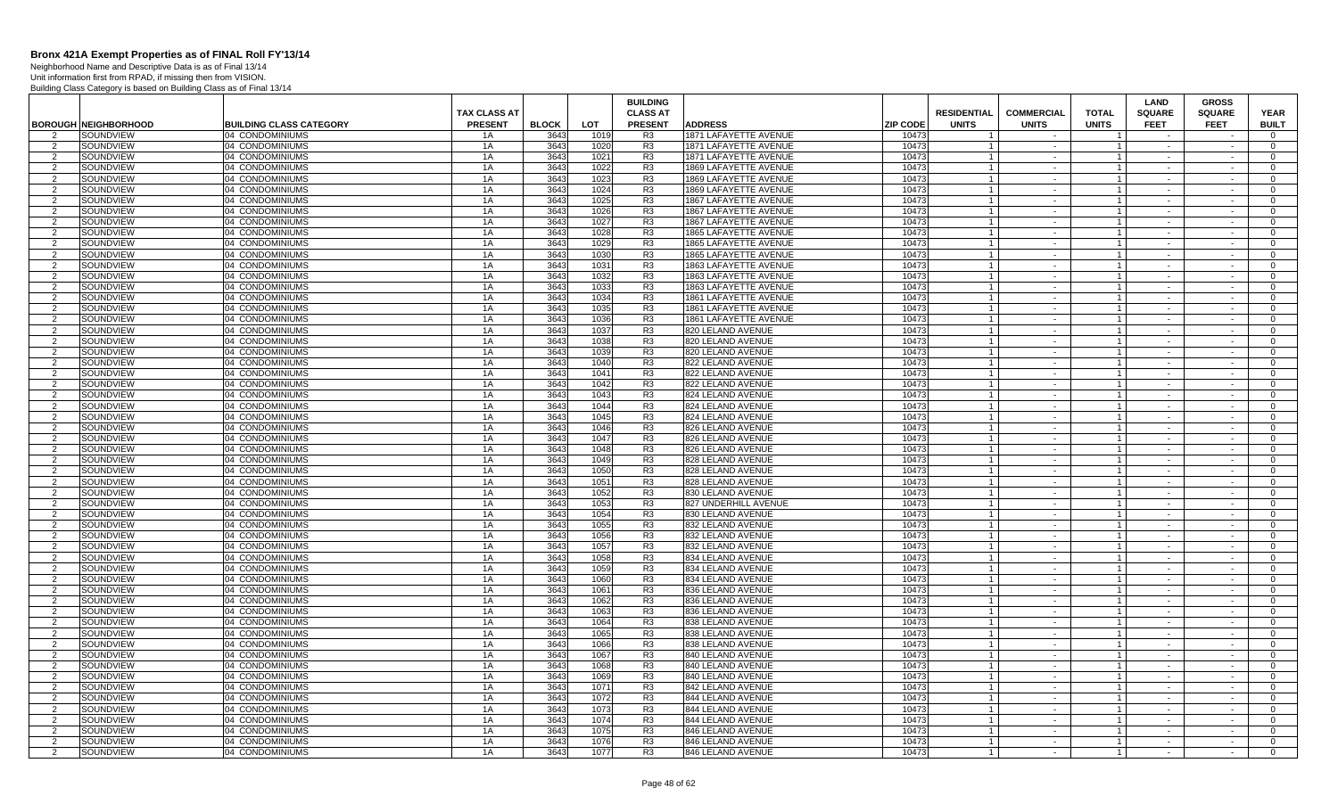# Bronx 421A Exempt Properties as of FINAL Roll FY'13/14

Neighborhood Name and Descriptive Data is as of Final 13/14
Unit information first from RPAD, if missing then from VISION.
Building Class Category is based on Building Class as of Final 13/14

| BOROUGH | NEIGHBORHOOD | BUILDING CLASS CATEGORY | TAX CLASS AT PRESENT | BLOCK | LOT | BUILDING CLASS AT PRESENT | ADDRESS | ZIP CODE | RESIDENTIAL UNITS | COMMERCIAL UNITS | TOTAL UNITS | LAND SQUARE FEET | GROSS SQUARE FEET | YEAR BUILT |
|---|---|---|---|---|---|---|---|---|---|---|---|---|---|---|
| 2 | SOUNDVIEW | 04 CONDOMINIUMS | 1A | 3643 | 1019 | R3 | 1871 LAFAYETTE AVENUE | 10473 | 1 | - | 1 | - | - | 0 |
| 2 | SOUNDVIEW | 04 CONDOMINIUMS | 1A | 3643 | 1020 | R3 | 1871 LAFAYETTE AVENUE | 10473 | 1 | - | 1 | - | - | 0 |
| 2 | SOUNDVIEW | 04 CONDOMINIUMS | 1A | 3643 | 1021 | R3 | 1871 LAFAYETTE AVENUE | 10473 | 1 | - | 1 | - | - | 0 |
| 2 | SOUNDVIEW | 04 CONDOMINIUMS | 1A | 3643 | 1022 | R3 | 1869 LAFAYETTE AVENUE | 10473 | 1 | - | 1 | - | - | 0 |
| 2 | SOUNDVIEW | 04 CONDOMINIUMS | 1A | 3643 | 1023 | R3 | 1869 LAFAYETTE AVENUE | 10473 | 1 | - | 1 | - | - | 0 |
| 2 | SOUNDVIEW | 04 CONDOMINIUMS | 1A | 3643 | 1024 | R3 | 1869 LAFAYETTE AVENUE | 10473 | 1 | - | 1 | - | - | 0 |
| 2 | SOUNDVIEW | 04 CONDOMINIUMS | 1A | 3643 | 1025 | R3 | 1867 LAFAYETTE AVENUE | 10473 | 1 | - | 1 | - | - | 0 |
| 2 | SOUNDVIEW | 04 CONDOMINIUMS | 1A | 3643 | 1026 | R3 | 1867 LAFAYETTE AVENUE | 10473 | 1 | - | 1 | - | - | 0 |
| 2 | SOUNDVIEW | 04 CONDOMINIUMS | 1A | 3643 | 1027 | R3 | 1867 LAFAYETTE AVENUE | 10473 | 1 | - | 1 | - | - | 0 |
| 2 | SOUNDVIEW | 04 CONDOMINIUMS | 1A | 3643 | 1028 | R3 | 1865 LAFAYETTE AVENUE | 10473 | 1 | - | 1 | - | - | 0 |
| 2 | SOUNDVIEW | 04 CONDOMINIUMS | 1A | 3643 | 1029 | R3 | 1865 LAFAYETTE AVENUE | 10473 | 1 | - | 1 | - | - | 0 |
| 2 | SOUNDVIEW | 04 CONDOMINIUMS | 1A | 3643 | 1030 | R3 | 1865 LAFAYETTE AVENUE | 10473 | 1 | - | 1 | - | - | 0 |
| 2 | SOUNDVIEW | 04 CONDOMINIUMS | 1A | 3643 | 1031 | R3 | 1863 LAFAYETTE AVENUE | 10473 | 1 | - | 1 | - | - | 0 |
| 2 | SOUNDVIEW | 04 CONDOMINIUMS | 1A | 3643 | 1032 | R3 | 1863 LAFAYETTE AVENUE | 10473 | 1 | - | 1 | - | - | 0 |
| 2 | SOUNDVIEW | 04 CONDOMINIUMS | 1A | 3643 | 1033 | R3 | 1863 LAFAYETTE AVENUE | 10473 | 1 | - | 1 | - | - | 0 |
| 2 | SOUNDVIEW | 04 CONDOMINIUMS | 1A | 3643 | 1034 | R3 | 1861 LAFAYETTE AVENUE | 10473 | 1 | - | 1 | - | - | 0 |
| 2 | SOUNDVIEW | 04 CONDOMINIUMS | 1A | 3643 | 1035 | R3 | 1861 LAFAYETTE AVENUE | 10473 | 1 | - | 1 | - | - | 0 |
| 2 | SOUNDVIEW | 04 CONDOMINIUMS | 1A | 3643 | 1036 | R3 | 1861 LAFAYETTE AVENUE | 10473 | 1 | - | 1 | - | - | 0 |
| 2 | SOUNDVIEW | 04 CONDOMINIUMS | 1A | 3643 | 1037 | R3 | 820 LELAND AVENUE | 10473 | 1 | - | 1 | - | - | 0 |
| 2 | SOUNDVIEW | 04 CONDOMINIUMS | 1A | 3643 | 1038 | R3 | 820 LELAND AVENUE | 10473 | 1 | - | 1 | - | - | 0 |
| 2 | SOUNDVIEW | 04 CONDOMINIUMS | 1A | 3643 | 1039 | R3 | 820 LELAND AVENUE | 10473 | 1 | - | 1 | - | - | 0 |
| 2 | SOUNDVIEW | 04 CONDOMINIUMS | 1A | 3643 | 1040 | R3 | 822 LELAND AVENUE | 10473 | 1 | - | 1 | - | - | 0 |
| 2 | SOUNDVIEW | 04 CONDOMINIUMS | 1A | 3643 | 1041 | R3 | 822 LELAND AVENUE | 10473 | 1 | - | 1 | - | - | 0 |
| 2 | SOUNDVIEW | 04 CONDOMINIUMS | 1A | 3643 | 1042 | R3 | 822 LELAND AVENUE | 10473 | 1 | - | 1 | - | - | 0 |
| 2 | SOUNDVIEW | 04 CONDOMINIUMS | 1A | 3643 | 1043 | R3 | 824 LELAND AVENUE | 10473 | 1 | - | 1 | - | - | 0 |
| 2 | SOUNDVIEW | 04 CONDOMINIUMS | 1A | 3643 | 1044 | R3 | 824 LELAND AVENUE | 10473 | 1 | - | 1 | - | - | 0 |
| 2 | SOUNDVIEW | 04 CONDOMINIUMS | 1A | 3643 | 1045 | R3 | 824 LELAND AVENUE | 10473 | 1 | - | 1 | - | - | 0 |
| 2 | SOUNDVIEW | 04 CONDOMINIUMS | 1A | 3643 | 1046 | R3 | 826 LELAND AVENUE | 10473 | 1 | - | 1 | - | - | 0 |
| 2 | SOUNDVIEW | 04 CONDOMINIUMS | 1A | 3643 | 1047 | R3 | 826 LELAND AVENUE | 10473 | 1 | - | 1 | - | - | 0 |
| 2 | SOUNDVIEW | 04 CONDOMINIUMS | 1A | 3643 | 1048 | R3 | 826 LELAND AVENUE | 10473 | 1 | - | 1 | - | - | 0 |
| 2 | SOUNDVIEW | 04 CONDOMINIUMS | 1A | 3643 | 1049 | R3 | 828 LELAND AVENUE | 10473 | 1 | - | 1 | - | - | 0 |
| 2 | SOUNDVIEW | 04 CONDOMINIUMS | 1A | 3643 | 1050 | R3 | 828 LELAND AVENUE | 10473 | 1 | - | 1 | - | - | 0 |
| 2 | SOUNDVIEW | 04 CONDOMINIUMS | 1A | 3643 | 1051 | R3 | 828 LELAND AVENUE | 10473 | 1 | - | 1 | - | - | 0 |
| 2 | SOUNDVIEW | 04 CONDOMINIUMS | 1A | 3643 | 1052 | R3 | 830 LELAND AVENUE | 10473 | 1 | - | 1 | - | - | 0 |
| 2 | SOUNDVIEW | 04 CONDOMINIUMS | 1A | 3643 | 1053 | R3 | 827 UNDERHILL AVENUE | 10473 | 1 | - | 1 | - | - | 0 |
| 2 | SOUNDVIEW | 04 CONDOMINIUMS | 1A | 3643 | 1054 | R3 | 830 LELAND AVENUE | 10473 | 1 | - | 1 | - | - | 0 |
| 2 | SOUNDVIEW | 04 CONDOMINIUMS | 1A | 3643 | 1055 | R3 | 832 LELAND AVENUE | 10473 | 1 | - | 1 | - | - | 0 |
| 2 | SOUNDVIEW | 04 CONDOMINIUMS | 1A | 3643 | 1056 | R3 | 832 LELAND AVENUE | 10473 | 1 | - | 1 | - | - | 0 |
| 2 | SOUNDVIEW | 04 CONDOMINIUMS | 1A | 3643 | 1057 | R3 | 832 LELAND AVENUE | 10473 | 1 | - | 1 | - | - | 0 |
| 2 | SOUNDVIEW | 04 CONDOMINIUMS | 1A | 3643 | 1058 | R3 | 834 LELAND AVENUE | 10473 | 1 | - | 1 | - | - | 0 |
| 2 | SOUNDVIEW | 04 CONDOMINIUMS | 1A | 3643 | 1059 | R3 | 834 LELAND AVENUE | 10473 | 1 | - | 1 | - | - | 0 |
| 2 | SOUNDVIEW | 04 CONDOMINIUMS | 1A | 3643 | 1060 | R3 | 834 LELAND AVENUE | 10473 | 1 | - | 1 | - | - | 0 |
| 2 | SOUNDVIEW | 04 CONDOMINIUMS | 1A | 3643 | 1061 | R3 | 836 LELAND AVENUE | 10473 | 1 | - | 1 | - | - | 0 |
| 2 | SOUNDVIEW | 04 CONDOMINIUMS | 1A | 3643 | 1062 | R3 | 836 LELAND AVENUE | 10473 | 1 | - | 1 | - | - | 0 |
| 2 | SOUNDVIEW | 04 CONDOMINIUMS | 1A | 3643 | 1063 | R3 | 836 LELAND AVENUE | 10473 | 1 | - | 1 | - | - | 0 |
| 2 | SOUNDVIEW | 04 CONDOMINIUMS | 1A | 3643 | 1064 | R3 | 838 LELAND AVENUE | 10473 | 1 | - | 1 | - | - | 0 |
| 2 | SOUNDVIEW | 04 CONDOMINIUMS | 1A | 3643 | 1065 | R3 | 838 LELAND AVENUE | 10473 | 1 | - | 1 | - | - | 0 |
| 2 | SOUNDVIEW | 04 CONDOMINIUMS | 1A | 3643 | 1066 | R3 | 838 LELAND AVENUE | 10473 | 1 | - | 1 | - | - | 0 |
| 2 | SOUNDVIEW | 04 CONDOMINIUMS | 1A | 3643 | 1067 | R3 | 840 LELAND AVENUE | 10473 | 1 | - | 1 | - | - | 0 |
| 2 | SOUNDVIEW | 04 CONDOMINIUMS | 1A | 3643 | 1068 | R3 | 840 LELAND AVENUE | 10473 | 1 | - | 1 | - | - | 0 |
| 2 | SOUNDVIEW | 04 CONDOMINIUMS | 1A | 3643 | 1069 | R3 | 840 LELAND AVENUE | 10473 | 1 | - | 1 | - | - | 0 |
| 2 | SOUNDVIEW | 04 CONDOMINIUMS | 1A | 3643 | 1071 | R3 | 842 LELAND AVENUE | 10473 | 1 | - | 1 | - | - | 0 |
| 2 | SOUNDVIEW | 04 CONDOMINIUMS | 1A | 3643 | 1072 | R3 | 844 LELAND AVENUE | 10473 | 1 | - | 1 | - | - | 0 |
| 2 | SOUNDVIEW | 04 CONDOMINIUMS | 1A | 3643 | 1073 | R3 | 844 LELAND AVENUE | 10473 | 1 | - | 1 | - | - | 0 |
| 2 | SOUNDVIEW | 04 CONDOMINIUMS | 1A | 3643 | 1074 | R3 | 844 LELAND AVENUE | 10473 | 1 | - | 1 | - | - | 0 |
| 2 | SOUNDVIEW | 04 CONDOMINIUMS | 1A | 3643 | 1075 | R3 | 846 LELAND AVENUE | 10473 | 1 | - | 1 | - | - | 0 |
| 2 | SOUNDVIEW | 04 CONDOMINIUMS | 1A | 3643 | 1076 | R3 | 846 LELAND AVENUE | 10473 | 1 | - | 1 | - | - | 0 |
| 2 | SOUNDVIEW | 04 CONDOMINIUMS | 1A | 3643 | 1077 | R3 | 846 LELAND AVENUE | 10473 | 1 | - | 1 | - | - | 0 |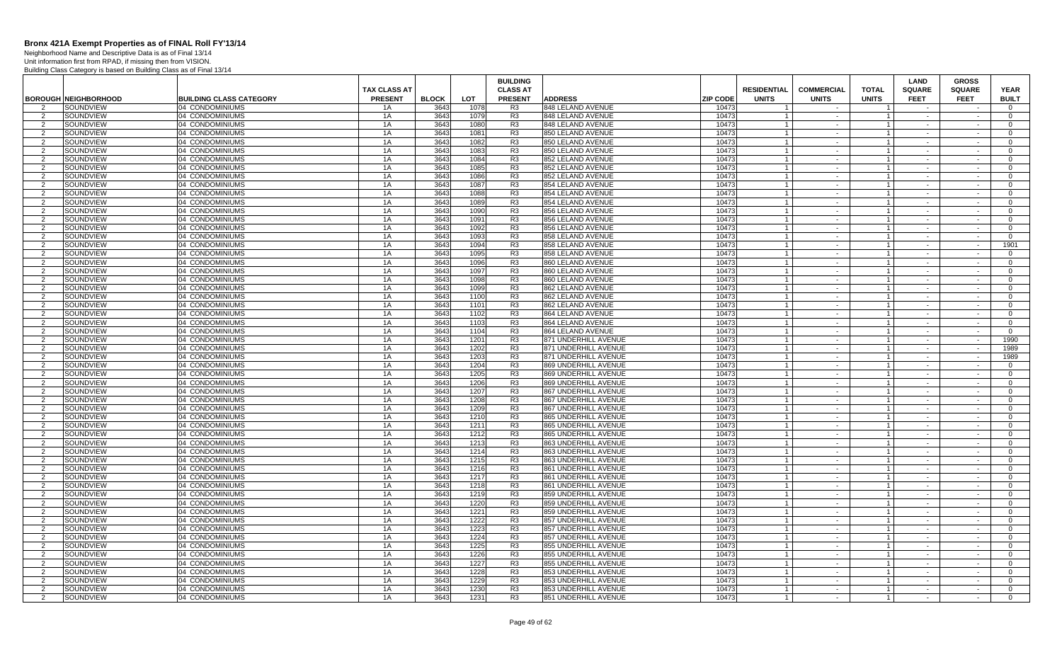# Bronx 421A Exempt Properties as of FINAL Roll FY'13/14

Neighborhood Name and Descriptive Data is as of Final 13/14
Unit information first from RPAD, if missing then from VISION.
Building Class Category is based on Building Class as of Final 13/14

| BOROUGH | NEIGHBORHOOD | BUILDING CLASS CATEGORY | TAX CLASS AT PRESENT | BLOCK | LOT | BUILDING CLASS AT PRESENT | ADDRESS | ZIP CODE | RESIDENTIAL UNITS | COMMERCIAL UNITS | TOTAL UNITS | LAND SQUARE FEET | GROSS SQUARE FEET | YEAR BUILT |
|---|---|---|---|---|---|---|---|---|---|---|---|---|---|---|
| 2 | SOUNDVIEW | 04 CONDOMINIUMS | 1A | 3643 | 1078 | R3 | 848 LELAND AVENUE | 10473 | 1 | - | 1 | - | - | 0 |
| 2 | SOUNDVIEW | 04 CONDOMINIUMS | 1A | 3643 | 1079 | R3 | 848 LELAND AVENUE | 10473 | 1 | - | 1 | - | - | 0 |
| 2 | SOUNDVIEW | 04 CONDOMINIUMS | 1A | 3643 | 1080 | R3 | 848 LELAND AVENUE | 10473 | 1 | - | 1 | - | - | 0 |
| 2 | SOUNDVIEW | 04 CONDOMINIUMS | 1A | 3643 | 1081 | R3 | 850 LELAND AVENUE | 10473 | 1 | - | 1 | - | - | 0 |
| 2 | SOUNDVIEW | 04 CONDOMINIUMS | 1A | 3643 | 1082 | R3 | 850 LELAND AVENUE | 10473 | 1 | - | 1 | - | - | 0 |
| 2 | SOUNDVIEW | 04 CONDOMINIUMS | 1A | 3643 | 1083 | R3 | 850 LELAND AVENUE | 10473 | 1 | - | 1 | - | - | 0 |
| 2 | SOUNDVIEW | 04 CONDOMINIUMS | 1A | 3643 | 1084 | R3 | 852 LELAND AVENUE | 10473 | 1 | - | 1 | - | - | 0 |
| 2 | SOUNDVIEW | 04 CONDOMINIUMS | 1A | 3643 | 1085 | R3 | 852 LELAND AVENUE | 10473 | 1 | - | 1 | - | - | 0 |
| 2 | SOUNDVIEW | 04 CONDOMINIUMS | 1A | 3643 | 1086 | R3 | 852 LELAND AVENUE | 10473 | 1 | - | 1 | - | - | 0 |
| 2 | SOUNDVIEW | 04 CONDOMINIUMS | 1A | 3643 | 1087 | R3 | 854 LELAND AVENUE | 10473 | 1 | - | 1 | - | - | 0 |
| 2 | SOUNDVIEW | 04 CONDOMINIUMS | 1A | 3643 | 1088 | R3 | 854 LELAND AVENUE | 10473 | 1 | - | 1 | - | - | 0 |
| 2 | SOUNDVIEW | 04 CONDOMINIUMS | 1A | 3643 | 1089 | R3 | 854 LELAND AVENUE | 10473 | 1 | - | 1 | - | - | 0 |
| 2 | SOUNDVIEW | 04 CONDOMINIUMS | 1A | 3643 | 1090 | R3 | 856 LELAND AVENUE | 10473 | 1 | - | 1 | - | - | 0 |
| 2 | SOUNDVIEW | 04 CONDOMINIUMS | 1A | 3643 | 1091 | R3 | 856 LELAND AVENUE | 10473 | 1 | - | 1 | - | - | 0 |
| 2 | SOUNDVIEW | 04 CONDOMINIUMS | 1A | 3643 | 1092 | R3 | 856 LELAND AVENUE | 10473 | 1 | - | 1 | - | - | 0 |
| 2 | SOUNDVIEW | 04 CONDOMINIUMS | 1A | 3643 | 1093 | R3 | 858 LELAND AVENUE | 10473 | 1 | - | 1 | - | - | 0 |
| 2 | SOUNDVIEW | 04 CONDOMINIUMS | 1A | 3643 | 1094 | R3 | 858 LELAND AVENUE | 10473 | 1 | - | 1 | - | - | 1901 |
| 2 | SOUNDVIEW | 04 CONDOMINIUMS | 1A | 3643 | 1095 | R3 | 858 LELAND AVENUE | 10473 | 1 | - | 1 | - | - | 0 |
| 2 | SOUNDVIEW | 04 CONDOMINIUMS | 1A | 3643 | 1096 | R3 | 860 LELAND AVENUE | 10473 | 1 | - | 1 | - | - | 0 |
| 2 | SOUNDVIEW | 04 CONDOMINIUMS | 1A | 3643 | 1097 | R3 | 860 LELAND AVENUE | 10473 | 1 | - | 1 | - | - | 0 |
| 2 | SOUNDVIEW | 04 CONDOMINIUMS | 1A | 3643 | 1098 | R3 | 860 LELAND AVENUE | 10473 | 1 | - | 1 | - | - | 0 |
| 2 | SOUNDVIEW | 04 CONDOMINIUMS | 1A | 3643 | 1099 | R3 | 862 LELAND AVENUE | 10473 | 1 | - | 1 | - | - | 0 |
| 2 | SOUNDVIEW | 04 CONDOMINIUMS | 1A | 3643 | 1100 | R3 | 862 LELAND AVENUE | 10473 | 1 | - | 1 | - | - | 0 |
| 2 | SOUNDVIEW | 04 CONDOMINIUMS | 1A | 3643 | 1101 | R3 | 862 LELAND AVENUE | 10473 | 1 | - | 1 | - | - | 0 |
| 2 | SOUNDVIEW | 04 CONDOMINIUMS | 1A | 3643 | 1102 | R3 | 864 LELAND AVENUE | 10473 | 1 | - | 1 | - | - | 0 |
| 2 | SOUNDVIEW | 04 CONDOMINIUMS | 1A | 3643 | 1103 | R3 | 864 LELAND AVENUE | 10473 | 1 | - | 1 | - | - | 0 |
| 2 | SOUNDVIEW | 04 CONDOMINIUMS | 1A | 3643 | 1104 | R3 | 864 LELAND AVENUE | 10473 | 1 | - | 1 | - | - | 0 |
| 2 | SOUNDVIEW | 04 CONDOMINIUMS | 1A | 3643 | 1201 | R3 | 871 UNDERHILL AVENUE | 10473 | 1 | - | 1 | - | - | 1990 |
| 2 | SOUNDVIEW | 04 CONDOMINIUMS | 1A | 3643 | 1202 | R3 | 871 UNDERHILL AVENUE | 10473 | 1 | - | 1 | - | - | 1989 |
| 2 | SOUNDVIEW | 04 CONDOMINIUMS | 1A | 3643 | 1203 | R3 | 871 UNDERHILL AVENUE | 10473 | 1 | - | 1 | - | - | 1989 |
| 2 | SOUNDVIEW | 04 CONDOMINIUMS | 1A | 3643 | 1204 | R3 | 869 UNDERHILL AVENUE | 10473 | 1 | - | 1 | - | - | 0 |
| 2 | SOUNDVIEW | 04 CONDOMINIUMS | 1A | 3643 | 1205 | R3 | 869 UNDERHILL AVENUE | 10473 | 1 | - | 1 | - | - | 0 |
| 2 | SOUNDVIEW | 04 CONDOMINIUMS | 1A | 3643 | 1206 | R3 | 869 UNDERHILL AVENUE | 10473 | 1 | - | 1 | - | - | 0 |
| 2 | SOUNDVIEW | 04 CONDOMINIUMS | 1A | 3643 | 1207 | R3 | 867 UNDERHILL AVENUE | 10473 | 1 | - | 1 | - | - | 0 |
| 2 | SOUNDVIEW | 04 CONDOMINIUMS | 1A | 3643 | 1208 | R3 | 867 UNDERHILL AVENUE | 10473 | 1 | - | 1 | - | - | 0 |
| 2 | SOUNDVIEW | 04 CONDOMINIUMS | 1A | 3643 | 1209 | R3 | 867 UNDERHILL AVENUE | 10473 | 1 | - | 1 | - | - | 0 |
| 2 | SOUNDVIEW | 04 CONDOMINIUMS | 1A | 3643 | 1210 | R3 | 865 UNDERHILL AVENUE | 10473 | 1 | - | 1 | - | - | 0 |
| 2 | SOUNDVIEW | 04 CONDOMINIUMS | 1A | 3643 | 1211 | R3 | 865 UNDERHILL AVENUE | 10473 | 1 | - | 1 | - | - | 0 |
| 2 | SOUNDVIEW | 04 CONDOMINIUMS | 1A | 3643 | 1212 | R3 | 865 UNDERHILL AVENUE | 10473 | 1 | - | 1 | - | - | 0 |
| 2 | SOUNDVIEW | 04 CONDOMINIUMS | 1A | 3643 | 1213 | R3 | 863 UNDERHILL AVENUE | 10473 | 1 | - | 1 | - | - | 0 |
| 2 | SOUNDVIEW | 04 CONDOMINIUMS | 1A | 3643 | 1214 | R3 | 863 UNDERHILL AVENUE | 10473 | 1 | - | 1 | - | - | 0 |
| 2 | SOUNDVIEW | 04 CONDOMINIUMS | 1A | 3643 | 1215 | R3 | 863 UNDERHILL AVENUE | 10473 | 1 | - | 1 | - | - | 0 |
| 2 | SOUNDVIEW | 04 CONDOMINIUMS | 1A | 3643 | 1216 | R3 | 861 UNDERHILL AVENUE | 10473 | 1 | - | 1 | - | - | 0 |
| 2 | SOUNDVIEW | 04 CONDOMINIUMS | 1A | 3643 | 1217 | R3 | 861 UNDERHILL AVENUE | 10473 | 1 | - | 1 | - | - | 0 |
| 2 | SOUNDVIEW | 04 CONDOMINIUMS | 1A | 3643 | 1218 | R3 | 861 UNDERHILL AVENUE | 10473 | 1 | - | 1 | - | - | 0 |
| 2 | SOUNDVIEW | 04 CONDOMINIUMS | 1A | 3643 | 1219 | R3 | 859 UNDERHILL AVENUE | 10473 | 1 | - | 1 | - | - | 0 |
| 2 | SOUNDVIEW | 04 CONDOMINIUMS | 1A | 3643 | 1220 | R3 | 859 UNDERHILL AVENUE | 10473 | 1 | - | 1 | - | - | 0 |
| 2 | SOUNDVIEW | 04 CONDOMINIUMS | 1A | 3643 | 1221 | R3 | 859 UNDERHILL AVENUE | 10473 | 1 | - | 1 | - | - | 0 |
| 2 | SOUNDVIEW | 04 CONDOMINIUMS | 1A | 3643 | 1222 | R3 | 857 UNDERHILL AVENUE | 10473 | 1 | - | 1 | - | - | 0 |
| 2 | SOUNDVIEW | 04 CONDOMINIUMS | 1A | 3643 | 1223 | R3 | 857 UNDERHILL AVENUE | 10473 | 1 | - | 1 | - | - | 0 |
| 2 | SOUNDVIEW | 04 CONDOMINIUMS | 1A | 3643 | 1224 | R3 | 857 UNDERHILL AVENUE | 10473 | 1 | - | 1 | - | - | 0 |
| 2 | SOUNDVIEW | 04 CONDOMINIUMS | 1A | 3643 | 1225 | R3 | 855 UNDERHILL AVENUE | 10473 | 1 | - | 1 | - | - | 0 |
| 2 | SOUNDVIEW | 04 CONDOMINIUMS | 1A | 3643 | 1226 | R3 | 855 UNDERHILL AVENUE | 10473 | 1 | - | 1 | - | - | 0 |
| 2 | SOUNDVIEW | 04 CONDOMINIUMS | 1A | 3643 | 1227 | R3 | 855 UNDERHILL AVENUE | 10473 | 1 | - | 1 | - | - | 0 |
| 2 | SOUNDVIEW | 04 CONDOMINIUMS | 1A | 3643 | 1228 | R3 | 853 UNDERHILL AVENUE | 10473 | 1 | - | 1 | - | - | 0 |
| 2 | SOUNDVIEW | 04 CONDOMINIUMS | 1A | 3643 | 1229 | R3 | 853 UNDERHILL AVENUE | 10473 | 1 | - | 1 | - | - | 0 |
| 2 | SOUNDVIEW | 04 CONDOMINIUMS | 1A | 3643 | 1230 | R3 | 853 UNDERHILL AVENUE | 10473 | 1 | - | 1 | - | - | 0 |
| 2 | SOUNDVIEW | 04 CONDOMINIUMS | 1A | 3643 | 1231 | R3 | 851 UNDERHILL AVENUE | 10473 | 1 | - | 1 | - | - | 0 |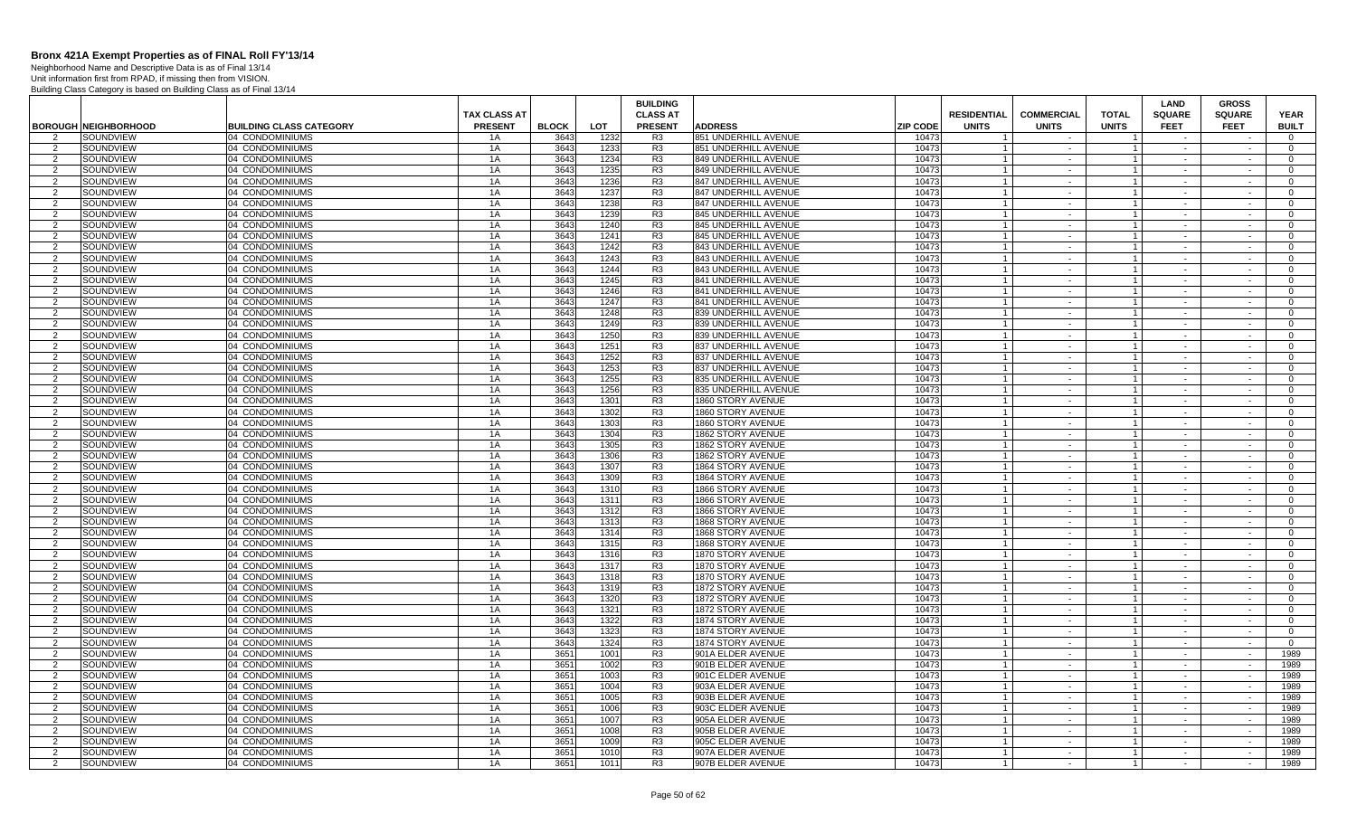# Bronx 421A Exempt Properties as of FINAL Roll FY'13/14

Neighborhood Name and Descriptive Data is as of Final 13/14
Unit information first from RPAD, if missing then from VISION.
Building Class Category is based on Building Class as of Final 13/14

| BOROUGH | NEIGHBORHOOD | BUILDING CLASS CATEGORY | TAX CLASS AT PRESENT | BLOCK | LOT | BUILDING CLASS AT PRESENT | ADDRESS | ZIP CODE | RESIDENTIAL UNITS | COMMERCIAL UNITS | TOTAL UNITS | LAND SQUARE FEET | GROSS SQUARE FEET | YEAR BUILT |
|---|---|---|---|---|---|---|---|---|---|---|---|---|---|---|
| 2 | SOUNDVIEW | 04 CONDOMINIUMS | 1A | 3643 | 1232 | R3 | 851 UNDERHILL AVENUE | 10473 | 1 | - | 1 | - | - | 0 |
| 2 | SOUNDVIEW | 04 CONDOMINIUMS | 1A | 3643 | 1233 | R3 | 851 UNDERHILL AVENUE | 10473 | 1 | - | 1 | - | - | 0 |
| 2 | SOUNDVIEW | 04 CONDOMINIUMS | 1A | 3643 | 1234 | R3 | 849 UNDERHILL AVENUE | 10473 | 1 | - | 1 | - | - | 0 |
| 2 | SOUNDVIEW | 04 CONDOMINIUMS | 1A | 3643 | 1235 | R3 | 849 UNDERHILL AVENUE | 10473 | 1 | - | 1 | - | - | 0 |
| 2 | SOUNDVIEW | 04 CONDOMINIUMS | 1A | 3643 | 1236 | R3 | 847 UNDERHILL AVENUE | 10473 | 1 | - | 1 | - | - | 0 |
| 2 | SOUNDVIEW | 04 CONDOMINIUMS | 1A | 3643 | 1237 | R3 | 847 UNDERHILL AVENUE | 10473 | 1 | - | 1 | - | - | 0 |
| 2 | SOUNDVIEW | 04 CONDOMINIUMS | 1A | 3643 | 1238 | R3 | 847 UNDERHILL AVENUE | 10473 | 1 | - | 1 | - | - | 0 |
| 2 | SOUNDVIEW | 04 CONDOMINIUMS | 1A | 3643 | 1239 | R3 | 845 UNDERHILL AVENUE | 10473 | 1 | - | 1 | - | - | 0 |
| 2 | SOUNDVIEW | 04 CONDOMINIUMS | 1A | 3643 | 1240 | R3 | 845 UNDERHILL AVENUE | 10473 | 1 | - | 1 | - | - | 0 |
| 2 | SOUNDVIEW | 04 CONDOMINIUMS | 1A | 3643 | 1241 | R3 | 845 UNDERHILL AVENUE | 10473 | 1 | - | 1 | - | - | 0 |
| 2 | SOUNDVIEW | 04 CONDOMINIUMS | 1A | 3643 | 1242 | R3 | 843 UNDERHILL AVENUE | 10473 | 1 | - | 1 | - | - | 0 |
| 2 | SOUNDVIEW | 04 CONDOMINIUMS | 1A | 3643 | 1243 | R3 | 843 UNDERHILL AVENUE | 10473 | 1 | - | 1 | - | - | 0 |
| 2 | SOUNDVIEW | 04 CONDOMINIUMS | 1A | 3643 | 1244 | R3 | 843 UNDERHILL AVENUE | 10473 | 1 | - | 1 | - | - | 0 |
| 2 | SOUNDVIEW | 04 CONDOMINIUMS | 1A | 3643 | 1245 | R3 | 841 UNDERHILL AVENUE | 10473 | 1 | - | 1 | - | - | 0 |
| 2 | SOUNDVIEW | 04 CONDOMINIUMS | 1A | 3643 | 1246 | R3 | 841 UNDERHILL AVENUE | 10473 | 1 | - | 1 | - | - | 0 |
| 2 | SOUNDVIEW | 04 CONDOMINIUMS | 1A | 3643 | 1247 | R3 | 841 UNDERHILL AVENUE | 10473 | 1 | - | 1 | - | - | 0 |
| 2 | SOUNDVIEW | 04 CONDOMINIUMS | 1A | 3643 | 1248 | R3 | 839 UNDERHILL AVENUE | 10473 | 1 | - | 1 | - | - | 0 |
| 2 | SOUNDVIEW | 04 CONDOMINIUMS | 1A | 3643 | 1249 | R3 | 839 UNDERHILL AVENUE | 10473 | 1 | - | 1 | - | - | 0 |
| 2 | SOUNDVIEW | 04 CONDOMINIUMS | 1A | 3643 | 1250 | R3 | 839 UNDERHILL AVENUE | 10473 | 1 | - | 1 | - | - | 0 |
| 2 | SOUNDVIEW | 04 CONDOMINIUMS | 1A | 3643 | 1251 | R3 | 837 UNDERHILL AVENUE | 10473 | 1 | - | 1 | - | - | 0 |
| 2 | SOUNDVIEW | 04 CONDOMINIUMS | 1A | 3643 | 1252 | R3 | 837 UNDERHILL AVENUE | 10473 | 1 | - | 1 | - | - | 0 |
| 2 | SOUNDVIEW | 04 CONDOMINIUMS | 1A | 3643 | 1253 | R3 | 837 UNDERHILL AVENUE | 10473 | 1 | - | 1 | - | - | 0 |
| 2 | SOUNDVIEW | 04 CONDOMINIUMS | 1A | 3643 | 1255 | R3 | 835 UNDERHILL AVENUE | 10473 | 1 | - | 1 | - | - | 0 |
| 2 | SOUNDVIEW | 04 CONDOMINIUMS | 1A | 3643 | 1256 | R3 | 835 UNDERHILL AVENUE | 10473 | 1 | - | 1 | - | - | 0 |
| 2 | SOUNDVIEW | 04 CONDOMINIUMS | 1A | 3643 | 1301 | R3 | 1860 STORY AVENUE | 10473 | 1 | - | 1 | - | - | 0 |
| 2 | SOUNDVIEW | 04 CONDOMINIUMS | 1A | 3643 | 1302 | R3 | 1860 STORY AVENUE | 10473 | 1 | - | 1 | - | - | 0 |
| 2 | SOUNDVIEW | 04 CONDOMINIUMS | 1A | 3643 | 1303 | R3 | 1860 STORY AVENUE | 10473 | 1 | - | 1 | - | - | 0 |
| 2 | SOUNDVIEW | 04 CONDOMINIUMS | 1A | 3643 | 1304 | R3 | 1862 STORY AVENUE | 10473 | 1 | - | 1 | - | - | 0 |
| 2 | SOUNDVIEW | 04 CONDOMINIUMS | 1A | 3643 | 1305 | R3 | 1862 STORY AVENUE | 10473 | 1 | - | 1 | - | - | 0 |
| 2 | SOUNDVIEW | 04 CONDOMINIUMS | 1A | 3643 | 1306 | R3 | 1862 STORY AVENUE | 10473 | 1 | - | 1 | - | - | 0 |
| 2 | SOUNDVIEW | 04 CONDOMINIUMS | 1A | 3643 | 1307 | R3 | 1864 STORY AVENUE | 10473 | 1 | - | 1 | - | - | 0 |
| 2 | SOUNDVIEW | 04 CONDOMINIUMS | 1A | 3643 | 1309 | R3 | 1864 STORY AVENUE | 10473 | 1 | - | 1 | - | - | 0 |
| 2 | SOUNDVIEW | 04 CONDOMINIUMS | 1A | 3643 | 1310 | R3 | 1866 STORY AVENUE | 10473 | 1 | - | 1 | - | - | 0 |
| 2 | SOUNDVIEW | 04 CONDOMINIUMS | 1A | 3643 | 1311 | R3 | 1866 STORY AVENUE | 10473 | 1 | - | 1 | - | - | 0 |
| 2 | SOUNDVIEW | 04 CONDOMINIUMS | 1A | 3643 | 1312 | R3 | 1866 STORY AVENUE | 10473 | 1 | - | 1 | - | - | 0 |
| 2 | SOUNDVIEW | 04 CONDOMINIUMS | 1A | 3643 | 1313 | R3 | 1868 STORY AVENUE | 10473 | 1 | - | 1 | - | - | 0 |
| 2 | SOUNDVIEW | 04 CONDOMINIUMS | 1A | 3643 | 1314 | R3 | 1868 STORY AVENUE | 10473 | 1 | - | 1 | - | - | 0 |
| 2 | SOUNDVIEW | 04 CONDOMINIUMS | 1A | 3643 | 1315 | R3 | 1868 STORY AVENUE | 10473 | 1 | - | 1 | - | - | 0 |
| 2 | SOUNDVIEW | 04 CONDOMINIUMS | 1A | 3643 | 1316 | R3 | 1870 STORY AVENUE | 10473 | 1 | - | 1 | - | - | 0 |
| 2 | SOUNDVIEW | 04 CONDOMINIUMS | 1A | 3643 | 1317 | R3 | 1870 STORY AVENUE | 10473 | 1 | - | 1 | - | - | 0 |
| 2 | SOUNDVIEW | 04 CONDOMINIUMS | 1A | 3643 | 1318 | R3 | 1870 STORY AVENUE | 10473 | 1 | - | 1 | - | - | 0 |
| 2 | SOUNDVIEW | 04 CONDOMINIUMS | 1A | 3643 | 1319 | R3 | 1872 STORY AVENUE | 10473 | 1 | - | 1 | - | - | 0 |
| 2 | SOUNDVIEW | 04 CONDOMINIUMS | 1A | 3643 | 1320 | R3 | 1872 STORY AVENUE | 10473 | 1 | - | 1 | - | - | 0 |
| 2 | SOUNDVIEW | 04 CONDOMINIUMS | 1A | 3643 | 1321 | R3 | 1872 STORY AVENUE | 10473 | 1 | - | 1 | - | - | 0 |
| 2 | SOUNDVIEW | 04 CONDOMINIUMS | 1A | 3643 | 1322 | R3 | 1874 STORY AVENUE | 10473 | 1 | - | 1 | - | - | 0 |
| 2 | SOUNDVIEW | 04 CONDOMINIUMS | 1A | 3643 | 1323 | R3 | 1874 STORY AVENUE | 10473 | 1 | - | 1 | - | - | 0 |
| 2 | SOUNDVIEW | 04 CONDOMINIUMS | 1A | 3643 | 1324 | R3 | 1874 STORY AVENUE | 10473 | 1 | - | 1 | - | - | 0 |
| 2 | SOUNDVIEW | 04 CONDOMINIUMS | 1A | 3651 | 1001 | R3 | 901A ELDER AVENUE | 10473 | 1 | - | 1 | - | - | 1989 |
| 2 | SOUNDVIEW | 04 CONDOMINIUMS | 1A | 3651 | 1002 | R3 | 901B ELDER AVENUE | 10473 | 1 | - | 1 | - | - | 1989 |
| 2 | SOUNDVIEW | 04 CONDOMINIUMS | 1A | 3651 | 1003 | R3 | 901C ELDER AVENUE | 10473 | 1 | - | 1 | - | - | 1989 |
| 2 | SOUNDVIEW | 04 CONDOMINIUMS | 1A | 3651 | 1004 | R3 | 903A ELDER AVENUE | 10473 | 1 | - | 1 | - | - | 1989 |
| 2 | SOUNDVIEW | 04 CONDOMINIUMS | 1A | 3651 | 1005 | R3 | 903B ELDER AVENUE | 10473 | 1 | - | 1 | - | - | 1989 |
| 2 | SOUNDVIEW | 04 CONDOMINIUMS | 1A | 3651 | 1006 | R3 | 903C ELDER AVENUE | 10473 | 1 | - | 1 | - | - | 1989 |
| 2 | SOUNDVIEW | 04 CONDOMINIUMS | 1A | 3651 | 1007 | R3 | 905A ELDER AVENUE | 10473 | 1 | - | 1 | - | - | 1989 |
| 2 | SOUNDVIEW | 04 CONDOMINIUMS | 1A | 3651 | 1008 | R3 | 905B ELDER AVENUE | 10473 | 1 | - | 1 | - | - | 1989 |
| 2 | SOUNDVIEW | 04 CONDOMINIUMS | 1A | 3651 | 1009 | R3 | 905C ELDER AVENUE | 10473 | 1 | - | 1 | - | - | 1989 |
| 2 | SOUNDVIEW | 04 CONDOMINIUMS | 1A | 3651 | 1010 | R3 | 907A ELDER AVENUE | 10473 | 1 | - | 1 | - | - | 1989 |
| 2 | SOUNDVIEW | 04 CONDOMINIUMS | 1A | 3651 | 1011 | R3 | 907B ELDER AVENUE | 10473 | 1 | - | 1 | - | - | 1989 |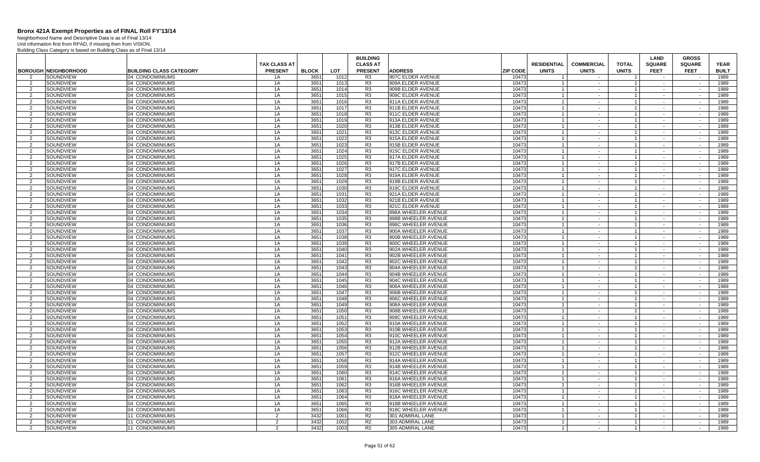# Bronx 421A Exempt Properties as of FINAL Roll FY'13/14

Neighborhood Name and Descriptive Data is as of Final 13/14
Unit information first from RPAD, if missing then from VISION.
Building Class Category is based on Building Class as of Final 13/14

| BOROUGH | NEIGHBORHOOD | BUILDING CLASS CATEGORY | TAX CLASS AT PRESENT | BLOCK | LOT | BUILDING CLASS AT PRESENT | ADDRESS | ZIP CODE | RESIDENTIAL UNITS | COMMERCIAL UNITS | TOTAL UNITS | LAND SQUARE FEET | GROSS SQUARE FEET | YEAR BUILT |
|---|---|---|---|---|---|---|---|---|---|---|---|---|---|---|
| 2 | SOUNDVIEW | 04 CONDOMINIUMS | 1A | 3651 | 1012 | R3 | 907C ELDER AVENUE | 10473 | 1 | - | 1 | - | - | 1989 |
| 2 | SOUNDVIEW | 04 CONDOMINIUMS | 1A | 3651 | 1013 | R3 | 909A ELDER AVENUE | 10473 | 1 | - | 1 | - | - | 1989 |
| 2 | SOUNDVIEW | 04 CONDOMINIUMS | 1A | 3651 | 1014 | R3 | 909B ELDER AVENUE | 10473 | 1 | - | 1 | - | - | 1989 |
| 2 | SOUNDVIEW | 04 CONDOMINIUMS | 1A | 3651 | 1015 | R3 | 909C ELDER AVENUE | 10473 | 1 | - | 1 | - | - | 1989 |
| 2 | SOUNDVIEW | 04 CONDOMINIUMS | 1A | 3651 | 1016 | R3 | 911A ELDER AVENUE | 10473 | 1 | - | 1 | - | - | 1989 |
| 2 | SOUNDVIEW | 04 CONDOMINIUMS | 1A | 3651 | 1017 | R3 | 911B ELDER AVENUE | 10473 | 1 | - | 1 | - | - | 1989 |
| 2 | SOUNDVIEW | 04 CONDOMINIUMS | 1A | 3651 | 1018 | R3 | 911C ELDER AVENUE | 10473 | 1 | - | 1 | - | - | 1989 |
| 2 | SOUNDVIEW | 04 CONDOMINIUMS | 1A | 3651 | 1019 | R3 | 913A ELDER AVENUE | 10473 | 1 | - | 1 | - | - | 1989 |
| 2 | SOUNDVIEW | 04 CONDOMINIUMS | 1A | 3651 | 1020 | R3 | 913B ELDER AVENUE | 10473 | 1 | - | 1 | - | - | 1989 |
| 2 | SOUNDVIEW | 04 CONDOMINIUMS | 1A | 3651 | 1021 | R3 | 913C ELDER AVENUE | 10473 | 1 | - | 1 | - | - | 1989 |
| 2 | SOUNDVIEW | 04 CONDOMINIUMS | 1A | 3651 | 1022 | R3 | 915A ELDER AVENUE | 10473 | 1 | - | 1 | - | - | 1989 |
| 2 | SOUNDVIEW | 04 CONDOMINIUMS | 1A | 3651 | 1023 | R3 | 915B ELDER AVENUE | 10473 | 1 | - | 1 | - | - | 1989 |
| 2 | SOUNDVIEW | 04 CONDOMINIUMS | 1A | 3651 | 1024 | R3 | 915C ELDER AVENUE | 10473 | 1 | - | 1 | - | - | 1989 |
| 2 | SOUNDVIEW | 04 CONDOMINIUMS | 1A | 3651 | 1025 | R3 | 917A ELDER AVENUE | 10473 | 1 | - | 1 | - | - | 1989 |
| 2 | SOUNDVIEW | 04 CONDOMINIUMS | 1A | 3651 | 1026 | R3 | 917B ELDER AVENUE | 10473 | 1 | - | 1 | - | - | 1989 |
| 2 | SOUNDVIEW | 04 CONDOMINIUMS | 1A | 3651 | 1027 | R3 | 917C ELDER AVENUE | 10473 | 1 | - | 1 | - | - | 1989 |
| 2 | SOUNDVIEW | 04 CONDOMINIUMS | 1A | 3651 | 1028 | R3 | 919A ELDER AVENUE | 10473 | 1 | - | 1 | - | - | 1989 |
| 2 | SOUNDVIEW | 04 CONDOMINIUMS | 1A | 3651 | 1029 | R3 | 919B ELDER AVENUE | 10473 | 1 | - | 1 | - | - | 1989 |
| 2 | SOUNDVIEW | 04 CONDOMINIUMS | 1A | 3651 | 1030 | R3 | 919C ELDER AVENUE | 10473 | 1 | - | 1 | - | - | 1989 |
| 2 | SOUNDVIEW | 04 CONDOMINIUMS | 1A | 3651 | 1031 | R3 | 921A ELDER AVENUE | 10473 | 1 | - | 1 | - | - | 1989 |
| 2 | SOUNDVIEW | 04 CONDOMINIUMS | 1A | 3651 | 1032 | R3 | 921B ELDER AVENUE | 10473 | 1 | - | 1 | - | - | 1989 |
| 2 | SOUNDVIEW | 04 CONDOMINIUMS | 1A | 3651 | 1033 | R3 | 921C ELDER AVENUE | 10473 | 1 | - | 1 | - | - | 1989 |
| 2 | SOUNDVIEW | 04 CONDOMINIUMS | 1A | 3651 | 1034 | R3 | 898A WHEELER AVENUE | 10473 | 1 | - | 1 | - | - | 1989 |
| 2 | SOUNDVIEW | 04 CONDOMINIUMS | 1A | 3651 | 1035 | R3 | 898B WHEELER AVENUE | 10473 | 1 | - | 1 | - | - | 1989 |
| 2 | SOUNDVIEW | 04 CONDOMINIUMS | 1A | 3651 | 1036 | R3 | 898C WHEELER AVENUE | 10473 | 1 | - | 1 | - | - | 1989 |
| 2 | SOUNDVIEW | 04 CONDOMINIUMS | 1A | 3651 | 1037 | R3 | 900A WHEELER AVENUE | 10473 | 1 | - | 1 | - | - | 1989 |
| 2 | SOUNDVIEW | 04 CONDOMINIUMS | 1A | 3651 | 1038 | R3 | 900B WHEELER AVENUE | 10473 | 1 | - | 1 | - | - | 1989 |
| 2 | SOUNDVIEW | 04 CONDOMINIUMS | 1A | 3651 | 1039 | R3 | 900C WHEELER AVENUE | 10473 | 1 | - | 1 | - | - | 1989 |
| 2 | SOUNDVIEW | 04 CONDOMINIUMS | 1A | 3651 | 1040 | R3 | 902A WHEELER AVENUE | 10473 | 1 | - | 1 | - | - | 1989 |
| 2 | SOUNDVIEW | 04 CONDOMINIUMS | 1A | 3651 | 1041 | R3 | 902B WHEELER AVENUE | 10473 | 1 | - | 1 | - | - | 1989 |
| 2 | SOUNDVIEW | 04 CONDOMINIUMS | 1A | 3651 | 1042 | R3 | 902C WHEELER AVENUE | 10473 | 1 | - | 1 | - | - | 1989 |
| 2 | SOUNDVIEW | 04 CONDOMINIUMS | 1A | 3651 | 1043 | R3 | 904A WHEELER AVENUE | 10473 | 1 | - | 1 | - | - | 1989 |
| 2 | SOUNDVIEW | 04 CONDOMINIUMS | 1A | 3651 | 1044 | R3 | 904B WHEELER AVENUE | 10473 | 1 | - | 1 | - | - | 1989 |
| 2 | SOUNDVIEW | 04 CONDOMINIUMS | 1A | 3651 | 1045 | R3 | 904C WHEELER AVENUE | 10473 | 1 | - | 1 | - | - | 1989 |
| 2 | SOUNDVIEW | 04 CONDOMINIUMS | 1A | 3651 | 1046 | R3 | 906A WHEELER AVENUE | 10473 | 1 | - | 1 | - | - | 1989 |
| 2 | SOUNDVIEW | 04 CONDOMINIUMS | 1A | 3651 | 1047 | R3 | 906B WHEELER AVENUE | 10473 | 1 | - | 1 | - | - | 1989 |
| 2 | SOUNDVIEW | 04 CONDOMINIUMS | 1A | 3651 | 1048 | R3 | 906C WHEELER AVENUE | 10473 | 1 | - | 1 | - | - | 1989 |
| 2 | SOUNDVIEW | 04 CONDOMINIUMS | 1A | 3651 | 1049 | R3 | 908A WHEELER AVENUE | 10473 | 1 | - | 1 | - | - | 1989 |
| 2 | SOUNDVIEW | 04 CONDOMINIUMS | 1A | 3651 | 1050 | R3 | 908B WHEELER AVENUE | 10473 | 1 | - | 1 | - | - | 1989 |
| 2 | SOUNDVIEW | 04 CONDOMINIUMS | 1A | 3651 | 1051 | R3 | 908C WHEELER AVENUE | 10473 | 1 | - | 1 | - | - | 1989 |
| 2 | SOUNDVIEW | 04 CONDOMINIUMS | 1A | 3651 | 1052 | R3 | 910A WHEELER AVENUE | 10473 | 1 | - | 1 | - | - | 1989 |
| 2 | SOUNDVIEW | 04 CONDOMINIUMS | 1A | 3651 | 1053 | R3 | 910B WHEELER AVENUE | 10473 | 1 | - | 1 | - | - | 1989 |
| 2 | SOUNDVIEW | 04 CONDOMINIUMS | 1A | 3651 | 1054 | R3 | 910C WHEELER AVENUE | 10473 | 1 | - | 1 | - | - | 1989 |
| 2 | SOUNDVIEW | 04 CONDOMINIUMS | 1A | 3651 | 1055 | R3 | 912A WHEELER AVENUE | 10473 | 1 | - | 1 | - | - | 1989 |
| 2 | SOUNDVIEW | 04 CONDOMINIUMS | 1A | 3651 | 1056 | R3 | 912B WHEELER AVENUE | 10473 | 1 | - | 1 | - | - | 1989 |
| 2 | SOUNDVIEW | 04 CONDOMINIUMS | 1A | 3651 | 1057 | R3 | 912C WHEELER AVENUE | 10473 | 1 | - | 1 | - | - | 1989 |
| 2 | SOUNDVIEW | 04 CONDOMINIUMS | 1A | 3651 | 1058 | R3 | 914A WHEELER AVENUE | 10473 | 1 | - | 1 | - | - | 1989 |
| 2 | SOUNDVIEW | 04 CONDOMINIUMS | 1A | 3651 | 1059 | R3 | 914B WHEELER AVENUE | 10473 | 1 | - | 1 | - | - | 1989 |
| 2 | SOUNDVIEW | 04 CONDOMINIUMS | 1A | 3651 | 1060 | R3 | 914C WHEELER AVENUE | 10473 | 1 | - | 1 | - | - | 1989 |
| 2 | SOUNDVIEW | 04 CONDOMINIUMS | 1A | 3651 | 1061 | R3 | 916A WHEELER AVENUE | 10473 | 1 | - | 1 | - | - | 1989 |
| 2 | SOUNDVIEW | 04 CONDOMINIUMS | 1A | 3651 | 1062 | R3 | 916B WHEELER AVENUE | 10473 | 1 | - | 1 | - | - | 1989 |
| 2 | SOUNDVIEW | 04 CONDOMINIUMS | 1A | 3651 | 1063 | R3 | 916C WHEELER AVENUE | 10473 | 1 | - | 1 | - | - | 1989 |
| 2 | SOUNDVIEW | 04 CONDOMINIUMS | 1A | 3651 | 1064 | R3 | 918A WHEELER AVENUE | 10473 | 1 | - | 1 | - | - | 1989 |
| 2 | SOUNDVIEW | 04 CONDOMINIUMS | 1A | 3651 | 1065 | R3 | 918B WHEELER AVENUE | 10473 | 1 | - | 1 | - | - | 1989 |
| 2 | SOUNDVIEW | 04 CONDOMINIUMS | 1A | 3651 | 1066 | R3 | 918C WHEELER AVENUE | 10473 | 1 | - | 1 | - | - | 1989 |
| 2 | SOUNDVIEW | 11 CONDOMINIUMS | 2 | 3432 | 1001 | R2 | 301 ADMIRAL LANE | 10473 | 1 | - | 1 | - | - | 1989 |
| 2 | SOUNDVIEW | 11 CONDOMINIUMS | 2 | 3432 | 1002 | R2 | 303 ADMIRAL LANE | 10473 | 1 | - | 1 | - | - | 1989 |
| 2 | SOUNDVIEW | 11 CONDOMINIUMS | 2 | 3432 | 1003 | R2 | 305 ADMIRAL LANE | 10473 | 1 | - | 1 | - | - | 1989 |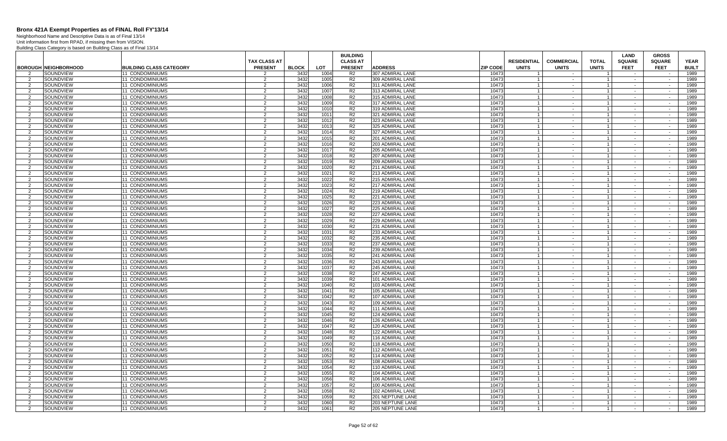# Bronx 421A Exempt Properties as of FINAL Roll FY'13/14

Neighborhood Name and Descriptive Data is as of Final 13/14
Unit information first from RPAD, if missing then from VISION.
Building Class Category is based on Building Class as of Final 13/14

| BOROUGH | NEIGHBORHOOD | BUILDING CLASS CATEGORY | TAX CLASS AT PRESENT | BLOCK | LOT | BUILDING CLASS AT PRESENT | ADDRESS | ZIP CODE | RESIDENTIAL UNITS | COMMERCIAL UNITS | TOTAL UNITS | LAND SQUARE FEET | GROSS SQUARE FEET | YEAR BUILT |
|---|---|---|---|---|---|---|---|---|---|---|---|---|---|---|
| 2 | SOUNDVIEW | 11 CONDOMINIUMS | 2 | 3432 | 1004 | R2 | 307 ADMIRAL LANE | 10473 | 1 | - | 1 | - | - | 1989 |
| 2 | SOUNDVIEW | 11 CONDOMINIUMS | 2 | 3432 | 1005 | R2 | 309 ADMIRAL LANE | 10473 | 1 | - | 1 | - | - | 1989 |
| 2 | SOUNDVIEW | 11 CONDOMINIUMS | 2 | 3432 | 1006 | R2 | 311 ADMIRAL LANE | 10473 | 1 | - | 1 | - | - | 1989 |
| 2 | SOUNDVIEW | 11 CONDOMINIUMS | 2 | 3432 | 1007 | R2 | 313 ADMIRAL LANE | 10473 | 1 | - | 1 | - | - | 1989 |
| 2 | SOUNDVIEW | 11 CONDOMINIUMS | 2 | 3432 | 1008 | R2 | 315 ADMIRAL LANE | 10473 | 1 | - | 1 | - | - | 1989 |
| 2 | SOUNDVIEW | 11 CONDOMINIUMS | 2 | 3432 | 1009 | R2 | 317 ADMIRAL LANE | 10473 | 1 | - | 1 | - | - | 1989 |
| 2 | SOUNDVIEW | 11 CONDOMINIUMS | 2 | 3432 | 1010 | R2 | 319 ADMIRAL LANE | 10473 | 1 | - | 1 | - | - | 1989 |
| 2 | SOUNDVIEW | 11 CONDOMINIUMS | 2 | 3432 | 1011 | R2 | 321 ADMIRAL LANE | 10473 | 1 | - | 1 | - | - | 1989 |
| 2 | SOUNDVIEW | 11 CONDOMINIUMS | 2 | 3432 | 1012 | R2 | 323 ADMIRAL LANE | 10473 | 1 | - | 1 | - | - | 1989 |
| 2 | SOUNDVIEW | 11 CONDOMINIUMS | 2 | 3432 | 1013 | R2 | 325 ADMIRAL LANE | 10473 | 1 | - | 1 | - | - | 1989 |
| 2 | SOUNDVIEW | 11 CONDOMINIUMS | 2 | 3432 | 1014 | R2 | 327 ADMIRAL LANE | 10473 | 1 | - | 1 | - | - | 1989 |
| 2 | SOUNDVIEW | 11 CONDOMINIUMS | 2 | 3432 | 1015 | R2 | 201 ADMIRAL LANE | 10473 | 1 | - | 1 | - | - | 1989 |
| 2 | SOUNDVIEW | 11 CONDOMINIUMS | 2 | 3432 | 1016 | R2 | 203 ADMIRAL LANE | 10473 | 1 | - | 1 | - | - | 1989 |
| 2 | SOUNDVIEW | 11 CONDOMINIUMS | 2 | 3432 | 1017 | R2 | 205 ADMIRAL LANE | 10473 | 1 | - | 1 | - | - | 1989 |
| 2 | SOUNDVIEW | 11 CONDOMINIUMS | 2 | 3432 | 1018 | R2 | 207 ADMIRAL LANE | 10473 | 1 | - | 1 | - | - | 1989 |
| 2 | SOUNDVIEW | 11 CONDOMINIUMS | 2 | 3432 | 1019 | R2 | 209 ADMIRAL LANE | 10473 | 1 | - | 1 | - | - | 1989 |
| 2 | SOUNDVIEW | 11 CONDOMINIUMS | 2 | 3432 | 1020 | R2 | 211 ADMIRAL LANE | 10473 | 1 | - | 1 | - | - | 1989 |
| 2 | SOUNDVIEW | 11 CONDOMINIUMS | 2 | 3432 | 1021 | R2 | 213 ADMIRAL LANE | 10473 | 1 | - | 1 | - | - | 1989 |
| 2 | SOUNDVIEW | 11 CONDOMINIUMS | 2 | 3432 | 1022 | R2 | 215 ADMIRAL LANE | 10473 | 1 | - | 1 | - | - | 1989 |
| 2 | SOUNDVIEW | 11 CONDOMINIUMS | 2 | 3432 | 1023 | R2 | 217 ADMIRAL LANE | 10473 | 1 | - | 1 | - | - | 1989 |
| 2 | SOUNDVIEW | 11 CONDOMINIUMS | 2 | 3432 | 1024 | R2 | 219 ADMIRAL LANE | 10473 | 1 | - | 1 | - | - | 1989 |
| 2 | SOUNDVIEW | 11 CONDOMINIUMS | 2 | 3432 | 1025 | R2 | 221 ADMIRAL LANE | 10473 | 1 | - | 1 | - | - | 1989 |
| 2 | SOUNDVIEW | 11 CONDOMINIUMS | 2 | 3432 | 1026 | R2 | 223 ADMIRAL LANE | 10473 | 1 | - | 1 | - | - | 1989 |
| 2 | SOUNDVIEW | 11 CONDOMINIUMS | 2 | 3432 | 1027 | R2 | 225 ADMIRAL LANE | 10473 | 1 | - | 1 | - | - | 1989 |
| 2 | SOUNDVIEW | 11 CONDOMINIUMS | 2 | 3432 | 1028 | R2 | 227 ADMIRAL LANE | 10473 | 1 | - | 1 | - | - | 1989 |
| 2 | SOUNDVIEW | 11 CONDOMINIUMS | 2 | 3432 | 1029 | R2 | 229 ADMIRAL LANE | 10473 | 1 | - | 1 | - | - | 1989 |
| 2 | SOUNDVIEW | 11 CONDOMINIUMS | 2 | 3432 | 1030 | R2 | 231 ADMIRAL LANE | 10473 | 1 | - | 1 | - | - | 1989 |
| 2 | SOUNDVIEW | 11 CONDOMINIUMS | 2 | 3432 | 1031 | R2 | 233 ADMIRAL LANE | 10473 | 1 | - | 1 | - | - | 1989 |
| 2 | SOUNDVIEW | 11 CONDOMINIUMS | 2 | 3432 | 1032 | R2 | 235 ADMIRAL LANE | 10473 | 1 | - | 1 | - | - | 1989 |
| 2 | SOUNDVIEW | 11 CONDOMINIUMS | 2 | 3432 | 1033 | R2 | 237 ADMIRAL LANE | 10473 | 1 | - | 1 | - | - | 1989 |
| 2 | SOUNDVIEW | 11 CONDOMINIUMS | 2 | 3432 | 1034 | R2 | 239 ADMIRAL LANE | 10473 | 1 | - | 1 | - | - | 1989 |
| 2 | SOUNDVIEW | 11 CONDOMINIUMS | 2 | 3432 | 1035 | R2 | 241 ADMIRAL LANE | 10473 | 1 | - | 1 | - | - | 1989 |
| 2 | SOUNDVIEW | 11 CONDOMINIUMS | 2 | 3432 | 1036 | R2 | 243 ADMIRAL LANE | 10473 | 1 | - | 1 | - | - | 1989 |
| 2 | SOUNDVIEW | 11 CONDOMINIUMS | 2 | 3432 | 1037 | R2 | 245 ADMIRAL LANE | 10473 | 1 | - | 1 | - | - | 1989 |
| 2 | SOUNDVIEW | 11 CONDOMINIUMS | 2 | 3432 | 1038 | R2 | 247 ADMIRAL LANE | 10473 | 1 | - | 1 | - | - | 1989 |
| 2 | SOUNDVIEW | 11 CONDOMINIUMS | 2 | 3432 | 1039 | R2 | 101 ADMIRAL LANE | 10473 | 1 | - | 1 | - | - | 1989 |
| 2 | SOUNDVIEW | 11 CONDOMINIUMS | 2 | 3432 | 1040 | R2 | 103 ADMIRAL LANE | 10473 | 1 | - | 1 | - | - | 1989 |
| 2 | SOUNDVIEW | 11 CONDOMINIUMS | 2 | 3432 | 1041 | R2 | 105 ADMIRAL LANE | 10473 | 1 | - | 1 | - | - | 1989 |
| 2 | SOUNDVIEW | 11 CONDOMINIUMS | 2 | 3432 | 1042 | R2 | 107 ADMIRAL LANE | 10473 | 1 | - | 1 | - | - | 1989 |
| 2 | SOUNDVIEW | 11 CONDOMINIUMS | 2 | 3432 | 1043 | R2 | 109 ADMIRAL LANE | 10473 | 1 | - | 1 | - | - | 1989 |
| 2 | SOUNDVIEW | 11 CONDOMINIUMS | 2 | 3432 | 1044 | R2 | 111 ADMIRAL LANE | 10473 | 1 | - | 1 | - | - | 1989 |
| 2 | SOUNDVIEW | 11 CONDOMINIUMS | 2 | 3432 | 1045 | R2 | 124 ADMIRAL LANE | 10473 | 1 | - | 1 | - | - | 1989 |
| 2 | SOUNDVIEW | 11 CONDOMINIUMS | 2 | 3432 | 1046 | R2 | 126 ADMIRAL LANE | 10473 | 1 | - | 1 | - | - | 1989 |
| 2 | SOUNDVIEW | 11 CONDOMINIUMS | 2 | 3432 | 1047 | R2 | 120 ADMIRAL LANE | 10473 | 1 | - | 1 | - | - | 1989 |
| 2 | SOUNDVIEW | 11 CONDOMINIUMS | 2 | 3432 | 1048 | R2 | 122 ADMIRAL LANE | 10473 | 1 | - | 1 | - | - | 1989 |
| 2 | SOUNDVIEW | 11 CONDOMINIUMS | 2 | 3432 | 1049 | R2 | 116 ADMIRAL LANE | 10473 | 1 | - | 1 | - | - | 1989 |
| 2 | SOUNDVIEW | 11 CONDOMINIUMS | 2 | 3432 | 1050 | R2 | 118 ADMIRAL LANE | 10473 | 1 | - | 1 | - | - | 1989 |
| 2 | SOUNDVIEW | 11 CONDOMINIUMS | 2 | 3432 | 1051 | R2 | 112 ADMIRAL LANE | 10473 | 1 | - | 1 | - | - | 1989 |
| 2 | SOUNDVIEW | 11 CONDOMINIUMS | 2 | 3432 | 1052 | R2 | 114 ADMIRAL LANE | 10473 | 1 | - | 1 | - | - | 1989 |
| 2 | SOUNDVIEW | 11 CONDOMINIUMS | 2 | 3432 | 1053 | R2 | 108 ADMIRAL LANE | 10473 | 1 | - | 1 | - | - | 1989 |
| 2 | SOUNDVIEW | 11 CONDOMINIUMS | 2 | 3432 | 1054 | R2 | 110 ADMIRAL LANE | 10473 | 1 | - | 1 | - | - | 1989 |
| 2 | SOUNDVIEW | 11 CONDOMINIUMS | 2 | 3432 | 1055 | R2 | 104 ADMIRAL LANE | 10473 | 1 | - | 1 | - | - | 1989 |
| 2 | SOUNDVIEW | 11 CONDOMINIUMS | 2 | 3432 | 1056 | R2 | 106 ADMIRAL LANE | 10473 | 1 | - | 1 | - | - | 1989 |
| 2 | SOUNDVIEW | 11 CONDOMINIUMS | 2 | 3432 | 1057 | R2 | 100 ADMIRAL LANE | 10473 | 1 | - | 1 | - | - | 1989 |
| 2 | SOUNDVIEW | 11 CONDOMINIUMS | 2 | 3432 | 1058 | R2 | 102 ADMIRAL LANE | 10473 | 1 | - | 1 | - | - | 1989 |
| 2 | SOUNDVIEW | 11 CONDOMINIUMS | 2 | 3432 | 1059 | R2 | 201 NEPTUNE LANE | 10473 | 1 | - | 1 | - | - | 1989 |
| 2 | SOUNDVIEW | 11 CONDOMINIUMS | 2 | 3432 | 1060 | R2 | 203 NEPTUNE LANE | 10473 | 1 | - | 1 | - | - | 1989 |
| 2 | SOUNDVIEW | 11 CONDOMINIUMS | 2 | 3432 | 1061 | R2 | 205 NEPTUNE LANE | 10473 | 1 | - | 1 | - | - | 1989 |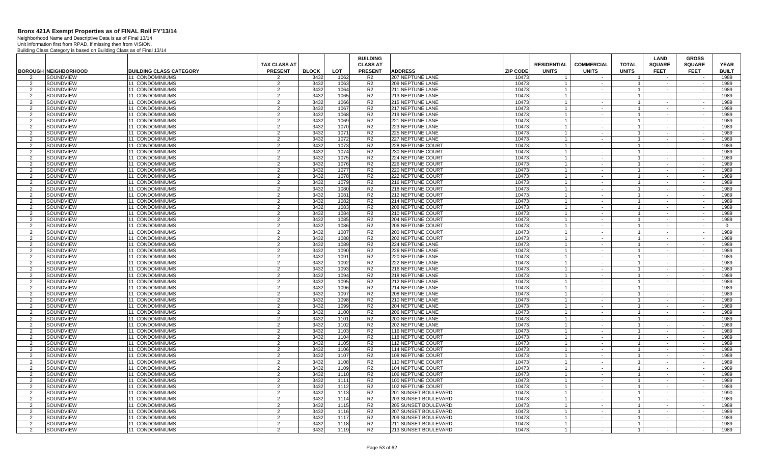# Bronx 421A Exempt Properties as of FINAL Roll FY'13/14

Neighborhood Name and Descriptive Data is as of Final 13/14
Unit information first from RPAD, if missing then from VISION.
Building Class Category is based on Building Class as of Final 13/14

| BOROUGH | NEIGHBORHOOD | BUILDING CLASS CATEGORY | TAX CLASS AT PRESENT | BLOCK | LOT | BUILDING CLASS AT PRESENT | ADDRESS | ZIP CODE | RESIDENTIAL UNITS | COMMERCIAL UNITS | TOTAL UNITS | LAND SQUARE FEET | GROSS SQUARE FEET | YEAR BUILT |
|---|---|---|---|---|---|---|---|---|---|---|---|---|---|---|
| 2 | SOUNDVIEW | 11 CONDOMINIUMS | 2 | 3432 | 1062 | R2 | 207 NEPTUNE LANE | 10473 | 1 | - | 1 | - | - | 1989 |
| 2 | SOUNDVIEW | 11 CONDOMINIUMS | 2 | 3432 | 1063 | R2 | 209 NEPTUNE LANE | 10473 | 1 | - | 1 | - | - | 1989 |
| 2 | SOUNDVIEW | 11 CONDOMINIUMS | 2 | 3432 | 1064 | R2 | 211 NEPTUNE LANE | 10473 | 1 | - | 1 | - | - | 1989 |
| 2 | SOUNDVIEW | 11 CONDOMINIUMS | 2 | 3432 | 1065 | R2 | 213 NEPTUNE LANE | 10473 | 1 | - | 1 | - | - | 1989 |
| 2 | SOUNDVIEW | 11 CONDOMINIUMS | 2 | 3432 | 1066 | R2 | 215 NEPTUNE LANE | 10473 | 1 | - | 1 | - | - | 1989 |
| 2 | SOUNDVIEW | 11 CONDOMINIUMS | 2 | 3432 | 1067 | R2 | 217 NEPTUNE LANE | 10473 | 1 | - | 1 | - | - | 1989 |
| 2 | SOUNDVIEW | 11 CONDOMINIUMS | 2 | 3432 | 1068 | R2 | 219 NEPTUNE LANE | 10473 | 1 | - | 1 | - | - | 1989 |
| 2 | SOUNDVIEW | 11 CONDOMINIUMS | 2 | 3432 | 1069 | R2 | 221 NEPTUNE LANE | 10473 | 1 | - | 1 | - | - | 1989 |
| 2 | SOUNDVIEW | 11 CONDOMINIUMS | 2 | 3432 | 1070 | R2 | 223 NEPTUNE LANE | 10473 | 1 | - | 1 | - | - | 1989 |
| 2 | SOUNDVIEW | 11 CONDOMINIUMS | 2 | 3432 | 1071 | R2 | 225 NEPTUNE LANE | 10473 | 1 | - | 1 | - | - | 1989 |
| 2 | SOUNDVIEW | 11 CONDOMINIUMS | 2 | 3432 | 1072 | R2 | 227 NEPTUNE LANE | 10473 | 1 | - | 1 | - | - | 1989 |
| 2 | SOUNDVIEW | 11 CONDOMINIUMS | 2 | 3432 | 1073 | R2 | 228 NEPTUNE COURT | 10473 | 1 | - | 1 | - | - | 1989 |
| 2 | SOUNDVIEW | 11 CONDOMINIUMS | 2 | 3432 | 1074 | R2 | 230 NEPTUNE COURT | 10473 | 1 | - | 1 | - | - | 1989 |
| 2 | SOUNDVIEW | 11 CONDOMINIUMS | 2 | 3432 | 1075 | R2 | 224 NEPTUNE COURT | 10473 | 1 | - | 1 | - | - | 1989 |
| 2 | SOUNDVIEW | 11 CONDOMINIUMS | 2 | 3432 | 1076 | R2 | 226 NEPTUNE COURT | 10473 | 1 | - | 1 | - | - | 1989 |
| 2 | SOUNDVIEW | 11 CONDOMINIUMS | 2 | 3432 | 1077 | R2 | 220 NEPTUNE COURT | 10473 | 1 | - | 1 | - | - | 1989 |
| 2 | SOUNDVIEW | 11 CONDOMINIUMS | 2 | 3432 | 1078 | R2 | 222 NEPTUNE COURT | 10473 | 1 | - | 1 | - | - | 1989 |
| 2 | SOUNDVIEW | 11 CONDOMINIUMS | 2 | 3432 | 1079 | R2 | 216 NEPTUNE COURT | 10473 | 1 | - | 1 | - | - | 1989 |
| 2 | SOUNDVIEW | 11 CONDOMINIUMS | 2 | 3432 | 1080 | R2 | 218 NEPTUNE COURT | 10473 | 1 | - | 1 | - | - | 1989 |
| 2 | SOUNDVIEW | 11 CONDOMINIUMS | 2 | 3432 | 1081 | R2 | 212 NEPTUNE COURT | 10473 | 1 | - | 1 | - | - | 1989 |
| 2 | SOUNDVIEW | 11 CONDOMINIUMS | 2 | 3432 | 1082 | R2 | 214 NEPTUNE COURT | 10473 | 1 | - | 1 | - | - | 1989 |
| 2 | SOUNDVIEW | 11 CONDOMINIUMS | 2 | 3432 | 1083 | R2 | 208 NEPTUNE COURT | 10473 | 1 | - | 1 | - | - | 1989 |
| 2 | SOUNDVIEW | 11 CONDOMINIUMS | 2 | 3432 | 1084 | R2 | 210 NEPTUNE COURT | 10473 | 1 | - | 1 | - | - | 1989 |
| 2 | SOUNDVIEW | 11 CONDOMINIUMS | 2 | 3432 | 1085 | R2 | 204 NEPTUNE COURT | 10473 | 1 | - | 1 | - | - | 1989 |
| 2 | SOUNDVIEW | 11 CONDOMINIUMS | 2 | 3432 | 1086 | R2 | 206 NEPTUNE COURT | 10473 | 1 | - | 1 | - | - | 0 |
| 2 | SOUNDVIEW | 11 CONDOMINIUMS | 2 | 3432 | 1087 | R2 | 200 NEPTUNE COURT | 10473 | 1 | - | 1 | - | - | 1989 |
| 2 | SOUNDVIEW | 11 CONDOMINIUMS | 2 | 3432 | 1088 | R2 | 202 NEPTUNE COURT | 10473 | 1 | - | 1 | - | - | 1989 |
| 2 | SOUNDVIEW | 11 CONDOMINIUMS | 2 | 3432 | 1089 | R2 | 224 NEPTUNE LANE | 10473 | 1 | - | 1 | - | - | 1989 |
| 2 | SOUNDVIEW | 11 CONDOMINIUMS | 2 | 3432 | 1090 | R2 | 226 NEPTUNE LANE | 10473 | 1 | - | 1 | - | - | 1989 |
| 2 | SOUNDVIEW | 11 CONDOMINIUMS | 2 | 3432 | 1091 | R2 | 220 NEPTUNE LANE | 10473 | 1 | - | 1 | - | - | 1989 |
| 2 | SOUNDVIEW | 11 CONDOMINIUMS | 2 | 3432 | 1092 | R2 | 222 NEPTUNE LANE | 10473 | 1 | - | 1 | - | - | 1989 |
| 2 | SOUNDVIEW | 11 CONDOMINIUMS | 2 | 3432 | 1093 | R2 | 216 NEPTUNE LANE | 10473 | 1 | - | 1 | - | - | 1989 |
| 2 | SOUNDVIEW | 11 CONDOMINIUMS | 2 | 3432 | 1094 | R2 | 218 NEPTUNE LANE | 10473 | 1 | - | 1 | - | - | 1989 |
| 2 | SOUNDVIEW | 11 CONDOMINIUMS | 2 | 3432 | 1095 | R2 | 212 NEPTUNE LANE | 10473 | 1 | - | 1 | - | - | 1989 |
| 2 | SOUNDVIEW | 11 CONDOMINIUMS | 2 | 3432 | 1096 | R2 | 214 NEPTUNE LANE | 10473 | 1 | - | 1 | - | - | 1989 |
| 2 | SOUNDVIEW | 11 CONDOMINIUMS | 2 | 3432 | 1097 | R2 | 208 NEPTUNE LANE | 10473 | 1 | - | 1 | - | - | 1989 |
| 2 | SOUNDVIEW | 11 CONDOMINIUMS | 2 | 3432 | 1098 | R2 | 210 NEPTUNE LANE | 10473 | 1 | - | 1 | - | - | 1989 |
| 2 | SOUNDVIEW | 11 CONDOMINIUMS | 2 | 3432 | 1099 | R2 | 204 NEPTUNE LANE | 10473 | 1 | - | 1 | - | - | 1989 |
| 2 | SOUNDVIEW | 11 CONDOMINIUMS | 2 | 3432 | 1100 | R2 | 206 NEPTUNE LANE | 10473 | 1 | - | 1 | - | - | 1989 |
| 2 | SOUNDVIEW | 11 CONDOMINIUMS | 2 | 3432 | 1101 | R2 | 200 NEPTUNE LANE | 10473 | 1 | - | 1 | - | - | 1989 |
| 2 | SOUNDVIEW | 11 CONDOMINIUMS | 2 | 3432 | 1102 | R2 | 202 NEPTUNE LANE | 10473 | 1 | - | 1 | - | - | 1989 |
| 2 | SOUNDVIEW | 11 CONDOMINIUMS | 2 | 3432 | 1103 | R2 | 116 NEPTUNE COURT | 10473 | 1 | - | 1 | - | - | 1989 |
| 2 | SOUNDVIEW | 11 CONDOMINIUMS | 2 | 3432 | 1104 | R2 | 118 NEPTUNE COURT | 10473 | 1 | - | 1 | - | - | 1989 |
| 2 | SOUNDVIEW | 11 CONDOMINIUMS | 2 | 3432 | 1105 | R2 | 112 NEPTUNE COURT | 10473 | 1 | - | 1 | - | - | 1989 |
| 2 | SOUNDVIEW | 11 CONDOMINIUMS | 2 | 3432 | 1106 | R2 | 114 NEPTUNE COURT | 10473 | 1 | - | 1 | - | - | 1989 |
| 2 | SOUNDVIEW | 11 CONDOMINIUMS | 2 | 3432 | 1107 | R2 | 108 NEPTUNE COURT | 10473 | 1 | - | 1 | - | - | 1989 |
| 2 | SOUNDVIEW | 11 CONDOMINIUMS | 2 | 3432 | 1108 | R2 | 110 NEPTUNE COURT | 10473 | 1 | - | 1 | - | - | 1989 |
| 2 | SOUNDVIEW | 11 CONDOMINIUMS | 2 | 3432 | 1109 | R2 | 104 NEPTUNE COURT | 10473 | 1 | - | 1 | - | - | 1989 |
| 2 | SOUNDVIEW | 11 CONDOMINIUMS | 2 | 3432 | 1110 | R2 | 106 NEPTUNE COURT | 10473 | 1 | - | 1 | - | - | 1989 |
| 2 | SOUNDVIEW | 11 CONDOMINIUMS | 2 | 3432 | 1111 | R2 | 100 NEPTUNE COURT | 10473 | 1 | - | 1 | - | - | 1989 |
| 2 | SOUNDVIEW | 11 CONDOMINIUMS | 2 | 3432 | 1112 | R2 | 102 NEPTUNE COURT | 10473 | 1 | - | 1 | - | - | 1989 |
| 2 | SOUNDVIEW | 11 CONDOMINIUMS | 2 | 3432 | 1113 | R2 | 201 SUNSET BOULEVARD | 10473 | 1 | - | 1 | - | - | 1990 |
| 2 | SOUNDVIEW | 11 CONDOMINIUMS | 2 | 3432 | 1114 | R2 | 203 SUNSET BOULEVARD | 10473 | 1 | - | 1 | - | - | 1989 |
| 2 | SOUNDVIEW | 11 CONDOMINIUMS | 2 | 3432 | 1115 | R2 | 205 SUNSET BOULEVARD | 10473 | 1 | - | 1 | - | - | 1989 |
| 2 | SOUNDVIEW | 11 CONDOMINIUMS | 2 | 3432 | 1116 | R2 | 207 SUNSET BOULEVARD | 10473 | 1 | - | 1 | - | - | 1989 |
| 2 | SOUNDVIEW | 11 CONDOMINIUMS | 2 | 3432 | 1117 | R2 | 209 SUNSET BOULEVARD | 10473 | 1 | - | 1 | - | - | 1989 |
| 2 | SOUNDVIEW | 11 CONDOMINIUMS | 2 | 3432 | 1118 | R2 | 211 SUNSET BOULEVARD | 10473 | 1 | - | 1 | - | - | 1989 |
| 2 | SOUNDVIEW | 11 CONDOMINIUMS | 2 | 3432 | 1119 | R2 | 213 SUNSET BOULEVARD | 10473 | 1 | - | 1 | - | - | 1989 |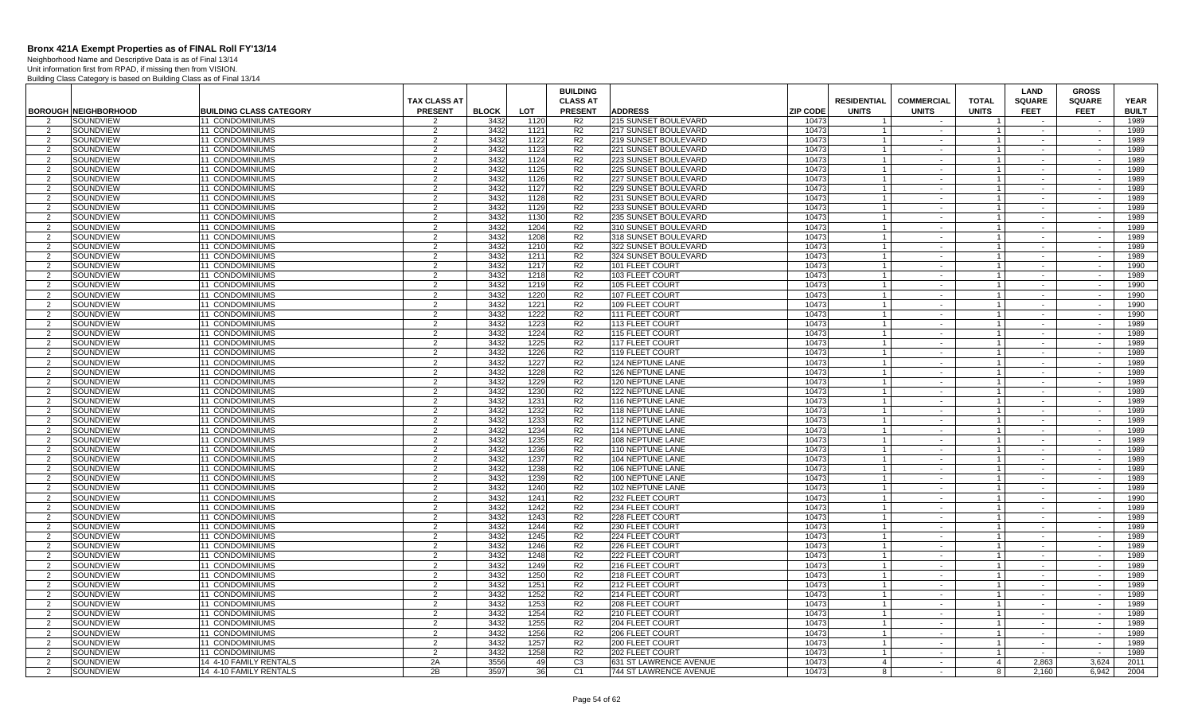# Bronx 421A Exempt Properties as of FINAL Roll FY'13/14

Neighborhood Name and Descriptive Data is as of Final 13/14
Unit information first from RPAD, if missing then from VISION.
Building Class Category is based on Building Class as of Final 13/14

| BOROUGH | NEIGHBORHOOD | BUILDING CLASS CATEGORY | TAX CLASS AT PRESENT | BLOCK | LOT | BUILDING CLASS AT PRESENT | ADDRESS | ZIP CODE | RESIDENTIAL UNITS | COMMERCIAL UNITS | TOTAL UNITS | LAND SQUARE FEET | GROSS SQUARE FEET | YEAR BUILT |
|---|---|---|---|---|---|---|---|---|---|---|---|---|---|---|
| 2 | SOUNDVIEW | 11 CONDOMINIUMS | 2 | 3432 | 1120 | R2 | 215 SUNSET BOULEVARD | 10473 | 1 | - | 1 | - | - | 1989 |
| 2 | SOUNDVIEW | 11 CONDOMINIUMS | 2 | 3432 | 1121 | R2 | 217 SUNSET BOULEVARD | 10473 | 1 | - | 1 | - | - | 1989 |
| 2 | SOUNDVIEW | 11 CONDOMINIUMS | 2 | 3432 | 1122 | R2 | 219 SUNSET BOULEVARD | 10473 | 1 | - | 1 | - | - | 1989 |
| 2 | SOUNDVIEW | 11 CONDOMINIUMS | 2 | 3432 | 1123 | R2 | 221 SUNSET BOULEVARD | 10473 | 1 | - | 1 | - | - | 1989 |
| 2 | SOUNDVIEW | 11 CONDOMINIUMS | 2 | 3432 | 1124 | R2 | 223 SUNSET BOULEVARD | 10473 | 1 | - | 1 | - | - | 1989 |
| 2 | SOUNDVIEW | 11 CONDOMINIUMS | 2 | 3432 | 1125 | R2 | 225 SUNSET BOULEVARD | 10473 | 1 | - | 1 | - | - | 1989 |
| 2 | SOUNDVIEW | 11 CONDOMINIUMS | 2 | 3432 | 1126 | R2 | 227 SUNSET BOULEVARD | 10473 | 1 | - | 1 | - | - | 1989 |
| 2 | SOUNDVIEW | 11 CONDOMINIUMS | 2 | 3432 | 1127 | R2 | 229 SUNSET BOULEVARD | 10473 | 1 | - | 1 | - | - | 1989 |
| 2 | SOUNDVIEW | 11 CONDOMINIUMS | 2 | 3432 | 1128 | R2 | 231 SUNSET BOULEVARD | 10473 | 1 | - | 1 | - | - | 1989 |
| 2 | SOUNDVIEW | 11 CONDOMINIUMS | 2 | 3432 | 1129 | R2 | 233 SUNSET BOULEVARD | 10473 | 1 | - | 1 | - | - | 1989 |
| 2 | SOUNDVIEW | 11 CONDOMINIUMS | 2 | 3432 | 1130 | R2 | 235 SUNSET BOULEVARD | 10473 | 1 | - | 1 | - | - | 1989 |
| 2 | SOUNDVIEW | 11 CONDOMINIUMS | 2 | 3432 | 1204 | R2 | 310 SUNSET BOULEVARD | 10473 | 1 | - | 1 | - | - | 1989 |
| 2 | SOUNDVIEW | 11 CONDOMINIUMS | 2 | 3432 | 1208 | R2 | 318 SUNSET BOULEVARD | 10473 | 1 | - | 1 | - | - | 1989 |
| 2 | SOUNDVIEW | 11 CONDOMINIUMS | 2 | 3432 | 1210 | R2 | 322 SUNSET BOULEVARD | 10473 | 1 | - | 1 | - | - | 1989 |
| 2 | SOUNDVIEW | 11 CONDOMINIUMS | 2 | 3432 | 1211 | R2 | 324 SUNSET BOULEVARD | 10473 | 1 | - | 1 | - | - | 1989 |
| 2 | SOUNDVIEW | 11 CONDOMINIUMS | 2 | 3432 | 1217 | R2 | 101 FLEET COURT | 10473 | 1 | - | 1 | - | - | 1990 |
| 2 | SOUNDVIEW | 11 CONDOMINIUMS | 2 | 3432 | 1218 | R2 | 103 FLEET COURT | 10473 | 1 | - | 1 | - | - | 1989 |
| 2 | SOUNDVIEW | 11 CONDOMINIUMS | 2 | 3432 | 1219 | R2 | 105 FLEET COURT | 10473 | 1 | - | 1 | - | - | 1990 |
| 2 | SOUNDVIEW | 11 CONDOMINIUMS | 2 | 3432 | 1220 | R2 | 107 FLEET COURT | 10473 | 1 | - | 1 | - | - | 1990 |
| 2 | SOUNDVIEW | 11 CONDOMINIUMS | 2 | 3432 | 1221 | R2 | 109 FLEET COURT | 10473 | 1 | - | 1 | - | - | 1990 |
| 2 | SOUNDVIEW | 11 CONDOMINIUMS | 2 | 3432 | 1222 | R2 | 111 FLEET COURT | 10473 | 1 | - | 1 | - | - | 1990 |
| 2 | SOUNDVIEW | 11 CONDOMINIUMS | 2 | 3432 | 1223 | R2 | 113 FLEET COURT | 10473 | 1 | - | 1 | - | - | 1989 |
| 2 | SOUNDVIEW | 11 CONDOMINIUMS | 2 | 3432 | 1224 | R2 | 115 FLEET COURT | 10473 | 1 | - | 1 | - | - | 1989 |
| 2 | SOUNDVIEW | 11 CONDOMINIUMS | 2 | 3432 | 1225 | R2 | 117 FLEET COURT | 10473 | 1 | - | 1 | - | - | 1989 |
| 2 | SOUNDVIEW | 11 CONDOMINIUMS | 2 | 3432 | 1226 | R2 | 119 FLEET COURT | 10473 | 1 | - | 1 | - | - | 1989 |
| 2 | SOUNDVIEW | 11 CONDOMINIUMS | 2 | 3432 | 1227 | R2 | 124 NEPTUNE LANE | 10473 | 1 | - | 1 | - | - | 1989 |
| 2 | SOUNDVIEW | 11 CONDOMINIUMS | 2 | 3432 | 1228 | R2 | 126 NEPTUNE LANE | 10473 | 1 | - | 1 | - | - | 1989 |
| 2 | SOUNDVIEW | 11 CONDOMINIUMS | 2 | 3432 | 1229 | R2 | 120 NEPTUNE LANE | 10473 | 1 | - | 1 | - | - | 1989 |
| 2 | SOUNDVIEW | 11 CONDOMINIUMS | 2 | 3432 | 1230 | R2 | 122 NEPTUNE LANE | 10473 | 1 | - | 1 | - | - | 1989 |
| 2 | SOUNDVIEW | 11 CONDOMINIUMS | 2 | 3432 | 1231 | R2 | 116 NEPTUNE LANE | 10473 | 1 | - | 1 | - | - | 1989 |
| 2 | SOUNDVIEW | 11 CONDOMINIUMS | 2 | 3432 | 1232 | R2 | 118 NEPTUNE LANE | 10473 | 1 | - | 1 | - | - | 1989 |
| 2 | SOUNDVIEW | 11 CONDOMINIUMS | 2 | 3432 | 1233 | R2 | 112 NEPTUNE LANE | 10473 | 1 | - | 1 | - | - | 1989 |
| 2 | SOUNDVIEW | 11 CONDOMINIUMS | 2 | 3432 | 1234 | R2 | 114 NEPTUNE LANE | 10473 | 1 | - | 1 | - | - | 1989 |
| 2 | SOUNDVIEW | 11 CONDOMINIUMS | 2 | 3432 | 1235 | R2 | 108 NEPTUNE LANE | 10473 | 1 | - | 1 | - | - | 1989 |
| 2 | SOUNDVIEW | 11 CONDOMINIUMS | 2 | 3432 | 1236 | R2 | 110 NEPTUNE LANE | 10473 | 1 | - | 1 | - | - | 1989 |
| 2 | SOUNDVIEW | 11 CONDOMINIUMS | 2 | 3432 | 1237 | R2 | 104 NEPTUNE LANE | 10473 | 1 | - | 1 | - | - | 1989 |
| 2 | SOUNDVIEW | 11 CONDOMINIUMS | 2 | 3432 | 1238 | R2 | 106 NEPTUNE LANE | 10473 | 1 | - | 1 | - | - | 1989 |
| 2 | SOUNDVIEW | 11 CONDOMINIUMS | 2 | 3432 | 1239 | R2 | 100 NEPTUNE LANE | 10473 | 1 | - | 1 | - | - | 1989 |
| 2 | SOUNDVIEW | 11 CONDOMINIUMS | 2 | 3432 | 1240 | R2 | 102 NEPTUNE LANE | 10473 | 1 | - | 1 | - | - | 1989 |
| 2 | SOUNDVIEW | 11 CONDOMINIUMS | 2 | 3432 | 1241 | R2 | 232 FLEET COURT | 10473 | 1 | - | 1 | - | - | 1990 |
| 2 | SOUNDVIEW | 11 CONDOMINIUMS | 2 | 3432 | 1242 | R2 | 234 FLEET COURT | 10473 | 1 | - | 1 | - | - | 1989 |
| 2 | SOUNDVIEW | 11 CONDOMINIUMS | 2 | 3432 | 1243 | R2 | 228 FLEET COURT | 10473 | 1 | - | 1 | - | - | 1989 |
| 2 | SOUNDVIEW | 11 CONDOMINIUMS | 2 | 3432 | 1244 | R2 | 230 FLEET COURT | 10473 | 1 | - | 1 | - | - | 1989 |
| 2 | SOUNDVIEW | 11 CONDOMINIUMS | 2 | 3432 | 1245 | R2 | 224 FLEET COURT | 10473 | 1 | - | 1 | - | - | 1989 |
| 2 | SOUNDVIEW | 11 CONDOMINIUMS | 2 | 3432 | 1246 | R2 | 226 FLEET COURT | 10473 | 1 | - | 1 | - | - | 1989 |
| 2 | SOUNDVIEW | 11 CONDOMINIUMS | 2 | 3432 | 1248 | R2 | 222 FLEET COURT | 10473 | 1 | - | 1 | - | - | 1989 |
| 2 | SOUNDVIEW | 11 CONDOMINIUMS | 2 | 3432 | 1249 | R2 | 216 FLEET COURT | 10473 | 1 | - | 1 | - | - | 1989 |
| 2 | SOUNDVIEW | 11 CONDOMINIUMS | 2 | 3432 | 1250 | R2 | 218 FLEET COURT | 10473 | 1 | - | 1 | - | - | 1989 |
| 2 | SOUNDVIEW | 11 CONDOMINIUMS | 2 | 3432 | 1251 | R2 | 212 FLEET COURT | 10473 | 1 | - | 1 | - | - | 1989 |
| 2 | SOUNDVIEW | 11 CONDOMINIUMS | 2 | 3432 | 1252 | R2 | 214 FLEET COURT | 10473 | 1 | - | 1 | - | - | 1989 |
| 2 | SOUNDVIEW | 11 CONDOMINIUMS | 2 | 3432 | 1253 | R2 | 208 FLEET COURT | 10473 | 1 | - | 1 | - | - | 1989 |
| 2 | SOUNDVIEW | 11 CONDOMINIUMS | 2 | 3432 | 1254 | R2 | 210 FLEET COURT | 10473 | 1 | - | 1 | - | - | 1989 |
| 2 | SOUNDVIEW | 11 CONDOMINIUMS | 2 | 3432 | 1255 | R2 | 204 FLEET COURT | 10473 | 1 | - | 1 | - | - | 1989 |
| 2 | SOUNDVIEW | 11 CONDOMINIUMS | 2 | 3432 | 1256 | R2 | 206 FLEET COURT | 10473 | 1 | - | 1 | - | - | 1989 |
| 2 | SOUNDVIEW | 11 CONDOMINIUMS | 2 | 3432 | 1257 | R2 | 200 FLEET COURT | 10473 | 1 | - | 1 | - | - | 1989 |
| 2 | SOUNDVIEW | 11 CONDOMINIUMS | 2 | 3432 | 1258 | R2 | 202 FLEET COURT | 10473 | 1 | - | 1 | - | - | 1989 |
| 2 | SOUNDVIEW | 14 4-10 FAMILY RENTALS | 2A | 3556 | 49 | C3 | 631 ST LAWRENCE AVENUE | 10473 | 4 | - | 4 | 2,863 | 3,624 | 2011 |
| 2 | SOUNDVIEW | 14 4-10 FAMILY RENTALS | 2B | 3597 | 36 | C1 | 744 ST LAWRENCE AVENUE | 10473 | 8 | - | 8 | 2,160 | 6,942 | 2004 |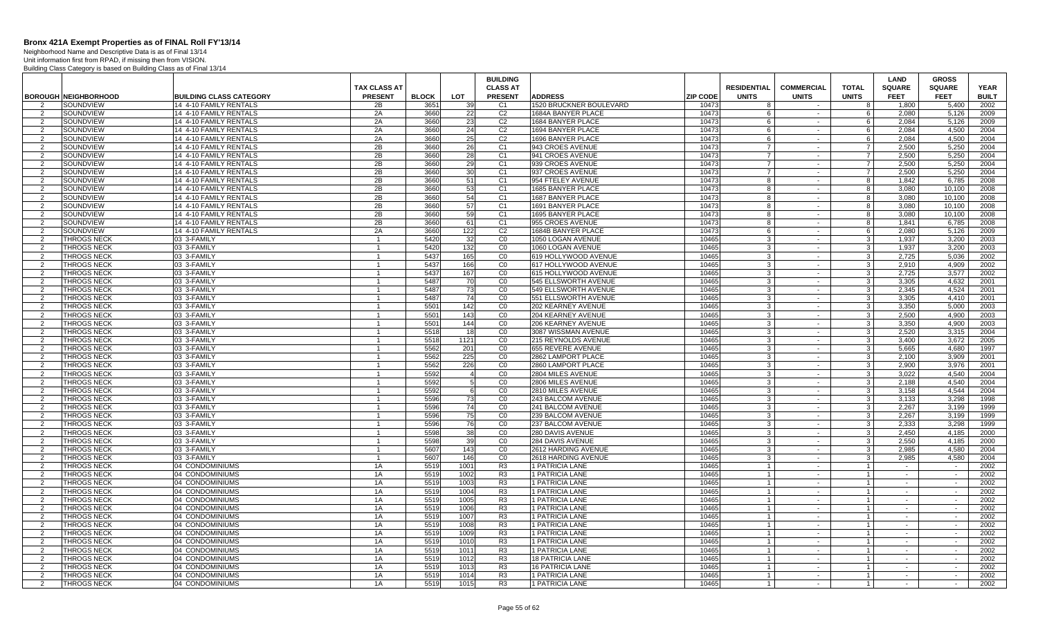# Bronx 421A Exempt Properties as of FINAL Roll FY'13/14

Neighborhood Name and Descriptive Data is as of Final 13/14
Unit information first from RPAD, if missing then from VISION.
Building Class Category is based on Building Class as of Final 13/14

| BOROUGH | NEIGHBORHOOD | BUILDING CLASS CATEGORY | TAX CLASS AT PRESENT | BLOCK | LOT | BUILDING CLASS AT PRESENT | ADDRESS | ZIP CODE | RESIDENTIAL UNITS | COMMERCIAL UNITS | TOTAL UNITS | LAND SQUARE FEET | GROSS SQUARE FEET | YEAR BUILT |
|---|---|---|---|---|---|---|---|---|---|---|---|---|---|---|
| 2 | SOUNDVIEW | 14 4-10 FAMILY RENTALS | 2B | 3651 | 39 | C1 | 1520 BRUCKNER BOULEVARD | 10473 | 8 | - | 8 | 1,800 | 5,400 | 2002 |
| 2 | SOUNDVIEW | 14 4-10 FAMILY RENTALS | 2A | 3660 | 22 | C2 | 1684A BANYER PLACE | 10473 | 6 | - | 6 | 2,080 | 5,126 | 2009 |
| 2 | SOUNDVIEW | 14 4-10 FAMILY RENTALS | 2A | 3660 | 23 | C2 | 1684 BANYER PLACE | 10473 | 6 | - | 6 | 2,084 | 5,126 | 2009 |
| 2 | SOUNDVIEW | 14 4-10 FAMILY RENTALS | 2A | 3660 | 24 | C2 | 1694 BANYER PLACE | 10473 | 6 | - | 6 | 2,084 | 4,500 | 2004 |
| 2 | SOUNDVIEW | 14 4-10 FAMILY RENTALS | 2A | 3660 | 25 | C2 | 1696 BANYER PLACE | 10473 | 6 | - | 6 | 2,084 | 4,500 | 2004 |
| 2 | SOUNDVIEW | 14 4-10 FAMILY RENTALS | 2B | 3660 | 26 | C1 | 943 CROES AVENUE | 10473 | 7 | - | 7 | 2,500 | 5,250 | 2004 |
| 2 | SOUNDVIEW | 14 4-10 FAMILY RENTALS | 2B | 3660 | 28 | C1 | 941 CROES AVENUE | 10473 | 7 | - | 7 | 2,500 | 5,250 | 2004 |
| 2 | SOUNDVIEW | 14 4-10 FAMILY RENTALS | 2B | 3660 | 29 | C1 | 939 CROES AVENUE | 10473 | 7 | - | 7 | 2,500 | 5,250 | 2004 |
| 2 | SOUNDVIEW | 14 4-10 FAMILY RENTALS | 2B | 3660 | 30 | C1 | 937 CROES AVENUE | 10473 | 7 | - | 7 | 2,500 | 5,250 | 2004 |
| 2 | SOUNDVIEW | 14 4-10 FAMILY RENTALS | 2B | 3660 | 51 | C1 | 954 FTELEY AVENUE | 10473 | 8 | - | 8 | 1,842 | 6,785 | 2008 |
| 2 | SOUNDVIEW | 14 4-10 FAMILY RENTALS | 2B | 3660 | 53 | C1 | 1685 BANYER PLACE | 10473 | 8 | - | 8 | 3,080 | 10,100 | 2008 |
| 2 | SOUNDVIEW | 14 4-10 FAMILY RENTALS | 2B | 3660 | 54 | C1 | 1687 BANYER PLACE | 10473 | 8 | - | 8 | 3,080 | 10,100 | 2008 |
| 2 | SOUNDVIEW | 14 4-10 FAMILY RENTALS | 2B | 3660 | 57 | C1 | 1691 BANYER PLACE | 10473 | 8 | - | 8 | 3,080 | 10,100 | 2008 |
| 2 | SOUNDVIEW | 14 4-10 FAMILY RENTALS | 2B | 3660 | 59 | C1 | 1695 BANYER PLACE | 10473 | 8 | - | 8 | 3,080 | 10,100 | 2008 |
| 2 | SOUNDVIEW | 14 4-10 FAMILY RENTALS | 2B | 3660 | 61 | C1 | 955 CROES AVENUE | 10473 | 8 | - | 8 | 1,841 | 6,785 | 2008 |
| 2 | SOUNDVIEW | 14 4-10 FAMILY RENTALS | 2A | 3660 | 122 | C2 | 1684B BANYER PLACE | 10473 | 6 | - | 6 | 2,080 | 5,126 | 2009 |
| 2 | THROGS NECK | 03 3-FAMILY | 1 | 5420 | 32 | C0 | 1050 LOGAN AVENUE | 10465 | 3 | - | 3 | 1,937 | 3,200 | 2003 |
| 2 | THROGS NECK | 03 3-FAMILY | 1 | 5420 | 132 | C0 | 1060 LOGAN AVENUE | 10465 | 3 | - | 3 | 1,937 | 3,200 | 2003 |
| 2 | THROGS NECK | 03 3-FAMILY | 1 | 5437 | 165 | C0 | 619 HOLLYWOOD AVENUE | 10465 | 3 | - | 3 | 2,725 | 5,036 | 2002 |
| 2 | THROGS NECK | 03 3-FAMILY | 1 | 5437 | 166 | C0 | 617 HOLLYWOOD AVENUE | 10465 | 3 | - | 3 | 2,910 | 4,909 | 2002 |
| 2 | THROGS NECK | 03 3-FAMILY | 1 | 5437 | 167 | C0 | 615 HOLLYWOOD AVENUE | 10465 | 3 | - | 3 | 2,725 | 3,577 | 2002 |
| 2 | THROGS NECK | 03 3-FAMILY | 1 | 5487 | 70 | C0 | 545 ELLSWORTH AVENUE | 10465 | 3 | - | 3 | 3,305 | 4,632 | 2001 |
| 2 | THROGS NECK | 03 3-FAMILY | 1 | 5487 | 73 | C0 | 549 ELLSWORTH AVENUE | 10465 | 3 | - | 3 | 2,345 | 4,524 | 2001 |
| 2 | THROGS NECK | 03 3-FAMILY | 1 | 5487 | 74 | C0 | 551 ELLSWORTH AVENUE | 10465 | 3 | - | 3 | 3,305 | 4,410 | 2001 |
| 2 | THROGS NECK | 03 3-FAMILY | 1 | 5501 | 142 | C0 | 202 KEARNEY AVENUE | 10465 | 3 | - | 3 | 3,350 | 5,000 | 2003 |
| 2 | THROGS NECK | 03 3-FAMILY | 1 | 5501 | 143 | C0 | 204 KEARNEY AVENUE | 10465 | 3 | - | 3 | 2,500 | 4,900 | 2003 |
| 2 | THROGS NECK | 03 3-FAMILY | 1 | 5501 | 144 | C0 | 206 KEARNEY AVENUE | 10465 | 3 | - | 3 | 3,350 | 4,900 | 2003 |
| 2 | THROGS NECK | 03 3-FAMILY | 1 | 5518 | 18 | C0 | 3087 WISSMAN AVENUE | 10465 | 3 | - | 3 | 2,520 | 3,315 | 2004 |
| 2 | THROGS NECK | 03 3-FAMILY | 1 | 5518 | 1121 | C0 | 215 REYNOLDS AVENUE | 10465 | 3 | - | 3 | 3,400 | 3,672 | 2005 |
| 2 | THROGS NECK | 03 3-FAMILY | 1 | 5562 | 201 | C0 | 655 REVERE AVENUE | 10465 | 3 | - | 3 | 5,665 | 4,680 | 1997 |
| 2 | THROGS NECK | 03 3-FAMILY | 1 | 5562 | 225 | C0 | 2862 LAMPORT PLACE | 10465 | 3 | - | 3 | 2,100 | 3,909 | 2001 |
| 2 | THROGS NECK | 03 3-FAMILY | 1 | 5562 | 226 | C0 | 2860 LAMPORT PLACE | 10465 | 3 | - | 3 | 2,900 | 3,976 | 2001 |
| 2 | THROGS NECK | 03 3-FAMILY | 1 | 5592 | 4 | C0 | 2804 MILES AVENUE | 10465 | 3 | - | 3 | 3,022 | 4,540 | 2004 |
| 2 | THROGS NECK | 03 3-FAMILY | 1 | 5592 | 5 | C0 | 2806 MILES AVENUE | 10465 | 3 | - | 3 | 2,188 | 4,540 | 2004 |
| 2 | THROGS NECK | 03 3-FAMILY | 1 | 5592 | 6 | C0 | 2810 MILES AVENUE | 10465 | 3 | - | 3 | 3,158 | 4,544 | 2004 |
| 2 | THROGS NECK | 03 3-FAMILY | 1 | 5596 | 73 | C0 | 243 BALCOM AVENUE | 10465 | 3 | - | 3 | 3,133 | 3,298 | 1998 |
| 2 | THROGS NECK | 03 3-FAMILY | 1 | 5596 | 74 | C0 | 241 BALCOM AVENUE | 10465 | 3 | - | 3 | 2,267 | 3,199 | 1999 |
| 2 | THROGS NECK | 03 3-FAMILY | 1 | 5596 | 75 | C0 | 239 BALCOM AVENUE | 10465 | 3 | - | 3 | 2,267 | 3,199 | 1999 |
| 2 | THROGS NECK | 03 3-FAMILY | 1 | 5596 | 76 | C0 | 237 BALCOM AVENUE | 10465 | 3 | - | 3 | 2,333 | 3,298 | 1999 |
| 2 | THROGS NECK | 03 3-FAMILY | 1 | 5598 | 38 | C0 | 280 DAVIS AVENUE | 10465 | 3 | - | 3 | 2,450 | 4,185 | 2000 |
| 2 | THROGS NECK | 03 3-FAMILY | 1 | 5598 | 39 | C0 | 284 DAVIS AVENUE | 10465 | 3 | - | 3 | 2,550 | 4,185 | 2000 |
| 2 | THROGS NECK | 03 3-FAMILY | 1 | 5607 | 143 | C0 | 2612 HARDING AVENUE | 10465 | 3 | - | 3 | 2,985 | 4,580 | 2004 |
| 2 | THROGS NECK | 03 3-FAMILY | 1 | 5607 | 146 | C0 | 2618 HARDING AVENUE | 10465 | 3 | - | 3 | 2,985 | 4,580 | 2004 |
| 2 | THROGS NECK | 04 CONDOMINIUMS | 1A | 5519 | 1001 | R3 | 1 PATRICIA LANE | 10465 | 1 | - | 1 | - | - | 2002 |
| 2 | THROGS NECK | 04 CONDOMINIUMS | 1A | 5519 | 1002 | R3 | 1 PATRICIA LANE | 10465 | 1 | - | 1 | - | - | 2002 |
| 2 | THROGS NECK | 04 CONDOMINIUMS | 1A | 5519 | 1003 | R3 | 1 PATRICIA LANE | 10465 | 1 | - | 1 | - | - | 2002 |
| 2 | THROGS NECK | 04 CONDOMINIUMS | 1A | 5519 | 1004 | R3 | 1 PATRICIA LANE | 10465 | 1 | - | 1 | - | - | 2002 |
| 2 | THROGS NECK | 04 CONDOMINIUMS | 1A | 5519 | 1005 | R3 | 1 PATRICIA LANE | 10465 | 1 | - | 1 | - | - | 2002 |
| 2 | THROGS NECK | 04 CONDOMINIUMS | 1A | 5519 | 1006 | R3 | 1 PATRICIA LANE | 10465 | 1 | - | 1 | - | - | 2002 |
| 2 | THROGS NECK | 04 CONDOMINIUMS | 1A | 5519 | 1007 | R3 | 1 PATRICIA LANE | 10465 | 1 | - | 1 | - | - | 2002 |
| 2 | THROGS NECK | 04 CONDOMINIUMS | 1A | 5519 | 1008 | R3 | 1 PATRICIA LANE | 10465 | 1 | - | 1 | - | - | 2002 |
| 2 | THROGS NECK | 04 CONDOMINIUMS | 1A | 5519 | 1009 | R3 | 1 PATRICIA LANE | 10465 | 1 | - | 1 | - | - | 2002 |
| 2 | THROGS NECK | 04 CONDOMINIUMS | 1A | 5519 | 1010 | R3 | 1 PATRICIA LANE | 10465 | 1 | - | 1 | - | - | 2002 |
| 2 | THROGS NECK | 04 CONDOMINIUMS | 1A | 5519 | 1011 | R3 | 1 PATRICIA LANE | 10465 | 1 | - | 1 | - | - | 2002 |
| 2 | THROGS NECK | 04 CONDOMINIUMS | 1A | 5519 | 1012 | R3 | 18 PATRICIA LANE | 10465 | 1 | - | 1 | - | - | 2002 |
| 2 | THROGS NECK | 04 CONDOMINIUMS | 1A | 5519 | 1013 | R3 | 16 PATRICIA LANE | 10465 | 1 | - | 1 | - | - | 2002 |
| 2 | THROGS NECK | 04 CONDOMINIUMS | 1A | 5519 | 1014 | R3 | 1 PATRICIA LANE | 10465 | 1 | - | 1 | - | - | 2002 |
| 2 | THROGS NECK | 04 CONDOMINIUMS | 1A | 5519 | 1015 | R3 | 1 PATRICIA LANE | 10465 | 1 | - | 1 | - | - | 2002 |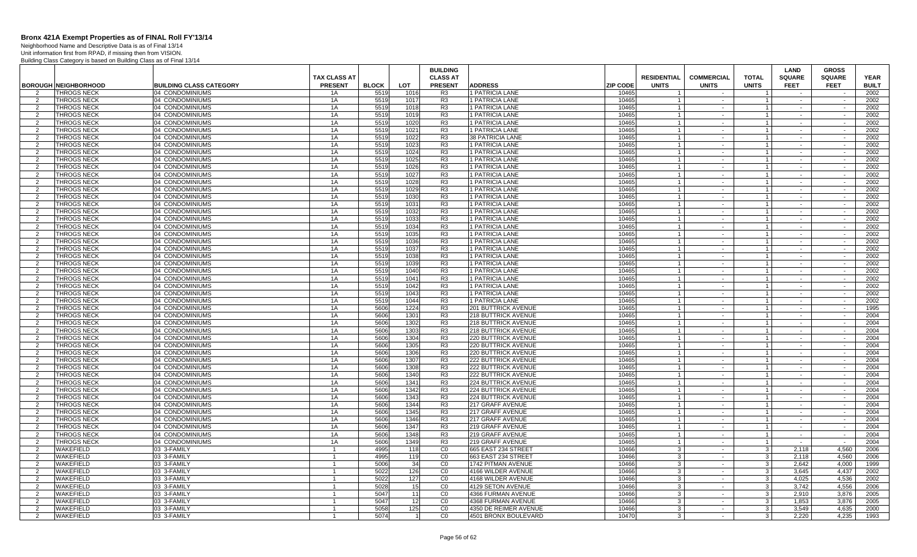# Bronx 421A Exempt Properties as of FINAL Roll FY'13/14

Neighborhood Name and Descriptive Data is as of Final 13/14
Unit information first from RPAD, if missing then from VISION.
Building Class Category is based on Building Class as of Final 13/14

| BOROUGH | NEIGHBORHOOD | BUILDING CLASS CATEGORY | TAX CLASS AT PRESENT | BLOCK | LOT | BUILDING CLASS AT PRESENT | ADDRESS | ZIP CODE | RESIDENTIAL UNITS | COMMERCIAL UNITS | TOTAL UNITS | LAND SQUARE FEET | GROSS SQUARE FEET | YEAR BUILT |
|---|---|---|---|---|---|---|---|---|---|---|---|---|---|---|
| 2 | THROGS NECK | 04 CONDOMINIUMS | 1A | 5519 | 1016 | R3 | 1 PATRICIA LANE | 10465 | 1 | - | 1 | - | - | 2002 |
| 2 | THROGS NECK | 04 CONDOMINIUMS | 1A | 5519 | 1017 | R3 | 1 PATRICIA LANE | 10465 | 1 | - | 1 | - | - | 2002 |
| 2 | THROGS NECK | 04 CONDOMINIUMS | 1A | 5519 | 1018 | R3 | 1 PATRICIA LANE | 10465 | 1 | - | 1 | - | - | 2002 |
| 2 | THROGS NECK | 04 CONDOMINIUMS | 1A | 5519 | 1019 | R3 | 1 PATRICIA LANE | 10465 | 1 | - | 1 | - | - | 2002 |
| 2 | THROGS NECK | 04 CONDOMINIUMS | 1A | 5519 | 1020 | R3 | 1 PATRICIA LANE | 10465 | 1 | - | 1 | - | - | 2002 |
| 2 | THROGS NECK | 04 CONDOMINIUMS | 1A | 5519 | 1021 | R3 | 1 PATRICIA LANE | 10465 | 1 | - | 1 | - | - | 2002 |
| 2 | THROGS NECK | 04 CONDOMINIUMS | 1A | 5519 | 1022 | R3 | 38 PATRICIA LANE | 10465 | 1 | - | 1 | - | - | 2002 |
| 2 | THROGS NECK | 04 CONDOMINIUMS | 1A | 5519 | 1023 | R3 | 1 PATRICIA LANE | 10465 | 1 | - | 1 | - | - | 2002 |
| 2 | THROGS NECK | 04 CONDOMINIUMS | 1A | 5519 | 1024 | R3 | 1 PATRICIA LANE | 10465 | 1 | - | 1 | - | - | 2002 |
| 2 | THROGS NECK | 04 CONDOMINIUMS | 1A | 5519 | 1025 | R3 | 1 PATRICIA LANE | 10465 | 1 | - | 1 | - | - | 2002 |
| 2 | THROGS NECK | 04 CONDOMINIUMS | 1A | 5519 | 1026 | R3 | 1 PATRICIA LANE | 10465 | 1 | - | 1 | - | - | 2002 |
| 2 | THROGS NECK | 04 CONDOMINIUMS | 1A | 5519 | 1027 | R3 | 1 PATRICIA LANE | 10465 | 1 | - | 1 | - | - | 2002 |
| 2 | THROGS NECK | 04 CONDOMINIUMS | 1A | 5519 | 1028 | R3 | 1 PATRICIA LANE | 10465 | 1 | - | 1 | - | - | 2002 |
| 2 | THROGS NECK | 04 CONDOMINIUMS | 1A | 5519 | 1029 | R3 | 1 PATRICIA LANE | 10465 | 1 | - | 1 | - | - | 2002 |
| 2 | THROGS NECK | 04 CONDOMINIUMS | 1A | 5519 | 1030 | R3 | 1 PATRICIA LANE | 10465 | 1 | - | 1 | - | - | 2002 |
| 2 | THROGS NECK | 04 CONDOMINIUMS | 1A | 5519 | 1031 | R3 | 1 PATRICIA LANE | 10465 | 1 | - | 1 | - | - | 2002 |
| 2 | THROGS NECK | 04 CONDOMINIUMS | 1A | 5519 | 1032 | R3 | 1 PATRICIA LANE | 10465 | 1 | - | 1 | - | - | 2002 |
| 2 | THROGS NECK | 04 CONDOMINIUMS | 1A | 5519 | 1033 | R3 | 1 PATRICIA LANE | 10465 | 1 | - | 1 | - | - | 2002 |
| 2 | THROGS NECK | 04 CONDOMINIUMS | 1A | 5519 | 1034 | R3 | 1 PATRICIA LANE | 10465 | 1 | - | 1 | - | - | 2002 |
| 2 | THROGS NECK | 04 CONDOMINIUMS | 1A | 5519 | 1035 | R3 | 1 PATRICIA LANE | 10465 | 1 | - | 1 | - | - | 2002 |
| 2 | THROGS NECK | 04 CONDOMINIUMS | 1A | 5519 | 1036 | R3 | 1 PATRICIA LANE | 10465 | 1 | - | 1 | - | - | 2002 |
| 2 | THROGS NECK | 04 CONDOMINIUMS | 1A | 5519 | 1037 | R3 | 1 PATRICIA LANE | 10465 | 1 | - | 1 | - | - | 2002 |
| 2 | THROGS NECK | 04 CONDOMINIUMS | 1A | 5519 | 1038 | R3 | 1 PATRICIA LANE | 10465 | 1 | - | 1 | - | - | 2002 |
| 2 | THROGS NECK | 04 CONDOMINIUMS | 1A | 5519 | 1039 | R3 | 1 PATRICIA LANE | 10465 | 1 | - | 1 | - | - | 2002 |
| 2 | THROGS NECK | 04 CONDOMINIUMS | 1A | 5519 | 1040 | R3 | 1 PATRICIA LANE | 10465 | 1 | - | 1 | - | - | 2002 |
| 2 | THROGS NECK | 04 CONDOMINIUMS | 1A | 5519 | 1041 | R3 | 1 PATRICIA LANE | 10465 | 1 | - | 1 | - | - | 2002 |
| 2 | THROGS NECK | 04 CONDOMINIUMS | 1A | 5519 | 1042 | R3 | 1 PATRICIA LANE | 10465 | 1 | - | 1 | - | - | 2002 |
| 2 | THROGS NECK | 04 CONDOMINIUMS | 1A | 5519 | 1043 | R3 | 1 PATRICIA LANE | 10465 | 1 | - | 1 | - | - | 2002 |
| 2 | THROGS NECK | 04 CONDOMINIUMS | 1A | 5519 | 1044 | R3 | 1 PATRICIA LANE | 10465 | 1 | - | 1 | - | - | 2002 |
| 2 | THROGS NECK | 04 CONDOMINIUMS | 1A | 5606 | 1224 | R3 | 201 BUTTRICK AVENUE | 10465 | 1 | - | 1 | - | - | 1995 |
| 2 | THROGS NECK | 04 CONDOMINIUMS | 1A | 5606 | 1301 | R3 | 218 BUTTRICK AVENUE | 10465 | 1 | - | 1 | - | - | 2004 |
| 2 | THROGS NECK | 04 CONDOMINIUMS | 1A | 5606 | 1302 | R3 | 218 BUTTRICK AVENUE | 10465 | 1 | - | 1 | - | - | 2004 |
| 2 | THROGS NECK | 04 CONDOMINIUMS | 1A | 5606 | 1303 | R3 | 218 BUTTRICK AVENUE | 10465 | 1 | - | 1 | - | - | 2004 |
| 2 | THROGS NECK | 04 CONDOMINIUMS | 1A | 5606 | 1304 | R3 | 220 BUTTRICK AVENUE | 10465 | 1 | - | 1 | - | - | 2004 |
| 2 | THROGS NECK | 04 CONDOMINIUMS | 1A | 5606 | 1305 | R3 | 220 BUTTRICK AVENUE | 10465 | 1 | - | 1 | - | - | 2004 |
| 2 | THROGS NECK | 04 CONDOMINIUMS | 1A | 5606 | 1306 | R3 | 220 BUTTRICK AVENUE | 10465 | 1 | - | 1 | - | - | 2004 |
| 2 | THROGS NECK | 04 CONDOMINIUMS | 1A | 5606 | 1307 | R3 | 222 BUTTRICK AVENUE | 10465 | 1 | - | 1 | - | - | 2004 |
| 2 | THROGS NECK | 04 CONDOMINIUMS | 1A | 5606 | 1308 | R3 | 222 BUTTRICK AVENUE | 10465 | 1 | - | 1 | - | - | 2004 |
| 2 | THROGS NECK | 04 CONDOMINIUMS | 1A | 5606 | 1340 | R3 | 222 BUTTRICK AVENUE | 10465 | 1 | - | 1 | - | - | 2004 |
| 2 | THROGS NECK | 04 CONDOMINIUMS | 1A | 5606 | 1341 | R3 | 224 BUTTRICK AVENUE | 10465 | 1 | - | 1 | - | - | 2004 |
| 2 | THROGS NECK | 04 CONDOMINIUMS | 1A | 5606 | 1342 | R3 | 224 BUTTRICK AVENUE | 10465 | 1 | - | 1 | - | - | 2004 |
| 2 | THROGS NECK | 04 CONDOMINIUMS | 1A | 5606 | 1343 | R3 | 224 BUTTRICK AVENUE | 10465 | 1 | - | 1 | - | - | 2004 |
| 2 | THROGS NECK | 04 CONDOMINIUMS | 1A | 5606 | 1344 | R3 | 217 GRAFF AVENUE | 10465 | 1 | - | 1 | - | - | 2004 |
| 2 | THROGS NECK | 04 CONDOMINIUMS | 1A | 5606 | 1345 | R3 | 217 GRAFF AVENUE | 10465 | 1 | - | 1 | - | - | 2004 |
| 2 | THROGS NECK | 04 CONDOMINIUMS | 1A | 5606 | 1346 | R3 | 217 GRAFF AVENUE | 10465 | 1 | - | 1 | - | - | 2004 |
| 2 | THROGS NECK | 04 CONDOMINIUMS | 1A | 5606 | 1347 | R3 | 219 GRAFF AVENUE | 10465 | 1 | - | 1 | - | - | 2004 |
| 2 | THROGS NECK | 04 CONDOMINIUMS | 1A | 5606 | 1348 | R3 | 219 GRAFF AVENUE | 10465 | 1 | - | 1 | - | - | 2004 |
| 2 | THROGS NECK | 04 CONDOMINIUMS | 1A | 5606 | 1349 | R3 | 219 GRAFF AVENUE | 10465 | 1 | - | 1 | - | - | 2004 |
| 2 | WAKEFIELD | 03 3-FAMILY | 1 | 4995 | 118 | C0 | 665 EAST 234 STREET | 10466 | 3 | - | 3 | 2,118 | 4,560 | 2006 |
| 2 | WAKEFIELD | 03 3-FAMILY | 1 | 4995 | 119 | C0 | 663 EAST 234 STREET | 10466 | 3 | - | 3 | 2,118 | 4,560 | 2006 |
| 2 | WAKEFIELD | 03 3-FAMILY | 1 | 5006 | 34 | C0 | 1742 PITMAN AVENUE | 10466 | 3 | - | 3 | 2,642 | 4,000 | 1999 |
| 2 | WAKEFIELD | 03 3-FAMILY | 1 | 5022 | 126 | C0 | 4166 WILDER AVENUE | 10466 | 3 | - | 3 | 3,645 | 4,437 | 2002 |
| 2 | WAKEFIELD | 03 3-FAMILY | 1 | 5022 | 127 | C0 | 4168 WILDER AVENUE | 10466 | 3 | - | 3 | 4,025 | 4,536 | 2002 |
| 2 | WAKEFIELD | 03 3-FAMILY | 1 | 5028 | 15 | C0 | 4129 SETON AVENUE | 10466 | 3 | - | 3 | 3,742 | 4,556 | 2006 |
| 2 | WAKEFIELD | 03 3-FAMILY | 1 | 5047 | 11 | C0 | 4366 FURMAN AVENUE | 10466 | 3 | - | 3 | 2,910 | 3,876 | 2005 |
| 2 | WAKEFIELD | 03 3-FAMILY | 1 | 5047 | 12 | C0 | 4368 FURMAN AVENUE | 10466 | 3 | - | 3 | 1,853 | 3,876 | 2005 |
| 2 | WAKEFIELD | 03 3-FAMILY | 1 | 5058 | 125 | C0 | 4350 DE REIMER AVENUE | 10466 | 3 | - | 3 | 3,549 | 4,635 | 2000 |
| 2 | WAKEFIELD | 03 3-FAMILY | 1 | 5074 | 1 | C0 | 4501 BRONX BOULEVARD | 10470 | 3 | - | 3 | 2,220 | 4,235 | 1993 |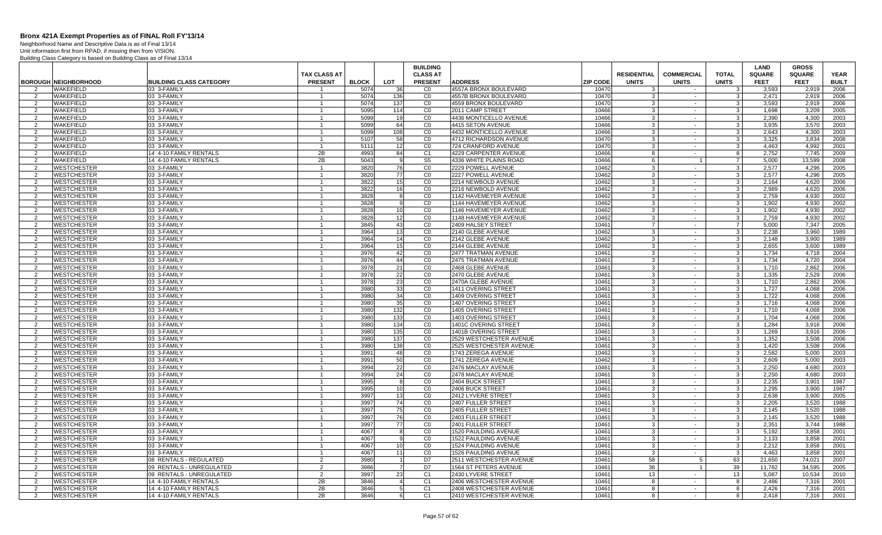# Bronx 421A Exempt Properties as of FINAL Roll FY'13/14

Neighborhood Name and Descriptive Data is as of Final 13/14
Unit information first from RPAD, if missing then from VISION.
Building Class Category is based on Building Class as of Final 13/14

| BOROUGH | NEIGHBORHOOD | BUILDING CLASS CATEGORY | TAX CLASS AT PRESENT | BLOCK | LOT | BUILDING CLASS AT PRESENT | ADDRESS | ZIP CODE | RESIDENTIAL UNITS | COMMERCIAL UNITS | TOTAL UNITS | LAND SQUARE FEET | GROSS SQUARE FEET | YEAR BUILT |
|---|---|---|---|---|---|---|---|---|---|---|---|---|---|---|
| 2 | WAKEFIELD | 03 3-FAMILY | 1 | 5074 | 36 | C0 | 4557A BRONX BOULEVARD | 10470 | 3 | - | 3 | 3,593 | 2,919 | 2006 |
| 2 | WAKEFIELD | 03 3-FAMILY | 1 | 5074 | 136 | C0 | 4557B BRONX BOULEVARD | 10470 | 3 | - | 3 | 2,471 | 2,919 | 2006 |
| 2 | WAKEFIELD | 03 3-FAMILY | 1 | 5074 | 137 | C0 | 4559 BRONX BOULEVARD | 10470 | 3 | - | 3 | 3,593 | 2,919 | 2006 |
| 2 | WAKEFIELD | 03 3-FAMILY | 1 | 5095 | 114 | C0 | 2011 CAMP STREET | 10466 | 3 | - | 3 | 1,698 | 3,209 | 2005 |
| 2 | WAKEFIELD | 03 3-FAMILY | 1 | 5099 | 19 | C0 | 4436 MONTICELLO AVENUE | 10466 | 3 | - | 3 | 2,390 | 4,300 | 2003 |
| 2 | WAKEFIELD | 03 3-FAMILY | 1 | 5099 | 64 | C0 | 4415 SETON AVENUE | 10466 | 3 | - | 3 | 3,935 | 3,570 | 2003 |
| 2 | WAKEFIELD | 03 3-FAMILY | 1 | 5099 | 108 | C0 | 4432 MONTICELLO AVENUE | 10466 | 3 | - | 3 | 2,643 | 4,300 | 2003 |
| 2 | WAKEFIELD | 03 3-FAMILY | 1 | 5107 | 58 | C0 | 4712 RICHARDSON AVENUE | 10470 | 3 | - | 3 | 3,325 | 3,834 | 2008 |
| 2 | WAKEFIELD | 03 3-FAMILY | 1 | 5111 | 12 | C0 | 724 CRANFORD AVENUE | 10470 | 3 | - | 3 | 4,463 | 4,992 | 2001 |
| 2 | WAKEFIELD | 14 4-10 FAMILY RENTALS | 2B | 4993 | 84 | C1 | 4229 CARPENTER AVENUE | 10466 | 8 | - | 8 | 2,752 | 7,745 | 2009 |
| 2 | WAKEFIELD | 14 4-10 FAMILY RENTALS | 2B | 5043 | 9 | S5 | 4336 WHITE PLAINS ROAD | 10466 | 6 | 1 | 7 | 5,000 | 13,599 | 2008 |
| 2 | WESTCHESTER | 03 3-FAMILY | 1 | 3820 | 76 | C0 | 2229 POWELL AVENUE | 10462 | 3 | - | 3 | 2,577 | 4,296 | 2005 |
| 2 | WESTCHESTER | 03 3-FAMILY | 1 | 3820 | 77 | C0 | 2227 POWELL AVENUE | 10462 | 3 | - | 3 | 2,577 | 4,296 | 2005 |
| 2 | WESTCHESTER | 03 3-FAMILY | 1 | 3822 | 15 | C0 | 2214 NEWBOLD AVENUE | 10462 | 3 | - | 3 | 2,164 | 4,620 | 2006 |
| 2 | WESTCHESTER | 03 3-FAMILY | 1 | 3822 | 16 | C0 | 2216 NEWBOLD AVENUE | 10462 | 3 | - | 3 | 2,989 | 4,620 | 2006 |
| 2 | WESTCHESTER | 03 3-FAMILY | 1 | 3828 | 8 | C0 | 1142 HAVEMEYER AVENUE | 10462 | 3 | - | 3 | 2,759 | 4,930 | 2002 |
| 2 | WESTCHESTER | 03 3-FAMILY | 1 | 3828 | 9 | C0 | 1144 HAVEMEYER AVENUE | 10462 | 3 | - | 3 | 1,902 | 4,930 | 2002 |
| 2 | WESTCHESTER | 03 3-FAMILY | 1 | 3828 | 10 | C0 | 1146 HAVEMEYER AVENUE | 10462 | 3 | - | 3 | 1,902 | 4,930 | 2002 |
| 2 | WESTCHESTER | 03 3-FAMILY | 1 | 3828 | 12 | C0 | 1148 HAVEMEYER AVENUE | 10462 | 3 | - | 3 | 2,759 | 4,930 | 2002 |
| 2 | WESTCHESTER | 03 3-FAMILY | 1 | 3845 | 43 | C0 | 2409 HALSEY STREET | 10461 | 7 | - | 7 | 5,000 | 7,347 | 2005 |
| 2 | WESTCHESTER | 03 3-FAMILY | 1 | 3964 | 13 | C0 | 2140 GLEBE AVENUE | 10462 | 3 | - | 3 | 2,238 | 3,960 | 1989 |
| 2 | WESTCHESTER | 03 3-FAMILY | 1 | 3964 | 14 | C0 | 2142 GLEBE AVENUE | 10462 | 3 | - | 3 | 2,148 | 3,900 | 1989 |
| 2 | WESTCHESTER | 03 3-FAMILY | 1 | 3964 | 15 | C0 | 2144 GLEBE AVENUE | 10462 | 3 | - | 3 | 2,655 | 3,600 | 1989 |
| 2 | WESTCHESTER | 03 3-FAMILY | 1 | 3976 | 42 | C0 | 2477 TRATMAN AVENUE | 10461 | 3 | - | 3 | 1,734 | 4,718 | 2004 |
| 2 | WESTCHESTER | 03 3-FAMILY | 1 | 3976 | 44 | C0 | 2475 TRATMAN AVENUE | 10461 | 3 | - | 3 | 1,734 | 4,720 | 2004 |
| 2 | WESTCHESTER | 03 3-FAMILY | 1 | 3978 | 21 | C0 | 2468 GLEBE AVENUE | 10461 | 3 | - | 3 | 1,710 | 2,862 | 2006 |
| 2 | WESTCHESTER | 03 3-FAMILY | 1 | 3978 | 22 | C0 | 2470 GLEBE AVENUE | 10461 | 3 | - | 3 | 1,335 | 2,529 | 2006 |
| 2 | WESTCHESTER | 03 3-FAMILY | 1 | 3978 | 23 | C0 | 2470A GLEBE AVENUE | 10461 | 3 | - | 3 | 1,710 | 2,862 | 2006 |
| 2 | WESTCHESTER | 03 3-FAMILY | 1 | 3980 | 33 | C0 | 1411 OVERING STREET | 10461 | 3 | - | 3 | 1,727 | 4,068 | 2006 |
| 2 | WESTCHESTER | 03 3-FAMILY | 1 | 3980 | 34 | C0 | 1409 OVERING STREET | 10461 | 3 | - | 3 | 1,722 | 4,068 | 2006 |
| 2 | WESTCHESTER | 03 3-FAMILY | 1 | 3980 | 35 | C0 | 1407 OVERING STREET | 10461 | 3 | - | 3 | 1,716 | 4,068 | 2006 |
| 2 | WESTCHESTER | 03 3-FAMILY | 1 | 3980 | 132 | C0 | 1405 OVERING STREET | 10461 | 3 | - | 3 | 1,710 | 4,068 | 2006 |
| 2 | WESTCHESTER | 03 3-FAMILY | 1 | 3980 | 133 | C0 | 1403 OVERING STREET | 10461 | 3 | - | 3 | 1,704 | 4,068 | 2006 |
| 2 | WESTCHESTER | 03 3-FAMILY | 1 | 3980 | 134 | C0 | 1401C OVERING STREET | 10461 | 3 | - | 3 | 1,284 | 3,916 | 2006 |
| 2 | WESTCHESTER | 03 3-FAMILY | 1 | 3980 | 135 | C0 | 1401B OVERING STREET | 10461 | 3 | - | 3 | 1,269 | 3,916 | 2006 |
| 2 | WESTCHESTER | 03 3-FAMILY | 1 | 3980 | 137 | C0 | 2529 WESTCHESTER AVENUE | 10461 | 3 | - | 3 | 1,352 | 3,508 | 2006 |
| 2 | WESTCHESTER | 03 3-FAMILY | 1 | 3980 | 138 | C0 | 2525 WESTCHESTER AVENUE | 10461 | 3 | - | 3 | 1,420 | 3,508 | 2006 |
| 2 | WESTCHESTER | 03 3-FAMILY | 1 | 3991 | 48 | C0 | 1743 ZEREGA AVENUE | 10462 | 3 | - | 3 | 2,582 | 5,000 | 2003 |
| 2 | WESTCHESTER | 03 3-FAMILY | 1 | 3991 | 50 | C0 | 1741 ZEREGA AVENUE | 10462 | 3 | - | 3 | 2,609 | 5,000 | 2003 |
| 2 | WESTCHESTER | 03 3-FAMILY | 1 | 3994 | 22 | C0 | 2476 MACLAY AVENUE | 10461 | 3 | - | 3 | 2,250 | 4,680 | 2003 |
| 2 | WESTCHESTER | 03 3-FAMILY | 1 | 3994 | 24 | C0 | 2478 MACLAY AVENUE | 10461 | 3 | - | 3 | 2,250 | 4,680 | 2003 |
| 2 | WESTCHESTER | 03 3-FAMILY | 1 | 3995 | 8 | C0 | 2404 BUCK STREET | 10461 | 3 | - | 3 | 2,235 | 3,901 | 1987 |
| 2 | WESTCHESTER | 03 3-FAMILY | 1 | 3995 | 10 | C0 | 2406 BUCK STREET | 10461 | 3 | - | 3 | 2,295 | 3,900 | 1987 |
| 2 | WESTCHESTER | 03 3-FAMILY | 1 | 3997 | 13 | C0 | 2412 LYVERE STREET | 10461 | 3 | - | 3 | 2,638 | 3,900 | 2005 |
| 2 | WESTCHESTER | 03 3-FAMILY | 1 | 3997 | 74 | C0 | 2407 FULLER STREET | 10461 | 3 | - | 3 | 2,205 | 3,520 | 1988 |
| 2 | WESTCHESTER | 03 3-FAMILY | 1 | 3997 | 75 | C0 | 2405 FULLER STREET | 10461 | 3 | - | 3 | 2,145 | 3,520 | 1988 |
| 2 | WESTCHESTER | 03 3-FAMILY | 1 | 3997 | 76 | C0 | 2403 FULLER STREET | 10461 | 3 | - | 3 | 2,145 | 3,520 | 1988 |
| 2 | WESTCHESTER | 03 3-FAMILY | 1 | 3997 | 77 | C0 | 2401 FULLER STREET | 10461 | 3 | - | 3 | 2,351 | 3,744 | 1988 |
| 2 | WESTCHESTER | 03 3-FAMILY | 1 | 4067 | 8 | C0 | 1520 PAULDING AVENUE | 10461 | 3 | - | 3 | 5,192 | 3,858 | 2001 |
| 2 | WESTCHESTER | 03 3-FAMILY | 1 | 4067 | 9 | C0 | 1522 PAULDING AVENUE | 10461 | 3 | - | 3 | 2,133 | 3,858 | 2001 |
| 2 | WESTCHESTER | 03 3-FAMILY | 1 | 4067 | 10 | C0 | 1524 PAULDING AVENUE | 10461 | 3 | - | 3 | 2,212 | 3,858 | 2001 |
| 2 | WESTCHESTER | 03 3-FAMILY | 1 | 4067 | 11 | C0 | 1526 PAULDING AVENUE | 10461 | 3 | - | 3 | 4,463 | 3,858 | 2001 |
| 2 | WESTCHESTER | 08 RENTALS - REGULATED | 2 | 3980 | 1 | D7 | 2511 WESTCHESTER AVENUE | 10461 | 58 | 5 | 63 | 21,650 | 74,021 | 2007 |
| 2 | WESTCHESTER | 09 RENTALS - UNREGULATED | 2 | 3986 | 7 | D7 | 1564 ST PETERS AVENUE | 10461 | 38 | 1 | 39 | 11,782 | 34,595 | 2005 |
| 2 | WESTCHESTER | 09 RENTALS - UNREGULATED | 2 | 3997 | 23 | C1 | 2430 LYVERE STREET | 10461 | 13 | - | 13 | 5,087 | 10,534 | 2010 |
| 2 | WESTCHESTER | 14 4-10 FAMILY RENTALS | 2B | 3846 | 4 | C1 | 2406 WESTCHESTER AVENUE | 10461 | 8 | - | 8 | 2,486 | 7,316 | 2001 |
| 2 | WESTCHESTER | 14 4-10 FAMILY RENTALS | 2B | 3846 | 5 | C1 | 2408 WESTCHESTER AVENUE | 10461 | 8 | - | 8 | 2,426 | 7,316 | 2001 |
| 2 | WESTCHESTER | 14 4-10 FAMILY RENTALS | 2B | 3846 | 6 | C1 | 2410 WESTCHESTER AVENUE | 10461 | 8 | - | 8 | 2,418 | 7,316 | 2001 |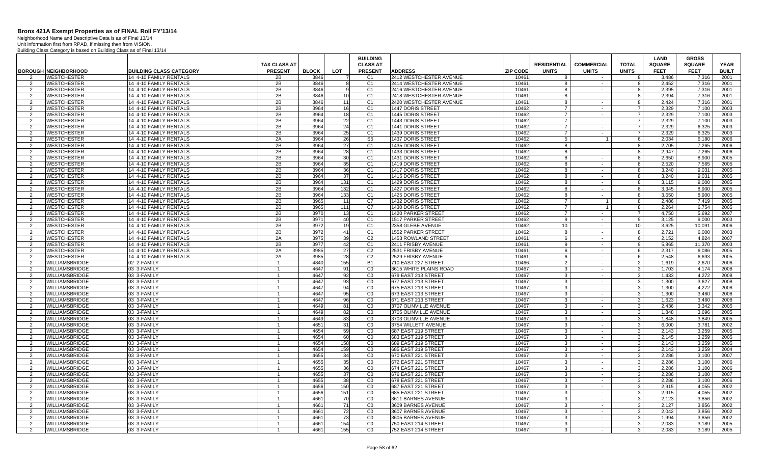# Bronx 421A Exempt Properties as of FINAL Roll FY'13/14

Neighborhood Name and Descriptive Data is as of Final 13/14
Unit information first from RPAD, if missing then from VISION.
Building Class Category is based on Building Class as of Final 13/14

| BOROUGH | NEIGHBORHOOD | BUILDING CLASS CATEGORY | TAX CLASS AT PRESENT | BLOCK | LOT | BUILDING CLASS AT PRESENT | ADDRESS | ZIP CODE | RESIDENTIAL UNITS | COMMERCIAL UNITS | TOTAL UNITS | LAND SQUARE FEET | GROSS SQUARE FEET | YEAR BUILT |
|---|---|---|---|---|---|---|---|---|---|---|---|---|---|---|
| 2 | WESTCHESTER | 14 4-10 FAMILY RENTALS | 2B | 3846 | 7 | C1 | 2412 WESTCHESTER AVENUE | 10461 | 8 | - | 8 | 3,486 | 7,316 | 2001 |
| 2 | WESTCHESTER | 14 4-10 FAMILY RENTALS | 2B | 3846 | 8 | C1 | 2414 WESTCHESTER AVENUE | 10461 | 8 | - | 8 | 2,452 | 7,316 | 2001 |
| 2 | WESTCHESTER | 14 4-10 FAMILY RENTALS | 2B | 3846 | 9 | C1 | 2416 WESTCHESTER AVENUE | 10461 | 8 | - | 8 | 2,395 | 7,316 | 2001 |
| 2 | WESTCHESTER | 14 4-10 FAMILY RENTALS | 2B | 3846 | 10 | C1 | 2418 WESTCHESTER AVENUE | 10461 | 8 | - | 8 | 2,394 | 7,316 | 2001 |
| 2 | WESTCHESTER | 14 4-10 FAMILY RENTALS | 2B | 3846 | 11 | C1 | 2420 WESTCHESTER AVENUE | 10461 | 8 | - | 8 | 2,424 | 7,316 | 2001 |
| 2 | WESTCHESTER | 14 4-10 FAMILY RENTALS | 2B | 3964 | 16 | C1 | 1447 DORIS STREET | 10462 | 7 | - | 7 | 2,329 | 7,100 | 2003 |
| 2 | WESTCHESTER | 14 4-10 FAMILY RENTALS | 2B | 3964 | 18 | C1 | 1445 DORIS STREET | 10462 | 7 | - | 7 | 2,329 | 7,100 | 2003 |
| 2 | WESTCHESTER | 14 4-10 FAMILY RENTALS | 2B | 3964 | 22 | C1 | 1443 DORIS STREET | 10462 | 7 | - | 7 | 2,329 | 7,100 | 2003 |
| 2 | WESTCHESTER | 14 4-10 FAMILY RENTALS | 2B | 3964 | 24 | C1 | 1441 DORIS STREET | 10462 | 7 | - | 7 | 2,329 | 6,325 | 2003 |
| 2 | WESTCHESTER | 14 4-10 FAMILY RENTALS | 2B | 3964 | 25 | C1 | 1439 DORIS STREET | 10462 | 7 | - | 7 | 2,329 | 6,325 | 2003 |
| 2 | WESTCHESTER | 14 4-10 FAMILY RENTALS | 2A | 3964 | 26 | S5 | 1437 DORIS STREET | 10462 | 5 | 1 | 6 | 2,034 | 6,180 | 2006 |
| 2 | WESTCHESTER | 14 4-10 FAMILY RENTALS | 2B | 3964 | 27 | C1 | 1435 DORIS STREET | 10462 | 8 | - | 8 | 2,705 | 7,265 | 2006 |
| 2 | WESTCHESTER | 14 4-10 FAMILY RENTALS | 2B | 3964 | 28 | C1 | 1433 DORIS STREET | 10462 | 8 | - | 8 | 2,947 | 7,265 | 2006 |
| 2 | WESTCHESTER | 14 4-10 FAMILY RENTALS | 2B | 3964 | 30 | C1 | 1431 DORIS STREET | 10462 | 8 | - | 8 | 2,650 | 8,900 | 2005 |
| 2 | WESTCHESTER | 14 4-10 FAMILY RENTALS | 2B | 3964 | 35 | C1 | 1419 DORIS STREET | 10462 | 8 | - | 8 | 2,520 | 7,565 | 2005 |
| 2 | WESTCHESTER | 14 4-10 FAMILY RENTALS | 2B | 3964 | 36 | C1 | 1417 DORIS STREET | 10462 | 8 | - | 8 | 3,240 | 9,031 | 2005 |
| 2 | WESTCHESTER | 14 4-10 FAMILY RENTALS | 2B | 3964 | 37 | C1 | 1415 DORIS STREET | 10462 | 8 | - | 8 | 3,240 | 9,031 | 2005 |
| 2 | WESTCHESTER | 14 4-10 FAMILY RENTALS | 2B | 3964 | 131 | C1 | 1429 DORIS STREET | 10462 | 8 | - | 8 | 3,115 | 9,000 | 2005 |
| 2 | WESTCHESTER | 14 4-10 FAMILY RENTALS | 2B | 3964 | 132 | C1 | 1427 DORIS STREET | 10462 | 8 | - | 8 | 3,345 | 8,900 | 2005 |
| 2 | WESTCHESTER | 14 4-10 FAMILY RENTALS | 2B | 3964 | 133 | C1 | 1425 DORIS STREET | 10462 | 8 | - | 8 | 3,650 | 8,900 | 2005 |
| 2 | WESTCHESTER | 14 4-10 FAMILY RENTALS | 2B | 3965 | 11 | C7 | 1432 DORIS STREET | 10462 | 7 | 1 | 8 | 2,486 | 7,419 | 2005 |
| 2 | WESTCHESTER | 14 4-10 FAMILY RENTALS | 2B | 3965 | 111 | C7 | 1430 DORIS STREET | 10462 | 7 | 1 | 8 | 2,264 | 6,754 | 2005 |
| 2 | WESTCHESTER | 14 4-10 FAMILY RENTALS | 2B | 3970 | 13 | C1 | 1420 PARKER STREET | 10462 | 7 | - | 7 | 4,750 | 5,692 | 2007 |
| 2 | WESTCHESTER | 14 4-10 FAMILY RENTALS | 2B | 3971 | 40 | C1 | 1517 PARKER STREET | 10462 | 9 | - | 9 | 3,125 | 9,000 | 2003 |
| 2 | WESTCHESTER | 14 4-10 FAMILY RENTALS | 2B | 3972 | 19 | C1 | 2358 GLEBE AVENUE | 10462 | 10 | - | 10 | 3,625 | 10,091 | 2006 |
| 2 | WESTCHESTER | 14 4-10 FAMILY RENTALS | 2B | 3972 | 41 | C1 | 1552 PARKER STREET | 10462 | 8 | - | 8 | 2,721 | 6,000 | 2003 |
| 2 | WESTCHESTER | 14 4-10 FAMILY RENTALS | 2A | 3975 | 39 | C2 | 1453 ROWLAND STREET | 10461 | 6 | - | 6 | 2,152 | 4,824 | 2007 |
| 2 | WESTCHESTER | 14 4-10 FAMILY RENTALS | 2B | 3977 | 42 | C1 | 2411 FRISBY AVENUE | 10461 | 9 | - | 9 | 5,865 | 11,370 | 2003 |
| 2 | WESTCHESTER | 14 4-10 FAMILY RENTALS | 2A | 3985 | 27 | C2 | 2531 FRISBY AVENUE | 10461 | 6 | - | 6 | 2,317 | 6,086 | 2005 |
| 2 | WESTCHESTER | 14 4-10 FAMILY RENTALS | 2A | 3985 | 28 | C2 | 2529 FRISBY AVENUE | 10461 | 6 | - | 6 | 2,548 | 6,693 | 2005 |
| 2 | WILLIAMSBRIDGE | 02 2-FAMILY | 1 | 4840 | 155 | B1 | 710 EAST 227 STREET | 10466 | 2 | - | 2 | 1,619 | 2,670 | 2006 |
| 2 | WILLIAMSBRIDGE | 03 3-FAMILY | 1 | 4647 | 91 | C0 | 3615 WHITE PLAINS ROAD | 10467 | 3 | - | 3 | 1,703 | 4,174 | 2008 |
| 2 | WILLIAMSBRIDGE | 03 3-FAMILY | 1 | 4647 | 92 | C0 | 679 EAST 213 STREET | 10467 | 3 | - | 3 | 1,433 | 4,272 | 2008 |
| 2 | WILLIAMSBRIDGE | 03 3-FAMILY | 1 | 4647 | 93 | C0 | 677 EAST 213 STREET | 10467 | 3 | - | 3 | 1,300 | 3,627 | 2008 |
| 2 | WILLIAMSBRIDGE | 03 3-FAMILY | 1 | 4647 | 94 | C0 | 675 EAST 213 STREET | 10467 | 3 | - | 3 | 1,300 | 4,272 | 2008 |
| 2 | WILLIAMSBRIDGE | 03 3-FAMILY | 1 | 4647 | 95 | C0 | 673 EAST 213 STREET | 10467 | 3 | - | 3 | 1,300 | 3,460 | 2008 |
| 2 | WILLIAMSBRIDGE | 03 3-FAMILY | 1 | 4647 | 96 | C0 | 671 EAST 213 STREET | 10467 | 3 | - | 3 | 1,623 | 3,460 | 2008 |
| 2 | WILLIAMSBRIDGE | 03 3-FAMILY | 1 | 4649 | 81 | C0 | 3707 OLINVILLE AVENUE | 10467 | 3 | - | 3 | 2,436 | 3,342 | 2005 |
| 2 | WILLIAMSBRIDGE | 03 3-FAMILY | 1 | 4649 | 82 | C0 | 3705 OLINVILLE AVENUE | 10467 | 3 | - | 3 | 1,848 | 3,696 | 2005 |
| 2 | WILLIAMSBRIDGE | 03 3-FAMILY | 1 | 4649 | 83 | C0 | 3703 OLINVILLE AVENUE | 10467 | 3 | - | 3 | 1,848 | 3,849 | 2005 |
| 2 | WILLIAMSBRIDGE | 03 3-FAMILY | 1 | 4651 | 31 | C0 | 3754 WILLETT AVENUE | 10467 | 3 | - | 3 | 6,000 | 3,781 | 2002 |
| 2 | WILLIAMSBRIDGE | 03 3-FAMILY | 1 | 4654 | 59 | C0 | 687 EAST 219 STREET | 10467 | 3 | - | 3 | 2,143 | 3,259 | 2005 |
| 2 | WILLIAMSBRIDGE | 03 3-FAMILY | 1 | 4654 | 60 | C0 | 683 EAST 219 STREET | 10467 | 3 | - | 3 | 2,145 | 3,259 | 2005 |
| 2 | WILLIAMSBRIDGE | 03 3-FAMILY | 1 | 4654 | 158 | C0 | 689 EAST 219 STREET | 10467 | 3 | - | 3 | 2,143 | 3,259 | 2005 |
| 2 | WILLIAMSBRIDGE | 03 3-FAMILY | 1 | 4654 | 159 | C0 | 685 EAST 219 STREET | 10467 | 3 | - | 3 | 2,143 | 3,259 | 2004 |
| 2 | WILLIAMSBRIDGE | 03 3-FAMILY | 1 | 4655 | 34 | C0 | 670 EAST 221 STREET | 10467 | 3 | - | 3 | 2,286 | 3,100 | 2007 |
| 2 | WILLIAMSBRIDGE | 03 3-FAMILY | 1 | 4655 | 35 | C0 | 672 EAST 221 STREET | 10467 | 3 | - | 3 | 2,286 | 3,100 | 2006 |
| 2 | WILLIAMSBRIDGE | 03 3-FAMILY | 1 | 4655 | 36 | C0 | 674 EAST 221 STREET | 10467 | 3 | - | 3 | 2,286 | 3,100 | 2006 |
| 2 | WILLIAMSBRIDGE | 03 3-FAMILY | 1 | 4655 | 37 | C0 | 676 EAST 221 STREET | 10467 | 3 | - | 3 | 2,286 | 3,100 | 2007 |
| 2 | WILLIAMSBRIDGE | 03 3-FAMILY | 1 | 4655 | 38 | C0 | 678 EAST 221 STREET | 10467 | 3 | - | 3 | 2,286 | 3,100 | 2006 |
| 2 | WILLIAMSBRIDGE | 03 3-FAMILY | 1 | 4656 | 150 | C0 | 687 EAST 221 STREET | 10467 | 3 | - | 3 | 2,915 | 4,055 | 2002 |
| 2 | WILLIAMSBRIDGE | 03 3-FAMILY | 1 | 4656 | 151 | C0 | 685 EAST 221 STREET | 10467 | 3 | - | 3 | 2,915 | 4,055 | 2002 |
| 2 | WILLIAMSBRIDGE | 03 3-FAMILY | 1 | 4661 | 70 | C0 | 3611 BARNES AVENUE | 10467 | 3 | - | 3 | 2,123 | 3,856 | 2002 |
| 2 | WILLIAMSBRIDGE | 03 3-FAMILY | 1 | 4661 | 71 | C0 | 3609 BARNES AVENUE | 10467 | 3 | - | 3 | 2,127 | 3,856 | 2002 |
| 2 | WILLIAMSBRIDGE | 03 3-FAMILY | 1 | 4661 | 72 | C0 | 3607 BARNES AVENUE | 10467 | 3 | - | 3 | 2,042 | 3,856 | 2002 |
| 2 | WILLIAMSBRIDGE | 03 3-FAMILY | 1 | 4661 | 73 | C0 | 3605 BARNES AVENUE | 10467 | 3 | - | 3 | 1,994 | 3,856 | 2002 |
| 2 | WILLIAMSBRIDGE | 03 3-FAMILY | 1 | 4661 | 154 | C0 | 750 EAST 214 STREET | 10467 | 3 | - | 3 | 2,083 | 3,189 | 2005 |
| 2 | WILLIAMSBRIDGE | 03 3-FAMILY | 1 | 4661 | 155 | C0 | 752 EAST 214 STREET | 10467 | 3 | - | 3 | 2,083 | 3,189 | 2005 |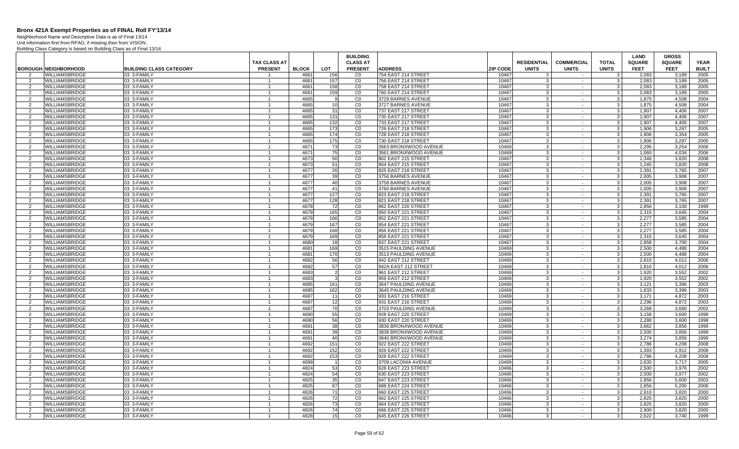# Bronx 421A Exempt Properties as of FINAL Roll FY'13/14

Neighborhood Name and Descriptive Data is as of Final 13/14
Unit information first from RPAD, if missing then from VISION.
Building Class Category is based on Building Class as of Final 13/14

| BOROUGH | NEIGHBORHOOD | BUILDING CLASS CATEGORY | TAX CLASS AT PRESENT | BLOCK | LOT | BUILDING CLASS AT PRESENT | ADDRESS | ZIP CODE | RESIDENTIAL UNITS | COMMERCIAL UNITS | TOTAL UNITS | LAND SQUARE FEET | GROSS SQUARE FEET | YEAR BUILT |
|---|---|---|---|---|---|---|---|---|---|---|---|---|---|---|
| 2 | WILLIAMSBRIDGE | 03 3-FAMILY | 1 | 4661 | 156 | C0 | 754 EAST 214 STREET | 10467 | 3 | - | 3 | 2,083 | 3,189 | 2005 |
| 2 | WILLIAMSBRIDGE | 03 3-FAMILY | 1 | 4661 | 157 | C0 | 756 EAST 214 STREET | 10467 | 3 | - | 3 | 2,083 | 3,189 | 2005 |
| 2 | WILLIAMSBRIDGE | 03 3-FAMILY | 1 | 4661 | 158 | C0 | 758 EAST 214 STREET | 10467 | 3 | - | 3 | 2,083 | 3,189 | 2005 |
| 2 | WILLIAMSBRIDGE | 03 3-FAMILY | 1 | 4661 | 159 | C0 | 760 EAST 214 STREET | 10467 | 3 | - | 3 | 2,083 | 3,189 | 2005 |
| 2 | WILLIAMSBRIDGE | 03 3-FAMILY | 1 | 4665 | 9 | C0 | 3729 BARNES AVENUE | 10467 | 3 | - | 3 | 1,875 | 4,508 | 2004 |
| 2 | WILLIAMSBRIDGE | 03 3-FAMILY | 1 | 4665 | 10 | C0 | 3727 BARNES AVENUE | 10467 | 3 | - | 3 | 1,875 | 4,508 | 2004 |
| 2 | WILLIAMSBRIDGE | 03 3-FAMILY | 1 | 4665 | 31 | C0 | 737 EAST 217 STREET | 10467 | 3 | - | 3 | 1,907 | 4,406 | 2007 |
| 2 | WILLIAMSBRIDGE | 03 3-FAMILY | 1 | 4665 | 131 | C0 | 735 EAST 217 STREET | 10467 | 3 | - | 3 | 1,907 | 4,406 | 2007 |
| 2 | WILLIAMSBRIDGE | 03 3-FAMILY | 1 | 4665 | 132 | C0 | 733 EAST 217 STREET | 10467 | 3 | - | 3 | 1,907 | 4,406 | 2007 |
| 2 | WILLIAMSBRIDGE | 03 3-FAMILY | 1 | 4665 | 173 | C0 | 726 EAST 218 STREET | 10467 | 3 | - | 3 | 1,906 | 3,297 | 2005 |
| 2 | WILLIAMSBRIDGE | 03 3-FAMILY | 1 | 4665 | 174 | C0 | 728 EAST 218 STREET | 10467 | 3 | - | 3 | 1,906 | 3,354 | 2005 |
| 2 | WILLIAMSBRIDGE | 03 3-FAMILY | 1 | 4665 | 175 | C0 | 730 EAST 218 STREET | 10467 | 3 | - | 3 | 1,906 | 3,297 | 2005 |
| 2 | WILLIAMSBRIDGE | 03 3-FAMILY | 1 | 4671 | 73 | C0 | 3563 BRONXWOOD AVENUE | 10469 | 3 | - | 3 | 2,295 | 3,254 | 2006 |
| 2 | WILLIAMSBRIDGE | 03 3-FAMILY | 1 | 4671 | 75 | C0 | 3561 BRONXWOOD AVENUE | 10469 | 3 | - | 3 | 1,060 | 4,034 | 2006 |
| 2 | WILLIAMSBRIDGE | 03 3-FAMILY | 1 | 4673 | 50 | C0 | 802 EAST 215 STREET | 10467 | 3 | - | 3 | 1,346 | 3,820 | 2008 |
| 2 | WILLIAMSBRIDGE | 03 3-FAMILY | 1 | 4673 | 51 | C0 | 804 EAST 215 STREET | 10467 | 3 | - | 3 | 1,245 | 3,820 | 2008 |
| 2 | WILLIAMSBRIDGE | 03 3-FAMILY | 1 | 4677 | 26 | C0 | 825 EAST 218 STREET | 10467 | 3 | - | 3 | 2,391 | 3,765 | 2007 |
| 2 | WILLIAMSBRIDGE | 03 3-FAMILY | 1 | 4677 | 39 | C0 | 3756 BARNES AVENUE | 10467 | 3 | - | 3 | 2,005 | 3,908 | 2007 |
| 2 | WILLIAMSBRIDGE | 03 3-FAMILY | 1 | 4677 | 40 | C0 | 3758 BARNES AVENUE | 10467 | 3 | - | 3 | 2,005 | 3,908 | 2007 |
| 2 | WILLIAMSBRIDGE | 03 3-FAMILY | 1 | 4677 | 41 | C0 | 3760 BARNES AVENUE | 10467 | 3 | - | 3 | 2,005 | 3,908 | 2007 |
| 2 | WILLIAMSBRIDGE | 03 3-FAMILY | 1 | 4677 | 127 | C0 | 823 EAST 218 STREET | 10467 | 3 | - | 3 | 2,391 | 3,765 | 2007 |
| 2 | WILLIAMSBRIDGE | 03 3-FAMILY | 1 | 4677 | 128 | C0 | 821 EAST 218 STREET | 10467 | 3 | - | 3 | 2,391 | 3,765 | 2007 |
| 2 | WILLIAMSBRIDGE | 03 3-FAMILY | 1 | 4678 | 72 | C0 | 862 EAST 220 STREET | 10467 | 3 | - | 3 | 2,856 | 3,100 | 1999 |
| 2 | WILLIAMSBRIDGE | 03 3-FAMILY | 1 | 4679 | 165 | C0 | 850 EAST 221 STREET | 10467 | 3 | - | 3 | 2,315 | 3,645 | 2004 |
| 2 | WILLIAMSBRIDGE | 03 3-FAMILY | 1 | 4679 | 166 | C0 | 852 EAST 221 STREET | 10467 | 3 | - | 3 | 2,277 | 3,585 | 2004 |
| 2 | WILLIAMSBRIDGE | 03 3-FAMILY | 1 | 4679 | 167 | C0 | 854 EAST 221 STREET | 10467 | 3 | - | 3 | 2,277 | 3,585 | 2004 |
| 2 | WILLIAMSBRIDGE | 03 3-FAMILY | 1 | 4679 | 168 | C0 | 856 EAST 221 STREET | 10467 | 3 | - | 3 | 2,277 | 3,585 | 2004 |
| 2 | WILLIAMSBRIDGE | 03 3-FAMILY | 1 | 4679 | 169 | C0 | 858 EAST 221 STREET | 10467 | 3 | - | 3 | 2,315 | 3,645 | 2004 |
| 2 | WILLIAMSBRIDGE | 03 3-FAMILY | 1 | 4680 | 18 | C0 | 837 EAST 221 STREET | 10467 | 3 | - | 3 | 2,858 | 3,700 | 2004 |
| 2 | WILLIAMSBRIDGE | 03 3-FAMILY | 1 | 4681 | 169 | C0 | 3515 PAULDING AVENUE | 10469 | 3 | - | 3 | 2,500 | 4,488 | 2004 |
| 2 | WILLIAMSBRIDGE | 03 3-FAMILY | 1 | 4681 | 170 | C0 | 3513 PAULDING AVENUE | 10469 | 3 | - | 3 | 2,500 | 4,488 | 2004 |
| 2 | WILLIAMSBRIDGE | 03 3-FAMILY | 1 | 4682 | 56 | C0 | 942 EAST 212 STREET | 10469 | 3 | - | 3 | 2,810 | 4,012 | 2006 |
| 2 | WILLIAMSBRIDGE | 03 3-FAMILY | 1 | 4682 | 57 | C0 | 942A EAST 212 STREET | 10469 | 3 | - | 3 | 2,810 | 4,012 | 2006 |
| 2 | WILLIAMSBRIDGE | 03 3-FAMILY | 1 | 4683 | 2 | C0 | 961 EAST 212 STREET | 10469 | 3 | - | 3 | 1,920 | 3,552 | 2002 |
| 2 | WILLIAMSBRIDGE | 03 3-FAMILY | 1 | 4683 | 3 | C0 | 959 EAST 212 STREET | 10469 | 3 | - | 3 | 1,920 | 3,552 | 2002 |
| 2 | WILLIAMSBRIDGE | 03 3-FAMILY | 1 | 4685 | 161 | C0 | 3647 PAULDING AVENUE | 10469 | 3 | - | 3 | 3,121 | 3,396 | 2003 |
| 2 | WILLIAMSBRIDGE | 03 3-FAMILY | 1 | 4685 | 162 | C0 | 3645 PAULDING AVENUE | 10469 | 3 | - | 3 | 1,833 | 3,396 | 2003 |
| 2 | WILLIAMSBRIDGE | 03 3-FAMILY | 1 | 4687 | 11 | C0 | 933 EAST 216 STREET | 10469 | 3 | - | 3 | 3,171 | 4,872 | 2003 |
| 2 | WILLIAMSBRIDGE | 03 3-FAMILY | 1 | 4687 | 12 | C0 | 931 EAST 216 STREET | 10469 | 3 | - | 3 | 2,296 | 4,872 | 2003 |
| 2 | WILLIAMSBRIDGE | 03 3-FAMILY | 1 | 4687 | 70 | C0 | 3703 PAULDING AVENUE | 10469 | 3 | - | 3 | 3,268 | 3,660 | 2002 |
| 2 | WILLIAMSBRIDGE | 03 3-FAMILY | 1 | 4690 | 55 | C0 | 928 EAST 220 STREET | 10469 | 3 | - | 3 | 3,158 | 3,600 | 1998 |
| 2 | WILLIAMSBRIDGE | 03 3-FAMILY | 1 | 4690 | 56 | C0 | 930 EAST 220 STREET | 10469 | 3 | - | 3 | 2,288 | 3,600 | 1998 |
| 2 | WILLIAMSBRIDGE | 03 3-FAMILY | 1 | 4691 | 38 | C0 | 3836 BRONXWOOD AVENUE | 10469 | 3 | - | 3 | 3,662 | 3,856 | 1999 |
| 2 | WILLIAMSBRIDGE | 03 3-FAMILY | 1 | 4691 | 39 | C0 | 3838 BRONXWOOD AVENUE | 10469 | 3 | - | 3 | 2,500 | 3,856 | 1999 |
| 2 | WILLIAMSBRIDGE | 03 3-FAMILY | 1 | 4691 | 40 | C0 | 3840 BRONXWOOD AVENUE | 10469 | 3 | - | 3 | 3,274 | 3,856 | 1999 |
| 2 | WILLIAMSBRIDGE | 03 3-FAMILY | 1 | 4692 | 151 | C0 | 922 EAST 222 STREET | 10469 | 3 | - | 3 | 2,786 | 4,208 | 2008 |
| 2 | WILLIAMSBRIDGE | 03 3-FAMILY | 1 | 4692 | 152 | C0 | 926 EAST 222 STREET | 10469 | 3 | - | 3 | 1,393 | 2,912 | 2008 |
| 2 | WILLIAMSBRIDGE | 03 3-FAMILY | 1 | 4692 | 153 | C0 | 928 EAST 222 STREET | 10469 | 3 | - | 3 | 2,786 | 4,208 | 2008 |
| 2 | WILLIAMSBRIDGE | 03 3-FAMILY | 1 | 4699 | 1 | C0 | 3709 LACONIA AVENUE | 10469 | 3 | - | 3 | 2,635 | 3,717 | 2005 |
| 2 | WILLIAMSBRIDGE | 03 3-FAMILY | 1 | 4824 | 53 | C0 | 628 EAST 223 STREET | 10466 | 3 | - | 3 | 2,500 | 3,976 | 2002 |
| 2 | WILLIAMSBRIDGE | 03 3-FAMILY | 1 | 4824 | 54 | C0 | 630 EAST 223 STREET | 10466 | 3 | - | 3 | 2,500 | 3,977 | 2002 |
| 2 | WILLIAMSBRIDGE | 03 3-FAMILY | 1 | 4825 | 35 | C0 | 647 EAST 223 STREET | 10466 | 3 | - | 3 | 2,856 | 5,600 | 2003 |
| 2 | WILLIAMSBRIDGE | 03 3-FAMILY | 1 | 4825 | 87 | C0 | 688 EAST 224 STREET | 10466 | 3 | - | 3 | 2,856 | 5,200 | 2006 |
| 2 | WILLIAMSBRIDGE | 03 3-FAMILY | 1 | 4826 | 71 | C0 | 660 EAST 225 STREET | 10466 | 3 | - | 3 | 2,910 | 3,820 | 2000 |
| 2 | WILLIAMSBRIDGE | 03 3-FAMILY | 1 | 4826 | 72 | C0 | 662 EAST 225 STREET | 10466 | 3 | - | 3 | 2,825 | 3,820 | 2000 |
| 2 | WILLIAMSBRIDGE | 03 3-FAMILY | 1 | 4826 | 73 | C0 | 664 EAST 225 STREET | 10466 | 3 | - | 3 | 2,825 | 3,820 | 2000 |
| 2 | WILLIAMSBRIDGE | 03 3-FAMILY | 1 | 4826 | 74 | C0 | 666 EAST 225 STREET | 10466 | 3 | - | 3 | 2,900 | 3,820 | 2000 |
| 2 | WILLIAMSBRIDGE | 03 3-FAMILY | 1 | 4828 | 15 | C0 | 645 EAST 226 STREET | 10466 | 3 | - | 3 | 2,622 | 3,740 | 1999 |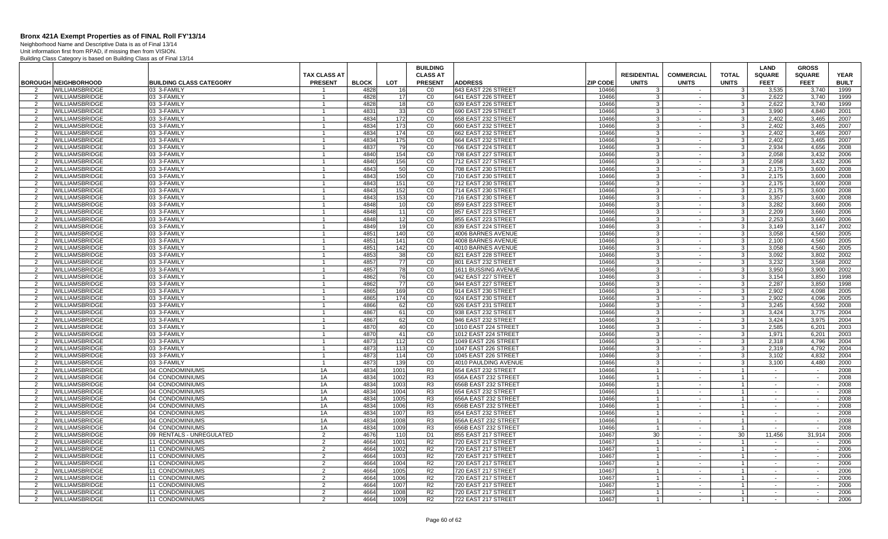# Bronx 421A Exempt Properties as of FINAL Roll FY'13/14

Neighborhood Name and Descriptive Data is as of Final 13/14
Unit information first from RPAD, if missing then from VISION.
Building Class Category is based on Building Class as of Final 13/14

| BOROUGH | NEIGHBORHOOD | BUILDING CLASS CATEGORY | TAX CLASS AT PRESENT | BLOCK | LOT | BUILDING CLASS AT PRESENT | ADDRESS | ZIP CODE | RESIDENTIAL UNITS | COMMERCIAL UNITS | TOTAL UNITS | LAND SQUARE FEET | GROSS SQUARE FEET | YEAR BUILT |
|---|---|---|---|---|---|---|---|---|---|---|---|---|---|---|
| 2 | WILLIAMSBRIDGE | 03 3-FAMILY | 1 | 4828 | 16 | C0 | 643 EAST 226 STREET | 10466 | 3 | - | 3 | 3,535 | 3,740 | 1999 |
| 2 | WILLIAMSBRIDGE | 03 3-FAMILY | 1 | 4828 | 17 | C0 | 641 EAST 226 STREET | 10466 | 3 | - | 3 | 2,622 | 3,740 | 1999 |
| 2 | WILLIAMSBRIDGE | 03 3-FAMILY | 1 | 4828 | 18 | C0 | 639 EAST 226 STREET | 10466 | 3 | - | 3 | 2,622 | 3,740 | 1999 |
| 2 | WILLIAMSBRIDGE | 03 3-FAMILY | 1 | 4831 | 33 | C0 | 690 EAST 229 STREET | 10466 | 3 | - | 3 | 3,990 | 4,840 | 2001 |
| 2 | WILLIAMSBRIDGE | 03 3-FAMILY | 1 | 4834 | 172 | C0 | 658 EAST 232 STREET | 10466 | 3 | - | 3 | 2,402 | 3,465 | 2007 |
| 2 | WILLIAMSBRIDGE | 03 3-FAMILY | 1 | 4834 | 173 | C0 | 660 EAST 232 STREET | 10466 | 3 | - | 3 | 2,402 | 3,465 | 2007 |
| 2 | WILLIAMSBRIDGE | 03 3-FAMILY | 1 | 4834 | 174 | C0 | 662 EAST 232 STREET | 10466 | 3 | - | 3 | 2,402 | 3,465 | 2007 |
| 2 | WILLIAMSBRIDGE | 03 3-FAMILY | 1 | 4834 | 175 | C0 | 664 EAST 232 STREET | 10466 | 3 | - | 3 | 2,402 | 3,465 | 2007 |
| 2 | WILLIAMSBRIDGE | 03 3-FAMILY | 1 | 4837 | 79 | C0 | 766 EAST 224 STREET | 10466 | 3 | - | 3 | 2,934 | 4,656 | 2008 |
| 2 | WILLIAMSBRIDGE | 03 3-FAMILY | 1 | 4840 | 154 | C0 | 708 EAST 227 STREET | 10466 | 3 | - | 3 | 2,058 | 3,432 | 2006 |
| 2 | WILLIAMSBRIDGE | 03 3-FAMILY | 1 | 4840 | 156 | C0 | 712 EAST 227 STREET | 10466 | 3 | - | 3 | 2,058 | 3,432 | 2006 |
| 2 | WILLIAMSBRIDGE | 03 3-FAMILY | 1 | 4843 | 50 | C0 | 708 EAST 230 STREET | 10466 | 3 | - | 3 | 2,175 | 3,600 | 2008 |
| 2 | WILLIAMSBRIDGE | 03 3-FAMILY | 1 | 4843 | 150 | C0 | 710 EAST 230 STREET | 10466 | 3 | - | 3 | 2,175 | 3,600 | 2008 |
| 2 | WILLIAMSBRIDGE | 03 3-FAMILY | 1 | 4843 | 151 | C0 | 712 EAST 230 STREET | 10466 | 3 | - | 3 | 2,175 | 3,600 | 2008 |
| 2 | WILLIAMSBRIDGE | 03 3-FAMILY | 1 | 4843 | 152 | C0 | 714 EAST 230 STREET | 10466 | 3 | - | 3 | 2,175 | 3,600 | 2008 |
| 2 | WILLIAMSBRIDGE | 03 3-FAMILY | 1 | 4843 | 153 | C0 | 716 EAST 230 STREET | 10466 | 3 | - | 3 | 3,357 | 3,600 | 2008 |
| 2 | WILLIAMSBRIDGE | 03 3-FAMILY | 1 | 4848 | 10 | C0 | 859 EAST 223 STREET | 10466 | 3 | - | 3 | 3,282 | 3,660 | 2006 |
| 2 | WILLIAMSBRIDGE | 03 3-FAMILY | 1 | 4848 | 11 | C0 | 857 EAST 223 STREET | 10466 | 3 | - | 3 | 2,209 | 3,660 | 2006 |
| 2 | WILLIAMSBRIDGE | 03 3-FAMILY | 1 | 4848 | 12 | C0 | 855 EAST 223 STREET | 10466 | 3 | - | 3 | 2,253 | 3,660 | 2006 |
| 2 | WILLIAMSBRIDGE | 03 3-FAMILY | 1 | 4849 | 19 | C0 | 839 EAST 224 STREET | 10466 | 3 | - | 3 | 3,149 | 3,147 | 2002 |
| 2 | WILLIAMSBRIDGE | 03 3-FAMILY | 1 | 4851 | 140 | C0 | 4006 BARNES AVENUE | 10466 | 3 | - | 3 | 3,058 | 4,560 | 2005 |
| 2 | WILLIAMSBRIDGE | 03 3-FAMILY | 1 | 4851 | 141 | C0 | 4008 BARNES AVENUE | 10466 | 3 | - | 3 | 2,100 | 4,560 | 2005 |
| 2 | WILLIAMSBRIDGE | 03 3-FAMILY | 1 | 4851 | 142 | C0 | 4010 BARNES AVENUE | 10466 | 3 | - | 3 | 3,058 | 4,560 | 2005 |
| 2 | WILLIAMSBRIDGE | 03 3-FAMILY | 1 | 4853 | 38 | C0 | 821 EAST 228 STREET | 10466 | 3 | - | 3 | 3,092 | 3,802 | 2002 |
| 2 | WILLIAMSBRIDGE | 03 3-FAMILY | 1 | 4857 | 77 | C0 | 801 EAST 232 STREET | 10466 | 3 | - | 3 | 3,232 | 3,568 | 2002 |
| 2 | WILLIAMSBRIDGE | 03 3-FAMILY | 1 | 4857 | 78 | C0 | 1611 BUSSING AVENUE | 10466 | 3 | - | 3 | 3,950 | 3,900 | 2002 |
| 2 | WILLIAMSBRIDGE | 03 3-FAMILY | 1 | 4862 | 76 | C0 | 942 EAST 227 STREET | 10466 | 3 | - | 3 | 3,154 | 3,850 | 1998 |
| 2 | WILLIAMSBRIDGE | 03 3-FAMILY | 1 | 4862 | 77 | C0 | 944 EAST 227 STREET | 10466 | 3 | - | 3 | 2,287 | 3,850 | 1998 |
| 2 | WILLIAMSBRIDGE | 03 3-FAMILY | 1 | 4865 | 169 | C0 | 914 EAST 230 STREET | 10466 | 3 | - | 3 | 2,902 | 4,098 | 2005 |
| 2 | WILLIAMSBRIDGE | 03 3-FAMILY | 1 | 4865 | 174 | C0 | 924 EAST 230 STREET | 10466 | 3 | - | 3 | 2,902 | 4,096 | 2005 |
| 2 | WILLIAMSBRIDGE | 03 3-FAMILY | 1 | 4866 | 62 | C0 | 926 EAST 231 STREET | 10466 | 3 | - | 3 | 3,245 | 4,592 | 2008 |
| 2 | WILLIAMSBRIDGE | 03 3-FAMILY | 1 | 4867 | 61 | C0 | 938 EAST 232 STREET | 10466 | 3 | - | 3 | 3,424 | 3,775 | 2004 |
| 2 | WILLIAMSBRIDGE | 03 3-FAMILY | 1 | 4867 | 62 | C0 | 946 EAST 232 STREET | 10466 | 3 | - | 3 | 3,424 | 3,975 | 2004 |
| 2 | WILLIAMSBRIDGE | 03 3-FAMILY | 1 | 4870 | 40 | C0 | 1010 EAST 224 STREET | 10466 | 3 | - | 3 | 2,585 | 6,201 | 2003 |
| 2 | WILLIAMSBRIDGE | 03 3-FAMILY | 1 | 4870 | 41 | C0 | 1012 EAST 224 STREET | 10466 | 3 | - | 3 | 1,971 | 6,201 | 2003 |
| 2 | WILLIAMSBRIDGE | 03 3-FAMILY | 1 | 4873 | 112 | C0 | 1049 EAST 226 STREET | 10466 | 3 | - | 3 | 2,318 | 4,796 | 2004 |
| 2 | WILLIAMSBRIDGE | 03 3-FAMILY | 1 | 4873 | 113 | C0 | 1047 EAST 226 STREET | 10466 | 3 | - | 3 | 2,319 | 4,792 | 2004 |
| 2 | WILLIAMSBRIDGE | 03 3-FAMILY | 1 | 4873 | 114 | C0 | 1045 EAST 226 STREET | 10466 | 3 | - | 3 | 3,102 | 4,832 | 2004 |
| 2 | WILLIAMSBRIDGE | 03 3-FAMILY | 1 | 4873 | 139 | C0 | 4010 PAULDING AVENUE | 10466 | 3 | - | 3 | 3,100 | 4,480 | 2000 |
| 2 | WILLIAMSBRIDGE | 04 CONDOMINIUMS | 1A | 4834 | 1001 | R3 | 654 EAST 232 STREET | 10466 | 1 | - | 1 | - | - | 2008 |
| 2 | WILLIAMSBRIDGE | 04 CONDOMINIUMS | 1A | 4834 | 1002 | R3 | 656A EAST 232 STREET | 10466 | 1 | - | 1 | - | - | 2008 |
| 2 | WILLIAMSBRIDGE | 04 CONDOMINIUMS | 1A | 4834 | 1003 | R3 | 656B EAST 232 STREET | 10466 | 1 | - | 1 | - | - | 2008 |
| 2 | WILLIAMSBRIDGE | 04 CONDOMINIUMS | 1A | 4834 | 1004 | R3 | 654 EAST 232 STREET | 10466 | 1 | - | 1 | - | - | 2008 |
| 2 | WILLIAMSBRIDGE | 04 CONDOMINIUMS | 1A | 4834 | 1005 | R3 | 656A EAST 232 STREET | 10466 | 1 | - | 1 | - | - | 2008 |
| 2 | WILLIAMSBRIDGE | 04 CONDOMINIUMS | 1A | 4834 | 1006 | R3 | 656B EAST 232 STREET | 10466 | 1 | - | 1 | - | - | 2008 |
| 2 | WILLIAMSBRIDGE | 04 CONDOMINIUMS | 1A | 4834 | 1007 | R3 | 654 EAST 232 STREET | 10466 | 1 | - | 1 | - | - | 2008 |
| 2 | WILLIAMSBRIDGE | 04 CONDOMINIUMS | 1A | 4834 | 1008 | R3 | 656A EAST 232 STREET | 10466 | 1 | - | 1 | - | - | 2008 |
| 2 | WILLIAMSBRIDGE | 04 CONDOMINIUMS | 1A | 4834 | 1009 | R3 | 656B EAST 232 STREET | 10466 | 1 | - | 1 | - | - | 2008 |
| 2 | WILLIAMSBRIDGE | 09 RENTALS - UNREGULATED | 2 | 4676 | 110 | D1 | 855 EAST 217 STREET | 10467 | 30 | - | 30 | 11,456 | 31,914 | 2006 |
| 2 | WILLIAMSBRIDGE | 11 CONDOMINIUMS | 2 | 4664 | 1001 | R2 | 720 EAST 217 STREET | 10467 | 1 | - | 1 | - | - | 2006 |
| 2 | WILLIAMSBRIDGE | 11 CONDOMINIUMS | 2 | 4664 | 1002 | R2 | 720 EAST 217 STREET | 10467 | 1 | - | 1 | - | - | 2006 |
| 2 | WILLIAMSBRIDGE | 11 CONDOMINIUMS | 2 | 4664 | 1003 | R2 | 720 EAST 217 STREET | 10467 | 1 | - | 1 | - | - | 2006 |
| 2 | WILLIAMSBRIDGE | 11 CONDOMINIUMS | 2 | 4664 | 1004 | R2 | 720 EAST 217 STREET | 10467 | 1 | - | 1 | - | - | 2006 |
| 2 | WILLIAMSBRIDGE | 11 CONDOMINIUMS | 2 | 4664 | 1005 | R2 | 720 EAST 217 STREET | 10467 | 1 | - | 1 | - | - | 2006 |
| 2 | WILLIAMSBRIDGE | 11 CONDOMINIUMS | 2 | 4664 | 1006 | R2 | 720 EAST 217 STREET | 10467 | 1 | - | 1 | - | - | 2006 |
| 2 | WILLIAMSBRIDGE | 11 CONDOMINIUMS | 2 | 4664 | 1007 | R2 | 720 EAST 217 STREET | 10467 | 1 | - | 1 | - | - | 2006 |
| 2 | WILLIAMSBRIDGE | 11 CONDOMINIUMS | 2 | 4664 | 1008 | R2 | 720 EAST 217 STREET | 10467 | 1 | - | 1 | - | - | 2006 |
| 2 | WILLIAMSBRIDGE | 11 CONDOMINIUMS | 2 | 4664 | 1009 | R2 | 722 EAST 217 STREET | 10467 | 1 | - | 1 | - | - | 2006 |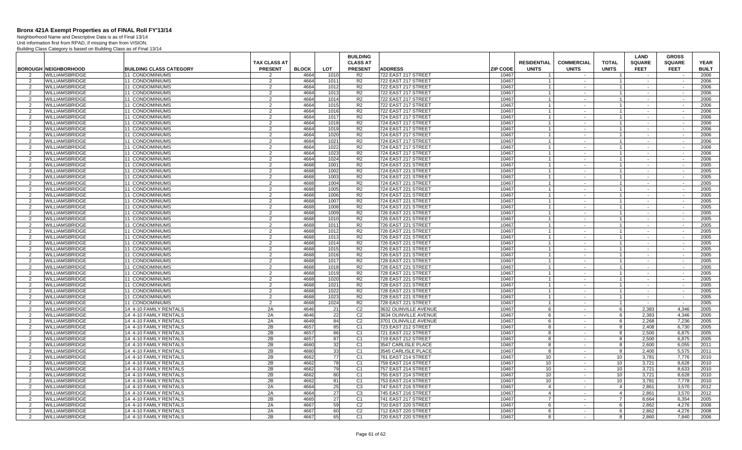# Bronx 421A Exempt Properties as of FINAL Roll FY'13/14

Neighborhood Name and Descriptive Data is as of Final 13/14
Unit information first from RPAD, if missing then from VISION.
Building Class Category is based on Building Class as of Final 13/14

| BOROUGH | NEIGHBORHOOD | BUILDING CLASS CATEGORY | TAX CLASS AT PRESENT | BLOCK | LOT | BUILDING CLASS AT PRESENT | ADDRESS | ZIP CODE | RESIDENTIAL UNITS | COMMERCIAL UNITS | TOTAL UNITS | LAND SQUARE FEET | GROSS SQUARE FEET | YEAR BUILT |
|---|---|---|---|---|---|---|---|---|---|---|---|---|---|---|
| 2 | WILLIAMSBRIDGE | 11 CONDOMINIUMS | 2 | 4664 | 1010 | R2 | 722 EAST 217 STREET | 10467 | 1 | - | 1 | - | - | 2006 |
| 2 | WILLIAMSBRIDGE | 11 CONDOMINIUMS | 2 | 4664 | 1011 | R2 | 722 EAST 217 STREET | 10467 | 1 | - | 1 | - | - | 2006 |
| 2 | WILLIAMSBRIDGE | 11 CONDOMINIUMS | 2 | 4664 | 1012 | R2 | 722 EAST 217 STREET | 10467 | 1 | - | 1 | - | - | 2006 |
| 2 | WILLIAMSBRIDGE | 11 CONDOMINIUMS | 2 | 4664 | 1013 | R2 | 722 EAST 217 STREET | 10467 | 1 | - | 1 | - | - | 2006 |
| 2 | WILLIAMSBRIDGE | 11 CONDOMINIUMS | 2 | 4664 | 1014 | R2 | 722 EAST 217 STREET | 10467 | 1 | - | 1 | - | - | 2006 |
| 2 | WILLIAMSBRIDGE | 11 CONDOMINIUMS | 2 | 4664 | 1015 | R2 | 722 EAST 217 STREET | 10467 | 1 | - | 1 | - | - | 2006 |
| 2 | WILLIAMSBRIDGE | 11 CONDOMINIUMS | 2 | 4664 | 1016 | R2 | 722 EAST 217 STREET | 10467 | 1 | - | 1 | - | - | 2006 |
| 2 | WILLIAMSBRIDGE | 11 CONDOMINIUMS | 2 | 4664 | 1017 | R2 | 724 EAST 217 STREET | 10467 | 1 | - | 1 | - | - | 2006 |
| 2 | WILLIAMSBRIDGE | 11 CONDOMINIUMS | 2 | 4664 | 1018 | R2 | 724 EAST 217 STREET | 10467 | 1 | - | 1 | - | - | 2006 |
| 2 | WILLIAMSBRIDGE | 11 CONDOMINIUMS | 2 | 4664 | 1019 | R2 | 724 EAST 217 STREET | 10467 | 1 | - | 1 | - | - | 2006 |
| 2 | WILLIAMSBRIDGE | 11 CONDOMINIUMS | 2 | 4664 | 1020 | R2 | 724 EAST 217 STREET | 10467 | 1 | - | 1 | - | - | 2006 |
| 2 | WILLIAMSBRIDGE | 11 CONDOMINIUMS | 2 | 4664 | 1021 | R2 | 724 EAST 217 STREET | 10467 | 1 | - | 1 | - | - | 2006 |
| 2 | WILLIAMSBRIDGE | 11 CONDOMINIUMS | 2 | 4664 | 1022 | R2 | 724 EAST 217 STREET | 10467 | 1 | - | 1 | - | - | 2006 |
| 2 | WILLIAMSBRIDGE | 11 CONDOMINIUMS | 2 | 4664 | 1023 | R2 | 724 EAST 217 STREET | 10467 | 1 | - | 1 | - | - | 2006 |
| 2 | WILLIAMSBRIDGE | 11 CONDOMINIUMS | 2 | 4664 | 1024 | R2 | 724 EAST 217 STREET | 10467 | 1 | - | 1 | - | - | 2006 |
| 2 | WILLIAMSBRIDGE | 11 CONDOMINIUMS | 2 | 4668 | 1001 | R2 | 724 EAST 221 STREET | 10467 | 1 | - | 1 | - | - | 2005 |
| 2 | WILLIAMSBRIDGE | 11 CONDOMINIUMS | 2 | 4668 | 1002 | R2 | 724 EAST 221 STREET | 10467 | 1 | - | 1 | - | - | 2005 |
| 2 | WILLIAMSBRIDGE | 11 CONDOMINIUMS | 2 | 4668 | 1003 | R2 | 724 EAST 221 STREET | 10467 | 1 | - | 1 | - | - | 2005 |
| 2 | WILLIAMSBRIDGE | 11 CONDOMINIUMS | 2 | 4668 | 1004 | R2 | 724 EAST 221 STREET | 10467 | 1 | - | 1 | - | - | 2005 |
| 2 | WILLIAMSBRIDGE | 11 CONDOMINIUMS | 2 | 4668 | 1005 | R2 | 724 EAST 221 STREET | 10467 | 1 | - | 1 | - | - | 2005 |
| 2 | WILLIAMSBRIDGE | 11 CONDOMINIUMS | 2 | 4668 | 1006 | R2 | 724 EAST 221 STREET | 10467 | 1 | - | 1 | - | - | 2005 |
| 2 | WILLIAMSBRIDGE | 11 CONDOMINIUMS | 2 | 4668 | 1007 | R2 | 724 EAST 221 STREET | 10467 | 1 | - | 1 | - | - | 2005 |
| 2 | WILLIAMSBRIDGE | 11 CONDOMINIUMS | 2 | 4668 | 1008 | R2 | 724 EAST 221 STREET | 10467 | 1 | - | 1 | - | - | 2005 |
| 2 | WILLIAMSBRIDGE | 11 CONDOMINIUMS | 2 | 4668 | 1009 | R2 | 726 EAST 221 STREET | 10467 | 1 | - | 1 | - | - | 2005 |
| 2 | WILLIAMSBRIDGE | 11 CONDOMINIUMS | 2 | 4668 | 1010 | R2 | 726 EAST 221 STREET | 10467 | 1 | - | 1 | - | - | 2005 |
| 2 | WILLIAMSBRIDGE | 11 CONDOMINIUMS | 2 | 4668 | 1011 | R2 | 726 EAST 221 STREET | 10467 | 1 | - | 1 | - | - | 2005 |
| 2 | WILLIAMSBRIDGE | 11 CONDOMINIUMS | 2 | 4668 | 1012 | R2 | 726 EAST 221 STREET | 10467 | 1 | - | 1 | - | - | 2005 |
| 2 | WILLIAMSBRIDGE | 11 CONDOMINIUMS | 2 | 4668 | 1013 | R2 | 726 EAST 221 STREET | 10467 | 1 | - | 1 | - | - | 2005 |
| 2 | WILLIAMSBRIDGE | 11 CONDOMINIUMS | 2 | 4668 | 1014 | R2 | 726 EAST 221 STREET | 10467 | 1 | - | 1 | - | - | 2005 |
| 2 | WILLIAMSBRIDGE | 11 CONDOMINIUMS | 2 | 4668 | 1015 | R2 | 726 EAST 221 STREET | 10467 | 1 | - | 1 | - | - | 2005 |
| 2 | WILLIAMSBRIDGE | 11 CONDOMINIUMS | 2 | 4668 | 1016 | R2 | 726 EAST 221 STREET | 10467 | 1 | - | 1 | - | - | 2005 |
| 2 | WILLIAMSBRIDGE | 11 CONDOMINIUMS | 2 | 4668 | 1017 | R2 | 728 EAST 221 STREET | 10467 | 1 | - | 1 | - | - | 2005 |
| 2 | WILLIAMSBRIDGE | 11 CONDOMINIUMS | 2 | 4668 | 1018 | R2 | 728 EAST 221 STREET | 10467 | 1 | - | 1 | - | - | 2005 |
| 2 | WILLIAMSBRIDGE | 11 CONDOMINIUMS | 2 | 4668 | 1019 | R2 | 728 EAST 221 STREET | 10467 | 1 | - | 1 | - | - | 2005 |
| 2 | WILLIAMSBRIDGE | 11 CONDOMINIUMS | 2 | 4668 | 1020 | R2 | 728 EAST 221 STREET | 10467 | 1 | - | 1 | - | - | 2005 |
| 2 | WILLIAMSBRIDGE | 11 CONDOMINIUMS | 2 | 4668 | 1021 | R2 | 728 EAST 221 STREET | 10467 | 1 | - | 1 | - | - | 2005 |
| 2 | WILLIAMSBRIDGE | 11 CONDOMINIUMS | 2 | 4668 | 1022 | R2 | 728 EAST 221 STREET | 10467 | 1 | - | 1 | - | - | 2005 |
| 2 | WILLIAMSBRIDGE | 11 CONDOMINIUMS | 2 | 4668 | 1023 | R2 | 728 EAST 221 STREET | 10467 | 1 | - | 1 | - | - | 2005 |
| 2 | WILLIAMSBRIDGE | 11 CONDOMINIUMS | 2 | 4668 | 1024 | R2 | 728 EAST 221 STREET | 10467 | 1 | - | 1 | - | - | 2005 |
| 2 | WILLIAMSBRIDGE | 14 4-10 FAMILY RENTALS | 2A | 4646 | 21 | C2 | 3632 OLINVILLE AVENUE | 10467 | 6 | - | 6 | 2,383 | 4,346 | 2005 |
| 2 | WILLIAMSBRIDGE | 14 4-10 FAMILY RENTALS | 2A | 4646 | 22 | C2 | 3634 OLINVILLE AVENUE | 10467 | 6 | - | 6 | 2,383 | 4,346 | 2005 |
| 2 | WILLIAMSBRIDGE | 14 4-10 FAMILY RENTALS | 2A | 4649 | 84 | C2 | 3701 OLINVILLE AVENUE | 10467 | 6 | - | 6 | 2,268 | 7,236 | 2005 |
| 2 | WILLIAMSBRIDGE | 14 4-10 FAMILY RENTALS | 2B | 4657 | 85 | C1 | 723 EAST 212 STREET | 10467 | 8 | - | 8 | 2,408 | 6,730 | 2005 |
| 2 | WILLIAMSBRIDGE | 14 4-10 FAMILY RENTALS | 2B | 4657 | 86 | C1 | 721 EAST 212 STREET | 10467 | 8 | - | 8 | 2,500 | 6,875 | 2005 |
| 2 | WILLIAMSBRIDGE | 14 4-10 FAMILY RENTALS | 2B | 4657 | 87 | C1 | 719 EAST 212 STREET | 10467 | 8 | - | 8 | 2,500 | 6,875 | 2005 |
| 2 | WILLIAMSBRIDGE | 14 4-10 FAMILY RENTALS | 2B | 4660 | 32 | C1 | 3547 CARLISLE PLACE | 10467 | 8 | - | 8 | 2,600 | 6,055 | 2011 |
| 2 | WILLIAMSBRIDGE | 14 4-10 FAMILY RENTALS | 2B | 4660 | 33 | C1 | 3545 CARLISLE PLACE | 10467 | 8 | - | 8 | 2,400 | 5,575 | 2011 |
| 2 | WILLIAMSBRIDGE | 14 4-10 FAMILY RENTALS | 2B | 4662 | 77 | C1 | 761 EAST 214 STREET | 10467 | 10 | - | 10 | 3,781 | 7,776 | 2010 |
| 2 | WILLIAMSBRIDGE | 14 4-10 FAMILY RENTALS | 2B | 4662 | 78 | C1 | 759 EAST 214 STREET | 10467 | 10 | - | 10 | 3,721 | 8,628 | 2010 |
| 2 | WILLIAMSBRIDGE | 14 4-10 FAMILY RENTALS | 2B | 4662 | 79 | C1 | 757 EAST 214 STREET | 10467 | 10 | - | 10 | 3,721 | 8,633 | 2010 |
| 2 | WILLIAMSBRIDGE | 14 4-10 FAMILY RENTALS | 2B | 4662 | 80 | C1 | 755 EAST 214 STREET | 10467 | 10 | - | 10 | 3,721 | 8,628 | 2010 |
| 2 | WILLIAMSBRIDGE | 14 4-10 FAMILY RENTALS | 2B | 4662 | 81 | C1 | 753 EAST 214 STREET | 10467 | 10 | - | 10 | 3,781 | 7,778 | 2010 |
| 2 | WILLIAMSBRIDGE | 14 4-10 FAMILY RENTALS | 2A | 4664 | 25 | C3 | 747 EAST 216 STREET | 10467 | 4 | - | 4 | 2,861 | 3,570 | 2012 |
| 2 | WILLIAMSBRIDGE | 14 4-10 FAMILY RENTALS | 2A | 4664 | 27 | C3 | 745 EAST 216 STREET | 10467 | 4 | - | 4 | 2,861 | 3,570 | 2012 |
| 2 | WILLIAMSBRIDGE | 14 4-10 FAMILY RENTALS | 2B | 4665 | 27 | C1 | 741 EAST 217 STREET | 10467 | 7 | - | 7 | 8,664 | 6,354 | 2005 |
| 2 | WILLIAMSBRIDGE | 14 4-10 FAMILY RENTALS | 2A | 4667 | 59 | C2 | 710 EAST 220 STREET | 10467 | 6 | - | 6 | 2,862 | 4,276 | 2008 |
| 2 | WILLIAMSBRIDGE | 14 4-10 FAMILY RENTALS | 2A | 4667 | 60 | C2 | 712 EAST 220 STREET | 10467 | 6 | - | 6 | 2,862 | 4,276 | 2008 |
| 2 | WILLIAMSBRIDGE | 14 4-10 FAMILY RENTALS | 2B | 4667 | 65 | C1 | 720 EAST 220 STREET | 10467 | 8 | - | 8 | 2,860 | 7,840 | 2006 |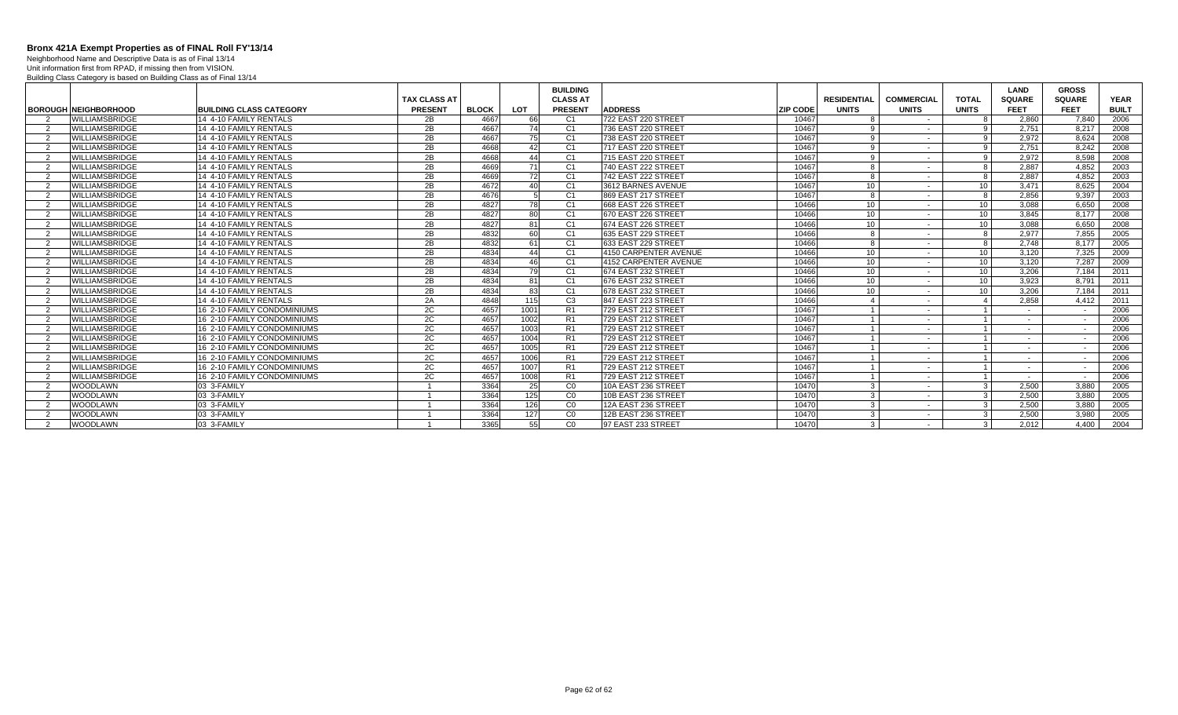# Bronx 421A Exempt Properties as of FINAL Roll FY'13/14

Neighborhood Name and Descriptive Data is as of Final 13/14
Unit information first from RPAD, if missing then from VISION.
Building Class Category is based on Building Class as of Final 13/14

| BOROUGH | NEIGHBORHOOD | BUILDING CLASS CATEGORY | TAX CLASS AT PRESENT | BLOCK | LOT | BUILDING CLASS AT PRESENT | ADDRESS | ZIP CODE | RESIDENTIAL UNITS | COMMERCIAL UNITS | TOTAL UNITS | LAND SQUARE FEET | GROSS SQUARE FEET | YEAR BUILT |
|---|---|---|---|---|---|---|---|---|---|---|---|---|---|---|
| 2 | WILLIAMSBRIDGE | 14 4-10 FAMILY RENTALS | 2B | 4667 | 66 | C1 | 722 EAST 220 STREET | 10467 | 8 | - | 8 | 2,860 | 7,840 | 2006 |
| 2 | WILLIAMSBRIDGE | 14 4-10 FAMILY RENTALS | 2B | 4667 | 74 | C1 | 736 EAST 220 STREET | 10467 | 9 | - | 9 | 2,751 | 8,217 | 2008 |
| 2 | WILLIAMSBRIDGE | 14 4-10 FAMILY RENTALS | 2B | 4667 | 75 | C1 | 738 EAST 220 STREET | 10467 | 9 | - | 9 | 2,972 | 8,624 | 2008 |
| 2 | WILLIAMSBRIDGE | 14 4-10 FAMILY RENTALS | 2B | 4668 | 42 | C1 | 717 EAST 220 STREET | 10467 | 9 | - | 9 | 2,751 | 8,242 | 2008 |
| 2 | WILLIAMSBRIDGE | 14 4-10 FAMILY RENTALS | 2B | 4668 | 44 | C1 | 715 EAST 220 STREET | 10467 | 9 | - | 9 | 2,972 | 8,598 | 2008 |
| 2 | WILLIAMSBRIDGE | 14 4-10 FAMILY RENTALS | 2B | 4669 | 71 | C1 | 740 EAST 222 STREET | 10467 | 8 | - | 8 | 2,887 | 4,852 | 2003 |
| 2 | WILLIAMSBRIDGE | 14 4-10 FAMILY RENTALS | 2B | 4669 | 72 | C1 | 742 EAST 222 STREET | 10467 | 8 | - | 8 | 2,887 | 4,852 | 2003 |
| 2 | WILLIAMSBRIDGE | 14 4-10 FAMILY RENTALS | 2B | 4672 | 40 | C1 | 3612 BARNES AVENUE | 10467 | 10 | - | 10 | 3,471 | 8,625 | 2004 |
| 2 | WILLIAMSBRIDGE | 14 4-10 FAMILY RENTALS | 2B | 4676 | 5 | C1 | 869 EAST 217 STREET | 10467 | 8 | - | 8 | 2,856 | 9,397 | 2003 |
| 2 | WILLIAMSBRIDGE | 14 4-10 FAMILY RENTALS | 2B | 4827 | 78 | C1 | 668 EAST 226 STREET | 10466 | 10 | - | 10 | 3,088 | 6,650 | 2008 |
| 2 | WILLIAMSBRIDGE | 14 4-10 FAMILY RENTALS | 2B | 4827 | 80 | C1 | 670 EAST 226 STREET | 10466 | 10 | - | 10 | 3,845 | 8,177 | 2008 |
| 2 | WILLIAMSBRIDGE | 14 4-10 FAMILY RENTALS | 2B | 4827 | 81 | C1 | 674 EAST 226 STREET | 10466 | 10 | - | 10 | 3,088 | 6,650 | 2008 |
| 2 | WILLIAMSBRIDGE | 14 4-10 FAMILY RENTALS | 2B | 4832 | 60 | C1 | 635 EAST 229 STREET | 10466 | 8 | - | 8 | 2,977 | 7,855 | 2005 |
| 2 | WILLIAMSBRIDGE | 14 4-10 FAMILY RENTALS | 2B | 4832 | 61 | C1 | 633 EAST 229 STREET | 10466 | 8 | - | 8 | 2,748 | 8,177 | 2005 |
| 2 | WILLIAMSBRIDGE | 14 4-10 FAMILY RENTALS | 2B | 4834 | 44 | C1 | 4150 CARPENTER AVENUE | 10466 | 10 | - | 10 | 3,120 | 7,325 | 2009 |
| 2 | WILLIAMSBRIDGE | 14 4-10 FAMILY RENTALS | 2B | 4834 | 46 | C1 | 4152 CARPENTER AVENUE | 10466 | 10 | - | 10 | 3,120 | 7,287 | 2009 |
| 2 | WILLIAMSBRIDGE | 14 4-10 FAMILY RENTALS | 2B | 4834 | 79 | C1 | 674 EAST 232 STREET | 10466 | 10 | - | 10 | 3,206 | 7,184 | 2011 |
| 2 | WILLIAMSBRIDGE | 14 4-10 FAMILY RENTALS | 2B | 4834 | 81 | C1 | 676 EAST 232 STREET | 10466 | 10 | - | 10 | 3,923 | 8,791 | 2011 |
| 2 | WILLIAMSBRIDGE | 14 4-10 FAMILY RENTALS | 2B | 4834 | 83 | C1 | 678 EAST 232 STREET | 10466 | 10 | - | 10 | 3,206 | 7,184 | 2011 |
| 2 | WILLIAMSBRIDGE | 14 4-10 FAMILY RENTALS | 2A | 4848 | 115 | C3 | 847 EAST 223 STREET | 10466 | 4 | - | 4 | 2,858 | 4,412 | 2011 |
| 2 | WILLIAMSBRIDGE | 16 2-10 FAMILY CONDOMINIUMS | 2C | 4657 | 1001 | R1 | 729 EAST 212 STREET | 10467 | 1 | - | 1 | - | - | 2006 |
| 2 | WILLIAMSBRIDGE | 16 2-10 FAMILY CONDOMINIUMS | 2C | 4657 | 1002 | R1 | 729 EAST 212 STREET | 10467 | 1 | - | 1 | - | - | 2006 |
| 2 | WILLIAMSBRIDGE | 16 2-10 FAMILY CONDOMINIUMS | 2C | 4657 | 1003 | R1 | 729 EAST 212 STREET | 10467 | 1 | - | 1 | - | - | 2006 |
| 2 | WILLIAMSBRIDGE | 16 2-10 FAMILY CONDOMINIUMS | 2C | 4657 | 1004 | R1 | 729 EAST 212 STREET | 10467 | 1 | - | 1 | - | - | 2006 |
| 2 | WILLIAMSBRIDGE | 16 2-10 FAMILY CONDOMINIUMS | 2C | 4657 | 1005 | R1 | 729 EAST 212 STREET | 10467 | 1 | - | 1 | - | - | 2006 |
| 2 | WILLIAMSBRIDGE | 16 2-10 FAMILY CONDOMINIUMS | 2C | 4657 | 1006 | R1 | 729 EAST 212 STREET | 10467 | 1 | - | 1 | - | - | 2006 |
| 2 | WILLIAMSBRIDGE | 16 2-10 FAMILY CONDOMINIUMS | 2C | 4657 | 1007 | R1 | 729 EAST 212 STREET | 10467 | 1 | - | 1 | - | - | 2006 |
| 2 | WILLIAMSBRIDGE | 16 2-10 FAMILY CONDOMINIUMS | 2C | 4657 | 1008 | R1 | 729 EAST 212 STREET | 10467 | 1 | - | 1 | - | - | 2006 |
| 2 | WOODLAWN | 03 3-FAMILY | 1 | 3364 | 25 | C0 | 10A EAST 236 STREET | 10470 | 3 | - | 3 | 2,500 | 3,880 | 2005 |
| 2 | WOODLAWN | 03 3-FAMILY | 1 | 3364 | 125 | C0 | 10B EAST 236 STREET | 10470 | 3 | - | 3 | 2,500 | 3,880 | 2005 |
| 2 | WOODLAWN | 03 3-FAMILY | 1 | 3364 | 126 | C0 | 12A EAST 236 STREET | 10470 | 3 | - | 3 | 2,500 | 3,880 | 2005 |
| 2 | WOODLAWN | 03 3-FAMILY | 1 | 3364 | 127 | C0 | 12B EAST 236 STREET | 10470 | 3 | - | 3 | 2,500 | 3,980 | 2005 |
| 2 | WOODLAWN | 03 3-FAMILY | 1 | 3365 | 55 | C0 | 97 EAST 233 STREET | 10470 | 3 | - | 3 | 2,012 | 4,400 | 2004 |